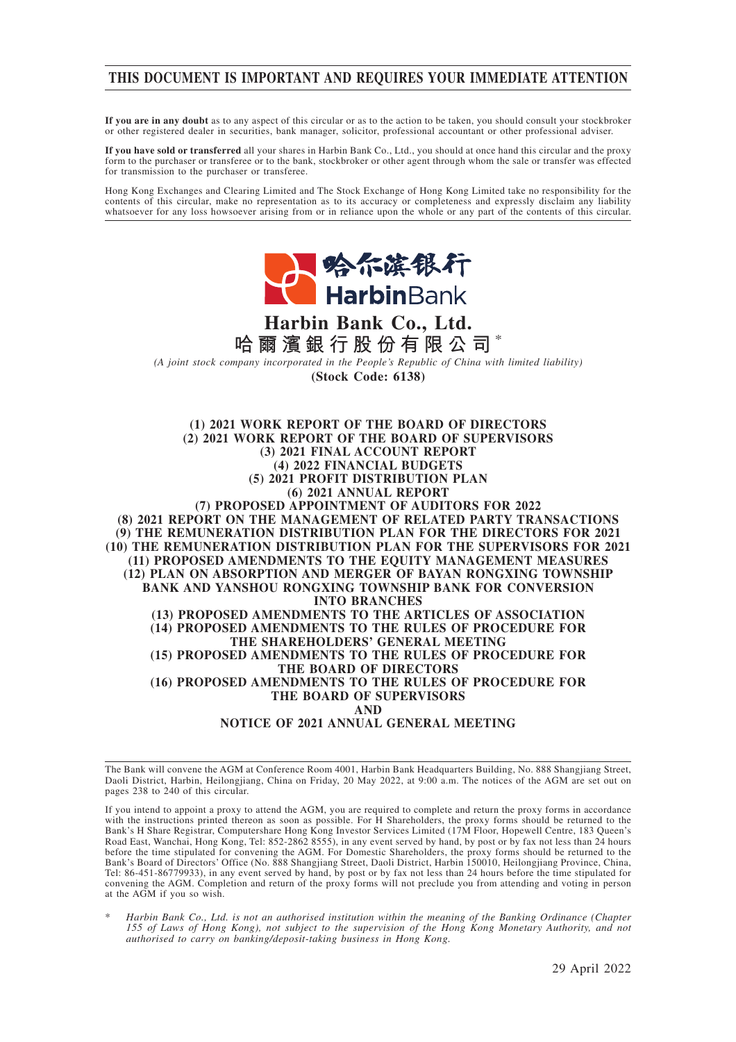# THIS DOCUMENT IS IMPORTANT AND REQUIRES YOUR IMMEDIATE ATTENTION

**If you are in any doubt** as to any aspect of this circular or as to the action to be taken, you should consult your stockbroker or other registered dealer in securities, bank manager, solicitor, professional accountant or other professional adviser.

**If you have sold or transferred** all your shares in Harbin Bank Co., Ltd., you should at once hand this circular and the proxy form to the purchaser or transferee or to the bank, stockbroker or other agent through whom the sale or transfer was effected for transmission to the purchaser or transferee.

Hong Kong Exchanges and Clearing Limited and The Stock Exchange of Hong Kong Limited take no responsibility for the contents of this circular, make no representation as to its accuracy or completeness and expressly disclaim any liability whatsoever for any loss howsoever arising from or in reliance upon the whole or any part of the contents of this circular.

哈尔滨银行 HarbinBank

**Harbin Bank Co., Ltd.**
**哈爾濱銀行股份有限公司***

*(A joint stock company incorporated in the People's Republic of China with limited liability)*

**(Stock Code: 6138)**

**(1) 2021 WORK REPORT OF THE BOARD OF DIRECTORS**
**(2) 2021 WORK REPORT OF THE BOARD OF SUPERVISORS**
**(3) 2021 FINAL ACCOUNT REPORT**
**(4) 2022 FINANCIAL BUDGETS**
**(5) 2021 PROFIT DISTRIBUTION PLAN**
**(6) 2021 ANNUAL REPORT**
**(7) PROPOSED APPOINTMENT OF AUDITORS FOR 2022**
**(8) 2021 REPORT ON THE MANAGEMENT OF RELATED PARTY TRANSACTIONS**
**(9) THE REMUNERATION DISTRIBUTION PLAN FOR THE DIRECTORS FOR 2021**
**(10) THE REMUNERATION DISTRIBUTION PLAN FOR THE SUPERVISORS FOR 2021**
**(11) PROPOSED AMENDMENTS TO THE EQUITY MANAGEMENT MEASURES**
**(12) PLAN ON ABSORPTION AND MERGER OF BAYAN RONGXING TOWNSHIP BANK AND YANSHOU RONGXING TOWNSHIP BANK FOR CONVERSION INTO BRANCHES**
**(13) PROPOSED AMENDMENTS TO THE ARTICLES OF ASSOCIATION**
**(14) PROPOSED AMENDMENTS TO THE RULES OF PROCEDURE FOR THE SHAREHOLDERS' GENERAL MEETING**
**(15) PROPOSED AMENDMENTS TO THE RULES OF PROCEDURE FOR THE BOARD OF DIRECTORS**
**(16) PROPOSED AMENDMENTS TO THE RULES OF PROCEDURE FOR THE BOARD OF SUPERVISORS**
**AND**
**NOTICE OF 2021 ANNUAL GENERAL MEETING**

---

The Bank will convene the AGM at Conference Room 4001, Harbin Bank Headquarters Building, No. 888 Shangjiang Street, Daoli District, Harbin, Heilongjiang, China on Friday, 20 May 2022, at 9:00 a.m. The notices of the AGM are set out on pages 238 to 240 of this circular.

If you intend to appoint a proxy to attend the AGM, you are required to complete and return the proxy forms in accordance with the instructions printed thereon as soon as possible. For H Shareholders, the proxy forms should be returned to the Bank's H Share Registrar, Computershare Hong Kong Investor Services Limited (17M Floor, Hopewell Centre, 183 Queen's Road East, Wanchai, Hong Kong, Tel: 852-2862 8555), in any event served by hand, by post or by fax not less than 24 hours before the time stipulated for convening the AGM. For Domestic Shareholders, the proxy forms should be returned to the Bank's Board of Directors' Office (No. 888 Shangjiang Street, Daoli District, Harbin 150010, Heilongjiang Province, China, Tel: 86-451-86779933), in any event served by hand, by post or by fax not less than 24 hours before the time stipulated for convening the AGM. Completion and return of the proxy forms will not preclude you from attending and voting in person at the AGM if you so wish.

\* *Harbin Bank Co., Ltd. is not an authorised institution within the meaning of the Banking Ordinance (Chapter 155 of Laws of Hong Kong), not subject to the supervision of the Hong Kong Monetary Authority, and not authorised to carry on banking/deposit-taking business in Hong Kong.*

29 April 2022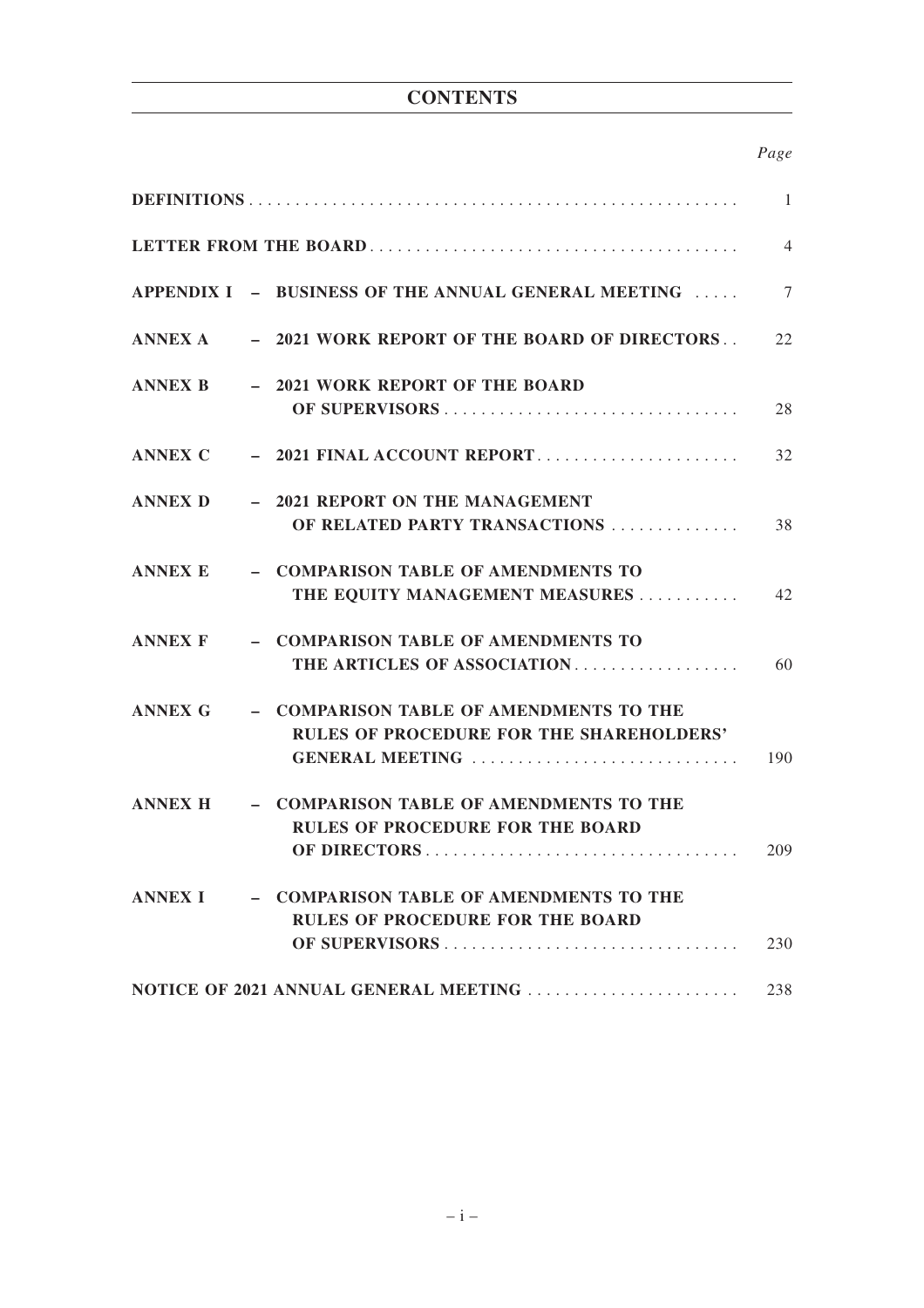# CONTENTS

| | | *Page* |
|---|---|---|
| **DEFINITIONS** | | 1 |
| **LETTER FROM THE BOARD** | | 4 |
| **APPENDIX I** | **– BUSINESS OF THE ANNUAL GENERAL MEETING** | 7 |
| **ANNEX A** | **– 2021 WORK REPORT OF THE BOARD OF DIRECTORS** | 22 |
| **ANNEX B** | **– 2021 WORK REPORT OF THE BOARD OF SUPERVISORS** | 28 |
| **ANNEX C** | **– 2021 FINAL ACCOUNT REPORT** | 32 |
| **ANNEX D** | **– 2021 REPORT ON THE MANAGEMENT OF RELATED PARTY TRANSACTIONS** | 38 |
| **ANNEX E** | **– COMPARISON TABLE OF AMENDMENTS TO THE EQUITY MANAGEMENT MEASURES** | 42 |
| **ANNEX F** | **– COMPARISON TABLE OF AMENDMENTS TO THE ARTICLES OF ASSOCIATION** | 60 |
| **ANNEX G** | **– COMPARISON TABLE OF AMENDMENTS TO THE RULES OF PROCEDURE FOR THE SHAREHOLDERS' GENERAL MEETING** | 190 |
| **ANNEX H** | **– COMPARISON TABLE OF AMENDMENTS TO THE RULES OF PROCEDURE FOR THE BOARD OF DIRECTORS** | 209 |
| **ANNEX I** | **– COMPARISON TABLE OF AMENDMENTS TO THE RULES OF PROCEDURE FOR THE BOARD OF SUPERVISORS** | 230 |
| **NOTICE OF 2021 ANNUAL GENERAL MEETING** | | 238 |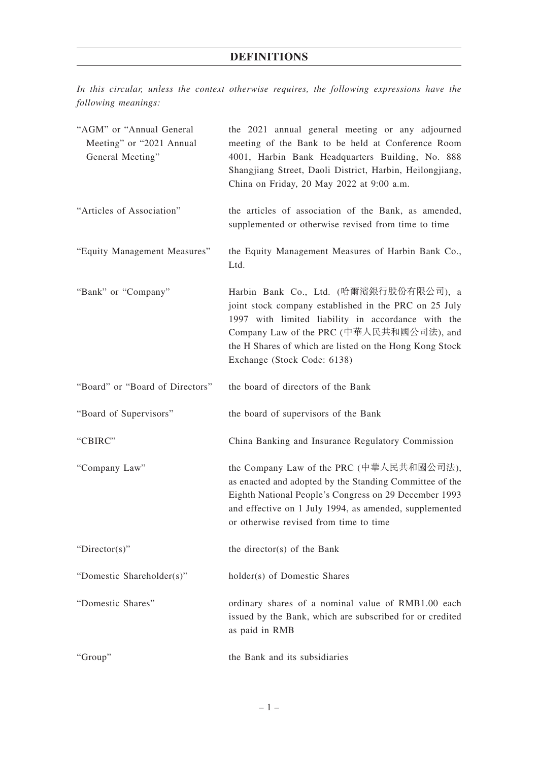# DEFINITIONS

*In this circular, unless the context otherwise requires, the following expressions have the following meanings:*

| | |
|---|---|
| "AGM" or "Annual General Meeting" or "2021 Annual General Meeting" | the 2021 annual general meeting or any adjourned meeting of the Bank to be held at Conference Room 4001, Harbin Bank Headquarters Building, No. 888 Shangjiang Street, Daoli District, Harbin, Heilongjiang, China on Friday, 20 May 2022 at 9:00 a.m. |
| "Articles of Association" | the articles of association of the Bank, as amended, supplemented or otherwise revised from time to time |
| "Equity Management Measures" | the Equity Management Measures of Harbin Bank Co., Ltd. |
| "Bank" or "Company" | Harbin Bank Co., Ltd. (哈爾濱銀行股份有限公司), a joint stock company established in the PRC on 25 July 1997 with limited liability in accordance with the Company Law of the PRC (中華人民共和國公司法), and the H Shares of which are listed on the Hong Kong Stock Exchange (Stock Code: 6138) |
| "Board" or "Board of Directors" | the board of directors of the Bank |
| "Board of Supervisors" | the board of supervisors of the Bank |
| "CBIRC" | China Banking and Insurance Regulatory Commission |
| "Company Law" | the Company Law of the PRC (中華人民共和國公司法), as enacted and adopted by the Standing Committee of the Eighth National People's Congress on 29 December 1993 and effective on 1 July 1994, as amended, supplemented or otherwise revised from time to time |
| "Director(s)" | the director(s) of the Bank |
| "Domestic Shareholder(s)" | holder(s) of Domestic Shares |
| "Domestic Shares" | ordinary shares of a nominal value of RMB1.00 each issued by the Bank, which are subscribed for or credited as paid in RMB |
| "Group" | the Bank and its subsidiaries |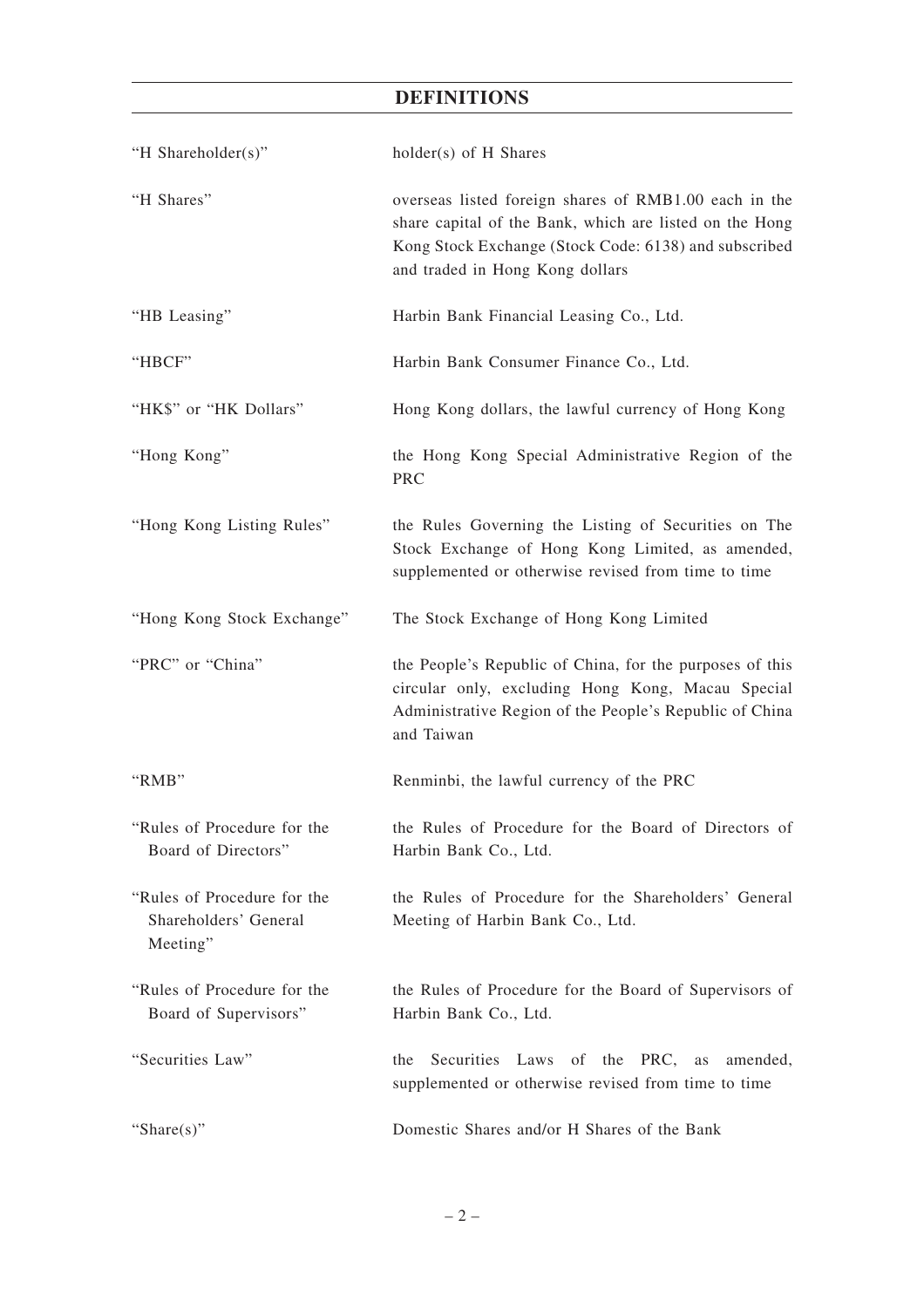## DEFINITIONS

| | |
|---|---|
| "H Shareholder(s)" | holder(s) of H Shares |
| "H Shares" | overseas listed foreign shares of RMB1.00 each in the share capital of the Bank, which are listed on the Hong Kong Stock Exchange (Stock Code: 6138) and subscribed and traded in Hong Kong dollars |
| "HB Leasing" | Harbin Bank Financial Leasing Co., Ltd. |
| "HBCF" | Harbin Bank Consumer Finance Co., Ltd. |
| "HK$" or "HK Dollars" | Hong Kong dollars, the lawful currency of Hong Kong |
| "Hong Kong" | the Hong Kong Special Administrative Region of the PRC |
| "Hong Kong Listing Rules" | the Rules Governing the Listing of Securities on The Stock Exchange of Hong Kong Limited, as amended, supplemented or otherwise revised from time to time |
| "Hong Kong Stock Exchange" | The Stock Exchange of Hong Kong Limited |
| "PRC" or "China" | the People's Republic of China, for the purposes of this circular only, excluding Hong Kong, Macau Special Administrative Region of the People's Republic of China and Taiwan |
| "RMB" | Renminbi, the lawful currency of the PRC |
| "Rules of Procedure for the Board of Directors" | the Rules of Procedure for the Board of Directors of Harbin Bank Co., Ltd. |
| "Rules of Procedure for the Shareholders' General Meeting" | the Rules of Procedure for the Shareholders' General Meeting of Harbin Bank Co., Ltd. |
| "Rules of Procedure for the Board of Supervisors" | the Rules of Procedure for the Board of Supervisors of Harbin Bank Co., Ltd. |
| "Securities Law" | the Securities Laws of the PRC, as amended, supplemented or otherwise revised from time to time |
| "Share(s)" | Domestic Shares and/or H Shares of the Bank |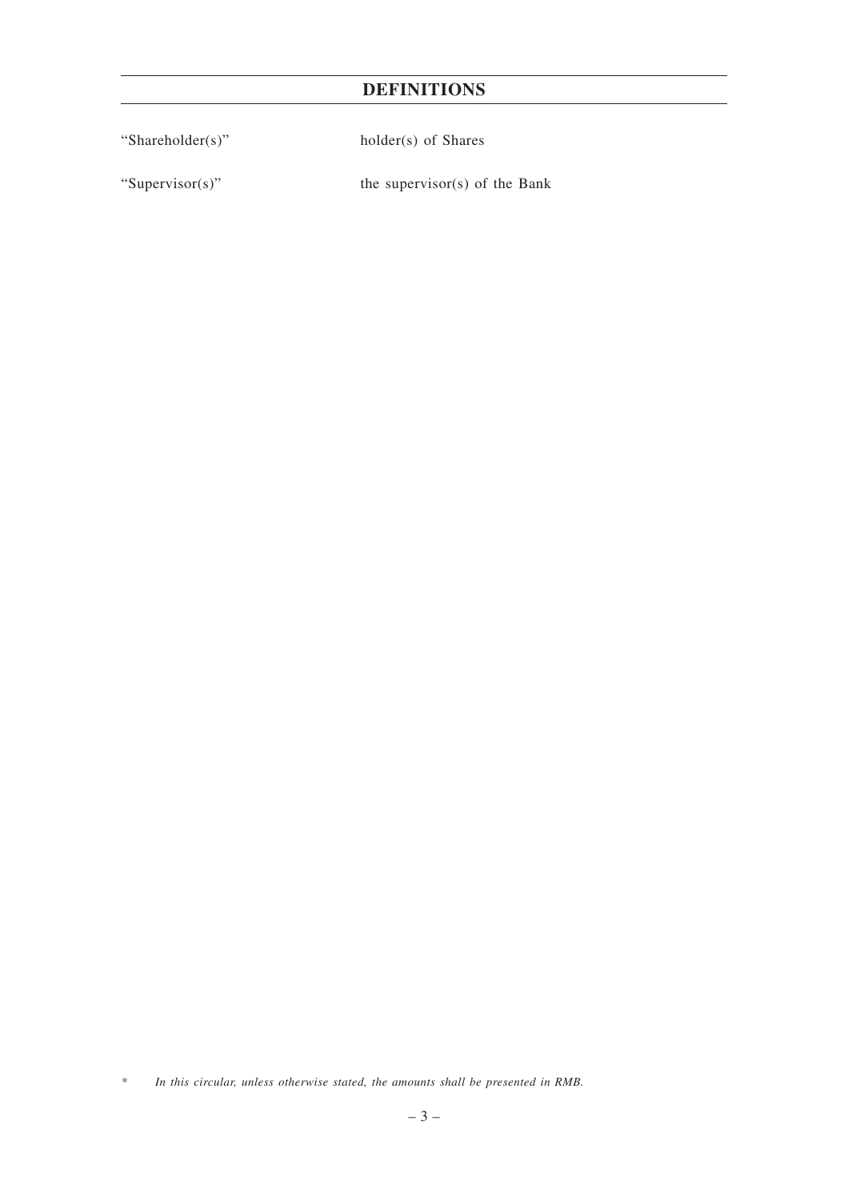# DEFINITIONS

| | |
|---|---|
| "Shareholder(s)" | holder(s) of Shares |
| "Supervisor(s)" | the supervisor(s) of the Bank |

\* *In this circular, unless otherwise stated, the amounts shall be presented in RMB.*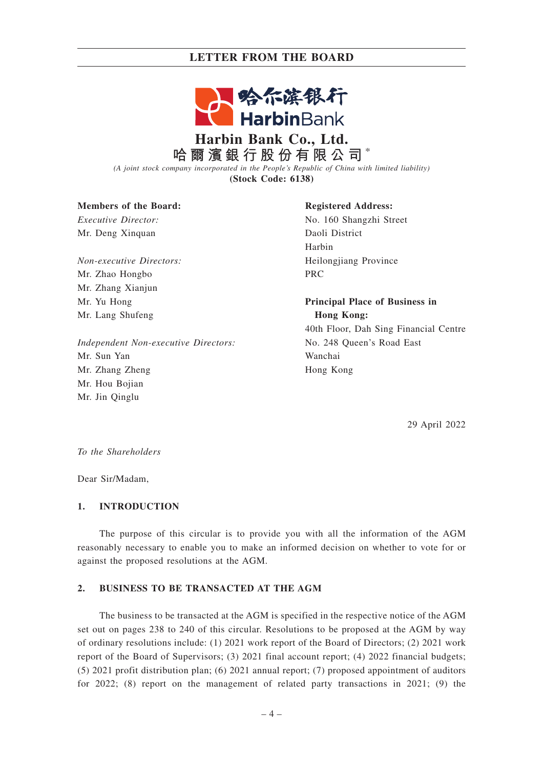# LETTER FROM THE BOARD

**Harbin Bank Co., Ltd.**
**哈爾濱銀行股份有限公司***
*(A joint stock company incorporated in the People's Republic of China with limited liability)*
**(Stock Code: 6138)**

**Members of the Board:**
*Executive Director:*
Mr. Deng Xinquan

*Non-executive Directors:*
Mr. Zhao Hongbo
Mr. Zhang Xianjun
Mr. Yu Hong
Mr. Lang Shufeng

*Independent Non-executive Directors:*
Mr. Sun Yan
Mr. Zhang Zheng
Mr. Hou Bojian
Mr. Jin Qinglu

**Registered Address:**
No. 160 Shangzhi Street
Daoli District
Harbin
Heilongjiang Province
PRC

**Principal Place of Business in Hong Kong:**
40th Floor, Dah Sing Financial Centre
No. 248 Queen's Road East
Wanchai
Hong Kong

29 April 2022

*To the Shareholders*

Dear Sir/Madam,

## 1. INTRODUCTION

The purpose of this circular is to provide you with all the information of the AGM reasonably necessary to enable you to make an informed decision on whether to vote for or against the proposed resolutions at the AGM.

## 2. BUSINESS TO BE TRANSACTED AT THE AGM

The business to be transacted at the AGM is specified in the respective notice of the AGM set out on pages 238 to 240 of this circular. Resolutions to be proposed at the AGM by way of ordinary resolutions include: (1) 2021 work report of the Board of Directors; (2) 2021 work report of the Board of Supervisors; (3) 2021 final account report; (4) 2022 financial budgets; (5) 2021 profit distribution plan; (6) 2021 annual report; (7) proposed appointment of auditors for 2022; (8) report on the management of related party transactions in 2021; (9) the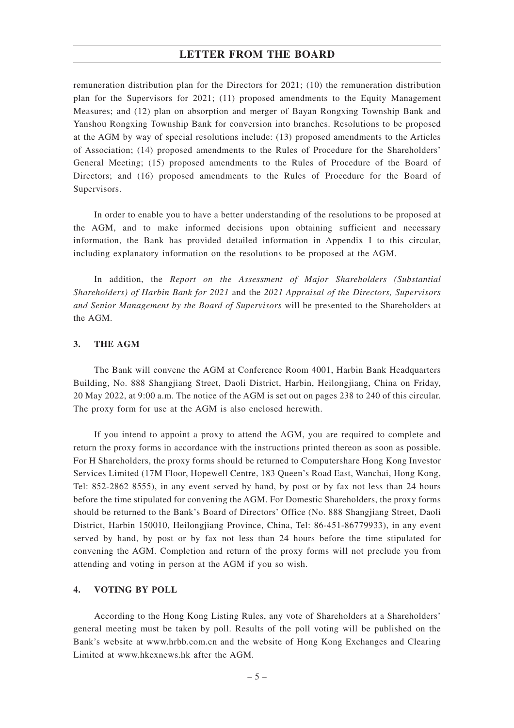remuneration distribution plan for the Directors for 2021; (10) the remuneration distribution plan for the Supervisors for 2021; (11) proposed amendments to the Equity Management Measures; and (12) plan on absorption and merger of Bayan Rongxing Township Bank and Yanshou Rongxing Township Bank for conversion into branches. Resolutions to be proposed at the AGM by way of special resolutions include: (13) proposed amendments to the Articles of Association; (14) proposed amendments to the Rules of Procedure for the Shareholders' General Meeting; (15) proposed amendments to the Rules of Procedure of the Board of Directors; and (16) proposed amendments to the Rules of Procedure for the Board of Supervisors.

In order to enable you to have a better understanding of the resolutions to be proposed at the AGM, and to make informed decisions upon obtaining sufficient and necessary information, the Bank has provided detailed information in Appendix I to this circular, including explanatory information on the resolutions to be proposed at the AGM.

In addition, the *Report on the Assessment of Major Shareholders (Substantial Shareholders) of Harbin Bank for 2021* and the *2021 Appraisal of the Directors, Supervisors and Senior Management by the Board of Supervisors* will be presented to the Shareholders at the AGM.

## 3. THE AGM

The Bank will convene the AGM at Conference Room 4001, Harbin Bank Headquarters Building, No. 888 Shangjiang Street, Daoli District, Harbin, Heilongjiang, China on Friday, 20 May 2022, at 9:00 a.m. The notice of the AGM is set out on pages 238 to 240 of this circular. The proxy form for use at the AGM is also enclosed herewith.

If you intend to appoint a proxy to attend the AGM, you are required to complete and return the proxy forms in accordance with the instructions printed thereon as soon as possible. For H Shareholders, the proxy forms should be returned to Computershare Hong Kong Investor Services Limited (17M Floor, Hopewell Centre, 183 Queen's Road East, Wanchai, Hong Kong, Tel: 852-2862 8555), in any event served by hand, by post or by fax not less than 24 hours before the time stipulated for convening the AGM. For Domestic Shareholders, the proxy forms should be returned to the Bank's Board of Directors' Office (No. 888 Shangjiang Street, Daoli District, Harbin 150010, Heilongjiang Province, China, Tel: 86-451-86779933), in any event served by hand, by post or by fax not less than 24 hours before the time stipulated for convening the AGM. Completion and return of the proxy forms will not preclude you from attending and voting in person at the AGM if you so wish.

## 4. VOTING BY POLL

According to the Hong Kong Listing Rules, any vote of Shareholders at a Shareholders' general meeting must be taken by poll. Results of the poll voting will be published on the Bank's website at www.hrbb.com.cn and the website of Hong Kong Exchanges and Clearing Limited at www.hkexnews.hk after the AGM.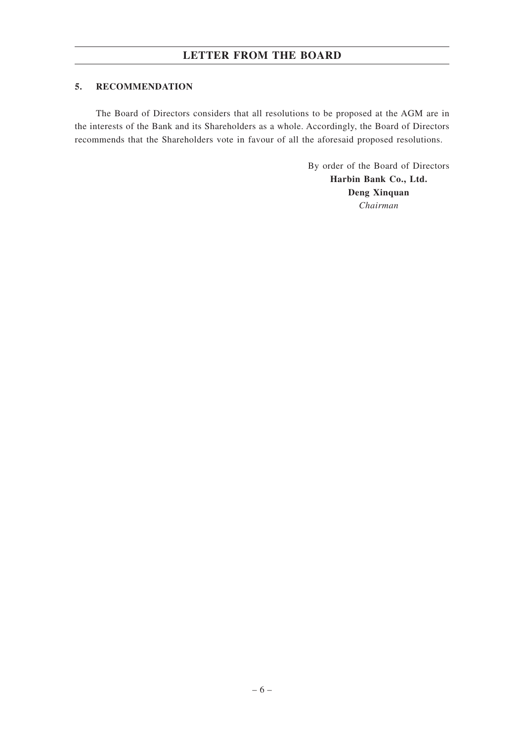### 5. RECOMMENDATION

The Board of Directors considers that all resolutions to be proposed at the AGM are in the interests of the Bank and its Shareholders as a whole. Accordingly, the Board of Directors recommends that the Shareholders vote in favour of all the aforesaid proposed resolutions.

By order of the Board of Directors
**Harbin Bank Co., Ltd.**
**Deng Xinquan**
*Chairman*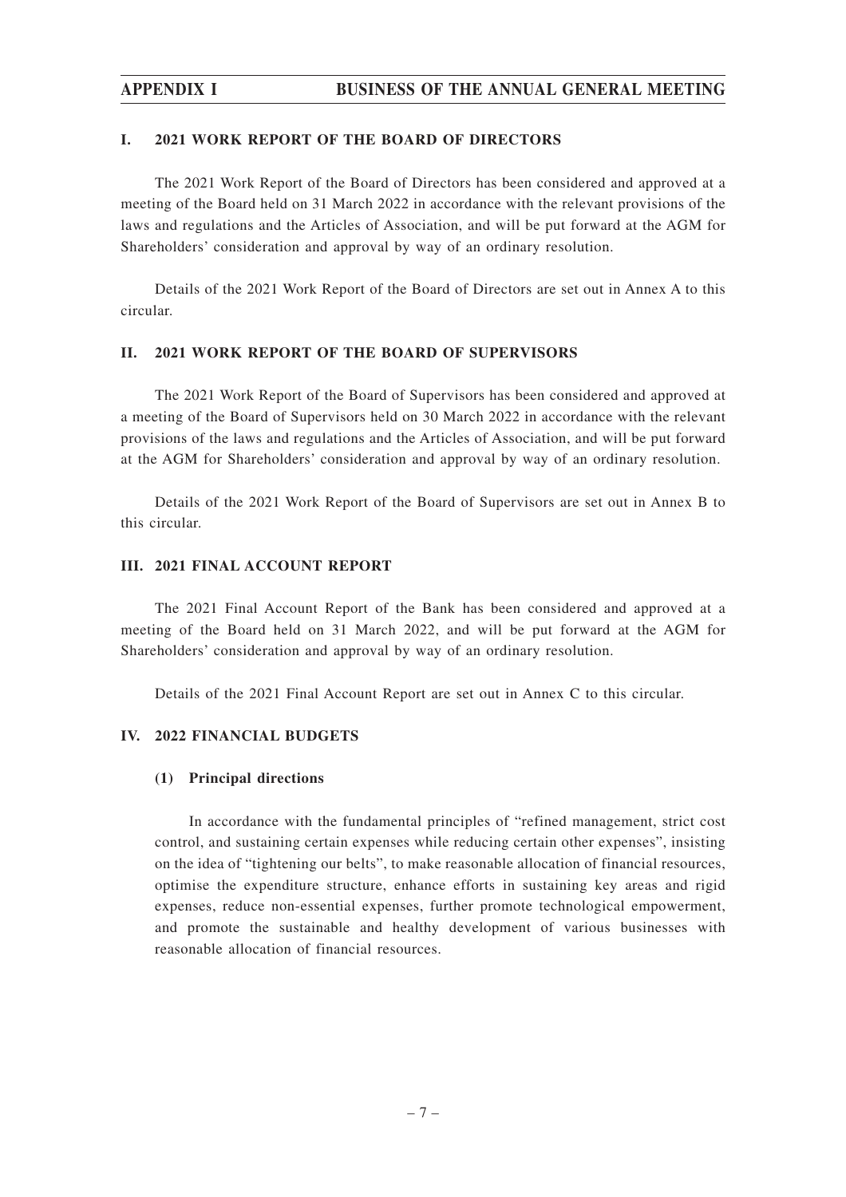## I. 2021 WORK REPORT OF THE BOARD OF DIRECTORS

The 2021 Work Report of the Board of Directors has been considered and approved at a meeting of the Board held on 31 March 2022 in accordance with the relevant provisions of the laws and regulations and the Articles of Association, and will be put forward at the AGM for Shareholders' consideration and approval by way of an ordinary resolution.

Details of the 2021 Work Report of the Board of Directors are set out in Annex A to this circular.

## II. 2021 WORK REPORT OF THE BOARD OF SUPERVISORS

The 2021 Work Report of the Board of Supervisors has been considered and approved at a meeting of the Board of Supervisors held on 30 March 2022 in accordance with the relevant provisions of the laws and regulations and the Articles of Association, and will be put forward at the AGM for Shareholders' consideration and approval by way of an ordinary resolution.

Details of the 2021 Work Report of the Board of Supervisors are set out in Annex B to this circular.

## III. 2021 FINAL ACCOUNT REPORT

The 2021 Final Account Report of the Bank has been considered and approved at a meeting of the Board held on 31 March 2022, and will be put forward at the AGM for Shareholders' consideration and approval by way of an ordinary resolution.

Details of the 2021 Final Account Report are set out in Annex C to this circular.

## IV. 2022 FINANCIAL BUDGETS

### (1) Principal directions

In accordance with the fundamental principles of "refined management, strict cost control, and sustaining certain expenses while reducing certain other expenses", insisting on the idea of "tightening our belts", to make reasonable allocation of financial resources, optimise the expenditure structure, enhance efforts in sustaining key areas and rigid expenses, reduce non-essential expenses, further promote technological empowerment, and promote the sustainable and healthy development of various businesses with reasonable allocation of financial resources.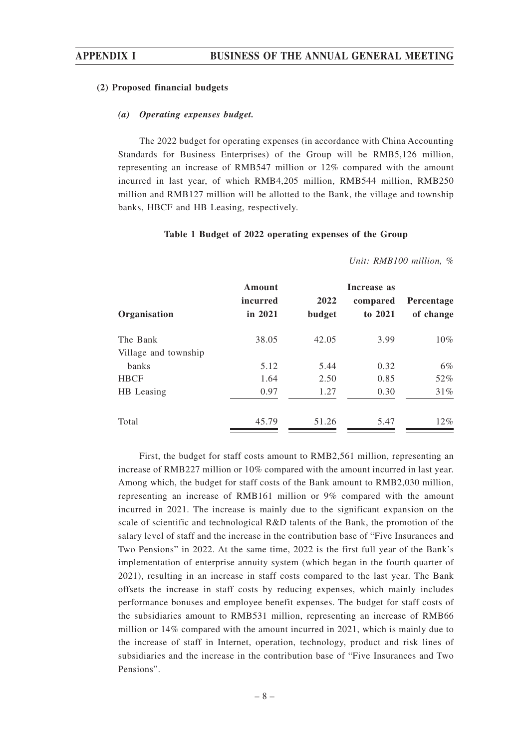**(2) Proposed financial budgets**

***(a) Operating expenses budget.***

The 2022 budget for operating expenses (in accordance with China Accounting Standards for Business Enterprises) of the Group will be RMB5,126 million, representing an increase of RMB547 million or 12% compared with the amount incurred in last year, of which RMB4,205 million, RMB544 million, RMB250 million and RMB127 million will be allotted to the Bank, the village and township banks, HBCF and HB Leasing, respectively.

**Table 1 Budget of 2022 operating expenses of the Group**

*Unit: RMB100 million, %*

| Organisation | Amount incurred in 2021 | 2022 budget | Increase as compared to 2021 | Percentage of change |
|---|---|---|---|---|
| The Bank | 38.05 | 42.05 | 3.99 | 10% |
| Village and township banks | 5.12 | 5.44 | 0.32 | 6% |
| HBCF | 1.64 | 2.50 | 0.85 | 52% |
| HB Leasing | 0.97 | 1.27 | 0.30 | 31% |
| Total | 45.79 | 51.26 | 5.47 | 12% |

First, the budget for staff costs amount to RMB2,561 million, representing an increase of RMB227 million or 10% compared with the amount incurred in last year. Among which, the budget for staff costs of the Bank amount to RMB2,030 million, representing an increase of RMB161 million or 9% compared with the amount incurred in 2021. The increase is mainly due to the significant expansion on the scale of scientific and technological R&D talents of the Bank, the promotion of the salary level of staff and the increase in the contribution base of "Five Insurances and Two Pensions" in 2022. At the same time, 2022 is the first full year of the Bank's implementation of enterprise annuity system (which began in the fourth quarter of 2021), resulting in an increase in staff costs compared to the last year. The Bank offsets the increase in staff costs by reducing expenses, which mainly includes performance bonuses and employee benefit expenses. The budget for staff costs of the subsidiaries amount to RMB531 million, representing an increase of RMB66 million or 14% compared with the amount incurred in 2021, which is mainly due to the increase of staff in Internet, operation, technology, product and risk lines of subsidiaries and the increase in the contribution base of "Five Insurances and Two Pensions".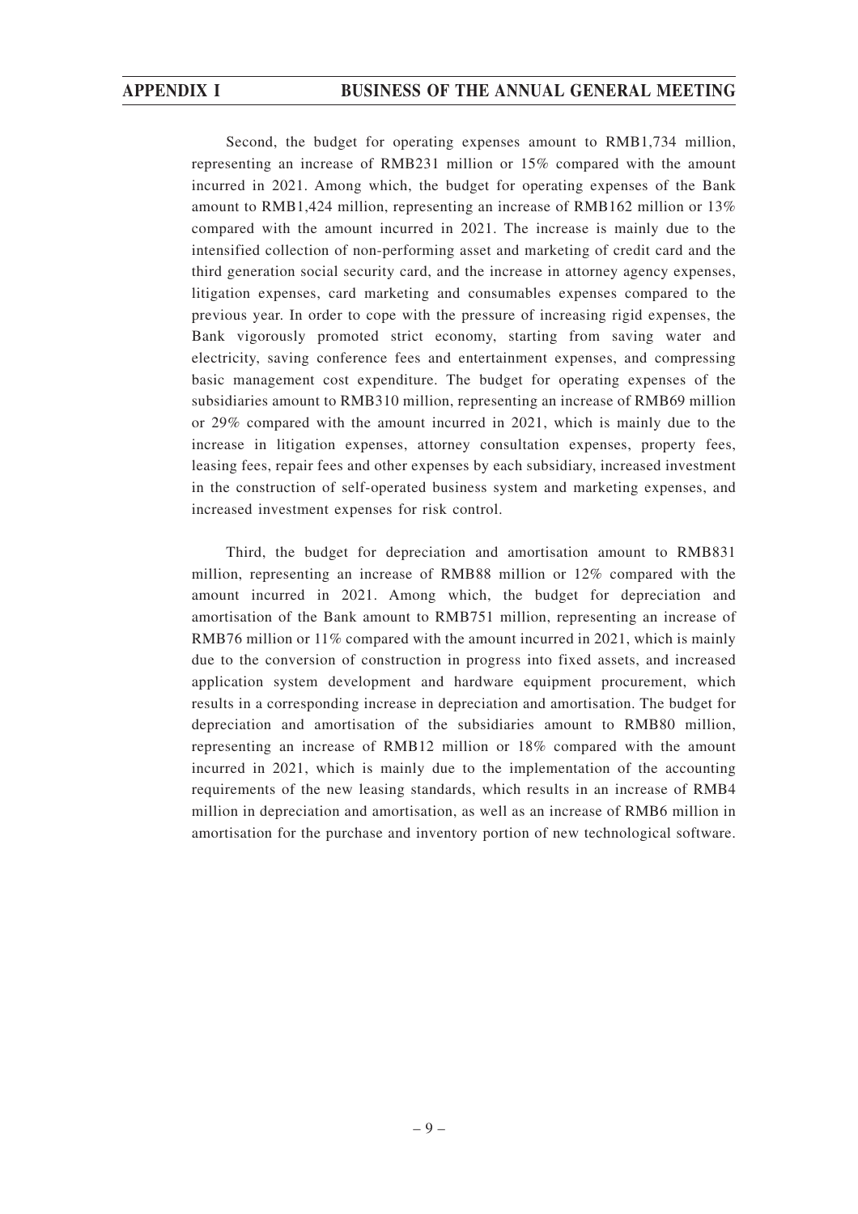Second, the budget for operating expenses amount to RMB1,734 million, representing an increase of RMB231 million or 15% compared with the amount incurred in 2021. Among which, the budget for operating expenses of the Bank amount to RMB1,424 million, representing an increase of RMB162 million or 13% compared with the amount incurred in 2021. The increase is mainly due to the intensified collection of non-performing asset and marketing of credit card and the third generation social security card, and the increase in attorney agency expenses, litigation expenses, card marketing and consumables expenses compared to the previous year. In order to cope with the pressure of increasing rigid expenses, the Bank vigorously promoted strict economy, starting from saving water and electricity, saving conference fees and entertainment expenses, and compressing basic management cost expenditure. The budget for operating expenses of the subsidiaries amount to RMB310 million, representing an increase of RMB69 million or 29% compared with the amount incurred in 2021, which is mainly due to the increase in litigation expenses, attorney consultation expenses, property fees, leasing fees, repair fees and other expenses by each subsidiary, increased investment in the construction of self-operated business system and marketing expenses, and increased investment expenses for risk control.

Third, the budget for depreciation and amortisation amount to RMB831 million, representing an increase of RMB88 million or 12% compared with the amount incurred in 2021. Among which, the budget for depreciation and amortisation of the Bank amount to RMB751 million, representing an increase of RMB76 million or 11% compared with the amount incurred in 2021, which is mainly due to the conversion of construction in progress into fixed assets, and increased application system development and hardware equipment procurement, which results in a corresponding increase in depreciation and amortisation. The budget for depreciation and amortisation of the subsidiaries amount to RMB80 million, representing an increase of RMB12 million or 18% compared with the amount incurred in 2021, which is mainly due to the implementation of the accounting requirements of the new leasing standards, which results in an increase of RMB4 million in depreciation and amortisation, as well as an increase of RMB6 million in amortisation for the purchase and inventory portion of new technological software.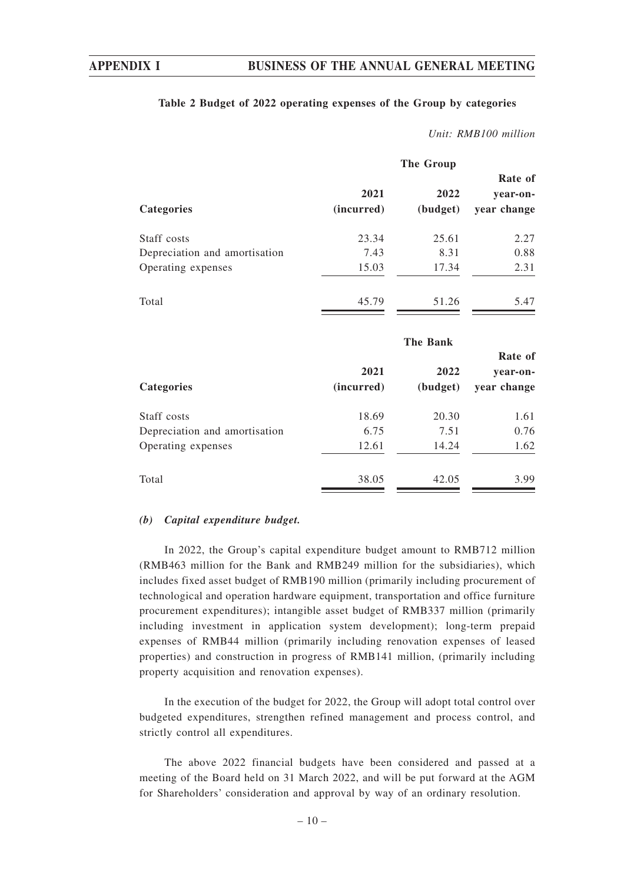**Table 2 Budget of 2022 operating expenses of the Group by categories**

*Unit: RMB100 million*

| Categories | The Group 2021 (incurred) | 2022 (budget) | Rate of year-on-year change |
|---|---|---|---|
| Staff costs | 23.34 | 25.61 | 2.27 |
| Depreciation and amortisation | 7.43 | 8.31 | 0.88 |
| Operating expenses | 15.03 | 17.34 | 2.31 |
| Total | 45.79 | 51.26 | 5.47 |

| Categories | The Bank 2021 (incurred) | 2022 (budget) | Rate of year-on-year change |
|---|---|---|---|
| Staff costs | 18.69 | 20.30 | 1.61 |
| Depreciation and amortisation | 6.75 | 7.51 | 0.76 |
| Operating expenses | 12.61 | 14.24 | 1.62 |
| Total | 38.05 | 42.05 | 3.99 |

***(b) Capital expenditure budget.***

In 2022, the Group's capital expenditure budget amount to RMB712 million (RMB463 million for the Bank and RMB249 million for the subsidiaries), which includes fixed asset budget of RMB190 million (primarily including procurement of technological and operation hardware equipment, transportation and office furniture procurement expenditures); intangible asset budget of RMB337 million (primarily including investment in application system development); long-term prepaid expenses of RMB44 million (primarily including renovation expenses of leased properties) and construction in progress of RMB141 million, (primarily including property acquisition and renovation expenses).

In the execution of the budget for 2022, the Group will adopt total control over budgeted expenditures, strengthen refined management and process control, and strictly control all expenditures.

The above 2022 financial budgets have been considered and passed at a meeting of the Board held on 31 March 2022, and will be put forward at the AGM for Shareholders' consideration and approval by way of an ordinary resolution.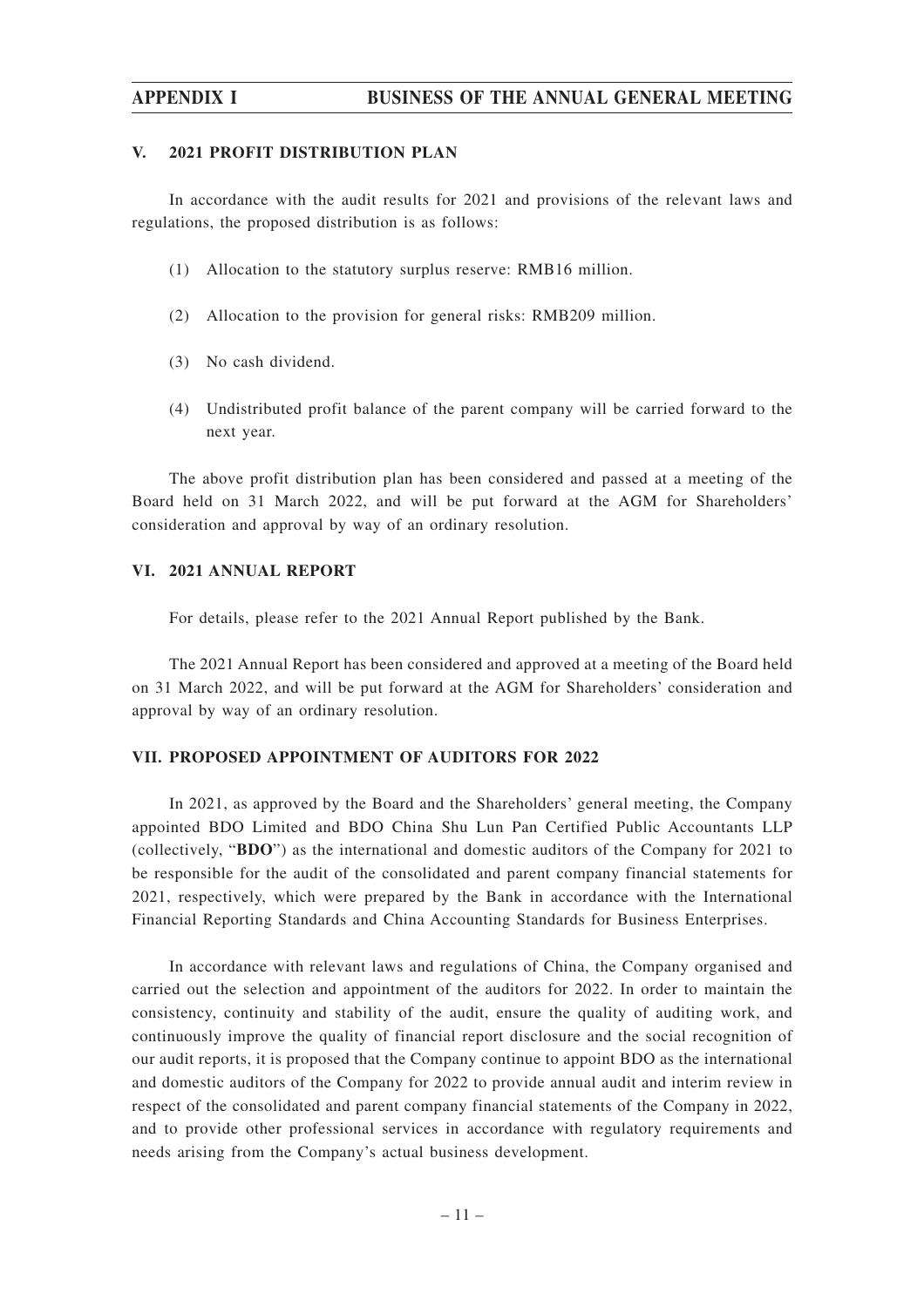## V. 2021 PROFIT DISTRIBUTION PLAN

In accordance with the audit results for 2021 and provisions of the relevant laws and regulations, the proposed distribution is as follows:

(1) Allocation to the statutory surplus reserve: RMB16 million.

(2) Allocation to the provision for general risks: RMB209 million.

(3) No cash dividend.

(4) Undistributed profit balance of the parent company will be carried forward to the next year.

The above profit distribution plan has been considered and passed at a meeting of the Board held on 31 March 2022, and will be put forward at the AGM for Shareholders' consideration and approval by way of an ordinary resolution.

## VI. 2021 ANNUAL REPORT

For details, please refer to the 2021 Annual Report published by the Bank.

The 2021 Annual Report has been considered and approved at a meeting of the Board held on 31 March 2022, and will be put forward at the AGM for Shareholders' consideration and approval by way of an ordinary resolution.

## VII. PROPOSED APPOINTMENT OF AUDITORS FOR 2022

In 2021, as approved by the Board and the Shareholders' general meeting, the Company appointed BDO Limited and BDO China Shu Lun Pan Certified Public Accountants LLP (collectively, "**BDO**") as the international and domestic auditors of the Company for 2021 to be responsible for the audit of the consolidated and parent company financial statements for 2021, respectively, which were prepared by the Bank in accordance with the International Financial Reporting Standards and China Accounting Standards for Business Enterprises.

In accordance with relevant laws and regulations of China, the Company organised and carried out the selection and appointment of the auditors for 2022. In order to maintain the consistency, continuity and stability of the audit, ensure the quality of auditing work, and continuously improve the quality of financial report disclosure and the social recognition of our audit reports, it is proposed that the Company continue to appoint BDO as the international and domestic auditors of the Company for 2022 to provide annual audit and interim review in respect of the consolidated and parent company financial statements of the Company in 2022, and to provide other professional services in accordance with regulatory requirements and needs arising from the Company's actual business development.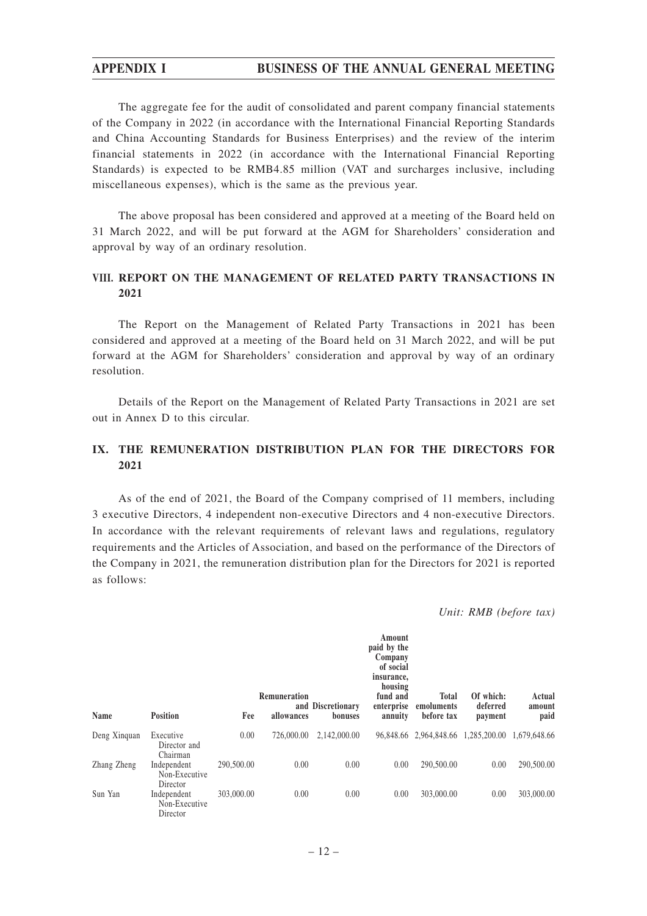The aggregate fee for the audit of consolidated and parent company financial statements of the Company in 2022 (in accordance with the International Financial Reporting Standards and China Accounting Standards for Business Enterprises) and the review of the interim financial statements in 2022 (in accordance with the International Financial Reporting Standards) is expected to be RMB4.85 million (VAT and surcharges inclusive, including miscellaneous expenses), which is the same as the previous year.

The above proposal has been considered and approved at a meeting of the Board held on 31 March 2022, and will be put forward at the AGM for Shareholders' consideration and approval by way of an ordinary resolution.

## VIII. REPORT ON THE MANAGEMENT OF RELATED PARTY TRANSACTIONS IN 2021

The Report on the Management of Related Party Transactions in 2021 has been considered and approved at a meeting of the Board held on 31 March 2022, and will be put forward at the AGM for Shareholders' consideration and approval by way of an ordinary resolution.

Details of the Report on the Management of Related Party Transactions in 2021 are set out in Annex D to this circular.

## IX. THE REMUNERATION DISTRIBUTION PLAN FOR THE DIRECTORS FOR 2021

As of the end of 2021, the Board of the Company comprised of 11 members, including 3 executive Directors, 4 independent non-executive Directors and 4 non-executive Directors. In accordance with the relevant requirements of relevant laws and regulations, regulatory requirements and the Articles of Association, and based on the performance of the Directors of the Company in 2021, the remuneration distribution plan for the Directors for 2021 is reported as follows:

*Unit: RMB (before tax)*

| Name | Position | Fee | Remuneration allowances | and Discretionary bonuses | Amount paid by the Company of social insurance, housing fund and enterprise annuity | Total emoluments before tax | Of which: deferred payment | Actual amount paid |
|---|---|---|---|---|---|---|---|---|
| Deng Xinquan | Executive Director and Chairman | 0.00 | 726,000.00 | 2,142,000.00 | 96,848.66 | 2,964,848.66 | 1,285,200.00 | 1,679,648.66 |
| Zhang Zheng | Independent Non-Executive Director | 290,500.00 | 0.00 | 0.00 | 0.00 | 290,500.00 | 0.00 | 290,500.00 |
| Sun Yan | Independent Non-Executive Director | 303,000.00 | 0.00 | 0.00 | 0.00 | 303,000.00 | 0.00 | 303,000.00 |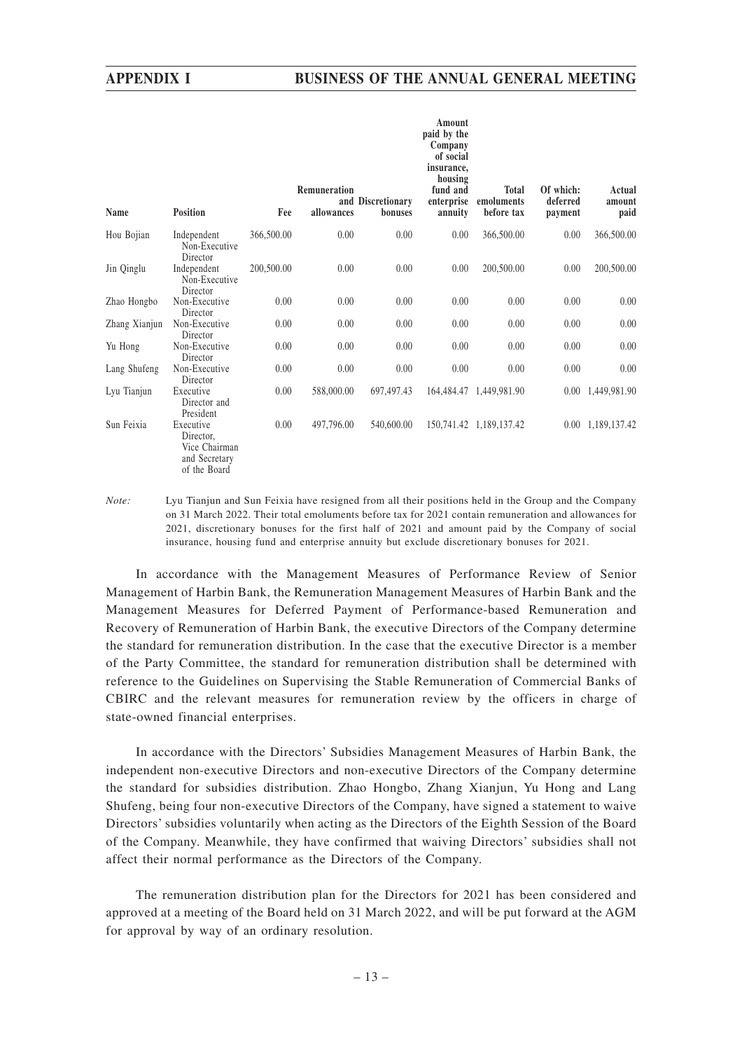| Name | Position | Fee | Remuneration and allowances | Discretionary bonuses | Amount paid by the Company of social insurance, housing fund and enterprise annuity | Total emoluments before tax | Of which: deferred payment | Actual amount paid |
|---|---|---|---|---|---|---|---|---|
| Hou Bojian | Independent Non-Executive Director | 366,500.00 | 0.00 | 0.00 | 0.00 | 366,500.00 | 0.00 | 366,500.00 |
| Jin Qinglu | Independent Non-Executive Director | 200,500.00 | 0.00 | 0.00 | 0.00 | 200,500.00 | 0.00 | 200,500.00 |
| Zhao Hongbo | Non-Executive Director | 0.00 | 0.00 | 0.00 | 0.00 | 0.00 | 0.00 | 0.00 |
| Zhang Xianjun | Non-Executive Director | 0.00 | 0.00 | 0.00 | 0.00 | 0.00 | 0.00 | 0.00 |
| Yu Hong | Non-Executive Director | 0.00 | 0.00 | 0.00 | 0.00 | 0.00 | 0.00 | 0.00 |
| Lang Shufeng | Non-Executive Director | 0.00 | 0.00 | 0.00 | 0.00 | 0.00 | 0.00 | 0.00 |
| Lyu Tianjun | Executive Director and President | 0.00 | 588,000.00 | 697,497.43 | 164,484.47 | 1,449,981.90 | 0.00 | 1,449,981.90 |
| Sun Feixia | Executive Director, Vice Chairman and Secretary of the Board | 0.00 | 497,796.00 | 540,600.00 | 150,741.42 | 1,189,137.42 | 0.00 | 1,189,137.42 |

*Note:* Lyu Tianjun and Sun Feixia have resigned from all their positions held in the Group and the Company on 31 March 2022. Their total emoluments before tax for 2021 contain remuneration and allowances for 2021, discretionary bonuses for the first half of 2021 and amount paid by the Company of social insurance, housing fund and enterprise annuity but exclude discretionary bonuses for 2021.

In accordance with the Management Measures of Performance Review of Senior Management of Harbin Bank, the Remuneration Management Measures of Harbin Bank and the Management Measures for Deferred Payment of Performance-based Remuneration and Recovery of Remuneration of Harbin Bank, the executive Directors of the Company determine the standard for remuneration distribution. In the case that the executive Director is a member of the Party Committee, the standard for remuneration distribution shall be determined with reference to the Guidelines on Supervising the Stable Remuneration of Commercial Banks of CBIRC and the relevant measures for remuneration review by the officers in charge of state-owned financial enterprises.

In accordance with the Directors' Subsidies Management Measures of Harbin Bank, the independent non-executive Directors and non-executive Directors of the Company determine the standard for subsidies distribution. Zhao Hongbo, Zhang Xianjun, Yu Hong and Lang Shufeng, being four non-executive Directors of the Company, have signed a statement to waive Directors' subsidies voluntarily when acting as the Directors of the Eighth Session of the Board of the Company. Meanwhile, they have confirmed that waiving Directors' subsidies shall not affect their normal performance as the Directors of the Company.

The remuneration distribution plan for the Directors for 2021 has been considered and approved at a meeting of the Board held on 31 March 2022, and will be put forward at the AGM for approval by way of an ordinary resolution.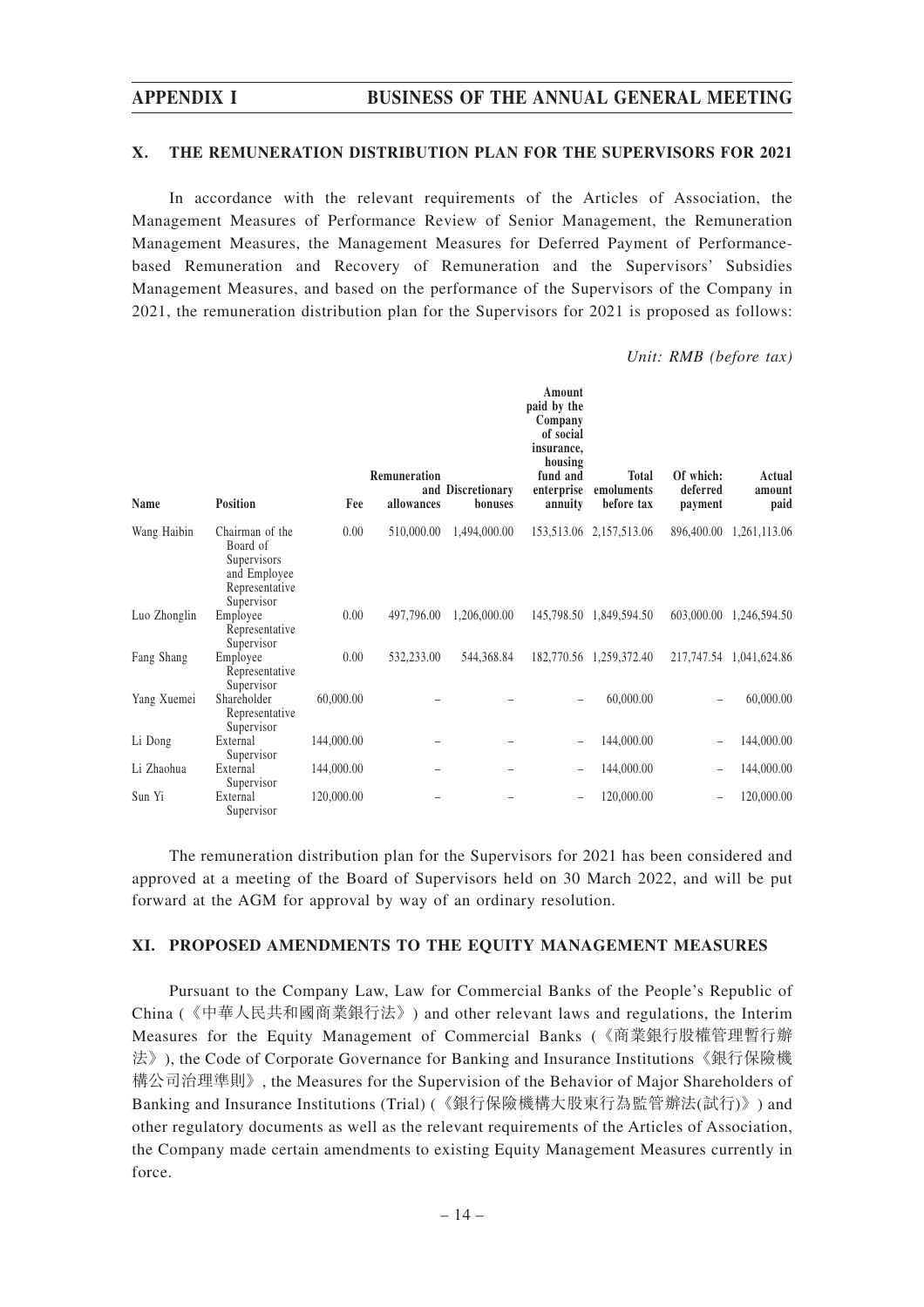## X. THE REMUNERATION DISTRIBUTION PLAN FOR THE SUPERVISORS FOR 2021

In accordance with the relevant requirements of the Articles of Association, the Management Measures of Performance Review of Senior Management, the Remuneration Management Measures, the Management Measures for Deferred Payment of Performance-based Remuneration and Recovery of Remuneration and the Supervisors' Subsidies Management Measures, and based on the performance of the Supervisors of the Company in 2021, the remuneration distribution plan for the Supervisors for 2021 is proposed as follows:

*Unit: RMB (before tax)*

| Name | Position | Fee | Remuneration allowances | and Discretionary bonuses | Amount paid by the Company of social insurance, housing fund and enterprise annuity | Total emoluments before tax | Of which: deferred payment | Actual amount paid |
|---|---|---|---|---|---|---|---|---|
| Wang Haibin | Chairman of the Board of Supervisors and Employee Representative Supervisor | 0.00 | 510,000.00 | 1,494,000.00 | 153,513.06 | 2,157,513.06 | 896,400.00 | 1,261,113.06 |
| Luo Zhonglin | Employee Representative Supervisor | 0.00 | 497,796.00 | 1,206,000.00 | 145,798.50 | 1,849,594.50 | 603,000.00 | 1,246,594.50 |
| Fang Shang | Employee Representative Supervisor | 0.00 | 532,233.00 | 544,368.84 | 182,770.56 | 1,259,372.40 | 217,747.54 | 1,041,624.86 |
| Yang Xuemei | Shareholder Representative Supervisor | 60,000.00 | – | – | – | 60,000.00 | – | 60,000.00 |
| Li Dong | External Supervisor | 144,000.00 | – | – | – | 144,000.00 | – | 144,000.00 |
| Li Zhaohua | External Supervisor | 144,000.00 | – | – | – | 144,000.00 | – | 144,000.00 |
| Sun Yi | External Supervisor | 120,000.00 | – | – | – | 120,000.00 | – | 120,000.00 |

The remuneration distribution plan for the Supervisors for 2021 has been considered and approved at a meeting of the Board of Supervisors held on 30 March 2022, and will be put forward at the AGM for approval by way of an ordinary resolution.

## XI. PROPOSED AMENDMENTS TO THE EQUITY MANAGEMENT MEASURES

Pursuant to the Company Law, Law for Commercial Banks of the People's Republic of China (《中華人民共和國商業銀行法》) and other relevant laws and regulations, the Interim Measures for the Equity Management of Commercial Banks (《商業銀行股權管理暫行辦法》), the Code of Corporate Governance for Banking and Insurance Institutions《銀行保險機構公司治理準則》, the Measures for the Supervision of the Behavior of Major Shareholders of Banking and Insurance Institutions (Trial) (《銀行保險機構大股東行為監管辦法(試行)》) and other regulatory documents as well as the relevant requirements of the Articles of Association, the Company made certain amendments to existing Equity Management Measures currently in force.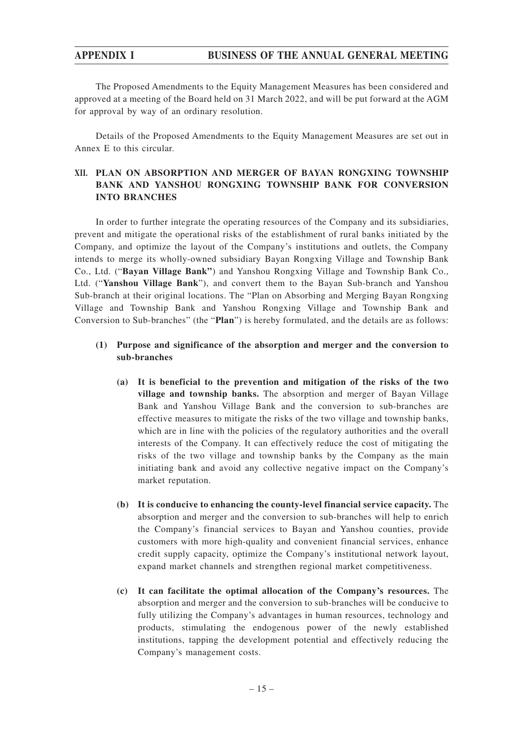The Proposed Amendments to the Equity Management Measures has been considered and approved at a meeting of the Board held on 31 March 2022, and will be put forward at the AGM for approval by way of an ordinary resolution.

Details of the Proposed Amendments to the Equity Management Measures are set out in Annex E to this circular.

## XII. PLAN ON ABSORPTION AND MERGER OF BAYAN RONGXING TOWNSHIP BANK AND YANSHOU RONGXING TOWNSHIP BANK FOR CONVERSION INTO BRANCHES

In order to further integrate the operating resources of the Company and its subsidiaries, prevent and mitigate the operational risks of the establishment of rural banks initiated by the Company, and optimize the layout of the Company's institutions and outlets, the Company intends to merge its wholly-owned subsidiary Bayan Rongxing Village and Township Bank Co., Ltd. ("**Bayan Village Bank**") and Yanshou Rongxing Village and Township Bank Co., Ltd. ("**Yanshou Village Bank**"), and convert them to the Bayan Sub-branch and Yanshou Sub-branch at their original locations. The "Plan on Absorbing and Merging Bayan Rongxing Village and Township Bank and Yanshou Rongxing Village and Township Bank and Conversion to Sub-branches" (the "**Plan**") is hereby formulated, and the details are as follows:

### (1) Purpose and significance of the absorption and merger and the conversion to sub-branches

**(a) It is beneficial to the prevention and mitigation of the risks of the two village and township banks.** The absorption and merger of Bayan Village Bank and Yanshou Village Bank and the conversion to sub-branches are effective measures to mitigate the risks of the two village and township banks, which are in line with the policies of the regulatory authorities and the overall interests of the Company. It can effectively reduce the cost of mitigating the risks of the two village and township banks by the Company as the main initiating bank and avoid any collective negative impact on the Company's market reputation.

**(b) It is conducive to enhancing the county-level financial service capacity.** The absorption and merger and the conversion to sub-branches will help to enrich the Company's financial services to Bayan and Yanshou counties, provide customers with more high-quality and convenient financial services, enhance credit supply capacity, optimize the Company's institutional network layout, expand market channels and strengthen regional market competitiveness.

**(c) It can facilitate the optimal allocation of the Company's resources.** The absorption and merger and the conversion to sub-branches will be conducive to fully utilizing the Company's advantages in human resources, technology and products, stimulating the endogenous power of the newly established institutions, tapping the development potential and effectively reducing the Company's management costs.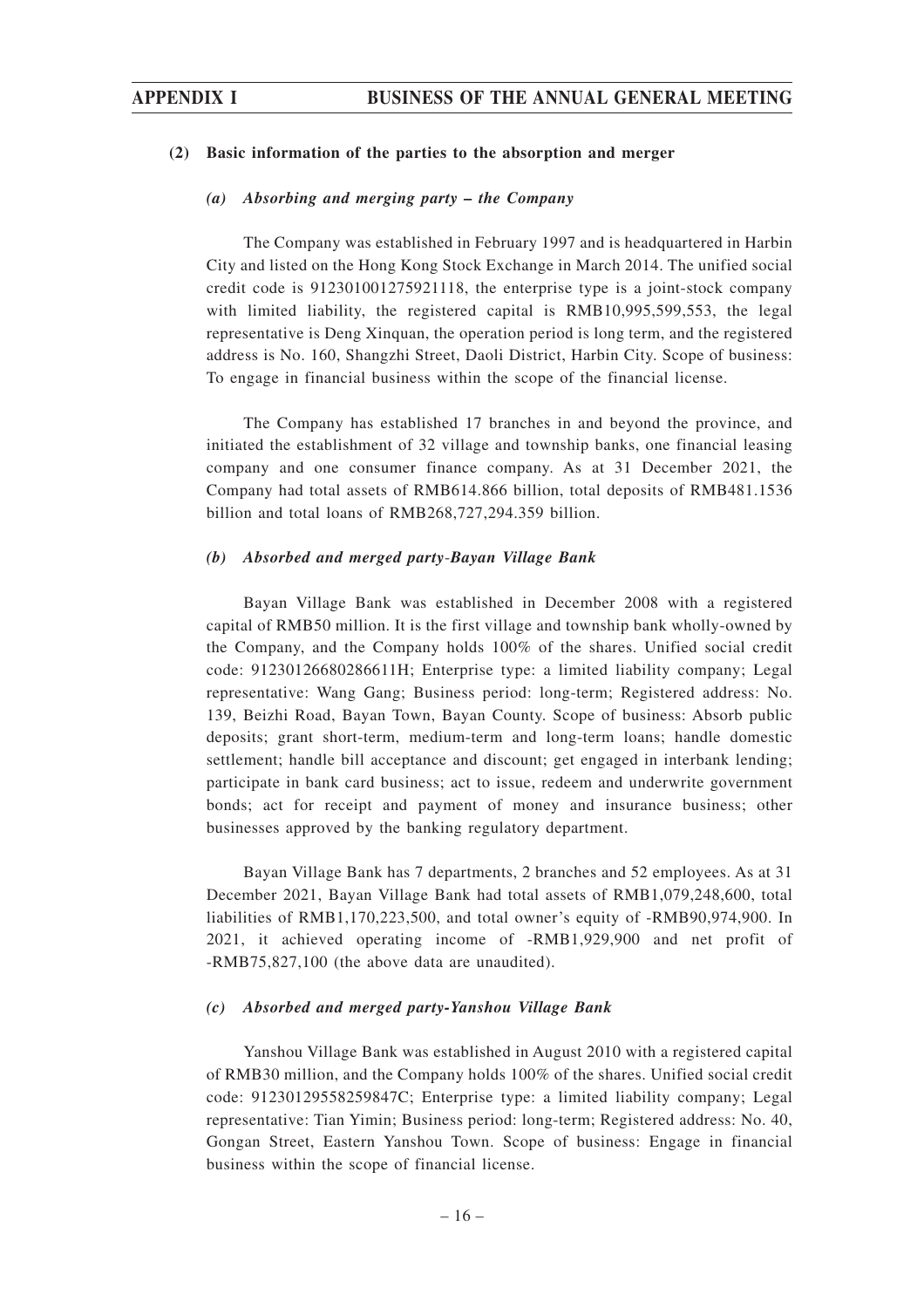### (2) Basic information of the parties to the absorption and merger

#### *(a) Absorbing and merging party – the Company*

The Company was established in February 1997 and is headquartered in Harbin City and listed on the Hong Kong Stock Exchange in March 2014. The unified social credit code is 912301001275921118, the enterprise type is a joint-stock company with limited liability, the registered capital is RMB10,995,599,553, the legal representative is Deng Xinquan, the operation period is long term, and the registered address is No. 160, Shangzhi Street, Daoli District, Harbin City. Scope of business: To engage in financial business within the scope of the financial license.

The Company has established 17 branches in and beyond the province, and initiated the establishment of 32 village and township banks, one financial leasing company and one consumer finance company. As at 31 December 2021, the Company had total assets of RMB614.866 billion, total deposits of RMB481.1536 billion and total loans of RMB268,727,294.359 billion.

#### *(b) Absorbed and merged party-Bayan Village Bank*

Bayan Village Bank was established in December 2008 with a registered capital of RMB50 million. It is the first village and township bank wholly-owned by the Company, and the Company holds 100% of the shares. Unified social credit code: 91230126680286611H; Enterprise type: a limited liability company; Legal representative: Wang Gang; Business period: long-term; Registered address: No. 139, Beizhi Road, Bayan Town, Bayan County. Scope of business: Absorb public deposits; grant short-term, medium-term and long-term loans; handle domestic settlement; handle bill acceptance and discount; get engaged in interbank lending; participate in bank card business; act to issue, redeem and underwrite government bonds; act for receipt and payment of money and insurance business; other businesses approved by the banking regulatory department.

Bayan Village Bank has 7 departments, 2 branches and 52 employees. As at 31 December 2021, Bayan Village Bank had total assets of RMB1,079,248,600, total liabilities of RMB1,170,223,500, and total owner's equity of -RMB90,974,900. In 2021, it achieved operating income of -RMB1,929,900 and net profit of -RMB75,827,100 (the above data are unaudited).

#### *(c) Absorbed and merged party-Yanshou Village Bank*

Yanshou Village Bank was established in August 2010 with a registered capital of RMB30 million, and the Company holds 100% of the shares. Unified social credit code: 91230129558259847C; Enterprise type: a limited liability company; Legal representative: Tian Yimin; Business period: long-term; Registered address: No. 40, Gongan Street, Eastern Yanshou Town. Scope of business: Engage in financial business within the scope of financial license.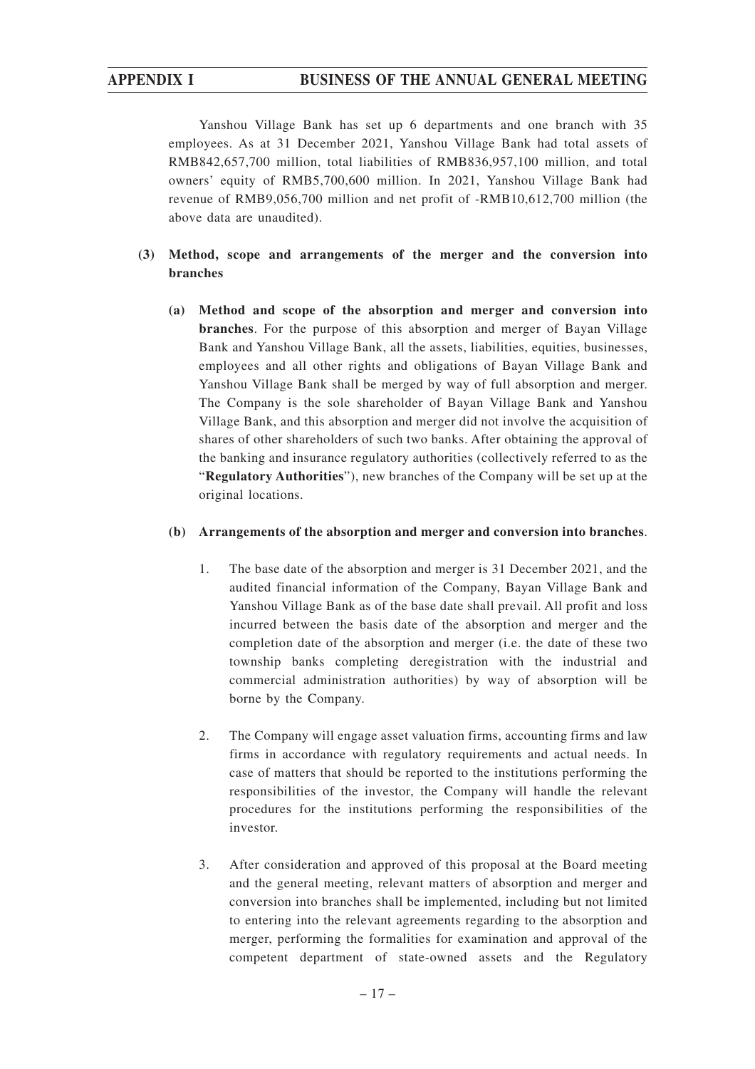Yanshou Village Bank has set up 6 departments and one branch with 35 employees. As at 31 December 2021, Yanshou Village Bank had total assets of RMB842,657,700 million, total liabilities of RMB836,957,100 million, and total owners' equity of RMB5,700,600 million. In 2021, Yanshou Village Bank had revenue of RMB9,056,700 million and net profit of -RMB10,612,700 million (the above data are unaudited).

**(3) Method, scope and arrangements of the merger and the conversion into branches**

**(a) Method and scope of the absorption and merger and conversion into branches**. For the purpose of this absorption and merger of Bayan Village Bank and Yanshou Village Bank, all the assets, liabilities, equities, businesses, employees and all other rights and obligations of Bayan Village Bank and Yanshou Village Bank shall be merged by way of full absorption and merger. The Company is the sole shareholder of Bayan Village Bank and Yanshou Village Bank, and this absorption and merger did not involve the acquisition of shares of other shareholders of such two banks. After obtaining the approval of the banking and insurance regulatory authorities (collectively referred to as the "**Regulatory Authorities**"), new branches of the Company will be set up at the original locations.

**(b) Arrangements of the absorption and merger and conversion into branches**.

1. The base date of the absorption and merger is 31 December 2021, and the audited financial information of the Company, Bayan Village Bank and Yanshou Village Bank as of the base date shall prevail. All profit and loss incurred between the basis date of the absorption and merger and the completion date of the absorption and merger (i.e. the date of these two township banks completing deregistration with the industrial and commercial administration authorities) by way of absorption will be borne by the Company.

2. The Company will engage asset valuation firms, accounting firms and law firms in accordance with regulatory requirements and actual needs. In case of matters that should be reported to the institutions performing the responsibilities of the investor, the Company will handle the relevant procedures for the institutions performing the responsibilities of the investor.

3. After consideration and approved of this proposal at the Board meeting and the general meeting, relevant matters of absorption and merger and conversion into branches shall be implemented, including but not limited to entering into the relevant agreements regarding to the absorption and merger, performing the formalities for examination and approval of the competent department of state-owned assets and the Regulatory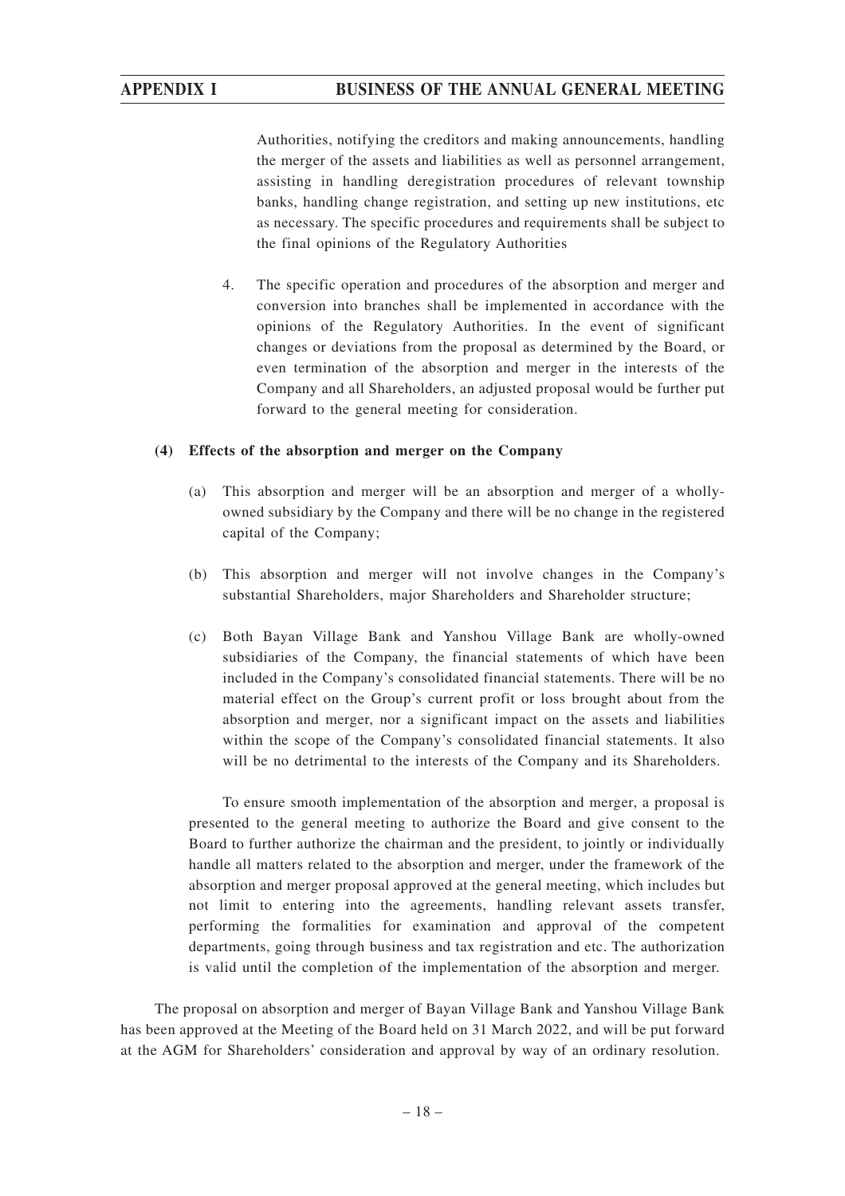Authorities, notifying the creditors and making announcements, handling the merger of the assets and liabilities as well as personnel arrangement, assisting in handling deregistration procedures of relevant township banks, handling change registration, and setting up new institutions, etc as necessary. The specific procedures and requirements shall be subject to the final opinions of the Regulatory Authorities

4. The specific operation and procedures of the absorption and merger and conversion into branches shall be implemented in accordance with the opinions of the Regulatory Authorities. In the event of significant changes or deviations from the proposal as determined by the Board, or even termination of the absorption and merger in the interests of the Company and all Shareholders, an adjusted proposal would be further put forward to the general meeting for consideration.

**(4) Effects of the absorption and merger on the Company**

(a) This absorption and merger will be an absorption and merger of a wholly-owned subsidiary by the Company and there will be no change in the registered capital of the Company;

(b) This absorption and merger will not involve changes in the Company's substantial Shareholders, major Shareholders and Shareholder structure;

(c) Both Bayan Village Bank and Yanshou Village Bank are wholly-owned subsidiaries of the Company, the financial statements of which have been included in the Company's consolidated financial statements. There will be no material effect on the Group's current profit or loss brought about from the absorption and merger, nor a significant impact on the assets and liabilities within the scope of the Company's consolidated financial statements. It also will be no detrimental to the interests of the Company and its Shareholders.

To ensure smooth implementation of the absorption and merger, a proposal is presented to the general meeting to authorize the Board and give consent to the Board to further authorize the chairman and the president, to jointly or individually handle all matters related to the absorption and merger, under the framework of the absorption and merger proposal approved at the general meeting, which includes but not limit to entering into the agreements, handling relevant assets transfer, performing the formalities for examination and approval of the competent departments, going through business and tax registration and etc. The authorization is valid until the completion of the implementation of the absorption and merger.

The proposal on absorption and merger of Bayan Village Bank and Yanshou Village Bank has been approved at the Meeting of the Board held on 31 March 2022, and will be put forward at the AGM for Shareholders' consideration and approval by way of an ordinary resolution.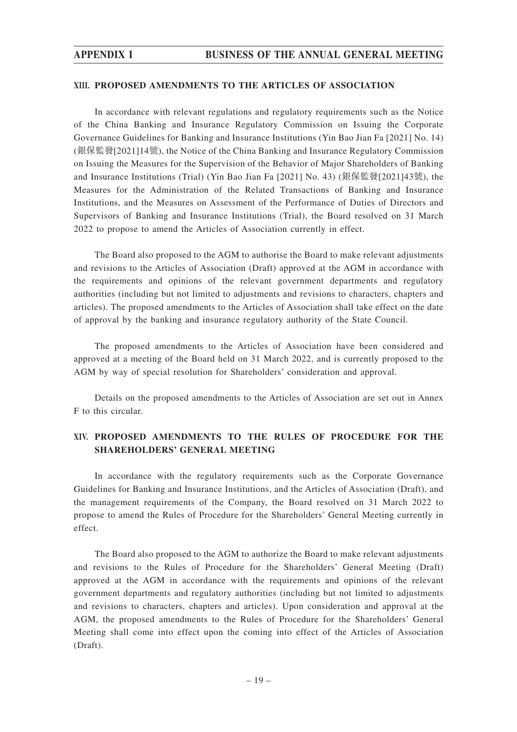## XIII. PROPOSED AMENDMENTS TO THE ARTICLES OF ASSOCIATION

In accordance with relevant regulations and regulatory requirements such as the Notice of the China Banking and Insurance Regulatory Commission on Issuing the Corporate Governance Guidelines for Banking and Insurance Institutions (Yin Bao Jian Fa [2021] No. 14) (銀保監發[2021]14號), the Notice of the China Banking and Insurance Regulatory Commission on Issuing the Measures for the Supervision of the Behavior of Major Shareholders of Banking and Insurance Institutions (Trial) (Yin Bao Jian Fa [2021] No. 43) (銀保監發[2021]43號), the Measures for the Administration of the Related Transactions of Banking and Insurance Institutions, and the Measures on Assessment of the Performance of Duties of Directors and Supervisors of Banking and Insurance Institutions (Trial), the Board resolved on 31 March 2022 to propose to amend the Articles of Association currently in effect.

The Board also proposed to the AGM to authorise the Board to make relevant adjustments and revisions to the Articles of Association (Draft) approved at the AGM in accordance with the requirements and opinions of the relevant government departments and regulatory authorities (including but not limited to adjustments and revisions to characters, chapters and articles). The proposed amendments to the Articles of Association shall take effect on the date of approval by the banking and insurance regulatory authority of the State Council.

The proposed amendments to the Articles of Association have been considered and approved at a meeting of the Board held on 31 March 2022, and is currently proposed to the AGM by way of special resolution for Shareholders' consideration and approval.

Details on the proposed amendments to the Articles of Association are set out in Annex F to this circular.

## XIV. PROPOSED AMENDMENTS TO THE RULES OF PROCEDURE FOR THE SHAREHOLDERS' GENERAL MEETING

In accordance with the regulatory requirements such as the Corporate Governance Guidelines for Banking and Insurance Institutions, and the Articles of Association (Draft), and the management requirements of the Company, the Board resolved on 31 March 2022 to propose to amend the Rules of Procedure for the Shareholders' General Meeting currently in effect.

The Board also proposed to the AGM to authorize the Board to make relevant adjustments and revisions to the Rules of Procedure for the Shareholders' General Meeting (Draft) approved at the AGM in accordance with the requirements and opinions of the relevant government departments and regulatory authorities (including but not limited to adjustments and revisions to characters, chapters and articles). Upon consideration and approval at the AGM, the proposed amendments to the Rules of Procedure for the Shareholders' General Meeting shall come into effect upon the coming into effect of the Articles of Association (Draft).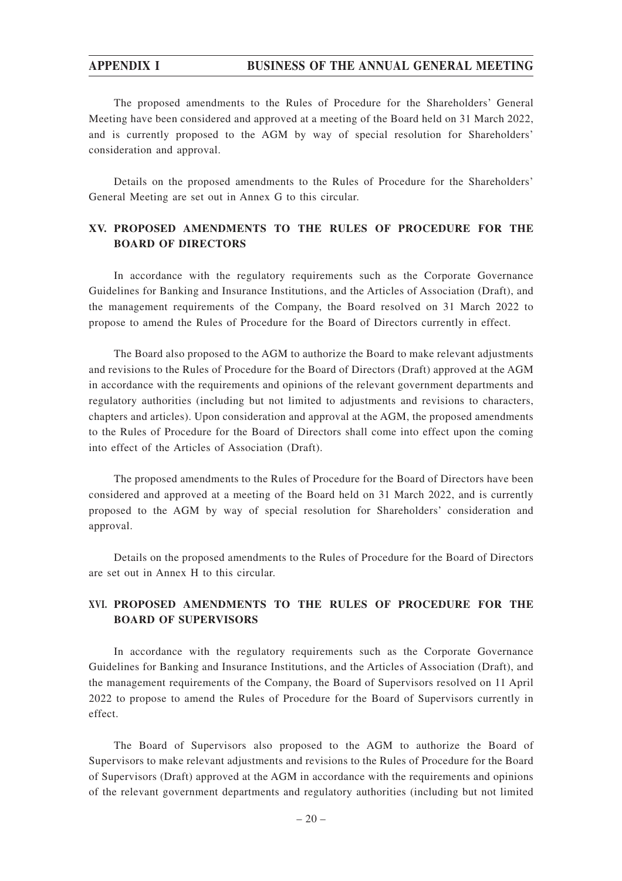The proposed amendments to the Rules of Procedure for the Shareholders' General Meeting have been considered and approved at a meeting of the Board held on 31 March 2022, and is currently proposed to the AGM by way of special resolution for Shareholders' consideration and approval.

Details on the proposed amendments to the Rules of Procedure for the Shareholders' General Meeting are set out in Annex G to this circular.

## XV. PROPOSED AMENDMENTS TO THE RULES OF PROCEDURE FOR THE BOARD OF DIRECTORS

In accordance with the regulatory requirements such as the Corporate Governance Guidelines for Banking and Insurance Institutions, and the Articles of Association (Draft), and the management requirements of the Company, the Board resolved on 31 March 2022 to propose to amend the Rules of Procedure for the Board of Directors currently in effect.

The Board also proposed to the AGM to authorize the Board to make relevant adjustments and revisions to the Rules of Procedure for the Board of Directors (Draft) approved at the AGM in accordance with the requirements and opinions of the relevant government departments and regulatory authorities (including but not limited to adjustments and revisions to characters, chapters and articles). Upon consideration and approval at the AGM, the proposed amendments to the Rules of Procedure for the Board of Directors shall come into effect upon the coming into effect of the Articles of Association (Draft).

The proposed amendments to the Rules of Procedure for the Board of Directors have been considered and approved at a meeting of the Board held on 31 March 2022, and is currently proposed to the AGM by way of special resolution for Shareholders' consideration and approval.

Details on the proposed amendments to the Rules of Procedure for the Board of Directors are set out in Annex H to this circular.

## XVI. PROPOSED AMENDMENTS TO THE RULES OF PROCEDURE FOR THE BOARD OF SUPERVISORS

In accordance with the regulatory requirements such as the Corporate Governance Guidelines for Banking and Insurance Institutions, and the Articles of Association (Draft), and the management requirements of the Company, the Board of Supervisors resolved on 11 April 2022 to propose to amend the Rules of Procedure for the Board of Supervisors currently in effect.

The Board of Supervisors also proposed to the AGM to authorize the Board of Supervisors to make relevant adjustments and revisions to the Rules of Procedure for the Board of Supervisors (Draft) approved at the AGM in accordance with the requirements and opinions of the relevant government departments and regulatory authorities (including but not limited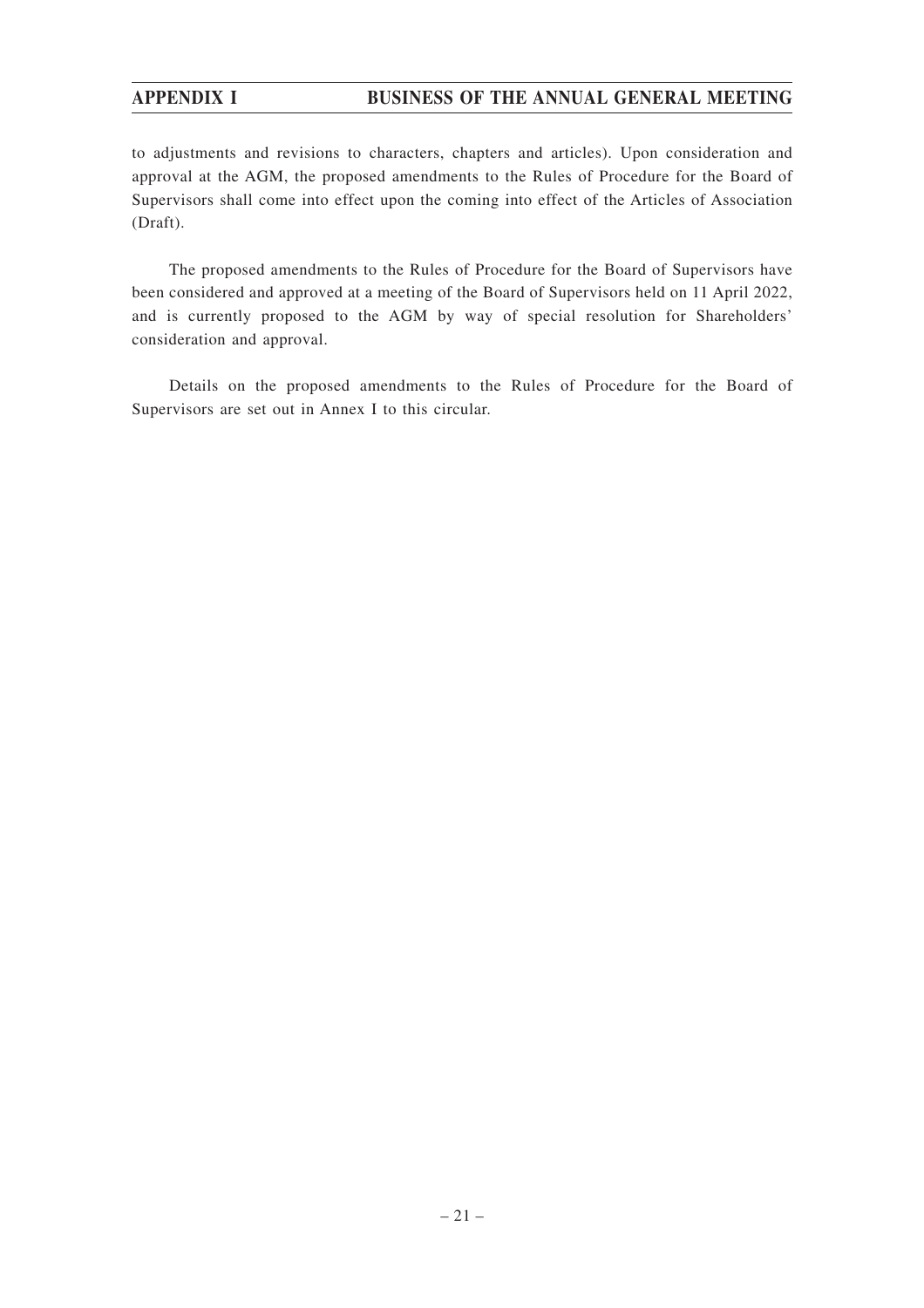to adjustments and revisions to characters, chapters and articles). Upon consideration and approval at the AGM, the proposed amendments to the Rules of Procedure for the Board of Supervisors shall come into effect upon the coming into effect of the Articles of Association (Draft).

The proposed amendments to the Rules of Procedure for the Board of Supervisors have been considered and approved at a meeting of the Board of Supervisors held on 11 April 2022, and is currently proposed to the AGM by way of special resolution for Shareholders' consideration and approval.

Details on the proposed amendments to the Rules of Procedure for the Board of Supervisors are set out in Annex I to this circular.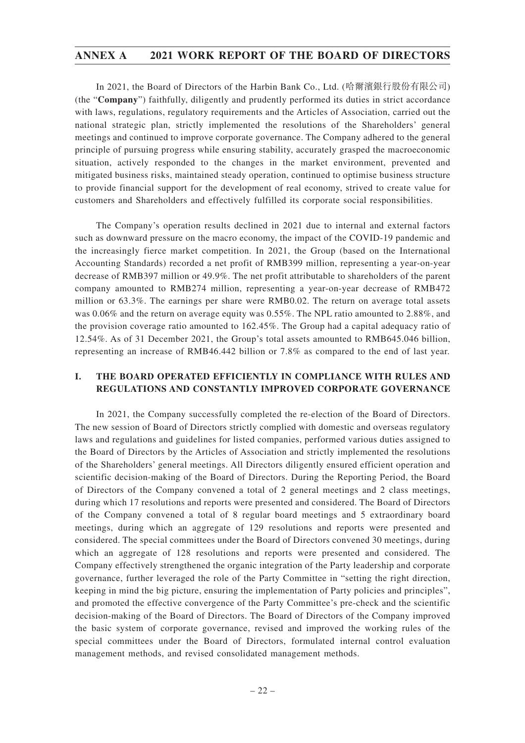# ANNEX A 2021 WORK REPORT OF THE BOARD OF DIRECTORS

In 2021, the Board of Directors of the Harbin Bank Co., Ltd. (哈爾濱銀行股份有限公司) (the "**Company**") faithfully, diligently and prudently performed its duties in strict accordance with laws, regulations, regulatory requirements and the Articles of Association, carried out the national strategic plan, strictly implemented the resolutions of the Shareholders' general meetings and continued to improve corporate governance. The Company adhered to the general principle of pursuing progress while ensuring stability, accurately grasped the macroeconomic situation, actively responded to the changes in the market environment, prevented and mitigated business risks, maintained steady operation, continued to optimise business structure to provide financial support for the development of real economy, strived to create value for customers and Shareholders and effectively fulfilled its corporate social responsibilities.

The Company's operation results declined in 2021 due to internal and external factors such as downward pressure on the macro economy, the impact of the COVID-19 pandemic and the increasingly fierce market competition. In 2021, the Group (based on the International Accounting Standards) recorded a net profit of RMB399 million, representing a year-on-year decrease of RMB397 million or 49.9%. The net profit attributable to shareholders of the parent company amounted to RMB274 million, representing a year-on-year decrease of RMB472 million or 63.3%. The earnings per share were RMB0.02. The return on average total assets was 0.06% and the return on average equity was 0.55%. The NPL ratio amounted to 2.88%, and the provision coverage ratio amounted to 162.45%. The Group had a capital adequacy ratio of 12.54%. As of 31 December 2021, the Group's total assets amounted to RMB645.046 billion, representing an increase of RMB46.442 billion or 7.8% as compared to the end of last year.

## I. THE BOARD OPERATED EFFICIENTLY IN COMPLIANCE WITH RULES AND REGULATIONS AND CONSTANTLY IMPROVED CORPORATE GOVERNANCE

In 2021, the Company successfully completed the re-election of the Board of Directors. The new session of Board of Directors strictly complied with domestic and overseas regulatory laws and regulations and guidelines for listed companies, performed various duties assigned to the Board of Directors by the Articles of Association and strictly implemented the resolutions of the Shareholders' general meetings. All Directors diligently ensured efficient operation and scientific decision-making of the Board of Directors. During the Reporting Period, the Board of Directors of the Company convened a total of 2 general meetings and 2 class meetings, during which 17 resolutions and reports were presented and considered. The Board of Directors of the Company convened a total of 8 regular board meetings and 5 extraordinary board meetings, during which an aggregate of 129 resolutions and reports were presented and considered. The special committees under the Board of Directors convened 30 meetings, during which an aggregate of 128 resolutions and reports were presented and considered. The Company effectively strengthened the organic integration of the Party leadership and corporate governance, further leveraged the role of the Party Committee in "setting the right direction, keeping in mind the big picture, ensuring the implementation of Party policies and principles", and promoted the effective convergence of the Party Committee's pre-check and the scientific decision-making of the Board of Directors. The Board of Directors of the Company improved the basic system of corporate governance, revised and improved the working rules of the special committees under the Board of Directors, formulated internal control evaluation management methods, and revised consolidated management methods.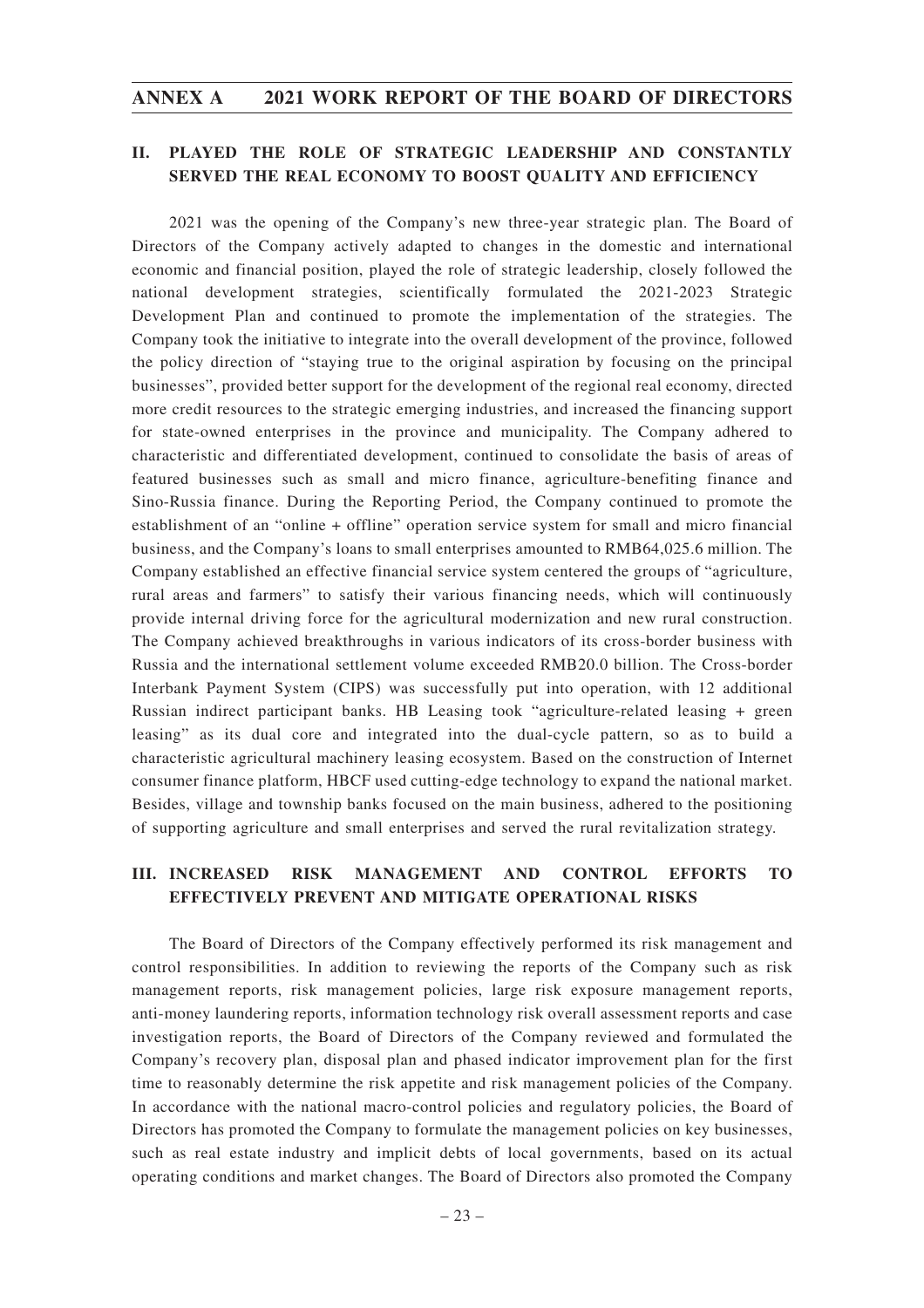## II. PLAYED THE ROLE OF STRATEGIC LEADERSHIP AND CONSTANTLY SERVED THE REAL ECONOMY TO BOOST QUALITY AND EFFICIENCY

2021 was the opening of the Company's new three-year strategic plan. The Board of Directors of the Company actively adapted to changes in the domestic and international economic and financial position, played the role of strategic leadership, closely followed the national development strategies, scientifically formulated the 2021-2023 Strategic Development Plan and continued to promote the implementation of the strategies. The Company took the initiative to integrate into the overall development of the province, followed the policy direction of "staying true to the original aspiration by focusing on the principal businesses", provided better support for the development of the regional real economy, directed more credit resources to the strategic emerging industries, and increased the financing support for state-owned enterprises in the province and municipality. The Company adhered to characteristic and differentiated development, continued to consolidate the basis of areas of featured businesses such as small and micro finance, agriculture-benefiting finance and Sino-Russia finance. During the Reporting Period, the Company continued to promote the establishment of an "online + offline" operation service system for small and micro financial business, and the Company's loans to small enterprises amounted to RMB64,025.6 million. The Company established an effective financial service system centered the groups of "agriculture, rural areas and farmers" to satisfy their various financing needs, which will continuously provide internal driving force for the agricultural modernization and new rural construction. The Company achieved breakthroughs in various indicators of its cross-border business with Russia and the international settlement volume exceeded RMB20.0 billion. The Cross-border Interbank Payment System (CIPS) was successfully put into operation, with 12 additional Russian indirect participant banks. HB Leasing took "agriculture-related leasing + green leasing" as its dual core and integrated into the dual-cycle pattern, so as to build a characteristic agricultural machinery leasing ecosystem. Based on the construction of Internet consumer finance platform, HBCF used cutting-edge technology to expand the national market. Besides, village and township banks focused on the main business, adhered to the positioning of supporting agriculture and small enterprises and served the rural revitalization strategy.

## III. INCREASED RISK MANAGEMENT AND CONTROL EFFORTS TO EFFECTIVELY PREVENT AND MITIGATE OPERATIONAL RISKS

The Board of Directors of the Company effectively performed its risk management and control responsibilities. In addition to reviewing the reports of the Company such as risk management reports, risk management policies, large risk exposure management reports, anti-money laundering reports, information technology risk overall assessment reports and case investigation reports, the Board of Directors of the Company reviewed and formulated the Company's recovery plan, disposal plan and phased indicator improvement plan for the first time to reasonably determine the risk appetite and risk management policies of the Company. In accordance with the national macro-control policies and regulatory policies, the Board of Directors has promoted the Company to formulate the management policies on key businesses, such as real estate industry and implicit debts of local governments, based on its actual operating conditions and market changes. The Board of Directors also promoted the Company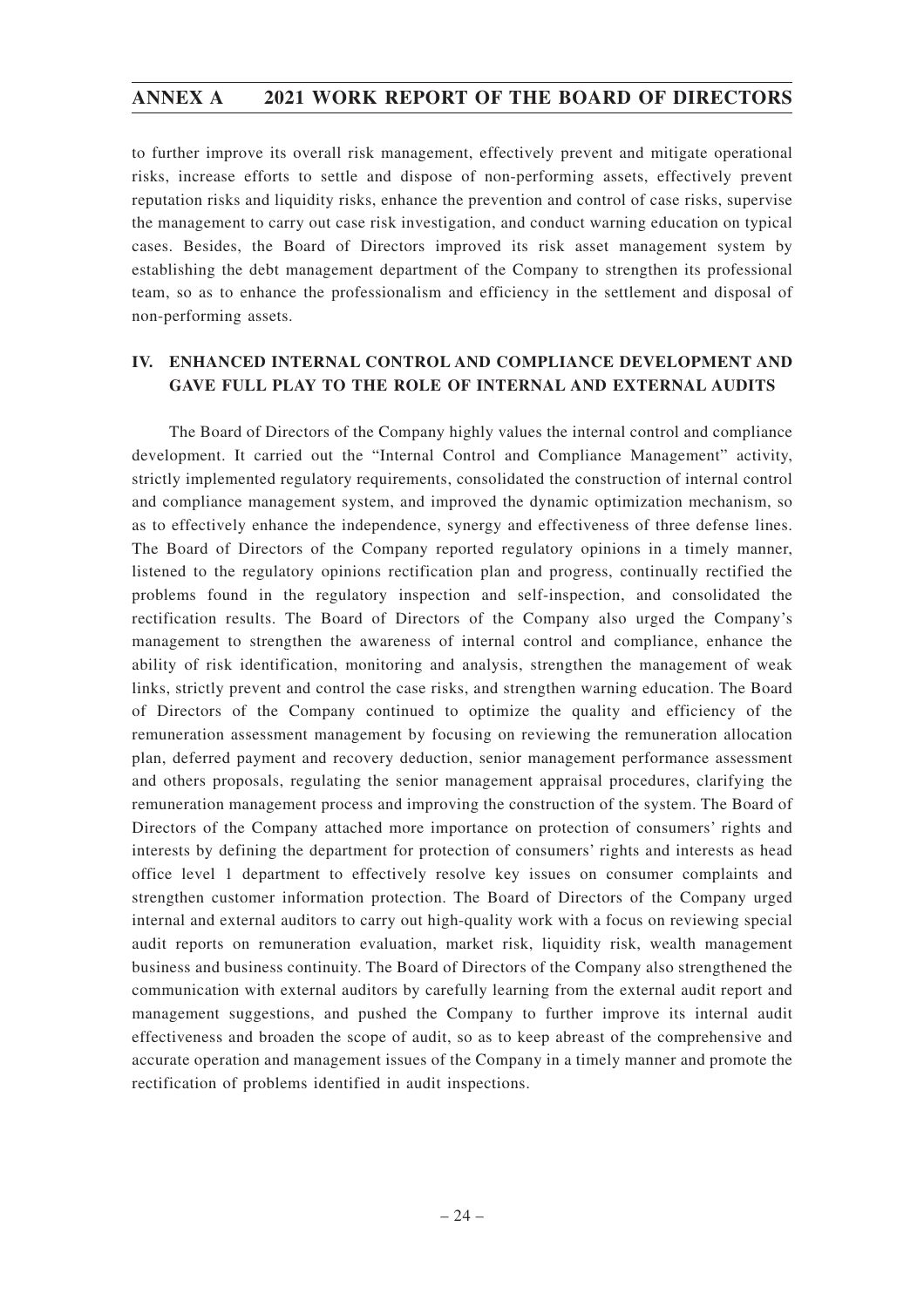to further improve its overall risk management, effectively prevent and mitigate operational risks, increase efforts to settle and dispose of non-performing assets, effectively prevent reputation risks and liquidity risks, enhance the prevention and control of case risks, supervise the management to carry out case risk investigation, and conduct warning education on typical cases. Besides, the Board of Directors improved its risk asset management system by establishing the debt management department of the Company to strengthen its professional team, so as to enhance the professionalism and efficiency in the settlement and disposal of non-performing assets.

## IV. ENHANCED INTERNAL CONTROL AND COMPLIANCE DEVELOPMENT AND GAVE FULL PLAY TO THE ROLE OF INTERNAL AND EXTERNAL AUDITS

The Board of Directors of the Company highly values the internal control and compliance development. It carried out the "Internal Control and Compliance Management" activity, strictly implemented regulatory requirements, consolidated the construction of internal control and compliance management system, and improved the dynamic optimization mechanism, so as to effectively enhance the independence, synergy and effectiveness of three defense lines. The Board of Directors of the Company reported regulatory opinions in a timely manner, listened to the regulatory opinions rectification plan and progress, continually rectified the problems found in the regulatory inspection and self-inspection, and consolidated the rectification results. The Board of Directors of the Company also urged the Company's management to strengthen the awareness of internal control and compliance, enhance the ability of risk identification, monitoring and analysis, strengthen the management of weak links, strictly prevent and control the case risks, and strengthen warning education. The Board of Directors of the Company continued to optimize the quality and efficiency of the remuneration assessment management by focusing on reviewing the remuneration allocation plan, deferred payment and recovery deduction, senior management performance assessment and others proposals, regulating the senior management appraisal procedures, clarifying the remuneration management process and improving the construction of the system. The Board of Directors of the Company attached more importance on protection of consumers' rights and interests by defining the department for protection of consumers' rights and interests as head office level 1 department to effectively resolve key issues on consumer complaints and strengthen customer information protection. The Board of Directors of the Company urged internal and external auditors to carry out high-quality work with a focus on reviewing special audit reports on remuneration evaluation, market risk, liquidity risk, wealth management business and business continuity. The Board of Directors of the Company also strengthened the communication with external auditors by carefully learning from the external audit report and management suggestions, and pushed the Company to further improve its internal audit effectiveness and broaden the scope of audit, so as to keep abreast of the comprehensive and accurate operation and management issues of the Company in a timely manner and promote the rectification of problems identified in audit inspections.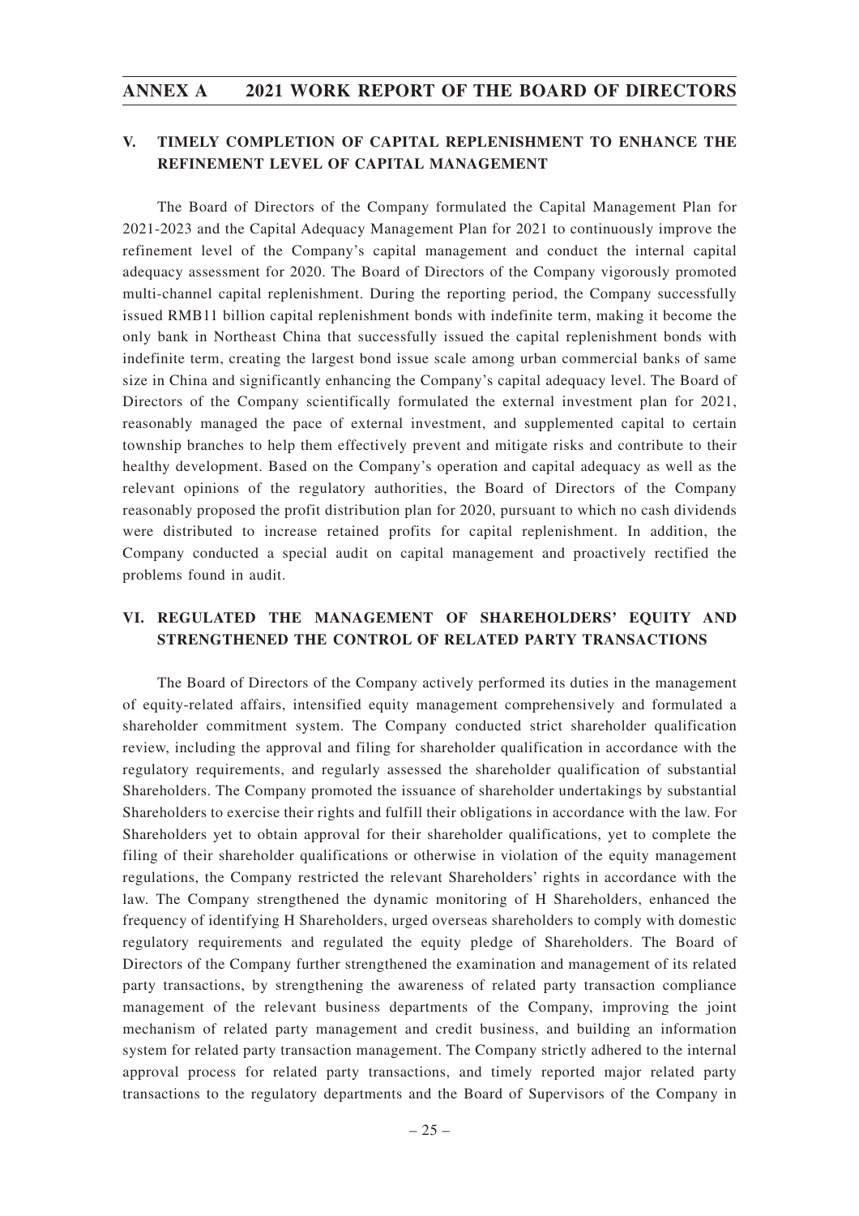## V. TIMELY COMPLETION OF CAPITAL REPLENISHMENT TO ENHANCE THE REFINEMENT LEVEL OF CAPITAL MANAGEMENT

The Board of Directors of the Company formulated the Capital Management Plan for 2021-2023 and the Capital Adequacy Management Plan for 2021 to continuously improve the refinement level of the Company's capital management and conduct the internal capital adequacy assessment for 2020. The Board of Directors of the Company vigorously promoted multi-channel capital replenishment. During the reporting period, the Company successfully issued RMB11 billion capital replenishment bonds with indefinite term, making it become the only bank in Northeast China that successfully issued the capital replenishment bonds with indefinite term, creating the largest bond issue scale among urban commercial banks of same size in China and significantly enhancing the Company's capital adequacy level. The Board of Directors of the Company scientifically formulated the external investment plan for 2021, reasonably managed the pace of external investment, and supplemented capital to certain township branches to help them effectively prevent and mitigate risks and contribute to their healthy development. Based on the Company's operation and capital adequacy as well as the relevant opinions of the regulatory authorities, the Board of Directors of the Company reasonably proposed the profit distribution plan for 2020, pursuant to which no cash dividends were distributed to increase retained profits for capital replenishment. In addition, the Company conducted a special audit on capital management and proactively rectified the problems found in audit.

## VI. REGULATED THE MANAGEMENT OF SHAREHOLDERS' EQUITY AND STRENGTHENED THE CONTROL OF RELATED PARTY TRANSACTIONS

The Board of Directors of the Company actively performed its duties in the management of equity-related affairs, intensified equity management comprehensively and formulated a shareholder commitment system. The Company conducted strict shareholder qualification review, including the approval and filing for shareholder qualification in accordance with the regulatory requirements, and regularly assessed the shareholder qualification of substantial Shareholders. The Company promoted the issuance of shareholder undertakings by substantial Shareholders to exercise their rights and fulfill their obligations in accordance with the law. For Shareholders yet to obtain approval for their shareholder qualifications, yet to complete the filing of their shareholder qualifications or otherwise in violation of the equity management regulations, the Company restricted the relevant Shareholders' rights in accordance with the law. The Company strengthened the dynamic monitoring of H Shareholders, enhanced the frequency of identifying H Shareholders, urged overseas shareholders to comply with domestic regulatory requirements and regulated the equity pledge of Shareholders. The Board of Directors of the Company further strengthened the examination and management of its related party transactions, by strengthening the awareness of related party transaction compliance management of the relevant business departments of the Company, improving the joint mechanism of related party management and credit business, and building an information system for related party transaction management. The Company strictly adhered to the internal approval process for related party transactions, and timely reported major related party transactions to the regulatory departments and the Board of Supervisors of the Company in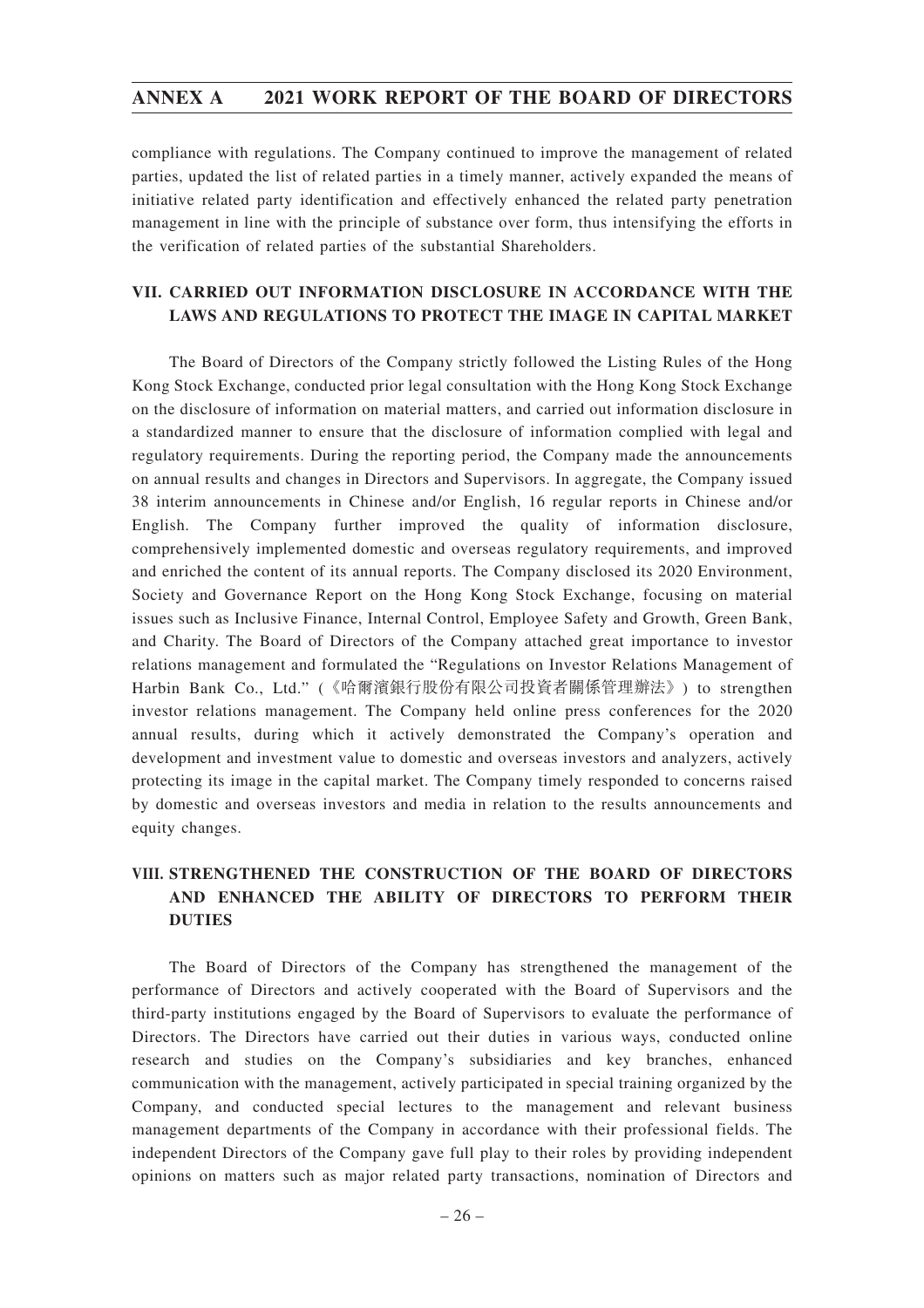compliance with regulations. The Company continued to improve the management of related parties, updated the list of related parties in a timely manner, actively expanded the means of initiative related party identification and effectively enhanced the related party penetration management in line with the principle of substance over form, thus intensifying the efforts in the verification of related parties of the substantial Shareholders.

## VII. CARRIED OUT INFORMATION DISCLOSURE IN ACCORDANCE WITH THE LAWS AND REGULATIONS TO PROTECT THE IMAGE IN CAPITAL MARKET

The Board of Directors of the Company strictly followed the Listing Rules of the Hong Kong Stock Exchange, conducted prior legal consultation with the Hong Kong Stock Exchange on the disclosure of information on material matters, and carried out information disclosure in a standardized manner to ensure that the disclosure of information complied with legal and regulatory requirements. During the reporting period, the Company made the announcements on annual results and changes in Directors and Supervisors. In aggregate, the Company issued 38 interim announcements in Chinese and/or English, 16 regular reports in Chinese and/or English. The Company further improved the quality of information disclosure, comprehensively implemented domestic and overseas regulatory requirements, and improved and enriched the content of its annual reports. The Company disclosed its 2020 Environment, Society and Governance Report on the Hong Kong Stock Exchange, focusing on material issues such as Inclusive Finance, Internal Control, Employee Safety and Growth, Green Bank, and Charity. The Board of Directors of the Company attached great importance to investor relations management and formulated the "Regulations on Investor Relations Management of Harbin Bank Co., Ltd." (《哈爾濱銀行股份有限公司投資者關係管理辦法》) to strengthen investor relations management. The Company held online press conferences for the 2020 annual results, during which it actively demonstrated the Company's operation and development and investment value to domestic and overseas investors and analyzers, actively protecting its image in the capital market. The Company timely responded to concerns raised by domestic and overseas investors and media in relation to the results announcements and equity changes.

## VIII. STRENGTHENED THE CONSTRUCTION OF THE BOARD OF DIRECTORS AND ENHANCED THE ABILITY OF DIRECTORS TO PERFORM THEIR DUTIES

The Board of Directors of the Company has strengthened the management of the performance of Directors and actively cooperated with the Board of Supervisors and the third-party institutions engaged by the Board of Supervisors to evaluate the performance of Directors. The Directors have carried out their duties in various ways, conducted online research and studies on the Company's subsidiaries and key branches, enhanced communication with the management, actively participated in special training organized by the Company, and conducted special lectures to the management and relevant business management departments of the Company in accordance with their professional fields. The independent Directors of the Company gave full play to their roles by providing independent opinions on matters such as major related party transactions, nomination of Directors and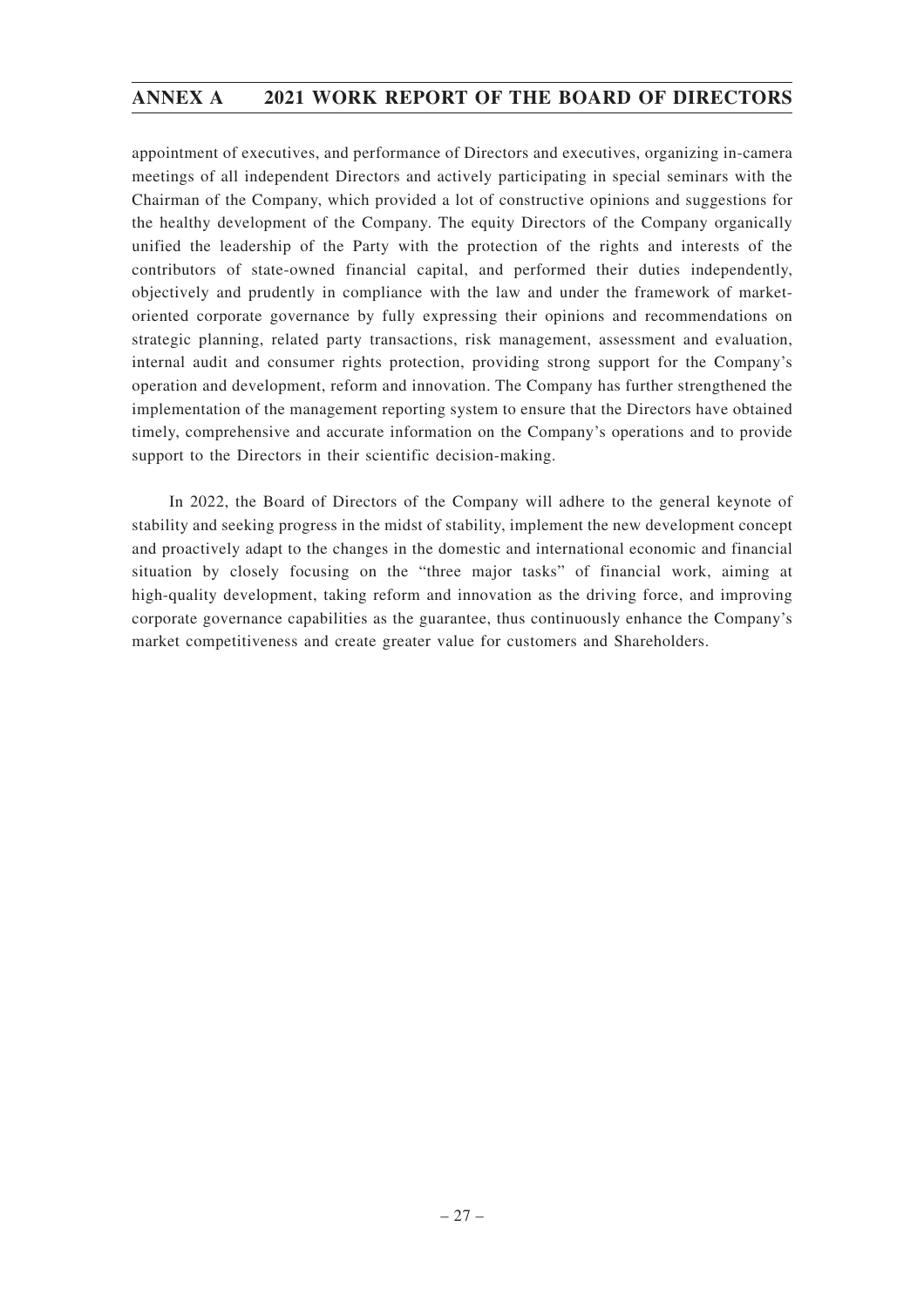appointment of executives, and performance of Directors and executives, organizing in-camera meetings of all independent Directors and actively participating in special seminars with the Chairman of the Company, which provided a lot of constructive opinions and suggestions for the healthy development of the Company. The equity Directors of the Company organically unified the leadership of the Party with the protection of the rights and interests of the contributors of state-owned financial capital, and performed their duties independently, objectively and prudently in compliance with the law and under the framework of market-oriented corporate governance by fully expressing their opinions and recommendations on strategic planning, related party transactions, risk management, assessment and evaluation, internal audit and consumer rights protection, providing strong support for the Company's operation and development, reform and innovation. The Company has further strengthened the implementation of the management reporting system to ensure that the Directors have obtained timely, comprehensive and accurate information on the Company's operations and to provide support to the Directors in their scientific decision-making.

In 2022, the Board of Directors of the Company will adhere to the general keynote of stability and seeking progress in the midst of stability, implement the new development concept and proactively adapt to the changes in the domestic and international economic and financial situation by closely focusing on the "three major tasks" of financial work, aiming at high-quality development, taking reform and innovation as the driving force, and improving corporate governance capabilities as the guarantee, thus continuously enhance the Company's market competitiveness and create greater value for customers and Shareholders.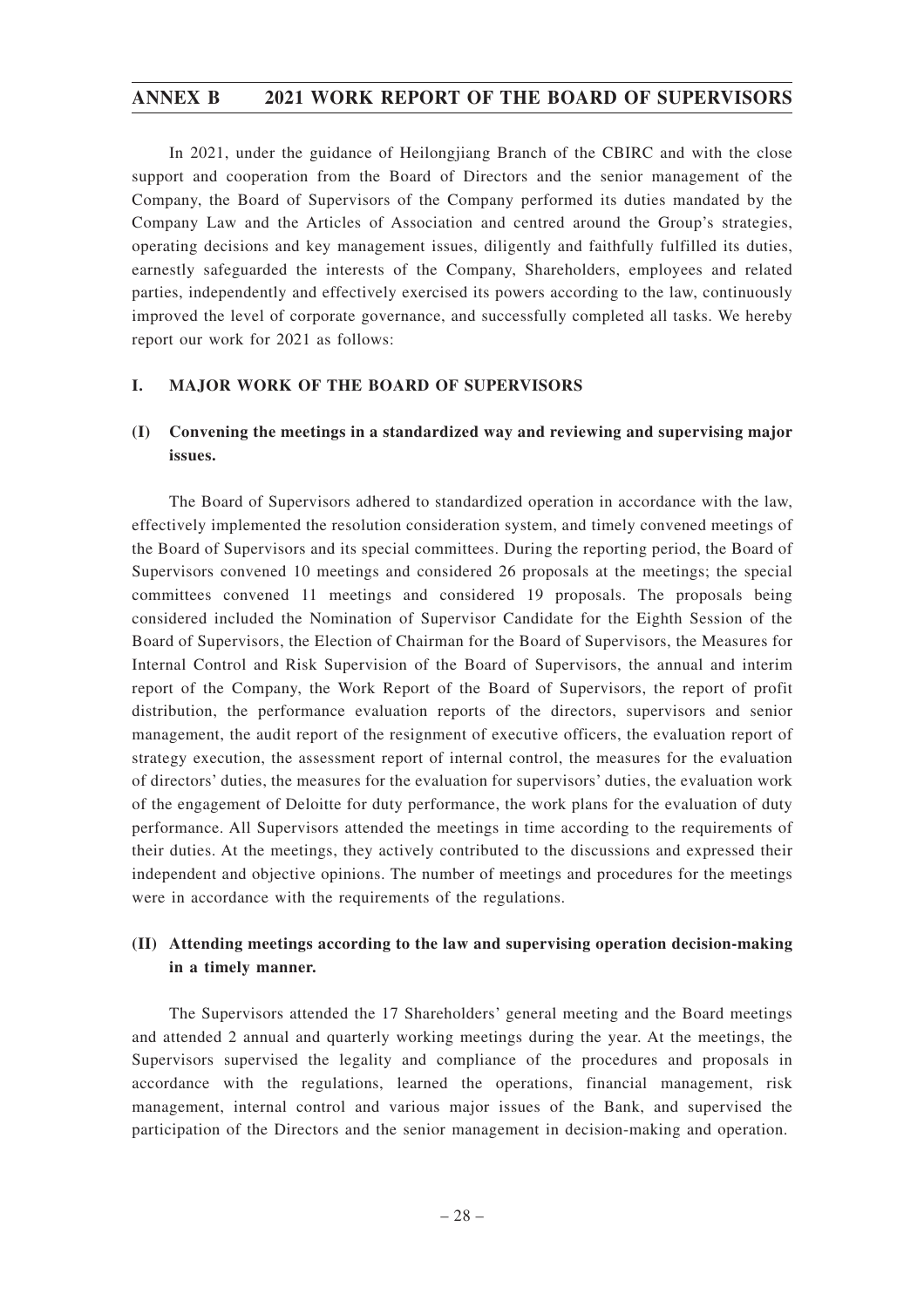# ANNEX B 2021 WORK REPORT OF THE BOARD OF SUPERVISORS

In 2021, under the guidance of Heilongjiang Branch of the CBIRC and with the close support and cooperation from the Board of Directors and the senior management of the Company, the Board of Supervisors of the Company performed its duties mandated by the Company Law and the Articles of Association and centred around the Group's strategies, operating decisions and key management issues, diligently and faithfully fulfilled its duties, earnestly safeguarded the interests of the Company, Shareholders, employees and related parties, independently and effectively exercised its powers according to the law, continuously improved the level of corporate governance, and successfully completed all tasks. We hereby report our work for 2021 as follows:

## I. MAJOR WORK OF THE BOARD OF SUPERVISORS

### (I) Convening the meetings in a standardized way and reviewing and supervising major issues.

The Board of Supervisors adhered to standardized operation in accordance with the law, effectively implemented the resolution consideration system, and timely convened meetings of the Board of Supervisors and its special committees. During the reporting period, the Board of Supervisors convened 10 meetings and considered 26 proposals at the meetings; the special committees convened 11 meetings and considered 19 proposals. The proposals being considered included the Nomination of Supervisor Candidate for the Eighth Session of the Board of Supervisors, the Election of Chairman for the Board of Supervisors, the Measures for Internal Control and Risk Supervision of the Board of Supervisors, the annual and interim report of the Company, the Work Report of the Board of Supervisors, the report of profit distribution, the performance evaluation reports of the directors, supervisors and senior management, the audit report of the resignment of executive officers, the evaluation report of strategy execution, the assessment report of internal control, the measures for the evaluation of directors' duties, the measures for the evaluation for supervisors' duties, the evaluation work of the engagement of Deloitte for duty performance, the work plans for the evaluation of duty performance. All Supervisors attended the meetings in time according to the requirements of their duties. At the meetings, they actively contributed to the discussions and expressed their independent and objective opinions. The number of meetings and procedures for the meetings were in accordance with the requirements of the regulations.

### (II) Attending meetings according to the law and supervising operation decision-making in a timely manner.

The Supervisors attended the 17 Shareholders' general meeting and the Board meetings and attended 2 annual and quarterly working meetings during the year. At the meetings, the Supervisors supervised the legality and compliance of the procedures and proposals in accordance with the regulations, learned the operations, financial management, risk management, internal control and various major issues of the Bank, and supervised the participation of the Directors and the senior management in decision-making and operation.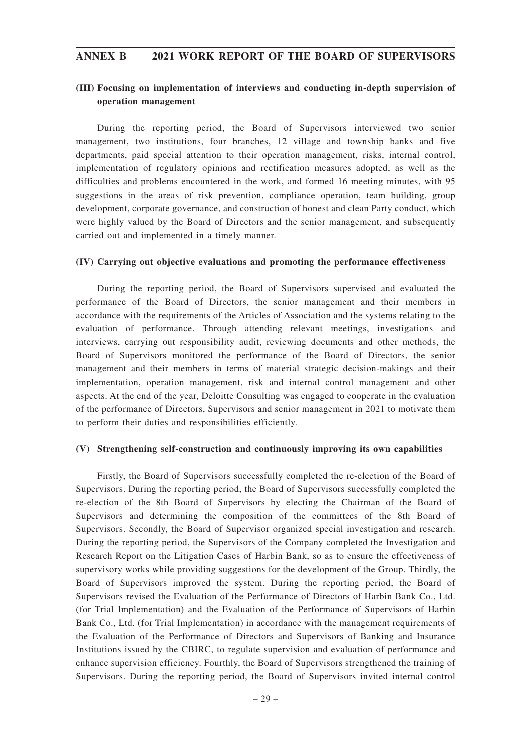### (III) Focusing on implementation of interviews and conducting in-depth supervision of operation management

During the reporting period, the Board of Supervisors interviewed two senior management, two institutions, four branches, 12 village and township banks and five departments, paid special attention to their operation management, risks, internal control, implementation of regulatory opinions and rectification measures adopted, as well as the difficulties and problems encountered in the work, and formed 16 meeting minutes, with 95 suggestions in the areas of risk prevention, compliance operation, team building, group development, corporate governance, and construction of honest and clean Party conduct, which were highly valued by the Board of Directors and the senior management, and subsequently carried out and implemented in a timely manner.

### (IV) Carrying out objective evaluations and promoting the performance effectiveness

During the reporting period, the Board of Supervisors supervised and evaluated the performance of the Board of Directors, the senior management and their members in accordance with the requirements of the Articles of Association and the systems relating to the evaluation of performance. Through attending relevant meetings, investigations and interviews, carrying out responsibility audit, reviewing documents and other methods, the Board of Supervisors monitored the performance of the Board of Directors, the senior management and their members in terms of material strategic decision-makings and their implementation, operation management, risk and internal control management and other aspects. At the end of the year, Deloitte Consulting was engaged to cooperate in the evaluation of the performance of Directors, Supervisors and senior management in 2021 to motivate them to perform their duties and responsibilities efficiently.

### (V) Strengthening self-construction and continuously improving its own capabilities

Firstly, the Board of Supervisors successfully completed the re-election of the Board of Supervisors. During the reporting period, the Board of Supervisors successfully completed the re-election of the 8th Board of Supervisors by electing the Chairman of the Board of Supervisors and determining the composition of the committees of the 8th Board of Supervisors. Secondly, the Board of Supervisor organized special investigation and research. During the reporting period, the Supervisors of the Company completed the Investigation and Research Report on the Litigation Cases of Harbin Bank, so as to ensure the effectiveness of supervisory works while providing suggestions for the development of the Group. Thirdly, the Board of Supervisors improved the system. During the reporting period, the Board of Supervisors revised the Evaluation of the Performance of Directors of Harbin Bank Co., Ltd. (for Trial Implementation) and the Evaluation of the Performance of Supervisors of Harbin Bank Co., Ltd. (for Trial Implementation) in accordance with the management requirements of the Evaluation of the Performance of Directors and Supervisors of Banking and Insurance Institutions issued by the CBIRC, to regulate supervision and evaluation of performance and enhance supervision efficiency. Fourthly, the Board of Supervisors strengthened the training of Supervisors. During the reporting period, the Board of Supervisors invited internal control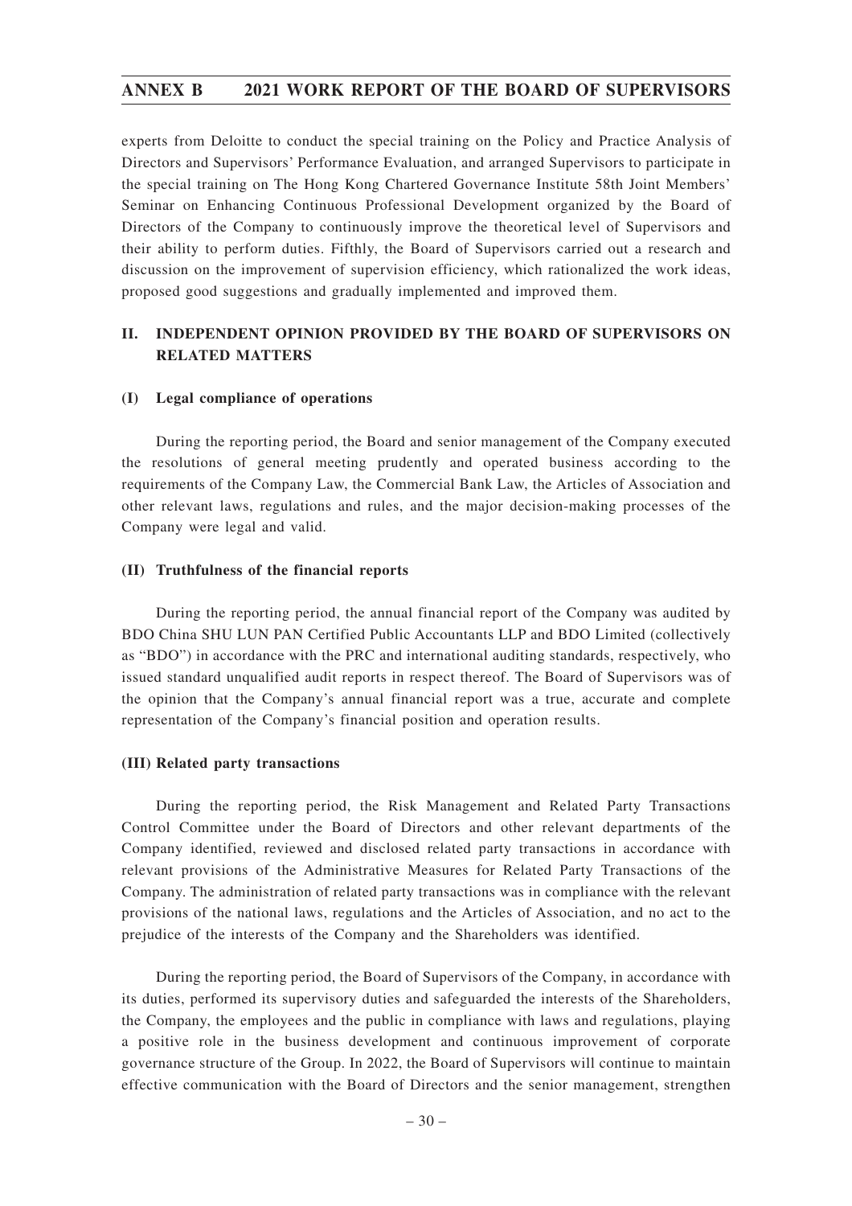experts from Deloitte to conduct the special training on the Policy and Practice Analysis of Directors and Supervisors' Performance Evaluation, and arranged Supervisors to participate in the special training on The Hong Kong Chartered Governance Institute 58th Joint Members' Seminar on Enhancing Continuous Professional Development organized by the Board of Directors of the Company to continuously improve the theoretical level of Supervisors and their ability to perform duties. Fifthly, the Board of Supervisors carried out a research and discussion on the improvement of supervision efficiency, which rationalized the work ideas, proposed good suggestions and gradually implemented and improved them.

## II. INDEPENDENT OPINION PROVIDED BY THE BOARD OF SUPERVISORS ON RELATED MATTERS

### (I) Legal compliance of operations

During the reporting period, the Board and senior management of the Company executed the resolutions of general meeting prudently and operated business according to the requirements of the Company Law, the Commercial Bank Law, the Articles of Association and other relevant laws, regulations and rules, and the major decision-making processes of the Company were legal and valid.

### (II) Truthfulness of the financial reports

During the reporting period, the annual financial report of the Company was audited by BDO China SHU LUN PAN Certified Public Accountants LLP and BDO Limited (collectively as "BDO") in accordance with the PRC and international auditing standards, respectively, who issued standard unqualified audit reports in respect thereof. The Board of Supervisors was of the opinion that the Company's annual financial report was a true, accurate and complete representation of the Company's financial position and operation results.

### (III) Related party transactions

During the reporting period, the Risk Management and Related Party Transactions Control Committee under the Board of Directors and other relevant departments of the Company identified, reviewed and disclosed related party transactions in accordance with relevant provisions of the Administrative Measures for Related Party Transactions of the Company. The administration of related party transactions was in compliance with the relevant provisions of the national laws, regulations and the Articles of Association, and no act to the prejudice of the interests of the Company and the Shareholders was identified.

During the reporting period, the Board of Supervisors of the Company, in accordance with its duties, performed its supervisory duties and safeguarded the interests of the Shareholders, the Company, the employees and the public in compliance with laws and regulations, playing a positive role in the business development and continuous improvement of corporate governance structure of the Group. In 2022, the Board of Supervisors will continue to maintain effective communication with the Board of Directors and the senior management, strengthen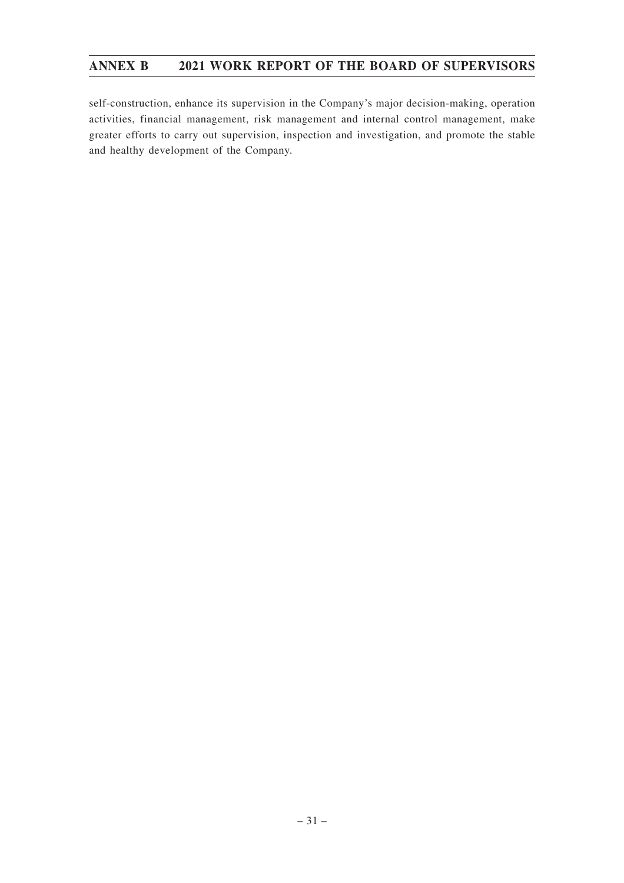self-construction, enhance its supervision in the Company's major decision-making, operation activities, financial management, risk management and internal control management, make greater efforts to carry out supervision, inspection and investigation, and promote the stable and healthy development of the Company.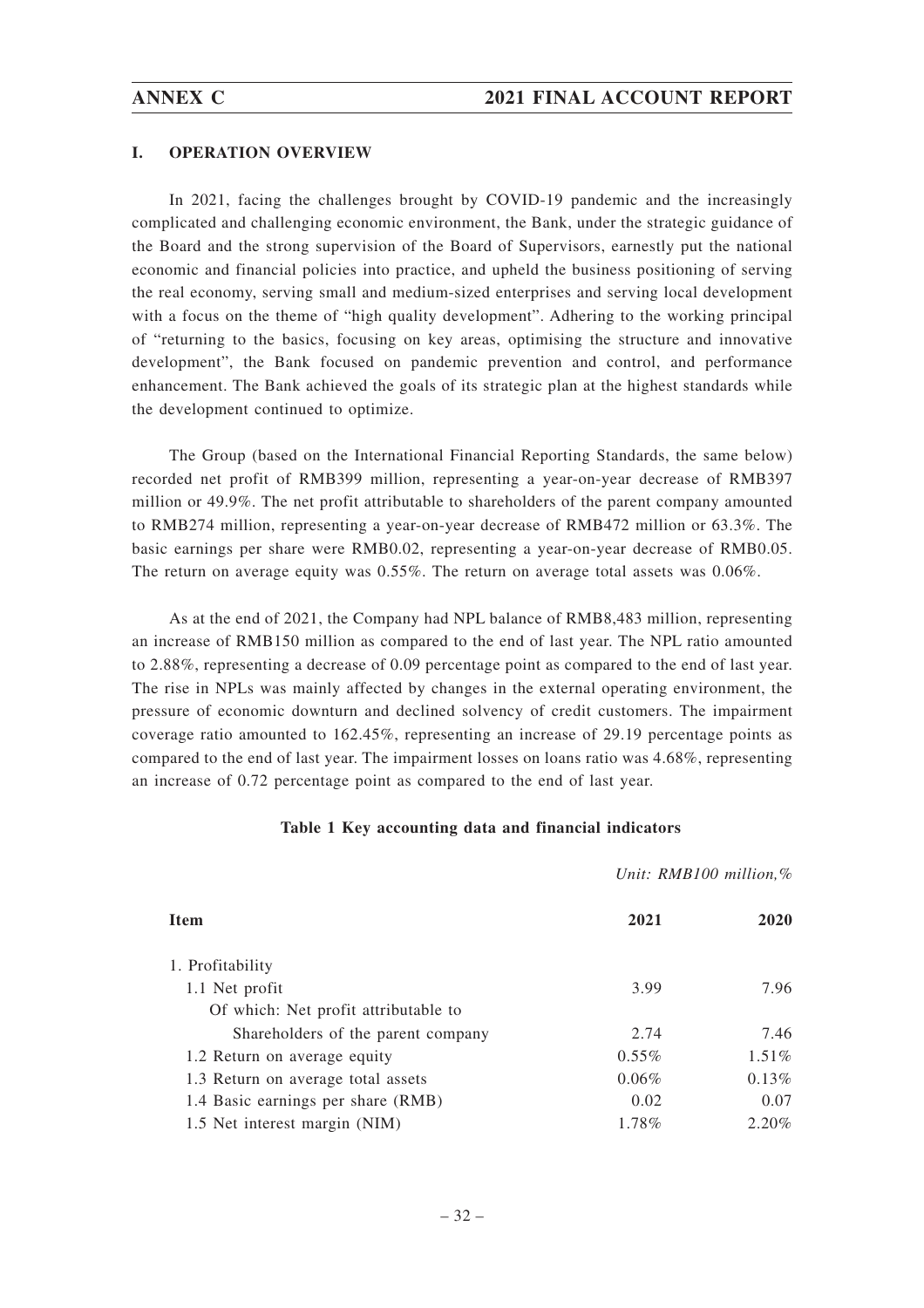## I. OPERATION OVERVIEW

In 2021, facing the challenges brought by COVID-19 pandemic and the increasingly complicated and challenging economic environment, the Bank, under the strategic guidance of the Board and the strong supervision of the Board of Supervisors, earnestly put the national economic and financial policies into practice, and upheld the business positioning of serving the real economy, serving small and medium-sized enterprises and serving local development with a focus on the theme of "high quality development". Adhering to the working principal of "returning to the basics, focusing on key areas, optimising the structure and innovative development", the Bank focused on pandemic prevention and control, and performance enhancement. The Bank achieved the goals of its strategic plan at the highest standards while the development continued to optimize.

The Group (based on the International Financial Reporting Standards, the same below) recorded net profit of RMB399 million, representing a year-on-year decrease of RMB397 million or 49.9%. The net profit attributable to shareholders of the parent company amounted to RMB274 million, representing a year-on-year decrease of RMB472 million or 63.3%. The basic earnings per share were RMB0.02, representing a year-on-year decrease of RMB0.05. The return on average equity was 0.55%. The return on average total assets was 0.06%.

As at the end of 2021, the Company had NPL balance of RMB8,483 million, representing an increase of RMB150 million as compared to the end of last year. The NPL ratio amounted to 2.88%, representing a decrease of 0.09 percentage point as compared to the end of last year. The rise in NPLs was mainly affected by changes in the external operating environment, the pressure of economic downturn and declined solvency of credit customers. The impairment coverage ratio amounted to 162.45%, representing an increase of 29.19 percentage points as compared to the end of last year. The impairment losses on loans ratio was 4.68%, representing an increase of 0.72 percentage point as compared to the end of last year.

**Table 1 Key accounting data and financial indicators**

*Unit: RMB100 million,%*

| Item | 2021 | 2020 |
|---|---|---|
| 1. Profitability | | |
| 1.1 Net profit | 3.99 | 7.96 |
| Of which: Net profit attributable to Shareholders of the parent company | 2.74 | 7.46 |
| 1.2 Return on average equity | 0.55% | 1.51% |
| 1.3 Return on average total assets | 0.06% | 0.13% |
| 1.4 Basic earnings per share (RMB) | 0.02 | 0.07 |
| 1.5 Net interest margin (NIM) | 1.78% | 2.20% |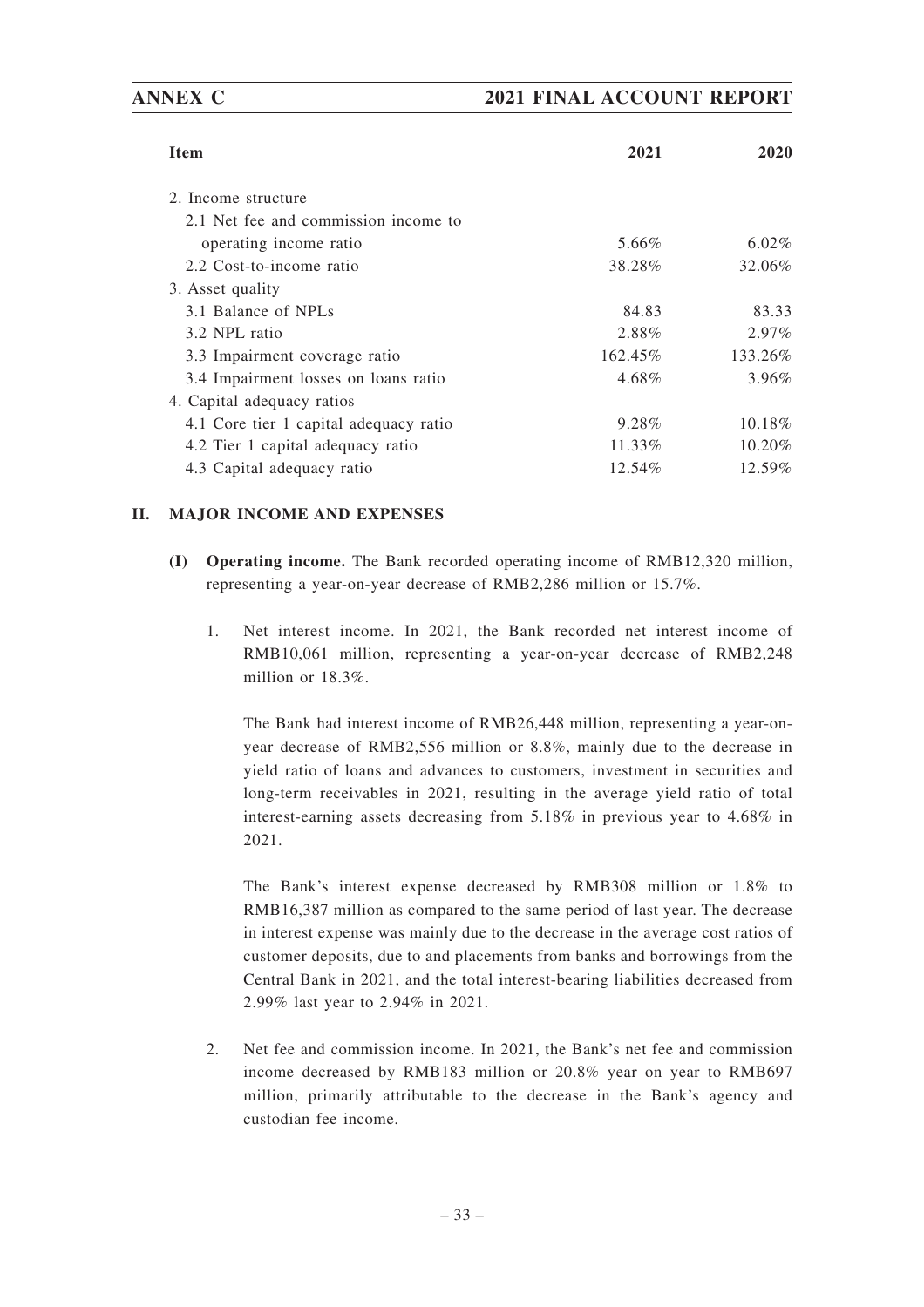| Item | 2021 | 2020 |
|---|---|---|
| 2. Income structure | | |
| 2.1 Net fee and commission income to operating income ratio | 5.66% | 6.02% |
| 2.2 Cost-to-income ratio | 38.28% | 32.06% |
| 3. Asset quality | | |
| 3.1 Balance of NPLs | 84.83 | 83.33 |
| 3.2 NPL ratio | 2.88% | 2.97% |
| 3.3 Impairment coverage ratio | 162.45% | 133.26% |
| 3.4 Impairment losses on loans ratio | 4.68% | 3.96% |
| 4. Capital adequacy ratios | | |
| 4.1 Core tier 1 capital adequacy ratio | 9.28% | 10.18% |
| 4.2 Tier 1 capital adequacy ratio | 11.33% | 10.20% |
| 4.3 Capital adequacy ratio | 12.54% | 12.59% |

## II. MAJOR INCOME AND EXPENSES

**(I) Operating income.** The Bank recorded operating income of RMB12,320 million, representing a year-on-year decrease of RMB2,286 million or 15.7%.

1. Net interest income. In 2021, the Bank recorded net interest income of RMB10,061 million, representing a year-on-year decrease of RMB2,248 million or 18.3%.

   The Bank had interest income of RMB26,448 million, representing a year-on-year decrease of RMB2,556 million or 8.8%, mainly due to the decrease in yield ratio of loans and advances to customers, investment in securities and long-term receivables in 2021, resulting in the average yield ratio of total interest-earning assets decreasing from 5.18% in previous year to 4.68% in 2021.

   The Bank's interest expense decreased by RMB308 million or 1.8% to RMB16,387 million as compared to the same period of last year. The decrease in interest expense was mainly due to the decrease in the average cost ratios of customer deposits, due to and placements from banks and borrowings from the Central Bank in 2021, and the total interest-bearing liabilities decreased from 2.99% last year to 2.94% in 2021.

2. Net fee and commission income. In 2021, the Bank's net fee and commission income decreased by RMB183 million or 20.8% year on year to RMB697 million, primarily attributable to the decrease in the Bank's agency and custodian fee income.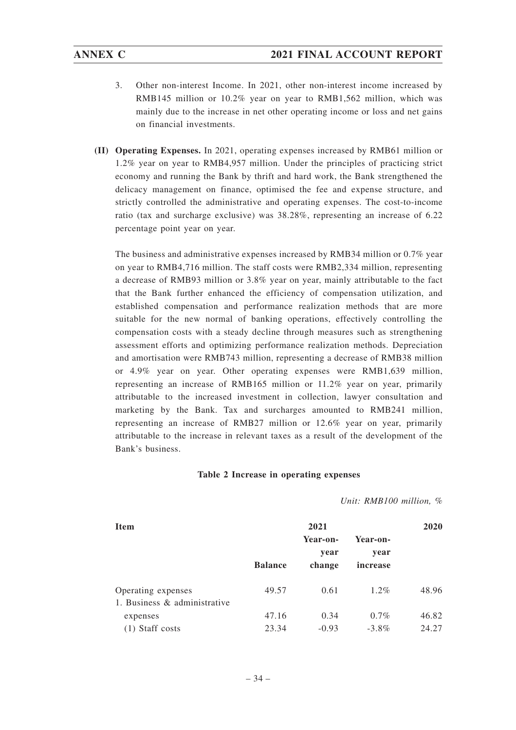3. Other non-interest Income. In 2021, other non-interest income increased by RMB145 million or 10.2% year on year to RMB1,562 million, which was mainly due to the increase in net other operating income or loss and net gains on financial investments.

**(II) Operating Expenses.** In 2021, operating expenses increased by RMB61 million or 1.2% year on year to RMB4,957 million. Under the principles of practicing strict economy and running the Bank by thrift and hard work, the Bank strengthened the delicacy management on finance, optimised the fee and expense structure, and strictly controlled the administrative and operating expenses. The cost-to-income ratio (tax and surcharge exclusive) was 38.28%, representing an increase of 6.22 percentage point year on year.

The business and administrative expenses increased by RMB34 million or 0.7% year on year to RMB4,716 million. The staff costs were RMB2,334 million, representing a decrease of RMB93 million or 3.8% year on year, mainly attributable to the fact that the Bank further enhanced the efficiency of compensation utilization, and established compensation and performance realization methods that are more suitable for the new normal of banking operations, effectively controlling the compensation costs with a steady decline through measures such as strengthening assessment efforts and optimizing performance realization methods. Depreciation and amortisation were RMB743 million, representing a decrease of RMB38 million or 4.9% year on year. Other operating expenses were RMB1,639 million, representing an increase of RMB165 million or 11.2% year on year, primarily attributable to the increased investment in collection, lawyer consultation and marketing by the Bank. Tax and surcharges amounted to RMB241 million, representing an increase of RMB27 million or 12.6% year on year, primarily attributable to the increase in relevant taxes as a result of the development of the Bank's business.

**Table 2 Increase in operating expenses**

*Unit: RMB100 million, %*

| Item | 2021 | | | 2020 |
|---|---|---|---|---|
| | Balance | Year-on-year change | Year-on-year increase | |
| Operating expenses | 49.57 | 0.61 | 1.2% | 48.96 |
| 1. Business & administrative expenses | 47.16 | 0.34 | 0.7% | 46.82 |
| (1) Staff costs | 23.34 | -0.93 | -3.8% | 24.27 |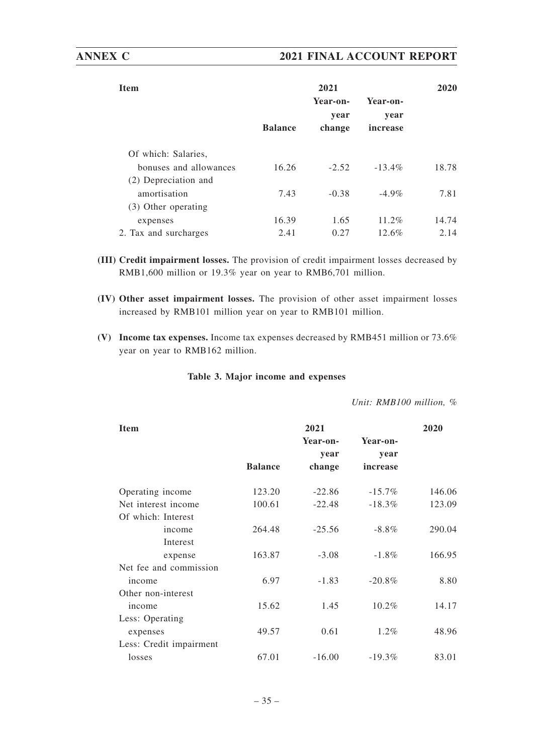| Item | 2021 | | | 2020 |
|---|---|---|---|---|
| | Balance | Year-on-year change | Year-on-year increase | |
| Of which: Salaries, bonuses and allowances | 16.26 | -2.52 | -13.4% | 18.78 |
| (2) Depreciation and amortisation | 7.43 | -0.38 | -4.9% | 7.81 |
| (3) Other operating expenses | 16.39 | 1.65 | 11.2% | 14.74 |
| 2. Tax and surcharges | 2.41 | 0.27 | 12.6% | 2.14 |

**(III) Credit impairment losses.** The provision of credit impairment losses decreased by RMB1,600 million or 19.3% year on year to RMB6,701 million.

**(IV) Other asset impairment losses.** The provision of other asset impairment losses increased by RMB101 million year on year to RMB101 million.

**(V) Income tax expenses.** Income tax expenses decreased by RMB451 million or 73.6% year on year to RMB162 million.

**Table 3. Major income and expenses**

*Unit: RMB100 million, %*

| Item | 2021 | | | 2020 |
|---|---|---|---|---|
| | Balance | Year-on-year change | Year-on-year increase | |
| Operating income | 123.20 | -22.86 | -15.7% | 146.06 |
| Net interest income | 100.61 | -22.48 | -18.3% | 123.09 |
| Of which: Interest income | 264.48 | -25.56 | -8.8% | 290.04 |
| Interest expense | 163.87 | -3.08 | -1.8% | 166.95 |
| Net fee and commission income | 6.97 | -1.83 | -20.8% | 8.80 |
| Other non-interest income | 15.62 | 1.45 | 10.2% | 14.17 |
| Less: Operating expenses | 49.57 | 0.61 | 1.2% | 48.96 |
| Less: Credit impairment losses | 67.01 | -16.00 | -19.3% | 83.01 |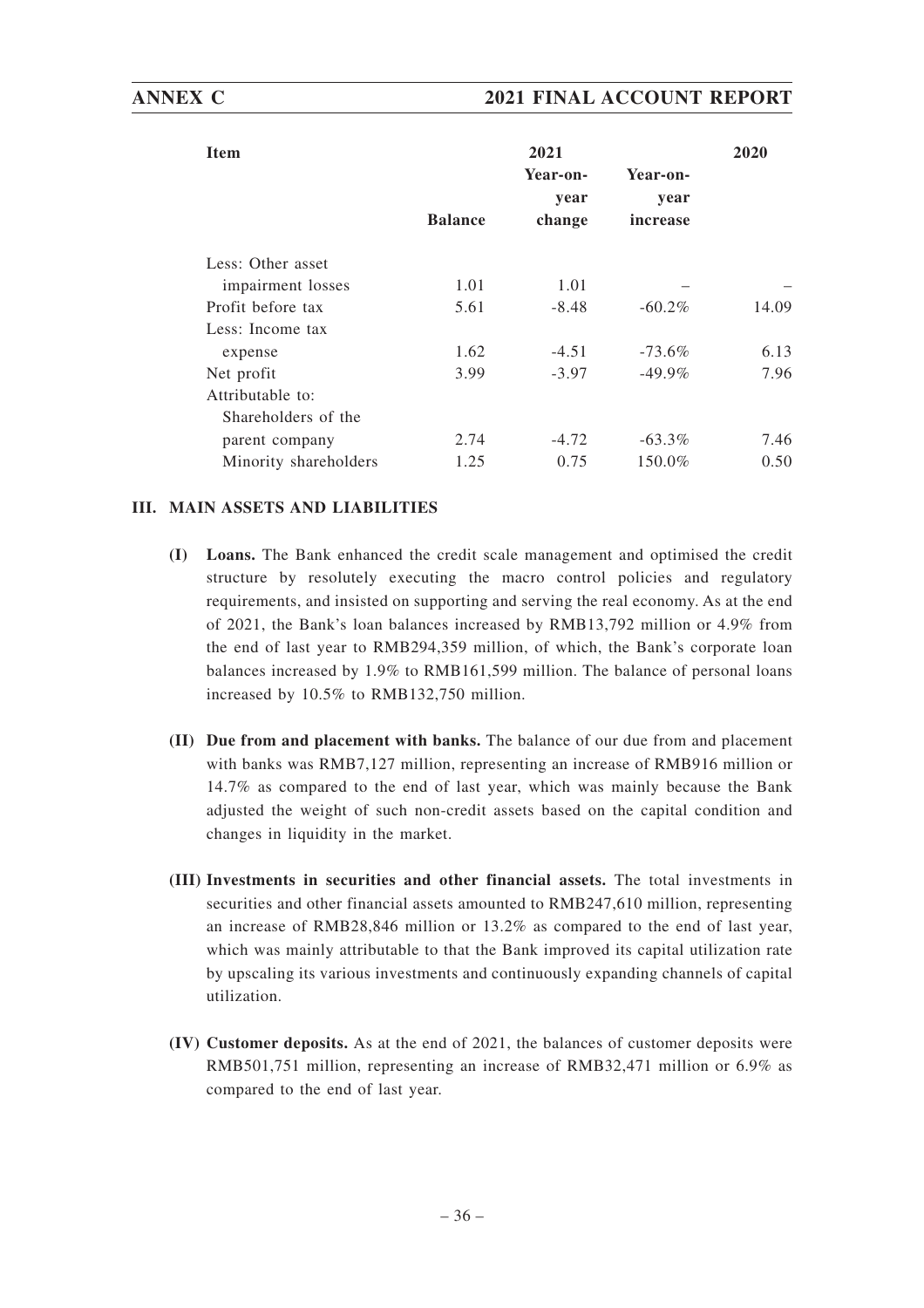| Item | 2021 | | | 2020 |
|---|---|---|---|---|
| | Balance | Year-on-year change | Year-on-year increase | |
| Less: Other asset impairment losses | 1.01 | 1.01 | – | – |
| Profit before tax | 5.61 | -8.48 | -60.2% | 14.09 |
| Less: Income tax expense | 1.62 | -4.51 | -73.6% | 6.13 |
| Net profit | 3.99 | -3.97 | -49.9% | 7.96 |
| Attributable to: | | | | |
| Shareholders of the parent company | 2.74 | -4.72 | -63.3% | 7.46 |
| Minority shareholders | 1.25 | 0.75 | 150.0% | 0.50 |

## III. MAIN ASSETS AND LIABILITIES

**(I) Loans.** The Bank enhanced the credit scale management and optimised the credit structure by resolutely executing the macro control policies and regulatory requirements, and insisted on supporting and serving the real economy. As at the end of 2021, the Bank's loan balances increased by RMB13,792 million or 4.9% from the end of last year to RMB294,359 million, of which, the Bank's corporate loan balances increased by 1.9% to RMB161,599 million. The balance of personal loans increased by 10.5% to RMB132,750 million.

**(II) Due from and placement with banks.** The balance of our due from and placement with banks was RMB7,127 million, representing an increase of RMB916 million or 14.7% as compared to the end of last year, which was mainly because the Bank adjusted the weight of such non-credit assets based on the capital condition and changes in liquidity in the market.

**(III) Investments in securities and other financial assets.** The total investments in securities and other financial assets amounted to RMB247,610 million, representing an increase of RMB28,846 million or 13.2% as compared to the end of last year, which was mainly attributable to that the Bank improved its capital utilization rate by upscaling its various investments and continuously expanding channels of capital utilization.

**(IV) Customer deposits.** As at the end of 2021, the balances of customer deposits were RMB501,751 million, representing an increase of RMB32,471 million or 6.9% as compared to the end of last year.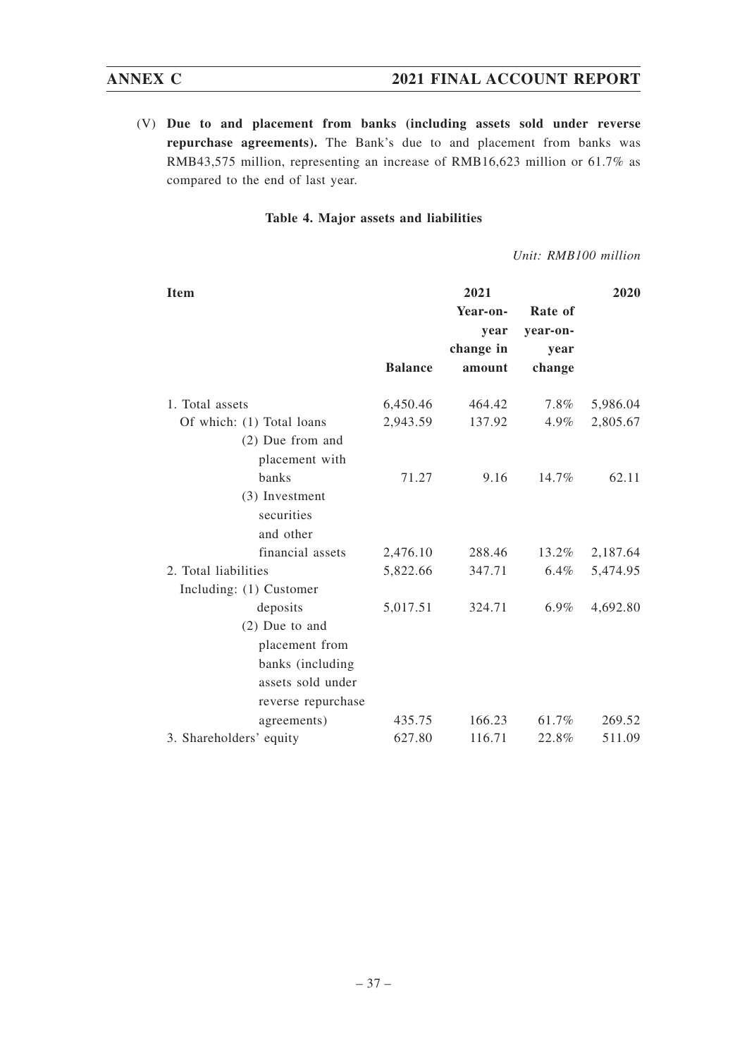(V) **Due to and placement from banks (including assets sold under reverse repurchase agreements).** The Bank's due to and placement from banks was RMB43,575 million, representing an increase of RMB16,623 million or 61.7% as compared to the end of last year.

**Table 4. Major assets and liabilities**

*Unit: RMB100 million*

| Item | 2021 | | | 2020 |
|---|---|---|---|---|
| | Balance | Year-on-year change in amount | Rate of year-on-year change | |
| 1. Total assets | 6,450.46 | 464.42 | 7.8% | 5,986.04 |
| Of which: (1) Total loans | 2,943.59 | 137.92 | 4.9% | 2,805.67 |
| (2) Due from and placement with banks | 71.27 | 9.16 | 14.7% | 62.11 |
| (3) Investment securities and other financial assets | 2,476.10 | 288.46 | 13.2% | 2,187.64 |
| 2. Total liabilities | 5,822.66 | 347.71 | 6.4% | 5,474.95 |
| Including: (1) Customer deposits | 5,017.51 | 324.71 | 6.9% | 4,692.80 |
| (2) Due to and placement from banks (including assets sold under reverse repurchase agreements) | 435.75 | 166.23 | 61.7% | 269.52 |
| 3. Shareholders' equity | 627.80 | 116.71 | 22.8% | 511.09 |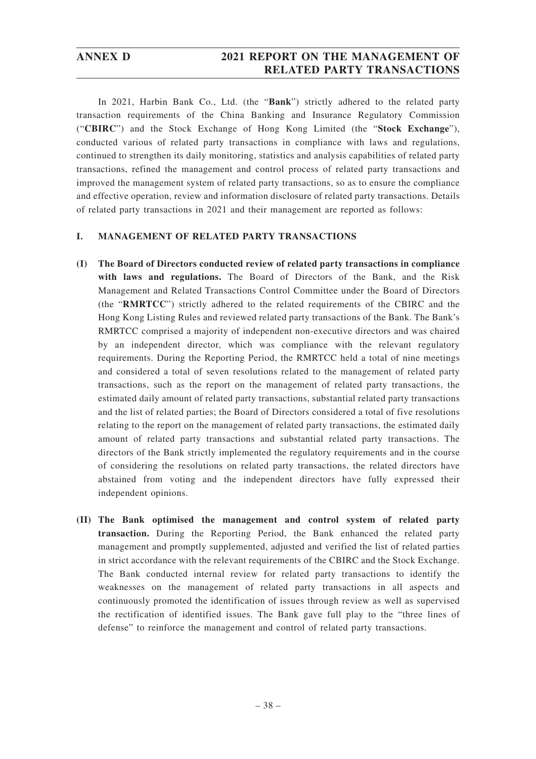In 2021, Harbin Bank Co., Ltd. (the "**Bank**") strictly adhered to the related party transaction requirements of the China Banking and Insurance Regulatory Commission ("**CBIRC**") and the Stock Exchange of Hong Kong Limited (the "**Stock Exchange**"), conducted various of related party transactions in compliance with laws and regulations, continued to strengthen its daily monitoring, statistics and analysis capabilities of related party transactions, refined the management and control process of related party transactions and improved the management system of related party transactions, so as to ensure the compliance and effective operation, review and information disclosure of related party transactions. Details of related party transactions in 2021 and their management are reported as follows:

## I. MANAGEMENT OF RELATED PARTY TRANSACTIONS

**(I) The Board of Directors conducted review of related party transactions in compliance with laws and regulations.** The Board of Directors of the Bank, and the Risk Management and Related Transactions Control Committee under the Board of Directors (the "**RMRTCC**") strictly adhered to the related requirements of the CBIRC and the Hong Kong Listing Rules and reviewed related party transactions of the Bank. The Bank's RMRTCC comprised a majority of independent non-executive directors and was chaired by an independent director, which was compliance with the relevant regulatory requirements. During the Reporting Period, the RMRTCC held a total of nine meetings and considered a total of seven resolutions related to the management of related party transactions, such as the report on the management of related party transactions, the estimated daily amount of related party transactions, substantial related party transactions and the list of related parties; the Board of Directors considered a total of five resolutions relating to the report on the management of related party transactions, the estimated daily amount of related party transactions and substantial related party transactions. The directors of the Bank strictly implemented the regulatory requirements and in the course of considering the resolutions on related party transactions, the related directors have abstained from voting and the independent directors have fully expressed their independent opinions.

**(II) The Bank optimised the management and control system of related party transaction.** During the Reporting Period, the Bank enhanced the related party management and promptly supplemented, adjusted and verified the list of related parties in strict accordance with the relevant requirements of the CBIRC and the Stock Exchange. The Bank conducted internal review for related party transactions to identify the weaknesses on the management of related party transactions in all aspects and continuously promoted the identification of issues through review as well as supervised the rectification of identified issues. The Bank gave full play to the "three lines of defense" to reinforce the management and control of related party transactions.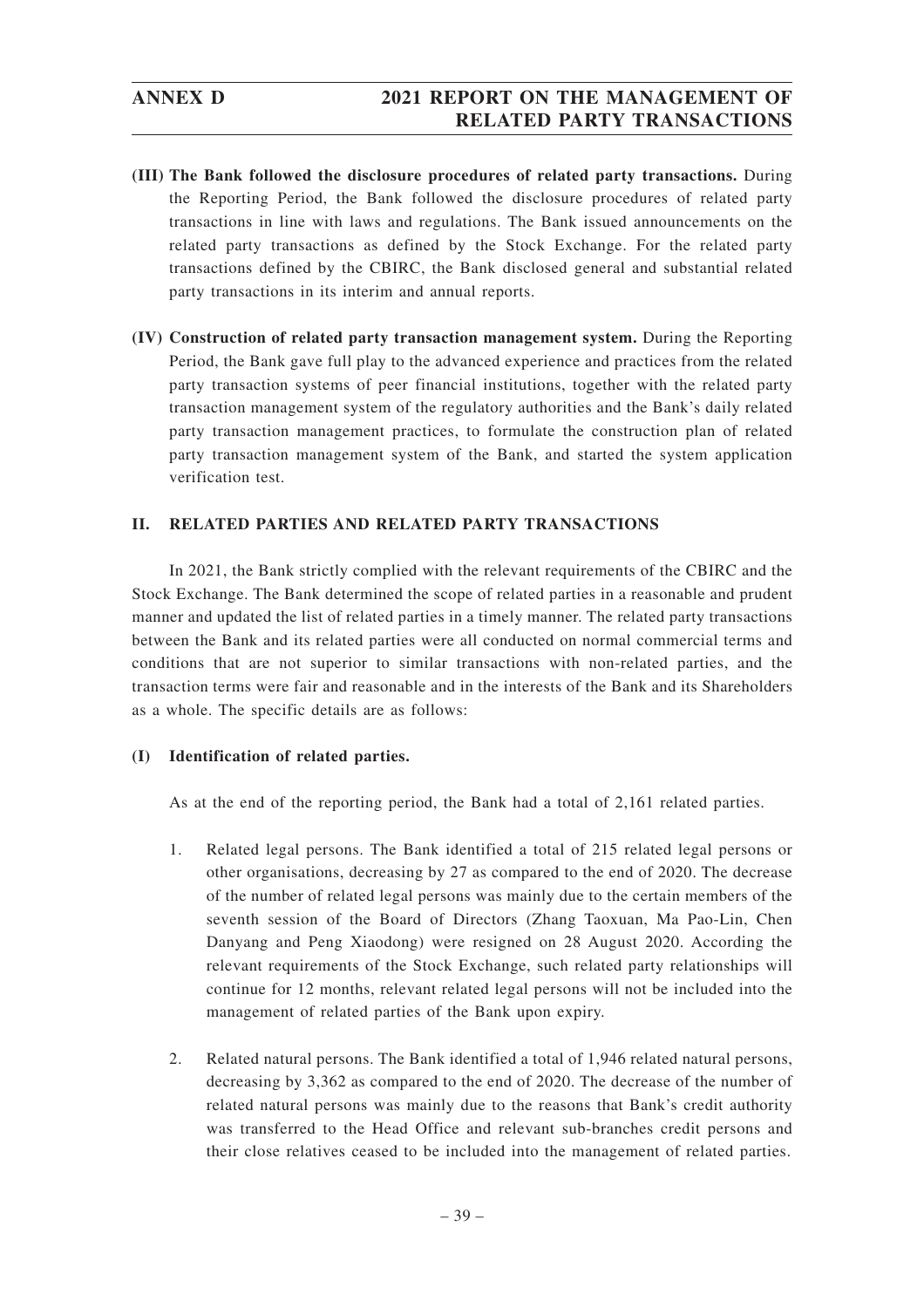- **(III) The Bank followed the disclosure procedures of related party transactions.** During the Reporting Period, the Bank followed the disclosure procedures of related party transactions in line with laws and regulations. The Bank issued announcements on the related party transactions as defined by the Stock Exchange. For the related party transactions defined by the CBIRC, the Bank disclosed general and substantial related party transactions in its interim and annual reports.

- **(IV) Construction of related party transaction management system.** During the Reporting Period, the Bank gave full play to the advanced experience and practices from the related party transaction systems of peer financial institutions, together with the related party transaction management system of the regulatory authorities and the Bank's daily related party transaction management practices, to formulate the construction plan of related party transaction management system of the Bank, and started the system application verification test.

## II. RELATED PARTIES AND RELATED PARTY TRANSACTIONS

In 2021, the Bank strictly complied with the relevant requirements of the CBIRC and the Stock Exchange. The Bank determined the scope of related parties in a reasonable and prudent manner and updated the list of related parties in a timely manner. The related party transactions between the Bank and its related parties were all conducted on normal commercial terms and conditions that are not superior to similar transactions with non-related parties, and the transaction terms were fair and reasonable and in the interests of the Bank and its Shareholders as a whole. The specific details are as follows:

### (I) Identification of related parties.

As at the end of the reporting period, the Bank had a total of 2,161 related parties.

1. Related legal persons. The Bank identified a total of 215 related legal persons or other organisations, decreasing by 27 as compared to the end of 2020. The decrease of the number of related legal persons was mainly due to the certain members of the seventh session of the Board of Directors (Zhang Taoxuan, Ma Pao-Lin, Chen Danyang and Peng Xiaodong) were resigned on 28 August 2020. According the relevant requirements of the Stock Exchange, such related party relationships will continue for 12 months, relevant related legal persons will not be included into the management of related parties of the Bank upon expiry.

2. Related natural persons. The Bank identified a total of 1,946 related natural persons, decreasing by 3,362 as compared to the end of 2020. The decrease of the number of related natural persons was mainly due to the reasons that Bank's credit authority was transferred to the Head Office and relevant sub-branches credit persons and their close relatives ceased to be included into the management of related parties.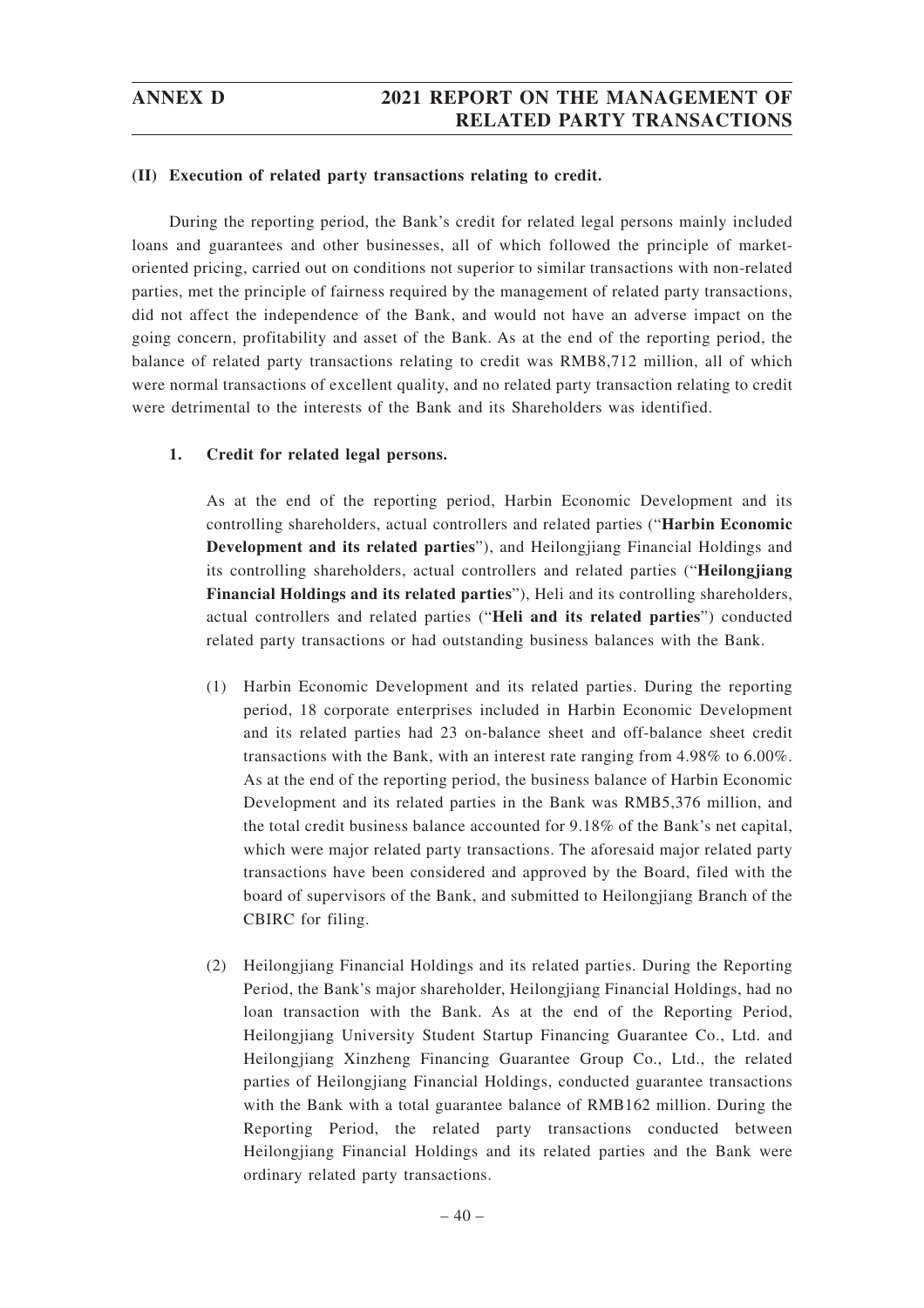### (II) Execution of related party transactions relating to credit.

During the reporting period, the Bank's credit for related legal persons mainly included loans and guarantees and other businesses, all of which followed the principle of market-oriented pricing, carried out on conditions not superior to similar transactions with non-related parties, met the principle of fairness required by the management of related party transactions, did not affect the independence of the Bank, and would not have an adverse impact on the going concern, profitability and asset of the Bank. As at the end of the reporting period, the balance of related party transactions relating to credit was RMB8,712 million, all of which were normal transactions of excellent quality, and no related party transaction relating to credit were detrimental to the interests of the Bank and its Shareholders was identified.

#### 1. Credit for related legal persons.

As at the end of the reporting period, Harbin Economic Development and its controlling shareholders, actual controllers and related parties ("**Harbin Economic Development and its related parties**"), and Heilongjiang Financial Holdings and its controlling shareholders, actual controllers and related parties ("**Heilongjiang Financial Holdings and its related parties**"), Heli and its controlling shareholders, actual controllers and related parties ("**Heli and its related parties**") conducted related party transactions or had outstanding business balances with the Bank.

(1) Harbin Economic Development and its related parties. During the reporting period, 18 corporate enterprises included in Harbin Economic Development and its related parties had 23 on-balance sheet and off-balance sheet credit transactions with the Bank, with an interest rate ranging from 4.98% to 6.00%. As at the end of the reporting period, the business balance of Harbin Economic Development and its related parties in the Bank was RMB5,376 million, and the total credit business balance accounted for 9.18% of the Bank's net capital, which were major related party transactions. The aforesaid major related party transactions have been considered and approved by the Board, filed with the board of supervisors of the Bank, and submitted to Heilongjiang Branch of the CBIRC for filing.

(2) Heilongjiang Financial Holdings and its related parties. During the Reporting Period, the Bank's major shareholder, Heilongjiang Financial Holdings, had no loan transaction with the Bank. As at the end of the Reporting Period, Heilongjiang University Student Startup Financing Guarantee Co., Ltd. and Heilongjiang Xinzheng Financing Guarantee Group Co., Ltd., the related parties of Heilongjiang Financial Holdings, conducted guarantee transactions with the Bank with a total guarantee balance of RMB162 million. During the Reporting Period, the related party transactions conducted between Heilongjiang Financial Holdings and its related parties and the Bank were ordinary related party transactions.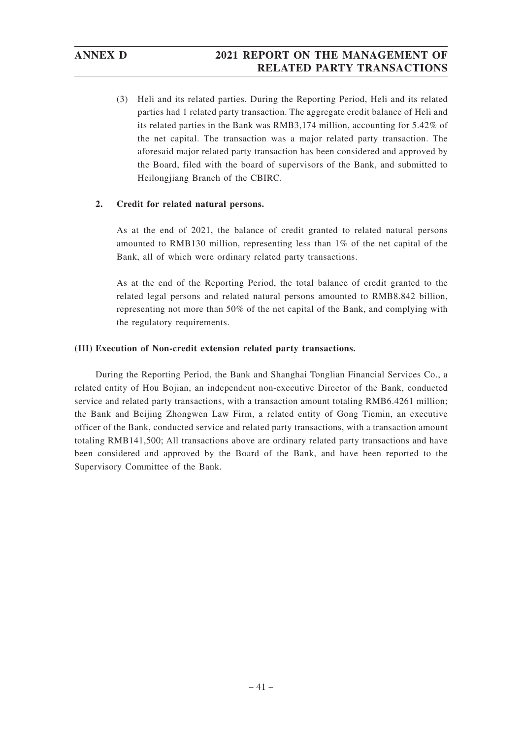(3) Heli and its related parties. During the Reporting Period, Heli and its related parties had 1 related party transaction. The aggregate credit balance of Heli and its related parties in the Bank was RMB3,174 million, accounting for 5.42% of the net capital. The transaction was a major related party transaction. The aforesaid major related party transaction has been considered and approved by the Board, filed with the board of supervisors of the Bank, and submitted to Heilongjiang Branch of the CBIRC.

**2. Credit for related natural persons.**

As at the end of 2021, the balance of credit granted to related natural persons amounted to RMB130 million, representing less than 1% of the net capital of the Bank, all of which were ordinary related party transactions.

As at the end of the Reporting Period, the total balance of credit granted to the related legal persons and related natural persons amounted to RMB8.842 billion, representing not more than 50% of the net capital of the Bank, and complying with the regulatory requirements.

**(III) Execution of Non-credit extension related party transactions.**

During the Reporting Period, the Bank and Shanghai Tonglian Financial Services Co., a related entity of Hou Bojian, an independent non-executive Director of the Bank, conducted service and related party transactions, with a transaction amount totaling RMB6.4261 million; the Bank and Beijing Zhongwen Law Firm, a related entity of Gong Tiemin, an executive officer of the Bank, conducted service and related party transactions, with a transaction amount totaling RMB141,500; All transactions above are ordinary related party transactions and have been considered and approved by the Board of the Bank, and have been reported to the Supervisory Committee of the Bank.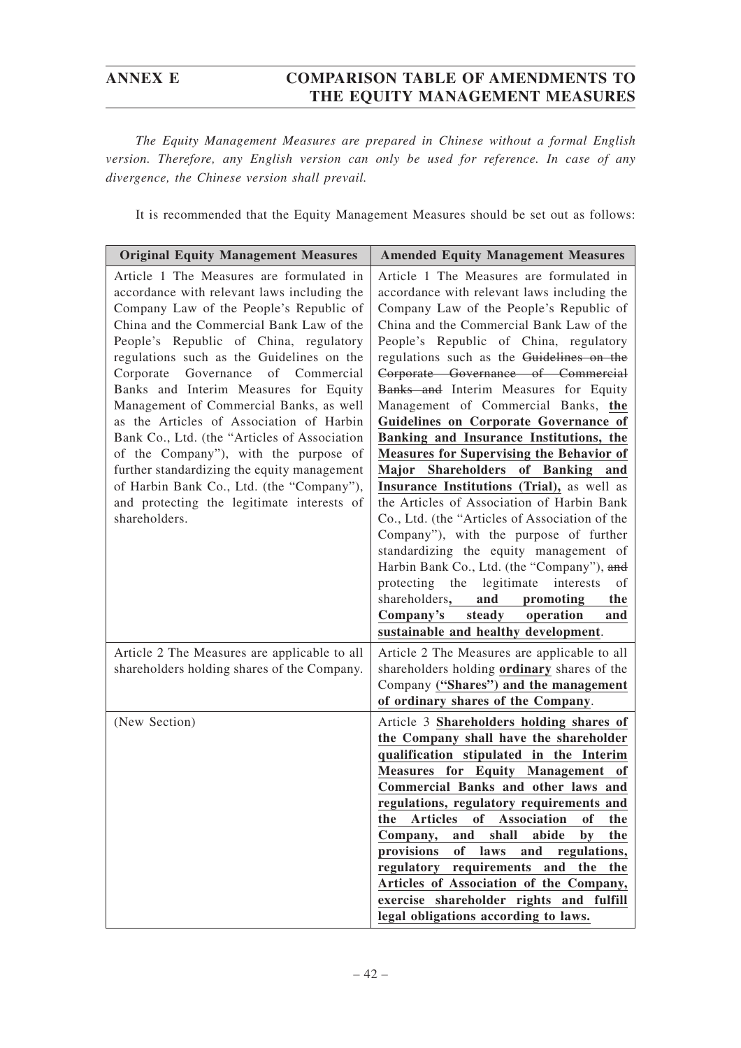# ANNEX E COMPARISON TABLE OF AMENDMENTS TO THE EQUITY MANAGEMENT MEASURES

*The Equity Management Measures are prepared in Chinese without a formal English version. Therefore, any English version can only be used for reference. In case of any divergence, the Chinese version shall prevail.*

It is recommended that the Equity Management Measures should be set out as follows:

| Original Equity Management Measures | Amended Equity Management Measures |
|---|---|
| Article 1 The Measures are formulated in accordance with relevant laws including the Company Law of the People's Republic of China and the Commercial Bank Law of the People's Republic of China, regulatory regulations such as the Guidelines on the Corporate Governance of Commercial Banks and Interim Measures for Equity Management of Commercial Banks, as well as the Articles of Association of Harbin Bank Co., Ltd. (the "Articles of Association of the Company"), with the purpose of further standardizing the equity management of Harbin Bank Co., Ltd. (the "Company"), and protecting the legitimate interests of shareholders. | Article 1 The Measures are formulated in accordance with relevant laws including the Company Law of the People's Republic of China and the Commercial Bank Law of the People's Republic of China, regulatory regulations such as the ~~Guidelines on the Corporate Governance of Commercial Banks and~~ Interim Measures for Equity Management of Commercial Banks, **<u>the Guidelines on Corporate Governance of Banking and Insurance Institutions, the Measures for Supervising the Behavior of Major Shareholders of Banking and Insurance Institutions (Trial),</u>** as well as the Articles of Association of Harbin Bank Co., Ltd. (the "Articles of Association of the Company"), with the purpose of further standardizing the equity management of Harbin Bank Co., Ltd. (the "Company"), ~~and~~ protecting the legitimate interests of shareholders**<u>, and promoting the Company's steady operation and sustainable and healthy development</u>**. |
| Article 2 The Measures are applicable to all shareholders holding shares of the Company. | Article 2 The Measures are applicable to all shareholders holding **<u>ordinary</u>** shares of the Company **<u>("Shares") and the management of ordinary shares of the Company</u>**. |
| (New Section) | Article 3 **<u>Shareholders holding shares of the Company shall have the shareholder qualification stipulated in the Interim Measures for Equity Management of Commercial Banks and other laws and regulations, regulatory requirements and the Articles of Association of the Company, and shall abide by the provisions of laws and regulations, regulatory requirements and the the Articles of Association of the Company, exercise shareholder rights and fulfill legal obligations according to laws.</u>** |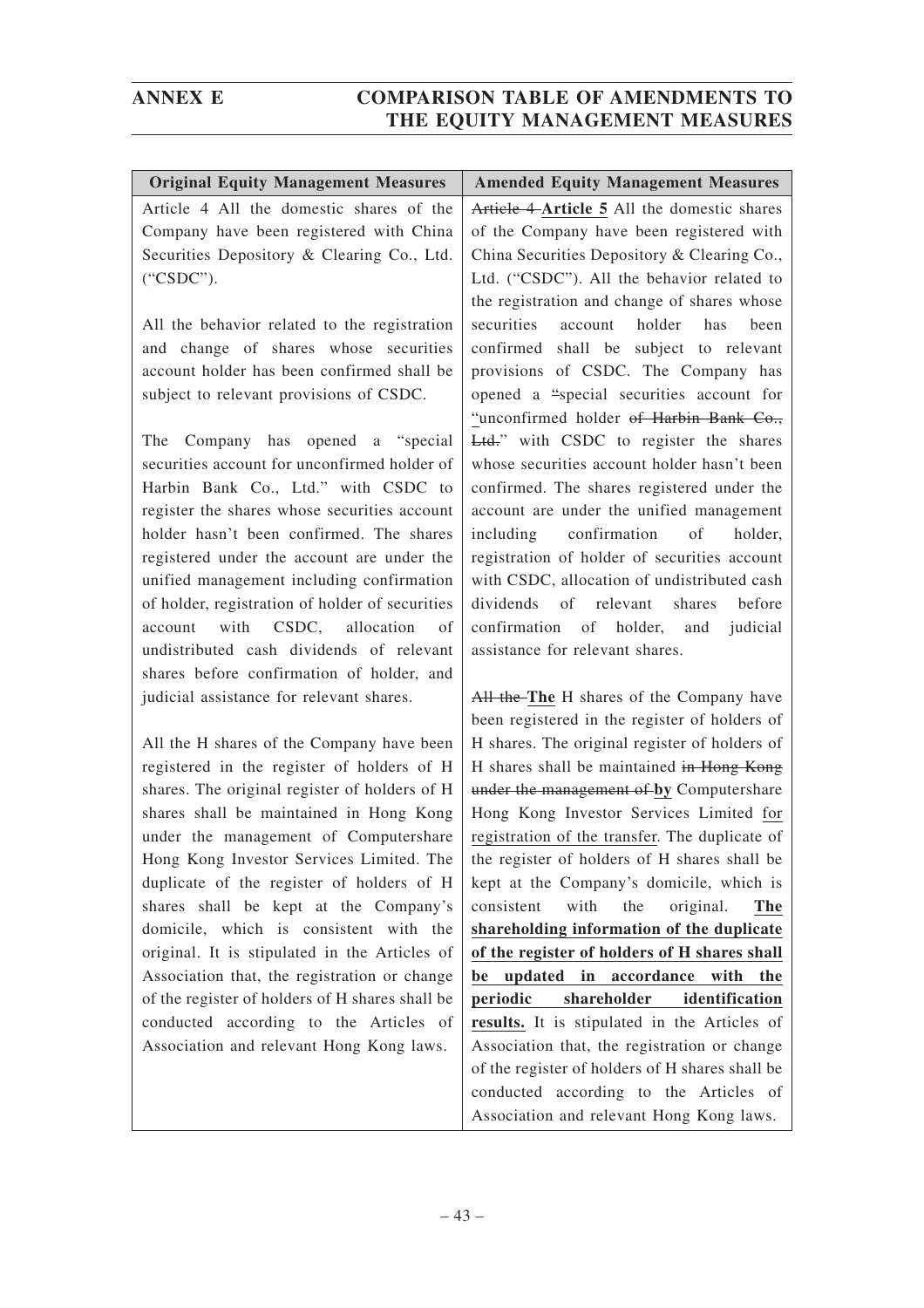| Original Equity Management Measures | Amended Equity Management Measures |
|---|---|
| Article 4 All the domestic shares of the Company have been registered with China Securities Depository & Clearing Co., Ltd. ("CSDC").<br><br>All the behavior related to the registration and change of shares whose securities account holder has been confirmed shall be subject to relevant provisions of CSDC.<br><br>The Company has opened a "special securities account for unconfirmed holder of Harbin Bank Co., Ltd." with CSDC to register the shares whose securities account holder hasn't been confirmed. The shares registered under the account are under the unified management including confirmation of holder, registration of holder of securities account with CSDC, allocation of undistributed cash dividends of relevant shares before confirmation of holder, and judicial assistance for relevant shares.<br><br>All the H shares of the Company have been registered in the register of holders of H shares. The original register of holders of H shares shall be maintained in Hong Kong under the management of Computershare Hong Kong Investor Services Limited. The duplicate of the register of holders of H shares shall be kept at the Company's domicile, which is consistent with the original. It is stipulated in the Articles of Association that, the registration or change of the register of holders of H shares shall be conducted according to the Articles of Association and relevant Hong Kong laws. | ~~Article 4~~ **Article 5** All the domestic shares of the Company have been registered with China Securities Depository & Clearing Co., Ltd. ("CSDC"). All the behavior related to the registration and change of shares whose securities account holder has been confirmed shall be subject to relevant provisions of CSDC. The Company has opened a ~~"~~special securities account for "unconfirmed holder ~~of Harbin Bank Co., Ltd.~~" with CSDC to register the shares whose securities account holder hasn't been confirmed. The shares registered under the account are under the unified management including confirmation of holder, registration of holder of securities account with CSDC, allocation of undistributed cash dividends of relevant shares before confirmation of holder, and judicial assistance for relevant shares.<br><br>~~All the~~ **The** H shares of the Company have been registered in the register of holders of H shares. The original register of holders of H shares shall be maintained ~~in Hong Kong under the management of~~ **by** Computershare Hong Kong Investor Services Limited <u>for registration of the transfer</u>. The duplicate of the register of holders of H shares shall be kept at the Company's domicile, which is consistent with the original. <u>**The shareholding information of the duplicate of the register of holders of H shares shall be updated in accordance with the periodic shareholder identification results.**</u> It is stipulated in the Articles of Association that, the registration or change of the register of holders of H shares shall be conducted according to the Articles of Association and relevant Hong Kong laws. |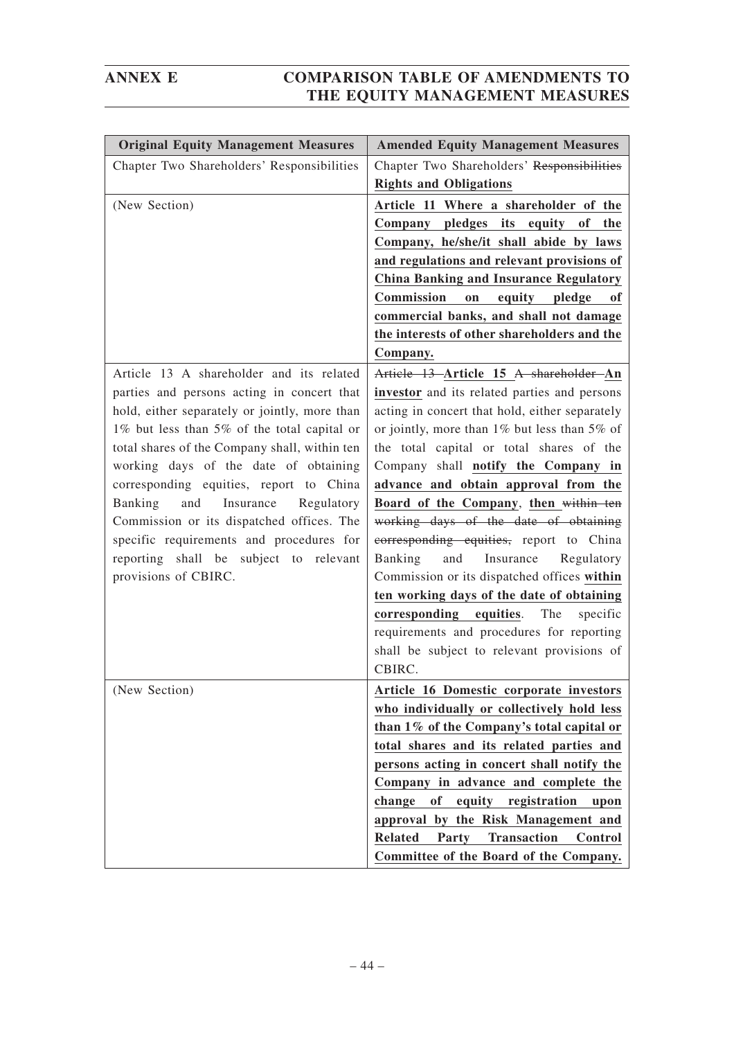| Original Equity Management Measures | Amended Equity Management Measures |
|---|---|
| Chapter Two Shareholders' Responsibilities | Chapter Two Shareholders' ~~Responsibilities~~ **Rights and Obligations** |
| (New Section) | **Article 11 Where a shareholder of the Company pledges its equity of the Company, he/she/it shall abide by laws and regulations and relevant provisions of China Banking and Insurance Regulatory Commission on equity pledge of commercial banks, and shall not damage the interests of other shareholders and the Company.** |
| Article 13 A shareholder and its related parties and persons acting in concert that hold, either separately or jointly, more than 1% but less than 5% of the total capital or total shares of the Company shall, within ten working days of the date of obtaining corresponding equities, report to China Banking and Insurance Regulatory Commission or its dispatched offices. The specific requirements and procedures for reporting shall be subject to relevant provisions of CBIRC. | ~~Article 13~~ **Article 15** ~~A shareholder~~ **An investor** and its related parties and persons acting in concert that hold, either separately or jointly, more than 1% but less than 5% of the total capital or total shares of the Company shall **notify the Company in advance and obtain approval from the Board of the Company**, **then** ~~within ten working days of the date of obtaining corresponding equities,~~ report to China Banking and Insurance Regulatory Commission or its dispatched offices **within ten working days of the date of obtaining corresponding equities**. The specific requirements and procedures for reporting shall be subject to relevant provisions of CBIRC. |
| (New Section) | **Article 16 Domestic corporate investors who individually or collectively hold less than 1% of the Company's total capital or total shares and its related parties and persons acting in concert shall notify the Company in advance and complete the change of equity registration upon approval by the Risk Management and Related Party Transaction Control Committee of the Board of the Company.** |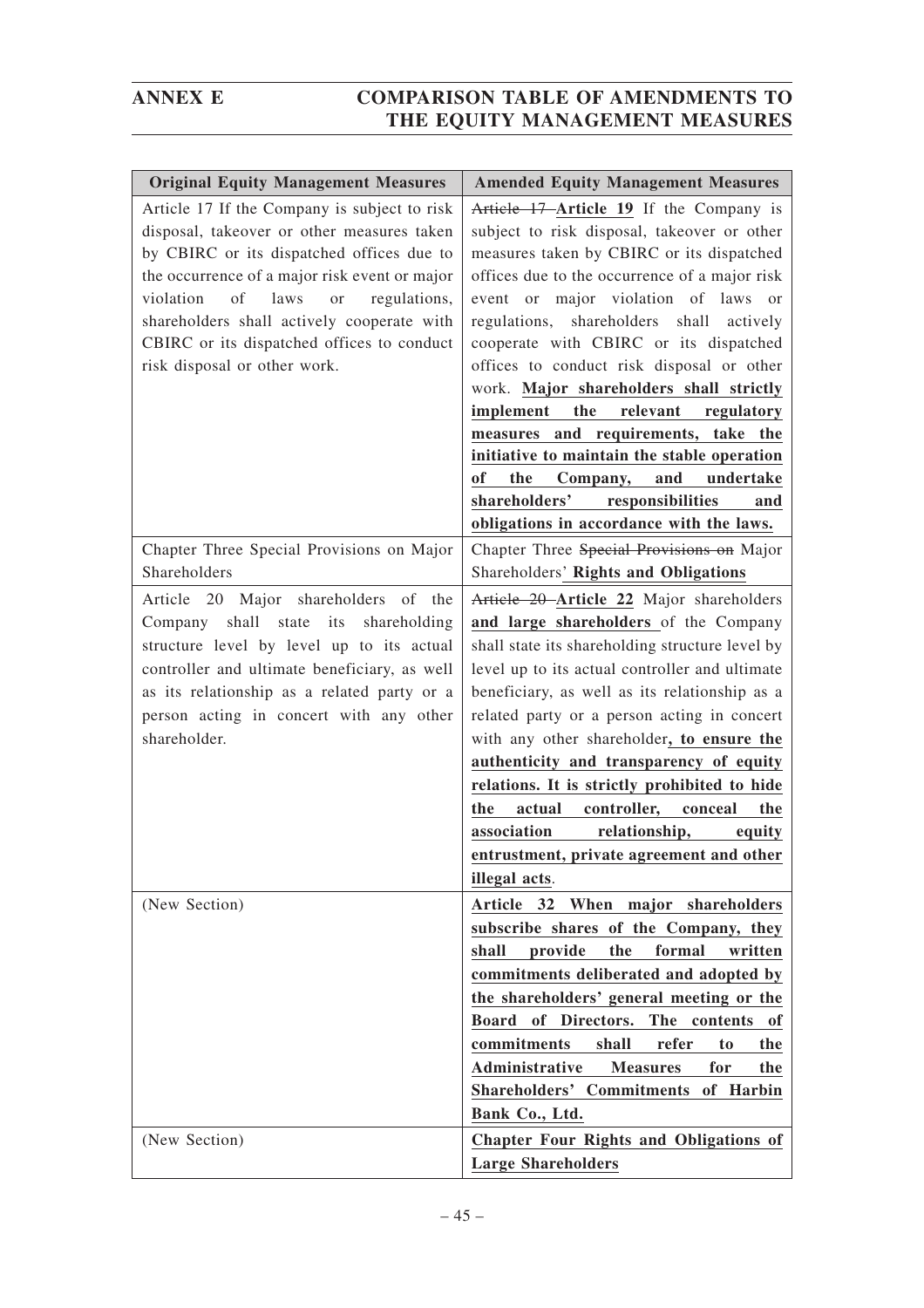## ANNEX E COMPARISON TABLE OF AMENDMENTS TO THE EQUITY MANAGEMENT MEASURES

| Original Equity Management Measures | Amended Equity Management Measures |
|---|---|
| Article 17 If the Company is subject to risk disposal, takeover or other measures taken by CBIRC or its dispatched offices due to the occurrence of a major risk event or major violation of laws or regulations, shareholders shall actively cooperate with CBIRC or its dispatched offices to conduct risk disposal or other work. | ~~Article 17~~ **Article 19** If the Company is subject to risk disposal, takeover or other measures taken by CBIRC or its dispatched offices due to the occurrence of a major risk event or major violation of laws or regulations, shareholders shall actively cooperate with CBIRC or its dispatched offices to conduct risk disposal or other work. **Major shareholders shall strictly implement the relevant regulatory measures and requirements, take the initiative to maintain the stable operation of the Company, and undertake shareholders' responsibilities and obligations in accordance with the laws.** |
| Chapter Three Special Provisions on Major Shareholders | Chapter Three ~~Special Provisions on~~ Major Shareholders' **Rights and Obligations** |
| Article 20 Major shareholders of the Company shall state its shareholding structure level by level up to its actual controller and ultimate beneficiary, as well as its relationship as a related party or a person acting in concert with any other shareholder. | ~~Article 20~~ **Article 22** Major shareholders **and large shareholders** of the Company shall state its shareholding structure level by level up to its actual controller and ultimate beneficiary, as well as its relationship as a related party or a person acting in concert with any other shareholder**, to ensure the authenticity and transparency of equity relations. It is strictly prohibited to hide the actual controller, conceal the association relationship, equity entrustment, private agreement and other illegal acts**. |
| (New Section) | **Article 32 When major shareholders subscribe shares of the Company, they shall provide the formal written commitments deliberated and adopted by the shareholders' general meeting or the Board of Directors. The contents of commitments shall refer to the Administrative Measures for the Shareholders' Commitments of Harbin Bank Co., Ltd.** |
| (New Section) | **Chapter Four Rights and Obligations of Large Shareholders** |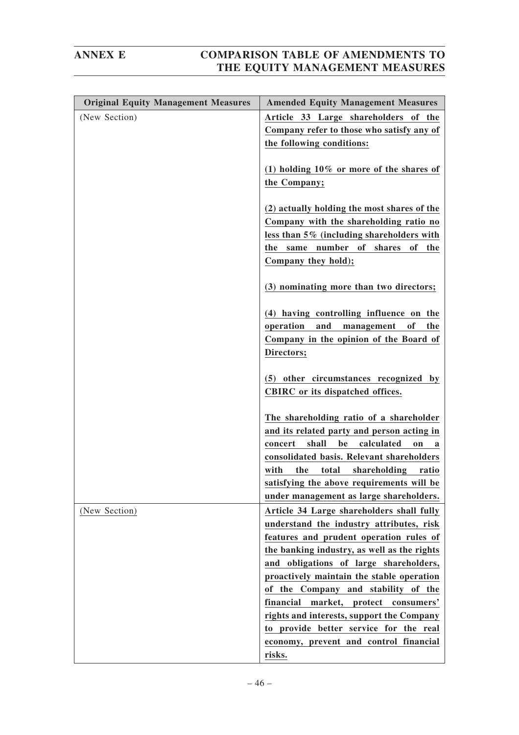| Original Equity Management Measures | Amended Equity Management Measures |
|---|---|
| (New Section) | **Article 33 Large shareholders of the Company refer to those who satisfy any of the following conditions:**<br><br>**(1) holding 10% or more of the shares of the Company;**<br><br>**(2) actually holding the most shares of the Company with the shareholding ratio no less than 5% (including shareholders with the same number of shares of the Company they hold);**<br><br>**(3) nominating more than two directors;**<br><br>**(4) having controlling influence on the operation and management of the Company in the opinion of the Board of Directors;**<br><br>**(5) other circumstances recognized by CBIRC or its dispatched offices.**<br><br>**The shareholding ratio of a shareholder and its related party and person acting in concert shall be calculated on a consolidated basis. Relevant shareholders with the total shareholding ratio satisfying the above requirements will be under management as large shareholders.** |
| (New Section) | **Article 34 Large shareholders shall fully understand the industry attributes, risk features and prudent operation rules of the banking industry, as well as the rights and obligations of large shareholders, proactively maintain the stable operation of the Company and stability of the financial market, protect consumers' rights and interests, support the Company to provide better service for the real economy, prevent and control financial risks.** |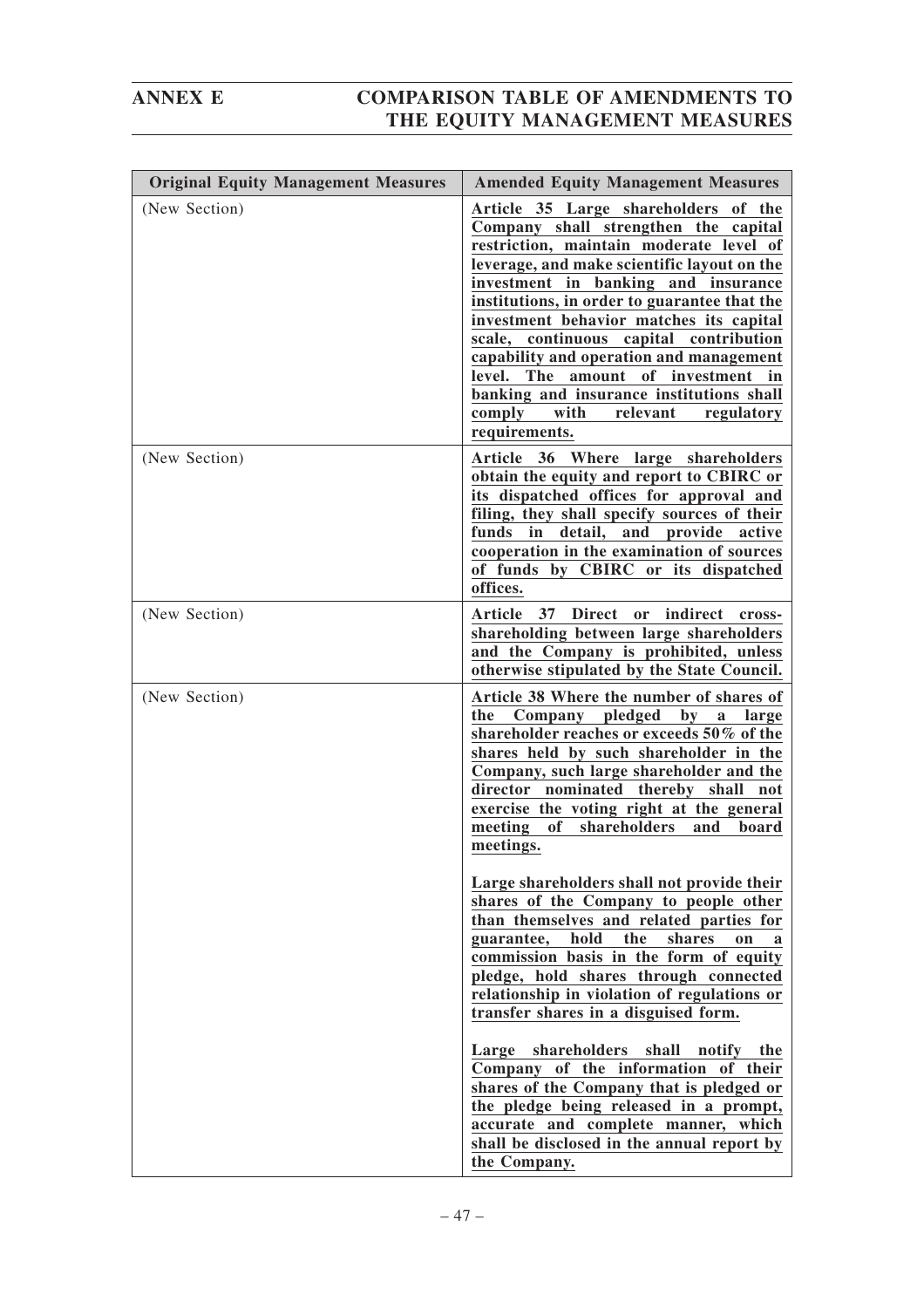| Original Equity Management Measures | Amended Equity Management Measures |
|---|---|
| (New Section) | **Article 35 Large shareholders of the Company shall strengthen the capital restriction, maintain moderate level of leverage, and make scientific layout on the investment in banking and insurance institutions, in order to guarantee that the investment behavior matches its capital scale, continuous capital contribution capability and operation and management level. The amount of investment in banking and insurance institutions shall comply with relevant regulatory requirements.** |
| (New Section) | **Article 36 Where large shareholders obtain the equity and report to CBIRC or its dispatched offices for approval and filing, they shall specify sources of their funds in detail, and provide active cooperation in the examination of sources of funds by CBIRC or its dispatched offices.** |
| (New Section) | **Article 37 Direct or indirect cross-shareholding between large shareholders and the Company is prohibited, unless otherwise stipulated by the State Council.** |
| (New Section) | **Article 38 Where the number of shares of the Company pledged by a large shareholder reaches or exceeds 50% of the shares held by such shareholder in the Company, such large shareholder and the director nominated thereby shall not exercise the voting right at the general meeting of shareholders and board meetings.**<br><br>**Large shareholders shall not provide their shares of the Company to people other than themselves and related parties for guarantee, hold the shares on a commission basis in the form of equity pledge, hold shares through connected relationship in violation of regulations or transfer shares in a disguised form.**<br><br>**Large shareholders shall notify the Company of the information of their shares of the Company that is pledged or the pledge being released in a prompt, accurate and complete manner, which shall be disclosed in the annual report by the Company.** |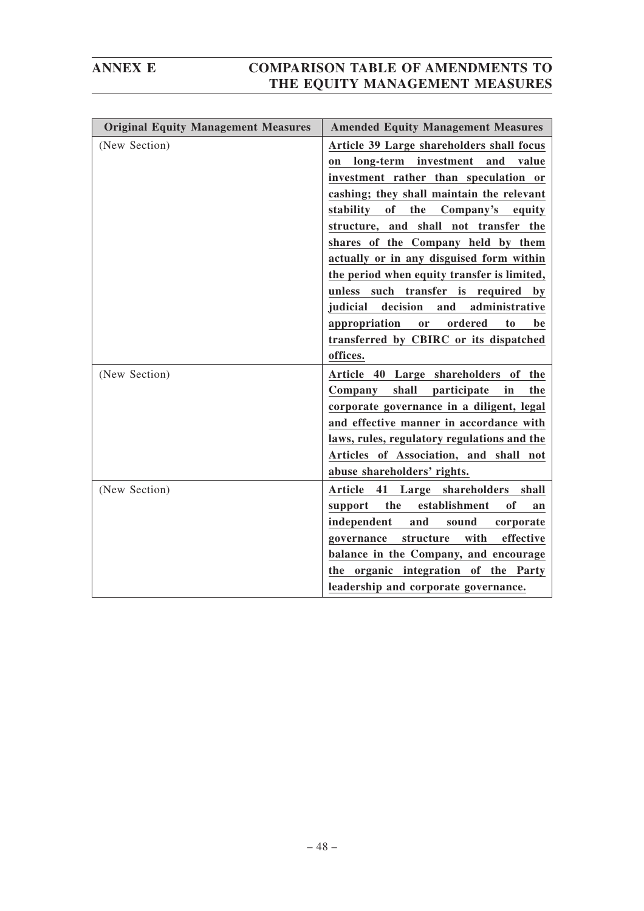| Original Equity Management Measures | Amended Equity Management Measures |
| --- | --- |
| (New Section) | **Article 39 Large shareholders shall focus on long-term investment and value investment rather than speculation or cashing; they shall maintain the relevant stability of the Company's equity structure, and shall not transfer the shares of the Company held by them actually or in any disguised form within the period when equity transfer is limited, unless such transfer is required by judicial decision and administrative appropriation or ordered to be transferred by CBIRC or its dispatched offices.** |
| (New Section) | **Article 40 Large shareholders of the Company shall participate in the corporate governance in a diligent, legal and effective manner in accordance with laws, rules, regulatory regulations and the Articles of Association, and shall not abuse shareholders' rights.** |
| (New Section) | **Article 41 Large shareholders shall support the establishment of an independent and sound corporate governance structure with effective balance in the Company, and encourage the organic integration of the Party leadership and corporate governance.** |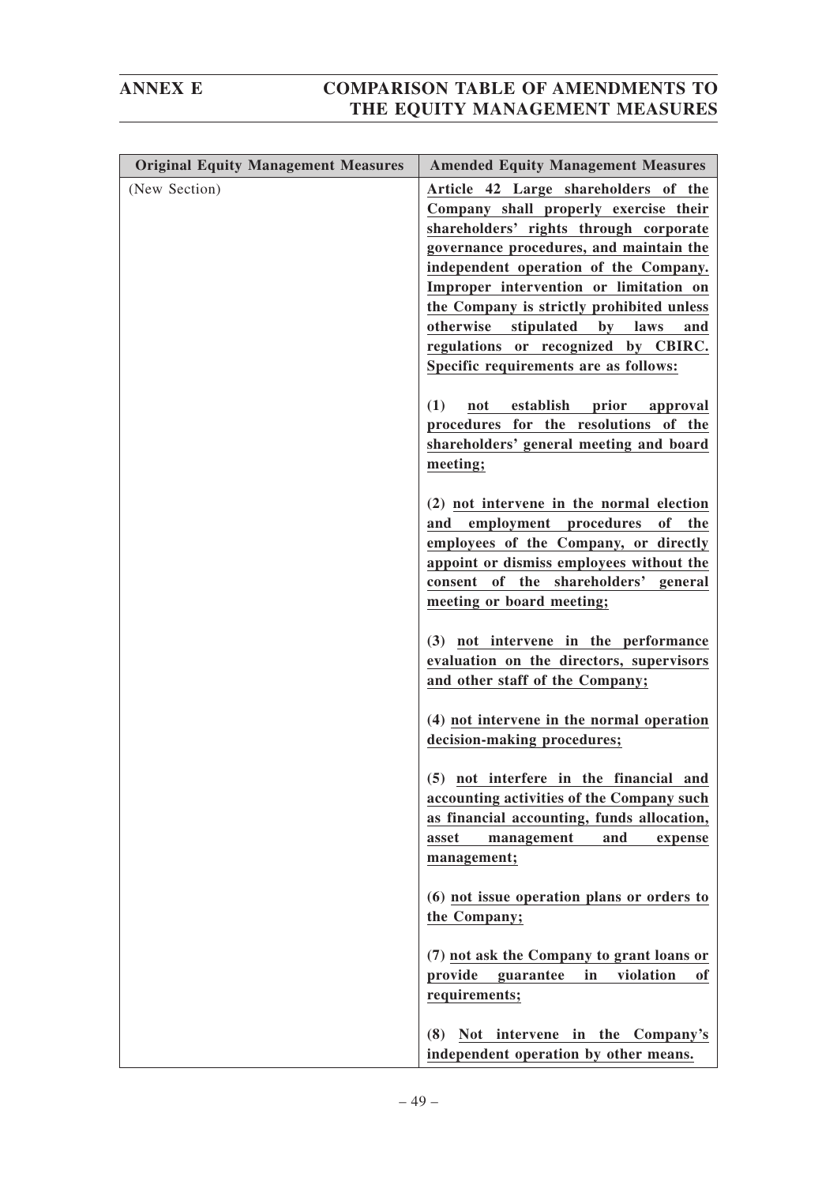| Original Equity Management Measures | Amended Equity Management Measures |
|---|---|
| (New Section) | **Article 42 Large shareholders of the Company shall properly exercise their shareholders' rights through corporate governance procedures, and maintain the independent operation of the Company. Improper intervention or limitation on the Company is strictly prohibited unless otherwise stipulated by laws and regulations or recognized by CBIRC. Specific requirements are as follows:**<br><br>**(1) not establish prior approval procedures for the resolutions of the shareholders' general meeting and board meeting;**<br><br>**(2) not intervene in the normal election and employment procedures of the employees of the Company, or directly appoint or dismiss employees without the consent of the shareholders' general meeting or board meeting;**<br><br>**(3) not intervene in the performance evaluation on the directors, supervisors and other staff of the Company;**<br><br>**(4) not intervene in the normal operation decision-making procedures;**<br><br>**(5) not interfere in the financial and accounting activities of the Company such as financial accounting, funds allocation, asset management and expense management;**<br><br>**(6) not issue operation plans or orders to the Company;**<br><br>**(7) not ask the Company to grant loans or provide guarantee in violation of requirements;**<br><br>**(8) Not intervene in the Company's independent operation by other means.** |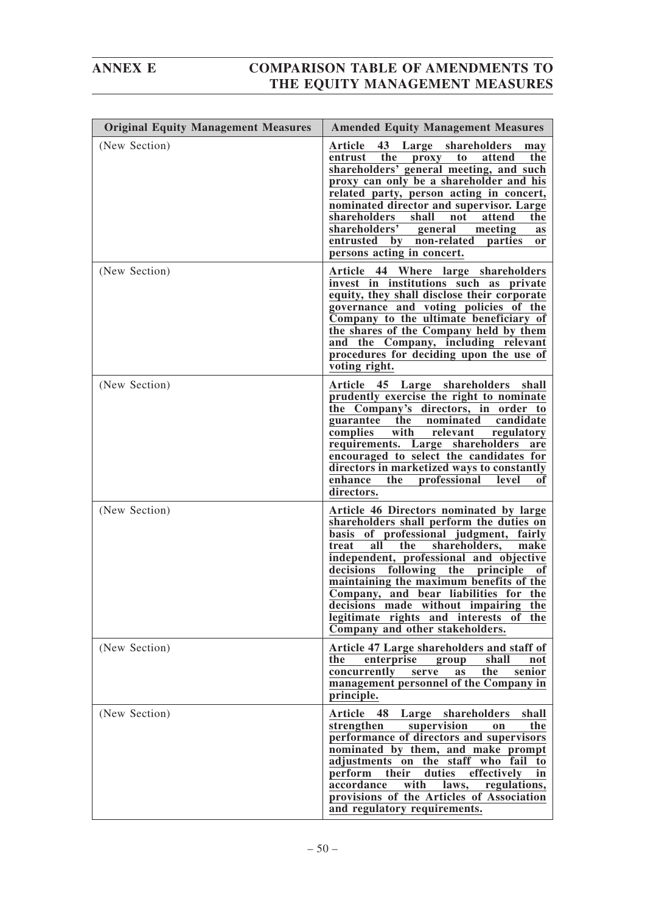| Original Equity Management Measures | Amended Equity Management Measures |
|---|---|
| (New Section) | **Article 43 Large shareholders may entrust the proxy to attend the shareholders' general meeting, and such proxy can only be a shareholder and his related party, person acting in concert, nominated director and supervisor. Large shareholders shall not attend the shareholders' general meeting as entrusted by non-related parties or persons acting in concert.** |
| (New Section) | **Article 44 Where large shareholders invest in institutions such as private equity, they shall disclose their corporate governance and voting policies of the Company to the ultimate beneficiary of the shares of the Company held by them and the Company, including relevant procedures for deciding upon the use of voting right.** |
| (New Section) | **Article 45 Large shareholders shall prudently exercise the right to nominate the Company's directors, in order to guarantee the nominated candidate complies with relevant regulatory requirements. Large shareholders are encouraged to select the candidates for directors in marketized ways to constantly enhance the professional level of directors.** |
| (New Section) | **Article 46 Directors nominated by large shareholders shall perform the duties on basis of professional judgment, fairly treat all the shareholders, make independent, professional and objective decisions following the principle of maintaining the maximum benefits of the Company, and bear liabilities for the decisions made without impairing the legitimate rights and interests of the Company and other stakeholders.** |
| (New Section) | **Article 47 Large shareholders and staff of the enterprise group shall not concurrently serve as the senior management personnel of the Company in principle.** |
| (New Section) | **Article 48 Large shareholders shall strengthen supervision on the performance of directors and supervisors nominated by them, and make prompt adjustments on the staff who fail to perform their duties effectively in accordance with laws, regulations, provisions of the Articles of Association and regulatory requirements.** |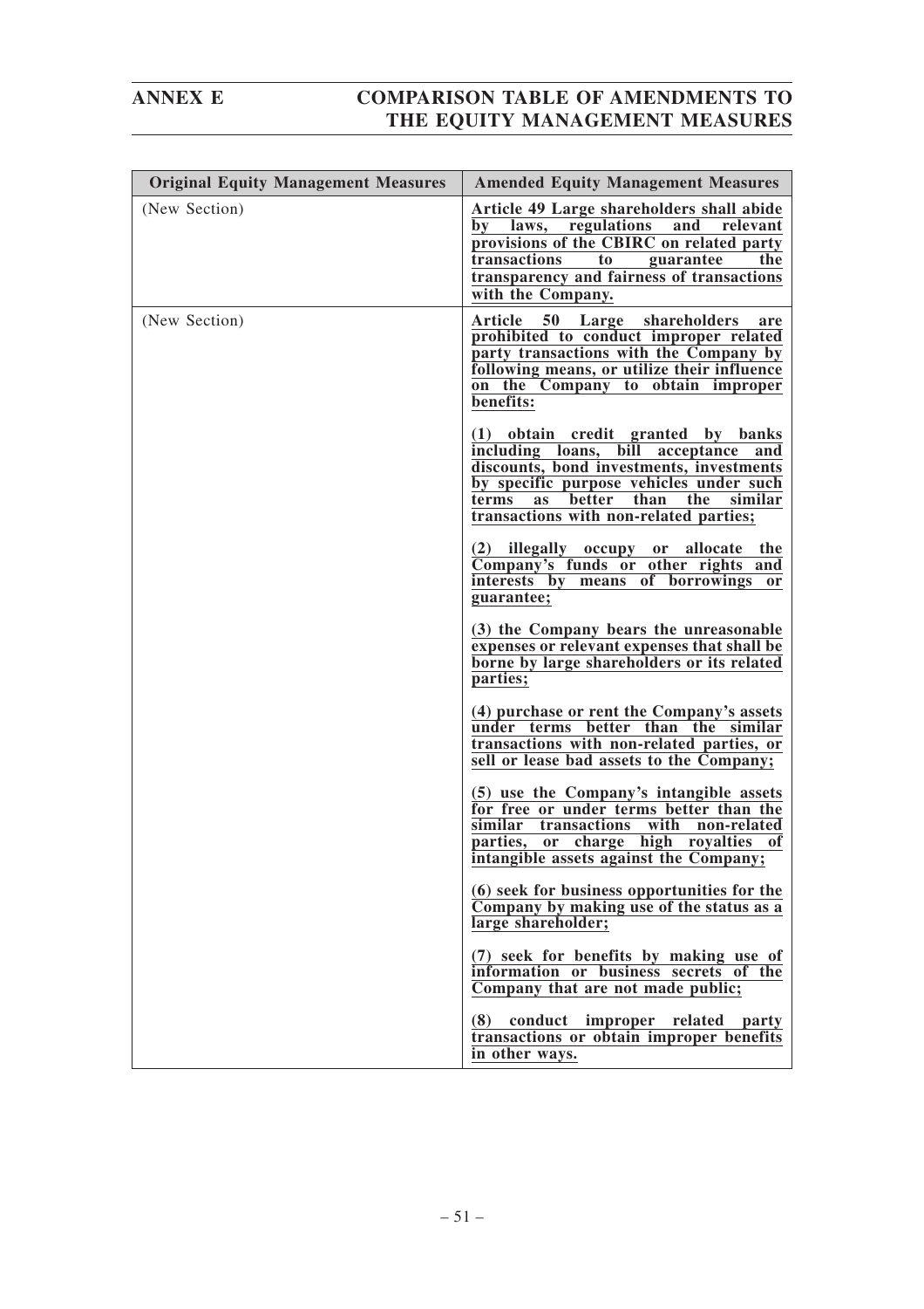| Original Equity Management Measures | Amended Equity Management Measures |
|---|---|
| (New Section) | **Article 49 Large shareholders shall abide by laws, regulations and relevant provisions of the CBIRC on related party transactions to guarantee the transparency and fairness of transactions with the Company.** |
| (New Section) | **Article 50 Large shareholders are prohibited to conduct improper related party transactions with the Company by following means, or utilize their influence on the Company to obtain improper benefits:**<br><br>**(1) obtain credit granted by banks including loans, bill acceptance and discounts, bond investments, investments by specific purpose vehicles under such terms as better than the similar transactions with non-related parties;**<br><br>**(2) illegally occupy or allocate the Company's funds or other rights and interests by means of borrowings or guarantee;**<br><br>**(3) the Company bears the unreasonable expenses or relevant expenses that shall be borne by large shareholders or its related parties;**<br><br>**(4) purchase or rent the Company's assets under terms better than the similar transactions with non-related parties, or sell or lease bad assets to the Company;**<br><br>**(5) use the Company's intangible assets for free or under terms better than the similar transactions with non-related parties, or charge high royalties of intangible assets against the Company;**<br><br>**(6) seek for business opportunities for the Company by making use of the status as a large shareholder;**<br><br>**(7) seek for benefits by making use of information or business secrets of the Company that are not made public;**<br><br>**(8) conduct improper related party transactions or obtain improper benefits in other ways.** |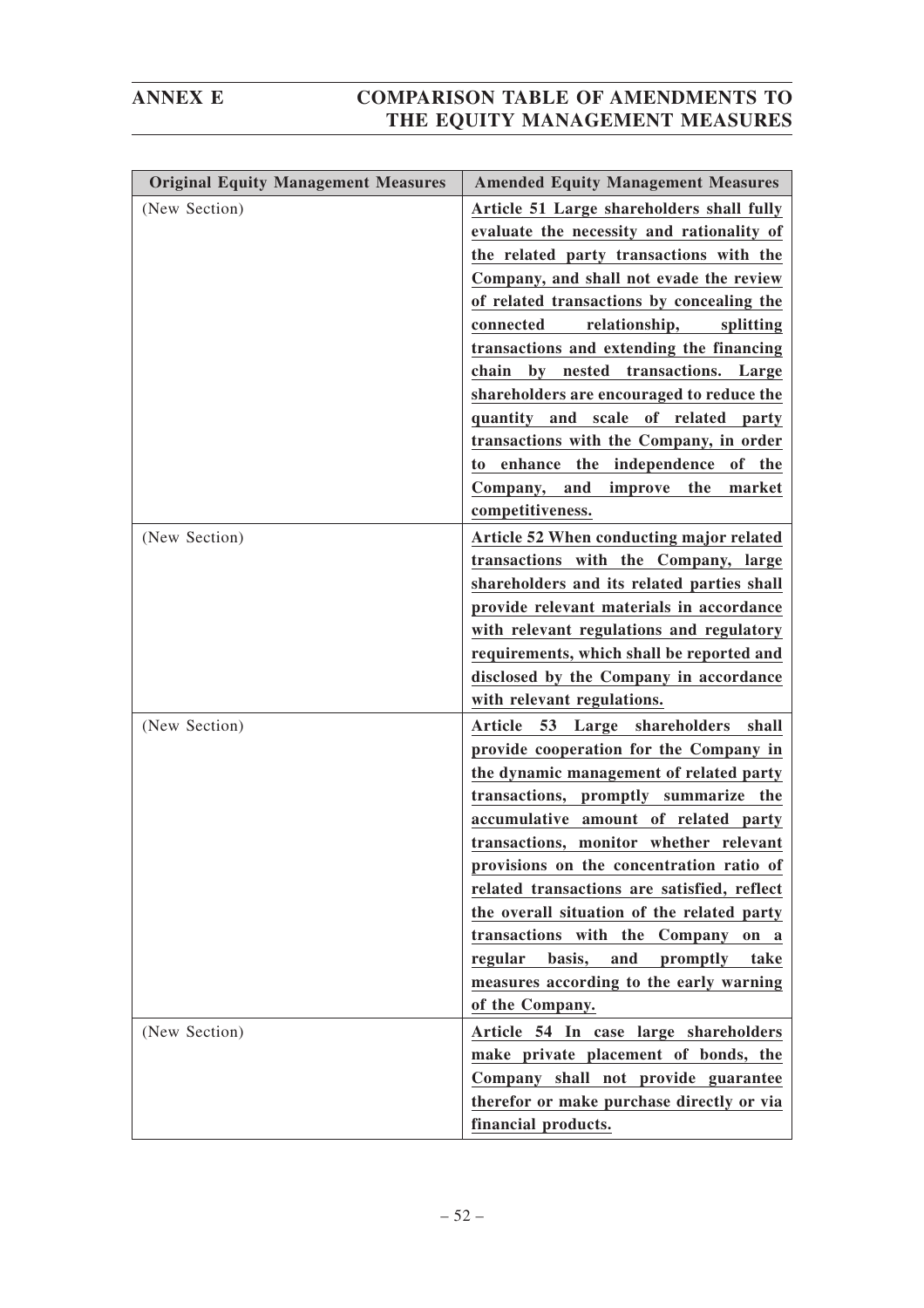| Original Equity Management Measures | Amended Equity Management Measures |
|---|---|
| (New Section) | **Article 51 Large shareholders shall fully evaluate the necessity and rationality of the related party transactions with the Company, and shall not evade the review of related transactions by concealing the connected relationship, splitting transactions and extending the financing chain by nested transactions. Large shareholders are encouraged to reduce the quantity and scale of related party transactions with the Company, in order to enhance the independence of the Company, and improve the market competitiveness.** |
| (New Section) | **Article 52 When conducting major related transactions with the Company, large shareholders and its related parties shall provide relevant materials in accordance with relevant regulations and regulatory requirements, which shall be reported and disclosed by the Company in accordance with relevant regulations.** |
| (New Section) | **Article 53 Large shareholders shall provide cooperation for the Company in the dynamic management of related party transactions, promptly summarize the accumulative amount of related party transactions, monitor whether relevant provisions on the concentration ratio of related transactions are satisfied, reflect the overall situation of the related party transactions with the Company on a regular basis, and promptly take measures according to the early warning of the Company.** |
| (New Section) | **Article 54 In case large shareholders make private placement of bonds, the Company shall not provide guarantee therefor or make purchase directly or via financial products.** |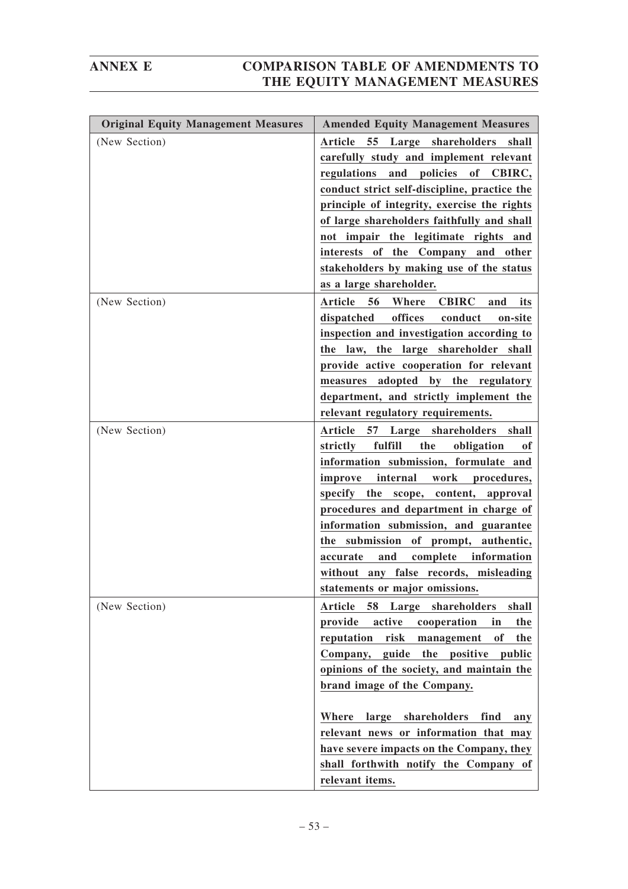| Original Equity Management Measures | Amended Equity Management Measures |
|---|---|
| (New Section) | **Article 55 Large shareholders shall carefully study and implement relevant regulations and policies of CBIRC, conduct strict self-discipline, practice the principle of integrity, exercise the rights of large shareholders faithfully and shall not impair the legitimate rights and interests of the Company and other stakeholders by making use of the status as a large shareholder.** |
| (New Section) | **Article 56 Where CBIRC and its dispatched offices conduct on-site inspection and investigation according to the law, the large shareholder shall provide active cooperation for relevant measures adopted by the regulatory department, and strictly implement the relevant regulatory requirements.** |
| (New Section) | **Article 57 Large shareholders shall strictly fulfill the obligation of information submission, formulate and improve internal work procedures, specify the scope, content, approval procedures and department in charge of information submission, and guarantee the submission of prompt, authentic, accurate and complete information without any false records, misleading statements or major omissions.** |
| (New Section) | **Article 58 Large shareholders shall provide active cooperation in the reputation risk management of the Company, guide the positive public opinions of the society, and maintain the brand image of the Company.**<br><br>**Where large shareholders find any relevant news or information that may have severe impacts on the Company, they shall forthwith notify the Company of relevant items.** |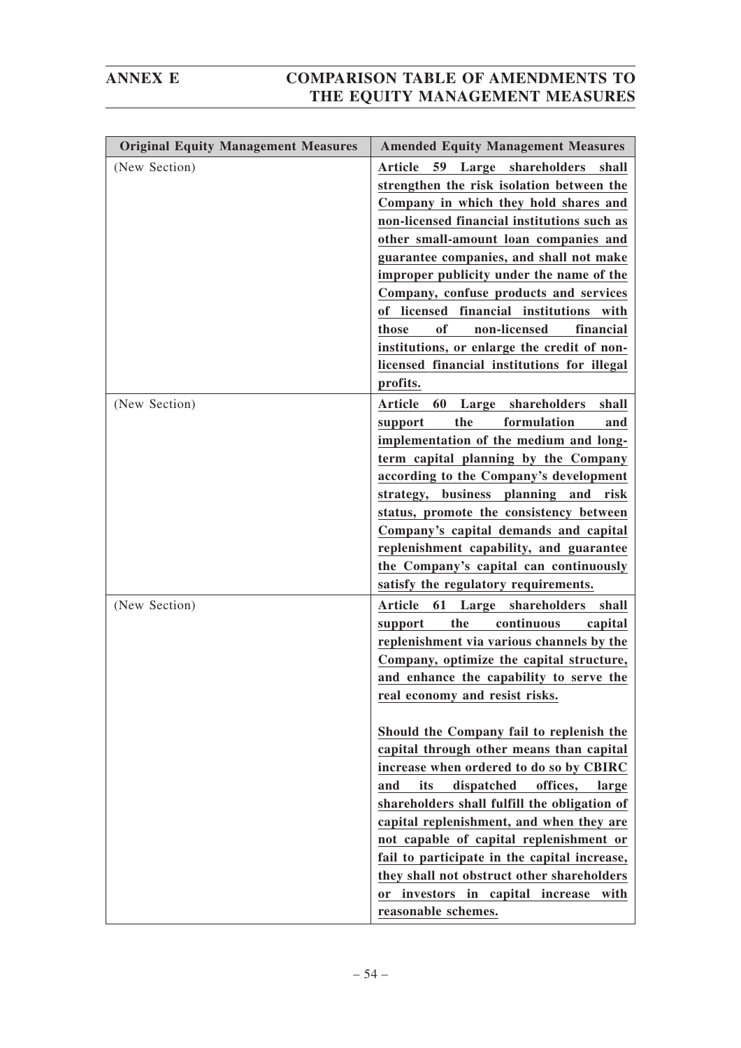| Original Equity Management Measures | Amended Equity Management Measures |
|---|---|
| (New Section) | **Article 59 Large shareholders shall strengthen the risk isolation between the Company in which they hold shares and non-licensed financial institutions such as other small-amount loan companies and guarantee companies, and shall not make improper publicity under the name of the Company, confuse products and services of licensed financial institutions with those of non-licensed financial institutions, or enlarge the credit of non-licensed financial institutions for illegal profits.** |
| (New Section) | **Article 60 Large shareholders shall support the formulation and implementation of the medium and long-term capital planning by the Company according to the Company's development strategy, business planning and risk status, promote the consistency between Company's capital demands and capital replenishment capability, and guarantee the Company's capital can continuously satisfy the regulatory requirements.** |
| (New Section) | **Article 61 Large shareholders shall support the continuous capital replenishment via various channels by the Company, optimize the capital structure, and enhance the capability to serve the real economy and resist risks.**<br><br>**Should the Company fail to replenish the capital through other means than capital increase when ordered to do so by CBIRC and its dispatched offices, large shareholders shall fulfill the obligation of capital replenishment, and when they are not capable of capital replenishment or fail to participate in the capital increase, they shall not obstruct other shareholders or investors in capital increase with reasonable schemes.** |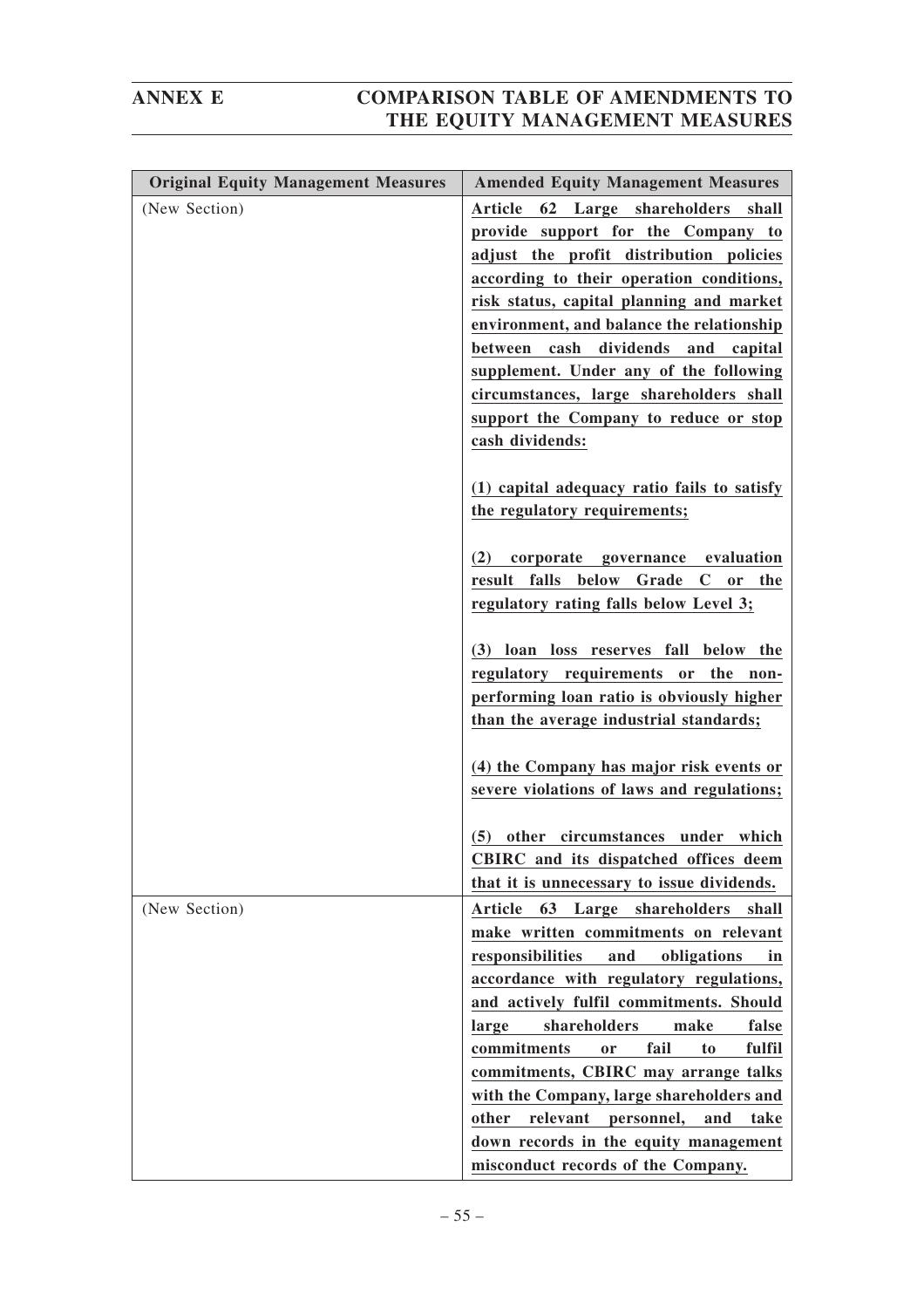| Original Equity Management Measures | Amended Equity Management Measures |
|---|---|
| (New Section) | **Article 62 Large shareholders shall provide support for the Company to adjust the profit distribution policies according to their operation conditions, risk status, capital planning and market environment, and balance the relationship between cash dividends and capital supplement. Under any of the following circumstances, large shareholders shall support the Company to reduce or stop cash dividends:**<br><br>**(1) capital adequacy ratio fails to satisfy the regulatory requirements;**<br><br>**(2) corporate governance evaluation result falls below Grade C or the regulatory rating falls below Level 3;**<br><br>**(3) loan loss reserves fall below the regulatory requirements or the non-performing loan ratio is obviously higher than the average industrial standards;**<br><br>**(4) the Company has major risk events or severe violations of laws and regulations;**<br><br>**(5) other circumstances under which CBIRC and its dispatched offices deem that it is unnecessary to issue dividends.** |
| (New Section) | **Article 63 Large shareholders shall make written commitments on relevant responsibilities and obligations in accordance with regulatory regulations, and actively fulfil commitments. Should large shareholders make false commitments or fail to fulfil commitments, CBIRC may arrange talks with the Company, large shareholders and other relevant personnel, and take down records in the equity management misconduct records of the Company.** |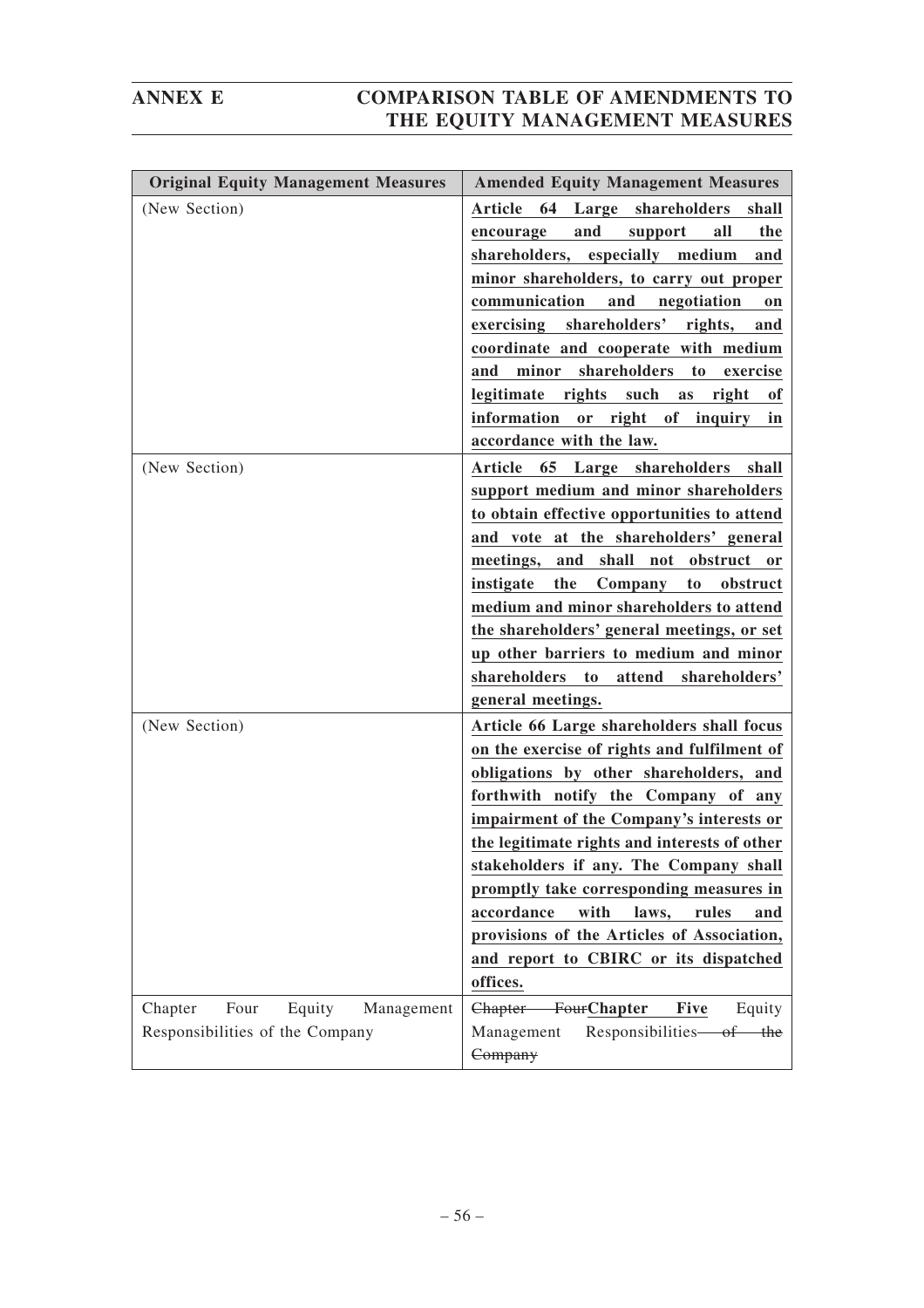| Original Equity Management Measures | Amended Equity Management Measures |
|---|---|
| (New Section) | **Article 64 Large shareholders shall encourage and support all the shareholders, especially medium and minor shareholders, to carry out proper communication and negotiation on exercising shareholders' rights, and coordinate and cooperate with medium and minor shareholders to exercise legitimate rights such as right of information or right of inquiry in accordance with the law.** |
| (New Section) | **Article 65 Large shareholders shall support medium and minor shareholders to obtain effective opportunities to attend and vote at the shareholders' general meetings, and shall not obstruct or instigate the Company to obstruct medium and minor shareholders to attend the shareholders' general meetings, or set up other barriers to medium and minor shareholders to attend shareholders' general meetings.** |
| (New Section) | **Article 66 Large shareholders shall focus on the exercise of rights and fulfilment of obligations by other shareholders, and forthwith notify the Company of any impairment of the Company's interests or the legitimate rights and interests of other stakeholders if any. The Company shall promptly take corresponding measures in accordance with laws, rules and provisions of the Articles of Association, and report to CBIRC or its dispatched offices.** |
| Chapter Four Equity Management Responsibilities of the Company | ~~Chapter Four~~**Chapter Five** Equity Management Responsibilities ~~of the Company~~ |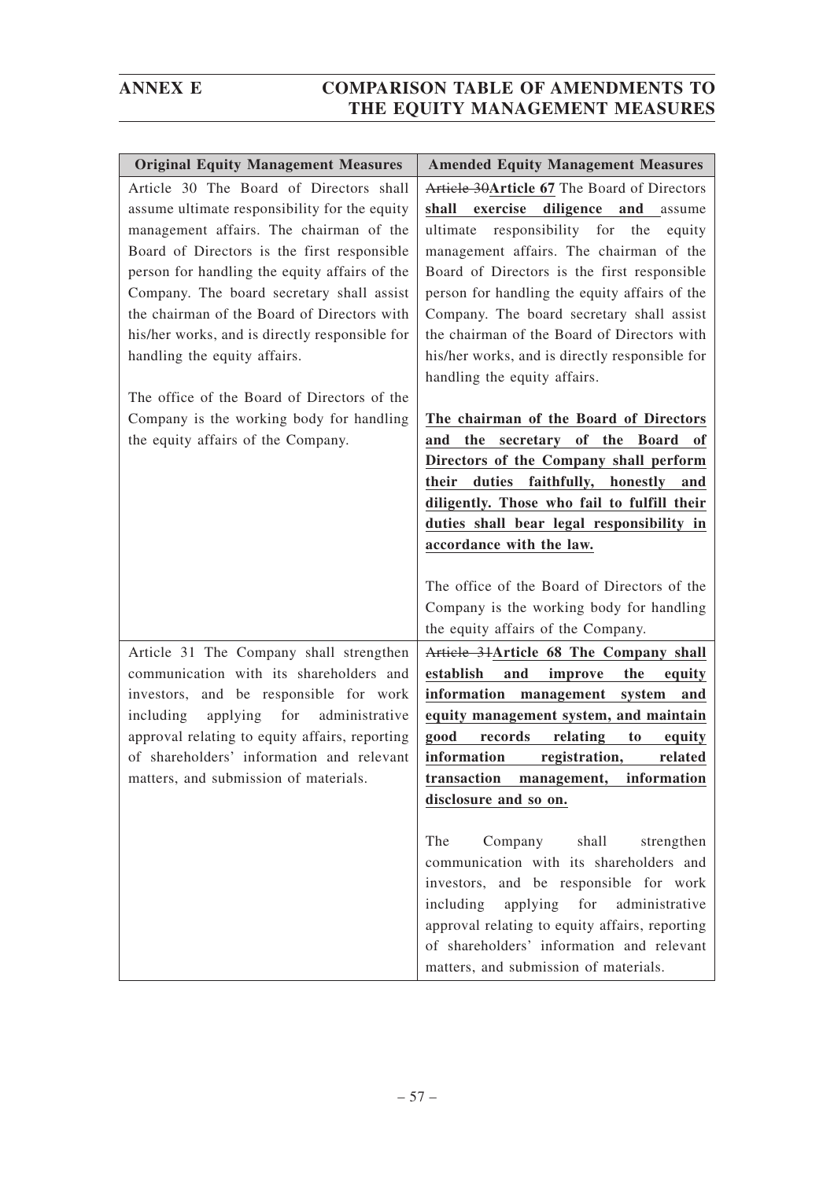| Original Equity Management Measures | Amended Equity Management Measures |
|---|---|
| Article 30 The Board of Directors shall assume ultimate responsibility for the equity management affairs. The chairman of the Board of Directors is the first responsible person for handling the equity affairs of the Company. The board secretary shall assist the chairman of the Board of Directors with his/her works, and is directly responsible for handling the equity affairs.<br><br>The office of the Board of Directors of the Company is the working body for handling the equity affairs of the Company. | ~~Article 30~~**Article 67** The Board of Directors **shall exercise diligence and** assume ultimate responsibility for the equity management affairs. The chairman of the Board of Directors is the first responsible person for handling the equity affairs of the Company. The board secretary shall assist the chairman of the Board of Directors with his/her works, and is directly responsible for handling the equity affairs.<br><br>**The chairman of the Board of Directors and the secretary of the Board of Directors of the Company shall perform their duties faithfully, honestly and diligently. Those who fail to fulfill their duties shall bear legal responsibility in accordance with the law.**<br><br>The office of the Board of Directors of the Company is the working body for handling the equity affairs of the Company. |
| Article 31 The Company shall strengthen communication with its shareholders and investors, and be responsible for work including applying for administrative approval relating to equity affairs, reporting of shareholders' information and relevant matters, and submission of materials. | ~~Article 31~~**Article 68 The Company shall establish and improve the equity information management system and equity management system, and maintain good records relating to equity information registration, related transaction management, information disclosure and so on.**<br><br>The Company shall strengthen communication with its shareholders and investors, and be responsible for work including applying for administrative approval relating to equity affairs, reporting of shareholders' information and relevant matters, and submission of materials. |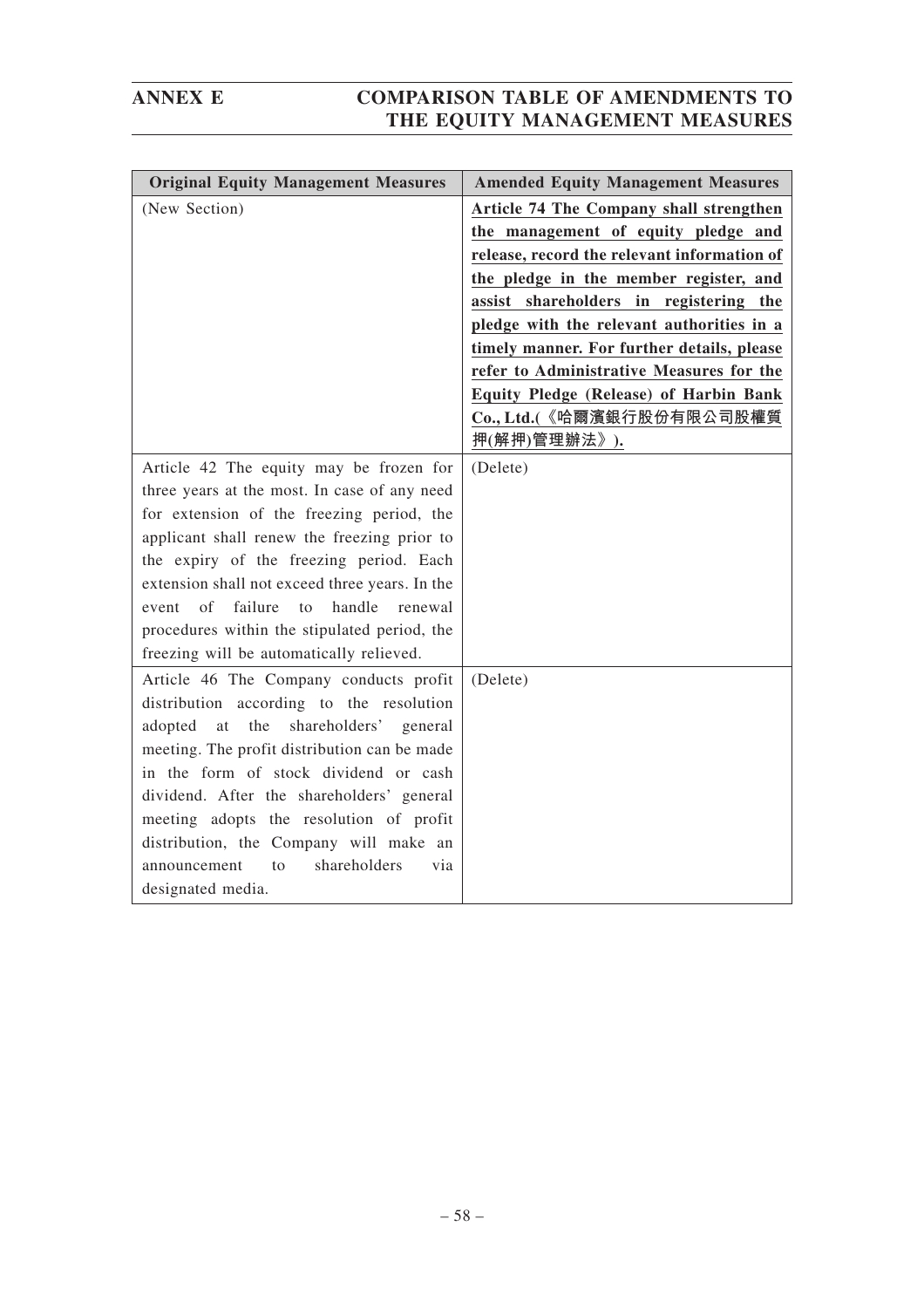| Original Equity Management Measures | Amended Equity Management Measures |
|---|---|
| (New Section) | **Article 74 The Company shall strengthen the management of equity pledge and release, record the relevant information of the pledge in the member register, and assist shareholders in registering the pledge with the relevant authorities in a timely manner. For further details, please refer to Administrative Measures for the Equity Pledge (Release) of Harbin Bank Co., Ltd.(《哈爾濱銀行股份有限公司股權質押(解押)管理辦法》).** |
| Article 42 The equity may be frozen for three years at the most. In case of any need for extension of the freezing period, the applicant shall renew the freezing prior to the expiry of the freezing period. Each extension shall not exceed three years. In the event of failure to handle renewal procedures within the stipulated period, the freezing will be automatically relieved. | (Delete) |
| Article 46 The Company conducts profit distribution according to the resolution adopted at the shareholders' general meeting. The profit distribution can be made in the form of stock dividend or cash dividend. After the shareholders' general meeting adopts the resolution of profit distribution, the Company will make an announcement to shareholders via designated media. | (Delete) |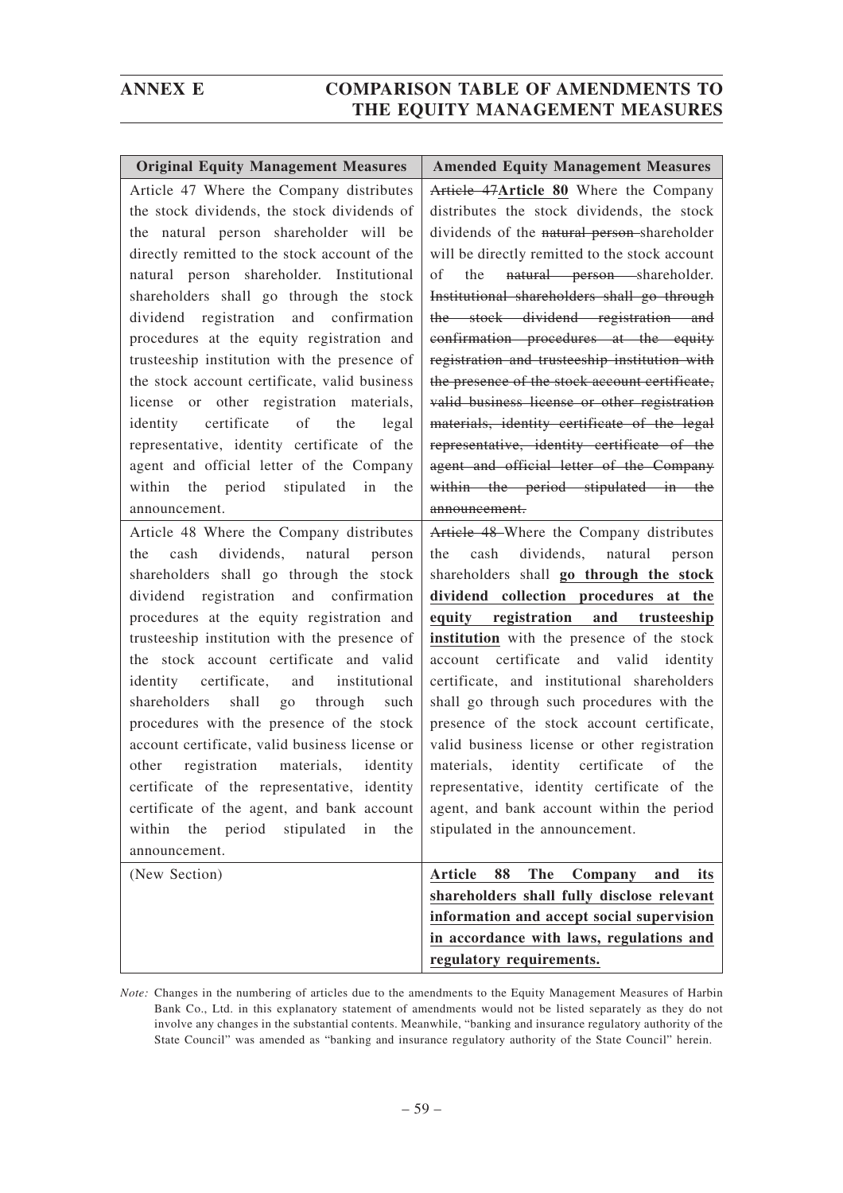| Original Equity Management Measures | Amended Equity Management Measures |
|---|---|
| Article 47 Where the Company distributes the stock dividends, the stock dividends of the natural person shareholder will be directly remitted to the stock account of the natural person shareholder. Institutional shareholders shall go through the stock dividend registration and confirmation procedures at the equity registration and trusteeship institution with the presence of the stock account certificate, valid business license or other registration materials, identity certificate of the legal representative, identity certificate of the agent and official letter of the Company within the period stipulated in the announcement. | ~~Article 47~~**Article 80** Where the Company distributes the stock dividends, the stock dividends of the ~~natural person~~ shareholder will be directly remitted to the stock account of the ~~natural person~~ shareholder. ~~Institutional shareholders shall go through the stock dividend registration and confirmation procedures at the equity registration and trusteeship institution with the presence of the stock account certificate, valid business license or other registration materials, identity certificate of the legal representative, identity certificate of the agent and official letter of the Company within the period stipulated in the announcement.~~ |
| Article 48 Where the Company distributes the cash dividends, natural person shareholders shall go through the stock dividend registration and confirmation procedures at the equity registration and trusteeship institution with the presence of the stock account certificate and valid identity certificate, and institutional shareholders shall go through such procedures with the presence of the stock account certificate, valid business license or other registration materials, identity certificate of the representative, identity certificate of the agent, and bank account within the period stipulated in the announcement. | ~~Article 48~~ Where the Company distributes the cash dividends, natural person shareholders shall **go through the stock dividend collection procedures at the equity registration and trusteeship institution** with the presence of the stock account certificate and valid identity certificate, and institutional shareholders shall go through such procedures with the presence of the stock account certificate, valid business license or other registration materials, identity certificate of the representative, identity certificate of the agent, and bank account within the period stipulated in the announcement. |
| (New Section) | **Article 88 The Company and its shareholders shall fully disclose relevant information and accept social supervision in accordance with laws, regulations and regulatory requirements.** |

*Note:* Changes in the numbering of articles due to the amendments to the Equity Management Measures of Harbin Bank Co., Ltd. in this explanatory statement of amendments would not be listed separately as they do not involve any changes in the substantial contents. Meanwhile, "banking and insurance regulatory authority of the State Council" was amended as "banking and insurance regulatory authority of the State Council" herein.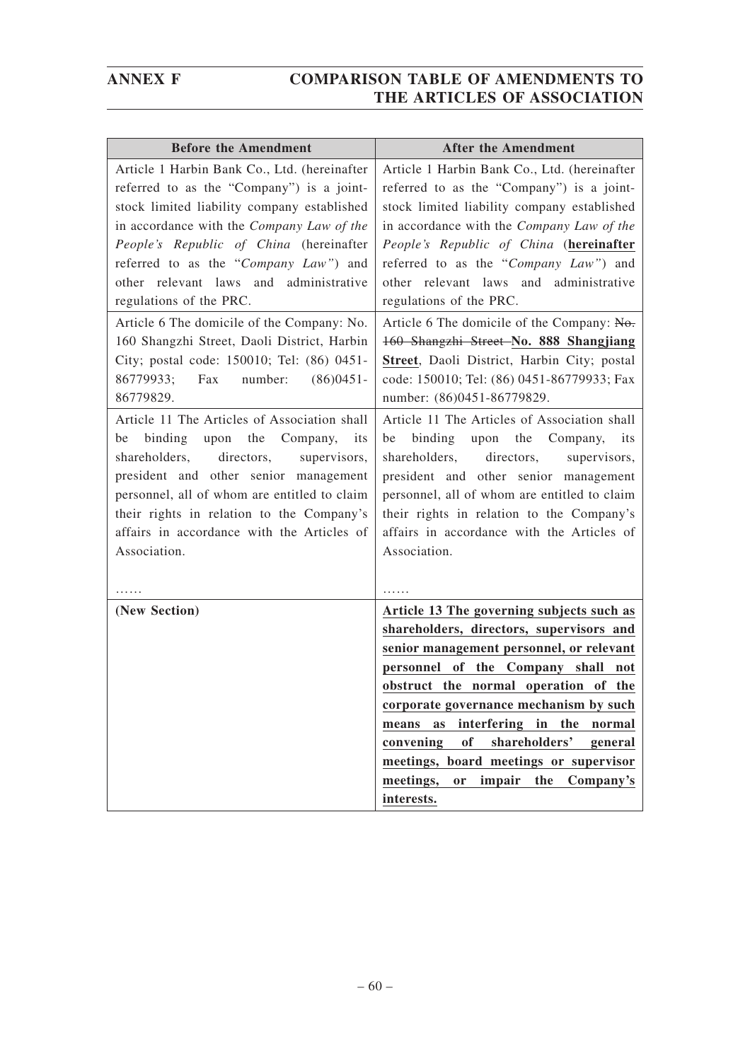| Before the Amendment | After the Amendment |
|---|---|
| Article 1 Harbin Bank Co., Ltd. (hereinafter referred to as the "Company") is a joint-stock limited liability company established in accordance with the *Company Law of the People's Republic of China* (hereinafter referred to as the "*Company Law*") and other relevant laws and administrative regulations of the PRC. | Article 1 Harbin Bank Co., Ltd. (hereinafter referred to as the "Company") is a joint-stock limited liability company established in accordance with the *Company Law of the People's Republic of China* (**hereinafter** referred to as the "*Company Law*") and other relevant laws and administrative regulations of the PRC. |
| Article 6 The domicile of the Company: No. 160 Shangzhi Street, Daoli District, Harbin City; postal code: 150010; Tel: (86) 0451-86779933; Fax number: (86)0451-86779829. | Article 6 The domicile of the Company: ~~No. 160 Shangzhi Street~~ **No. 888 Shangjiang Street**, Daoli District, Harbin City; postal code: 150010; Tel: (86) 0451-86779933; Fax number: (86)0451-86779829. |
| Article 11 The Articles of Association shall be binding upon the Company, its shareholders, directors, supervisors, president and other senior management personnel, all of whom are entitled to claim their rights in relation to the Company's affairs in accordance with the Articles of Association.<br><br>…… | Article 11 The Articles of Association shall be binding upon the Company, its shareholders, directors, supervisors, president and other senior management personnel, all of whom are entitled to claim their rights in relation to the Company's affairs in accordance with the Articles of Association.<br><br>…… |
| **(New Section)** | **Article 13 The governing subjects such as shareholders, directors, supervisors and senior management personnel, or relevant personnel of the Company shall not obstruct the normal operation of the corporate governance mechanism by such means as interfering in the normal convening of shareholders' general meetings, board meetings or supervisor meetings, or impair the Company's interests.** |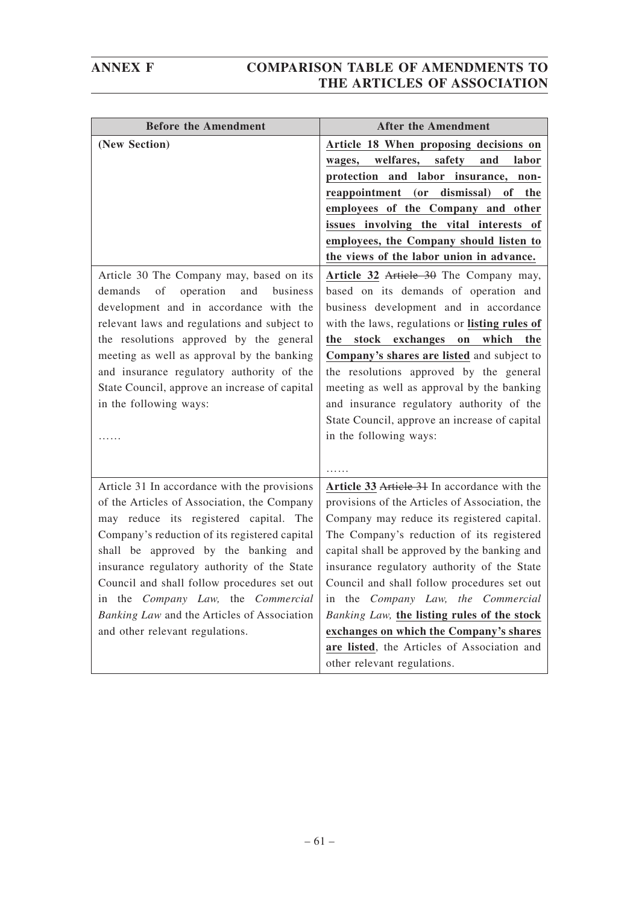| Before the Amendment | After the Amendment |
|---|---|
| **(New Section)** | **Article 18 When proposing decisions on wages, welfares, safety and labor protection and labor insurance, non-reappointment (or dismissal) of the employees of the Company and other issues involving the vital interests of employees, the Company should listen to the views of the labor union in advance.** |
| Article 30 The Company may, based on its demands of operation and business development and in accordance with the relevant laws and regulations and subject to the resolutions approved by the general meeting as well as approval by the banking and insurance regulatory authority of the State Council, approve an increase of capital in the following ways:<br><br>…… | **Article 32** ~~Article 30~~ The Company may, based on its demands of operation and business development and in accordance with the laws, regulations or **listing rules of the stock exchanges on which the Company's shares are listed** and subject to the resolutions approved by the general meeting as well as approval by the banking and insurance regulatory authority of the State Council, approve an increase of capital in the following ways:<br><br>…… |
| Article 31 In accordance with the provisions of the Articles of Association, the Company may reduce its registered capital. The Company's reduction of its registered capital shall be approved by the banking and insurance regulatory authority of the State Council and shall follow procedures set out in the *Company Law*, the *Commercial Banking Law* and the Articles of Association and other relevant regulations. | **Article 33** ~~Article 31~~ In accordance with the provisions of the Articles of Association, the Company may reduce its registered capital. The Company's reduction of its registered capital shall be approved by the banking and insurance regulatory authority of the State Council and shall follow procedures set out in the *Company Law, the Commercial Banking Law,* **the listing rules of the stock exchanges on which the Company's shares are listed**, the Articles of Association and other relevant regulations. |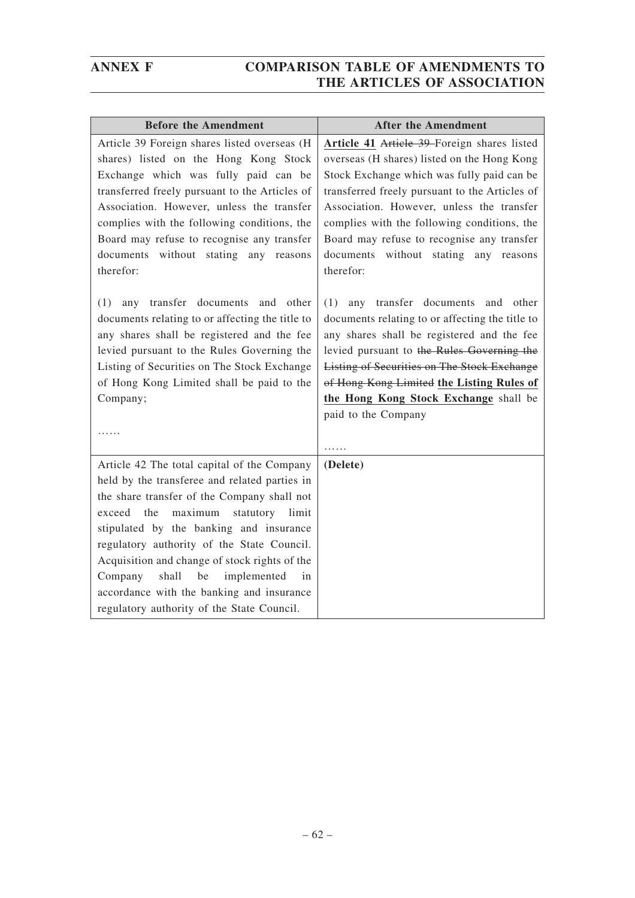| Before the Amendment | After the Amendment |
|---|---|
| Article 39 Foreign shares listed overseas (H shares) listed on the Hong Kong Stock Exchange which was fully paid can be transferred freely pursuant to the Articles of Association. However, unless the transfer complies with the following conditions, the Board may refuse to recognise any transfer documents without stating any reasons therefor:<br><br>(1) any transfer documents and other documents relating to or affecting the title to any shares shall be registered and the fee levied pursuant to the Rules Governing the Listing of Securities on The Stock Exchange of Hong Kong Limited shall be paid to the Company;<br><br>…… | **Article 41** ~~Article 39~~ Foreign shares listed overseas (H shares) listed on the Hong Kong Stock Exchange which was fully paid can be transferred freely pursuant to the Articles of Association. However, unless the transfer complies with the following conditions, the Board may refuse to recognise any transfer documents without stating any reasons therefor:<br><br>(1) any transfer documents and other documents relating to or affecting the title to any shares shall be registered and the fee levied pursuant to ~~the Rules Governing the Listing of Securities on The Stock Exchange of Hong Kong Limited~~ **the Listing Rules of the Hong Kong Stock Exchange** shall be paid to the Company<br><br>…… |
| Article 42 The total capital of the Company held by the transferee and related parties in the share transfer of the Company shall not exceed the maximum statutory limit stipulated by the banking and insurance regulatory authority of the State Council. Acquisition and change of stock rights of the Company shall be implemented in accordance with the banking and insurance regulatory authority of the State Council. | **(Delete)** |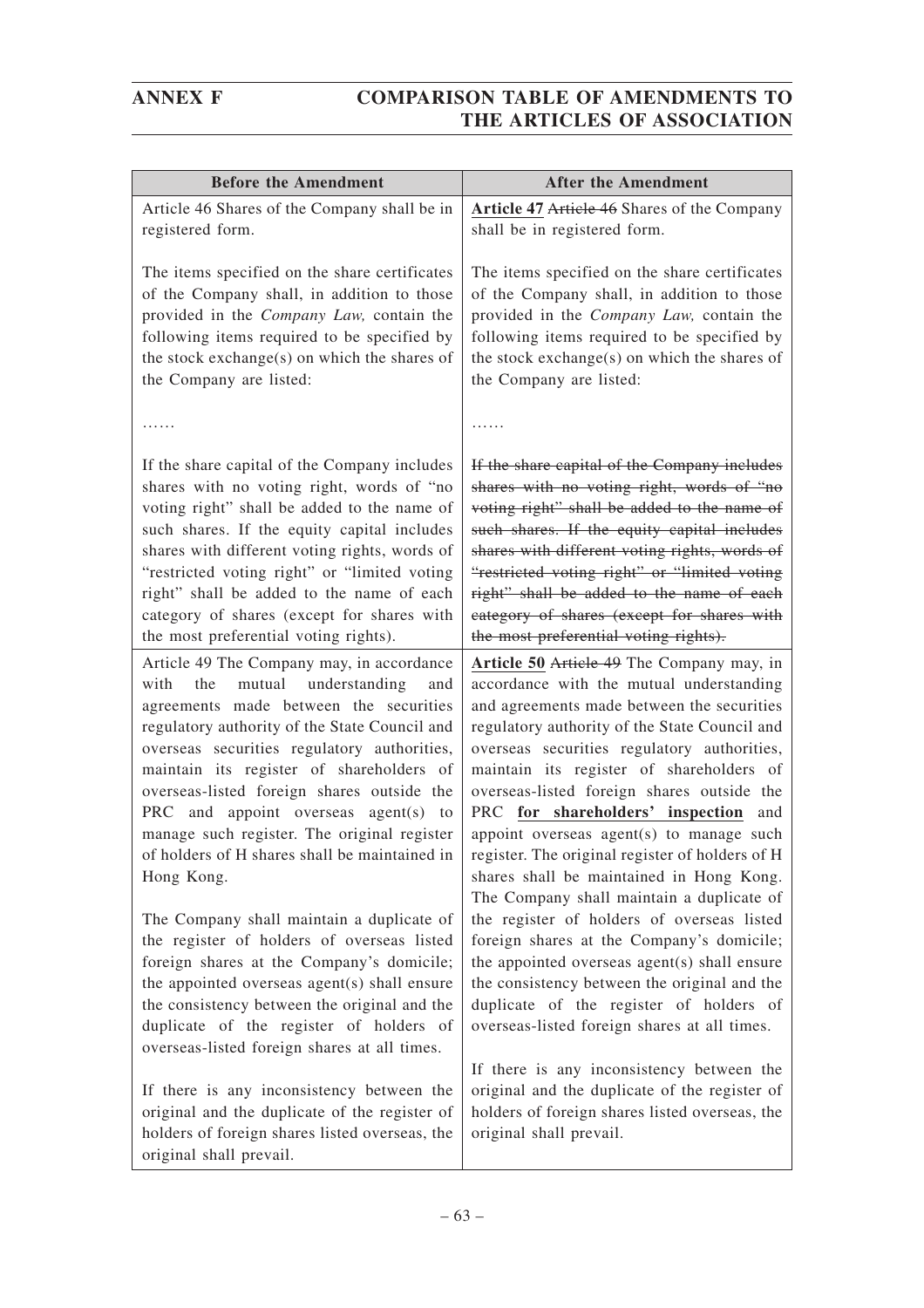| Before the Amendment | After the Amendment |
|---|---|
| Article 46 Shares of the Company shall be in registered form.<br><br>The items specified on the share certificates of the Company shall, in addition to those provided in the *Company Law,* contain the following items required to be specified by the stock exchange(s) on which the shares of the Company are listed:<br><br>……<br><br>If the share capital of the Company includes shares with no voting right, words of "no voting right" shall be added to the name of such shares. If the equity capital includes shares with different voting rights, words of "restricted voting right" or "limited voting right" shall be added to the name of each category of shares (except for shares with the most preferential voting rights). | **Article 47** ~~Article 46~~ Shares of the Company shall be in registered form.<br><br>The items specified on the share certificates of the Company shall, in addition to those provided in the *Company Law,* contain the following items required to be specified by the stock exchange(s) on which the shares of the Company are listed:<br><br>……<br><br>~~If the share capital of the Company includes shares with no voting right, words of "no voting right" shall be added to the name of such shares. If the equity capital includes shares with different voting rights, words of "restricted voting right" or "limited voting right" shall be added to the name of each category of shares (except for shares with the most preferential voting rights).~~ |
| Article 49 The Company may, in accordance with the mutual understanding and agreements made between the securities regulatory authority of the State Council and overseas securities regulatory authorities, maintain its register of shareholders of overseas-listed foreign shares outside the PRC and appoint overseas agent(s) to manage such register. The original register of holders of H shares shall be maintained in Hong Kong.<br><br>The Company shall maintain a duplicate of the register of holders of overseas listed foreign shares at the Company's domicile; the appointed overseas agent(s) shall ensure the consistency between the original and the duplicate of the register of holders of overseas-listed foreign shares at all times.<br><br>If there is any inconsistency between the original and the duplicate of the register of holders of foreign shares listed overseas, the original shall prevail. | **Article 50** ~~Article 49~~ The Company may, in accordance with the mutual understanding and agreements made between the securities regulatory authority of the State Council and overseas securities regulatory authorities, maintain its register of shareholders of overseas-listed foreign shares outside the PRC **for shareholders' inspection** and appoint overseas agent(s) to manage such register. The original register of holders of H shares shall be maintained in Hong Kong. The Company shall maintain a duplicate of the register of holders of overseas listed foreign shares at the Company's domicile; the appointed overseas agent(s) shall ensure the consistency between the original and the duplicate of the register of holders of overseas-listed foreign shares at all times.<br><br>If there is any inconsistency between the original and the duplicate of the register of holders of foreign shares listed overseas, the original shall prevail. |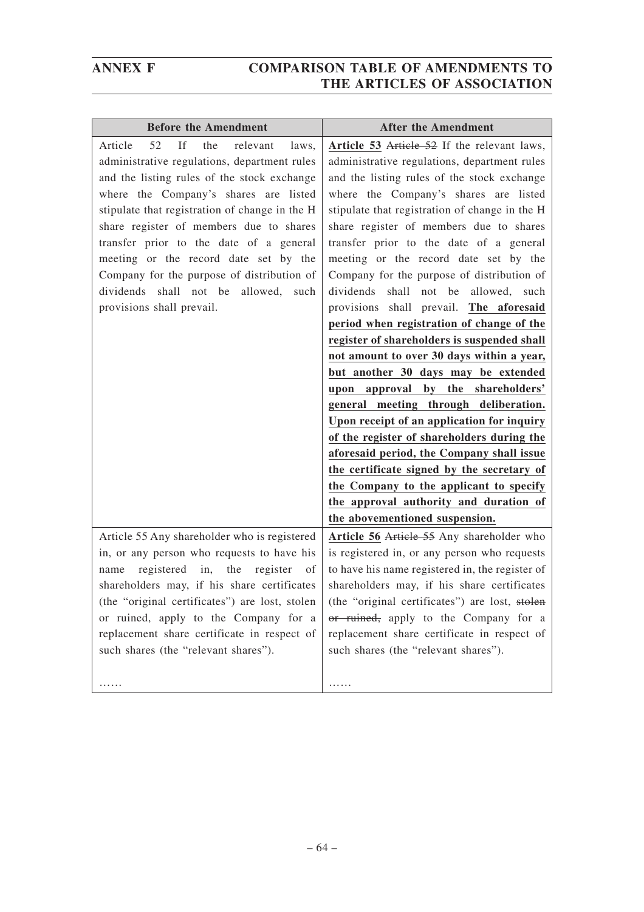| Before the Amendment | After the Amendment |
|---|---|
| Article 52 If the relevant laws, administrative regulations, department rules and the listing rules of the stock exchange where the Company's shares are listed stipulate that registration of change in the H share register of members due to shares transfer prior to the date of a general meeting or the record date set by the Company for the purpose of distribution of dividends shall not be allowed, such provisions shall prevail. | **Article 53** ~~Article 52~~ If the relevant laws, administrative regulations, department rules and the listing rules of the stock exchange where the Company's shares are listed stipulate that registration of change in the H share register of members due to shares transfer prior to the date of a general meeting or the record date set by the Company for the purpose of distribution of dividends shall not be allowed, such provisions shall prevail. **The aforesaid period when registration of change of the register of shareholders is suspended shall not amount to over 30 days within a year, but another 30 days may be extended upon approval by the shareholders' general meeting through deliberation. Upon receipt of an application for inquiry of the register of shareholders during the aforesaid period, the Company shall issue the certificate signed by the secretary of the Company to the applicant to specify the approval authority and duration of the abovementioned suspension.** |
| Article 55 Any shareholder who is registered in, or any person who requests to have his name registered in, the register of shareholders may, if his share certificates (the "original certificates") are lost, stolen or ruined, apply to the Company for a replacement share certificate in respect of such shares (the "relevant shares").<br><br>…… | **Article 56** ~~Article 55~~ Any shareholder who is registered in, or any person who requests to have his name registered in, the register of shareholders may, if his share certificates (the "original certificates") are lost, ~~stolen or ruined,~~ apply to the Company for a replacement share certificate in respect of such shares (the "relevant shares").<br><br>…… |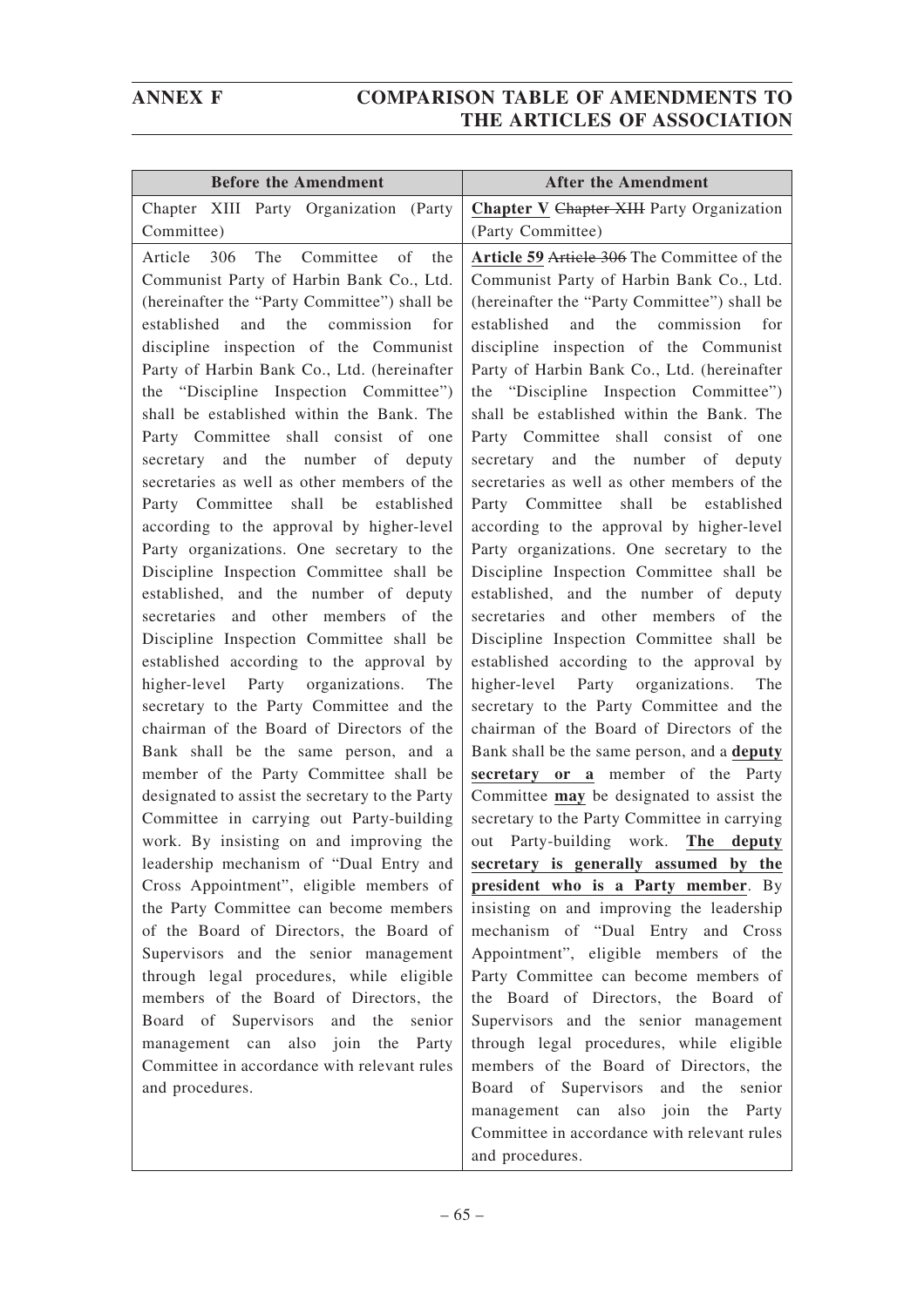| Before the Amendment | After the Amendment |
|---|---|
| Chapter XIII Party Organization (Party Committee) | **Chapter V** ~~Chapter XIII~~ Party Organization (Party Committee) |
| Article 306 The Committee of the Communist Party of Harbin Bank Co., Ltd. (hereinafter the "Party Committee") shall be established and the commission for discipline inspection of the Communist Party of Harbin Bank Co., Ltd. (hereinafter the "Discipline Inspection Committee") shall be established within the Bank. The Party Committee shall consist of one secretary and the number of deputy secretaries as well as other members of the Party Committee shall be established according to the approval by higher-level Party organizations. One secretary to the Discipline Inspection Committee shall be established, and the number of deputy secretaries and other members of the Discipline Inspection Committee shall be established according to the approval by higher-level Party organizations. The secretary to the Party Committee and the chairman of the Board of Directors of the Bank shall be the same person, and a member of the Party Committee shall be designated to assist the secretary to the Party Committee in carrying out Party-building work. By insisting on and improving the leadership mechanism of "Dual Entry and Cross Appointment", eligible members of the Party Committee can become members of the Board of Directors, the Board of Supervisors and the senior management through legal procedures, while eligible members of the Board of Directors, the Board of Supervisors and the senior management can also join the Party Committee in accordance with relevant rules and procedures. | **Article 59** ~~Article 306~~ The Committee of the Communist Party of Harbin Bank Co., Ltd. (hereinafter the "Party Committee") shall be established and the commission for discipline inspection of the Communist Party of Harbin Bank Co., Ltd. (hereinafter the "Discipline Inspection Committee") shall be established within the Bank. The Party Committee shall consist of one secretary and the number of deputy secretaries as well as other members of the Party Committee shall be established according to the approval by higher-level Party organizations. One secretary to the Discipline Inspection Committee shall be established, and the number of deputy secretaries and other members of the Discipline Inspection Committee shall be established according to the approval by higher-level Party organizations. The secretary to the Party Committee and the chairman of the Board of Directors of the Bank shall be the same person, and a **deputy secretary or a** member of the Party Committee **may** be designated to assist the secretary to the Party Committee in carrying out Party-building work. **The deputy secretary is generally assumed by the president who is a Party member**. By insisting on and improving the leadership mechanism of "Dual Entry and Cross Appointment", eligible members of the Party Committee can become members of the Board of Directors, the Board of Supervisors and the senior management through legal procedures, while eligible members of the Board of Directors, the Board of Supervisors and the senior management can also join the Party Committee in accordance with relevant rules and procedures. |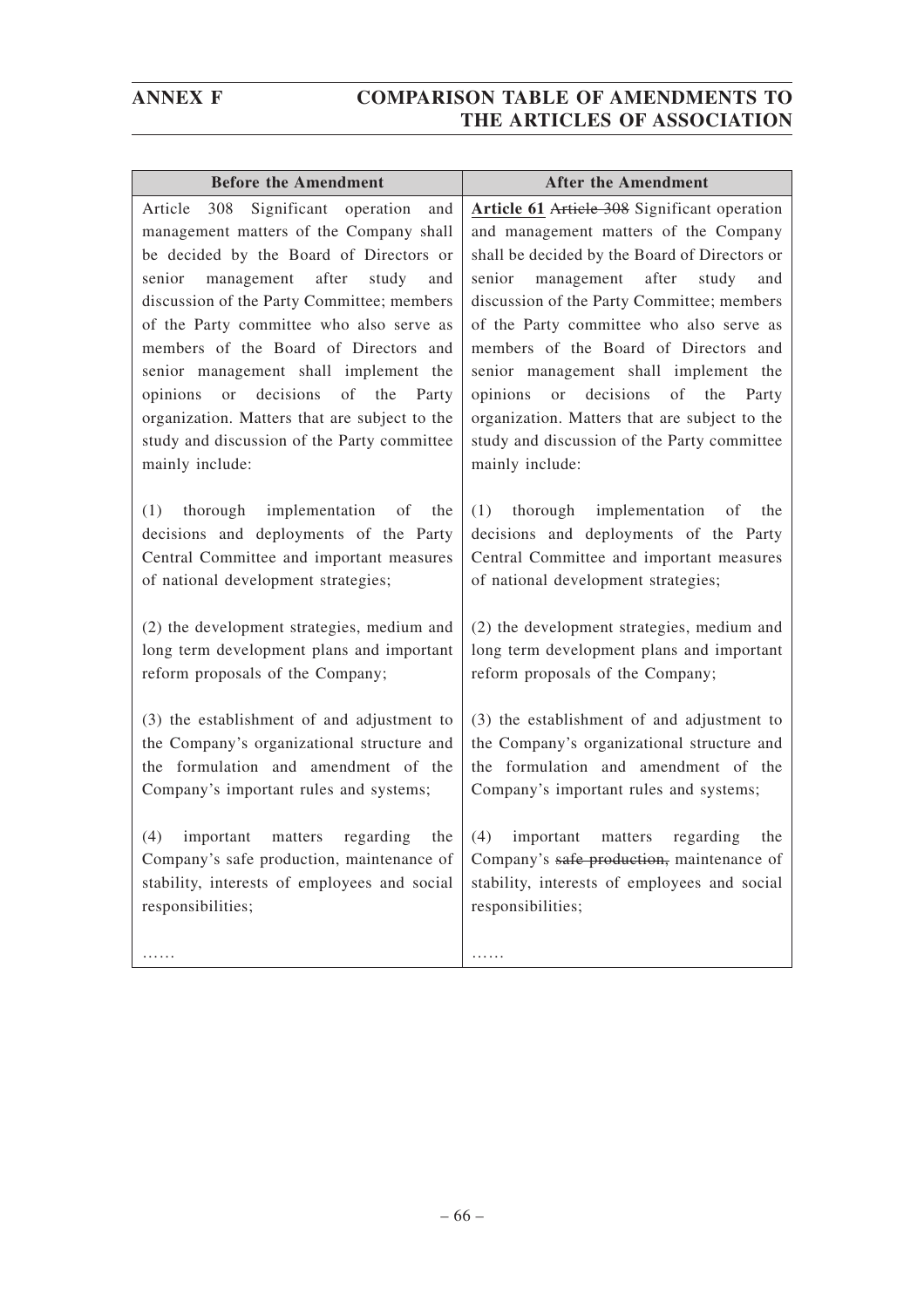| Before the Amendment | After the Amendment |
|---|---|
| Article 308 Significant operation and management matters of the Company shall be decided by the Board of Directors or senior management after study and discussion of the Party Committee; members of the Party committee who also serve as members of the Board of Directors and senior management shall implement the opinions or decisions of the Party organization. Matters that are subject to the study and discussion of the Party committee mainly include: | **Article 61** ~~Article 308~~ Significant operation and management matters of the Company shall be decided by the Board of Directors or senior management after study and discussion of the Party Committee; members of the Party committee who also serve as members of the Board of Directors and senior management shall implement the opinions or decisions of the Party organization. Matters that are subject to the study and discussion of the Party committee mainly include: |
| (1) thorough implementation of the decisions and deployments of the Party Central Committee and important measures of national development strategies; | (1) thorough implementation of the decisions and deployments of the Party Central Committee and important measures of national development strategies; |
| (2) the development strategies, medium and long term development plans and important reform proposals of the Company; | (2) the development strategies, medium and long term development plans and important reform proposals of the Company; |
| (3) the establishment of and adjustment to the Company's organizational structure and the formulation and amendment of the Company's important rules and systems; | (3) the establishment of and adjustment to the Company's organizational structure and the formulation and amendment of the Company's important rules and systems; |
| (4) important matters regarding the Company's safe production, maintenance of stability, interests of employees and social responsibilities; | (4) important matters regarding the Company's ~~safe production,~~ maintenance of stability, interests of employees and social responsibilities; |
| …… | …… |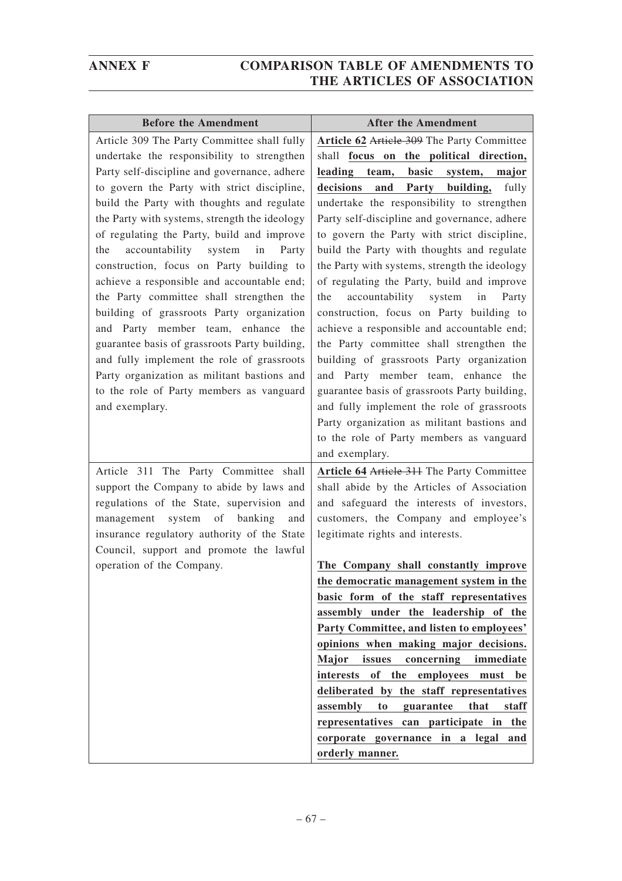| Before the Amendment | After the Amendment |
|---|---|
| Article 309 The Party Committee shall fully undertake the responsibility to strengthen Party self-discipline and governance, adhere to govern the Party with strict discipline, build the Party with thoughts and regulate the Party with systems, strength the ideology of regulating the Party, build and improve the accountability system in Party construction, focus on Party building to achieve a responsible and accountable end; the Party committee shall strengthen the building of grassroots Party organization and Party member team, enhance the guarantee basis of grassroots Party building, and fully implement the role of grassroots Party organization as militant bastions and to the role of Party members as vanguard and exemplary. | **Article 62** ~~Article 309~~ The Party Committee shall **focus on the political direction, leading team, basic system, major decisions and Party building,** fully undertake the responsibility to strengthen Party self-discipline and governance, adhere to govern the Party with strict discipline, build the Party with thoughts and regulate the Party with systems, strength the ideology of regulating the Party, build and improve the accountability system in Party construction, focus on Party building to achieve a responsible and accountable end; the Party committee shall strengthen the building of grassroots Party organization and Party member team, enhance the guarantee basis of grassroots Party building, and fully implement the role of grassroots Party organization as militant bastions and to the role of Party members as vanguard and exemplary. |
| Article 311 The Party Committee shall support the Company to abide by laws and regulations of the State, supervision and management system of banking and insurance regulatory authority of the State Council, support and promote the lawful operation of the Company. | **Article 64** ~~Article 311~~ The Party Committee shall abide by the Articles of Association and safeguard the interests of investors, customers, the Company and employee's legitimate rights and interests.<br><br>**The Company shall constantly improve the democratic management system in the basic form of the staff representatives assembly under the leadership of the Party Committee, and listen to employees' opinions when making major decisions. Major issues concerning immediate interests of the employees must be deliberated by the staff representatives assembly to guarantee that staff representatives can participate in the corporate governance in a legal and orderly manner.** |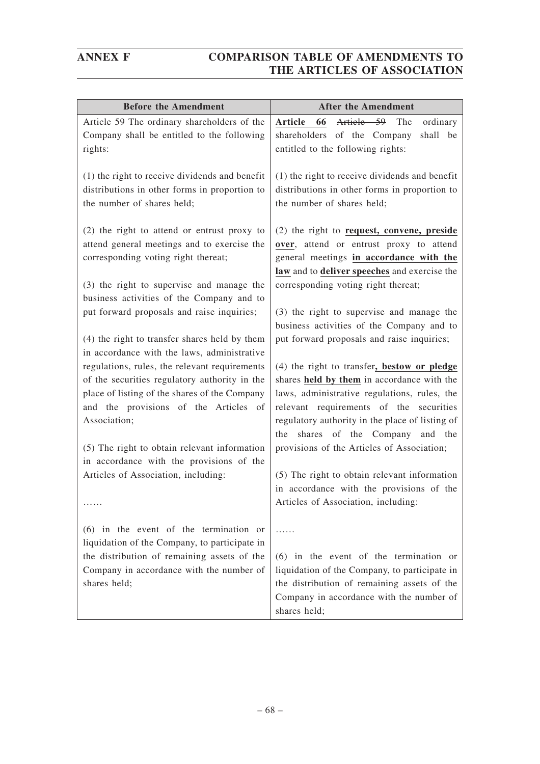## ANNEX F COMPARISON TABLE OF AMENDMENTS TO THE ARTICLES OF ASSOCIATION

| Before the Amendment | After the Amendment |
|---|---|
| Article 59 The ordinary shareholders of the Company shall be entitled to the following rights:<br><br>(1) the right to receive dividends and benefit distributions in other forms in proportion to the number of shares held;<br><br>(2) the right to attend or entrust proxy to attend general meetings and to exercise the corresponding voting right thereat;<br><br>(3) the right to supervise and manage the business activities of the Company and to put forward proposals and raise inquiries;<br><br>(4) the right to transfer shares held by them in accordance with the laws, administrative regulations, rules, the relevant requirements of the securities regulatory authority in the place of listing of the shares of the Company and the provisions of the Articles of Association;<br><br>(5) The right to obtain relevant information in accordance with the provisions of the Articles of Association, including:<br><br>……<br><br>(6) in the event of the termination or liquidation of the Company, to participate in the distribution of remaining assets of the Company in accordance with the number of shares held; | **Article 66** ~~Article 59~~ The ordinary shareholders of the Company shall be entitled to the following rights:<br><br>(1) the right to receive dividends and benefit distributions in other forms in proportion to the number of shares held;<br><br>(2) the right to **request, convene, preside over**, attend or entrust proxy to attend general meetings **in accordance with the law** and to **deliver speeches** and exercise the corresponding voting right thereat;<br><br>(3) the right to supervise and manage the business activities of the Company and to put forward proposals and raise inquiries;<br><br>(4) the right to transfer**, bestow or pledge** shares **held by them** in accordance with the laws, administrative regulations, rules, the relevant requirements of the securities regulatory authority in the place of listing of the shares of the Company and the provisions of the Articles of Association;<br><br>(5) The right to obtain relevant information in accordance with the provisions of the Articles of Association, including:<br><br>……<br><br>(6) in the event of the termination or liquidation of the Company, to participate in the distribution of remaining assets of the Company in accordance with the number of shares held; |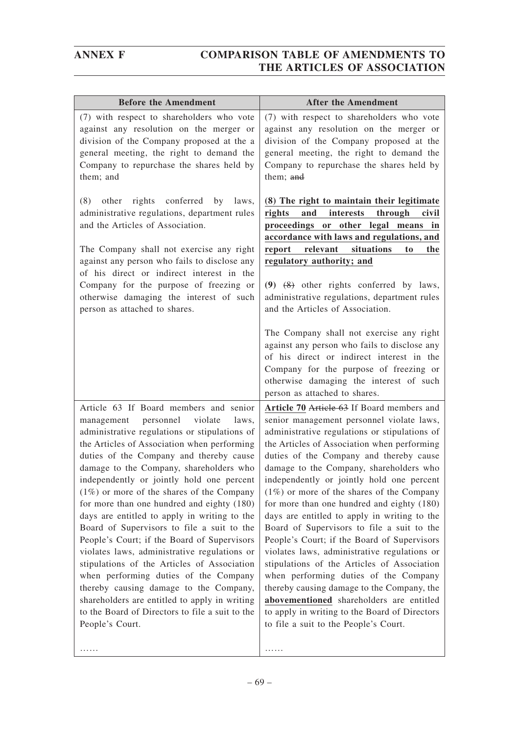| Before the Amendment | After the Amendment |
|---|---|
| (7) with respect to shareholders who vote against any resolution on the merger or division of the Company proposed at the a general meeting, the right to demand the Company to repurchase the shares held by them; and<br><br>(8) other rights conferred by laws, administrative regulations, department rules and the Articles of Association.<br><br>The Company shall not exercise any right against any person who fails to disclose any of his direct or indirect interest in the Company for the purpose of freezing or otherwise damaging the interest of such person as attached to shares. | (7) with respect to shareholders who vote against any resolution on the merger or division of the Company proposed at the general meeting, the right to demand the Company to repurchase the shares held by them; ~~and~~<br><br>**<u>(8) The right to maintain their legitimate rights and interests through civil proceedings or other legal means in accordance with laws and regulations, and report relevant situations to the regulatory authority; and</u>**<br><br>**(9)** ~~(8)~~ other rights conferred by laws, administrative regulations, department rules and the Articles of Association.<br><br>The Company shall not exercise any right against any person who fails to disclose any of his direct or indirect interest in the Company for the purpose of freezing or otherwise damaging the interest of such person as attached to shares. |
| Article 63 If Board members and senior management personnel violate laws, administrative regulations or stipulations of the Articles of Association when performing duties of the Company and thereby cause damage to the Company, shareholders who independently or jointly hold one percent (1%) or more of the shares of the Company for more than one hundred and eighty (180) days are entitled to apply in writing to the Board of Supervisors to file a suit to the People's Court; if the Board of Supervisors violates laws, administrative regulations or stipulations of the Articles of Association when performing duties of the Company thereby causing damage to the Company, shareholders are entitled to apply in writing to the Board of Directors to file a suit to the People's Court.<br><br>…… | **<u>Article 70</u>** ~~Article 63~~ If Board members and senior management personnel violate laws, administrative regulations or stipulations of the Articles of Association when performing duties of the Company and thereby cause damage to the Company, shareholders who independently or jointly hold one percent (1%) or more of the shares of the Company for more than one hundred and eighty (180) days are entitled to apply in writing to the Board of Supervisors to file a suit to the People's Court; if the Board of Supervisors violates laws, administrative regulations or stipulations of the Articles of Association when performing duties of the Company thereby causing damage to the Company, the **<u>abovementioned</u>** shareholders are entitled to apply in writing to the Board of Directors to file a suit to the People's Court.<br><br>…… |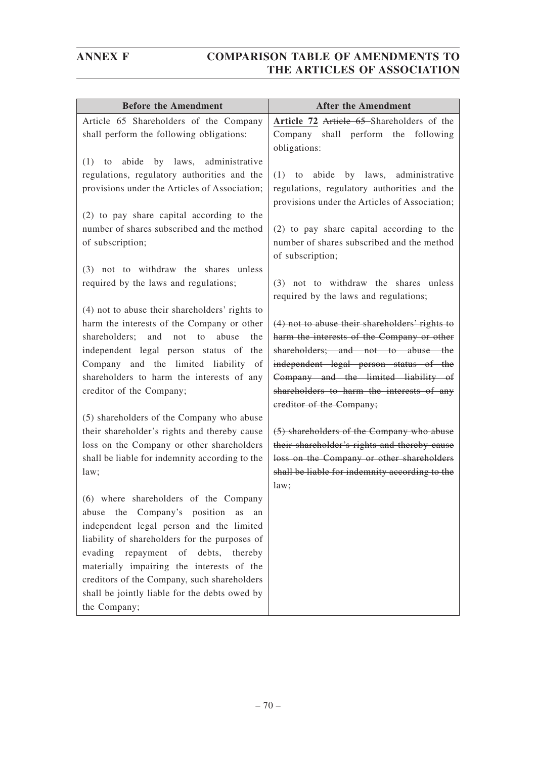| Before the Amendment | After the Amendment |
| --- | --- |
| Article 65 Shareholders of the Company shall perform the following obligations:<br><br>(1) to abide by laws, administrative regulations, regulatory authorities and the provisions under the Articles of Association;<br><br>(2) to pay share capital according to the number of shares subscribed and the method of subscription;<br><br>(3) not to withdraw the shares unless required by the laws and regulations;<br><br>(4) not to abuse their shareholders' rights to harm the interests of the Company or other shareholders; and not to abuse the independent legal person status of the Company and the limited liability of shareholders to harm the interests of any creditor of the Company;<br><br>(5) shareholders of the Company who abuse their shareholder's rights and thereby cause loss on the Company or other shareholders shall be liable for indemnity according to the law;<br><br>(6) where shareholders of the Company abuse the Company's position as an independent legal person and the limited liability of shareholders for the purposes of evading repayment of debts, thereby materially impairing the interests of the creditors of the Company, such shareholders shall be jointly liable for the debts owed by the Company; | **Article 72** ~~Article 65~~ Shareholders of the Company shall perform the following obligations:<br><br>(1) to abide by laws, administrative regulations, regulatory authorities and the provisions under the Articles of Association;<br><br>(2) to pay share capital according to the number of shares subscribed and the method of subscription;<br><br>(3) not to withdraw the shares unless required by the laws and regulations;<br><br>~~(4) not to abuse their shareholders' rights to harm the interests of the Company or other shareholders; and not to abuse the independent legal person status of the Company and the limited liability of shareholders to harm the interests of any creditor of the Company;~~<br><br>~~(5) shareholders of the Company who abuse their shareholder's rights and thereby cause loss on the Company or other shareholders shall be liable for indemnity according to the law;~~ |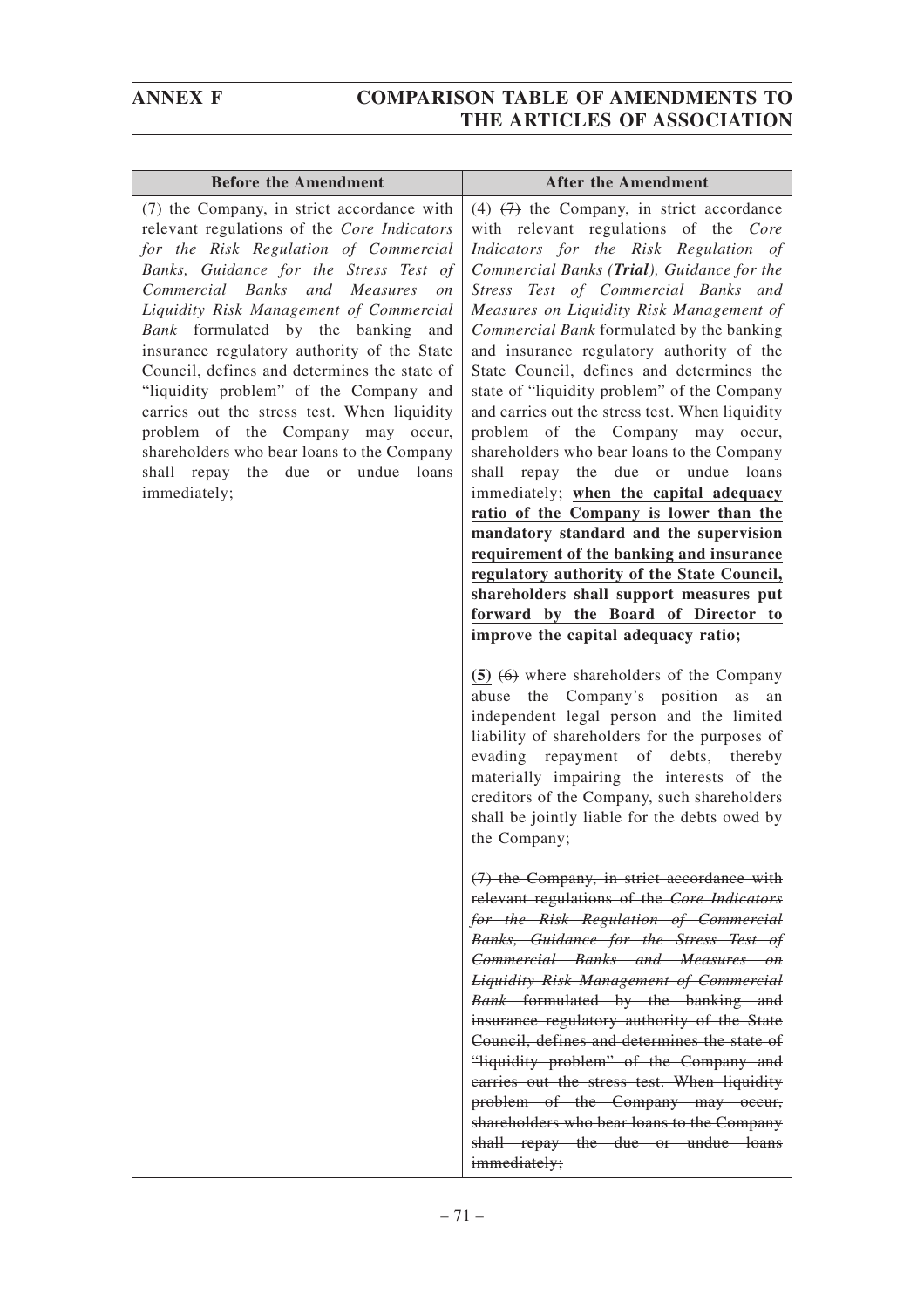| Before the Amendment | After the Amendment |
|---|---|
| (7) the Company, in strict accordance with relevant regulations of the *Core Indicators for the Risk Regulation of Commercial Banks, Guidance for the Stress Test of Commercial Banks and Measures on Liquidity Risk Management of Commercial Bank* formulated by the banking and insurance regulatory authority of the State Council, defines and determines the state of "liquidity problem" of the Company and carries out the stress test. When liquidity problem of the Company may occur, shareholders who bear loans to the Company shall repay the due or undue loans immediately; | (4) ~~(7)~~ the Company, in strict accordance with relevant regulations of the *Core Indicators for the Risk Regulation of Commercial Banks (**Trial**), Guidance for the Stress Test of Commercial Banks and Measures on Liquidity Risk Management of Commercial Bank* formulated by the banking and insurance regulatory authority of the State Council, defines and determines the state of "liquidity problem" of the Company and carries out the stress test. When liquidity problem of the Company may occur, shareholders who bear loans to the Company shall repay the due or undue loans immediately; <u>**when the capital adequacy ratio of the Company is lower than the mandatory standard and the supervision requirement of the banking and insurance regulatory authority of the State Council, shareholders shall support measures put forward by the Board of Director to improve the capital adequacy ratio;**</u><br><br>**(5)** ~~(6)~~ where shareholders of the Company abuse the Company's position as an independent legal person and the limited liability of shareholders for the purposes of evading repayment of debts, thereby materially impairing the interests of the creditors of the Company, such shareholders shall be jointly liable for the debts owed by the Company;<br><br>~~(7) the Company, in strict accordance with relevant regulations of the *Core Indicators for the Risk Regulation of Commercial Banks, Guidance for the Stress Test of Commercial Banks and Measures on Liquidity Risk Management of Commercial Bank* formulated by the banking and insurance regulatory authority of the State Council, defines and determines the state of "liquidity problem" of the Company and carries out the stress test. When liquidity problem of the Company may occur, shareholders who bear loans to the Company shall repay the due or undue loans immediately;~~ |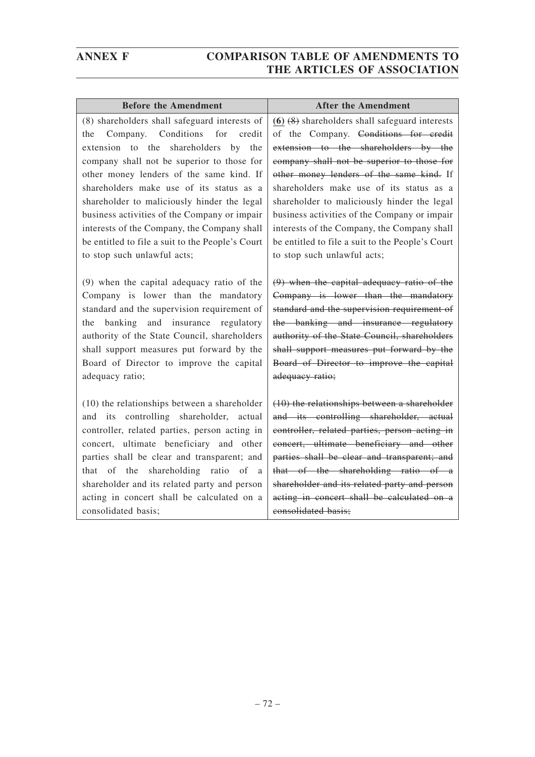| Before the Amendment | After the Amendment |
|---|---|
| (8) shareholders shall safeguard interests of the Company. Conditions for credit extension to the shareholders by the company shall not be superior to those for other money lenders of the same kind. If shareholders make use of its status as a shareholder to maliciously hinder the legal business activities of the Company or impair interests of the Company, the Company shall be entitled to file a suit to the People's Court to stop such unlawful acts;<br><br>(9) when the capital adequacy ratio of the Company is lower than the mandatory standard and the supervision requirement of the banking and insurance regulatory authority of the State Council, shareholders shall support measures put forward by the Board of Director to improve the capital adequacy ratio;<br><br>(10) the relationships between a shareholder and its controlling shareholder, actual controller, related parties, person acting in concert, ultimate beneficiary and other parties shall be clear and transparent; and that of the shareholding ratio of a shareholder and its related party and person acting in concert shall be calculated on a consolidated basis; | **(6)** ~~(8)~~ shareholders shall safeguard interests of the Company. ~~Conditions for credit extension to the shareholders by the company shall not be superior to those for other money lenders of the same kind.~~ If shareholders make use of its status as a shareholder to maliciously hinder the legal business activities of the Company or impair interests of the Company, the Company shall be entitled to file a suit to the People's Court to stop such unlawful acts;<br><br>~~(9) when the capital adequacy ratio of the Company is lower than the mandatory standard and the supervision requirement of the banking and insurance regulatory authority of the State Council, shareholders shall support measures put forward by the Board of Director to improve the capital adequacy ratio;~~<br><br>~~(10) the relationships between a shareholder and its controlling shareholder, actual controller, related parties, person acting in concert, ultimate beneficiary and other parties shall be clear and transparent; and that of the shareholding ratio of a shareholder and its related party and person acting in concert shall be calculated on a consolidated basis;~~ |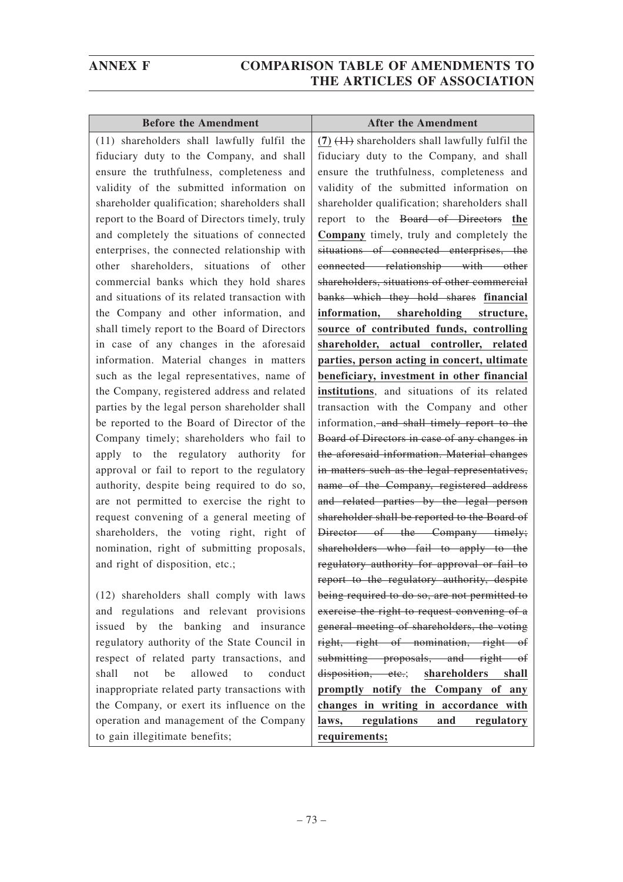| Before the Amendment | After the Amendment |
|---|---|
| (11) shareholders shall lawfully fulfil the fiduciary duty to the Company, and shall ensure the truthfulness, completeness and validity of the submitted information on shareholder qualification; shareholders shall report to the Board of Directors timely, truly and completely the situations of connected enterprises, the connected relationship with other shareholders, situations of other commercial banks which they hold shares and situations of its related transaction with the Company and other information, and shall timely report to the Board of Directors in case of any changes in the aforesaid information. Material changes in matters such as the legal representatives, name of the Company, registered address and related parties by the legal person shareholder shall be reported to the Board of Director of the Company timely; shareholders who fail to apply to the regulatory authority for approval or fail to report to the regulatory authority, despite being required to do so, are not permitted to exercise the right to request convening of a general meeting of shareholders, the voting right, right of nomination, right of submitting proposals, and right of disposition, etc.;<br><br>(12) shareholders shall comply with laws and regulations and relevant provisions issued by the banking and insurance regulatory authority of the State Council in respect of related party transactions, and shall not be allowed to conduct inappropriate related party transactions with the Company, or exert its influence on the operation and management of the Company to gain illegitimate benefits; | **(7)** ~~(11)~~ shareholders shall lawfully fulfil the fiduciary duty to the Company, and shall ensure the truthfulness, completeness and validity of the submitted information on shareholder qualification; shareholders shall report to the ~~Board of Directors~~ **the Company** timely, truly and completely the ~~situations of connected enterprises, the connected relationship with other shareholders, situations of other commercial banks which they hold shares~~ **financial information, shareholding structure, source of contributed funds, controlling shareholder, actual controller, related parties, person acting in concert, ultimate beneficiary, investment in other financial institutions**, and situations of its related transaction with the Company and other information, ~~and shall timely report to the Board of Directors in case of any changes in the aforesaid information. Material changes in matters such as the legal representatives, name of the Company, registered address and related parties by the legal person shareholder shall be reported to the Board of Director of the Company timely; shareholders who fail to apply to the regulatory authority for approval or fail to report to the regulatory authority, despite being required to do so, are not permitted to exercise the right to request convening of a general meeting of shareholders, the voting right, right of nomination, right of submitting proposals, and right of disposition, etc.~~; **shareholders shall promptly notify the Company of any changes in writing in accordance with laws, regulations and regulatory requirements;** |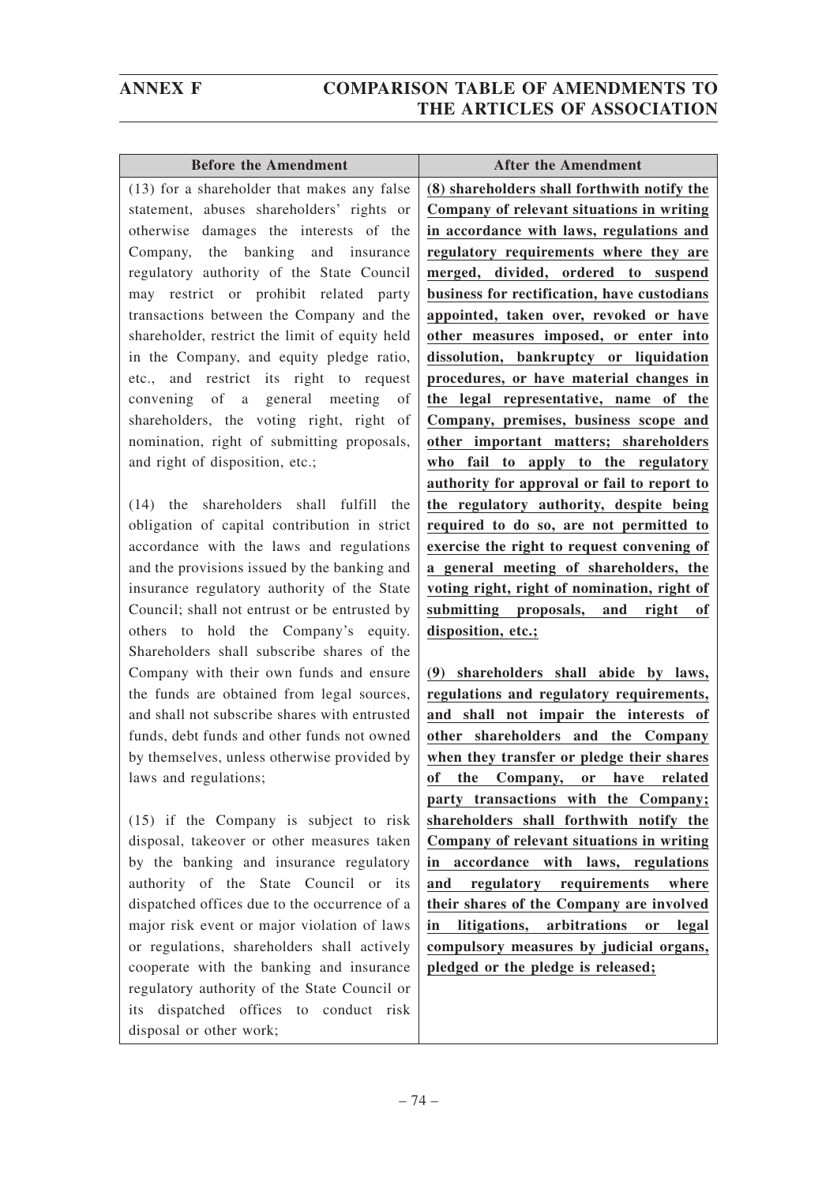| Before the Amendment | After the Amendment |
|---|---|
| (13) for a shareholder that makes any false statement, abuses shareholders' rights or otherwise damages the interests of the Company, the banking and insurance regulatory authority of the State Council may restrict or prohibit related party transactions between the Company and the shareholder, restrict the limit of equity held in the Company, and equity pledge ratio, etc., and restrict its right to request convening of a general meeting of shareholders, the voting right, right of nomination, right of submitting proposals, and right of disposition, etc.;<br><br>(14) the shareholders shall fulfill the obligation of capital contribution in strict accordance with the laws and regulations and the provisions issued by the banking and insurance regulatory authority of the State Council; shall not entrust or be entrusted by others to hold the Company's equity. Shareholders shall subscribe shares of the Company with their own funds and ensure the funds are obtained from legal sources, and shall not subscribe shares with entrusted funds, debt funds and other funds not owned by themselves, unless otherwise provided by laws and regulations;<br><br>(15) if the Company is subject to risk disposal, takeover or other measures taken by the banking and insurance regulatory authority of the State Council or its dispatched offices due to the occurrence of a major risk event or major violation of laws or regulations, shareholders shall actively cooperate with the banking and insurance regulatory authority of the State Council or its dispatched offices to conduct risk disposal or other work; | **(8) shareholders shall forthwith notify the Company of relevant situations in writing in accordance with laws, regulations and regulatory requirements where they are merged, divided, ordered to suspend business for rectification, have custodians appointed, taken over, revoked or have other measures imposed, or enter into dissolution, bankruptcy or liquidation procedures, or have material changes in the legal representative, name of the Company, premises, business scope and other important matters; shareholders who fail to apply to the regulatory authority for approval or fail to report to the regulatory authority, despite being required to do so, are not permitted to exercise the right to request convening of a general meeting of shareholders, the voting right, right of nomination, right of submitting proposals, and right of disposition, etc.;**<br><br>**(9) shareholders shall abide by laws, regulations and regulatory requirements, and shall not impair the interests of other shareholders and the Company when they transfer or pledge their shares of the Company, or have related party transactions with the Company; shareholders shall forthwith notify the Company of relevant situations in writing in accordance with laws, regulations and regulatory requirements where their shares of the Company are involved in litigations, arbitrations or legal compulsory measures by judicial organs, pledged or the pledge is released;** |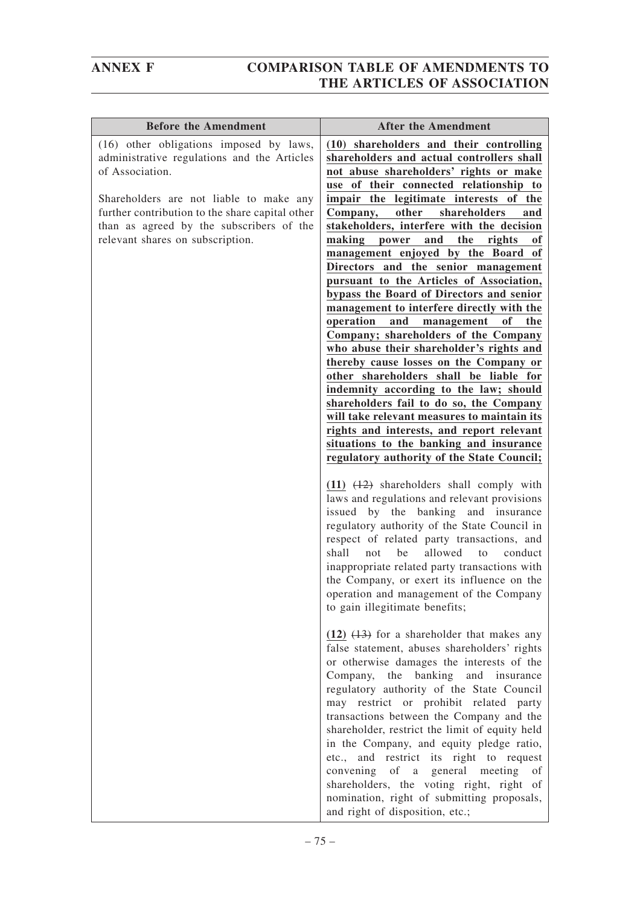| Before the Amendment | After the Amendment |
|---|---|
| (16) other obligations imposed by laws, administrative regulations and the Articles of Association.<br><br>Shareholders are not liable to make any further contribution to the share capital other than as agreed by the subscribers of the relevant shares on subscription. | **(10) shareholders and their controlling shareholders and actual controllers shall not abuse shareholders' rights or make use of their connected relationship to impair the legitimate interests of the Company, other shareholders and stakeholders, interfere with the decision making power and the rights of management enjoyed by the Board of Directors and the senior management pursuant to the Articles of Association, bypass the Board of Directors and senior management to interfere directly with the operation and management of the Company; shareholders of the Company who abuse their shareholder's rights and thereby cause losses on the Company or other shareholders shall be liable for indemnity according to the law; should shareholders fail to do so, the Company will take relevant measures to maintain its rights and interests, and report relevant situations to the banking and insurance regulatory authority of the State Council;**<br><br>**(11)** ~~(12)~~ shareholders shall comply with laws and regulations and relevant provisions issued by the banking and insurance regulatory authority of the State Council in respect of related party transactions, and shall not be allowed to conduct inappropriate related party transactions with the Company, or exert its influence on the operation and management of the Company to gain illegitimate benefits;<br><br>**(12)** ~~(13)~~ for a shareholder that makes any false statement, abuses shareholders' rights or otherwise damages the interests of the Company, the banking and insurance regulatory authority of the State Council may restrict or prohibit related party transactions between the Company and the shareholder, restrict the limit of equity held in the Company, and equity pledge ratio, etc., and restrict its right to request convening of a general meeting of shareholders, the voting right, right of nomination, right of submitting proposals, and right of disposition, etc.; |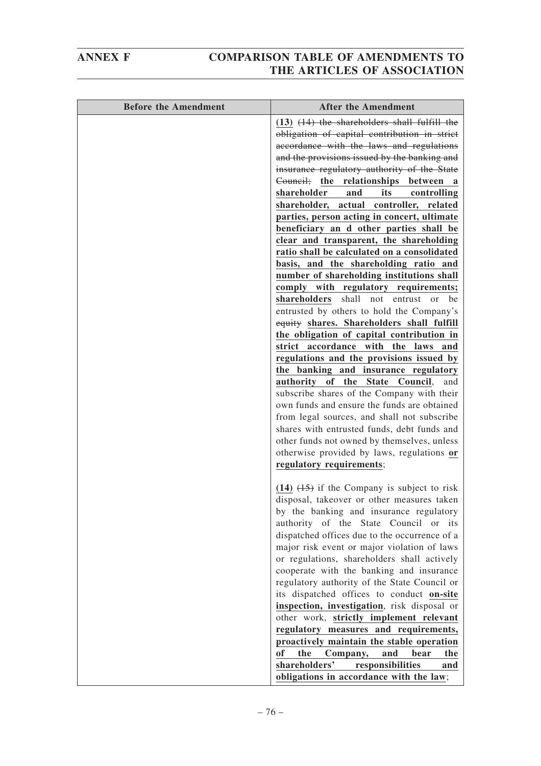| Before the Amendment | After the Amendment |
| --- | --- |
| | **(13)** ~~(14) the shareholders shall fulfill the obligation of capital contribution in strict accordance with the laws and regulations and the provisions issued by the banking and insurance regulatory authority of the State Council;~~ **the relationships between a shareholder and its controlling shareholder, actual controller, related parties, person acting in concert, ultimate beneficiary an d other parties shall be clear and transparent, the shareholding ratio shall be calculated on a consolidated basis, and the shareholding ratio and number of shareholding institutions shall comply with regulatory requirements; shareholders** shall not entrust or be entrusted by others to hold the Company's ~~equity~~ **shares. Shareholders shall fulfill the obligation of capital contribution in strict accordance with the laws and regulations and the provisions issued by the banking and insurance regulatory authority of the State Council**, and subscribe shares of the Company with their own funds and ensure the funds are obtained from legal sources, and shall not subscribe shares with entrusted funds, debt funds and other funds not owned by themselves, unless otherwise provided by laws, regulations **or regulatory requirements**;<br><br>**(14)** ~~(15)~~ if the Company is subject to risk disposal, takeover or other measures taken by the banking and insurance regulatory authority of the State Council or its dispatched offices due to the occurrence of a major risk event or major violation of laws or regulations, shareholders shall actively cooperate with the banking and insurance regulatory authority of the State Council or its dispatched offices to conduct **on-site inspection, investigation**, risk disposal or other work, **strictly implement relevant regulatory measures and requirements, proactively maintain the stable operation of the Company, and bear the shareholders' responsibilities and obligations in accordance with the law**; |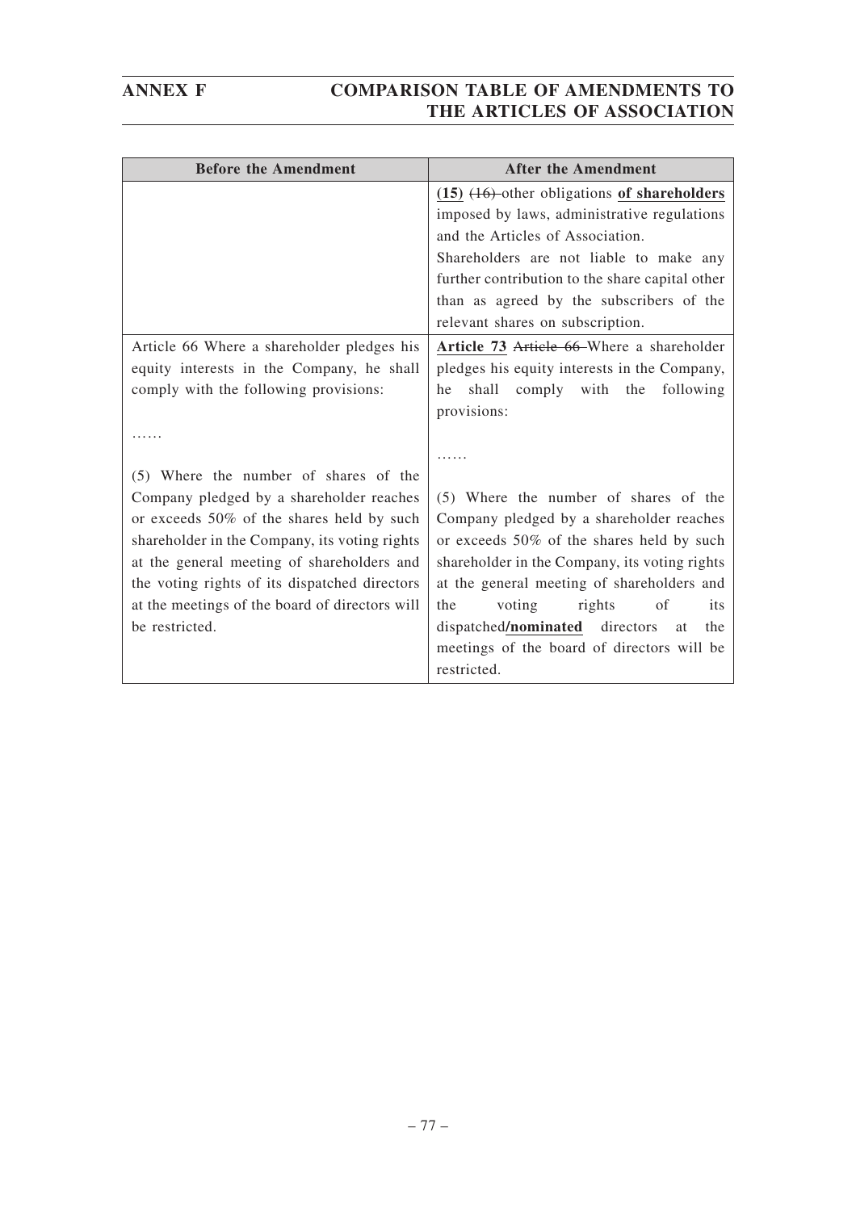| Before the Amendment | After the Amendment |
|---|---|
| | **(15)** ~~(16)~~ other obligations **of shareholders** imposed by laws, administrative regulations and the Articles of Association.<br>Shareholders are not liable to make any further contribution to the share capital other than as agreed by the subscribers of the relevant shares on subscription. |
| Article 66 Where a shareholder pledges his equity interests in the Company, he shall comply with the following provisions:<br><br>……<br><br>(5) Where the number of shares of the Company pledged by a shareholder reaches or exceeds 50% of the shares held by such shareholder in the Company, its voting rights at the general meeting of shareholders and the voting rights of its dispatched directors at the meetings of the board of directors will be restricted. | **Article 73** ~~Article 66~~ Where a shareholder pledges his equity interests in the Company, he shall comply with the following provisions:<br><br>……<br><br>(5) Where the number of shares of the Company pledged by a shareholder reaches or exceeds 50% of the shares held by such shareholder in the Company, its voting rights at the general meeting of shareholders and the voting rights of its dispatched**/nominated** directors at the meetings of the board of directors will be restricted. |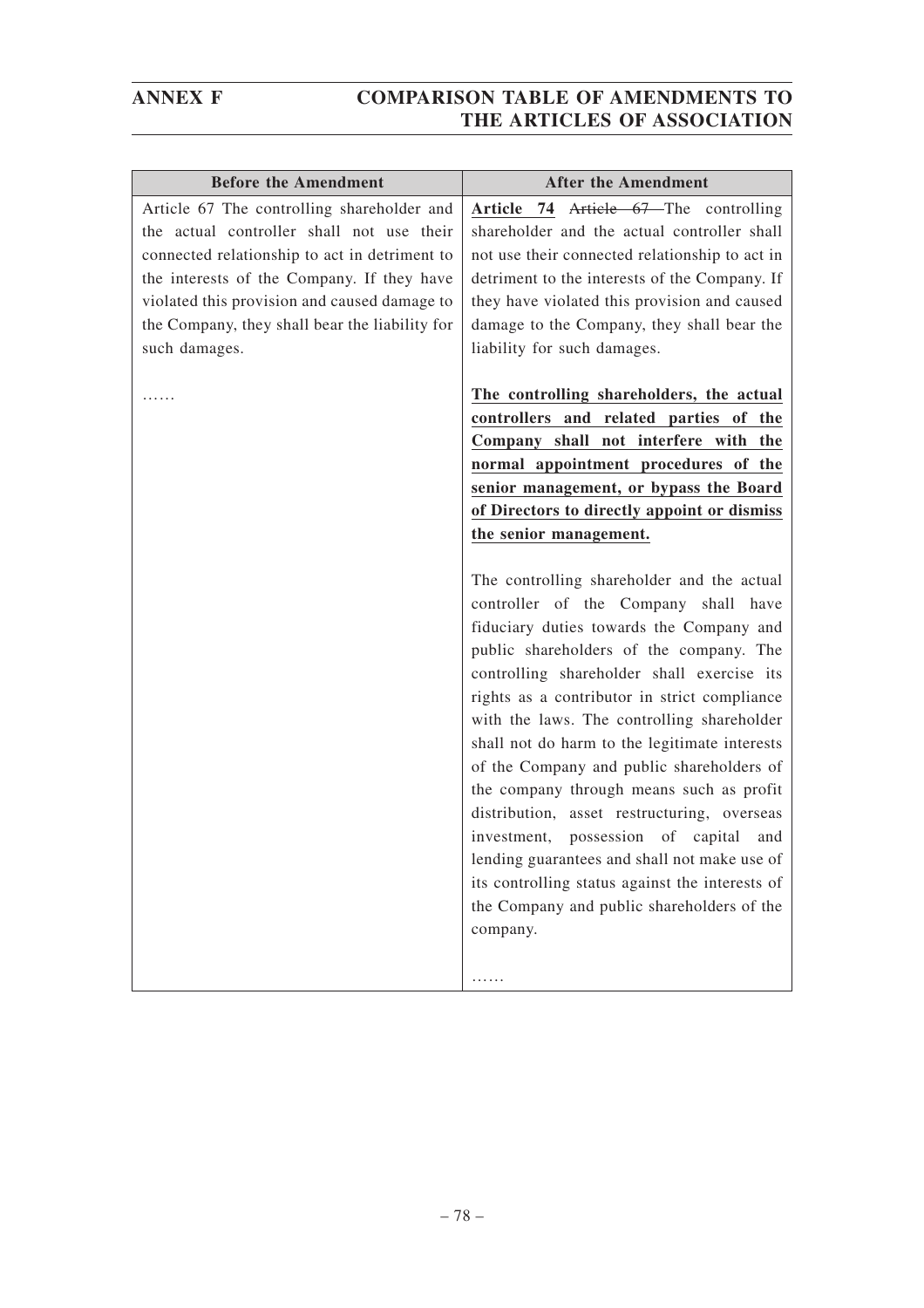## ANNEX F COMPARISON TABLE OF AMENDMENTS TO THE ARTICLES OF ASSOCIATION

| Before the Amendment | After the Amendment |
| --- | --- |
| Article 67 The controlling shareholder and the actual controller shall not use their connected relationship to act in detriment to the interests of the Company. If they have violated this provision and caused damage to the Company, they shall bear the liability for such damages.<br><br>…… | **<u>Article 74</u>** ~~Article 67~~ The controlling shareholder and the actual controller shall not use their connected relationship to act in detriment to the interests of the Company. If they have violated this provision and caused damage to the Company, they shall bear the liability for such damages.<br><br>**<u>The controlling shareholders, the actual controllers and related parties of the Company shall not interfere with the normal appointment procedures of the senior management, or bypass the Board of Directors to directly appoint or dismiss the senior management.</u>**<br><br>The controlling shareholder and the actual controller of the Company shall have fiduciary duties towards the Company and public shareholders of the company. The controlling shareholder shall exercise its rights as a contributor in strict compliance with the laws. The controlling shareholder shall not do harm to the legitimate interests of the Company and public shareholders of the company through means such as profit distribution, asset restructuring, overseas investment, possession of capital and lending guarantees and shall not make use of its controlling status against the interests of the Company and public shareholders of the company.<br><br>…… |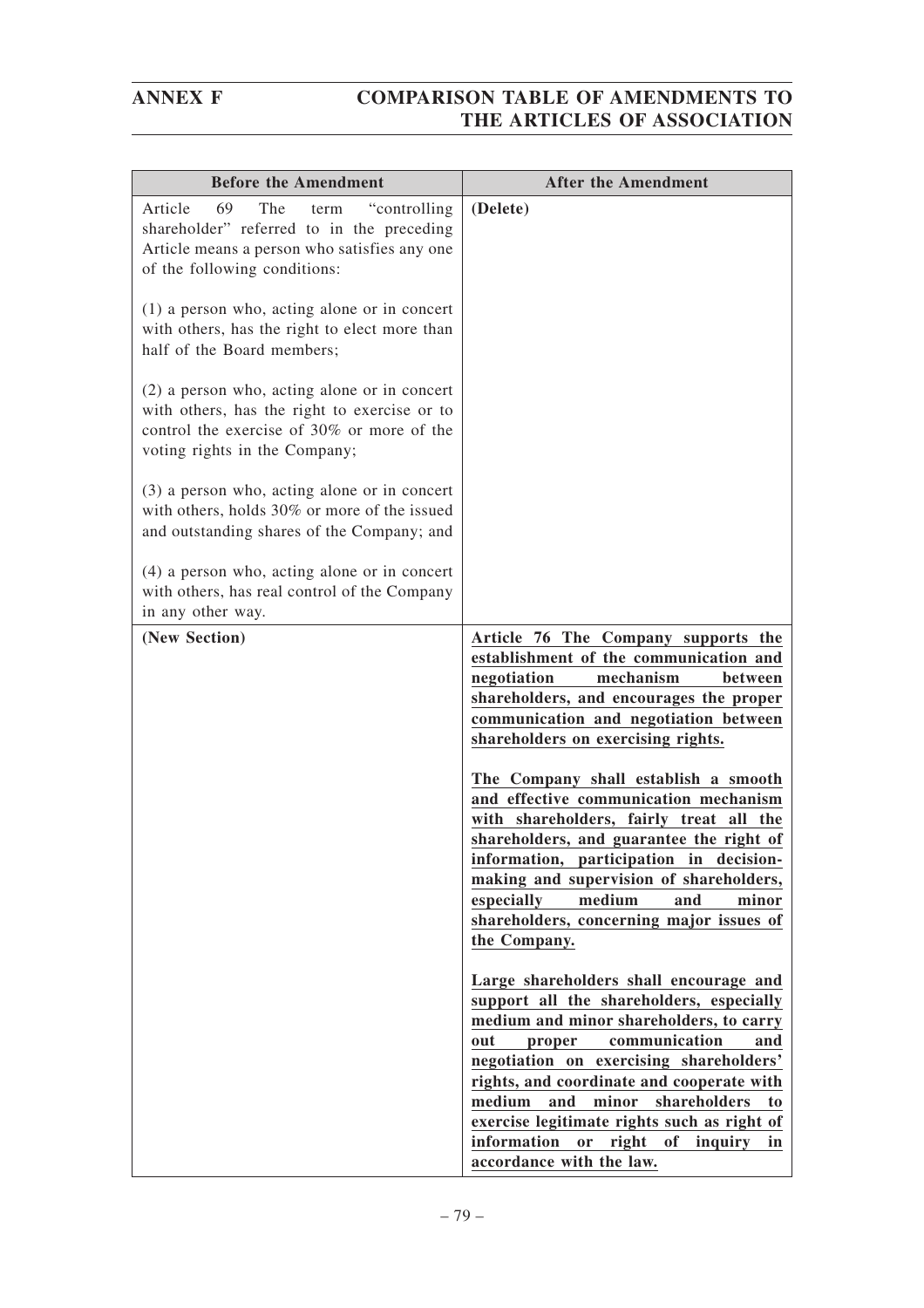| Before the Amendment | After the Amendment |
|---|---|
| Article 69 The term "controlling shareholder" referred to in the preceding Article means a person who satisfies any one of the following conditions:<br><br>(1) a person who, acting alone or in concert with others, has the right to elect more than half of the Board members;<br><br>(2) a person who, acting alone or in concert with others, has the right to exercise or to control the exercise of 30% or more of the voting rights in the Company;<br><br>(3) a person who, acting alone or in concert with others, holds 30% or more of the issued and outstanding shares of the Company; and<br><br>(4) a person who, acting alone or in concert with others, has real control of the Company in any other way. | **(Delete)** |
| **(New Section)** | **Article 76 The Company supports the establishment of the communication and negotiation mechanism between shareholders, and encourages the proper communication and negotiation between shareholders on exercising rights.**<br><br>**The Company shall establish a smooth and effective communication mechanism with shareholders, fairly treat all the shareholders, and guarantee the right of information, participation in decision-making and supervision of shareholders, especially medium and minor shareholders, concerning major issues of the Company.**<br><br>**Large shareholders shall encourage and support all the shareholders, especially medium and minor shareholders, to carry out proper communication and negotiation on exercising shareholders' rights, and coordinate and cooperate with medium and minor shareholders to exercise legitimate rights such as right of information or right of inquiry in accordance with the law.** |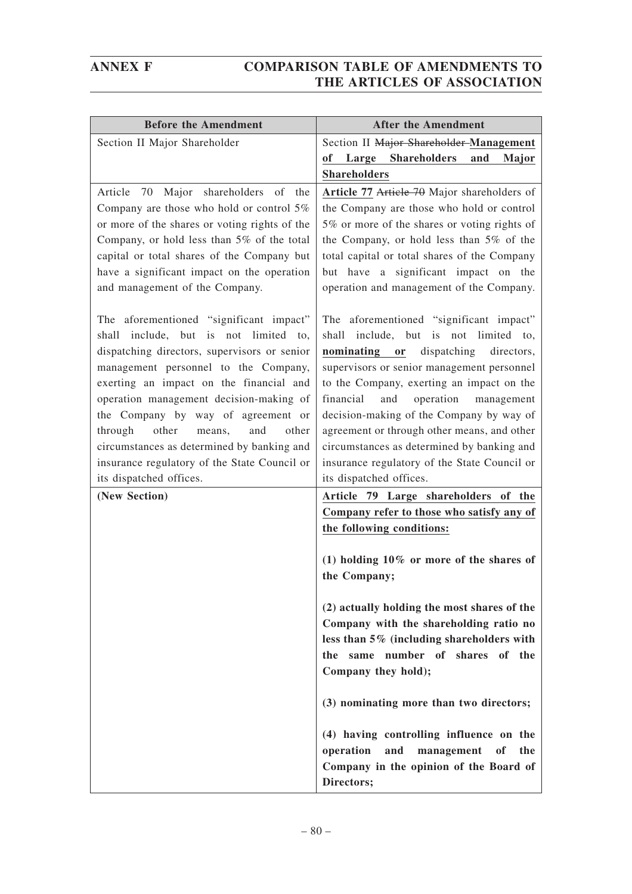| Before the Amendment | After the Amendment |
|---|---|
| Section II Major Shareholder | Section II ~~Major Shareholder~~ **Management of Large Shareholders and Major Shareholders** |
| Article 70 Major shareholders of the Company are those who hold or control 5% or more of the shares or voting rights of the Company, or hold less than 5% of the total capital or total shares of the Company but have a significant impact on the operation and management of the Company.<br><br>The aforementioned "significant impact" shall include, but is not limited to, dispatching directors, supervisors or senior management personnel to the Company, exerting an impact on the financial and operation management decision-making of the Company by way of agreement or through other means, and other circumstances as determined by banking and insurance regulatory of the State Council or its dispatched offices. | **Article 77** ~~Article 70~~ Major shareholders of the Company are those who hold or control 5% or more of the shares or voting rights of the Company, or hold less than 5% of the total capital or total shares of the Company but have a significant impact on the operation and management of the Company.<br><br>The aforementioned "significant impact" shall include, but is not limited to, **nominating or** dispatching directors, supervisors or senior management personnel to the Company, exerting an impact on the financial and operation management decision-making of the Company by way of agreement or through other means, and other circumstances as determined by banking and insurance regulatory of the State Council or its dispatched offices. |
| **(New Section)** | **Article 79 Large shareholders of the Company refer to those who satisfy any of the following conditions:**<br><br>**(1) holding 10% or more of the shares of the Company;**<br><br>**(2) actually holding the most shares of the Company with the shareholding ratio no less than 5% (including shareholders with the same number of shares of the Company they hold);**<br><br>**(3) nominating more than two directors;**<br><br>**(4) having controlling influence on the operation and management of the Company in the opinion of the Board of Directors;** |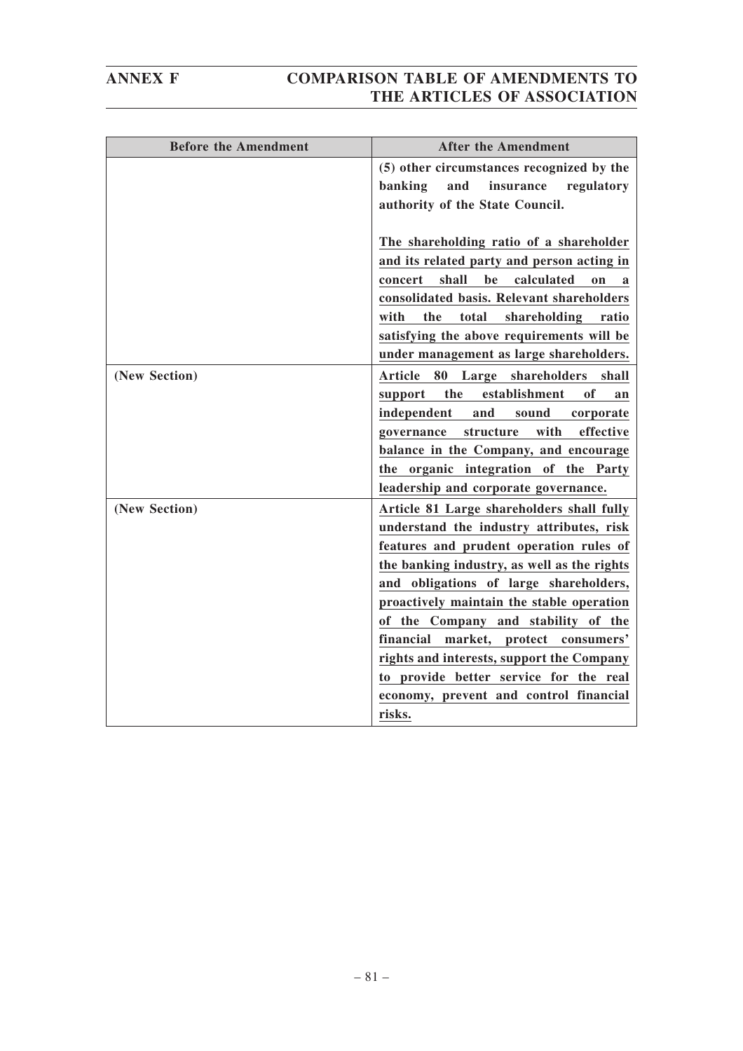| Before the Amendment | After the Amendment |
|---|---|
| | **(5) other circumstances recognized by the banking and insurance regulatory authority of the State Council.**<br><br>**The shareholding ratio of a shareholder and its related party and person acting in concert shall be calculated on a consolidated basis. Relevant shareholders with the total shareholding ratio satisfying the above requirements will be under management as large shareholders.** |
| **(New Section)** | **Article 80 Large shareholders shall support the establishment of an independent and sound corporate governance structure with effective balance in the Company, and encourage the organic integration of the Party leadership and corporate governance.** |
| **(New Section)** | **Article 81 Large shareholders shall fully understand the industry attributes, risk features and prudent operation rules of the banking industry, as well as the rights and obligations of large shareholders, proactively maintain the stable operation of the Company and stability of the financial market, protect consumers' rights and interests, support the Company to provide better service for the real economy, prevent and control financial risks.** |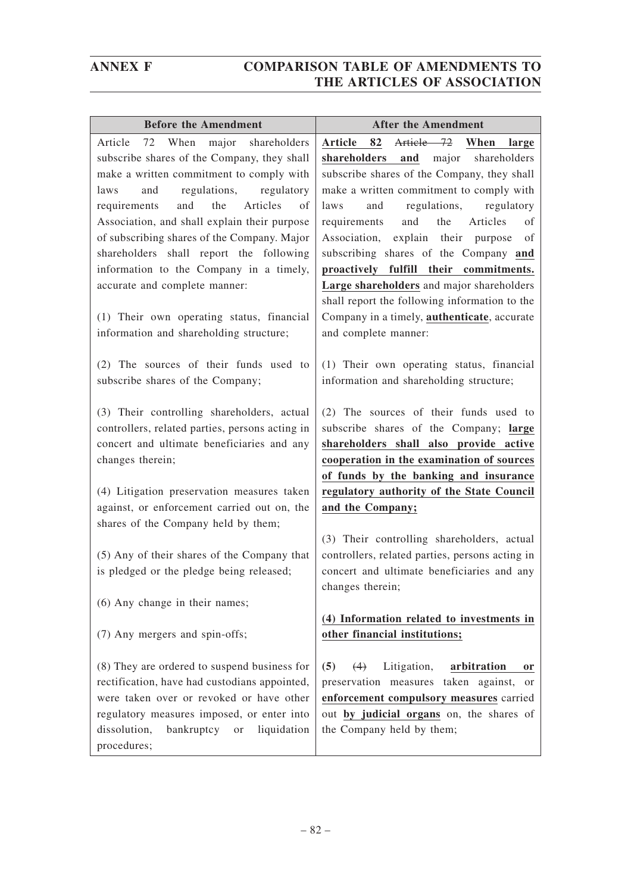| Before the Amendment | After the Amendment |
|---|---|
| Article 72 When major shareholders subscribe shares of the Company, they shall make a written commitment to comply with laws and regulations, regulatory requirements and the Articles of Association, and shall explain their purpose of subscribing shares of the Company. Major shareholders shall report the following information to the Company in a timely, accurate and complete manner:<br><br>(1) Their own operating status, financial information and shareholding structure;<br><br>(2) The sources of their funds used to subscribe shares of the Company;<br><br>(3) Their controlling shareholders, actual controllers, related parties, persons acting in concert and ultimate beneficiaries and any changes therein;<br><br>(4) Litigation preservation measures taken against, or enforcement carried out on, the shares of the Company held by them;<br><br>(5) Any of their shares of the Company that is pledged or the pledge being released;<br><br>(6) Any change in their names;<br><br>(7) Any mergers and spin-offs;<br><br>(8) They are ordered to suspend business for rectification, have had custodians appointed, were taken over or revoked or have other regulatory measures imposed, or enter into dissolution, bankruptcy or liquidation procedures; | **Article 82** ~~Article 72~~ **When large shareholders and** major shareholders subscribe shares of the Company, they shall make a written commitment to comply with laws and regulations, regulatory requirements and the Articles of Association, explain their purpose of subscribing shares of the Company **and proactively fulfill their commitments. Large shareholders** and major shareholders shall report the following information to the Company in a timely, **authenticate**, accurate and complete manner:<br><br>(1) Their own operating status, financial information and shareholding structure;<br><br>(2) The sources of their funds used to subscribe shares of the Company; **large shareholders shall also provide active cooperation in the examination of sources of funds by the banking and insurance regulatory authority of the State Council and the Company;**<br><br>(3) Their controlling shareholders, actual controllers, related parties, persons acting in concert and ultimate beneficiaries and any changes therein;<br><br>**(4) Information related to investments in other financial institutions;**<br><br>**(5)** ~~(4)~~ Litigation, **arbitration or** preservation measures taken against, or **enforcement compulsory measures** carried out **by judicial organs** on, the shares of the Company held by them; |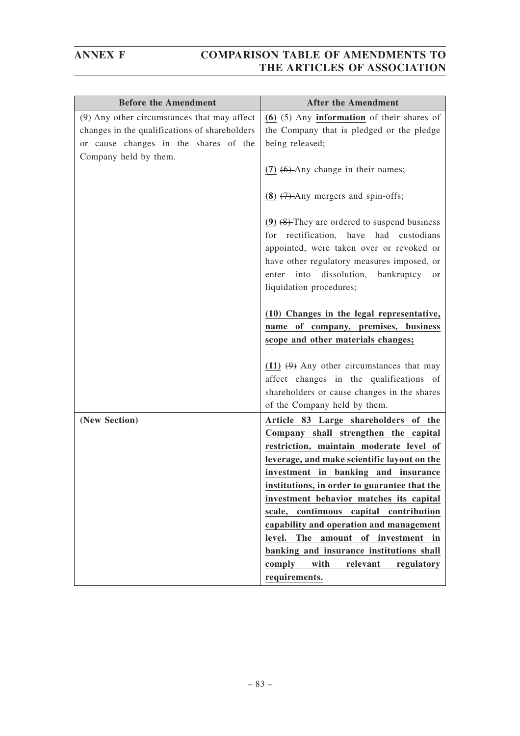# ANNEX F

# COMPARISON TABLE OF AMENDMENTS TO THE ARTICLES OF ASSOCIATION

| Before the Amendment | After the Amendment |
|---|---|
| (9) Any other circumstances that may affect changes in the qualifications of shareholders or cause changes in the shares of the Company held by them. | **(6)** ~~(5)~~ Any **information** of their shares of the Company that is pledged or the pledge being released;<br><br>**(7)** ~~(6)~~ Any change in their names;<br><br>**(8)** ~~(7)~~ Any mergers and spin-offs;<br><br>**(9)** ~~(8)~~ They are ordered to suspend business for rectification, have had custodians appointed, were taken over or revoked or have other regulatory measures imposed, or enter into dissolution, bankruptcy or liquidation procedures;<br><br>**(10) Changes in the legal representative, name of company, premises, business scope and other materials changes;**<br><br>**(11)** ~~(9)~~ Any other circumstances that may affect changes in the qualifications of shareholders or cause changes in the shares of the Company held by them. |
| **(New Section)** | **Article 83 Large shareholders of the Company shall strengthen the capital restriction, maintain moderate level of leverage, and make scientific layout on the investment in banking and insurance institutions, in order to guarantee that the investment behavior matches its capital scale, continuous capital contribution capability and operation and management level. The amount of investment in banking and insurance institutions shall comply with relevant regulatory requirements.** |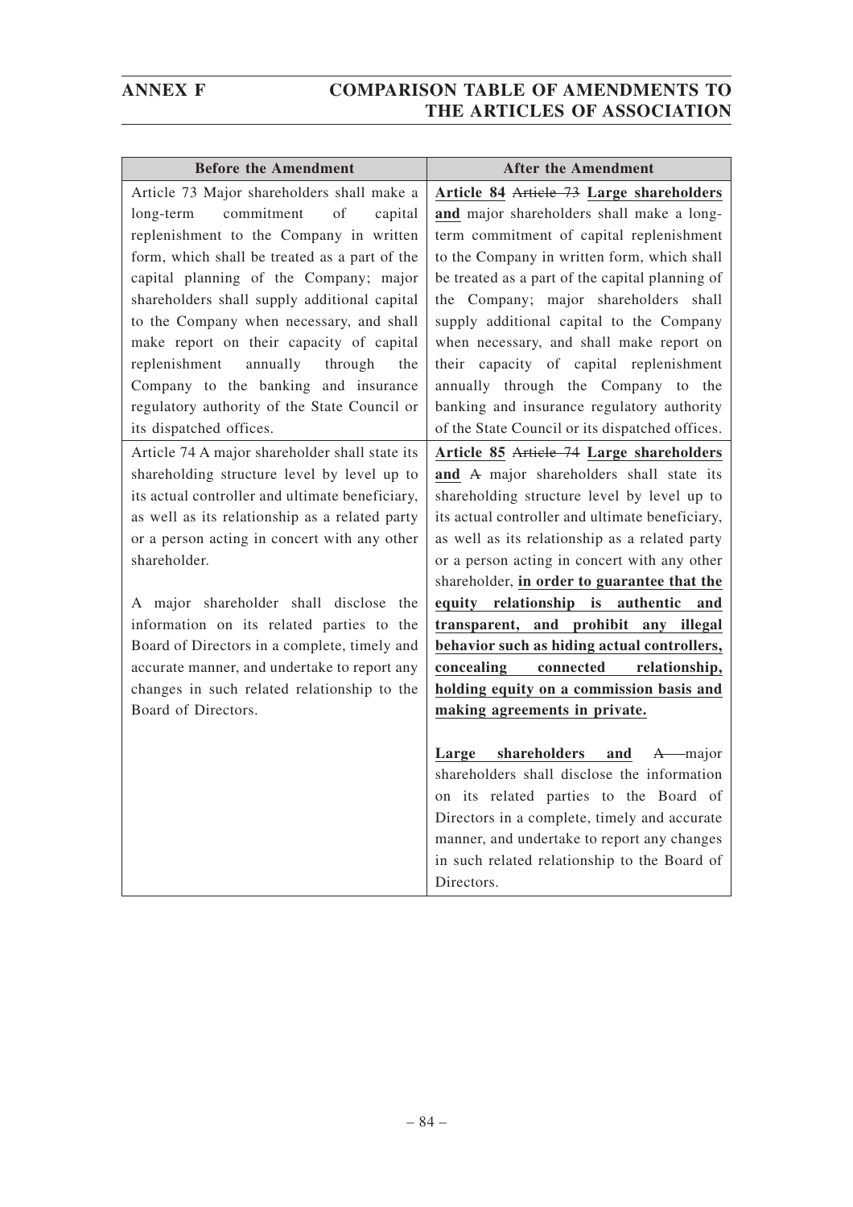| Before the Amendment | After the Amendment |
|---|---|
| Article 73 Major shareholders shall make a long-term commitment of capital replenishment to the Company in written form, which shall be treated as a part of the capital planning of the Company; major shareholders shall supply additional capital to the Company when necessary, and shall make report on their capacity of capital replenishment annually through the Company to the banking and insurance regulatory authority of the State Council or its dispatched offices. | **Article 84** ~~Article 73~~ **Large shareholders and** major shareholders shall make a long-term commitment of capital replenishment to the Company in written form, which shall be treated as a part of the capital planning of the Company; major shareholders shall supply additional capital to the Company when necessary, and shall make report on their capacity of capital replenishment annually through the Company to the banking and insurance regulatory authority of the State Council or its dispatched offices. |
| Article 74 A major shareholder shall state its shareholding structure level by level up to its actual controller and ultimate beneficiary, as well as its relationship as a related party or a person acting in concert with any other shareholder.<br><br>A major shareholder shall disclose the information on its related parties to the Board of Directors in a complete, timely and accurate manner, and undertake to report any changes in such related relationship to the Board of Directors. | **Article 85** ~~Article 74~~ **Large shareholders and** ~~A~~ major shareholders shall state its shareholding structure level by level up to its actual controller and ultimate beneficiary, as well as its relationship as a related party or a person acting in concert with any other shareholder, **in order to guarantee that the equity relationship is authentic and transparent, and prohibit any illegal behavior such as hiding actual controllers, concealing connected relationship, holding equity on a commission basis and making agreements in private.**<br><br>**Large shareholders and** ~~A~~ major shareholders shall disclose the information on its related parties to the Board of Directors in a complete, timely and accurate manner, and undertake to report any changes in such related relationship to the Board of Directors. |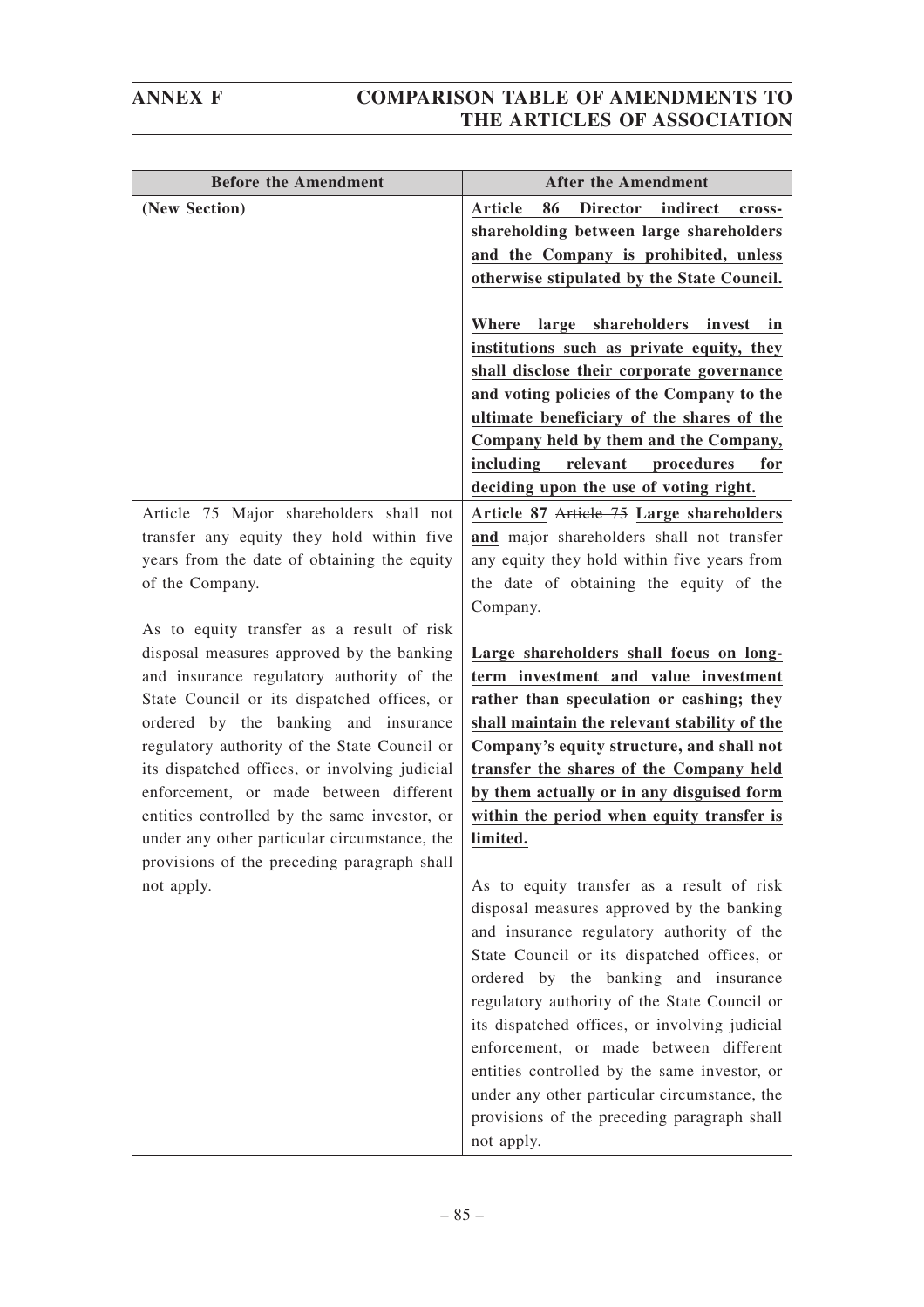| Before the Amendment | After the Amendment |
|---|---|
| **(New Section)** | **Article 86 Director indirect cross-shareholding between large shareholders and the Company is prohibited, unless otherwise stipulated by the State Council.**<br><br>**Where large shareholders invest in institutions such as private equity, they shall disclose their corporate governance and voting policies of the Company to the ultimate beneficiary of the shares of the Company held by them and the Company, including relevant procedures for deciding upon the use of voting right.** |
| Article 75 Major shareholders shall not transfer any equity they hold within five years from the date of obtaining the equity of the Company.<br><br>As to equity transfer as a result of risk disposal measures approved by the banking and insurance regulatory authority of the State Council or its dispatched offices, or ordered by the banking and insurance regulatory authority of the State Council or its dispatched offices, or involving judicial enforcement, or made between different entities controlled by the same investor, or under any other particular circumstance, the provisions of the preceding paragraph shall not apply. | **Article 87** ~~Article 75~~ **Large shareholders and** major shareholders shall not transfer any equity they hold within five years from the date of obtaining the equity of the Company.<br><br>**Large shareholders shall focus on long-term investment and value investment rather than speculation or cashing; they shall maintain the relevant stability of the Company's equity structure, and shall not transfer the shares of the Company held by them actually or in any disguised form within the period when equity transfer is limited.**<br><br>As to equity transfer as a result of risk disposal measures approved by the banking and insurance regulatory authority of the State Council or its dispatched offices, or ordered by the banking and insurance regulatory authority of the State Council or its dispatched offices, or involving judicial enforcement, or made between different entities controlled by the same investor, or under any other particular circumstance, the provisions of the preceding paragraph shall not apply. |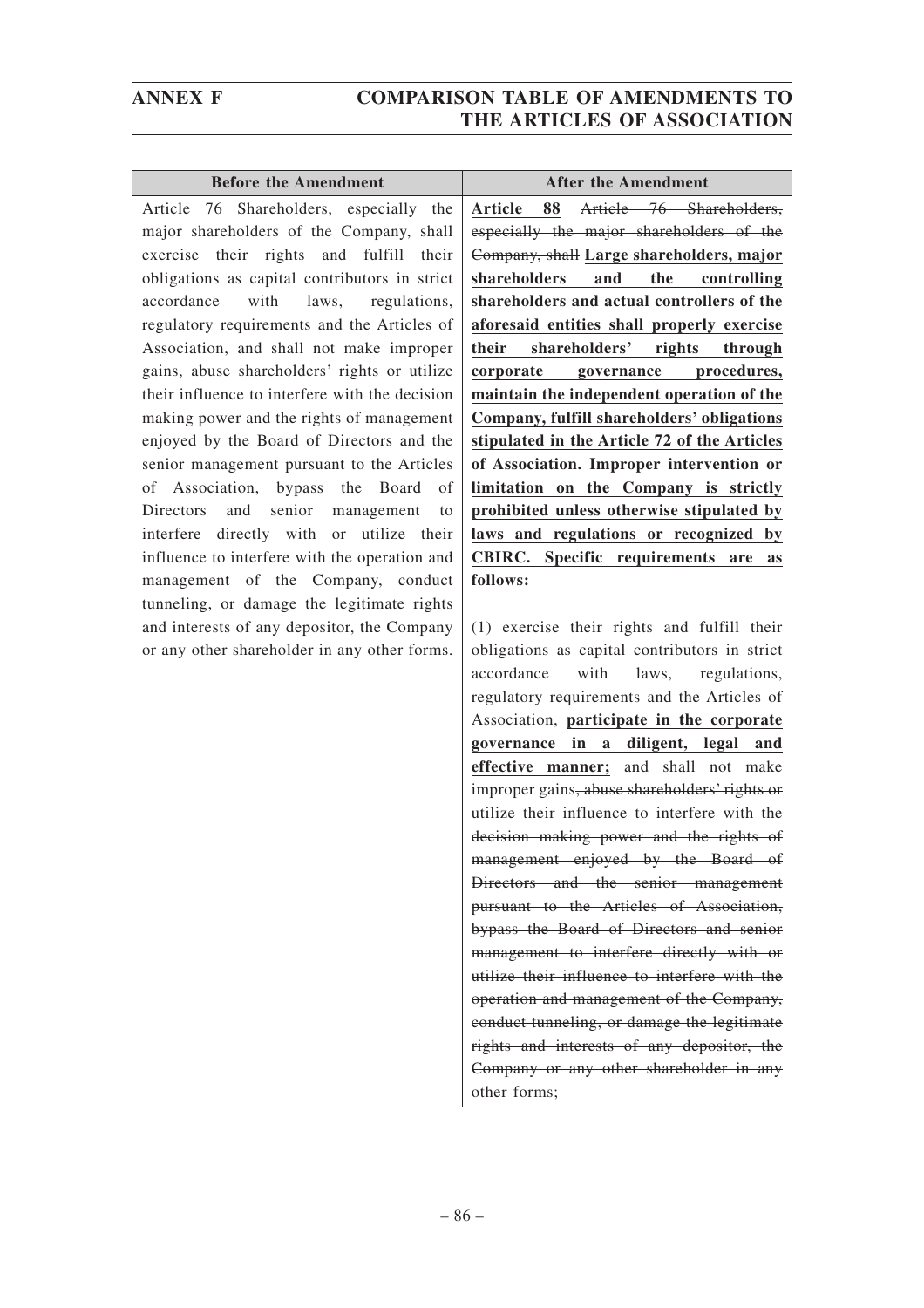| Before the Amendment | After the Amendment |
|---|---|
| Article 76 Shareholders, especially the major shareholders of the Company, shall exercise their rights and fulfill their obligations as capital contributors in strict accordance with laws, regulations, regulatory requirements and the Articles of Association, and shall not make improper gains, abuse shareholders' rights or utilize their influence to interfere with the decision making power and the rights of management enjoyed by the Board of Directors and the senior management pursuant to the Articles of Association, bypass the Board of Directors and senior management to interfere directly with or utilize their influence to interfere with the operation and management of the Company, conduct tunneling, or damage the legitimate rights and interests of any depositor, the Company or any other shareholder in any other forms. | **Article 88** ~~Article 76 Shareholders, especially the major shareholders of the Company, shall~~ **Large shareholders, major shareholders and the controlling shareholders and actual controllers of the aforesaid entities shall properly exercise their shareholders' rights through corporate governance procedures, maintain the independent operation of the Company, fulfill shareholders' obligations stipulated in the Article 72 of the Articles of Association. Improper intervention or limitation on the Company is strictly prohibited unless otherwise stipulated by laws and regulations or recognized by CBIRC. Specific requirements are as follows:**<br><br>(1) exercise their rights and fulfill their obligations as capital contributors in strict accordance with laws, regulations, regulatory requirements and the Articles of Association, **participate in the corporate governance in a diligent, legal and effective manner;** and shall not make improper gains~~, abuse shareholders' rights or utilize their influence to interfere with the decision making power and the rights of management enjoyed by the Board of Directors and the senior management pursuant to the Articles of Association, bypass the Board of Directors and senior management to interfere directly with or utilize their influence to interfere with the operation and management of the Company, conduct tunneling, or damage the legitimate rights and interests of any depositor, the Company or any other shareholder in any other forms~~; |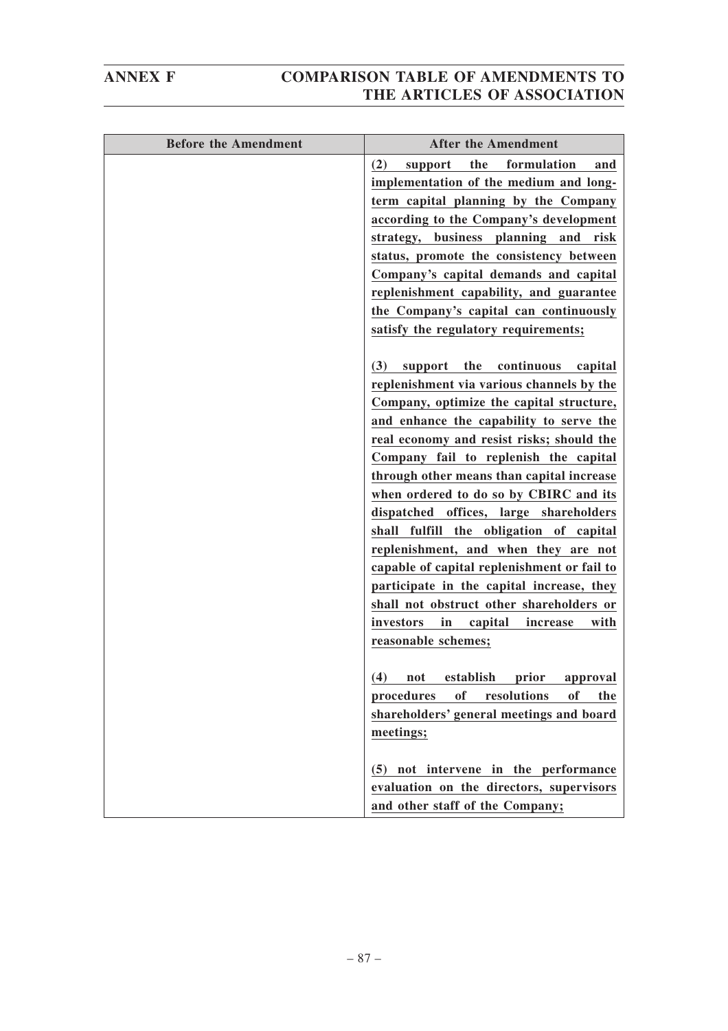| Before the Amendment | After the Amendment |
|---|---|
| | (2) support the formulation and implementation of the medium and long-term capital planning by the Company according to the Company's development strategy, business planning and risk status, promote the consistency between Company's capital demands and capital replenishment capability, and guarantee the Company's capital can continuously satisfy the regulatory requirements;<br><br>(3) support the continuous capital replenishment via various channels by the Company, optimize the capital structure, and enhance the capability to serve the real economy and resist risks; should the Company fail to replenish the capital through other means than capital increase when ordered to do so by CBIRC and its dispatched offices, large shareholders shall fulfill the obligation of capital replenishment, and when they are not capable of capital replenishment or fail to participate in the capital increase, they shall not obstruct other shareholders or investors in capital increase with reasonable schemes;<br><br>(4) not establish prior approval procedures of resolutions of the shareholders' general meetings and board meetings;<br><br>(5) not intervene in the performance evaluation on the directors, supervisors and other staff of the Company; |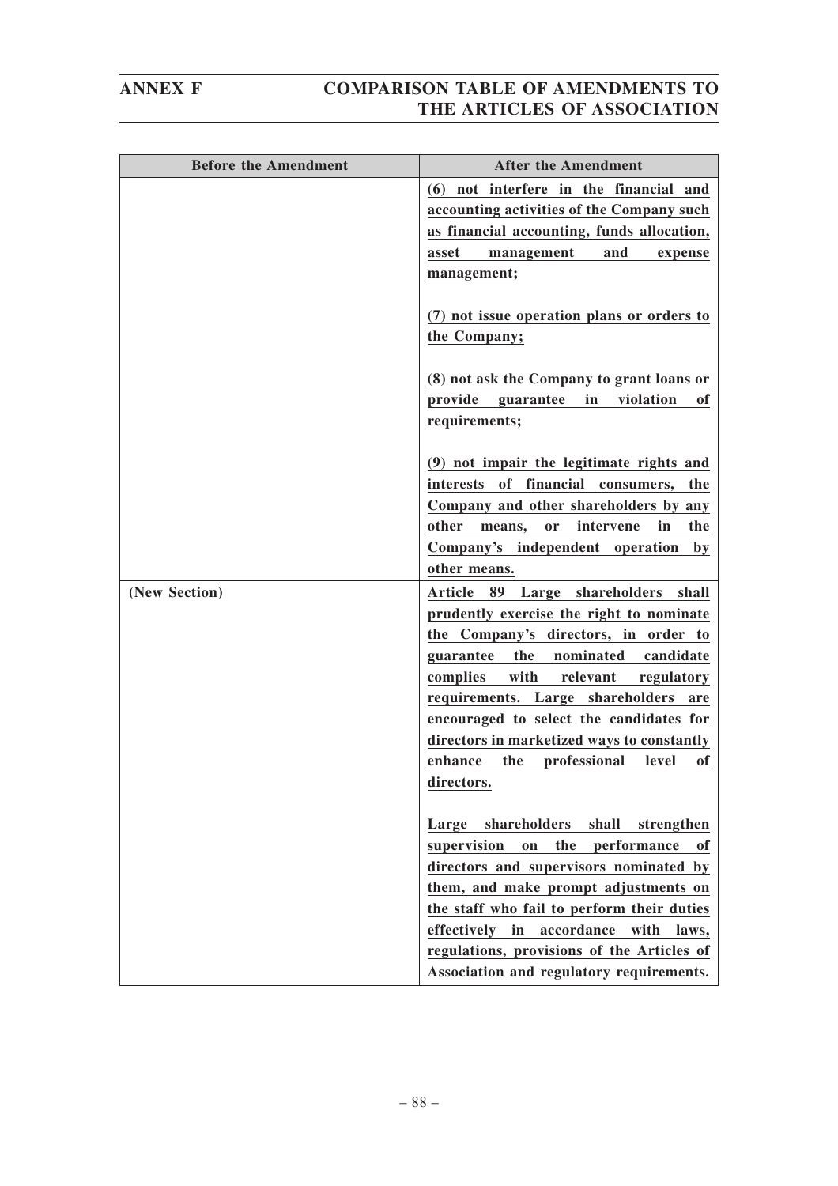| Before the Amendment | After the Amendment |
|---|---|
| | **(6) not interfere in the financial and accounting activities of the Company such as financial accounting, funds allocation, asset management and expense management;**<br><br>**(7) not issue operation plans or orders to the Company;**<br><br>**(8) not ask the Company to grant loans or provide guarantee in violation of requirements;**<br><br>**(9) not impair the legitimate rights and interests of financial consumers, the Company and other shareholders by any other means, or intervene in the Company's independent operation by other means.** |
| **(New Section)** | **Article 89 Large shareholders shall prudently exercise the right to nominate the Company's directors, in order to guarantee the nominated candidate complies with relevant regulatory requirements. Large shareholders are encouraged to select the candidates for directors in marketized ways to constantly enhance the professional level of directors.**<br><br>**Large shareholders shall strengthen supervision on the performance of directors and supervisors nominated by them, and make prompt adjustments on the staff who fail to perform their duties effectively in accordance with laws, regulations, provisions of the Articles of Association and regulatory requirements.** |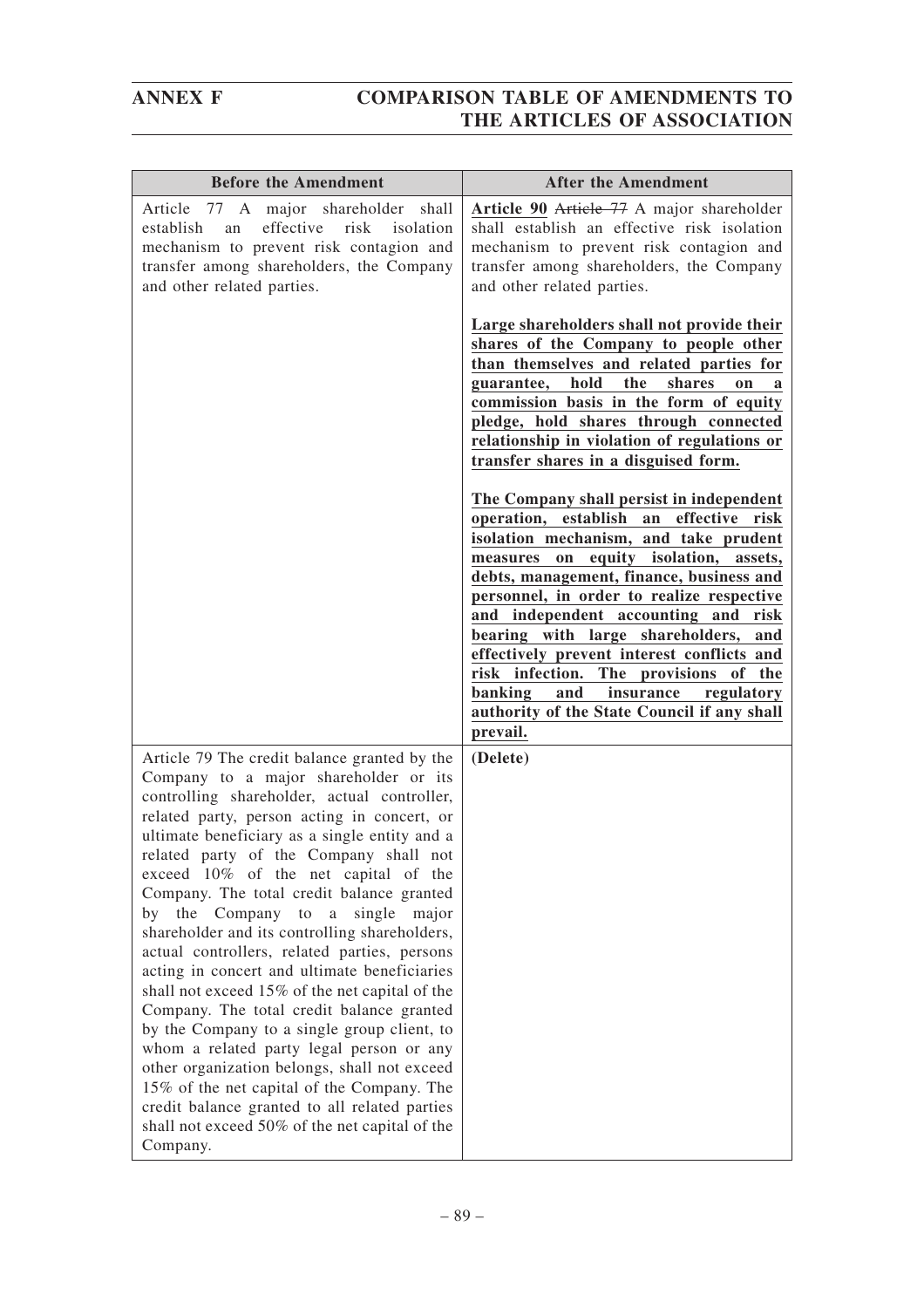| Before the Amendment | After the Amendment |
|---|---|
| Article 77 A major shareholder shall establish an effective risk isolation mechanism to prevent risk contagion and transfer among shareholders, the Company and other related parties. | **Article 90** ~~Article 77~~ A major shareholder shall establish an effective risk isolation mechanism to prevent risk contagion and transfer among shareholders, the Company and other related parties.<br><br>**Large shareholders shall not provide their shares of the Company to people other than themselves and related parties for guarantee, hold the shares on a commission basis in the form of equity pledge, hold shares through connected relationship in violation of regulations or transfer shares in a disguised form.**<br><br>**The Company shall persist in independent operation, establish an effective risk isolation mechanism, and take prudent measures on equity isolation, assets, debts, management, finance, business and personnel, in order to realize respective and independent accounting and risk bearing with large shareholders, and effectively prevent interest conflicts and risk infection. The provisions of the banking and insurance regulatory authority of the State Council if any shall prevail.** |
| Article 79 The credit balance granted by the Company to a major shareholder or its controlling shareholder, actual controller, related party, person acting in concert, or ultimate beneficiary as a single entity and a related party of the Company shall not exceed 10% of the net capital of the Company. The total credit balance granted by the Company to a single major shareholder and its controlling shareholders, actual controllers, related parties, persons acting in concert and ultimate beneficiaries shall not exceed 15% of the net capital of the Company. The total credit balance granted by the Company to a single group client, to whom a related party legal person or any other organization belongs, shall not exceed 15% of the net capital of the Company. The credit balance granted to all related parties shall not exceed 50% of the net capital of the Company. | **(Delete)** |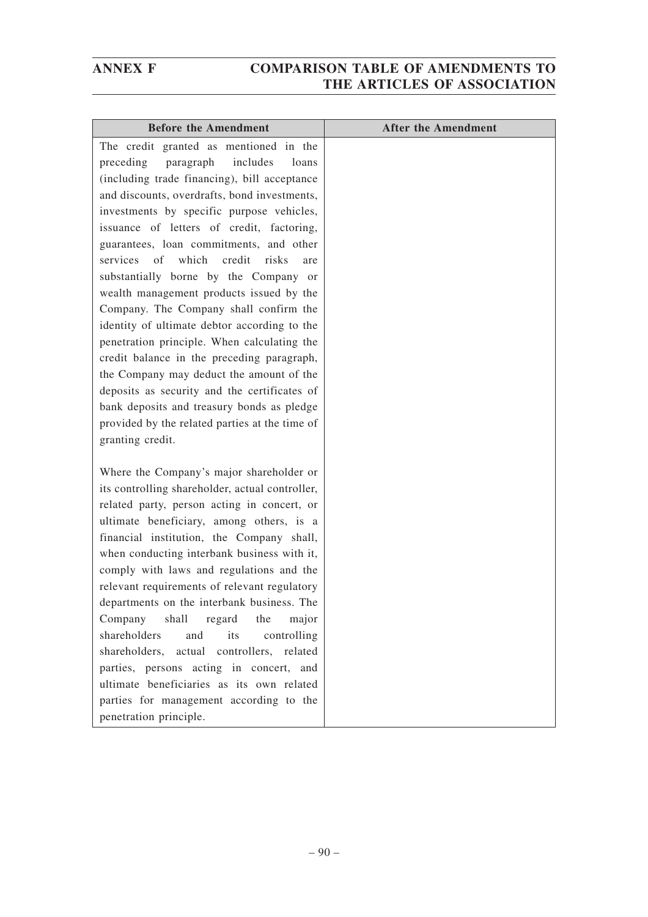| Before the Amendment | After the Amendment |
|---|---|
| The credit granted as mentioned in the preceding paragraph includes loans (including trade financing), bill acceptance and discounts, overdrafts, bond investments, investments by specific purpose vehicles, issuance of letters of credit, factoring, guarantees, loan commitments, and other services of which credit risks are substantially borne by the Company or wealth management products issued by the Company. The Company shall confirm the identity of ultimate debtor according to the penetration principle. When calculating the credit balance in the preceding paragraph, the Company may deduct the amount of the deposits as security and the certificates of bank deposits and treasury bonds as pledge provided by the related parties at the time of granting credit.<br><br>Where the Company's major shareholder or its controlling shareholder, actual controller, related party, person acting in concert, or ultimate beneficiary, among others, is a financial institution, the Company shall, when conducting interbank business with it, comply with laws and regulations and the relevant requirements of relevant regulatory departments on the interbank business. The Company shall regard the major shareholders and its controlling shareholders, actual controllers, related parties, persons acting in concert, and ultimate beneficiaries as its own related parties for management according to the penetration principle. | |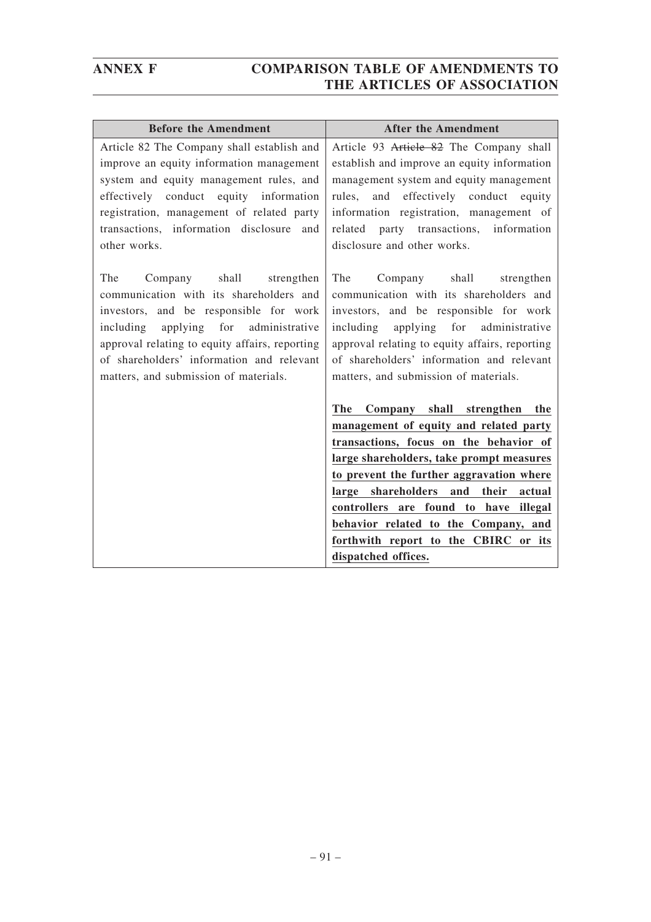| Before the Amendment | After the Amendment |
| --- | --- |
| Article 82 The Company shall establish and improve an equity information management system and equity management rules, and effectively conduct equity information registration, management of related party transactions, information disclosure and other works.<br><br>The Company shall strengthen communication with its shareholders and investors, and be responsible for work including applying for administrative approval relating to equity affairs, reporting of shareholders' information and relevant matters, and submission of materials. | Article 93 ~~Article 82~~ The Company shall establish and improve an equity information management system and equity management rules, and effectively conduct equity information registration, management of related party transactions, information disclosure and other works.<br><br>The Company shall strengthen communication with its shareholders and investors, and be responsible for work including applying for administrative approval relating to equity affairs, reporting of shareholders' information and relevant matters, and submission of materials.<br><br>**The Company shall strengthen the management of equity and related party transactions, focus on the behavior of large shareholders, take prompt measures to prevent the further aggravation where large shareholders and their actual controllers are found to have illegal behavior related to the Company, and forthwith report to the CBIRC or its dispatched offices.** |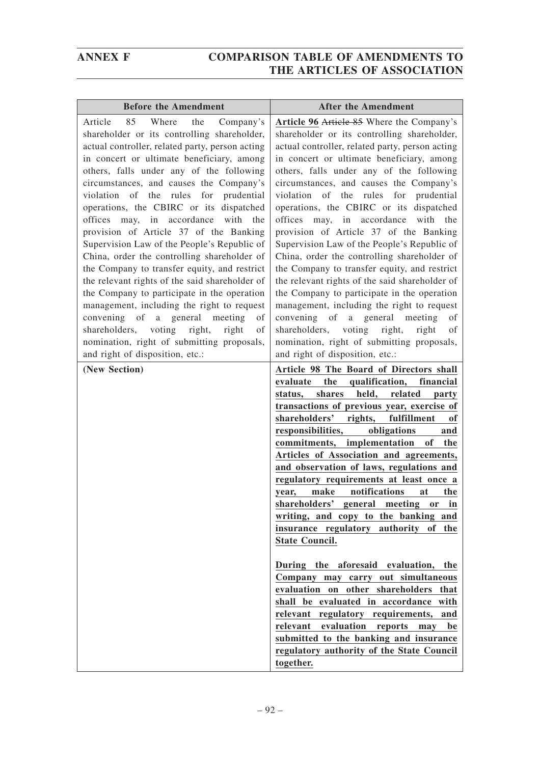| Before the Amendment | After the Amendment |
|---|---|
| Article 85 Where the Company's shareholder or its controlling shareholder, actual controller, related party, person acting in concert or ultimate beneficiary, among others, falls under any of the following circumstances, and causes the Company's violation of the rules for prudential operations, the CBIRC or its dispatched offices may, in accordance with the provision of Article 37 of the Banking Supervision Law of the People's Republic of China, order the controlling shareholder of the Company to transfer equity, and restrict the relevant rights of the said shareholder of the Company to participate in the operation management, including the right to request convening of a general meeting of shareholders, voting right, right of nomination, right of submitting proposals, and right of disposition, etc.: | **Article 96** ~~Article 85~~ Where the Company's shareholder or its controlling shareholder, actual controller, related party, person acting in concert or ultimate beneficiary, among others, falls under any of the following circumstances, and causes the Company's violation of the rules for prudential operations, the CBIRC or its dispatched offices may, in accordance with the provision of Article 37 of the Banking Supervision Law of the People's Republic of China, order the controlling shareholder of the Company to transfer equity, and restrict the relevant rights of the said shareholder of the Company to participate in the operation management, including the right to request convening of a general meeting of shareholders, voting right, right of nomination, right of submitting proposals, and right of disposition, etc.: |
| **(New Section)** | **Article 98 The Board of Directors shall evaluate the qualification, financial status, shares held, related party transactions of previous year, exercise of shareholders' rights, fulfillment of responsibilities, obligations and commitments, implementation of the Articles of Association and agreements, and observation of laws, regulations and regulatory requirements at least once a year, make notifications at the shareholders' general meeting or in writing, and copy to the banking and insurance regulatory authority of the State Council.**<br><br>**During the aforesaid evaluation, the Company may carry out simultaneous evaluation on other shareholders that shall be evaluated in accordance with relevant regulatory requirements, and relevant evaluation reports may be submitted to the banking and insurance regulatory authority of the State Council together.** |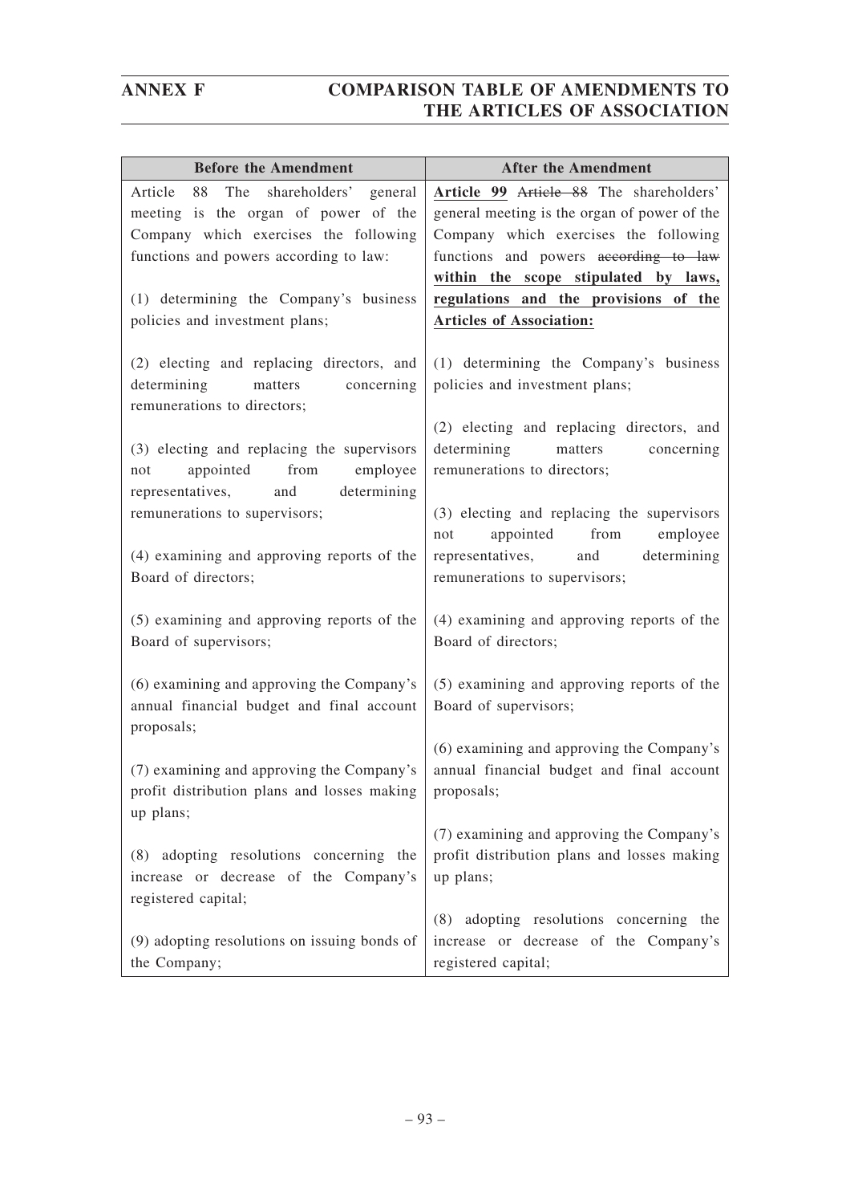| Before the Amendment | After the Amendment |
|---|---|
| Article 88 The shareholders' general meeting is the organ of power of the Company which exercises the following functions and powers according to law:<br><br>(1) determining the Company's business policies and investment plans;<br><br>(2) electing and replacing directors, and determining matters concerning remunerations to directors;<br><br>(3) electing and replacing the supervisors not appointed from employee representatives, and determining remunerations to supervisors;<br><br>(4) examining and approving reports of the Board of directors;<br><br>(5) examining and approving reports of the Board of supervisors;<br><br>(6) examining and approving the Company's annual financial budget and final account proposals;<br><br>(7) examining and approving the Company's profit distribution plans and losses making up plans;<br><br>(8) adopting resolutions concerning the increase or decrease of the Company's registered capital;<br><br>(9) adopting resolutions on issuing bonds of the Company; | **Article 99** ~~Article 88~~ The shareholders' general meeting is the organ of power of the Company which exercises the following functions and powers ~~according to law~~ **within the scope stipulated by laws, regulations and the provisions of the Articles of Association:**<br><br>(1) determining the Company's business policies and investment plans;<br><br>(2) electing and replacing directors, and determining matters concerning remunerations to directors;<br><br>(3) electing and replacing the supervisors not appointed from employee representatives, and determining remunerations to supervisors;<br><br>(4) examining and approving reports of the Board of directors;<br><br>(5) examining and approving reports of the Board of supervisors;<br><br>(6) examining and approving the Company's annual financial budget and final account proposals;<br><br>(7) examining and approving the Company's profit distribution plans and losses making up plans;<br><br>(8) adopting resolutions concerning the increase or decrease of the Company's registered capital; |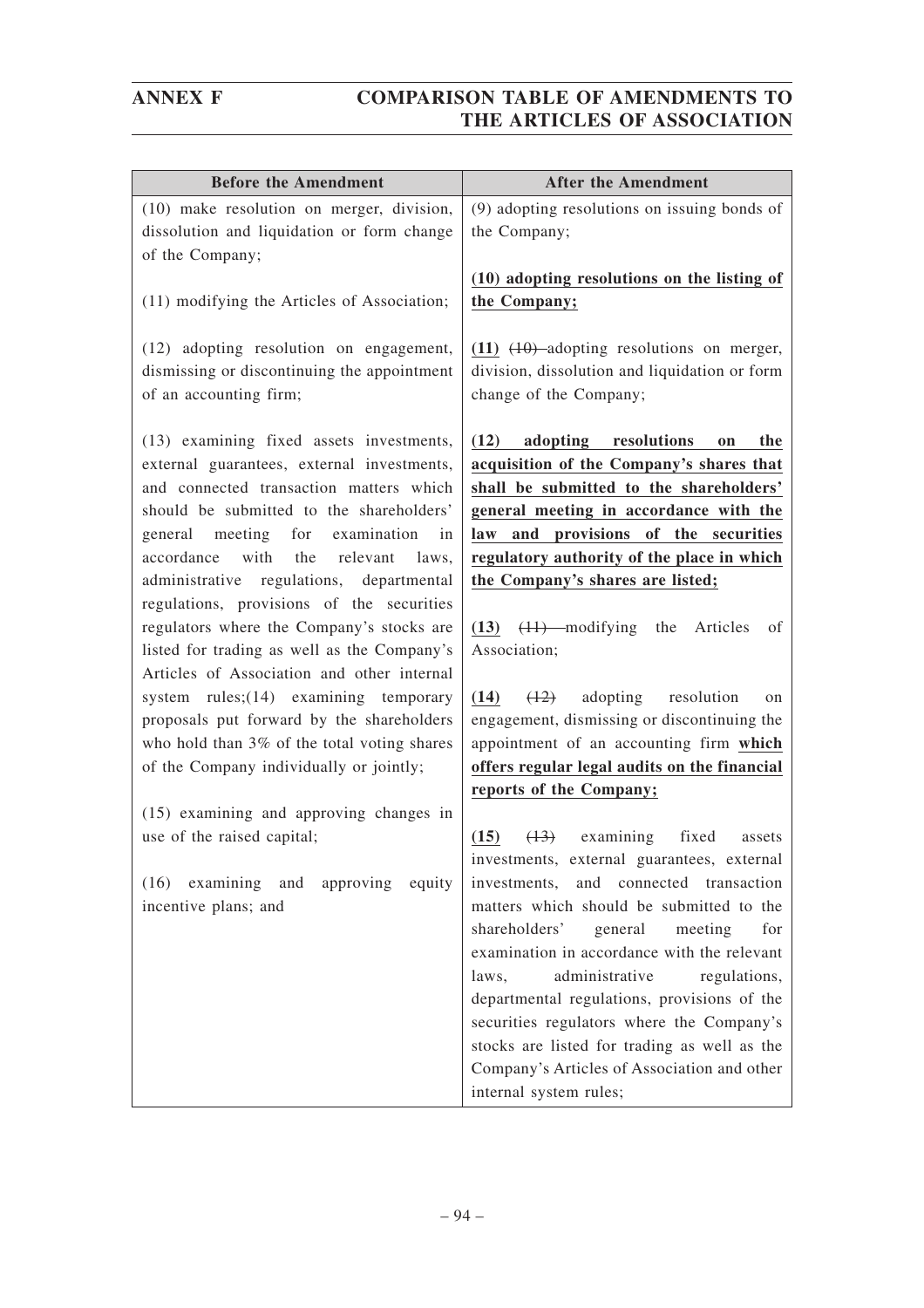| Before the Amendment | After the Amendment |
|---|---|
| (10) make resolution on merger, division, dissolution and liquidation or form change of the Company;<br><br>(11) modifying the Articles of Association;<br><br>(12) adopting resolution on engagement, dismissing or discontinuing the appointment of an accounting firm;<br><br>(13) examining fixed assets investments, external guarantees, external investments, and connected transaction matters which should be submitted to the shareholders' general meeting for examination in accordance with the relevant laws, administrative regulations, departmental regulations, provisions of the securities regulators where the Company's stocks are listed for trading as well as the Company's Articles of Association and other internal system rules;(14) examining temporary proposals put forward by the shareholders who hold than 3% of the total voting shares of the Company individually or jointly;<br><br>(15) examining and approving changes in use of the raised capital;<br><br>(16) examining and approving equity incentive plans; and | (9) adopting resolutions on issuing bonds of the Company;<br><br>**(10) adopting resolutions on the listing of the Company;**<br><br>**(11)** ~~(10)~~ adopting resolutions on merger, division, dissolution and liquidation or form change of the Company;<br><br>**(12) adopting resolutions on the acquisition of the Company's shares that shall be submitted to the shareholders' general meeting in accordance with the law and provisions of the securities regulatory authority of the place in which the Company's shares are listed;**<br><br>**(13)** ~~(11)~~ modifying the Articles of Association;<br><br>**(14)** ~~(12)~~ adopting resolution on engagement, dismissing or discontinuing the appointment of an accounting firm **which offers regular legal audits on the financial reports of the Company;**<br><br>**(15)** ~~(13)~~ examining fixed assets investments, external guarantees, external investments, and connected transaction matters which should be submitted to the shareholders' general meeting for examination in accordance with the relevant laws, administrative regulations, departmental regulations, provisions of the securities regulators where the Company's stocks are listed for trading as well as the Company's Articles of Association and other internal system rules; |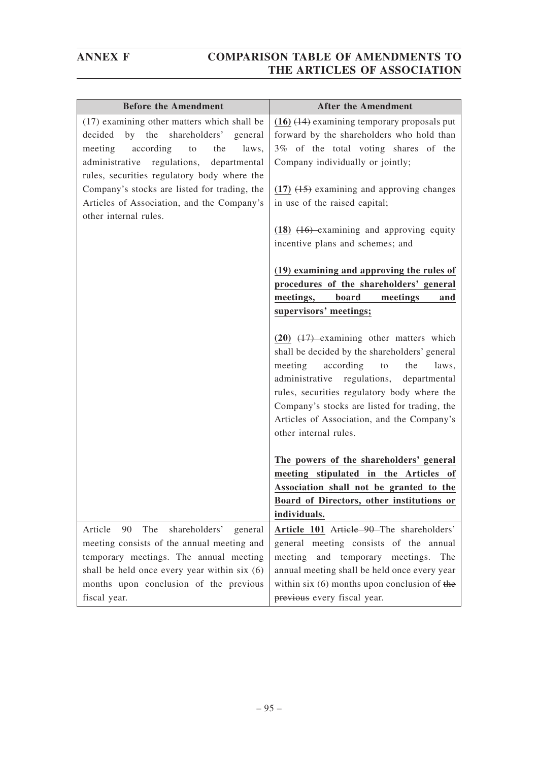| Before the Amendment | After the Amendment |
|---|---|
| (17) examining other matters which shall be decided by the shareholders' general meeting according to the laws, administrative regulations, departmental rules, securities regulatory body where the Company's stocks are listed for trading, the Articles of Association, and the Company's other internal rules. | **(16)** ~~(14)~~ examining temporary proposals put forward by the shareholders who hold than 3% of the total voting shares of the Company individually or jointly;<br><br>**(17)** ~~(15)~~ examining and approving changes in use of the raised capital;<br><br>**(18)** ~~(16)~~ examining and approving equity incentive plans and schemes; and<br><br>**(19) examining and approving the rules of procedures of the shareholders' general meetings, board meetings and supervisors' meetings;**<br><br>**(20)** ~~(17)~~ examining other matters which shall be decided by the shareholders' general meeting according to the laws, administrative regulations, departmental rules, securities regulatory body where the Company's stocks are listed for trading, the Articles of Association, and the Company's other internal rules.<br><br>**The powers of the shareholders' general meeting stipulated in the Articles of Association shall not be granted to the Board of Directors, other institutions or individuals.** |
| Article 90 The shareholders' general meeting consists of the annual meeting and temporary meetings. The annual meeting shall be held once every year within six (6) months upon conclusion of the previous fiscal year. | **Article 101** ~~Article 90~~ The shareholders' general meeting consists of the annual meeting and temporary meetings. The annual meeting shall be held once every year within six (6) months upon conclusion of ~~the previous~~ every fiscal year. |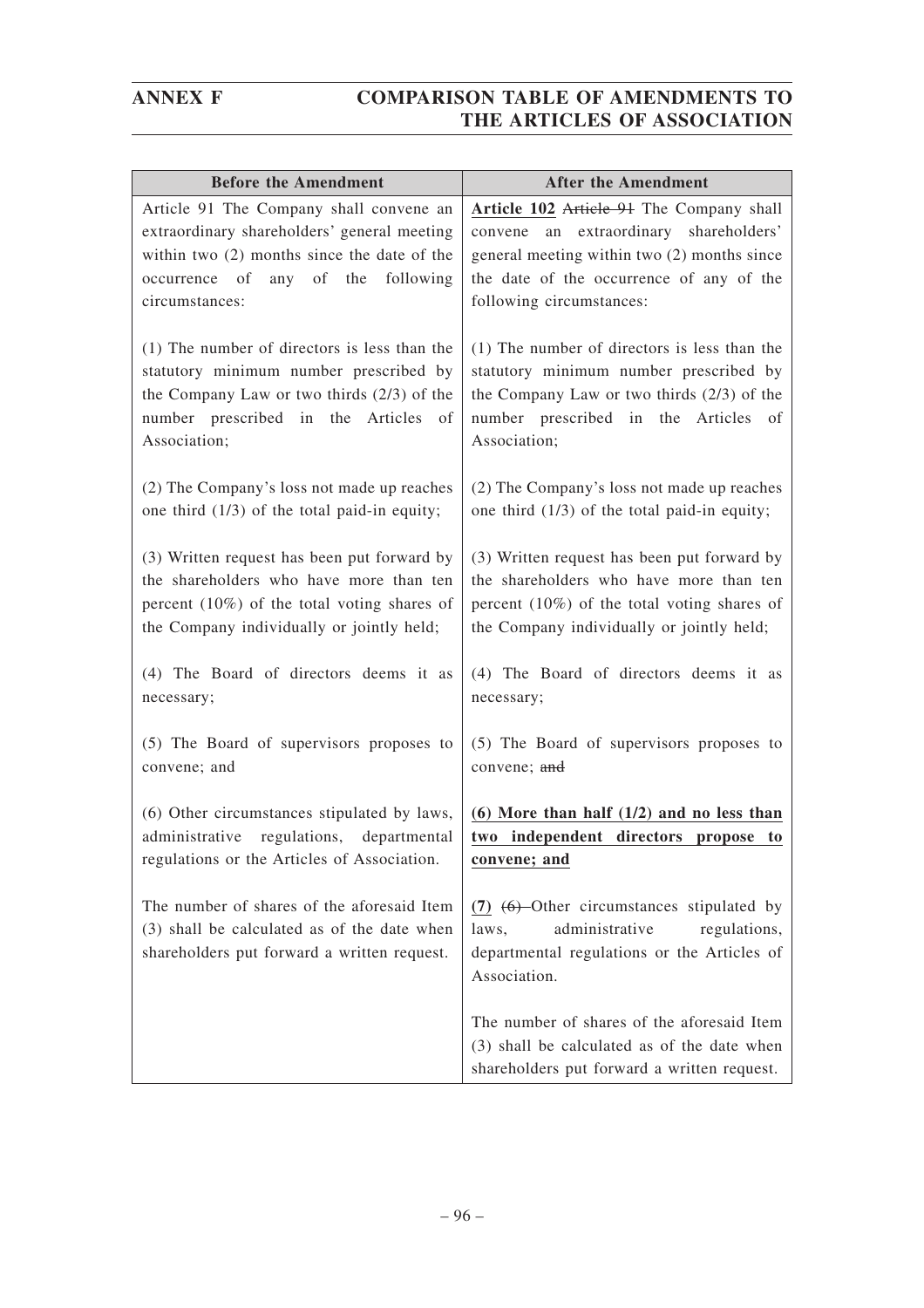| Before the Amendment | After the Amendment |
|---|---|
| Article 91 The Company shall convene an extraordinary shareholders' general meeting within two (2) months since the date of the occurrence of any of the following circumstances:<br><br>(1) The number of directors is less than the statutory minimum number prescribed by the Company Law or two thirds (2/3) of the number prescribed in the Articles of Association;<br><br>(2) The Company's loss not made up reaches one third (1/3) of the total paid-in equity;<br><br>(3) Written request has been put forward by the shareholders who have more than ten percent (10%) of the total voting shares of the Company individually or jointly held;<br><br>(4) The Board of directors deems it as necessary;<br><br>(5) The Board of supervisors proposes to convene; and<br><br>(6) Other circumstances stipulated by laws, administrative regulations, departmental regulations or the Articles of Association.<br><br>The number of shares of the aforesaid Item (3) shall be calculated as of the date when shareholders put forward a written request. | **Article 102** ~~Article 91~~ The Company shall convene an extraordinary shareholders' general meeting within two (2) months since the date of the occurrence of any of the following circumstances:<br><br>(1) The number of directors is less than the statutory minimum number prescribed by the Company Law or two thirds (2/3) of the number prescribed in the Articles of Association;<br><br>(2) The Company's loss not made up reaches one third (1/3) of the total paid-in equity;<br><br>(3) Written request has been put forward by the shareholders who have more than ten percent (10%) of the total voting shares of the Company individually or jointly held;<br><br>(4) The Board of directors deems it as necessary;<br><br>(5) The Board of supervisors proposes to convene; ~~and~~<br><br>**(6) More than half (1/2) and no less than two independent directors propose to convene; and**<br><br>**(7)** ~~(6)~~ Other circumstances stipulated by laws, administrative regulations, departmental regulations or the Articles of Association.<br><br>The number of shares of the aforesaid Item (3) shall be calculated as of the date when shareholders put forward a written request. |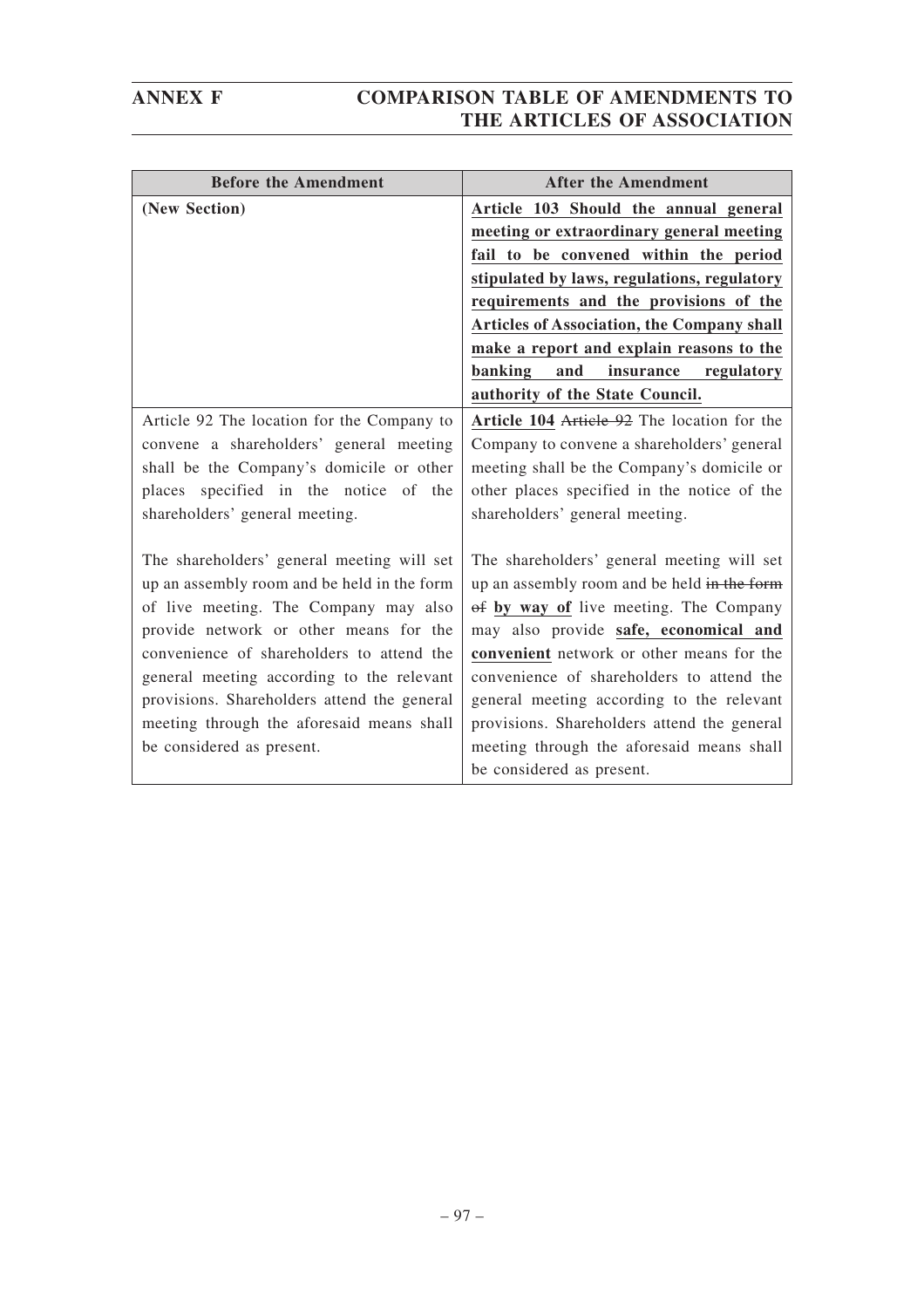| Before the Amendment | After the Amendment |
| --- | --- |
| **(New Section)** | **Article 103 Should the annual general meeting or extraordinary general meeting fail to be convened within the period stipulated by laws, regulations, regulatory requirements and the provisions of the Articles of Association, the Company shall make a report and explain reasons to the banking and insurance regulatory authority of the State Council.** |
| Article 92 The location for the Company to convene a shareholders' general meeting shall be the Company's domicile or other places specified in the notice of the shareholders' general meeting.<br><br>The shareholders' general meeting will set up an assembly room and be held in the form of live meeting. The Company may also provide network or other means for the convenience of shareholders to attend the general meeting according to the relevant provisions. Shareholders attend the general meeting through the aforesaid means shall be considered as present. | **Article 104** ~~Article 92~~ The location for the Company to convene a shareholders' general meeting shall be the Company's domicile or other places specified in the notice of the shareholders' general meeting.<br><br>The shareholders' general meeting will set up an assembly room and be held ~~in the form of~~ **by way of** live meeting. The Company may also provide **safe, economical and convenient** network or other means for the convenience of shareholders to attend the general meeting according to the relevant provisions. Shareholders attend the general meeting through the aforesaid means shall be considered as present. |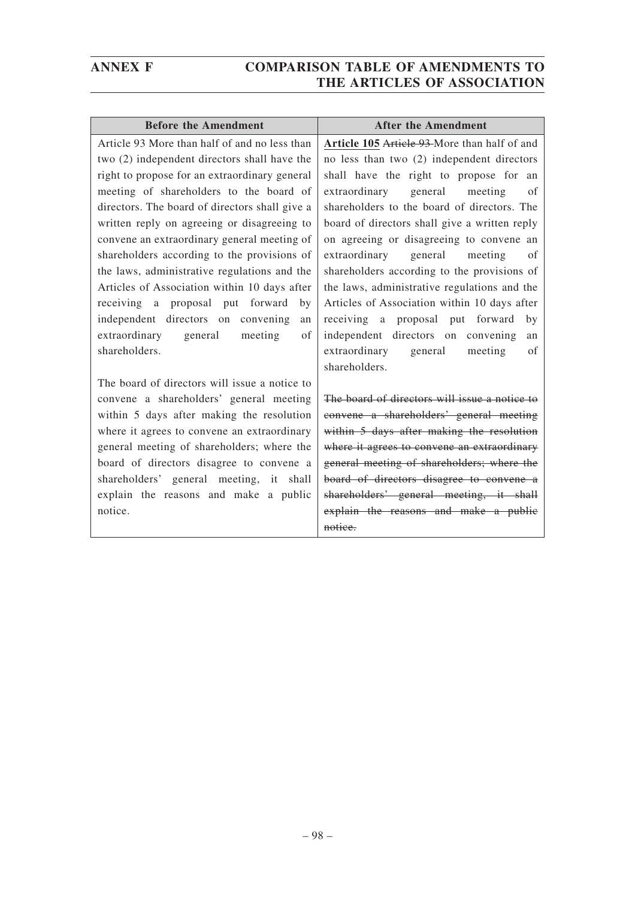| Before the Amendment | After the Amendment |
|---|---|
| Article 93 More than half of and no less than two (2) independent directors shall have the right to propose for an extraordinary general meeting of shareholders to the board of directors. The board of directors shall give a written reply on agreeing or disagreeing to convene an extraordinary general meeting of shareholders according to the provisions of the laws, administrative regulations and the Articles of Association within 10 days after receiving a proposal put forward by independent directors on convening an extraordinary general meeting of shareholders.<br><br>The board of directors will issue a notice to convene a shareholders' general meeting within 5 days after making the resolution where it agrees to convene an extraordinary general meeting of shareholders; where the board of directors disagree to convene a shareholders' general meeting, it shall explain the reasons and make a public notice. | <u>**Article 105**</u> ~~Article 93~~ More than half of and no less than two (2) independent directors shall have the right to propose for an extraordinary general meeting of shareholders to the board of directors. The board of directors shall give a written reply on agreeing or disagreeing to convene an extraordinary general meeting of shareholders according to the provisions of the laws, administrative regulations and the Articles of Association within 10 days after receiving a proposal put forward by independent directors on convening an extraordinary general meeting of shareholders.<br><br>~~The board of directors will issue a notice to convene a shareholders' general meeting within 5 days after making the resolution where it agrees to convene an extraordinary general meeting of shareholders; where the board of directors disagree to convene a shareholders' general meeting, it shall explain the reasons and make a public notice.~~ |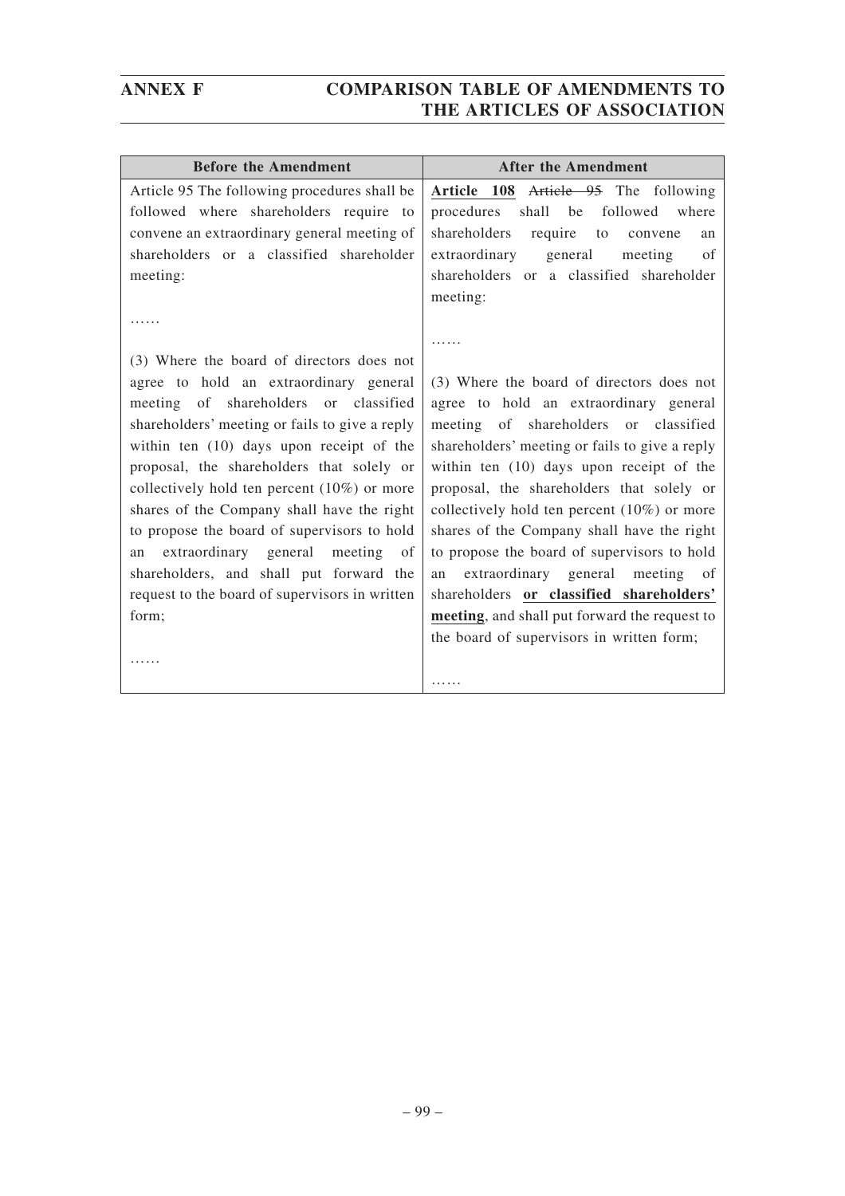| Before the Amendment | After the Amendment |
|---|---|
| Article 95 The following procedures shall be followed where shareholders require to convene an extraordinary general meeting of shareholders or a classified shareholder meeting:<br><br>……<br><br>(3) Where the board of directors does not agree to hold an extraordinary general meeting of shareholders or classified shareholders' meeting or fails to give a reply within ten (10) days upon receipt of the proposal, the shareholders that solely or collectively hold ten percent (10%) or more shares of the Company shall have the right to propose the board of supervisors to hold an extraordinary general meeting of shareholders, and shall put forward the request to the board of supervisors in written form;<br><br>…… | **Article 108** ~~Article 95~~ The following procedures shall be followed where shareholders require to convene an extraordinary general meeting of shareholders or a classified shareholder meeting:<br><br>……<br><br>(3) Where the board of directors does not agree to hold an extraordinary general meeting of shareholders or classified shareholders' meeting or fails to give a reply within ten (10) days upon receipt of the proposal, the shareholders that solely or collectively hold ten percent (10%) or more shares of the Company shall have the right to propose the board of supervisors to hold an extraordinary general meeting of shareholders **or classified shareholders' meeting**, and shall put forward the request to the board of supervisors in written form;<br><br>…… |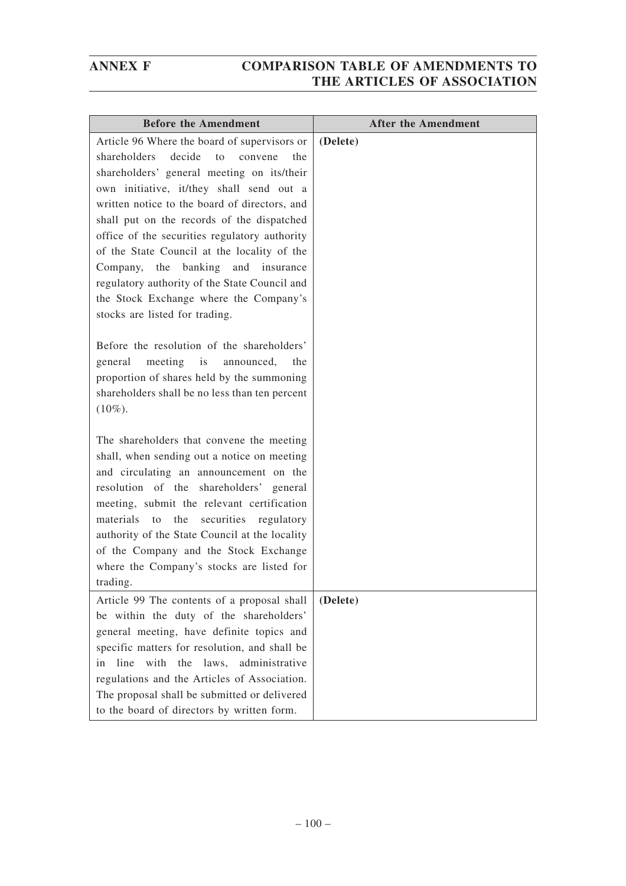| Before the Amendment | After the Amendment |
|---|---|
| Article 96 Where the board of supervisors or shareholders decide to convene the shareholders' general meeting on its/their own initiative, it/they shall send out a written notice to the board of directors, and shall put on the records of the dispatched office of the securities regulatory authority of the State Council at the locality of the Company, the banking and insurance regulatory authority of the State Council and the Stock Exchange where the Company's stocks are listed for trading.<br><br>Before the resolution of the shareholders' general meeting is announced, the proportion of shares held by the summoning shareholders shall be no less than ten percent (10%).<br><br>The shareholders that convene the meeting shall, when sending out a notice on meeting and circulating an announcement on the resolution of the shareholders' general meeting, submit the relevant certification materials to the securities regulatory authority of the State Council at the locality of the Company and the Stock Exchange where the Company's stocks are listed for trading. | **(Delete)** |
| Article 99 The contents of a proposal shall be within the duty of the shareholders' general meeting, have definite topics and specific matters for resolution, and shall be in line with the laws, administrative regulations and the Articles of Association. The proposal shall be submitted or delivered to the board of directors by written form. | **(Delete)** |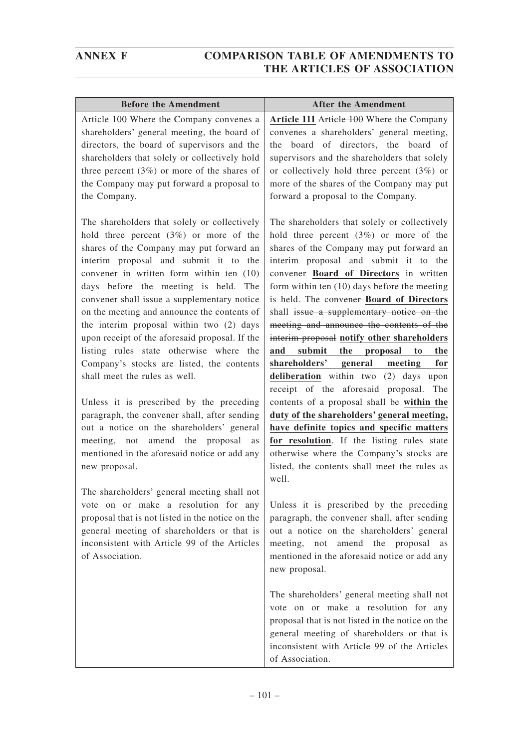| Before the Amendment | After the Amendment |
|---|---|
| Article 100 Where the Company convenes a shareholders' general meeting, the board of directors, the board of supervisors and the shareholders that solely or collectively hold three percent (3%) or more of the shares of the Company may put forward a proposal to the Company.<br><br>The shareholders that solely or collectively hold three percent (3%) or more of the shares of the Company may put forward an interim proposal and submit it to the convener in written form within ten (10) days before the meeting is held. The convener shall issue a supplementary notice on the meeting and announce the contents of the interim proposal within two (2) days upon receipt of the aforesaid proposal. If the listing rules state otherwise where the Company's stocks are listed, the contents shall meet the rules as well.<br><br>Unless it is prescribed by the preceding paragraph, the convener shall, after sending out a notice on the shareholders' general meeting, not amend the proposal as mentioned in the aforesaid notice or add any new proposal.<br><br>The shareholders' general meeting shall not vote on or make a resolution for any proposal that is not listed in the notice on the general meeting of shareholders or that is inconsistent with Article 99 of the Articles of Association. | **Article 111** ~~Article 100~~ Where the Company convenes a shareholders' general meeting, the board of directors, the board of supervisors and the shareholders that solely or collectively hold three percent (3%) or more of the shares of the Company may put forward a proposal to the Company.<br><br>The shareholders that solely or collectively hold three percent (3%) or more of the shares of the Company may put forward an interim proposal and submit it to the ~~convener~~ **Board of Directors** in written form within ten (10) days before the meeting is held. The ~~convener~~ **Board of Directors** shall ~~issue a supplementary notice on the meeting and announce the contents of the interim proposal~~ **notify other shareholders and submit the proposal to the shareholders' general meeting for deliberation** within two (2) days upon receipt of the aforesaid proposal. The contents of a proposal shall be **within the duty of the shareholders' general meeting, have definite topics and specific matters for resolution**. If the listing rules state otherwise where the Company's stocks are listed, the contents shall meet the rules as well.<br><br>Unless it is prescribed by the preceding paragraph, the convener shall, after sending out a notice on the shareholders' general meeting, not amend the proposal as mentioned in the aforesaid notice or add any new proposal.<br><br>The shareholders' general meeting shall not vote on or make a resolution for any proposal that is not listed in the notice on the general meeting of shareholders or that is inconsistent with ~~Article 99 of~~ the Articles of Association. |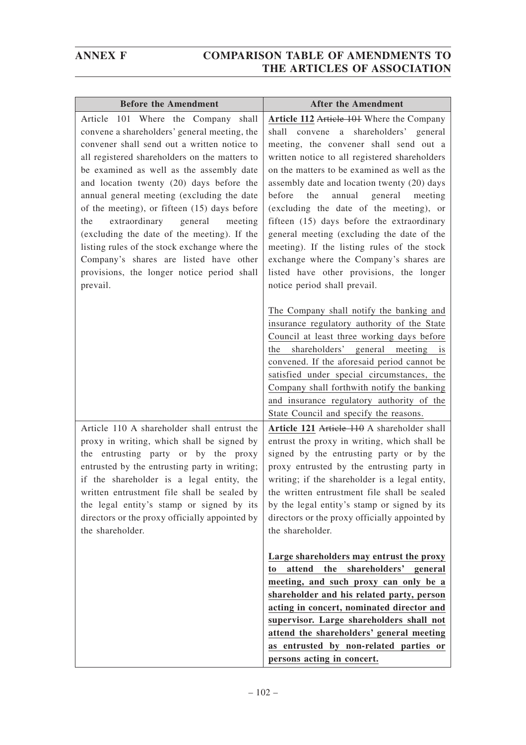| Before the Amendment | After the Amendment |
|---|---|
| Article 101 Where the Company shall convene a shareholders' general meeting, the convener shall send out a written notice to all registered shareholders on the matters to be examined as well as the assembly date and location twenty (20) days before the annual general meeting (excluding the date of the meeting), or fifteen (15) days before the extraordinary general meeting (excluding the date of the meeting). If the listing rules of the stock exchange where the Company's shares are listed have other provisions, the longer notice period shall prevail. | **Article 112** ~~Article 101~~ Where the Company shall convene a shareholders' general meeting, the convener shall send out a written notice to all registered shareholders on the matters to be examined as well as the assembly date and location twenty (20) days before the annual general meeting (excluding the date of the meeting), or fifteen (15) days before the extraordinary general meeting (excluding the date of the meeting). If the listing rules of the stock exchange where the Company's shares are listed have other provisions, the longer notice period shall prevail.<br><br>The Company shall notify the banking and insurance regulatory authority of the State Council at least three working days before the shareholders' general meeting is convened. If the aforesaid period cannot be satisfied under special circumstances, the Company shall forthwith notify the banking and insurance regulatory authority of the State Council and specify the reasons. |
| Article 110 A shareholder shall entrust the proxy in writing, which shall be signed by the entrusting party or by the proxy entrusted by the entrusting party in writing; if the shareholder is a legal entity, the written entrustment file shall be sealed by the legal entity's stamp or signed by its directors or the proxy officially appointed by the shareholder. | **Article 121** ~~Article 110~~ A shareholder shall entrust the proxy in writing, which shall be signed by the entrusting party or by the proxy entrusted by the entrusting party in writing; if the shareholder is a legal entity, the written entrustment file shall be sealed by the legal entity's stamp or signed by its directors or the proxy officially appointed by the shareholder.<br><br>**Large shareholders may entrust the proxy to attend the shareholders' general meeting, and such proxy can only be a shareholder and his related party, person acting in concert, nominated director and supervisor. Large shareholders shall not attend the shareholders' general meeting as entrusted by non-related parties or persons acting in concert.** |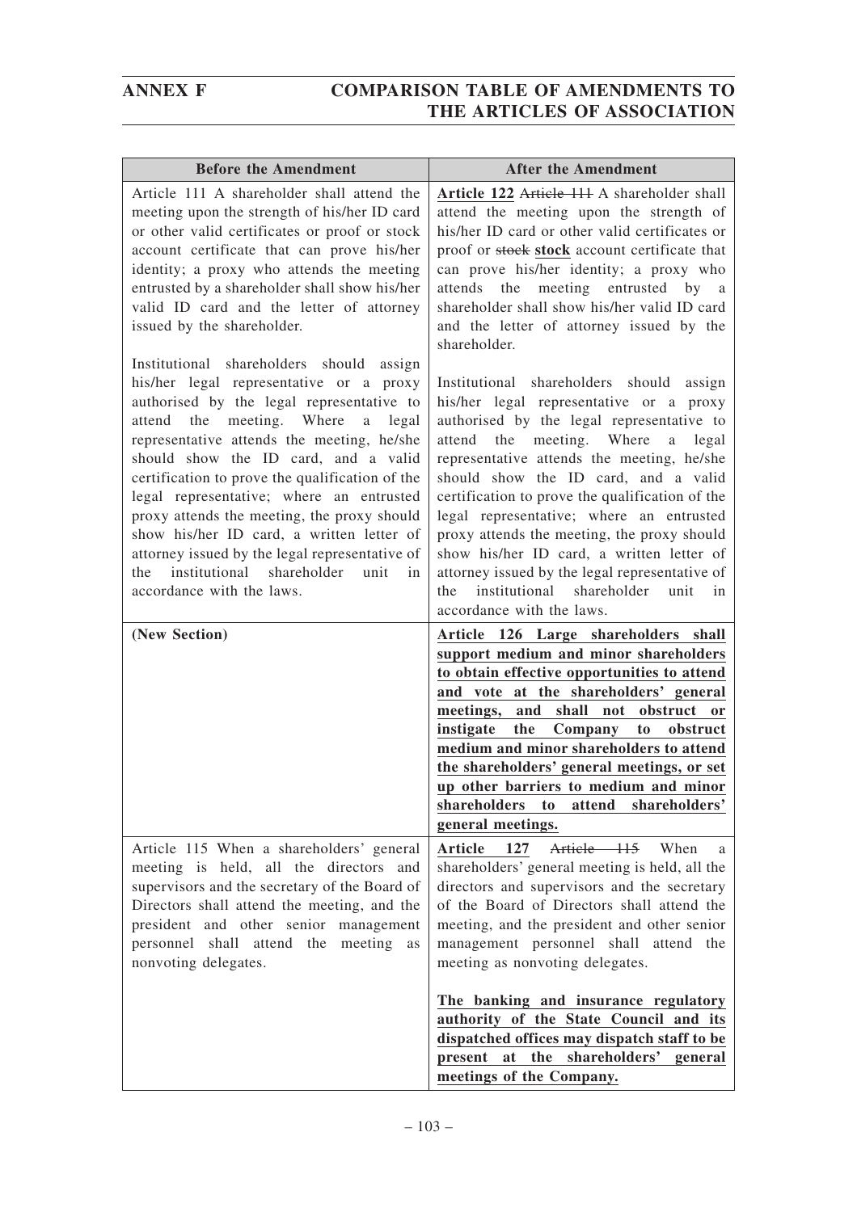| Before the Amendment | After the Amendment |
|---|---|
| Article 111 A shareholder shall attend the meeting upon the strength of his/her ID card or other valid certificates or proof or stock account certificate that can prove his/her identity; a proxy who attends the meeting entrusted by a shareholder shall show his/her valid ID card and the letter of attorney issued by the shareholder.<br><br>Institutional shareholders should assign his/her legal representative or a proxy authorised by the legal representative to attend the meeting. Where a legal representative attends the meeting, he/she should show the ID card, and a valid certification to prove the qualification of the legal representative; where an entrusted proxy attends the meeting, the proxy should show his/her ID card, a written letter of attorney issued by the legal representative of the institutional shareholder unit in accordance with the laws. | **Article 122** ~~Article 111~~ A shareholder shall attend the meeting upon the strength of his/her ID card or other valid certificates or proof or ~~stoek~~ **stock** account certificate that can prove his/her identity; a proxy who attends the meeting entrusted by a shareholder shall show his/her valid ID card and the letter of attorney issued by the shareholder.<br><br>Institutional shareholders should assign his/her legal representative or a proxy authorised by the legal representative to attend the meeting. Where a legal representative attends the meeting, he/she should show the ID card, and a valid certification to prove the qualification of the legal representative; where an entrusted proxy attends the meeting, the proxy should show his/her ID card, a written letter of attorney issued by the legal representative of the institutional shareholder unit in accordance with the laws. |
| **(New Section)** | **Article 126 Large shareholders shall support medium and minor shareholders to obtain effective opportunities to attend and vote at the shareholders' general meetings, and shall not obstruct or instigate the Company to obstruct medium and minor shareholders to attend the shareholders' general meetings, or set up other barriers to medium and minor shareholders to attend shareholders' general meetings.** |
| Article 115 When a shareholders' general meeting is held, all the directors and supervisors and the secretary of the Board of Directors shall attend the meeting, and the president and other senior management personnel shall attend the meeting as nonvoting delegates. | **Article 127** ~~Article 115~~ When a shareholders' general meeting is held, all the directors and supervisors and the secretary of the Board of Directors shall attend the meeting, and the president and other senior management personnel shall attend the meeting as nonvoting delegates.<br><br>**The banking and insurance regulatory authority of the State Council and its dispatched offices may dispatch staff to be present at the shareholders' general meetings of the Company.** |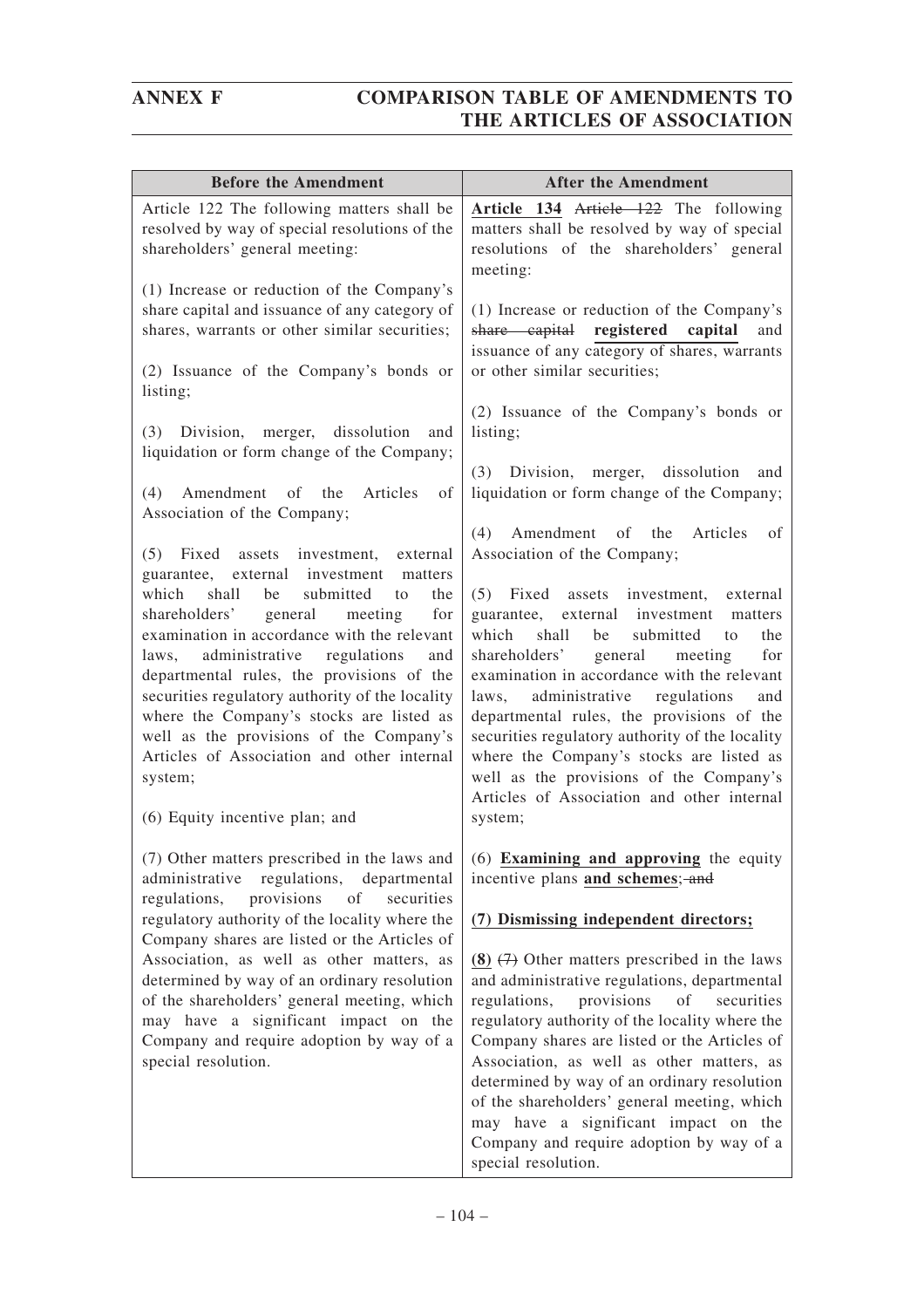| Before the Amendment | After the Amendment |
|---|---|
| Article 122 The following matters shall be resolved by way of special resolutions of the shareholders' general meeting:<br><br>(1) Increase or reduction of the Company's share capital and issuance of any category of shares, warrants or other similar securities;<br><br>(2) Issuance of the Company's bonds or listing;<br><br>(3) Division, merger, dissolution and liquidation or form change of the Company;<br><br>(4) Amendment of the Articles of Association of the Company;<br><br>(5) Fixed assets investment, external guarantee, external investment matters which shall be submitted to the shareholders' general meeting for examination in accordance with the relevant laws, administrative regulations and departmental rules, the provisions of the securities regulatory authority of the locality where the Company's stocks are listed as well as the provisions of the Company's Articles of Association and other internal system;<br><br>(6) Equity incentive plan; and<br><br>(7) Other matters prescribed in the laws and administrative regulations, departmental regulations, provisions of securities regulatory authority of the locality where the Company shares are listed or the Articles of Association, as well as other matters, as determined by way of an ordinary resolution of the shareholders' general meeting, which may have a significant impact on the Company and require adoption by way of a special resolution. | **Article 134** ~~Article 122~~ The following matters shall be resolved by way of special resolutions of the shareholders' general meeting:<br><br>(1) Increase or reduction of the Company's ~~share capital~~ **registered capital** and issuance of any category of shares, warrants or other similar securities;<br><br>(2) Issuance of the Company's bonds or listing;<br><br>(3) Division, merger, dissolution and liquidation or form change of the Company;<br><br>(4) Amendment of the Articles of Association of the Company;<br><br>(5) Fixed assets investment, external guarantee, external investment matters which shall be submitted to the shareholders' general meeting for examination in accordance with the relevant laws, administrative regulations and departmental rules, the provisions of the securities regulatory authority of the locality where the Company's stocks are listed as well as the provisions of the Company's Articles of Association and other internal system;<br><br>(6) **Examining and approving** the equity incentive plans **and schemes**; ~~and~~<br><br>**(7) Dismissing independent directors;**<br><br>**(8)** ~~(7)~~ Other matters prescribed in the laws and administrative regulations, departmental regulations, provisions of securities regulatory authority of the locality where the Company shares are listed or the Articles of Association, as well as other matters, as determined by way of an ordinary resolution of the shareholders' general meeting, which may have a significant impact on the Company and require adoption by way of a special resolution. |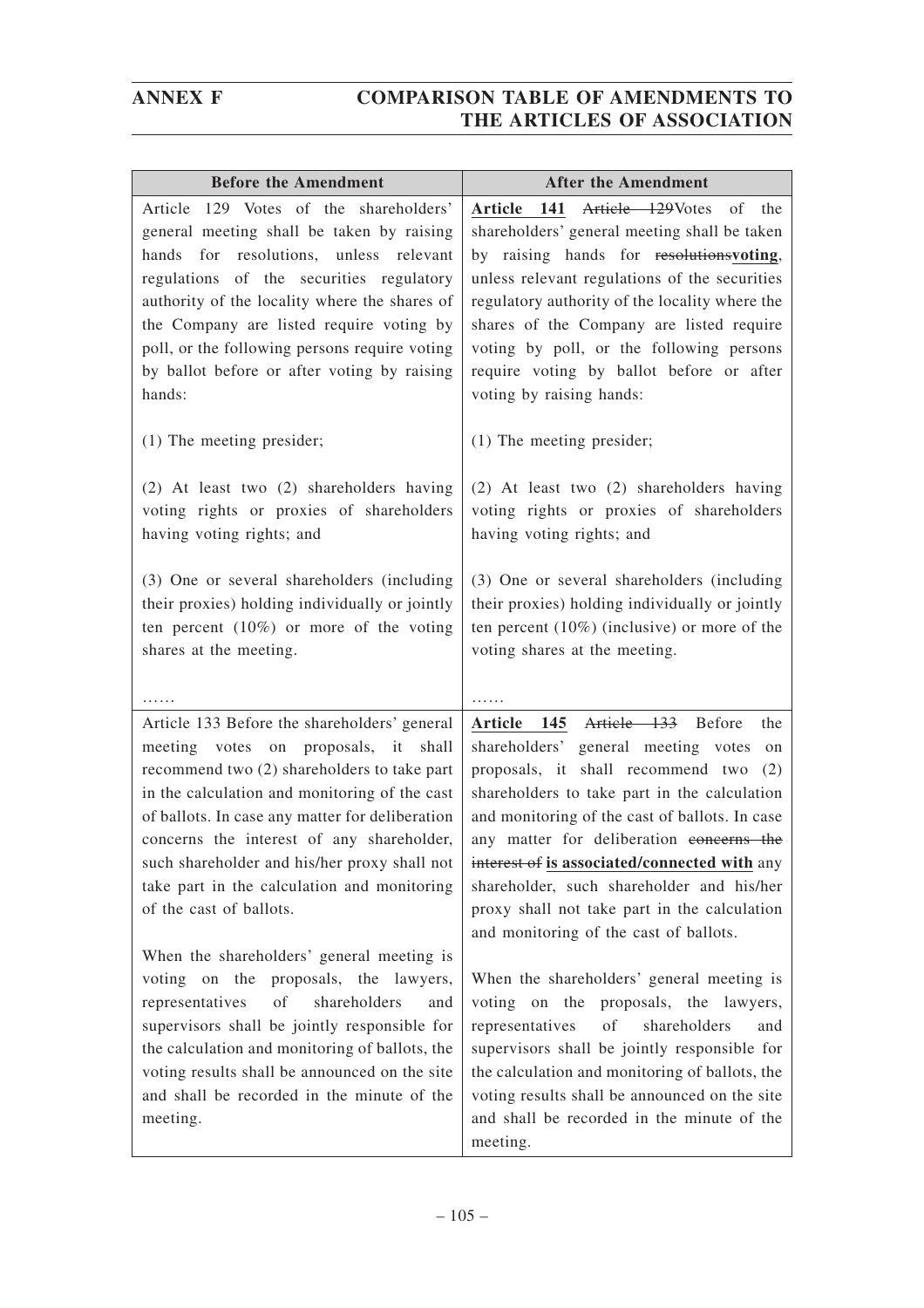| Before the Amendment | After the Amendment |
|---|---|
| Article 129 Votes of the shareholders' general meeting shall be taken by raising hands for resolutions, unless relevant regulations of the securities regulatory authority of the locality where the shares of the Company are listed require voting by poll, or the following persons require voting by ballot before or after voting by raising hands:<br><br>(1) The meeting presider;<br><br>(2) At least two (2) shareholders having voting rights or proxies of shareholders having voting rights; and<br><br>(3) One or several shareholders (including their proxies) holding individually or jointly ten percent (10%) or more of the voting shares at the meeting.<br><br>…… | **Article 141** ~~Article 129~~Votes of the shareholders' general meeting shall be taken by raising hands for ~~resolutions~~**voting**, unless relevant regulations of the securities regulatory authority of the locality where the shares of the Company are listed require voting by poll, or the following persons require voting by ballot before or after voting by raising hands:<br><br>(1) The meeting presider;<br><br>(2) At least two (2) shareholders having voting rights or proxies of shareholders having voting rights; and<br><br>(3) One or several shareholders (including their proxies) holding individually or jointly ten percent (10%) (inclusive) or more of the voting shares at the meeting.<br><br>…… |
| Article 133 Before the shareholders' general meeting votes on proposals, it shall recommend two (2) shareholders to take part in the calculation and monitoring of the cast of ballots. In case any matter for deliberation concerns the interest of any shareholder, such shareholder and his/her proxy shall not take part in the calculation and monitoring of the cast of ballots.<br><br>When the shareholders' general meeting is voting on the proposals, the lawyers, representatives of shareholders and supervisors shall be jointly responsible for the calculation and monitoring of ballots, the voting results shall be announced on the site and shall be recorded in the minute of the meeting. | **Article 145** ~~Article 133~~ Before the shareholders' general meeting votes on proposals, it shall recommend two (2) shareholders to take part in the calculation and monitoring of the cast of ballots. In case any matter for deliberation ~~concerns the interest of~~ **is associated/connected with** any shareholder, such shareholder and his/her proxy shall not take part in the calculation and monitoring of the cast of ballots.<br><br>When the shareholders' general meeting is voting on the proposals, the lawyers, representatives of shareholders and supervisors shall be jointly responsible for the calculation and monitoring of ballots, the voting results shall be announced on the site and shall be recorded in the minute of the meeting. |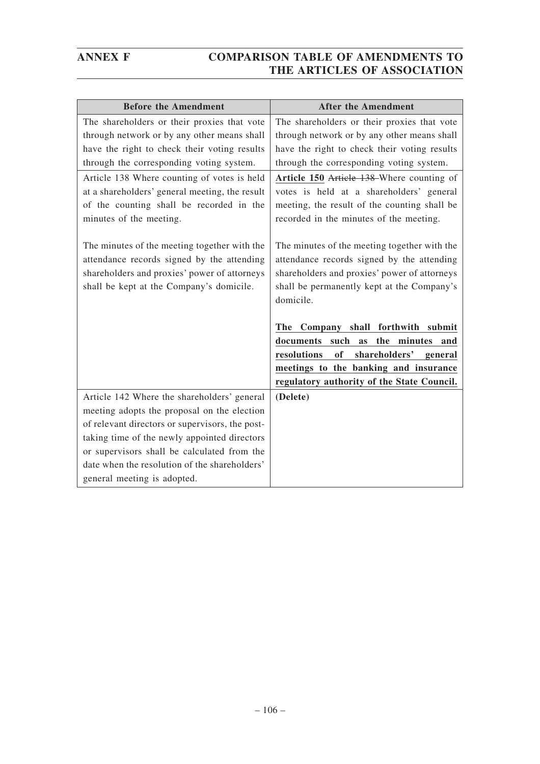| Before the Amendment | After the Amendment |
|---|---|
| The shareholders or their proxies that vote through network or by any other means shall have the right to check their voting results through the corresponding voting system. | The shareholders or their proxies that vote through network or by any other means shall have the right to check their voting results through the corresponding voting system. |
| Article 138 Where counting of votes is held at a shareholders' general meeting, the result of the counting shall be recorded in the minutes of the meeting.<br><br>The minutes of the meeting together with the attendance records signed by the attending shareholders and proxies' power of attorneys shall be kept at the Company's domicile. | **Article 150** ~~Article 138~~ Where counting of votes is held at a shareholders' general meeting, the result of the counting shall be recorded in the minutes of the meeting.<br><br>The minutes of the meeting together with the attendance records signed by the attending shareholders and proxies' power of attorneys shall be permanently kept at the Company's domicile.<br><br>**The Company shall forthwith submit documents such as the minutes and resolutions of shareholders' general meetings to the banking and insurance regulatory authority of the State Council.** |
| Article 142 Where the shareholders' general meeting adopts the proposal on the election of relevant directors or supervisors, the post-taking time of the newly appointed directors or supervisors shall be calculated from the date when the resolution of the shareholders' general meeting is adopted. | **(Delete)** |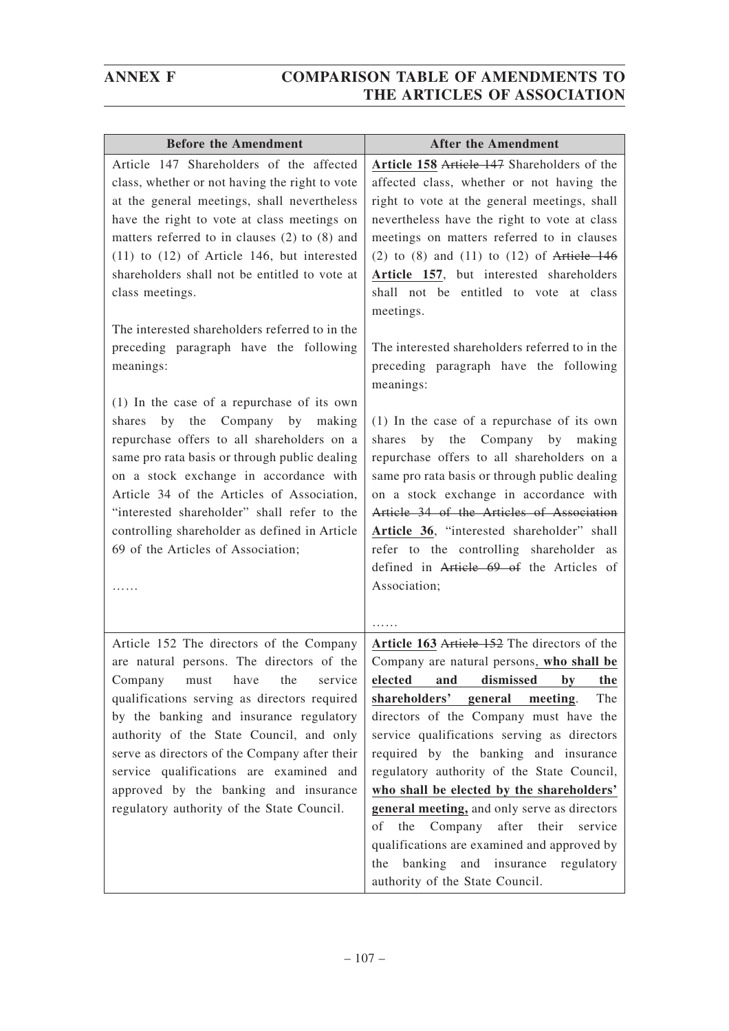| Before the Amendment | After the Amendment |
|---|---|
| Article 147 Shareholders of the affected class, whether or not having the right to vote at the general meetings, shall nevertheless have the right to vote at class meetings on matters referred to in clauses (2) to (8) and (11) to (12) of Article 146, but interested shareholders shall not be entitled to vote at class meetings.<br><br>The interested shareholders referred to in the preceding paragraph have the following meanings:<br><br>(1) In the case of a repurchase of its own shares by the Company by making repurchase offers to all shareholders on a same pro rata basis or through public dealing on a stock exchange in accordance with Article 34 of the Articles of Association, "interested shareholder" shall refer to the controlling shareholder as defined in Article 69 of the Articles of Association;<br><br>…… | **Article 158** ~~Article 147~~ Shareholders of the affected class, whether or not having the right to vote at the general meetings, shall nevertheless have the right to vote at class meetings on matters referred to in clauses (2) to (8) and (11) to (12) of ~~Article 146~~ **Article 157**, but interested shareholders shall not be entitled to vote at class meetings.<br><br>The interested shareholders referred to in the preceding paragraph have the following meanings:<br><br>(1) In the case of a repurchase of its own shares by the Company by making repurchase offers to all shareholders on a same pro rata basis or through public dealing on a stock exchange in accordance with ~~Article 34 of the Articles of Association~~ **Article 36**, "interested shareholder" shall refer to the controlling shareholder as defined in ~~Article 69 of~~ the Articles of Association;<br><br>…… |
| Article 152 The directors of the Company are natural persons. The directors of the Company must have the service qualifications serving as directors required by the banking and insurance regulatory authority of the State Council, and only serve as directors of the Company after their service qualifications are examined and approved by the banking and insurance regulatory authority of the State Council. | **Article 163** ~~Article 152~~ The directors of the Company are natural persons**, who shall be elected and dismissed by the shareholders' general meeting**. The directors of the Company must have the service qualifications serving as directors required by the banking and insurance regulatory authority of the State Council, **who shall be elected by the shareholders' general meeting,** and only serve as directors of the Company after their service qualifications are examined and approved by the banking and insurance regulatory authority of the State Council. |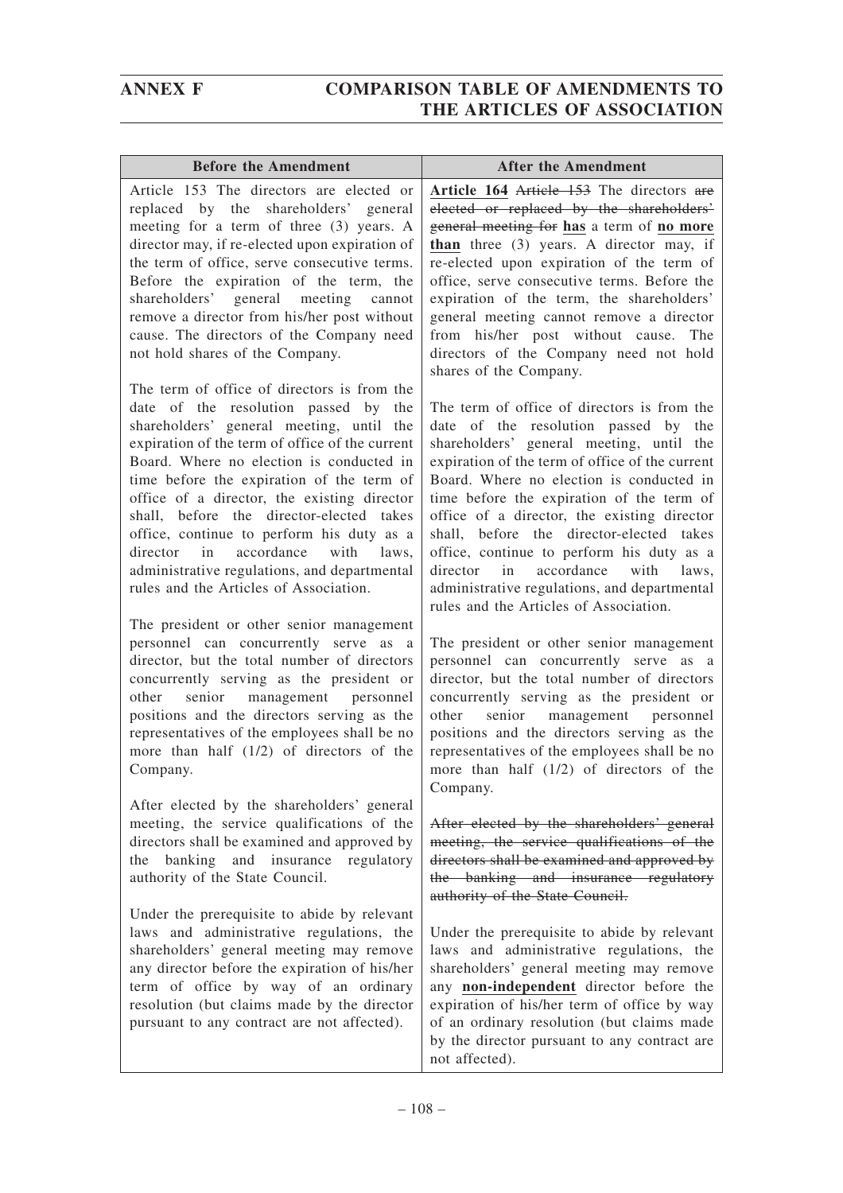| Before the Amendment | After the Amendment |
|---|---|
| Article 153 The directors are elected or replaced by the shareholders' general meeting for a term of three (3) years. A director may, if re-elected upon expiration of the term of office, serve consecutive terms. Before the expiration of the term, the shareholders' general meeting cannot remove a director from his/her post without cause. The directors of the Company need not hold shares of the Company.<br><br>The term of office of directors is from the date of the resolution passed by the shareholders' general meeting, until the expiration of the term of office of the current Board. Where no election is conducted in time before the expiration of the term of office of a director, the existing director shall, before the director-elected takes office, continue to perform his duty as a director in accordance with laws, administrative regulations, and departmental rules and the Articles of Association.<br><br>The president or other senior management personnel can concurrently serve as a director, but the total number of directors concurrently serving as the president or other senior management personnel positions and the directors serving as the representatives of the employees shall be no more than half (1/2) of directors of the Company.<br><br>After elected by the shareholders' general meeting, the service qualifications of the directors shall be examined and approved by the banking and insurance regulatory authority of the State Council.<br><br>Under the prerequisite to abide by relevant laws and administrative regulations, the shareholders' general meeting may remove any director before the expiration of his/her term of office by way of an ordinary resolution (but claims made by the director pursuant to any contract are not affected). | **Article 164** ~~Article 153~~ The directors ~~are elected or replaced by the shareholders' general meeting for~~ **has** a term of **no more than** three (3) years. A director may, if re-elected upon expiration of the term of office, serve consecutive terms. Before the expiration of the term, the shareholders' general meeting cannot remove a director from his/her post without cause. The directors of the Company need not hold shares of the Company.<br><br>The term of office of directors is from the date of the resolution passed by the shareholders' general meeting, until the expiration of the term of office of the current Board. Where no election is conducted in time before the expiration of the term of office of a director, the existing director shall, before the director-elected takes office, continue to perform his duty as a director in accordance with laws, administrative regulations, and departmental rules and the Articles of Association.<br><br>The president or other senior management personnel can concurrently serve as a director, but the total number of directors concurrently serving as the president or other senior management personnel positions and the directors serving as the representatives of the employees shall be no more than half (1/2) of directors of the Company.<br><br>~~After elected by the shareholders' general meeting, the service qualifications of the directors shall be examined and approved by the banking and insurance regulatory authority of the State Council.~~<br><br>Under the prerequisite to abide by relevant laws and administrative regulations, the shareholders' general meeting may remove any **non-independent** director before the expiration of his/her term of office by way of an ordinary resolution (but claims made by the director pursuant to any contract are not affected). |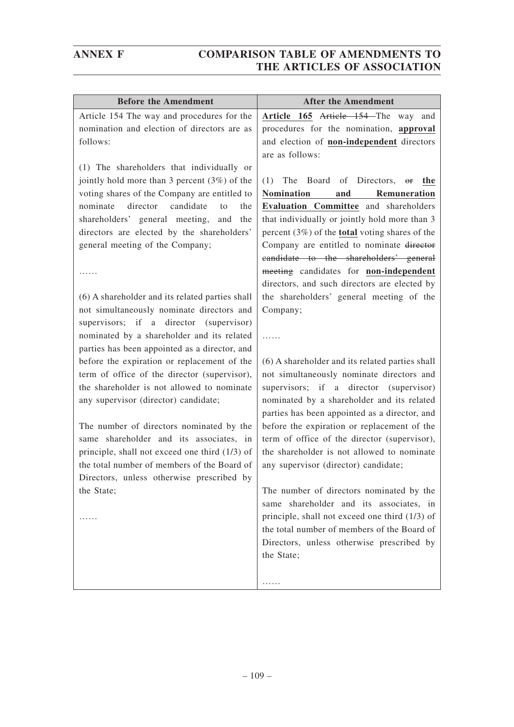# ANNEX F COMPARISON TABLE OF AMENDMENTS TO THE ARTICLES OF ASSOCIATION

| Before the Amendment | After the Amendment |
|---|---|
| Article 154 The way and procedures for the nomination and election of directors are as follows:<br><br>(1) The shareholders that individually or jointly hold more than 3 percent (3%) of the voting shares of the Company are entitled to nominate director candidate to the shareholders' general meeting, and the directors are elected by the shareholders' general meeting of the Company;<br><br>……<br><br>(6) A shareholder and its related parties shall not simultaneously nominate directors and supervisors; if a director (supervisor) nominated by a shareholder and its related parties has been appointed as a director, and before the expiration or replacement of the term of office of the director (supervisor), the shareholder is not allowed to nominate any supervisor (director) candidate;<br><br>The number of directors nominated by the same shareholder and its associates, in principle, shall not exceed one third (1/3) of the total number of members of the Board of Directors, unless otherwise prescribed by the State;<br><br>…… | **Article 165** ~~Article 154~~ The way and procedures for the nomination, **approval** and election of **non-independent** directors are as follows:<br><br>(1) The Board of Directors, ~~or~~ **the Nomination and Remuneration Evaluation Committee** and shareholders that individually or jointly hold more than 3 percent (3%) of the **total** voting shares of the Company are entitled to nominate ~~director candidate to the shareholders' general meeting~~ candidates for **non-independent** directors, and such directors are elected by the shareholders' general meeting of the Company;<br><br>……<br><br>(6) A shareholder and its related parties shall not simultaneously nominate directors and supervisors; if a director (supervisor) nominated by a shareholder and its related parties has been appointed as a director, and before the expiration or replacement of the term of office of the director (supervisor), the shareholder is not allowed to nominate any supervisor (director) candidate;<br><br>The number of directors nominated by the same shareholder and its associates, in principle, shall not exceed one third (1/3) of the total number of members of the Board of Directors, unless otherwise prescribed by the State;<br><br>…… |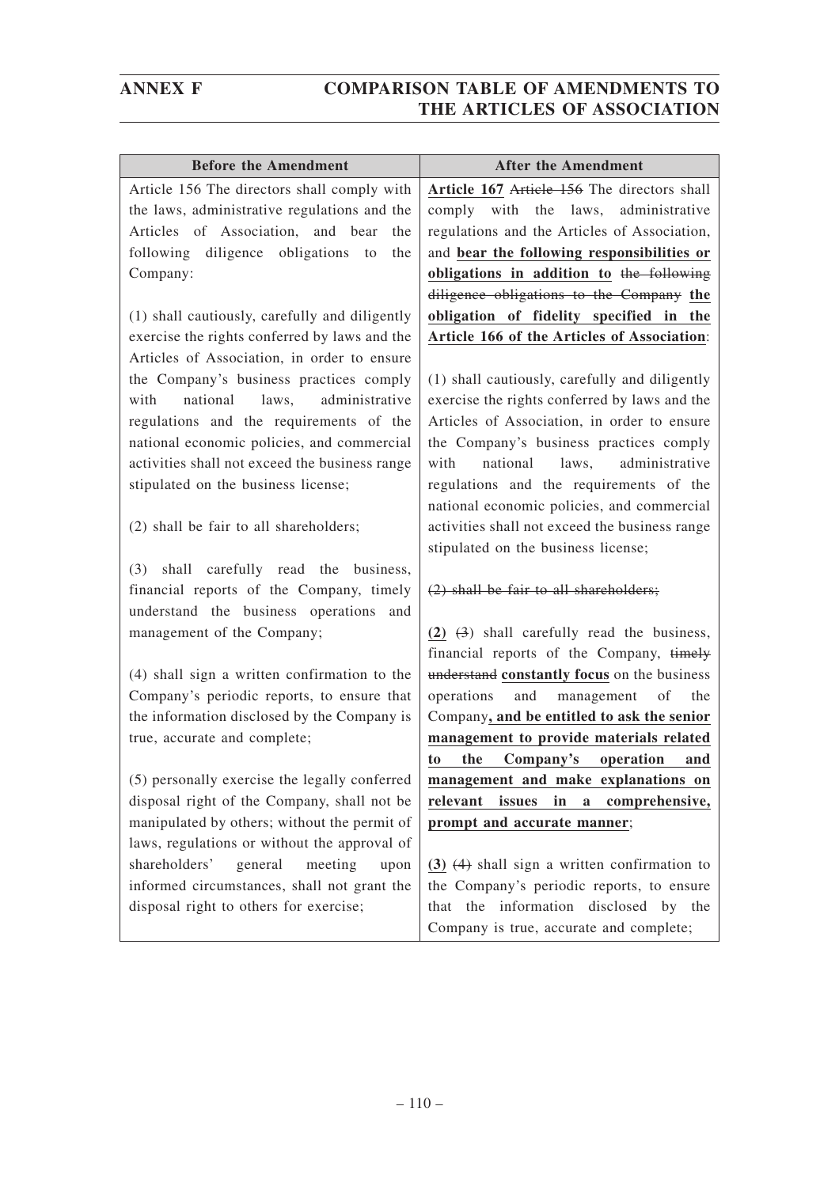| Before the Amendment | After the Amendment |
|---|---|
| Article 156 The directors shall comply with the laws, administrative regulations and the Articles of Association, and bear the following diligence obligations to the Company:<br><br>(1) shall cautiously, carefully and diligently exercise the rights conferred by laws and the Articles of Association, in order to ensure the Company's business practices comply with national laws, administrative regulations and the requirements of the national economic policies, and commercial activities shall not exceed the business range stipulated on the business license;<br><br>(2) shall be fair to all shareholders;<br><br>(3) shall carefully read the business, financial reports of the Company, timely understand the business operations and management of the Company;<br><br>(4) shall sign a written confirmation to the Company's periodic reports, to ensure that the information disclosed by the Company is true, accurate and complete;<br><br>(5) personally exercise the legally conferred disposal right of the Company, shall not be manipulated by others; without the permit of laws, regulations or without the approval of shareholders' general meeting upon informed circumstances, shall not grant the disposal right to others for exercise; | **Article 167** ~~Article 156~~ The directors shall comply with the laws, administrative regulations and the Articles of Association, and **bear the following responsibilities or obligations in addition to** ~~the following diligence obligations to the Company~~ **the obligation of fidelity specified in the Article 166 of the Articles of Association**:<br><br>(1) shall cautiously, carefully and diligently exercise the rights conferred by laws and the Articles of Association, in order to ensure the Company's business practices comply with national laws, administrative regulations and the requirements of the national economic policies, and commercial activities shall not exceed the business range stipulated on the business license;<br><br>~~(2) shall be fair to all shareholders;~~<br><br>**(2)** ~~(3)~~ shall carefully read the business, financial reports of the Company, ~~timely understand~~ **constantly focus** on the business operations and management of the Company**, and be entitled to ask the senior management to provide materials related to the Company's operation and management and make explanations on relevant issues in a comprehensive, prompt and accurate manner**;<br><br>**(3)** ~~(4)~~ shall sign a written confirmation to the Company's periodic reports, to ensure that the information disclosed by the Company is true, accurate and complete; |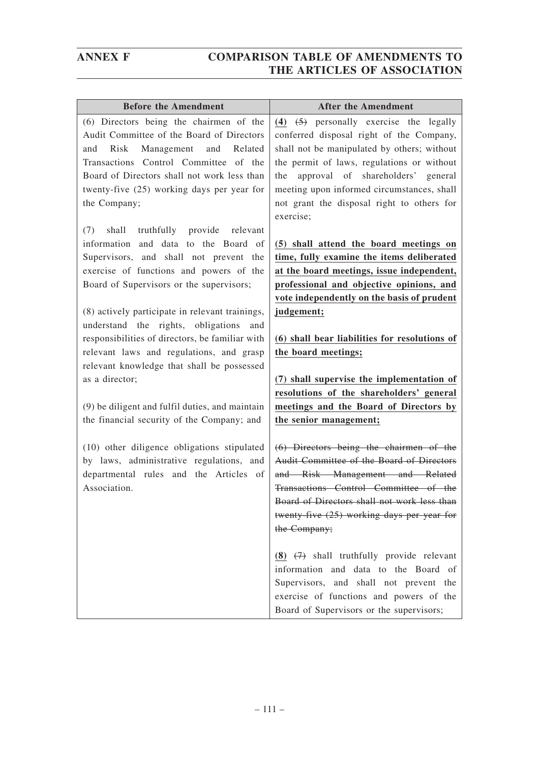| Before the Amendment | After the Amendment |
|---|---|
| (6) Directors being the chairmen of the Audit Committee of the Board of Directors and Risk Management and Related Transactions Control Committee of the Board of Directors shall not work less than twenty-five (25) working days per year for the Company;<br><br>(7) shall truthfully provide relevant information and data to the Board of Supervisors, and shall not prevent the exercise of functions and powers of the Board of Supervisors or the supervisors;<br><br>(8) actively participate in relevant trainings, understand the rights, obligations and responsibilities of directors, be familiar with relevant laws and regulations, and grasp relevant knowledge that shall be possessed as a director;<br><br>(9) be diligent and fulfil duties, and maintain the financial security of the Company; and<br><br>(10) other diligence obligations stipulated by laws, administrative regulations, and departmental rules and the Articles of Association. | **<u>(4)</u>** ~~(5)~~ personally exercise the legally conferred disposal right of the Company, shall not be manipulated by others; without the permit of laws, regulations or without the approval of shareholders' general meeting upon informed circumstances, shall not grant the disposal right to others for exercise;<br><br>**<u>(5) shall attend the board meetings on time, fully examine the items deliberated at the board meetings, issue independent, professional and objective opinions, and vote independently on the basis of prudent judgement;</u>**<br><br>**<u>(6) shall bear liabilities for resolutions of the board meetings;</u>**<br><br>**<u>(7) shall supervise the implementation of resolutions of the shareholders' general meetings and the Board of Directors by the senior management;</u>**<br><br>~~(6) Directors being the chairmen of the Audit Committee of the Board of Directors and Risk Management and Related Transactions Control Committee of the Board of Directors shall not work less than twenty-five (25) working days per year for the Company;~~<br><br>**<u>(8)</u>** ~~(7)~~ shall truthfully provide relevant information and data to the Board of Supervisors, and shall not prevent the exercise of functions and powers of the Board of Supervisors or the supervisors; |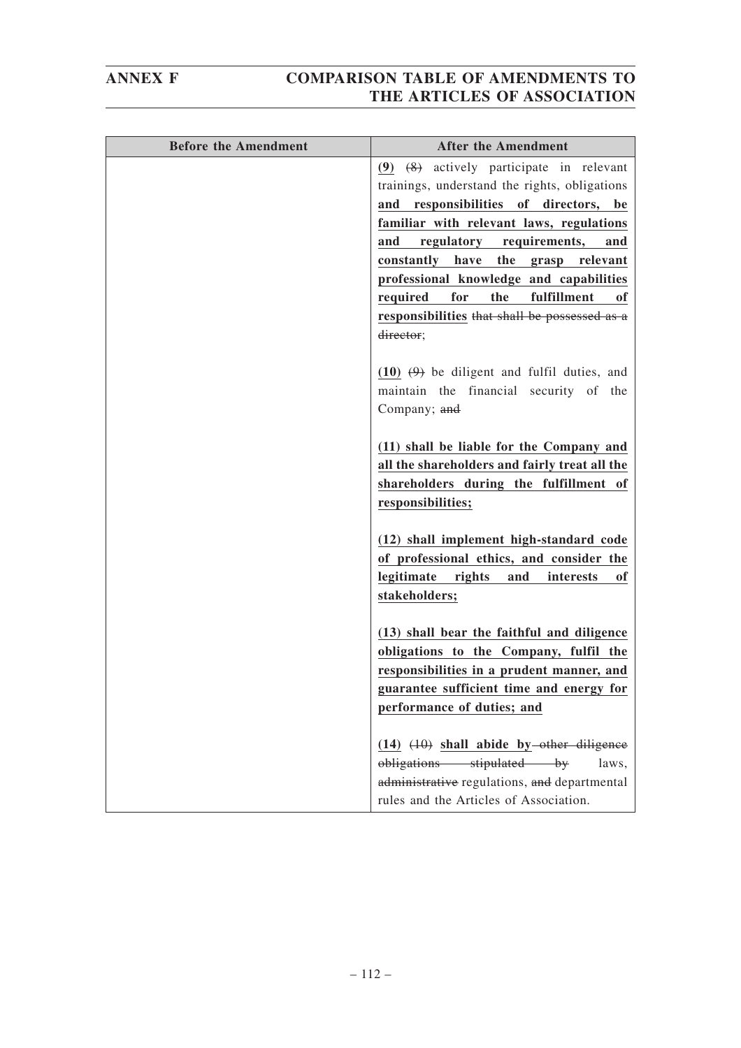| Before the Amendment | After the Amendment |
|---|---|
| | **(9)** ~~(8)~~ actively participate in relevant trainings, understand the rights, obligations **and responsibilities of directors, be familiar with relevant laws, regulations and regulatory requirements, and constantly have the grasp relevant professional knowledge and capabilities required for the fulfillment of responsibilities** ~~that shall be possessed as a director~~;<br><br>**(10)** ~~(9)~~ be diligent and fulfil duties, and maintain the financial security of the Company; ~~and~~<br><br>**(11) shall be liable for the Company and all the shareholders and fairly treat all the shareholders during the fulfillment of responsibilities;**<br><br>**(12) shall implement high-standard code of professional ethics, and consider the legitimate rights and interests of stakeholders;**<br><br>**(13) shall bear the faithful and diligence obligations to the Company, fulfil the responsibilities in a prudent manner, and guarantee sufficient time and energy for performance of duties; and**<br><br>**(14)** ~~(10)~~ **shall abide by** ~~other diligence obligations stipulated by~~ laws, ~~administrative~~ regulations, ~~and~~ departmental rules and the Articles of Association. |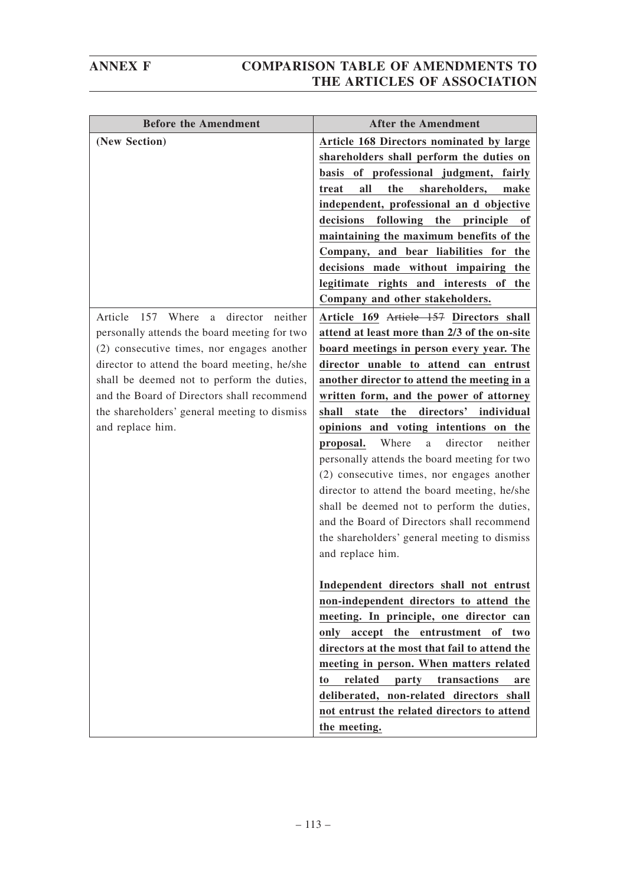| Before the Amendment | After the Amendment |
|---|---|
| **(New Section)** | **Article 168 Directors nominated by large shareholders shall perform the duties on basis of professional judgment, fairly treat all the shareholders, make independent, professional an d objective decisions following the principle of maintaining the maximum benefits of the Company, and bear liabilities for the decisions made without impairing the legitimate rights and interests of the Company and other stakeholders.** |
| Article 157 Where a director neither personally attends the board meeting for two (2) consecutive times, nor engages another director to attend the board meeting, he/she shall be deemed not to perform the duties, and the Board of Directors shall recommend the shareholders' general meeting to dismiss and replace him. | **Article 169** ~~Article 157~~ **Directors shall attend at least more than 2/3 of the on-site board meetings in person every year. The director unable to attend can entrust another director to attend the meeting in a written form, and the power of attorney shall state the directors' individual opinions and voting intentions on the proposal.** Where a director neither personally attends the board meeting for two (2) consecutive times, nor engages another director to attend the board meeting, he/she shall be deemed not to perform the duties, and the Board of Directors shall recommend the shareholders' general meeting to dismiss and replace him.<br><br>**Independent directors shall not entrust non-independent directors to attend the meeting. In principle, one director can only accept the entrustment of two directors at the most that fail to attend the meeting in person. When matters related to related party transactions are deliberated, non-related directors shall not entrust the related directors to attend the meeting.** |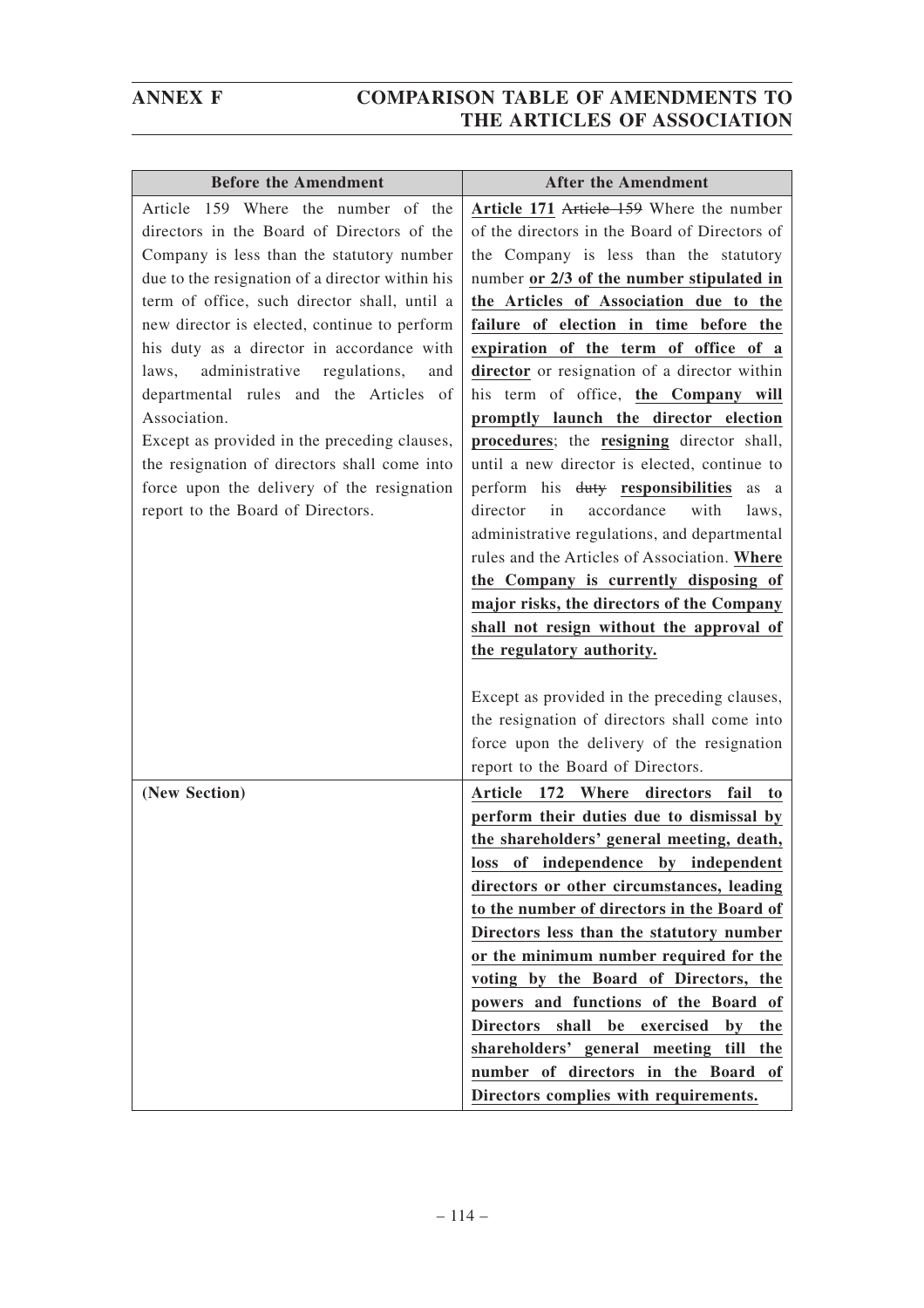| Before the Amendment | After the Amendment |
|---|---|
| Article 159 Where the number of the directors in the Board of Directors of the Company is less than the statutory number due to the resignation of a director within his term of office, such director shall, until a new director is elected, continue to perform his duty as a director in accordance with laws, administrative regulations, and departmental rules and the Articles of Association.<br>Except as provided in the preceding clauses, the resignation of directors shall come into force upon the delivery of the resignation report to the Board of Directors. | **Article 171** ~~Article 159~~ Where the number of the directors in the Board of Directors of the Company is less than the statutory number **or 2/3 of the number stipulated in the Articles of Association due to the failure of election in time before the expiration of the term of office of a director** or resignation of a director within his term of office, **the Company will promptly launch the director election procedures**; the **resigning** director shall, until a new director is elected, continue to perform his ~~duty~~ **responsibilities** as a director in accordance with laws, administrative regulations, and departmental rules and the Articles of Association. **Where the Company is currently disposing of major risks, the directors of the Company shall not resign without the approval of the regulatory authority.**<br><br>Except as provided in the preceding clauses, the resignation of directors shall come into force upon the delivery of the resignation report to the Board of Directors. |
| **(New Section)** | **Article 172 Where directors fail to perform their duties due to dismissal by the shareholders' general meeting, death, loss of independence by independent directors or other circumstances, leading to the number of directors in the Board of Directors less than the statutory number or the minimum number required for the voting by the Board of Directors, the powers and functions of the Board of Directors shall be exercised by the shareholders' general meeting till the number of directors in the Board of Directors complies with requirements.** |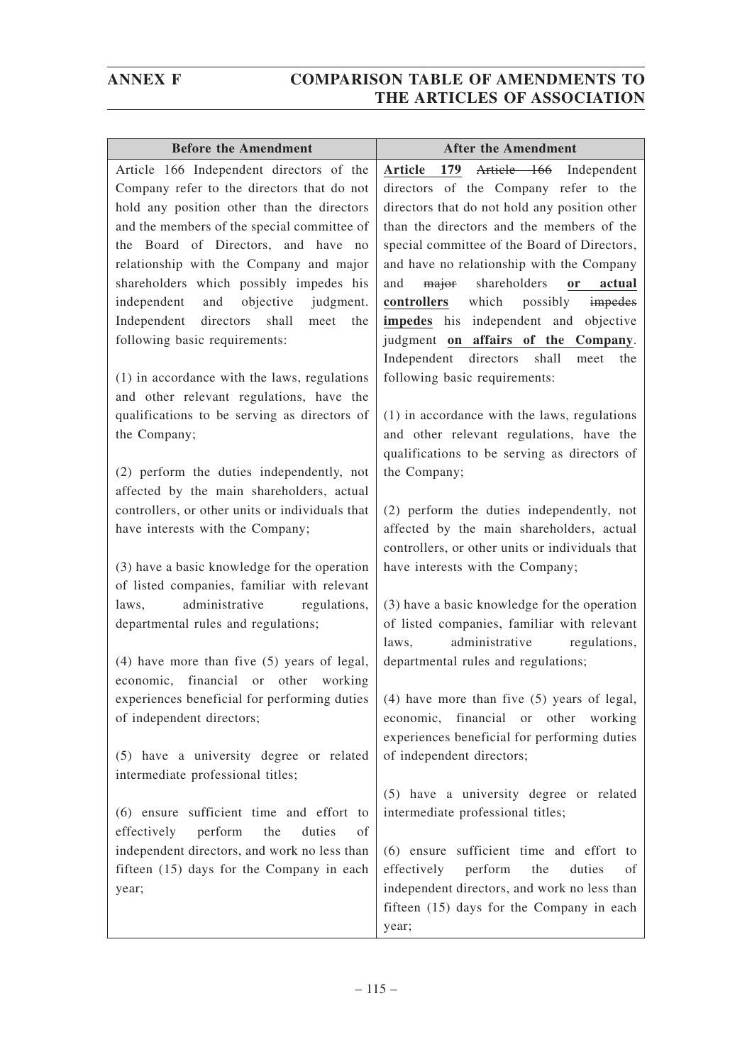# ANNEX F COMPARISON TABLE OF AMENDMENTS TO THE ARTICLES OF ASSOCIATION

| Before the Amendment | After the Amendment |
|---|---|
| Article 166 Independent directors of the Company refer to the directors that do not hold any position other than the directors and the members of the special committee of the Board of Directors, and have no relationship with the Company and major shareholders which possibly impedes his independent and objective judgment. Independent directors shall meet the following basic requirements:<br><br>(1) in accordance with the laws, regulations and other relevant regulations, have the qualifications to be serving as directors of the Company;<br><br>(2) perform the duties independently, not affected by the main shareholders, actual controllers, or other units or individuals that have interests with the Company;<br><br>(3) have a basic knowledge for the operation of listed companies, familiar with relevant laws, administrative regulations, departmental rules and regulations;<br><br>(4) have more than five (5) years of legal, economic, financial or other working experiences beneficial for performing duties of independent directors;<br><br>(5) have a university degree or related intermediate professional titles;<br><br>(6) ensure sufficient time and effort to effectively perform the duties of independent directors, and work no less than fifteen (15) days for the Company in each year; | **Article 179** ~~Article 166~~ Independent directors of the Company refer to the directors that do not hold any position other than the directors and the members of the special committee of the Board of Directors, and have no relationship with the Company and ~~major~~ shareholders **or actual controllers** which possibly ~~impedes~~ **impedes** his independent and objective judgment **on affairs of the Company**. Independent directors shall meet the following basic requirements:<br><br>(1) in accordance with the laws, regulations and other relevant regulations, have the qualifications to be serving as directors of the Company;<br><br>(2) perform the duties independently, not affected by the main shareholders, actual controllers, or other units or individuals that have interests with the Company;<br><br>(3) have a basic knowledge for the operation of listed companies, familiar with relevant laws, administrative regulations, departmental rules and regulations;<br><br>(4) have more than five (5) years of legal, economic, financial or other working experiences beneficial for performing duties of independent directors;<br><br>(5) have a university degree or related intermediate professional titles;<br><br>(6) ensure sufficient time and effort to effectively perform the duties of independent directors, and work no less than fifteen (15) days for the Company in each year; |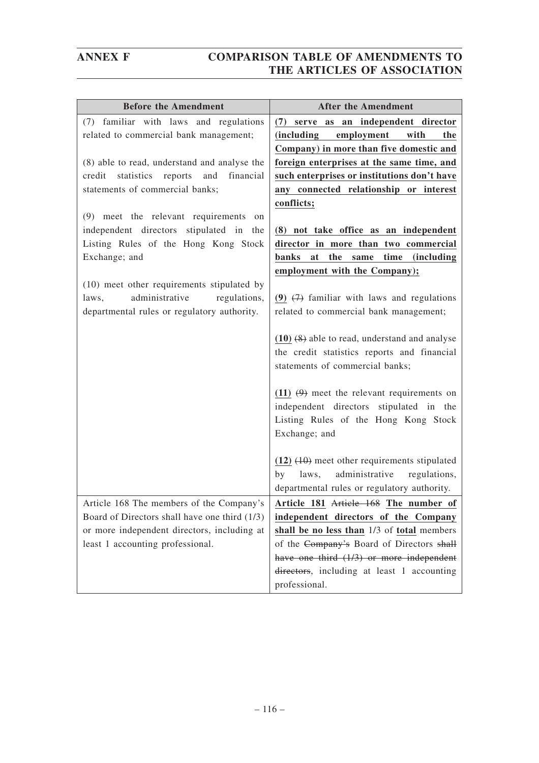| Before the Amendment | After the Amendment |
|---|---|
| (7) familiar with laws and regulations related to commercial bank management;<br><br>(8) able to read, understand and analyse the credit statistics reports and financial statements of commercial banks;<br><br>(9) meet the relevant requirements on independent directors stipulated in the Listing Rules of the Hong Kong Stock Exchange; and<br><br>(10) meet other requirements stipulated by laws, administrative regulations, departmental rules or regulatory authority. | **(7) serve as an independent director (including employment with the Company) in more than five domestic and foreign enterprises at the same time, and such enterprises or institutions don't have any connected relationship or interest conflicts;**<br><br>**(8) not take office as an independent director in more than two commercial banks at the same time (including employment with the Company);**<br><br>**(9)** ~~(7)~~ familiar with laws and regulations related to commercial bank management;<br><br>**(10)** ~~(8)~~ able to read, understand and analyse the credit statistics reports and financial statements of commercial banks;<br><br>**(11)** ~~(9)~~ meet the relevant requirements on independent directors stipulated in the Listing Rules of the Hong Kong Stock Exchange; and<br><br>**(12)** ~~(10)~~ meet other requirements stipulated by laws, administrative regulations, departmental rules or regulatory authority. |
| Article 168 The members of the Company's Board of Directors shall have one third (1/3) or more independent directors, including at least 1 accounting professional. | **Article 181** ~~Article 168~~ **The number of independent directors of the Company shall be no less than** 1/3 of **total** members of the ~~Company's~~ Board of Directors ~~shall have one third (1/3) or more independent directors~~, including at least 1 accounting professional. |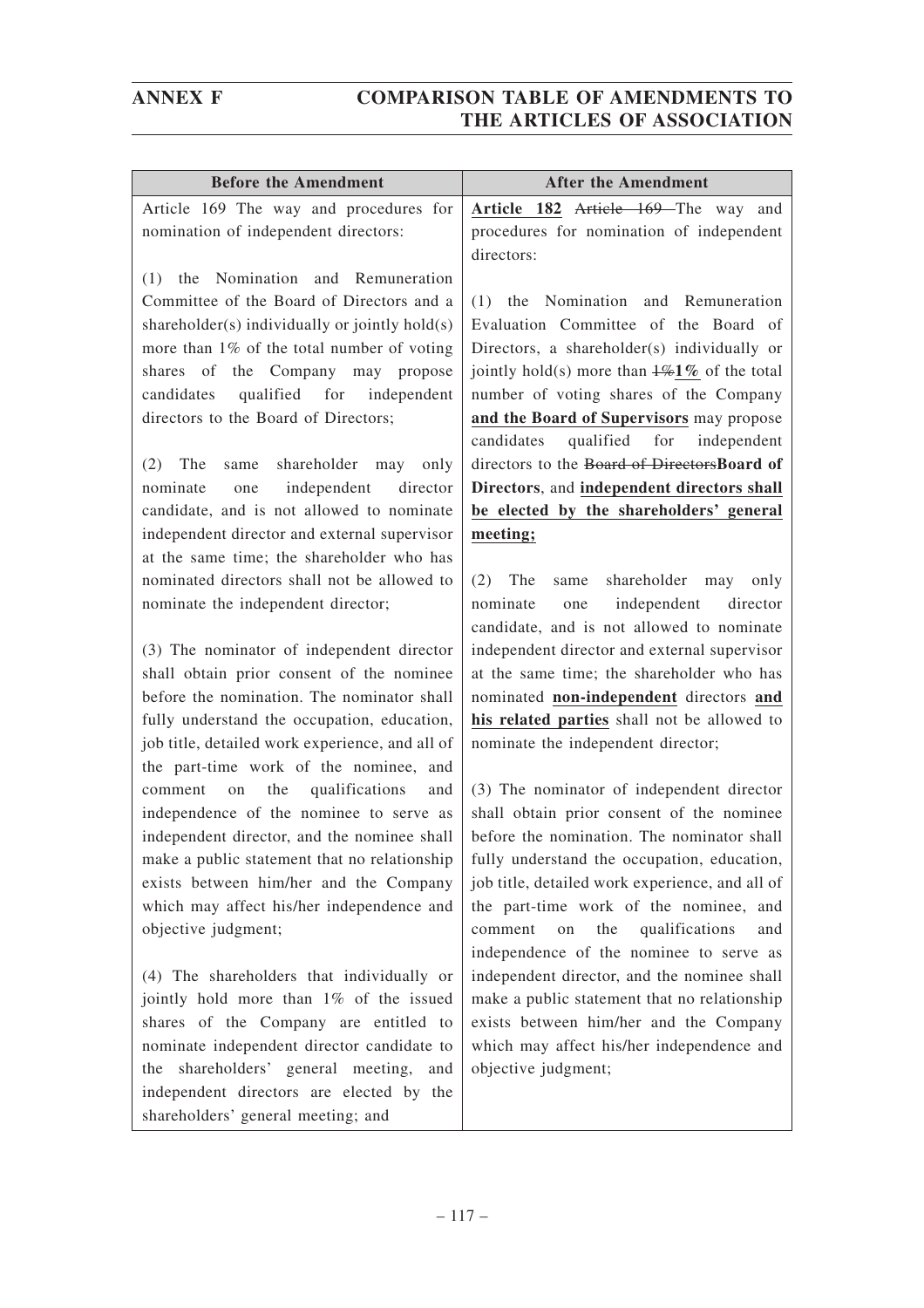| Before the Amendment | After the Amendment |
|---|---|
| Article 169 The way and procedures for nomination of independent directors:<br><br>(1) the Nomination and Remuneration Committee of the Board of Directors and a shareholder(s) individually or jointly hold(s) more than 1% of the total number of voting shares of the Company may propose candidates qualified for independent directors to the Board of Directors;<br><br>(2) The same shareholder may only nominate one independent director candidate, and is not allowed to nominate independent director and external supervisor at the same time; the shareholder who has nominated directors shall not be allowed to nominate the independent director;<br><br>(3) The nominator of independent director shall obtain prior consent of the nominee before the nomination. The nominator shall fully understand the occupation, education, job title, detailed work experience, and all of the part-time work of the nominee, and comment on the qualifications and independence of the nominee to serve as independent director, and the nominee shall make a public statement that no relationship exists between him/her and the Company which may affect his/her independence and objective judgment;<br><br>(4) The shareholders that individually or jointly hold more than 1% of the issued shares of the Company are entitled to nominate independent director candidate to the shareholders' general meeting, and independent directors are elected by the shareholders' general meeting; and | **Article 182** ~~Article 169~~ The way and procedures for nomination of independent directors:<br><br>(1) the Nomination and Remuneration Evaluation Committee of the Board of Directors, a shareholder(s) individually or jointly hold(s) more than ~~1%~~**1%** of the total number of voting shares of the Company **and the Board of Supervisors** may propose candidates qualified for independent directors to the ~~Board of Directors~~**Board of Directors**, and **independent directors shall be elected by the shareholders' general meeting;**<br><br>(2) The same shareholder may only nominate one independent director candidate, and is not allowed to nominate independent director and external supervisor at the same time; the shareholder who has nominated **non-independent** directors **and his related parties** shall not be allowed to nominate the independent director;<br><br>(3) The nominator of independent director shall obtain prior consent of the nominee before the nomination. The nominator shall fully understand the occupation, education, job title, detailed work experience, and all of the part-time work of the nominee, and comment on the qualifications and independence of the nominee to serve as independent director, and the nominee shall make a public statement that no relationship exists between him/her and the Company which may affect his/her independence and objective judgment; |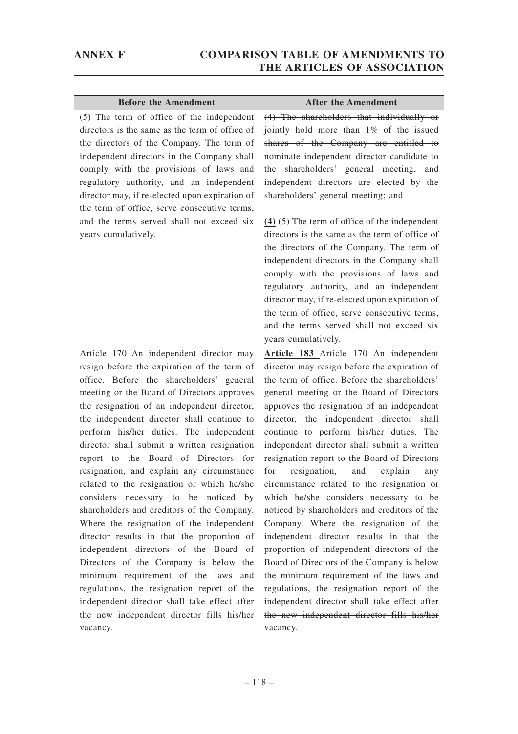| Before the Amendment | After the Amendment |
|---|---|
| (5) The term of office of the independent directors is the same as the term of office of the directors of the Company. The term of independent directors in the Company shall comply with the provisions of laws and regulatory authority, and an independent director may, if re-elected upon expiration of the term of office, serve consecutive terms, and the terms served shall not exceed six years cumulatively. | ~~(4) The shareholders that individually or jointly hold more than 1% of the issued shares of the Company are entitled to nominate independent director candidate to the shareholders' general meeting, and independent directors are elected by the shareholders' general meeting; and~~<br><br>**(4)** ~~(5)~~ The term of office of the independent directors is the same as the term of office of the directors of the Company. The term of independent directors in the Company shall comply with the provisions of laws and regulatory authority, and an independent director may, if re-elected upon expiration of the term of office, serve consecutive terms, and the terms served shall not exceed six years cumulatively. |
| Article 170 An independent director may resign before the expiration of the term of office. Before the shareholders' general meeting or the Board of Directors approves the resignation of an independent director, the independent director shall continue to perform his/her duties. The independent director shall submit a written resignation report to the Board of Directors for resignation, and explain any circumstance related to the resignation or which he/she considers necessary to be noticed by shareholders and creditors of the Company. Where the resignation of the independent director results in that the proportion of independent directors of the Board of Directors of the Company is below the minimum requirement of the laws and regulations, the resignation report of the independent director shall take effect after the new independent director fills his/her vacancy. | **Article 183** ~~Article 170~~ An independent director may resign before the expiration of the term of office. Before the shareholders' general meeting or the Board of Directors approves the resignation of an independent director, the independent director shall continue to perform his/her duties. The independent director shall submit a written resignation report to the Board of Directors for resignation, and explain any circumstance related to the resignation or which he/she considers necessary to be noticed by shareholders and creditors of the Company. ~~Where the resignation of the independent director results in that the proportion of independent directors of the Board of Directors of the Company is below the minimum requirement of the laws and regulations, the resignation report of the independent director shall take effect after the new independent director fills his/her vacancy.~~ |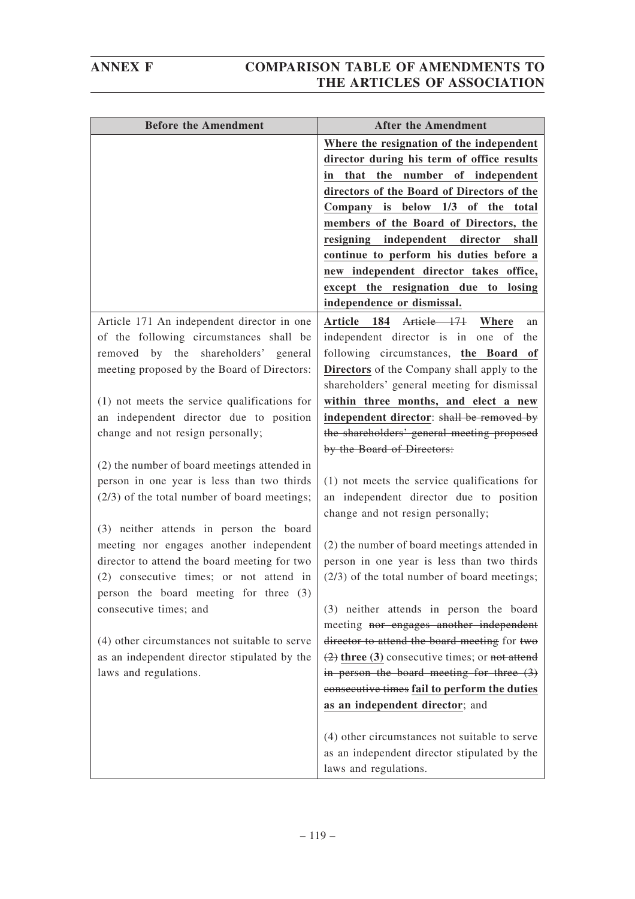| Before the Amendment | After the Amendment |
|---|---|
| | **Where the resignation of the independent director during his term of office results in that the number of independent directors of the Board of Directors of the Company is below 1/3 of the total members of the Board of Directors, the resigning independent director shall continue to perform his duties before a new independent director takes office, except the resignation due to losing independence or dismissal.** |
| Article 171 An independent director in one of the following circumstances shall be removed by the shareholders' general meeting proposed by the Board of Directors:<br><br>(1) not meets the service qualifications for an independent director due to position change and not resign personally;<br><br>(2) the number of board meetings attended in person in one year is less than two thirds (2/3) of the total number of board meetings;<br><br>(3) neither attends in person the board meeting nor engages another independent director to attend the board meeting for two (2) consecutive times; or not attend in person the board meeting for three (3) consecutive times; and<br><br>(4) other circumstances not suitable to serve as an independent director stipulated by the laws and regulations. | **Article 184** ~~Article 171~~ **Where** an independent director is in one of the following circumstances, **the Board of Directors** of the Company shall apply to the shareholders' general meeting for dismissal **within three months, and elect a new independent director**: ~~shall be removed by the shareholders' general meeting proposed by the Board of Directors:~~<br><br>(1) not meets the service qualifications for an independent director due to position change and not resign personally;<br><br>(2) the number of board meetings attended in person in one year is less than two thirds (2/3) of the total number of board meetings;<br><br>(3) neither attends in person the board meeting ~~nor engages another independent director to attend the board meeting~~ for ~~two (2)~~ **three (3)** consecutive times; or ~~not attend in person the board meeting for three (3) consecutive times~~ **fail to perform the duties as an independent director**; and<br><br>(4) other circumstances not suitable to serve as an independent director stipulated by the laws and regulations. |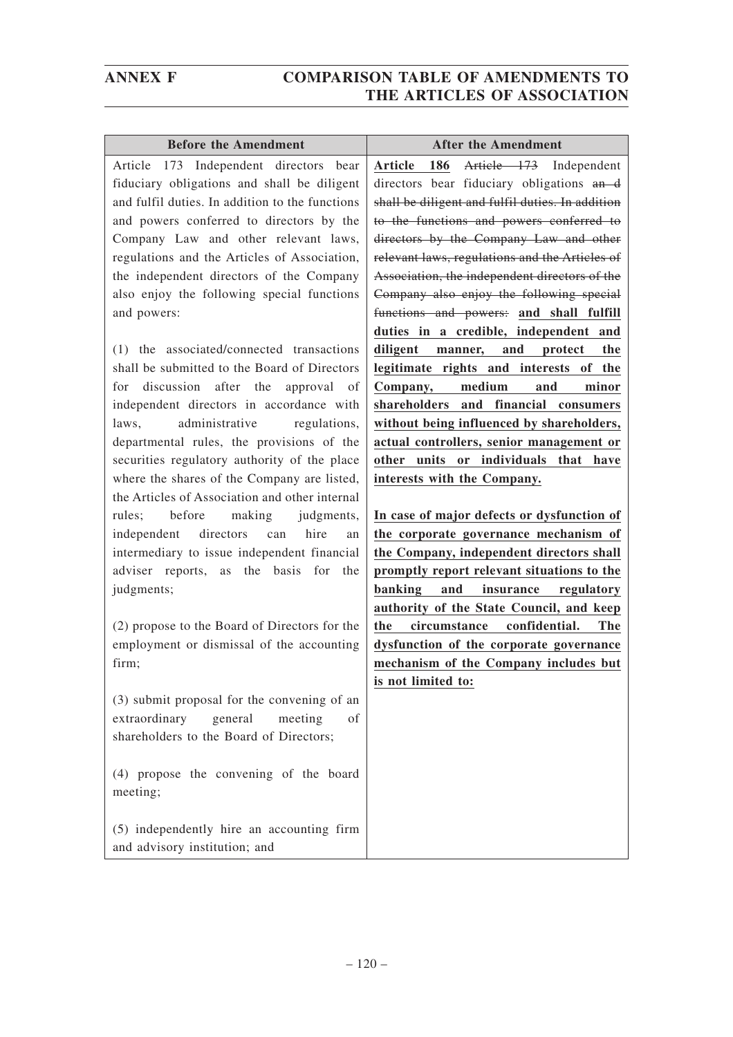| Before the Amendment | After the Amendment |
|---|---|
| Article 173 Independent directors bear fiduciary obligations and shall be diligent and fulfil duties. In addition to the functions and powers conferred to directors by the Company Law and other relevant laws, regulations and the Articles of Association, the independent directors of the Company also enjoy the following special functions and powers:<br><br>(1) the associated/connected transactions shall be submitted to the Board of Directors for discussion after the approval of independent directors in accordance with laws, administrative regulations, departmental rules, the provisions of the securities regulatory authority of the place where the shares of the Company are listed, the Articles of Association and other internal rules; before making judgments, independent directors can hire an intermediary to issue independent financial adviser reports, as the basis for the judgments;<br><br>(2) propose to the Board of Directors for the employment or dismissal of the accounting firm;<br><br>(3) submit proposal for the convening of an extraordinary general meeting of shareholders to the Board of Directors;<br><br>(4) propose the convening of the board meeting;<br><br>(5) independently hire an accounting firm and advisory institution; and | **Article 186** ~~Article 173~~ Independent directors bear fiduciary obligations ~~and shall be diligent and fulfil duties. In addition to the functions and powers conferred to directors by the Company Law and other relevant laws, regulations and the Articles of Association, the independent directors of the Company also enjoy the following special functions and powers:~~ **and shall fulfill duties in a credible, independent and diligent manner, and protect the legitimate rights and interests of the Company, medium and minor shareholders and financial consumers without being influenced by shareholders, actual controllers, senior management or other units or individuals that have interests with the Company.**<br><br>**In case of major defects or dysfunction of the corporate governance mechanism of the Company, independent directors shall promptly report relevant situations to the banking and insurance regulatory authority of the State Council, and keep the circumstance confidential. The dysfunction of the corporate governance mechanism of the Company includes but is not limited to:** |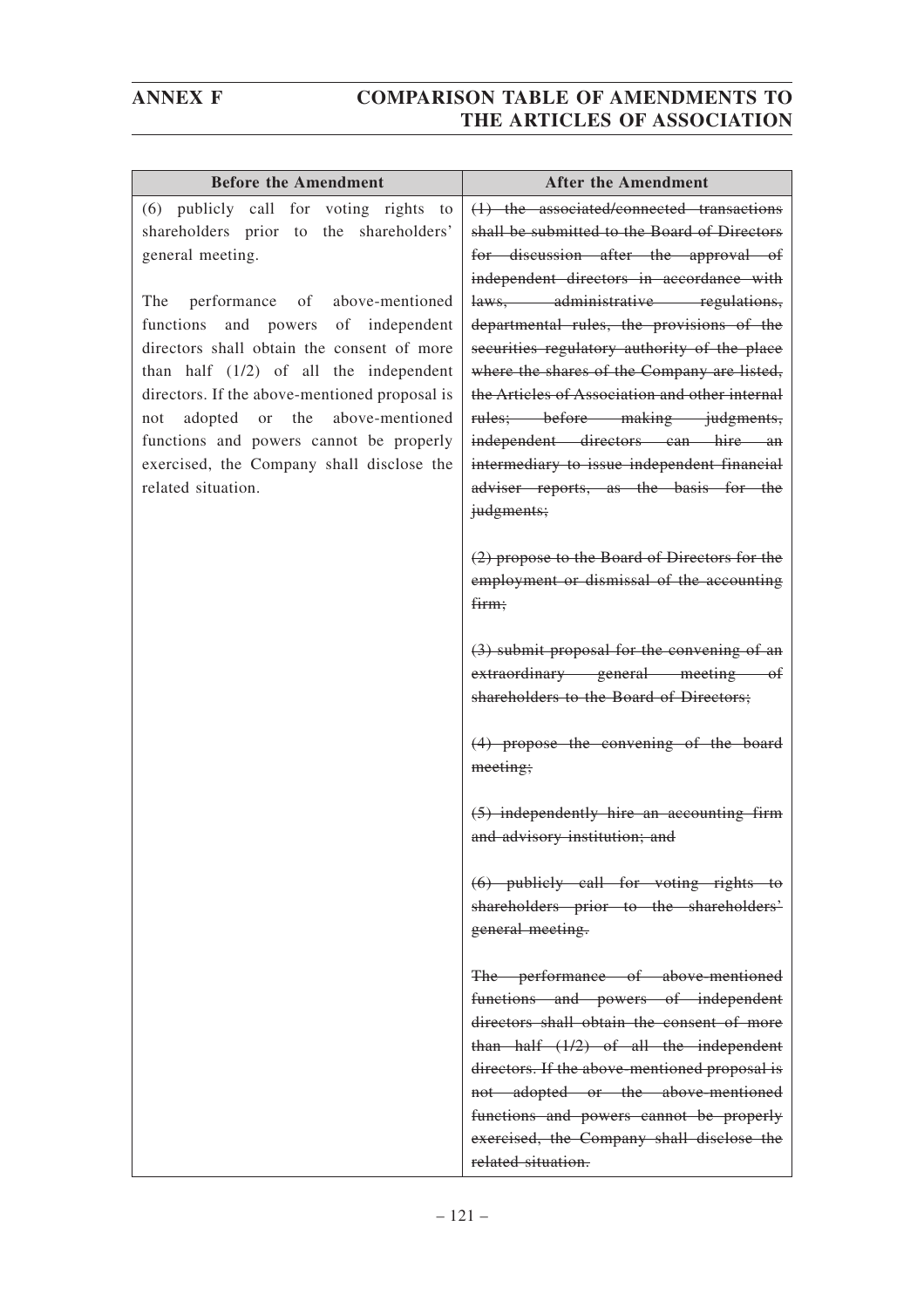| Before the Amendment | After the Amendment |
|---|---|
| (6) publicly call for voting rights to shareholders prior to the shareholders' general meeting.<br><br>The performance of above-mentioned functions and powers of independent directors shall obtain the consent of more than half (1/2) of all the independent directors. If the above-mentioned proposal is not adopted or the above-mentioned functions and powers cannot be properly exercised, the Company shall disclose the related situation. | ~~(1) the associated/connected transactions shall be submitted to the Board of Directors for discussion after the approval of independent directors in accordance with laws, administrative regulations, departmental rules, the provisions of the securities regulatory authority of the place where the shares of the Company are listed, the Articles of Association and other internal rules; before making judgments, independent directors can hire an intermediary to issue independent financial adviser reports, as the basis for the judgments;~~<br><br>~~(2) propose to the Board of Directors for the employment or dismissal of the accounting firm;~~<br><br>~~(3) submit proposal for the convening of an extraordinary general meeting of shareholders to the Board of Directors;~~<br><br>~~(4) propose the convening of the board meeting;~~<br><br>~~(5) independently hire an accounting firm and advisory institution; and~~<br><br>~~(6) publicly call for voting rights to shareholders prior to the shareholders' general meeting.~~<br><br>~~The performance of above-mentioned functions and powers of independent directors shall obtain the consent of more than half (1/2) of all the independent directors. If the above-mentioned proposal is not adopted or the above-mentioned functions and powers cannot be properly exercised, the Company shall disclose the related situation.~~ |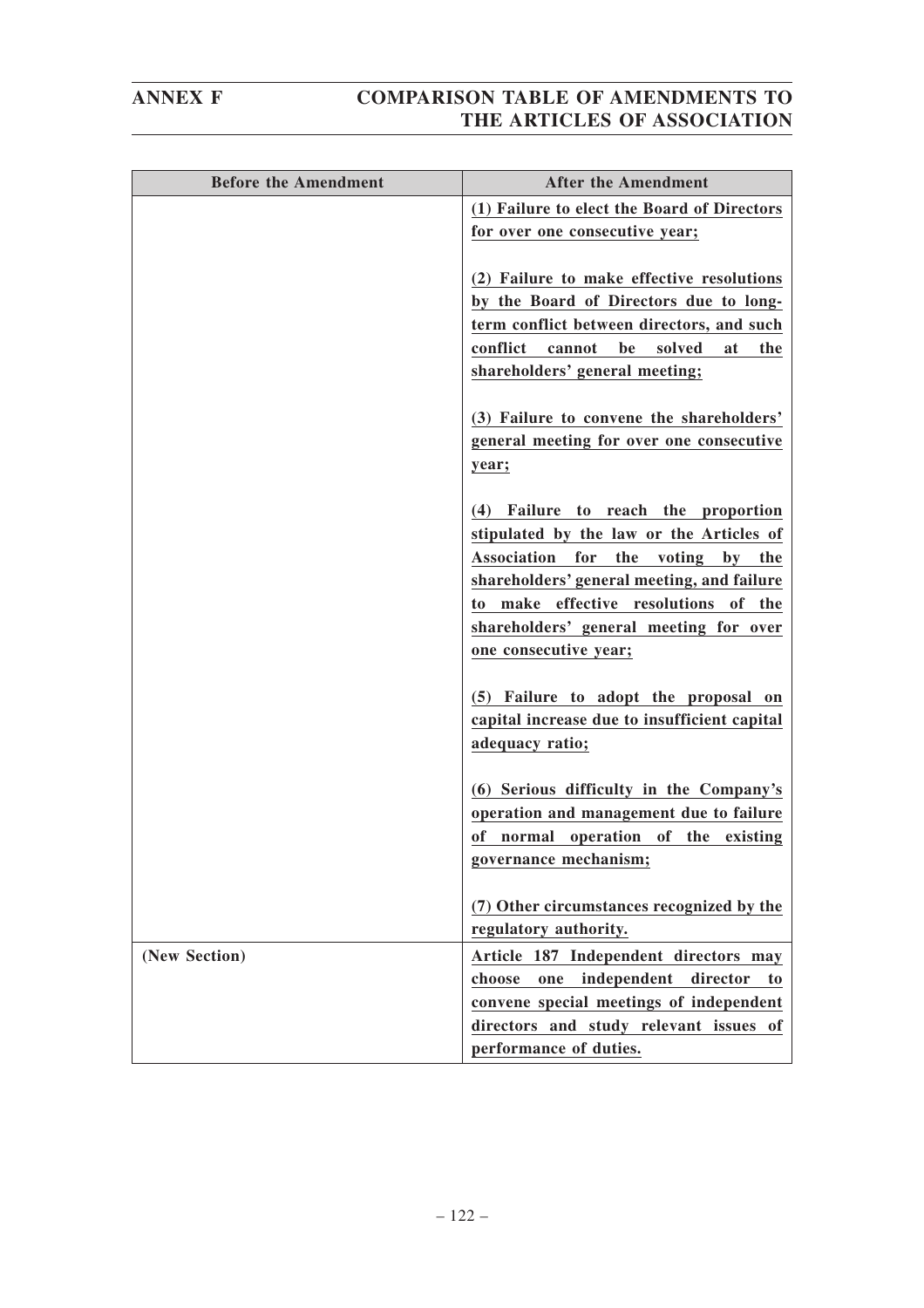| Before the Amendment | After the Amendment |
|---|---|
| | **(1) Failure to elect the Board of Directors for over one consecutive year;**<br><br>**(2) Failure to make effective resolutions by the Board of Directors due to long-term conflict between directors, and such conflict cannot be solved at the shareholders' general meeting;**<br><br>**(3) Failure to convene the shareholders' general meeting for over one consecutive year;**<br><br>**(4) Failure to reach the proportion stipulated by the law or the Articles of Association for the voting by the shareholders' general meeting, and failure to make effective resolutions of the shareholders' general meeting for over one consecutive year;**<br><br>**(5) Failure to adopt the proposal on capital increase due to insufficient capital adequacy ratio;**<br><br>**(6) Serious difficulty in the Company's operation and management due to failure of normal operation of the existing governance mechanism;**<br><br>**(7) Other circumstances recognized by the regulatory authority.** |
| **(New Section)** | **Article 187 Independent directors may choose one independent director to convene special meetings of independent directors and study relevant issues of performance of duties.** |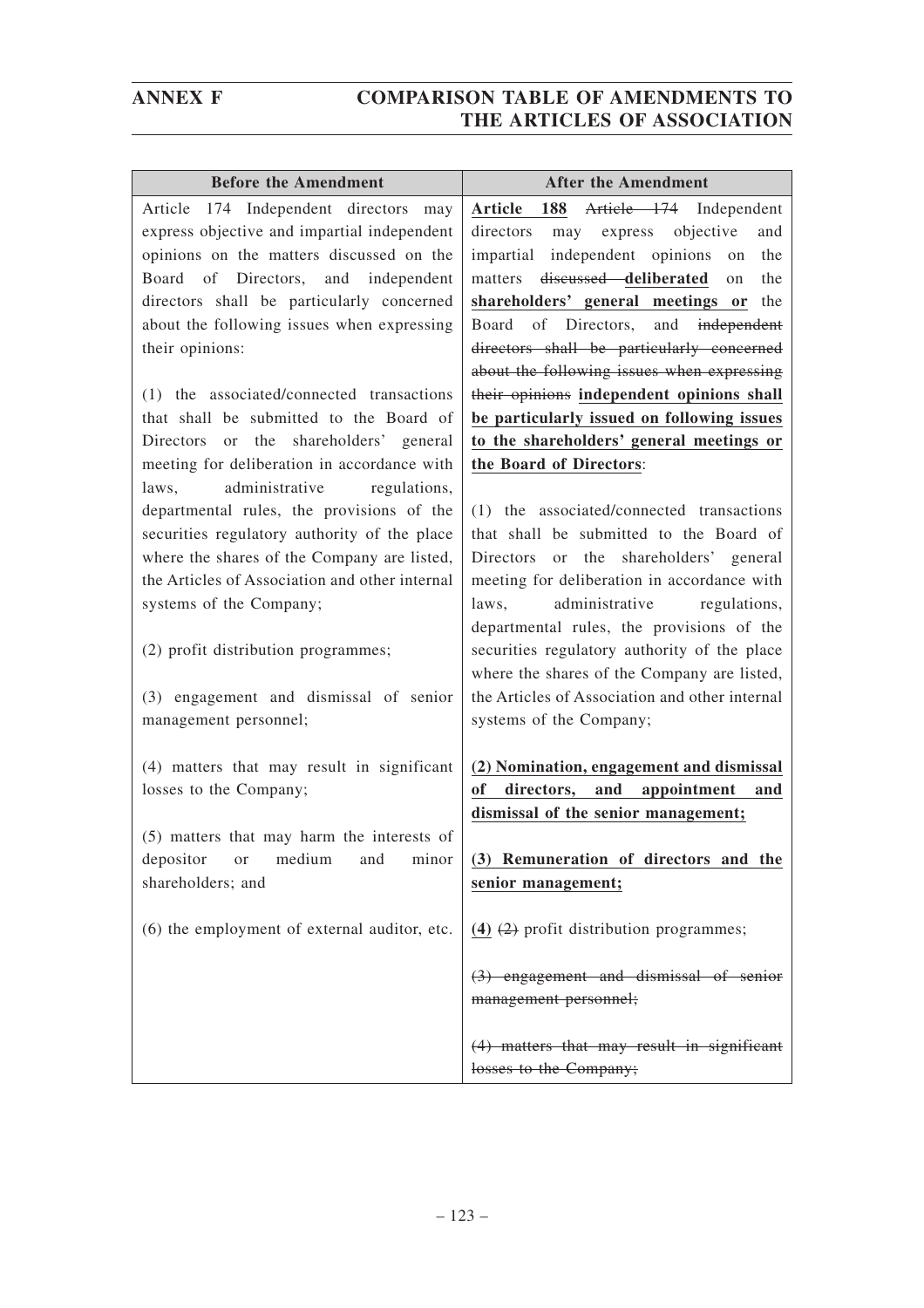## ANNEX F COMPARISON TABLE OF AMENDMENTS TO THE ARTICLES OF ASSOCIATION

| Before the Amendment | After the Amendment |
|---|---|
| Article 174 Independent directors may express objective and impartial independent opinions on the matters discussed on the Board of Directors, and independent directors shall be particularly concerned about the following issues when expressing their opinions:<br><br>(1) the associated/connected transactions that shall be submitted to the Board of Directors or the shareholders' general meeting for deliberation in accordance with laws, administrative regulations, departmental rules, the provisions of the securities regulatory authority of the place where the shares of the Company are listed, the Articles of Association and other internal systems of the Company;<br><br>(2) profit distribution programmes;<br><br>(3) engagement and dismissal of senior management personnel;<br><br>(4) matters that may result in significant losses to the Company;<br><br>(5) matters that may harm the interests of depositor or medium and minor shareholders; and<br><br>(6) the employment of external auditor, etc. | **Article 188** ~~Article 174~~ Independent directors may express objective and impartial independent opinions on the matters ~~discussed~~ **deliberated** on the **shareholders' general meetings or** the Board of Directors, and ~~independent directors shall be particularly concerned about the following issues when expressing their opinions~~ **independent opinions shall be particularly issued on following issues to the shareholders' general meetings or the Board of Directors**:<br><br>(1) the associated/connected transactions that shall be submitted to the Board of Directors or the shareholders' general meeting for deliberation in accordance with laws, administrative regulations, departmental rules, the provisions of the securities regulatory authority of the place where the shares of the Company are listed, the Articles of Association and other internal systems of the Company;<br><br>**(2) Nomination, engagement and dismissal of directors, and appointment and dismissal of the senior management;**<br><br>**(3) Remuneration of directors and the senior management;**<br><br>**(4)** ~~(2)~~ profit distribution programmes;<br><br>~~(3) engagement and dismissal of senior management personnel;~~<br><br>~~(4) matters that may result in significant losses to the Company;~~ |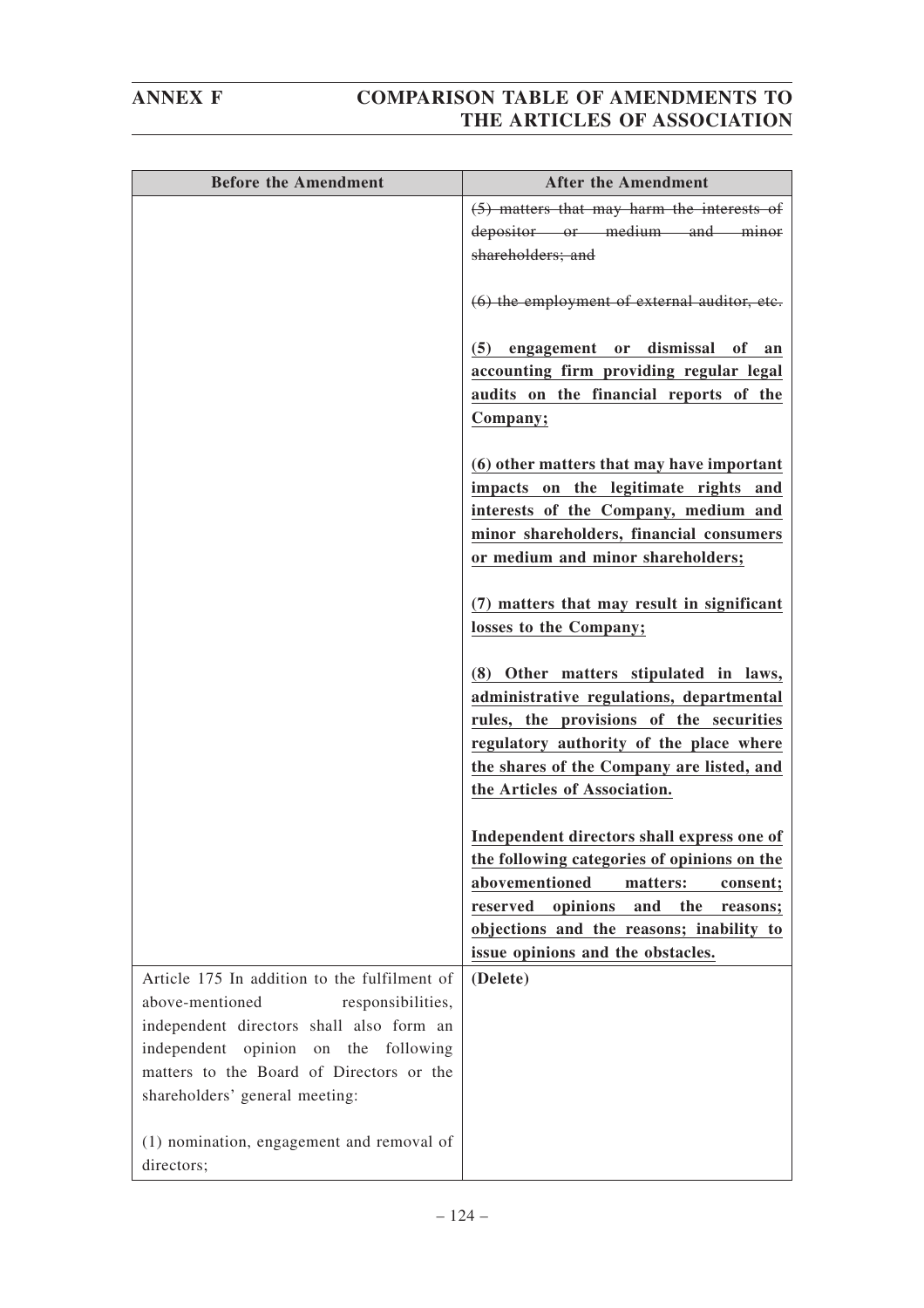| Before the Amendment | After the Amendment |
|---|---|
| | ~~(5) matters that may harm the interests of depositor or medium and minor shareholders; and~~<br><br>~~(6) the employment of external auditor, etc.~~<br><br>**(5) engagement or dismissal of an accounting firm providing regular legal audits on the financial reports of the Company;**<br><br>**(6) other matters that may have important impacts on the legitimate rights and interests of the Company, medium and minor shareholders, financial consumers or medium and minor shareholders;**<br><br>**(7) matters that may result in significant losses to the Company;**<br><br>**(8) Other matters stipulated in laws, administrative regulations, departmental rules, the provisions of the securities regulatory authority of the place where the shares of the Company are listed, and the Articles of Association.**<br><br>**Independent directors shall express one of the following categories of opinions on the abovementioned matters: consent; reserved opinions and the reasons; objections and the reasons; inability to issue opinions and the obstacles.** |
| Article 175 In addition to the fulfilment of above-mentioned responsibilities, independent directors shall also form an independent opinion on the following matters to the Board of Directors or the shareholders' general meeting:<br><br>(1) nomination, engagement and removal of directors; | **(Delete)** |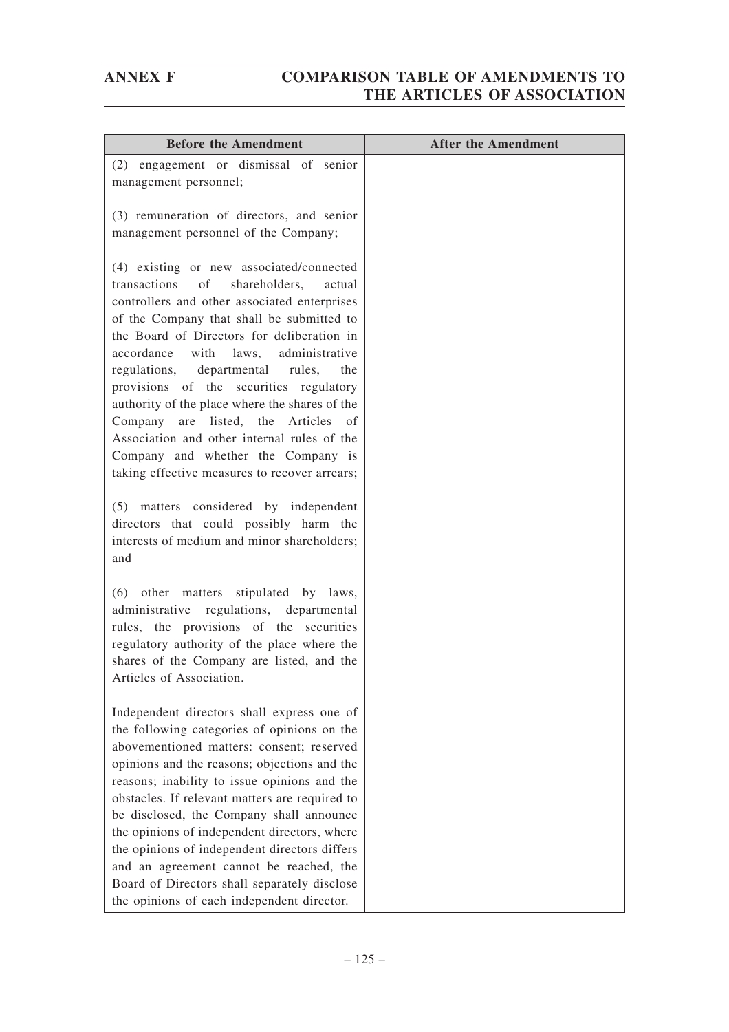| Before the Amendment | After the Amendment |
|---|---|
| (2) engagement or dismissal of senior management personnel;<br><br>(3) remuneration of directors, and senior management personnel of the Company;<br><br>(4) existing or new associated/connected transactions of shareholders, actual controllers and other associated enterprises of the Company that shall be submitted to the Board of Directors for deliberation in accordance with laws, administrative regulations, departmental rules, the provisions of the securities regulatory authority of the place where the shares of the Company are listed, the Articles of Association and other internal rules of the Company and whether the Company is taking effective measures to recover arrears;<br><br>(5) matters considered by independent directors that could possibly harm the interests of medium and minor shareholders; and<br><br>(6) other matters stipulated by laws, administrative regulations, departmental rules, the provisions of the securities regulatory authority of the place where the shares of the Company are listed, and the Articles of Association.<br><br>Independent directors shall express one of the following categories of opinions on the abovementioned matters: consent; reserved opinions and the reasons; objections and the reasons; inability to issue opinions and the obstacles. If relevant matters are required to be disclosed, the Company shall announce the opinions of independent directors, where the opinions of independent directors differs and an agreement cannot be reached, the Board of Directors shall separately disclose the opinions of each independent director. | |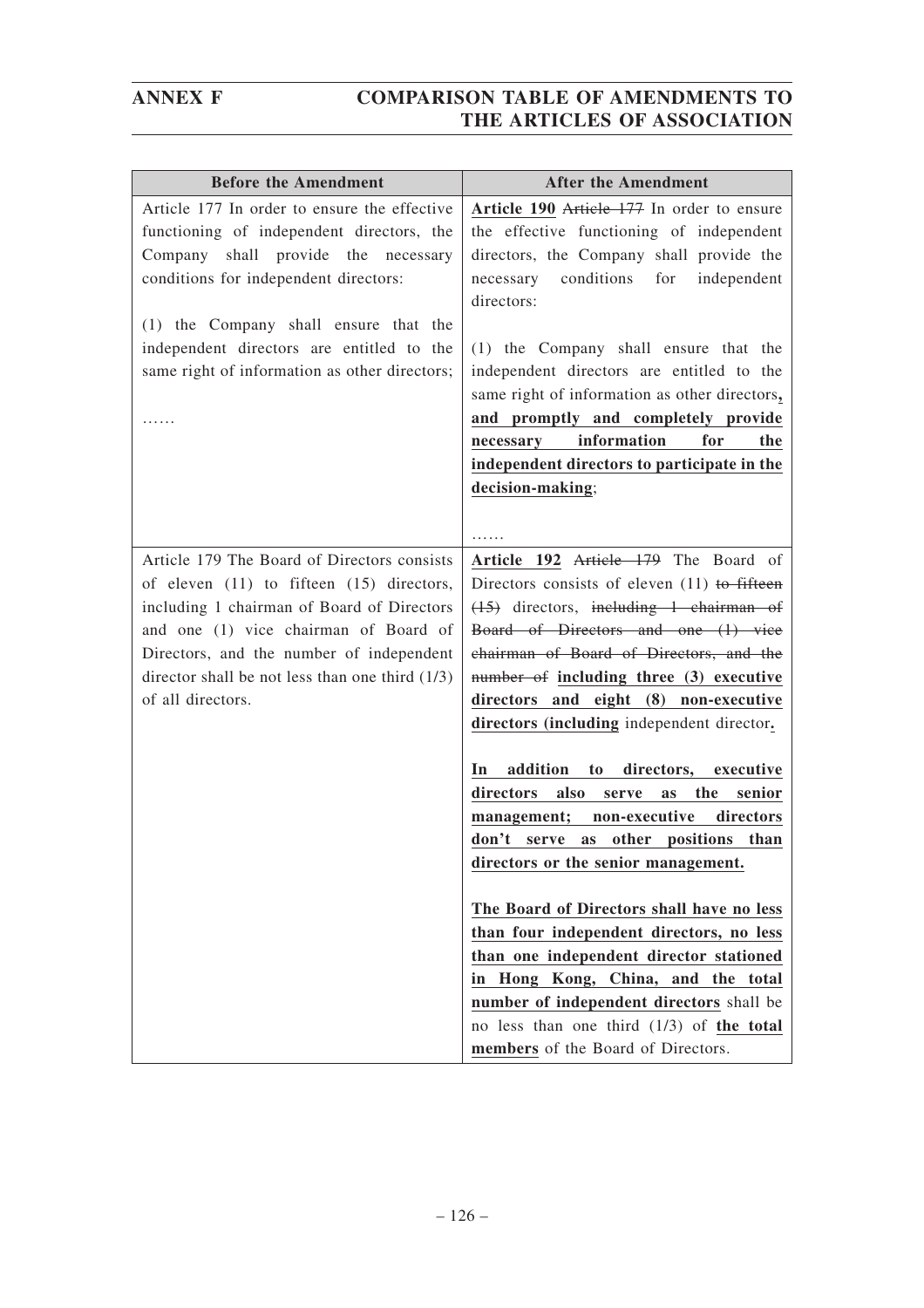| Before the Amendment | After the Amendment |
|---|---|
| Article 177 In order to ensure the effective functioning of independent directors, the Company shall provide the necessary conditions for independent directors:<br><br>(1) the Company shall ensure that the independent directors are entitled to the same right of information as other directors;<br><br>…… | **Article 190** ~~Article 177~~ In order to ensure the effective functioning of independent directors, the Company shall provide the necessary conditions for independent directors:<br><br>(1) the Company shall ensure that the independent directors are entitled to the same right of information as other directors**, and promptly and completely provide necessary information for the independent directors to participate in the decision-making**;<br><br>…… |
| Article 179 The Board of Directors consists of eleven (11) to fifteen (15) directors, including 1 chairman of Board of Directors and one (1) vice chairman of Board of Directors, and the number of independent director shall be not less than one third (1/3) of all directors. | **Article 192** ~~Article 179~~ The Board of Directors consists of eleven (11) ~~to fifteen (15)~~ directors, ~~including 1 chairman of Board of Directors and one (1) vice chairman of Board of Directors, and the number of~~ **including three (3) executive directors and eight (8) non-executive directors (including** independent director**.**<br><br>**In addition to directors, executive directors also serve as the senior management; non-executive directors don't serve as other positions than directors or the senior management.**<br><br>**The Board of Directors shall have no less than four independent directors, no less than one independent director stationed in Hong Kong, China, and the total number of independent directors** shall be no less than one third (1/3) of **the total members** of the Board of Directors. |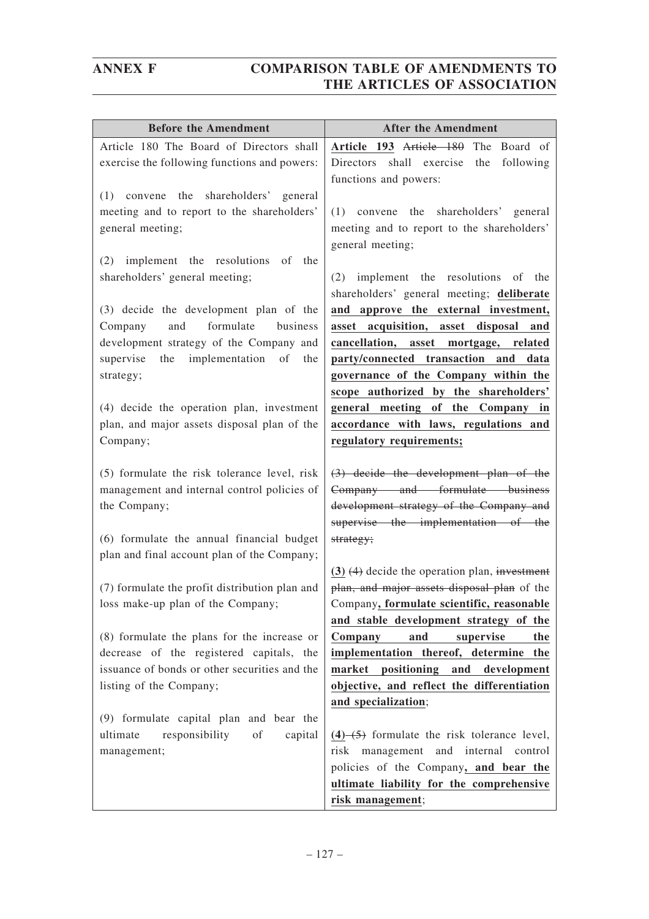## ANNEX F COMPARISON TABLE OF AMENDMENTS TO THE ARTICLES OF ASSOCIATION

| Before the Amendment | After the Amendment |
| --- | --- |
| Article 180 The Board of Directors shall exercise the following functions and powers:<br><br>(1) convene the shareholders' general meeting and to report to the shareholders' general meeting;<br><br>(2) implement the resolutions of the shareholders' general meeting;<br><br>(3) decide the development plan of the Company and formulate business development strategy of the Company and supervise the implementation of the strategy;<br><br>(4) decide the operation plan, investment plan, and major assets disposal plan of the Company;<br><br>(5) formulate the risk tolerance level, risk management and internal control policies of the Company;<br><br>(6) formulate the annual financial budget plan and final account plan of the Company;<br><br>(7) formulate the profit distribution plan and loss make-up plan of the Company;<br><br>(8) formulate the plans for the increase or decrease of the registered capitals, the issuance of bonds or other securities and the listing of the Company;<br><br>(9) formulate capital plan and bear the ultimate responsibility of capital management; | **Article 193** ~~Article 180~~ The Board of Directors shall exercise the following functions and powers:<br><br>(1) convene the shareholders' general meeting and to report to the shareholders' general meeting;<br><br>(2) implement the resolutions of the shareholders' general meeting; **deliberate and approve the external investment, asset acquisition, asset disposal and cancellation, asset mortgage, related party/connected transaction and data governance of the Company within the scope authorized by the shareholders' general meeting of the Company in accordance with laws, regulations and regulatory requirements;**<br><br>~~(3) decide the development plan of the Company and formulate business development strategy of the Company and supervise the implementation of the strategy;~~<br><br>**(3)** ~~(4)~~ decide the operation plan, ~~investment plan, and major assets disposal plan~~ of the Company**, formulate scientific, reasonable and stable development strategy of the Company and supervise the implementation thereof, determine the market positioning and development objective, and reflect the differentiation and specialization**;<br><br>**(4)** ~~(5)~~ formulate the risk tolerance level, risk management and internal control policies of the Company**, and bear the ultimate liability for the comprehensive risk management**; |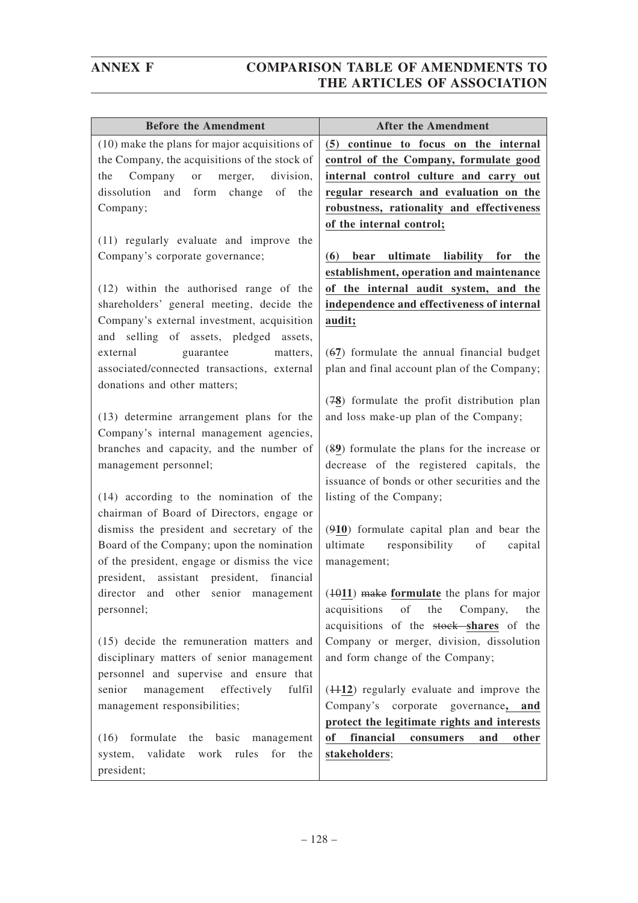| Before the Amendment | After the Amendment |
|---|---|
| (10) make the plans for major acquisitions of the Company, the acquisitions of the stock of the Company or merger, division, dissolution and form change of the Company;<br><br>(11) regularly evaluate and improve the Company's corporate governance;<br><br>(12) within the authorised range of the shareholders' general meeting, decide the Company's external investment, acquisition and selling of assets, pledged assets, external guarantee matters, associated/connected transactions, external donations and other matters;<br><br>(13) determine arrangement plans for the Company's internal management agencies, branches and capacity, and the number of management personnel;<br><br>(14) according to the nomination of the chairman of Board of Directors, engage or dismiss the president and secretary of the Board of the Company; upon the nomination of the president, engage or dismiss the vice president, assistant president, financial director and other senior management personnel;<br><br>(15) decide the remuneration matters and disciplinary matters of senior management personnel and supervise and ensure that senior management effectively fulfil management responsibilities;<br><br>(16) formulate the basic management system, validate work rules for the president; | **(5) continue to focus on the internal control of the Company, formulate good internal control culture and carry out regular research and evaluation on the robustness, rationality and effectiveness of the internal control;**<br><br>**(6) bear ultimate liability for the establishment, operation and maintenance of the internal audit system, and the independence and effectiveness of internal audit;**<br><br>(~~6~~**7**) formulate the annual financial budget plan and final account plan of the Company;<br><br>(~~7~~**8**) formulate the profit distribution plan and loss make-up plan of the Company;<br><br>(~~8~~**9**) formulate the plans for the increase or decrease of the registered capitals, the issuance of bonds or other securities and the listing of the Company;<br><br>(~~9~~**10**) formulate capital plan and bear the ultimate responsibility of capital management;<br><br>(~~10~~**11**) ~~make~~ **formulate** the plans for major acquisitions of the Company, the acquisitions of the ~~stock~~ **shares** of the Company or merger, division, dissolution and form change of the Company;<br><br>(~~11~~**12**) regularly evaluate and improve the Company's corporate governance**, and protect the legitimate rights and interests of financial consumers and other stakeholders**; |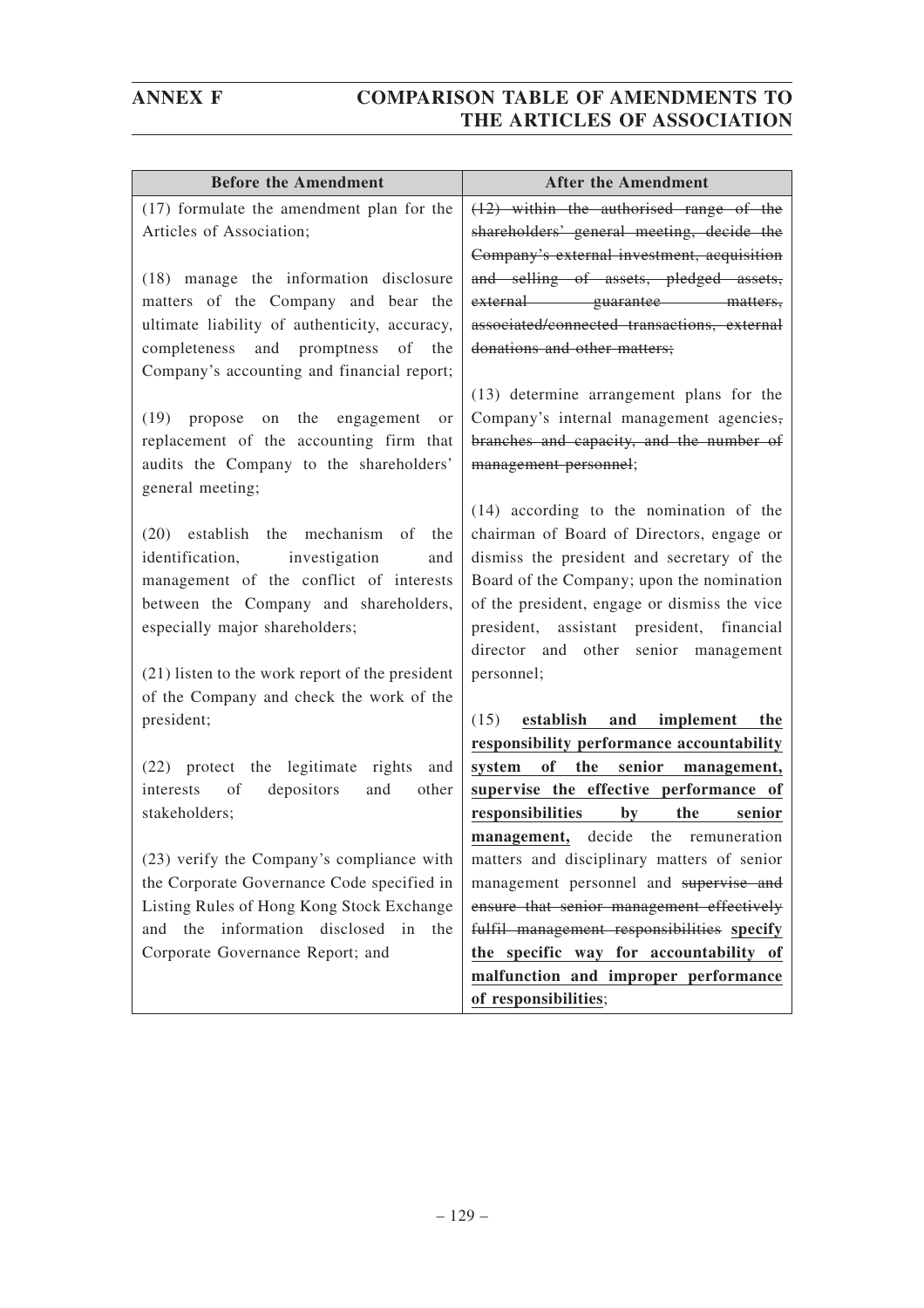| Before the Amendment | After the Amendment |
|---|---|
| (17) formulate the amendment plan for the Articles of Association;<br><br>(18) manage the information disclosure matters of the Company and bear the ultimate liability of authenticity, accuracy, completeness and promptness of the Company's accounting and financial report;<br><br>(19) propose on the engagement or replacement of the accounting firm that audits the Company to the shareholders' general meeting;<br><br>(20) establish the mechanism of the identification, investigation and management of the conflict of interests between the Company and shareholders, especially major shareholders;<br><br>(21) listen to the work report of the president of the Company and check the work of the president;<br><br>(22) protect the legitimate rights and interests of depositors and other stakeholders;<br><br>(23) verify the Company's compliance with the Corporate Governance Code specified in Listing Rules of Hong Kong Stock Exchange and the information disclosed in the Corporate Governance Report; and | ~~(12) within the authorised range of the shareholders' general meeting, decide the Company's external investment, acquisition and selling of assets, pledged assets, external guarantee matters, associated/connected transactions, external donations and other matters;~~<br><br>(13) determine arrangement plans for the Company's internal management agencies~~, branches and capacity, and the number of management personnel~~;<br><br>(14) according to the nomination of the chairman of Board of Directors, engage or dismiss the president and secretary of the Board of the Company; upon the nomination of the president, engage or dismiss the vice president, assistant president, financial director and other senior management personnel;<br><br>(15) <u>**establish and implement the responsibility performance accountability system of the senior management, supervise the effective performance of responsibilities by the senior management,**</u> decide the remuneration matters and disciplinary matters of senior management personnel and ~~supervise and ensure that senior management effectively fulfil management responsibilities~~ <u>**specify the specific way for accountability of malfunction and improper performance of responsibilities**</u>; |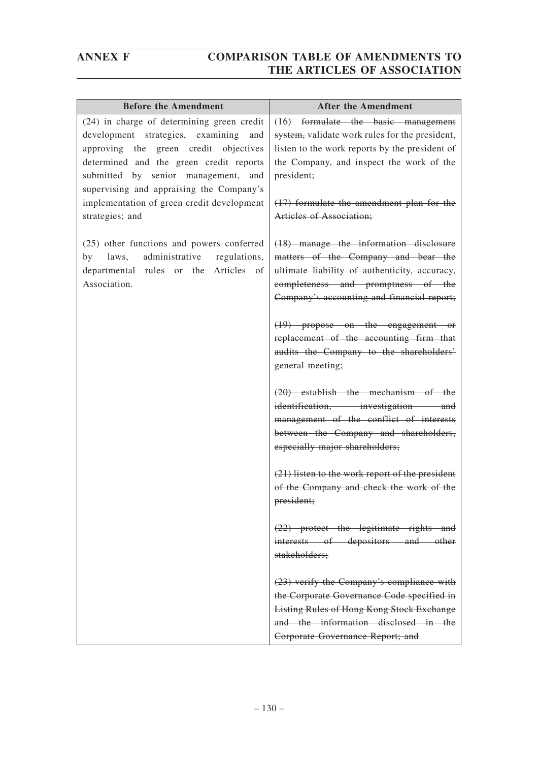| Before the Amendment | After the Amendment |
|---|---|
| (24) in charge of determining green credit development strategies, examining and approving the green credit objectives determined and the green credit reports submitted by senior management, and supervising and appraising the Company's implementation of green credit development strategies; and<br><br>(25) other functions and powers conferred by laws, administrative regulations, departmental rules or the Articles of Association. | (16) ~~formulate the basic management system,~~ validate work rules for the president, listen to the work reports by the president of the Company, and inspect the work of the president;<br><br>~~(17) formulate the amendment plan for the Articles of Association;~~<br><br>~~(18) manage the information disclosure matters of the Company and bear the ultimate liability of authenticity, accuracy, completeness and promptness of the Company's accounting and financial report;~~<br><br>~~(19) propose on the engagement or replacement of the accounting firm that audits the Company to the shareholders' general meeting;~~<br><br>~~(20) establish the mechanism of the identification, investigation and management of the conflict of interests between the Company and shareholders, especially major shareholders;~~<br><br>~~(21) listen to the work report of the president of the Company and check the work of the president;~~<br><br>~~(22) protect the legitimate rights and interests of depositors and other stakeholders;~~<br><br>~~(23) verify the Company's compliance with the Corporate Governance Code specified in Listing Rules of Hong Kong Stock Exchange and the information disclosed in the Corporate Governance Report; and~~ |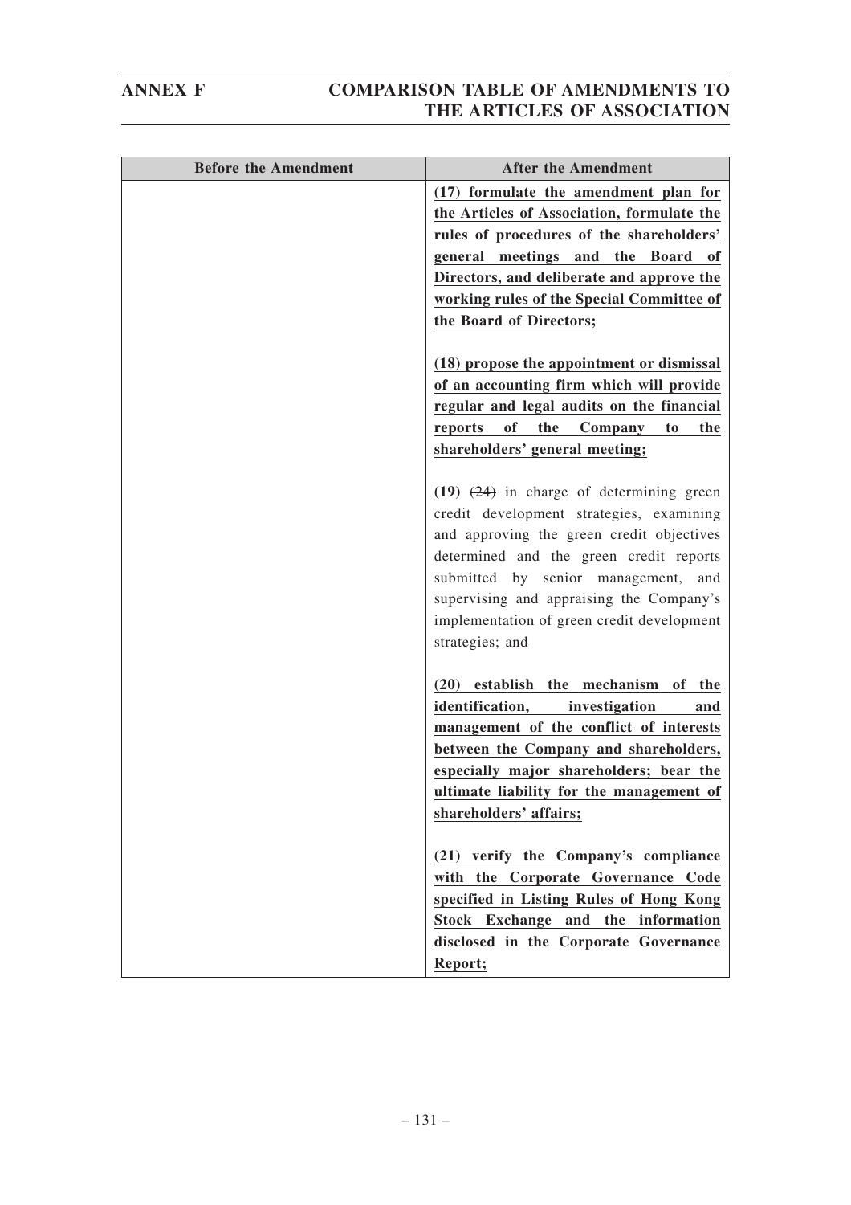| Before the Amendment | After the Amendment |
|---|---|
| | **(17) formulate the amendment plan for the Articles of Association, formulate the rules of procedures of the shareholders' general meetings and the Board of Directors, and deliberate and approve the working rules of the Special Committee of the Board of Directors;**<br><br>**(18) propose the appointment or dismissal of an accounting firm which will provide regular and legal audits on the financial reports of the Company to the shareholders' general meeting;**<br><br>**(19)** ~~(24)~~ in charge of determining green credit development strategies, examining and approving the green credit objectives determined and the green credit reports submitted by senior management, and supervising and appraising the Company's implementation of green credit development strategies; ~~and~~<br><br>**(20) establish the mechanism of the identification, investigation and management of the conflict of interests between the Company and shareholders, especially major shareholders; bear the ultimate liability for the management of shareholders' affairs;**<br><br>**(21) verify the Company's compliance with the Corporate Governance Code specified in Listing Rules of Hong Kong Stock Exchange and the information disclosed in the Corporate Governance Report;** |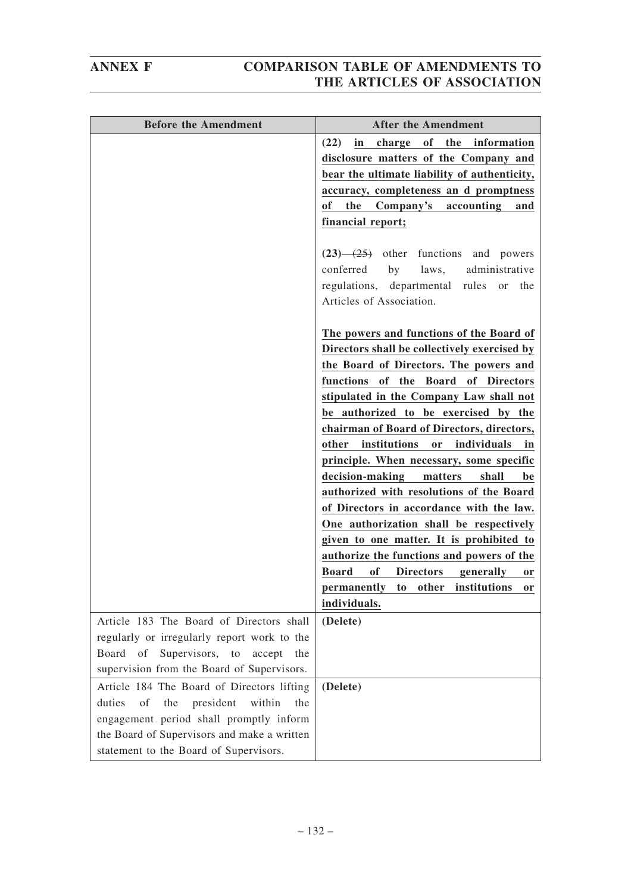| Before the Amendment | After the Amendment |
| --- | --- |
| | **(22) in charge of the information disclosure matters of the Company and bear the ultimate liability of authenticity, accuracy, completeness an d promptness of the Company's accounting and financial report;**<br><br>**(23)** ~~(25)~~ other functions and powers conferred by laws, administrative regulations, departmental rules or the Articles of Association.<br><br>**The powers and functions of the Board of Directors shall be collectively exercised by the Board of Directors. The powers and functions of the Board of Directors stipulated in the Company Law shall not be authorized to be exercised by the chairman of Board of Directors, directors, other institutions or individuals in principle. When necessary, some specific decision-making matters shall be authorized with resolutions of the Board of Directors in accordance with the law. One authorization shall be respectively given to one matter. It is prohibited to authorize the functions and powers of the Board of Directors generally or permanently to other institutions or individuals.** |
| Article 183 The Board of Directors shall regularly or irregularly report work to the Board of Supervisors, to accept the supervision from the Board of Supervisors. | **(Delete)** |
| Article 184 The Board of Directors lifting duties of the president within the engagement period shall promptly inform the Board of Supervisors and make a written statement to the Board of Supervisors. | **(Delete)** |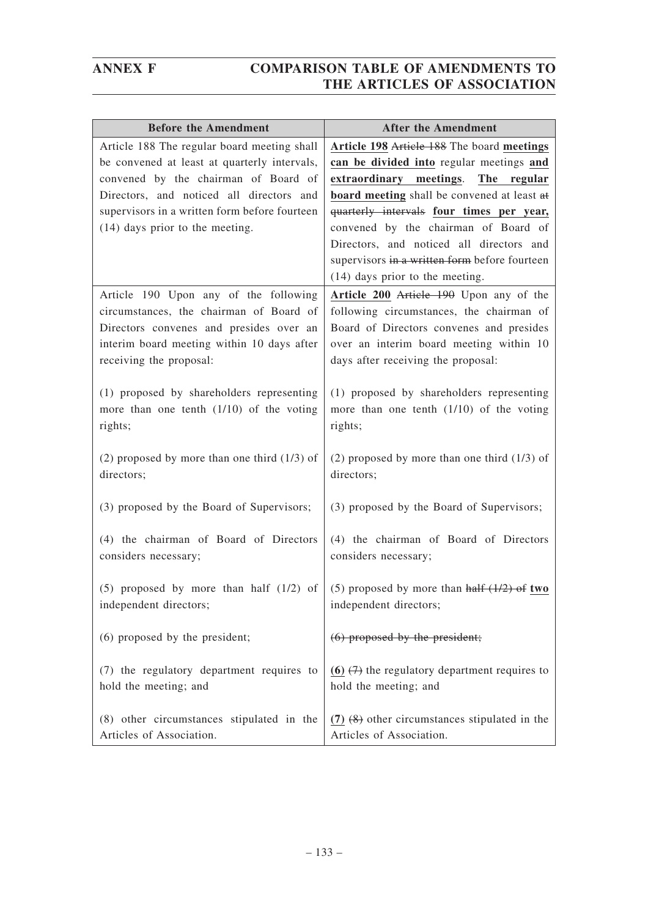| Before the Amendment | After the Amendment |
|---|---|
| Article 188 The regular board meeting shall be convened at least at quarterly intervals, convened by the chairman of Board of Directors, and noticed all directors and supervisors in a written form before fourteen (14) days prior to the meeting. | **Article 198** ~~Article 188~~ The board **meetings can be divided into** regular meetings **and extraordinary meetings**. **The regular board meeting** shall be convened at least ~~at quarterly intervals~~ **four times per year,** convened by the chairman of Board of Directors, and noticed all directors and supervisors ~~in a written form~~ before fourteen (14) days prior to the meeting. |
| Article 190 Upon any of the following circumstances, the chairman of Board of Directors convenes and presides over an interim board meeting within 10 days after receiving the proposal:<br><br>(1) proposed by shareholders representing more than one tenth (1/10) of the voting rights;<br><br>(2) proposed by more than one third (1/3) of directors;<br><br>(3) proposed by the Board of Supervisors;<br><br>(4) the chairman of Board of Directors considers necessary;<br><br>(5) proposed by more than half (1/2) of independent directors;<br><br>(6) proposed by the president;<br><br>(7) the regulatory department requires to hold the meeting; and<br><br>(8) other circumstances stipulated in the Articles of Association. | **Article 200** ~~Article 190~~ Upon any of the following circumstances, the chairman of Board of Directors convenes and presides over an interim board meeting within 10 days after receiving the proposal:<br><br>(1) proposed by shareholders representing more than one tenth (1/10) of the voting rights;<br><br>(2) proposed by more than one third (1/3) of directors;<br><br>(3) proposed by the Board of Supervisors;<br><br>(4) the chairman of Board of Directors considers necessary;<br><br>(5) proposed by more than ~~half (1/2) of~~ **two** independent directors;<br><br>~~(6) proposed by the president;~~<br><br>**(6)** ~~(7)~~ the regulatory department requires to hold the meeting; and<br><br>**(7)** ~~(8)~~ other circumstances stipulated in the Articles of Association. |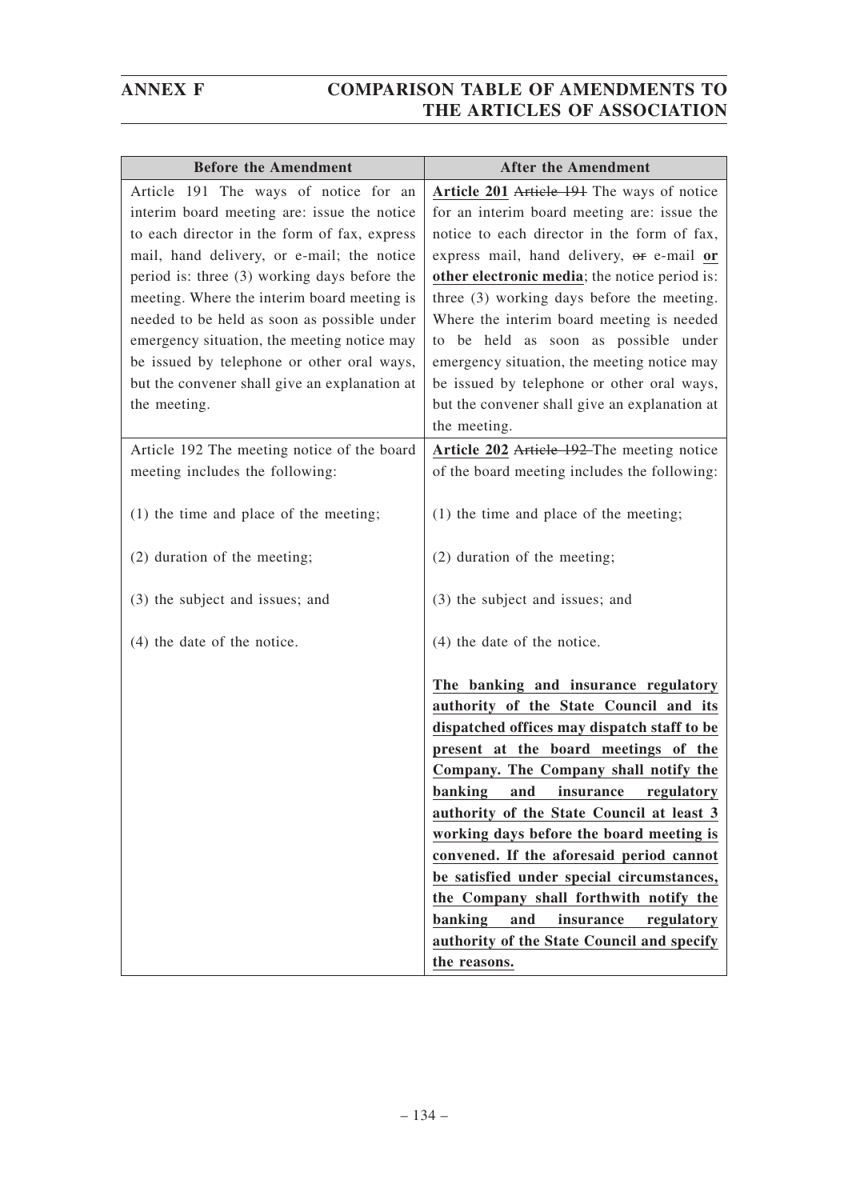| Before the Amendment | After the Amendment |
|---|---|
| Article 191 The ways of notice for an interim board meeting are: issue the notice to each director in the form of fax, express mail, hand delivery, or e-mail; the notice period is: three (3) working days before the meeting. Where the interim board meeting is needed to be held as soon as possible under emergency situation, the meeting notice may be issued by telephone or other oral ways, but the convener shall give an explanation at the meeting. | **Article 201** ~~Article 191~~ The ways of notice for an interim board meeting are: issue the notice to each director in the form of fax, express mail, hand delivery, ~~or~~ e-mail **or other electronic media**; the notice period is: three (3) working days before the meeting. Where the interim board meeting is needed to be held as soon as possible under emergency situation, the meeting notice may be issued by telephone or other oral ways, but the convener shall give an explanation at the meeting. |
| Article 192 The meeting notice of the board meeting includes the following:<br><br>(1) the time and place of the meeting;<br><br>(2) duration of the meeting;<br><br>(3) the subject and issues; and<br><br>(4) the date of the notice. | **Article 202** ~~Article 192~~ The meeting notice of the board meeting includes the following:<br><br>(1) the time and place of the meeting;<br><br>(2) duration of the meeting;<br><br>(3) the subject and issues; and<br><br>(4) the date of the notice.<br><br>**The banking and insurance regulatory authority of the State Council and its dispatched offices may dispatch staff to be present at the board meetings of the Company. The Company shall notify the banking and insurance regulatory authority of the State Council at least 3 working days before the board meeting is convened. If the aforesaid period cannot be satisfied under special circumstances, the Company shall forthwith notify the banking and insurance regulatory authority of the State Council and specify the reasons.** |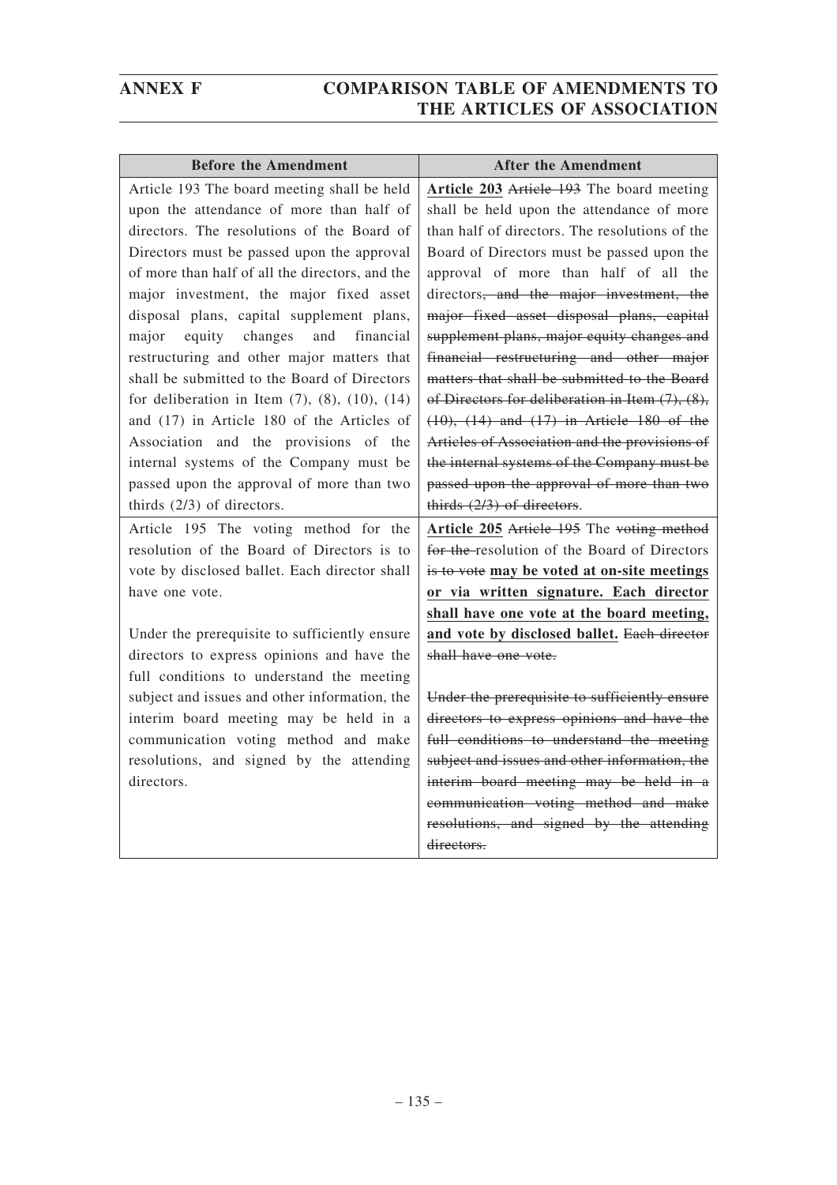| Before the Amendment | After the Amendment |
|---|---|
| Article 193 The board meeting shall be held upon the attendance of more than half of directors. The resolutions of the Board of Directors must be passed upon the approval of more than half of all the directors, and the major investment, the major fixed asset disposal plans, capital supplement plans, major equity changes and financial restructuring and other major matters that shall be submitted to the Board of Directors for deliberation in Item (7), (8), (10), (14) and (17) in Article 180 of the Articles of Association and the provisions of the internal systems of the Company must be passed upon the approval of more than two thirds (2/3) of directors. | **Article 203** ~~Article 193~~ The board meeting shall be held upon the attendance of more than half of directors. The resolutions of the Board of Directors must be passed upon the approval of more than half of all the directors~~, and the major investment, the major fixed asset disposal plans, capital supplement plans, major equity changes and financial restructuring and other major matters that shall be submitted to the Board of Directors for deliberation in Item (7), (8), (10), (14) and (17) in Article 180 of the Articles of Association and the provisions of the internal systems of the Company must be passed upon the approval of more than two thirds (2/3) of directors~~. |
| Article 195 The voting method for the resolution of the Board of Directors is to vote by disclosed ballet. Each director shall have one vote.<br><br>Under the prerequisite to sufficiently ensure directors to express opinions and have the full conditions to understand the meeting subject and issues and other information, the interim board meeting may be held in a communication voting method and make resolutions, and signed by the attending directors. | **Article 205** ~~Article 195~~ The ~~voting method for the~~ resolution of the Board of Directors ~~is to vote~~ **may be voted at on-site meetings or via written signature. Each director shall have one vote at the board meeting, and vote by disclosed ballet.** ~~Each director shall have one vote.~~<br><br>~~Under the prerequisite to sufficiently ensure directors to express opinions and have the full conditions to understand the meeting subject and issues and other information, the interim board meeting may be held in a communication voting method and make resolutions, and signed by the attending directors.~~ |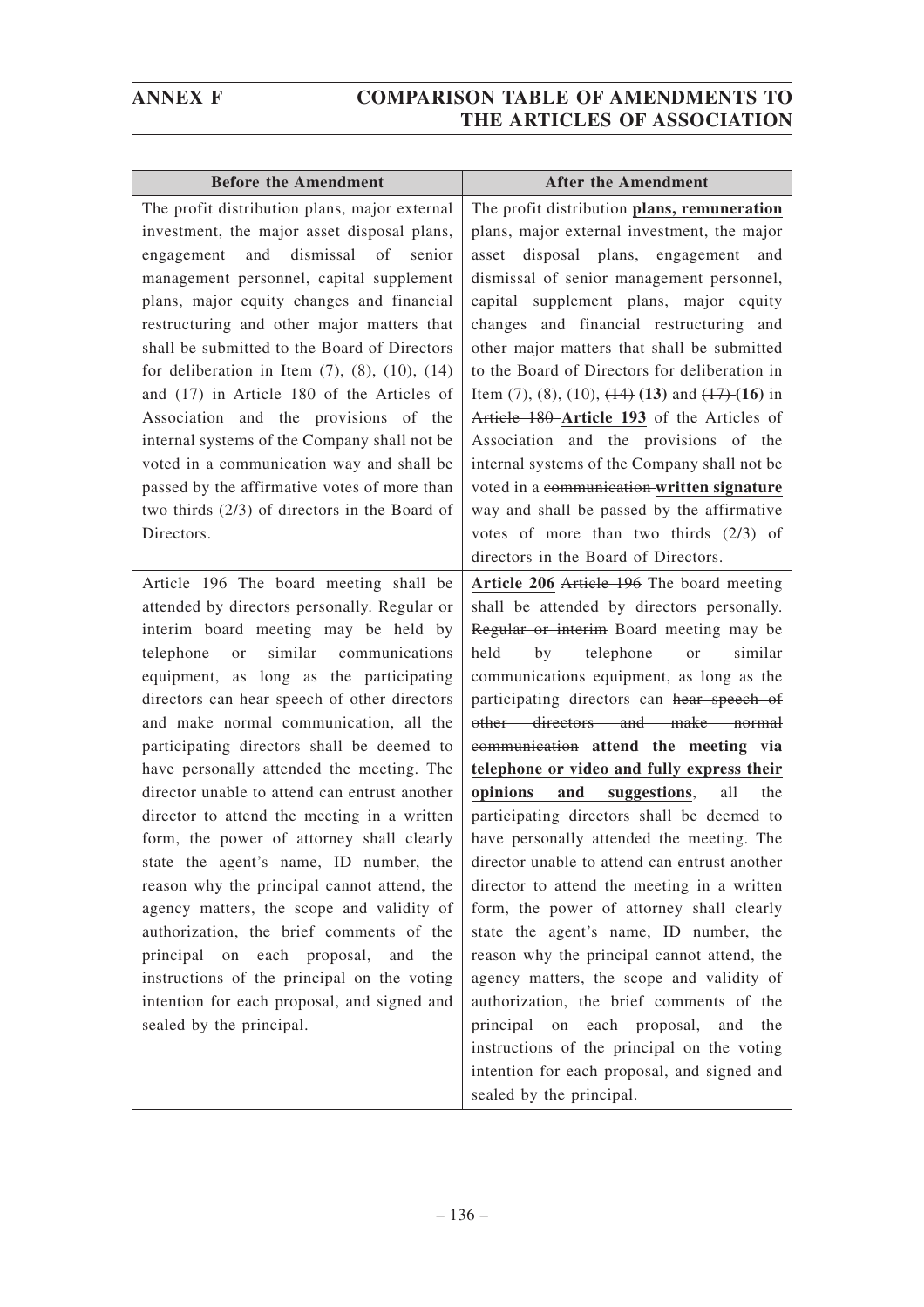| Before the Amendment | After the Amendment |
| --- | --- |
| The profit distribution plans, major external investment, the major asset disposal plans, engagement and dismissal of senior management personnel, capital supplement plans, major equity changes and financial restructuring and other major matters that shall be submitted to the Board of Directors for deliberation in Item (7), (8), (10), (14) and (17) in Article 180 of the Articles of Association and the provisions of the internal systems of the Company shall not be voted in a communication way and shall be passed by the affirmative votes of more than two thirds (2/3) of directors in the Board of Directors. | The profit distribution **plans, remuneration** plans, major external investment, the major asset disposal plans, engagement and dismissal of senior management personnel, capital supplement plans, major equity changes and financial restructuring and other major matters that shall be submitted to the Board of Directors for deliberation in Item (7), (8), (10), ~~(14)~~ **(13)** and ~~(17)~~ **(16)** in ~~Article 180~~ **Article 193** of the Articles of Association and the provisions of the internal systems of the Company shall not be voted in a ~~communication~~ **written signature** way and shall be passed by the affirmative votes of more than two thirds (2/3) of directors in the Board of Directors. |
| Article 196 The board meeting shall be attended by directors personally. Regular or interim board meeting may be held by telephone or similar communications equipment, as long as the participating directors can hear speech of other directors and make normal communication, all the participating directors shall be deemed to have personally attended the meeting. The director unable to attend can entrust another director to attend the meeting in a written form, the power of attorney shall clearly state the agent's name, ID number, the reason why the principal cannot attend, the agency matters, the scope and validity of authorization, the brief comments of the principal on each proposal, and the instructions of the principal on the voting intention for each proposal, and signed and sealed by the principal. | **Article 206** ~~Article 196~~ The board meeting shall be attended by directors personally. ~~Regular or interim~~ Board meeting may be held by ~~telephone or similar~~ communications equipment, as long as the participating directors can ~~hear speech of other directors and make normal communication~~ **attend the meeting via telephone or video and fully express their opinions and suggestions**, all the participating directors shall be deemed to have personally attended the meeting. The director unable to attend can entrust another director to attend the meeting in a written form, the power of attorney shall clearly state the agent's name, ID number, the reason why the principal cannot attend, the agency matters, the scope and validity of authorization, the brief comments of the principal on each proposal, and the instructions of the principal on the voting intention for each proposal, and signed and sealed by the principal. |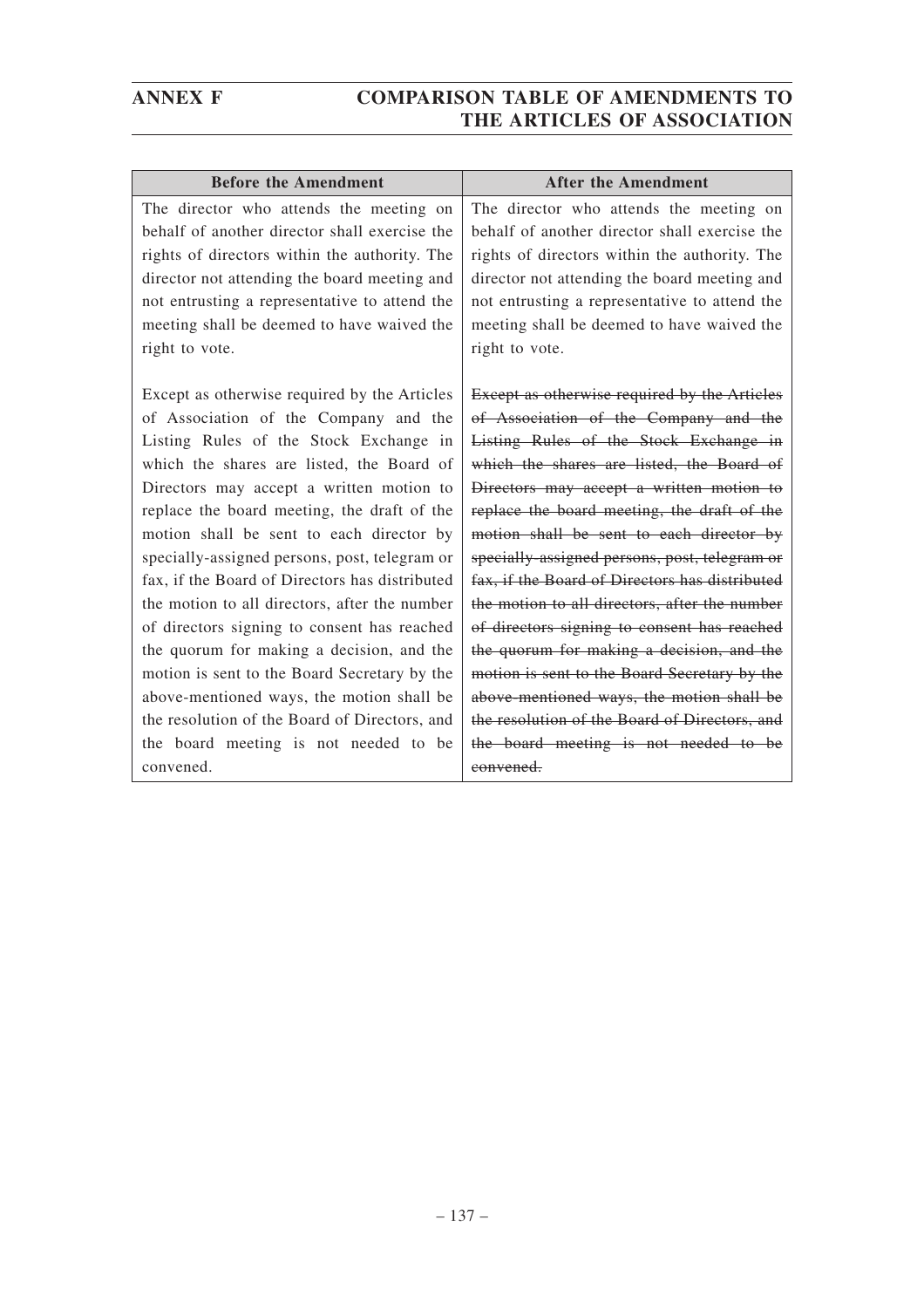| Before the Amendment | After the Amendment |
|---|---|
| The director who attends the meeting on behalf of another director shall exercise the rights of directors within the authority. The director not attending the board meeting and not entrusting a representative to attend the meeting shall be deemed to have waived the right to vote.<br><br>Except as otherwise required by the Articles of Association of the Company and the Listing Rules of the Stock Exchange in which the shares are listed, the Board of Directors may accept a written motion to replace the board meeting, the draft of the motion shall be sent to each director by specially-assigned persons, post, telegram or fax, if the Board of Directors has distributed the motion to all directors, after the number of directors signing to consent has reached the quorum for making a decision, and the motion is sent to the Board Secretary by the above-mentioned ways, the motion shall be the resolution of the Board of Directors, and the board meeting is not needed to be convened. | The director who attends the meeting on behalf of another director shall exercise the rights of directors within the authority. The director not attending the board meeting and not entrusting a representative to attend the meeting shall be deemed to have waived the right to vote.<br><br>~~Except as otherwise required by the Articles of Association of the Company and the Listing Rules of the Stock Exchange in which the shares are listed, the Board of Directors may accept a written motion to replace the board meeting, the draft of the motion shall be sent to each director by specially-assigned persons, post, telegram or fax, if the Board of Directors has distributed the motion to all directors, after the number of directors signing to consent has reached the quorum for making a decision, and the motion is sent to the Board Secretary by the above-mentioned ways, the motion shall be the resolution of the Board of Directors, and the board meeting is not needed to be convened.~~ |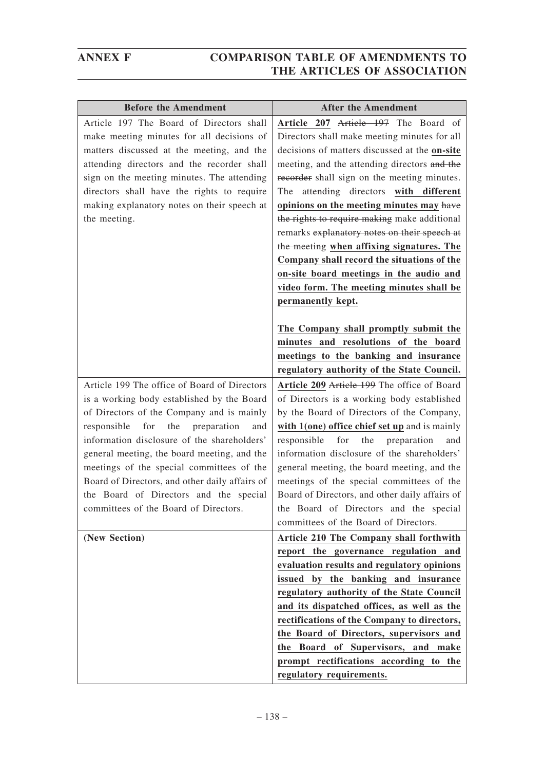| Before the Amendment | After the Amendment |
|---|---|
| Article 197 The Board of Directors shall make meeting minutes for all decisions of matters discussed at the meeting, and the attending directors and the recorder shall sign on the meeting minutes. The attending directors shall have the rights to require making explanatory notes on their speech at the meeting. | **Article 207** ~~Article 197~~ The Board of Directors shall make meeting minutes for all decisions of matters discussed at the **on-site** meeting, and the attending directors ~~and the recorder~~ shall sign on the meeting minutes. The ~~attending~~ directors **with different opinions on the meeting minutes may** ~~have the rights to require making~~ make additional remarks ~~explanatory notes on their speech at the meeting~~ **when affixing signatures. The Company shall record the situations of the on-site board meetings in the audio and video form. The meeting minutes shall be permanently kept.**<br><br>**The Company shall promptly submit the minutes and resolutions of the board meetings to the banking and insurance regulatory authority of the State Council.** |
| Article 199 The office of Board of Directors is a working body established by the Board of Directors of the Company and is mainly responsible for the preparation and information disclosure of the shareholders' general meeting, the board meeting, and the meetings of the special committees of the Board of Directors, and other daily affairs of the Board of Directors and the special committees of the Board of Directors. | **Article 209** ~~Article 199~~ The office of Board of Directors is a working body established by the Board of Directors of the Company, **with 1(one) office chief set up** and is mainly responsible for the preparation and information disclosure of the shareholders' general meeting, the board meeting, and the meetings of the special committees of the Board of Directors, and other daily affairs of the Board of Directors and the special committees of the Board of Directors. |
| **(New Section)** | **Article 210 The Company shall forthwith report the governance regulation and evaluation results and regulatory opinions issued by the banking and insurance regulatory authority of the State Council and its dispatched offices, as well as the rectifications of the Company to directors, the Board of Directors, supervisors and the Board of Supervisors, and make prompt rectifications according to the regulatory requirements.** |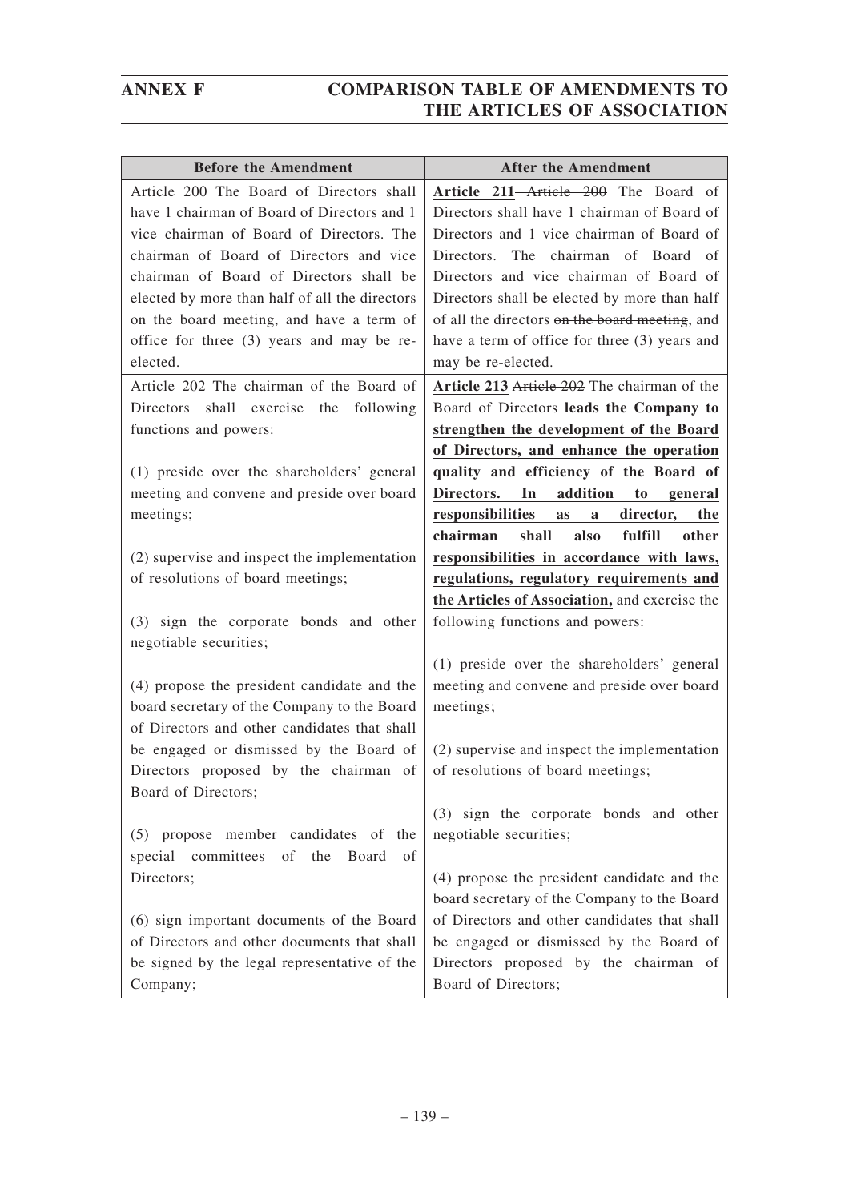| Before the Amendment | After the Amendment |
|---|---|
| Article 200 The Board of Directors shall have 1 chairman of Board of Directors and 1 vice chairman of Board of Directors. The chairman of Board of Directors and vice chairman of Board of Directors shall be elected by more than half of all the directors on the board meeting, and have a term of office for three (3) years and may be re-elected. | **Article 211** ~~Article 200~~ The Board of Directors shall have 1 chairman of Board of Directors and 1 vice chairman of Board of Directors. The chairman of Board of Directors and vice chairman of Board of Directors shall be elected by more than half of all the directors ~~on the board meeting~~, and have a term of office for three (3) years and may be re-elected. |
| Article 202 The chairman of the Board of Directors shall exercise the following functions and powers:<br><br>(1) preside over the shareholders' general meeting and convene and preside over board meetings;<br><br>(2) supervise and inspect the implementation of resolutions of board meetings;<br><br>(3) sign the corporate bonds and other negotiable securities;<br><br>(4) propose the president candidate and the board secretary of the Company to the Board of Directors and other candidates that shall be engaged or dismissed by the Board of Directors proposed by the chairman of Board of Directors;<br><br>(5) propose member candidates of the special committees of the Board of Directors;<br><br>(6) sign important documents of the Board of Directors and other documents that shall be signed by the legal representative of the Company; | **Article 213** ~~Article 202~~ The chairman of the Board of Directors **leads the Company to strengthen the development of the Board of Directors, and enhance the operation quality and efficiency of the Board of Directors. In addition to general responsibilities as a director, the chairman shall also fulfill other responsibilities in accordance with laws, regulations, regulatory requirements and the Articles of Association,** and exercise the following functions and powers:<br><br>(1) preside over the shareholders' general meeting and convene and preside over board meetings;<br><br>(2) supervise and inspect the implementation of resolutions of board meetings;<br><br>(3) sign the corporate bonds and other negotiable securities;<br><br>(4) propose the president candidate and the board secretary of the Company to the Board of Directors and other candidates that shall be engaged or dismissed by the Board of Directors proposed by the chairman of Board of Directors; |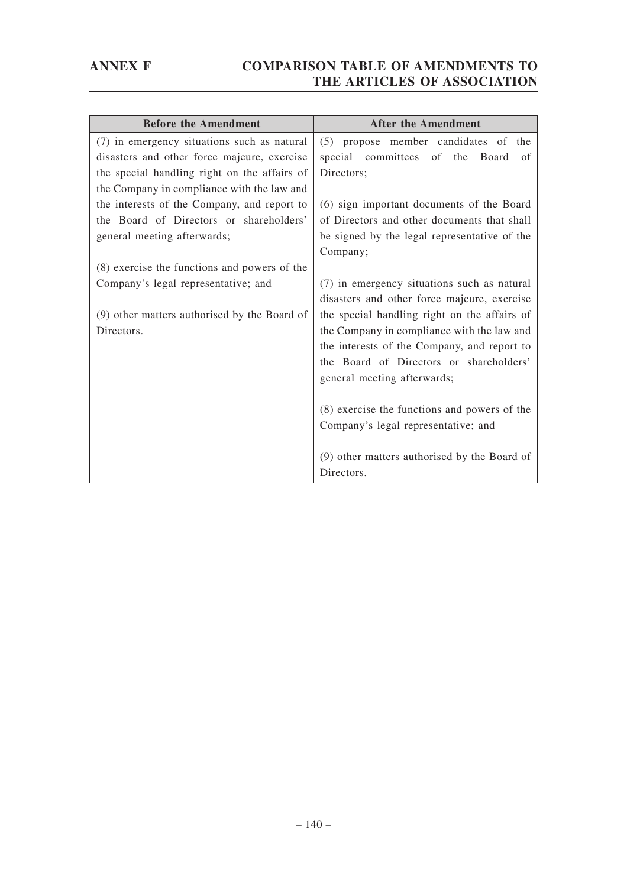| Before the Amendment | After the Amendment |
|---|---|
| (7) in emergency situations such as natural disasters and other force majeure, exercise the special handling right on the affairs of the Company in compliance with the law and the interests of the Company, and report to the Board of Directors or shareholders' general meeting afterwards;<br><br>(8) exercise the functions and powers of the Company's legal representative; and<br><br>(9) other matters authorised by the Board of Directors. | (5) propose member candidates of the special committees of the Board of Directors;<br><br>(6) sign important documents of the Board of Directors and other documents that shall be signed by the legal representative of the Company;<br><br>(7) in emergency situations such as natural disasters and other force majeure, exercise the special handling right on the affairs of the Company in compliance with the law and the interests of the Company, and report to the Board of Directors or shareholders' general meeting afterwards;<br><br>(8) exercise the functions and powers of the Company's legal representative; and<br><br>(9) other matters authorised by the Board of Directors. |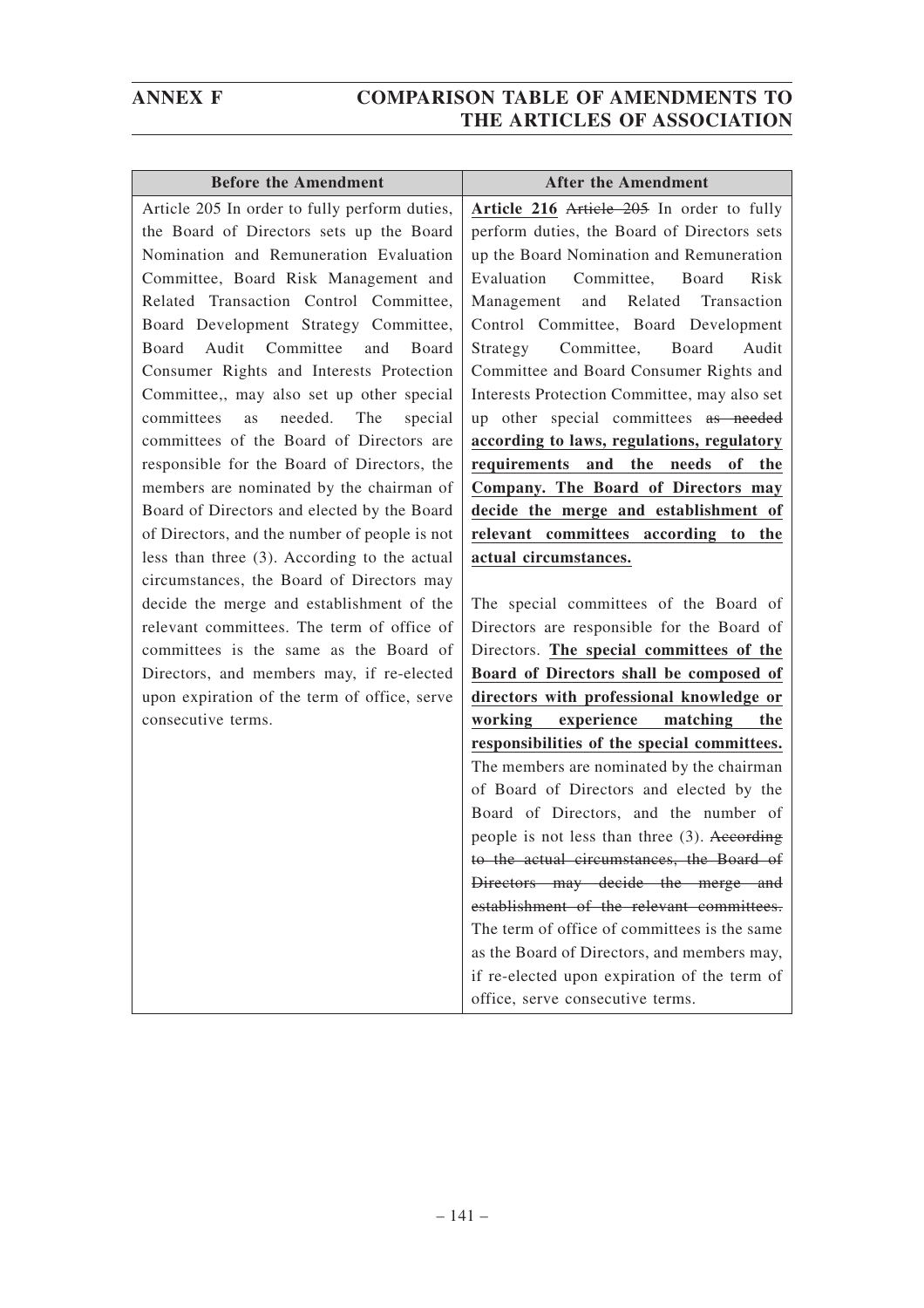| Before the Amendment | After the Amendment |
|---|---|
| Article 205 In order to fully perform duties, the Board of Directors sets up the Board Nomination and Remuneration Evaluation Committee, Board Risk Management and Related Transaction Control Committee, Board Development Strategy Committee, Board Audit Committee and Board Consumer Rights and Interests Protection Committee,, may also set up other special committees as needed. The special committees of the Board of Directors are responsible for the Board of Directors, the members are nominated by the chairman of Board of Directors and elected by the Board of Directors, and the number of people is not less than three (3). According to the actual circumstances, the Board of Directors may decide the merge and establishment of the relevant committees. The term of office of committees is the same as the Board of Directors, and members may, if re-elected upon expiration of the term of office, serve consecutive terms. | **Article 216** ~~Article 205~~ In order to fully perform duties, the Board of Directors sets up the Board Nomination and Remuneration Evaluation Committee, Board Risk Management and Related Transaction Control Committee, Board Development Strategy Committee, Board Audit Committee and Board Consumer Rights and Interests Protection Committee, may also set up other special committees ~~as needed~~ **according to laws, regulations, regulatory requirements and the needs of the Company. The Board of Directors may decide the merge and establishment of relevant committees according to the actual circumstances.**<br><br>The special committees of the Board of Directors are responsible for the Board of Directors. **The special committees of the Board of Directors shall be composed of directors with professional knowledge or working experience matching the responsibilities of the special committees.** The members are nominated by the chairman of Board of Directors and elected by the Board of Directors, and the number of people is not less than three (3). ~~According to the actual circumstances, the Board of Directors may decide the merge and establishment of the relevant committees.~~ The term of office of committees is the same as the Board of Directors, and members may, if re-elected upon expiration of the term of office, serve consecutive terms. |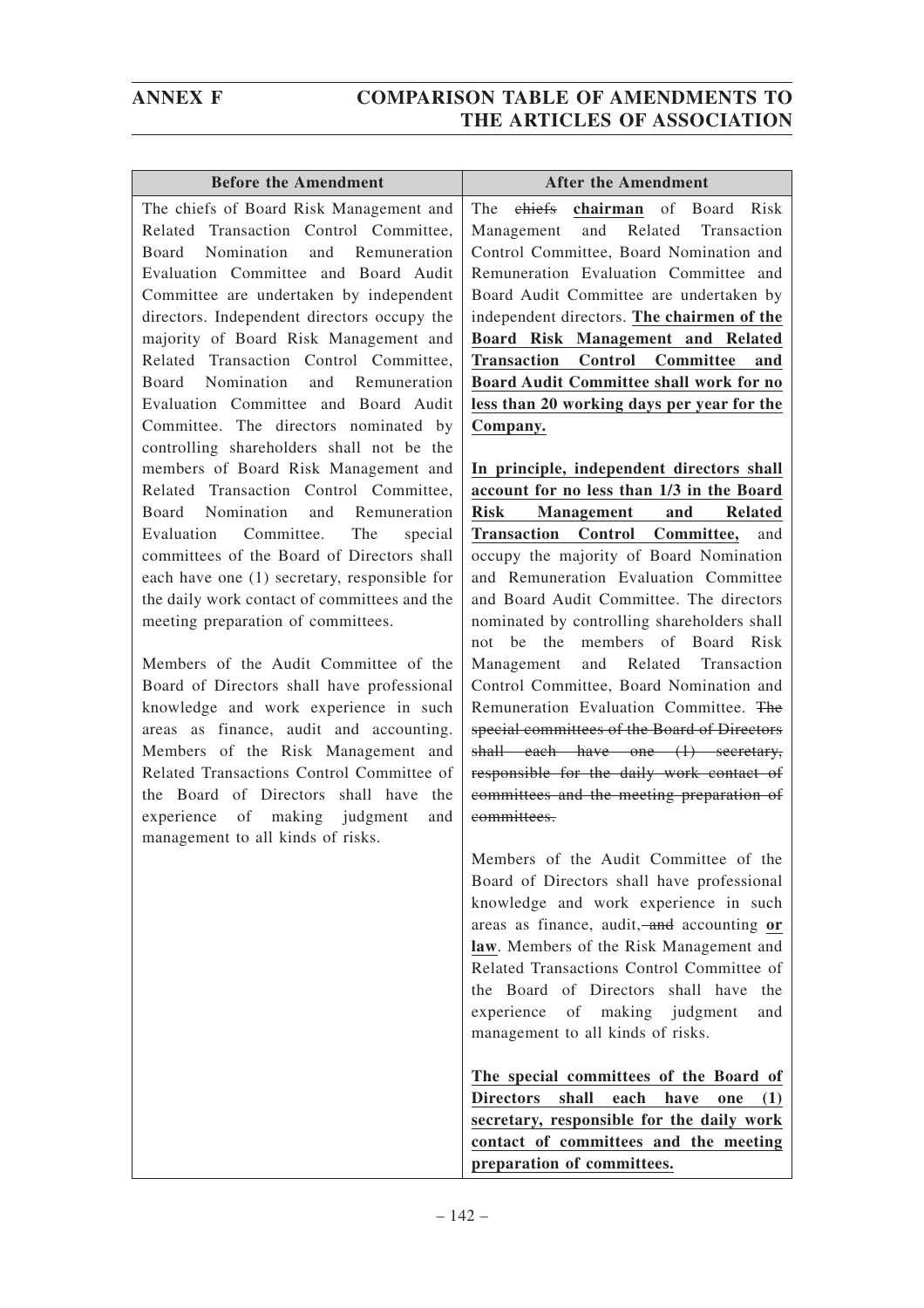| Before the Amendment | After the Amendment |
|---|---|
| The chiefs of Board Risk Management and Related Transaction Control Committee, Board Nomination and Remuneration Evaluation Committee and Board Audit Committee are undertaken by independent directors. Independent directors occupy the majority of Board Risk Management and Related Transaction Control Committee, Board Nomination and Remuneration Evaluation Committee and Board Audit Committee. The directors nominated by controlling shareholders shall not be the members of Board Risk Management and Related Transaction Control Committee, Board Nomination and Remuneration Evaluation Committee. The special committees of the Board of Directors shall each have one (1) secretary, responsible for the daily work contact of committees and the meeting preparation of committees.<br><br>Members of the Audit Committee of the Board of Directors shall have professional knowledge and work experience in such areas as finance, audit and accounting. Members of the Risk Management and Related Transactions Control Committee of the Board of Directors shall have the experience of making judgment and management to all kinds of risks. | The ~~chiefs~~ **chairman** of Board Risk Management and Related Transaction Control Committee, Board Nomination and Remuneration Evaluation Committee and Board Audit Committee are undertaken by independent directors. **The chairmen of the Board Risk Management and Related Transaction Control Committee and Board Audit Committee shall work for no less than 20 working days per year for the Company.**<br><br>**In principle, independent directors shall account for no less than 1/3 in the Board Risk Management and Related Transaction Control Committee,** and occupy the majority of Board Nomination and Remuneration Evaluation Committee and Board Audit Committee. The directors nominated by controlling shareholders shall not be the members of Board Risk Management and Related Transaction Control Committee, Board Nomination and Remuneration Evaluation Committee. ~~The special committees of the Board of Directors shall each have one (1) secretary, responsible for the daily work contact of committees and the meeting preparation of committees.~~<br><br>Members of the Audit Committee of the Board of Directors shall have professional knowledge and work experience in such areas as finance, audit, ~~and~~ accounting **or law**. Members of the Risk Management and Related Transactions Control Committee of the Board of Directors shall have the experience of making judgment and management to all kinds of risks.<br><br>**The special committees of the Board of Directors shall each have one (1) secretary, responsible for the daily work contact of committees and the meeting preparation of committees.** |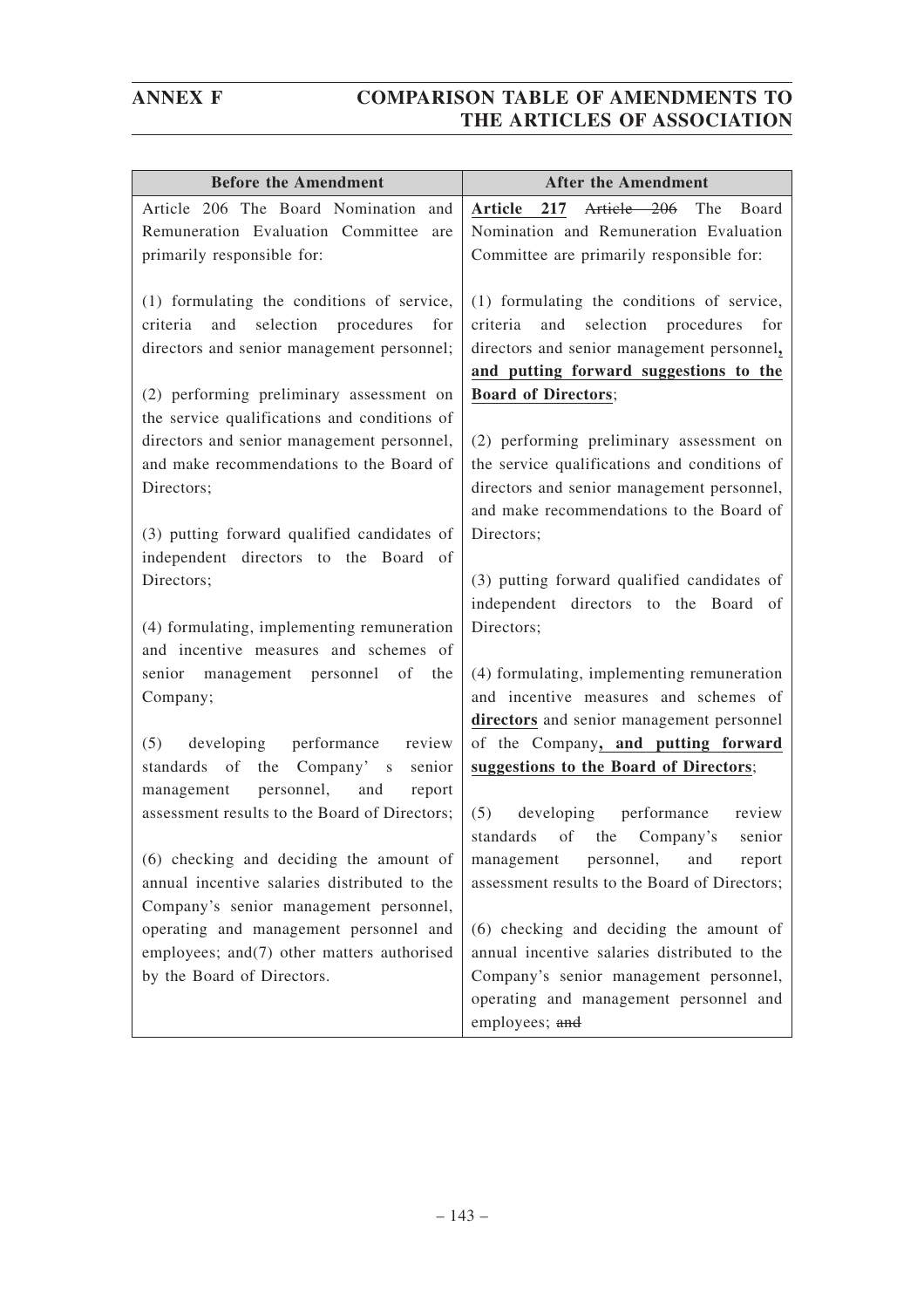| Before the Amendment | After the Amendment |
|---|---|
| Article 206 The Board Nomination and Remuneration Evaluation Committee are primarily responsible for:<br><br>(1) formulating the conditions of service, criteria and selection procedures for directors and senior management personnel;<br><br>(2) performing preliminary assessment on the service qualifications and conditions of directors and senior management personnel, and make recommendations to the Board of Directors;<br><br>(3) putting forward qualified candidates of independent directors to the Board of Directors;<br><br>(4) formulating, implementing remuneration and incentive measures and schemes of senior management personnel of the Company;<br><br>(5) developing performance review standards of the Company' s senior management personnel, and report assessment results to the Board of Directors;<br><br>(6) checking and deciding the amount of annual incentive salaries distributed to the Company's senior management personnel, operating and management personnel and employees; and(7) other matters authorised by the Board of Directors. | **Article 217** ~~Article 206~~ The Board Nomination and Remuneration Evaluation Committee are primarily responsible for:<br><br>(1) formulating the conditions of service, criteria and selection procedures for directors and senior management personnel**, and putting forward suggestions to the Board of Directors**;<br><br>(2) performing preliminary assessment on the service qualifications and conditions of directors and senior management personnel, and make recommendations to the Board of Directors;<br><br>(3) putting forward qualified candidates of independent directors to the Board of Directors;<br><br>(4) formulating, implementing remuneration and incentive measures and schemes of **directors** and senior management personnel of the Company**, and putting forward suggestions to the Board of Directors**;<br><br>(5) developing performance review standards of the Company's senior management personnel, and report assessment results to the Board of Directors;<br><br>(6) checking and deciding the amount of annual incentive salaries distributed to the Company's senior management personnel, operating and management personnel and employees; ~~and~~ |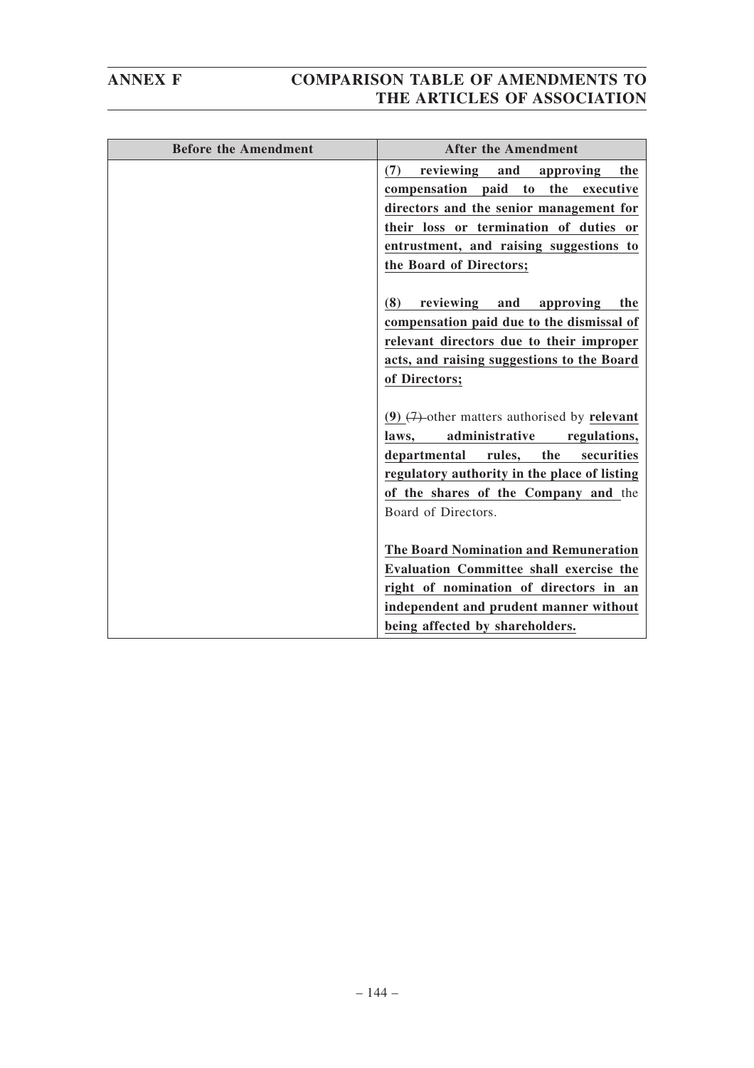| Before the Amendment | After the Amendment |
|---|---|
| | **(7) reviewing and approving the compensation paid to the executive directors and the senior management for their loss or termination of duties or entrustment, and raising suggestions to the Board of Directors;**<br><br>**(8) reviewing and approving the compensation paid due to the dismissal of relevant directors due to their improper acts, and raising suggestions to the Board of Directors;**<br><br>**(9)** ~~(7)~~ other matters authorised by **relevant laws, administrative regulations, departmental rules, the securities regulatory authority in the place of listing of the shares of the Company and** the Board of Directors.<br><br>**The Board Nomination and Remuneration Evaluation Committee shall exercise the right of nomination of directors in an independent and prudent manner without being affected by shareholders.** |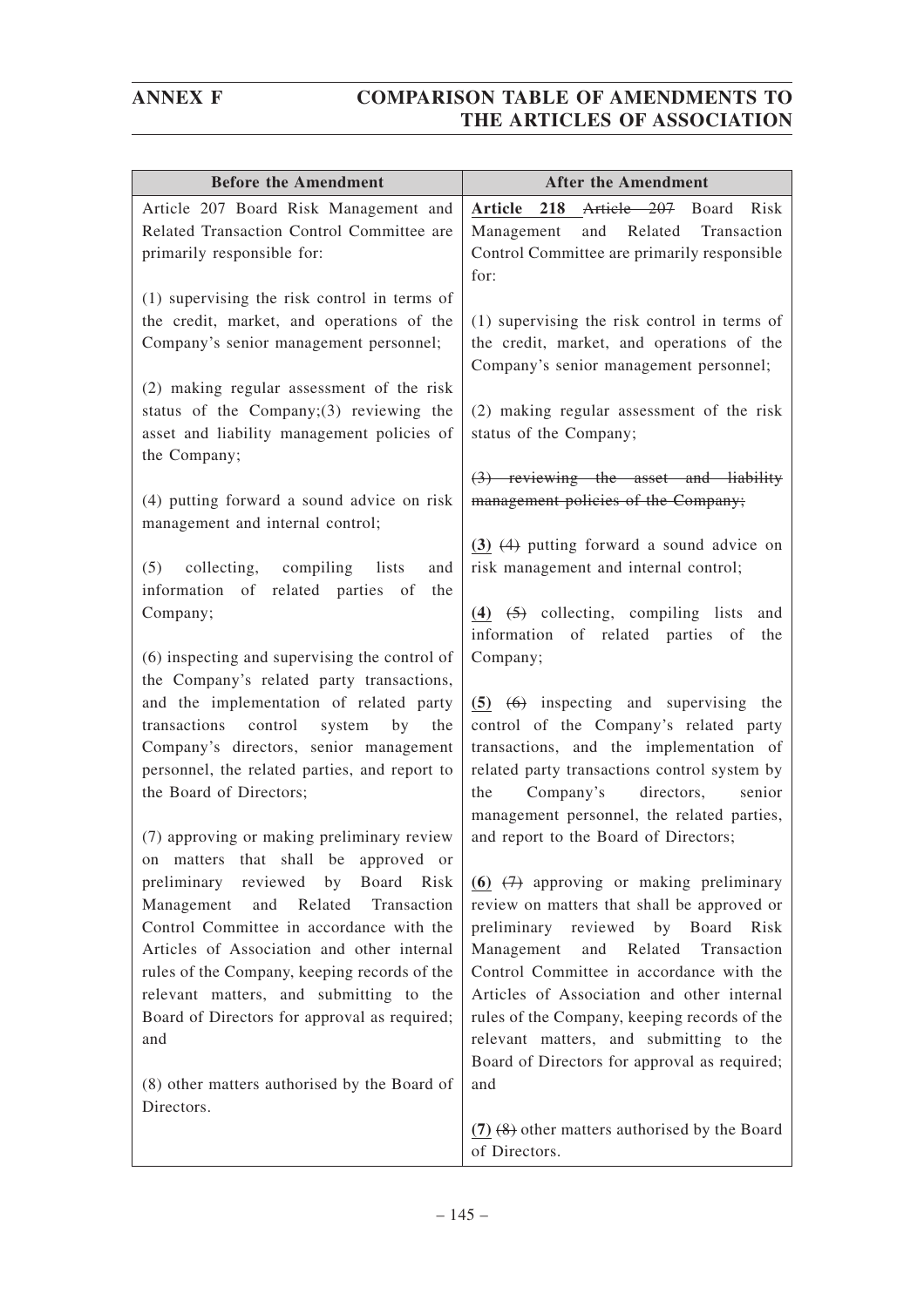| Before the Amendment | After the Amendment |
|---|---|
| Article 207 Board Risk Management and Related Transaction Control Committee are primarily responsible for:<br><br>(1) supervising the risk control in terms of the credit, market, and operations of the Company's senior management personnel;<br><br>(2) making regular assessment of the risk status of the Company;(3) reviewing the asset and liability management policies of the Company;<br><br>(4) putting forward a sound advice on risk management and internal control;<br><br>(5) collecting, compiling lists and information of related parties of the Company;<br><br>(6) inspecting and supervising the control of the Company's related party transactions, and the implementation of related party transactions control system by the Company's directors, senior management personnel, the related parties, and report to the Board of Directors;<br><br>(7) approving or making preliminary review on matters that shall be approved or preliminary reviewed by Board Risk Management and Related Transaction Control Committee in accordance with the Articles of Association and other internal rules of the Company, keeping records of the relevant matters, and submitting to the Board of Directors for approval as required; and<br><br>(8) other matters authorised by the Board of Directors. | **Article 218** ~~Article 207~~ Board Risk Management and Related Transaction Control Committee are primarily responsible for:<br><br>(1) supervising the risk control in terms of the credit, market, and operations of the Company's senior management personnel;<br><br>(2) making regular assessment of the risk status of the Company;<br><br>~~(3) reviewing the asset and liability management policies of the Company;~~<br><br>**(3)** ~~(4)~~ putting forward a sound advice on risk management and internal control;<br><br>**(4)** ~~(5)~~ collecting, compiling lists and information of related parties of the Company;<br><br>**(5)** ~~(6)~~ inspecting and supervising the control of the Company's related party transactions, and the implementation of related party transactions control system by the Company's directors, senior management personnel, the related parties, and report to the Board of Directors;<br><br>**(6)** ~~(7)~~ approving or making preliminary review on matters that shall be approved or preliminary reviewed by Board Risk Management and Related Transaction Control Committee in accordance with the Articles of Association and other internal rules of the Company, keeping records of the relevant matters, and submitting to the Board of Directors for approval as required; and<br><br>**(7)** ~~(8)~~ other matters authorised by the Board of Directors. |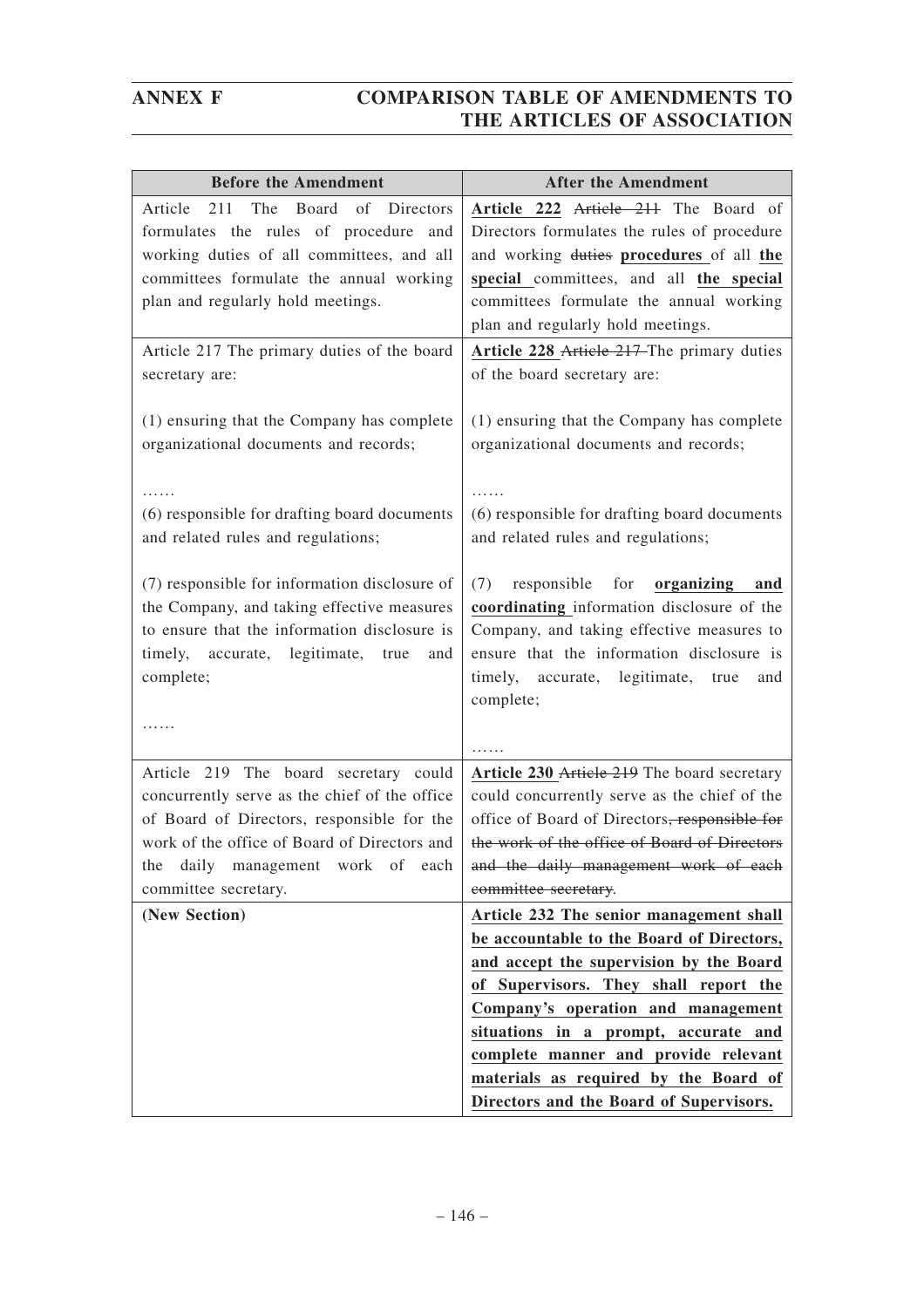## ANNEX F COMPARISON TABLE OF AMENDMENTS TO THE ARTICLES OF ASSOCIATION

| Before the Amendment | After the Amendment |
|---|---|
| Article 211 The Board of Directors formulates the rules of procedure and working duties of all committees, and all committees formulate the annual working plan and regularly hold meetings. | **Article 222** ~~Article 211~~ The Board of Directors formulates the rules of procedure and working ~~duties~~ **procedures** of all **the special** committees, and all **the special** committees formulate the annual working plan and regularly hold meetings. |
| Article 217 The primary duties of the board secretary are:<br><br>(1) ensuring that the Company has complete organizational documents and records;<br><br>……<br>(6) responsible for drafting board documents and related rules and regulations;<br><br>(7) responsible for information disclosure of the Company, and taking effective measures to ensure that the information disclosure is timely, accurate, legitimate, true and complete;<br><br>…… | **Article 228** ~~Article 217~~ The primary duties of the board secretary are:<br><br>(1) ensuring that the Company has complete organizational documents and records;<br><br>……<br>(6) responsible for drafting board documents and related rules and regulations;<br><br>(7) responsible for **organizing and coordinating** information disclosure of the Company, and taking effective measures to ensure that the information disclosure is timely, accurate, legitimate, true and complete;<br><br>…… |
| Article 219 The board secretary could concurrently serve as the chief of the office of Board of Directors, responsible for the work of the office of Board of Directors and the daily management work of each committee secretary. | **Article 230** ~~Article 219~~ The board secretary could concurrently serve as the chief of the office of Board of Directors~~, responsible for the work of the office of Board of Directors and the daily management work of each committee secretary~~. |
| **(New Section)** | **Article 232 The senior management shall be accountable to the Board of Directors, and accept the supervision by the Board of Supervisors. They shall report the Company's operation and management situations in a prompt, accurate and complete manner and provide relevant materials as required by the Board of Directors and the Board of Supervisors.** |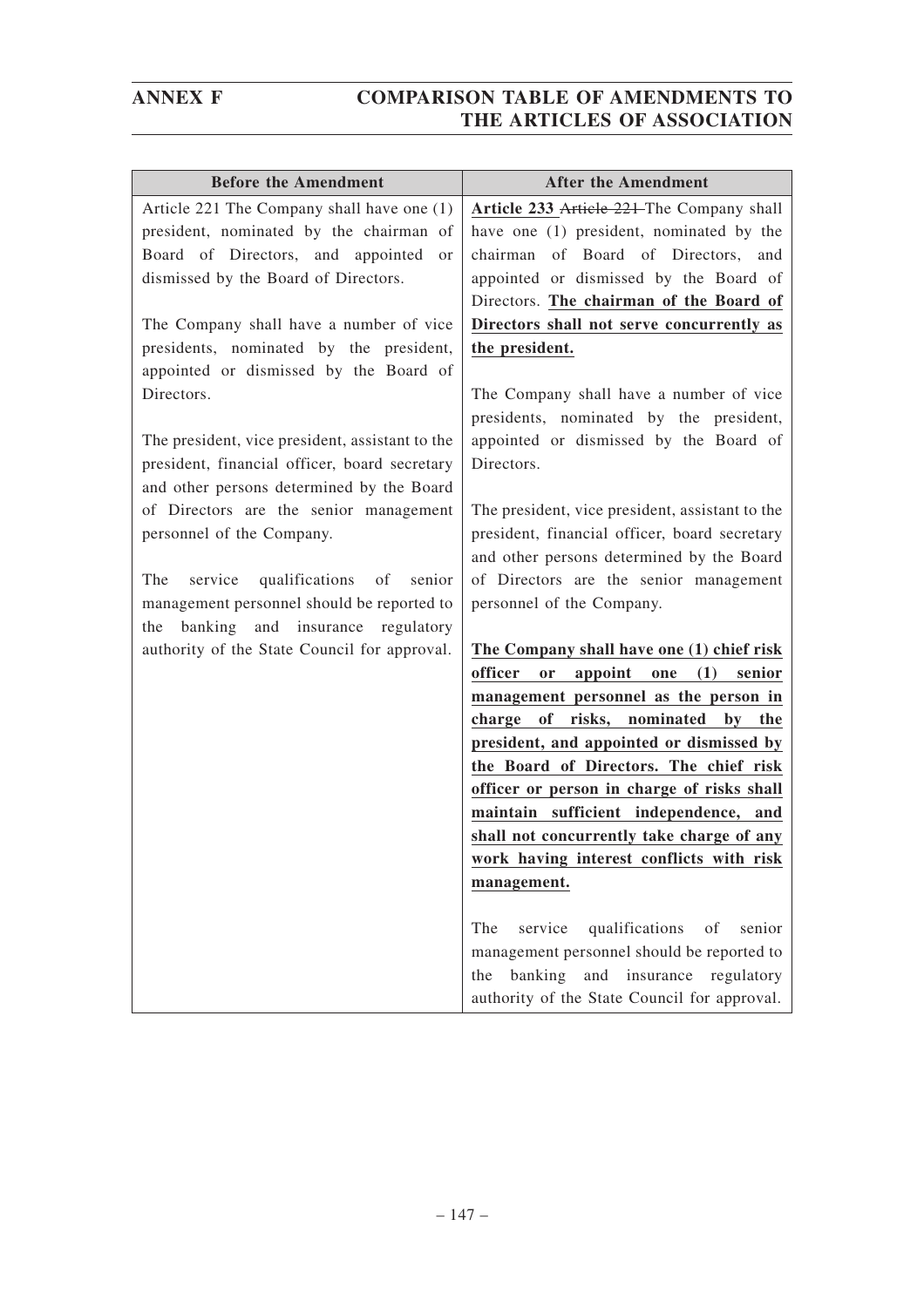| Before the Amendment | After the Amendment |
|---|---|
| Article 221 The Company shall have one (1) president, nominated by the chairman of Board of Directors, and appointed or dismissed by the Board of Directors.<br><br>The Company shall have a number of vice presidents, nominated by the president, appointed or dismissed by the Board of Directors.<br><br>The president, vice president, assistant to the president, financial officer, board secretary and other persons determined by the Board of Directors are the senior management personnel of the Company.<br><br>The service qualifications of senior management personnel should be reported to the banking and insurance regulatory authority of the State Council for approval. | **Article 233** ~~Article 221~~ The Company shall have one (1) president, nominated by the chairman of Board of Directors, and appointed or dismissed by the Board of Directors. **The chairman of the Board of Directors shall not serve concurrently as the president.**<br><br>The Company shall have a number of vice presidents, nominated by the president, appointed or dismissed by the Board of Directors.<br><br>The president, vice president, assistant to the president, financial officer, board secretary and other persons determined by the Board of Directors are the senior management personnel of the Company.<br><br>**The Company shall have one (1) chief risk officer or appoint one (1) senior management personnel as the person in charge of risks, nominated by the president, and appointed or dismissed by the Board of Directors. The chief risk officer or person in charge of risks shall maintain sufficient independence, and shall not concurrently take charge of any work having interest conflicts with risk management.**<br><br>The service qualifications of senior management personnel should be reported to the banking and insurance regulatory authority of the State Council for approval. |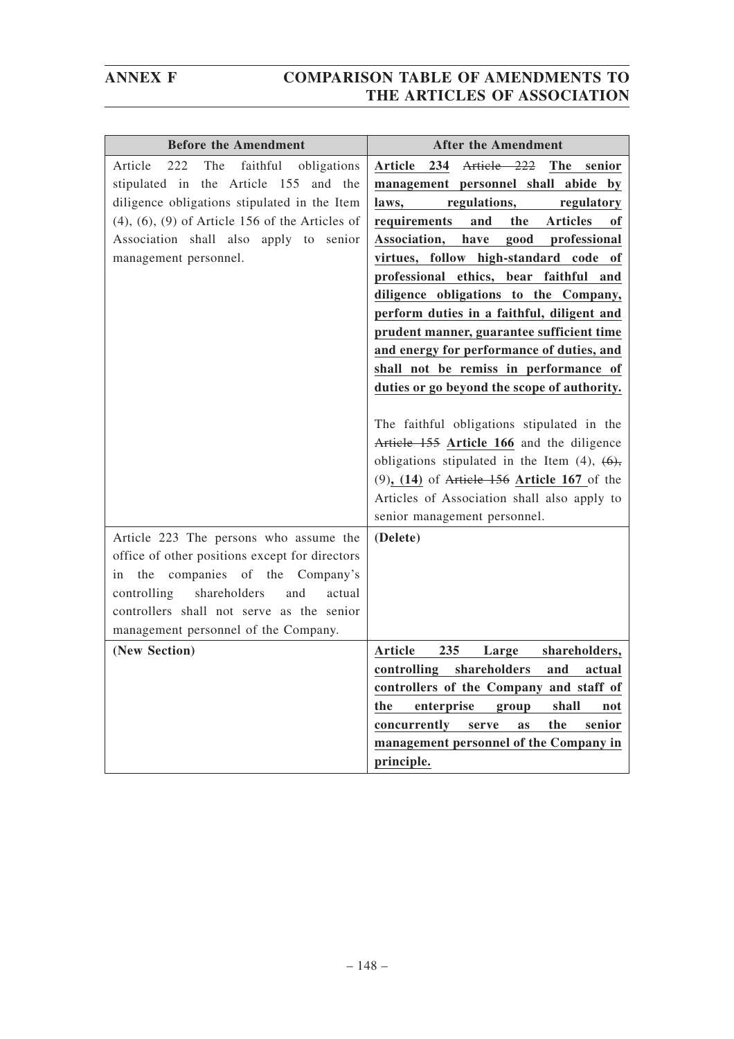| Before the Amendment | After the Amendment |
|---|---|
| Article 222 The faithful obligations stipulated in the Article 155 and the diligence obligations stipulated in the Item (4), (6), (9) of Article 156 of the Articles of Association shall also apply to senior management personnel. | **Article 234** ~~Article 222~~ **The senior management personnel shall abide by laws, regulations, regulatory requirements and the Articles of Association, have good professional virtues, follow high-standard code of professional ethics, bear faithful and diligence obligations to the Company, perform duties in a faithful, diligent and prudent manner, guarantee sufficient time and energy for performance of duties, and shall not be remiss in performance of duties or go beyond the scope of authority.**<br><br>The faithful obligations stipulated in the ~~Article 155~~ **Article 166** and the diligence obligations stipulated in the Item (4), ~~(6),~~ (9)**, (14)** of ~~Article 156~~ **Article 167** of the Articles of Association shall also apply to senior management personnel. |
| Article 223 The persons who assume the office of other positions except for directors in the companies of the Company's controlling shareholders and actual controllers shall not serve as the senior management personnel of the Company. | **(Delete)** |
| **(New Section)** | **Article 235 Large shareholders, controlling shareholders and actual controllers of the Company and staff of the enterprise group shall not concurrently serve as the senior management personnel of the Company in principle.** |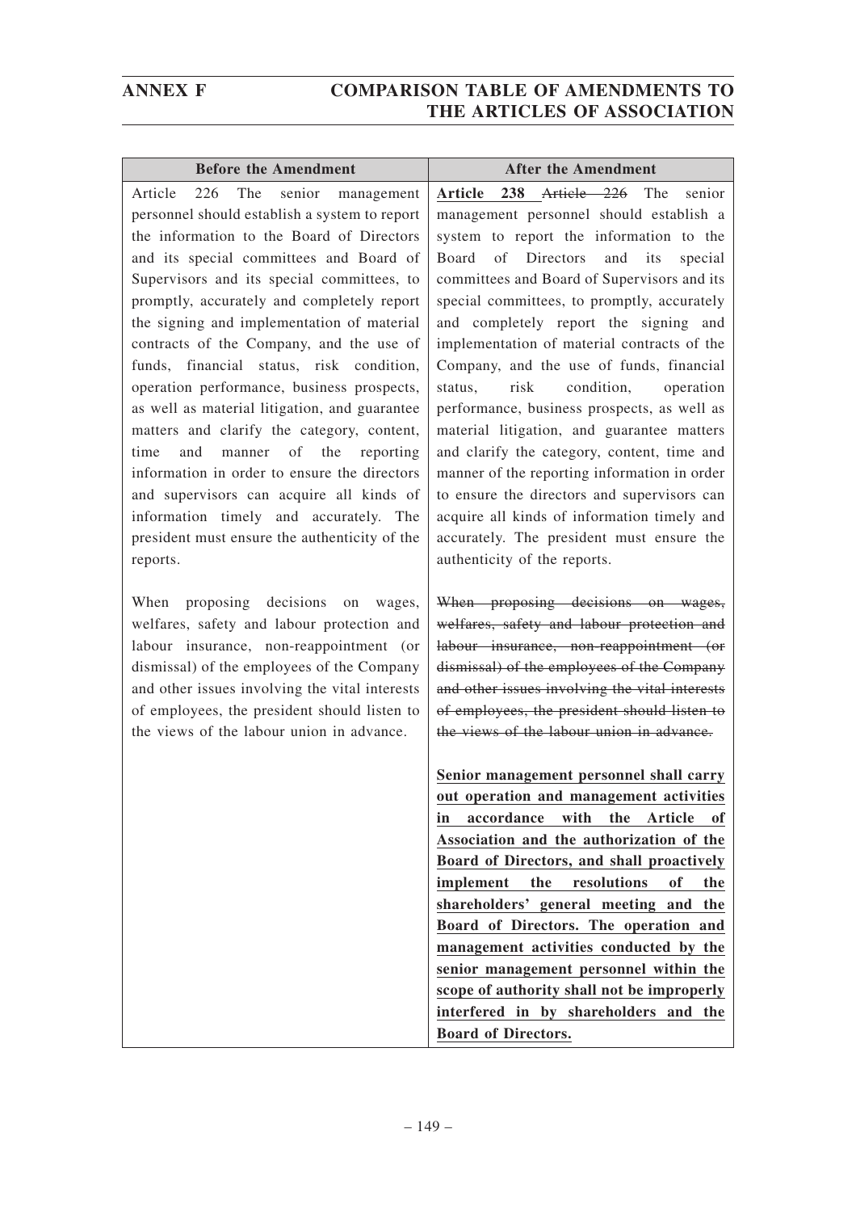| Before the Amendment | After the Amendment |
|---|---|
| Article 226 The senior management personnel should establish a system to report the information to the Board of Directors and its special committees and Board of Supervisors and its special committees, to promptly, accurately and completely report the signing and implementation of material contracts of the Company, and the use of funds, financial status, risk condition, operation performance, business prospects, as well as material litigation, and guarantee matters and clarify the category, content, time and manner of the reporting information in order to ensure the directors and supervisors can acquire all kinds of information timely and accurately. The president must ensure the authenticity of the reports.<br><br>When proposing decisions on wages, welfares, safety and labour protection and labour insurance, non-reappointment (or dismissal) of the employees of the Company and other issues involving the vital interests of employees, the president should listen to the views of the labour union in advance. | <u>**Article 238**</u> ~~Article 226~~ The senior management personnel should establish a system to report the information to the Board of Directors and its special committees and Board of Supervisors and its special committees, to promptly, accurately and completely report the signing and implementation of material contracts of the Company, and the use of funds, financial status, risk condition, operation performance, business prospects, as well as material litigation, and guarantee matters and clarify the category, content, time and manner of the reporting information in order to ensure the directors and supervisors can acquire all kinds of information timely and accurately. The president must ensure the authenticity of the reports.<br><br>~~When proposing decisions on wages, welfares, safety and labour protection and labour insurance, non-reappointment (or dismissal) of the employees of the Company and other issues involving the vital interests of employees, the president should listen to the views of the labour union in advance.~~<br><br><u>**Senior management personnel shall carry out operation and management activities in accordance with the Article of Association and the authorization of the Board of Directors, and shall proactively implement the resolutions of the shareholders' general meeting and the Board of Directors. The operation and management activities conducted by the senior management personnel within the scope of authority shall not be improperly interfered in by shareholders and the Board of Directors.**</u> |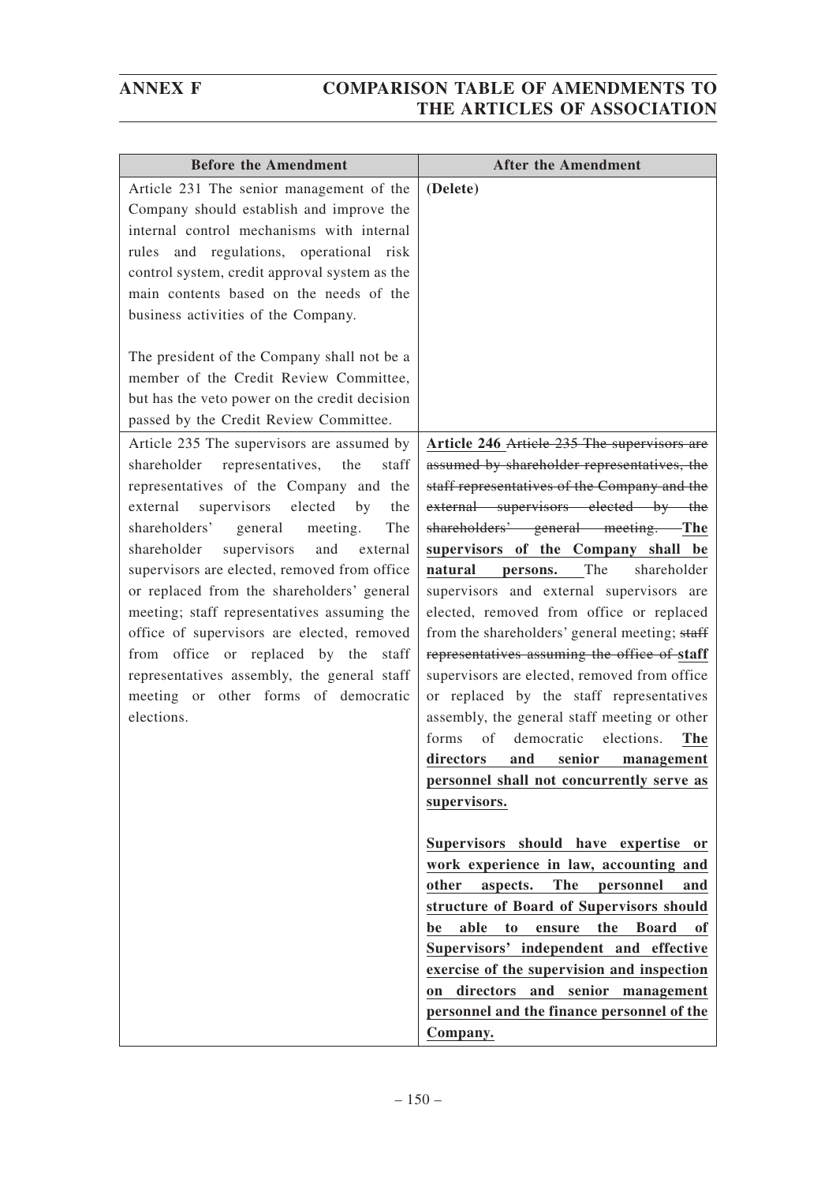| Before the Amendment | After the Amendment |
|---|---|
| Article 231 The senior management of the Company should establish and improve the internal control mechanisms with internal rules and regulations, operational risk control system, credit approval system as the main contents based on the needs of the business activities of the Company.<br><br>The president of the Company shall not be a member of the Credit Review Committee, but has the veto power on the credit decision passed by the Credit Review Committee. | **(Delete)** |
| Article 235 The supervisors are assumed by shareholder representatives, the staff representatives of the Company and the external supervisors elected by the shareholders' general meeting. The shareholder supervisors and external supervisors are elected, removed from office or replaced from the shareholders' general meeting; staff representatives assuming the office of supervisors are elected, removed from office or replaced by the staff representatives assembly, the general staff meeting or other forms of democratic elections. | **Article 246** ~~Article 235 The supervisors are assumed by shareholder representatives, the staff representatives of the Company and the external supervisors elected by the shareholders' general meeting.~~ **The supervisors of the Company shall be natural persons.** The shareholder supervisors and external supervisors are elected, removed from office or replaced from the shareholders' general meeting; ~~staff representatives assuming the office of~~ **staff** supervisors are elected, removed from office or replaced by the staff representatives assembly, the general staff meeting or other forms of democratic elections. **The directors and senior management personnel shall not concurrently serve as supervisors.**<br><br>**Supervisors should have expertise or work experience in law, accounting and other aspects. The personnel and structure of Board of Supervisors should be able to ensure the Board of Supervisors' independent and effective exercise of the supervision and inspection on directors and senior management personnel and the finance personnel of the Company.** |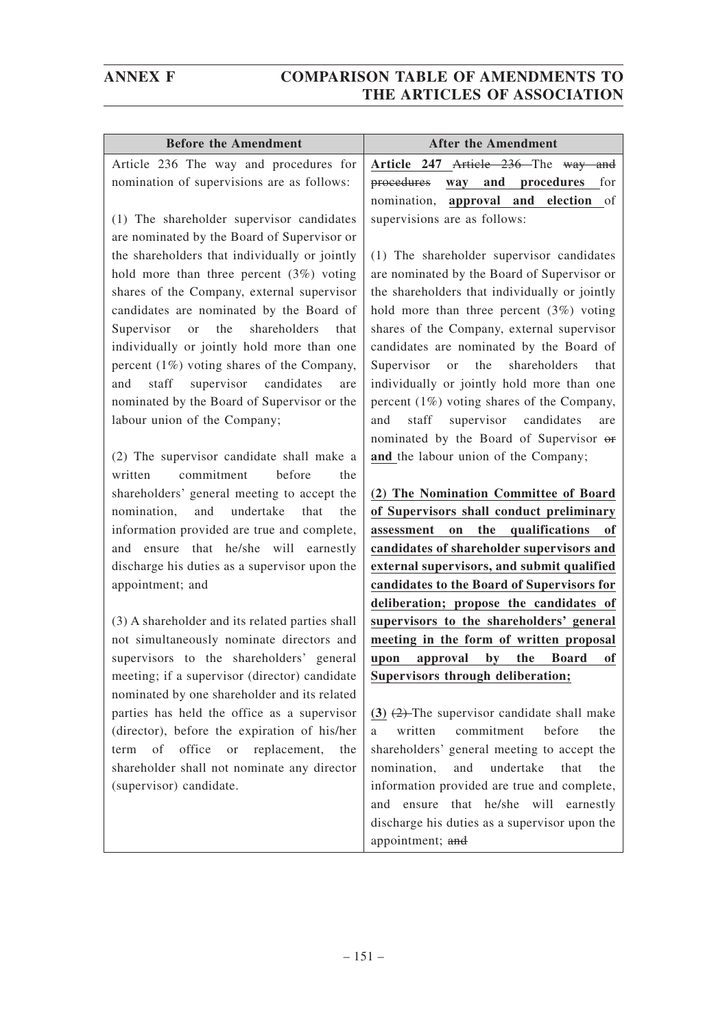# ANNEX F COMPARISON TABLE OF AMENDMENTS TO THE ARTICLES OF ASSOCIATION

| Before the Amendment | After the Amendment |
| --- | --- |
| Article 236 The way and procedures for nomination of supervisions are as follows:<br><br>(1) The shareholder supervisor candidates are nominated by the Board of Supervisor or the shareholders that individually or jointly hold more than three percent (3%) voting shares of the Company, external supervisor candidates are nominated by the Board of Supervisor or the shareholders that individually or jointly hold more than one percent (1%) voting shares of the Company, and staff supervisor candidates are nominated by the Board of Supervisor or the labour union of the Company;<br><br>(2) The supervisor candidate shall make a written commitment before the shareholders' general meeting to accept the nomination, and undertake that the information provided are true and complete, and ensure that he/she will earnestly discharge his duties as a supervisor upon the appointment; and<br><br>(3) A shareholder and its related parties shall not simultaneously nominate directors and supervisors to the shareholders' general meeting; if a supervisor (director) candidate nominated by one shareholder and its related parties has held the office as a supervisor (director), before the expiration of his/her term of office or replacement, the shareholder shall not nominate any director (supervisor) candidate. | **Article 247** ~~Article 236~~ The ~~way and procedures~~ **way and procedures** for nomination, **approval and election** of supervisions are as follows:<br><br>(1) The shareholder supervisor candidates are nominated by the Board of Supervisor or the shareholders that individually or jointly hold more than three percent (3%) voting shares of the Company, external supervisor candidates are nominated by the Board of Supervisor or the shareholders that individually or jointly hold more than one percent (1%) voting shares of the Company, and staff supervisor candidates are nominated by the Board of Supervisor ~~or~~ **and** the labour union of the Company;<br><br>**(2) The Nomination Committee of Board of Supervisors shall conduct preliminary assessment on the qualifications of candidates of shareholder supervisors and external supervisors, and submit qualified candidates to the Board of Supervisors for deliberation; propose the candidates of supervisors to the shareholders' general meeting in the form of written proposal upon approval by the Board of Supervisors through deliberation;**<br><br>**(3)** ~~(2)~~ The supervisor candidate shall make a written commitment before the shareholders' general meeting to accept the nomination, and undertake that the information provided are true and complete, and ensure that he/she will earnestly discharge his duties as a supervisor upon the appointment; ~~and~~ |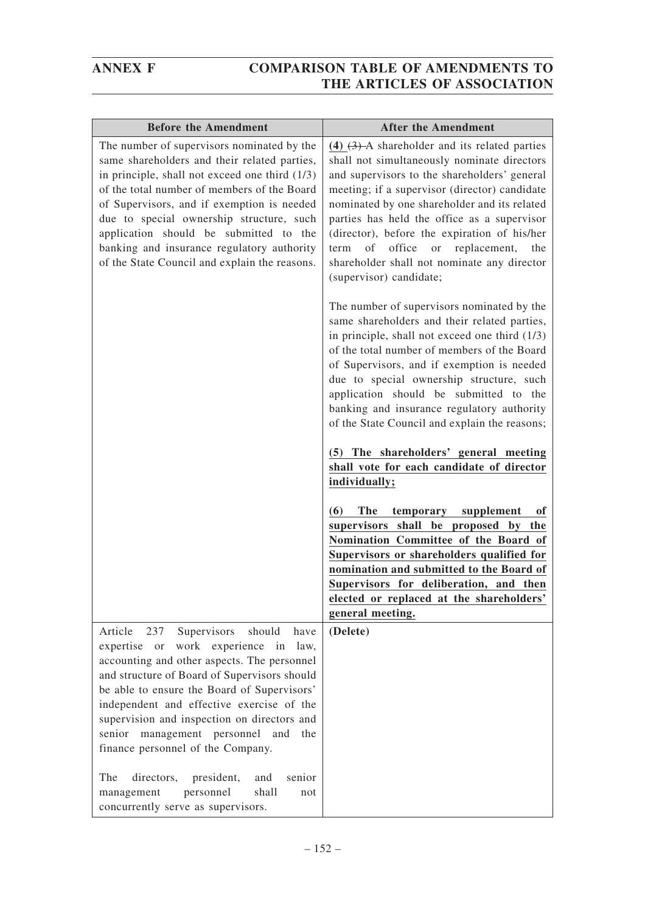| Before the Amendment | After the Amendment |
| --- | --- |
| The number of supervisors nominated by the same shareholders and their related parties, in principle, shall not exceed one third (1/3) of the total number of members of the Board of Supervisors, and if exemption is needed due to special ownership structure, such application should be submitted to the banking and insurance regulatory authority of the State Council and explain the reasons. | **(4)** ~~(3)~~ A shareholder and its related parties shall not simultaneously nominate directors and supervisors to the shareholders' general meeting; if a supervisor (director) candidate nominated by one shareholder and its related parties has held the office as a supervisor (director), before the expiration of his/her term of office or replacement, the shareholder shall not nominate any director (supervisor) candidate;<br><br>The number of supervisors nominated by the same shareholders and their related parties, in principle, shall not exceed one third (1/3) of the total number of members of the Board of Supervisors, and if exemption is needed due to special ownership structure, such application should be submitted to the banking and insurance regulatory authority of the State Council and explain the reasons;<br><br>**(5) The shareholders' general meeting shall vote for each candidate of director individually;**<br><br>**(6) The temporary supplement of supervisors shall be proposed by the Nomination Committee of the Board of Supervisors or shareholders qualified for nomination and submitted to the Board of Supervisors for deliberation, and then elected or replaced at the shareholders' general meeting.** |
| Article 237 Supervisors should have expertise or work experience in law, accounting and other aspects. The personnel and structure of Board of Supervisors should be able to ensure the Board of Supervisors' independent and effective exercise of the supervision and inspection on directors and senior management personnel and the finance personnel of the Company.<br><br>The directors, president, and senior management personnel shall not concurrently serve as supervisors. | **(Delete)** |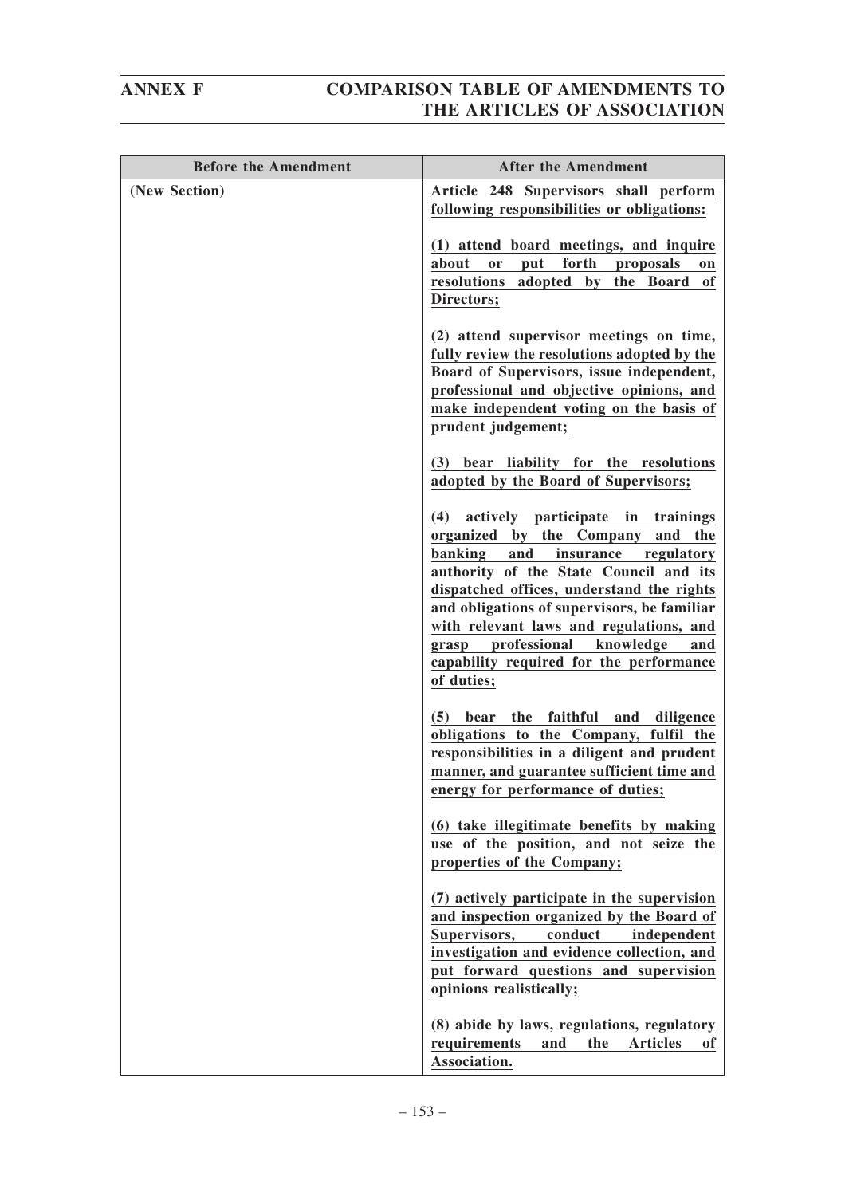| Before the Amendment | After the Amendment |
|---|---|
| (New Section) | <u>**Article 248 Supervisors shall perform following responsibilities or obligations:**</u><br><br><u>**(1) attend board meetings, and inquire about or put forth proposals on resolutions adopted by the Board of Directors;**</u><br><br><u>**(2) attend supervisor meetings on time, fully review the resolutions adopted by the Board of Supervisors, issue independent, professional and objective opinions, and make independent voting on the basis of prudent judgement;**</u><br><br><u>**(3) bear liability for the resolutions adopted by the Board of Supervisors;**</u><br><br><u>**(4) actively participate in trainings organized by the Company and the banking and insurance regulatory authority of the State Council and its dispatched offices, understand the rights and obligations of supervisors, be familiar with relevant laws and regulations, and grasp professional knowledge and capability required for the performance of duties;**</u><br><br><u>**(5) bear the faithful and diligence obligations to the Company, fulfil the responsibilities in a diligent and prudent manner, and guarantee sufficient time and energy for performance of duties;**</u><br><br><u>**(6) take illegitimate benefits by making use of the position, and not seize the properties of the Company;**</u><br><br><u>**(7) actively participate in the supervision and inspection organized by the Board of Supervisors, conduct independent investigation and evidence collection, and put forward questions and supervision opinions realistically;**</u><br><br><u>**(8) abide by laws, regulations, regulatory requirements and the Articles of Association.**</u> |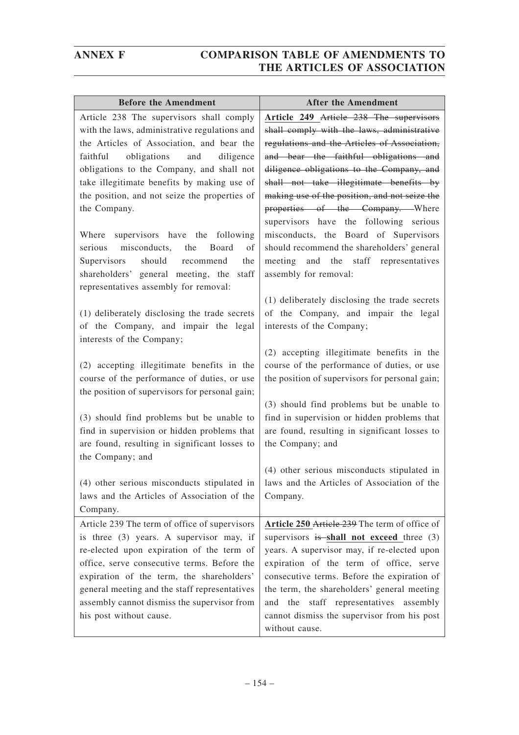| Before the Amendment | After the Amendment |
|---|---|
| Article 238 The supervisors shall comply with the laws, administrative regulations and the Articles of Association, and bear the faithful obligations and diligence obligations to the Company, and shall not take illegitimate benefits by making use of the position, and not seize the properties of the Company.<br><br>Where supervisors have the following serious misconducts, the Board of Supervisors should recommend the shareholders' general meeting, the staff representatives assembly for removal:<br><br>(1) deliberately disclosing the trade secrets of the Company, and impair the legal interests of the Company;<br><br>(2) accepting illegitimate benefits in the course of the performance of duties, or use the position of supervisors for personal gain;<br><br>(3) should find problems but be unable to find in supervision or hidden problems that are found, resulting in significant losses to the Company; and<br><br>(4) other serious misconducts stipulated in laws and the Articles of Association of the Company. | **Article 249** ~~Article 238 The supervisors shall comply with the laws, administrative regulations and the Articles of Association, and bear the faithful obligations and diligence obligations to the Company, and shall not take illegitimate benefits by making use of the position, and not seize the properties of the Company.~~ Where supervisors have the following serious misconducts, the Board of Supervisors should recommend the shareholders' general meeting and the staff representatives assembly for removal:<br><br>(1) deliberately disclosing the trade secrets of the Company, and impair the legal interests of the Company;<br><br>(2) accepting illegitimate benefits in the course of the performance of duties, or use the position of supervisors for personal gain;<br><br>(3) should find problems but be unable to find in supervision or hidden problems that are found, resulting in significant losses to the Company; and<br><br>(4) other serious misconducts stipulated in laws and the Articles of Association of the Company. |
| Article 239 The term of office of supervisors is three (3) years. A supervisor may, if re-elected upon expiration of the term of office, serve consecutive terms. Before the expiration of the term, the shareholders' general meeting and the staff representatives assembly cannot dismiss the supervisor from his post without cause. | **Article 250** ~~Article 239~~ The term of office of supervisors ~~is~~ **shall not exceed** three (3) years. A supervisor may, if re-elected upon expiration of the term of office, serve consecutive terms. Before the expiration of the term, the shareholders' general meeting and the staff representatives assembly cannot dismiss the supervisor from his post without cause. |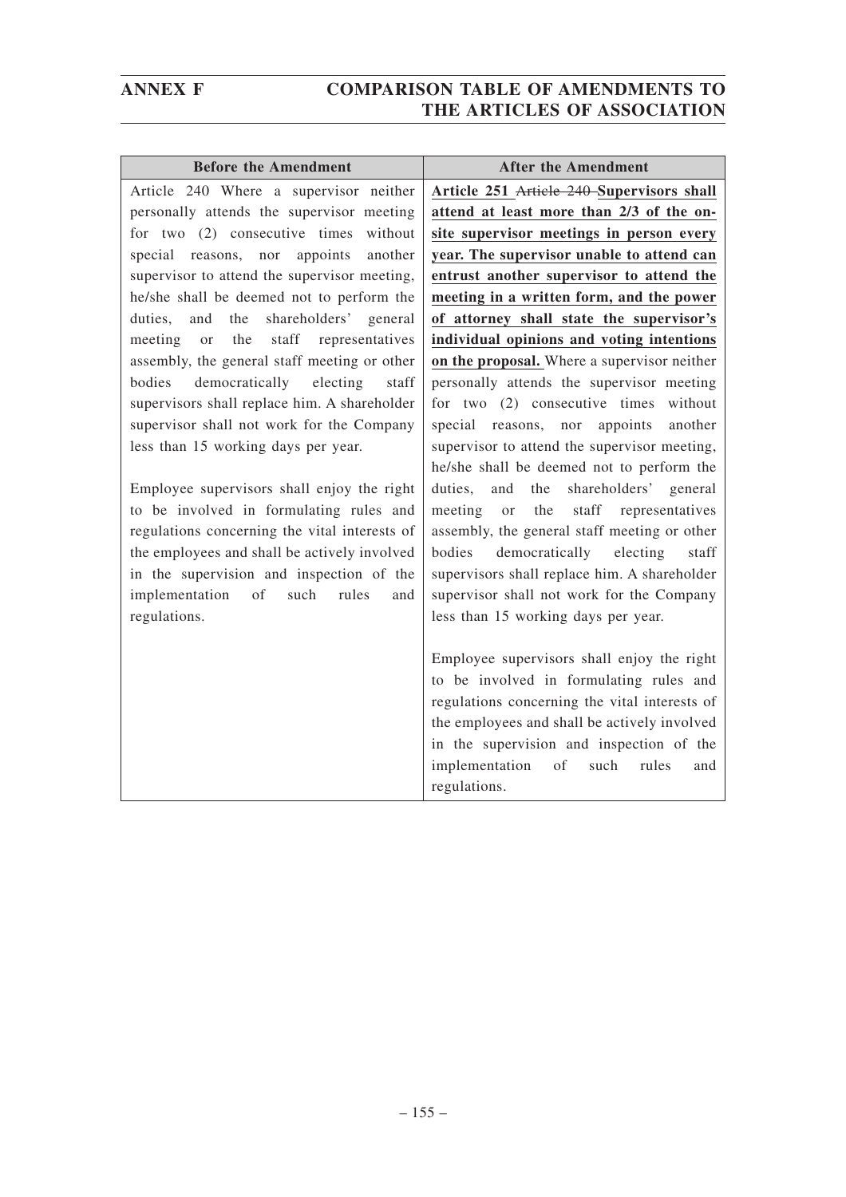| Before the Amendment | After the Amendment |
| --- | --- |
| Article 240 Where a supervisor neither personally attends the supervisor meeting for two (2) consecutive times without special reasons, nor appoints another supervisor to attend the supervisor meeting, he/she shall be deemed not to perform the duties, and the shareholders' general meeting or the staff representatives assembly, the general staff meeting or other bodies democratically electing staff supervisors shall replace him. A shareholder supervisor shall not work for the Company less than 15 working days per year.<br><br>Employee supervisors shall enjoy the right to be involved in formulating rules and regulations concerning the vital interests of the employees and shall be actively involved in the supervision and inspection of the implementation of such rules and regulations. | **Article 251** ~~Article 240~~ **Supervisors shall attend at least more than 2/3 of the on-site supervisor meetings in person every year. The supervisor unable to attend can entrust another supervisor to attend the meeting in a written form, and the power of attorney shall state the supervisor's individual opinions and voting intentions on the proposal.** Where a supervisor neither personally attends the supervisor meeting for two (2) consecutive times without special reasons, nor appoints another supervisor to attend the supervisor meeting, he/she shall be deemed not to perform the duties, and the shareholders' general meeting or the staff representatives assembly, the general staff meeting or other bodies democratically electing staff supervisors shall replace him. A shareholder supervisor shall not work for the Company less than 15 working days per year.<br><br>Employee supervisors shall enjoy the right to be involved in formulating rules and regulations concerning the vital interests of the employees and shall be actively involved in the supervision and inspection of the implementation of such rules and regulations. |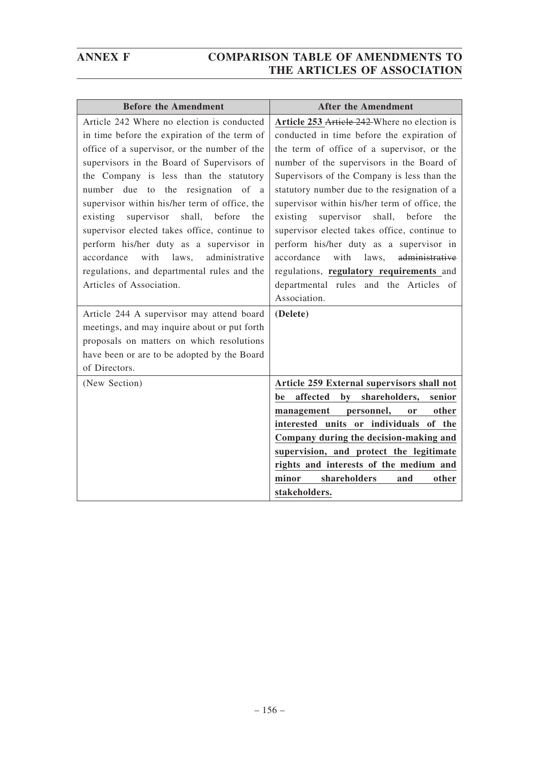| Before the Amendment | After the Amendment |
| --- | --- |
| Article 242 Where no election is conducted in time before the expiration of the term of office of a supervisor, or the number of the supervisors in the Board of Supervisors of the Company is less than the statutory number due to the resignation of a supervisor within his/her term of office, the existing supervisor shall, before the supervisor elected takes office, continue to perform his/her duty as a supervisor in accordance with laws, administrative regulations, and departmental rules and the Articles of Association. | **Article 253** ~~Article 242~~ Where no election is conducted in time before the expiration of the term of office of a supervisor, or the number of the supervisors in the Board of Supervisors of the Company is less than the statutory number due to the resignation of a supervisor within his/her term of office, the existing supervisor shall, before the supervisor elected takes office, continue to perform his/her duty as a supervisor in accordance with laws, ~~administrative~~ regulations, **regulatory requirements** and departmental rules and the Articles of Association. |
| Article 244 A supervisor may attend board meetings, and may inquire about or put forth proposals on matters on which resolutions have been or are to be adopted by the Board of Directors. | **(Delete)** |
| (New Section) | **Article 259 External supervisors shall not be affected by shareholders, senior management personnel, or other interested units or individuals of the Company during the decision-making and supervision, and protect the legitimate rights and interests of the medium and minor shareholders and other stakeholders.** |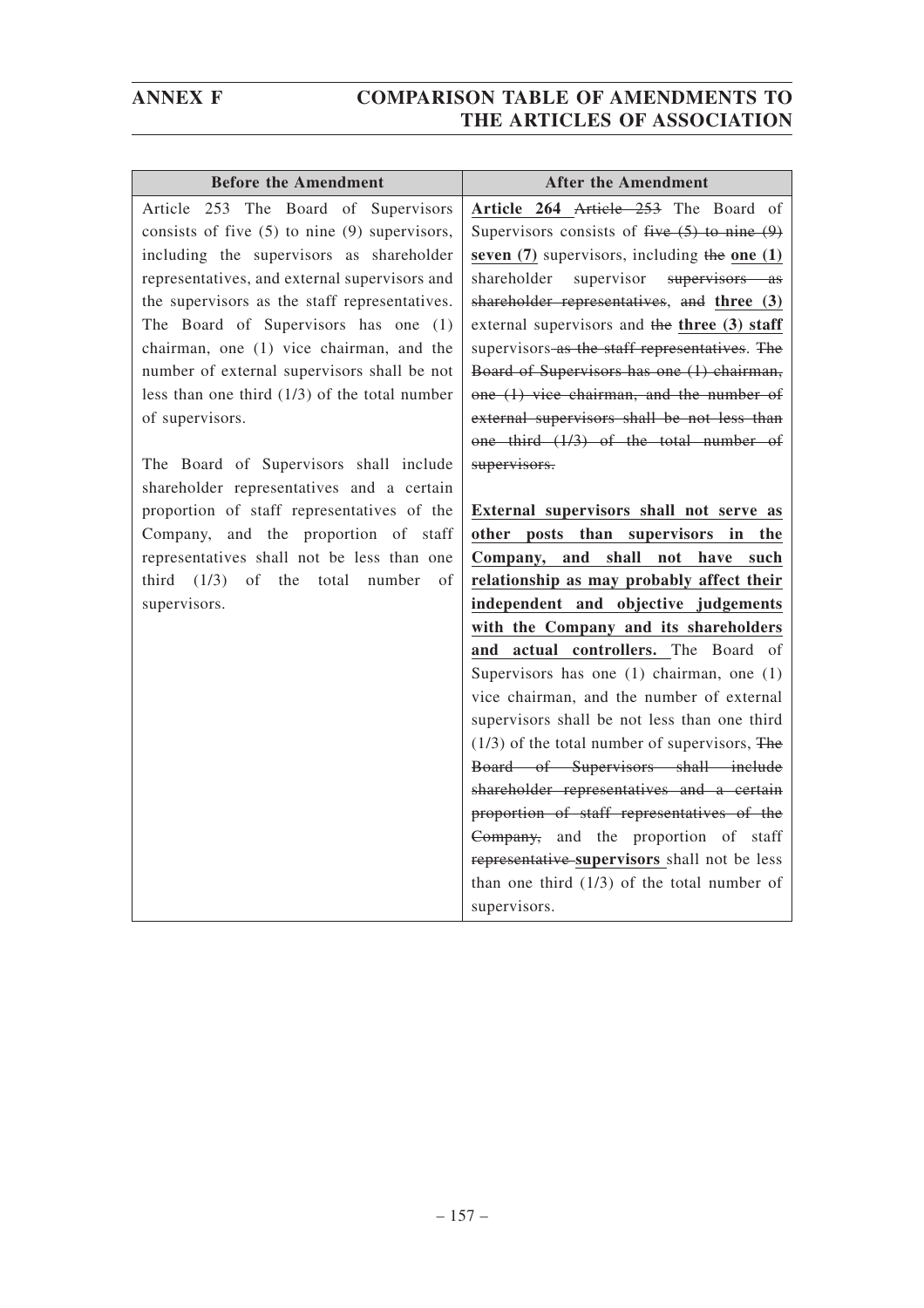| Before the Amendment | After the Amendment |
| --- | --- |
| Article 253 The Board of Supervisors consists of five (5) to nine (9) supervisors, including the supervisors as shareholder representatives, and external supervisors and the supervisors as the staff representatives. The Board of Supervisors has one (1) chairman, one (1) vice chairman, and the number of external supervisors shall be not less than one third (1/3) of the total number of supervisors.<br><br>The Board of Supervisors shall include shareholder representatives and a certain proportion of staff representatives of the Company, and the proportion of staff representatives shall not be less than one third (1/3) of the total number of supervisors. | **Article 264** ~~Article 253~~ The Board of Supervisors consists of ~~five (5) to nine (9)~~ **seven (7)** supervisors, including ~~the~~ **one (1)** shareholder supervisor ~~supervisors as shareholder representatives~~, ~~and~~ **three (3)** external supervisors and ~~the~~ **three (3) staff** supervisors ~~as the staff representatives~~. ~~The Board of Supervisors has one (1) chairman, one (1) vice chairman, and the number of external supervisors shall be not less than one third (1/3) of the total number of supervisors.~~<br><br>**External supervisors shall not serve as other posts than supervisors in the Company, and shall not have such relationship as may probably affect their independent and objective judgements with the Company and its shareholders and actual controllers.** The Board of Supervisors has one (1) chairman, one (1) vice chairman, and the number of external supervisors shall be not less than one third (1/3) of the total number of supervisors, ~~The Board of Supervisors shall include shareholder representatives and a certain proportion of staff representatives of the Company,~~ and the proportion of staff ~~representative~~ **supervisors** shall not be less than one third (1/3) of the total number of supervisors. |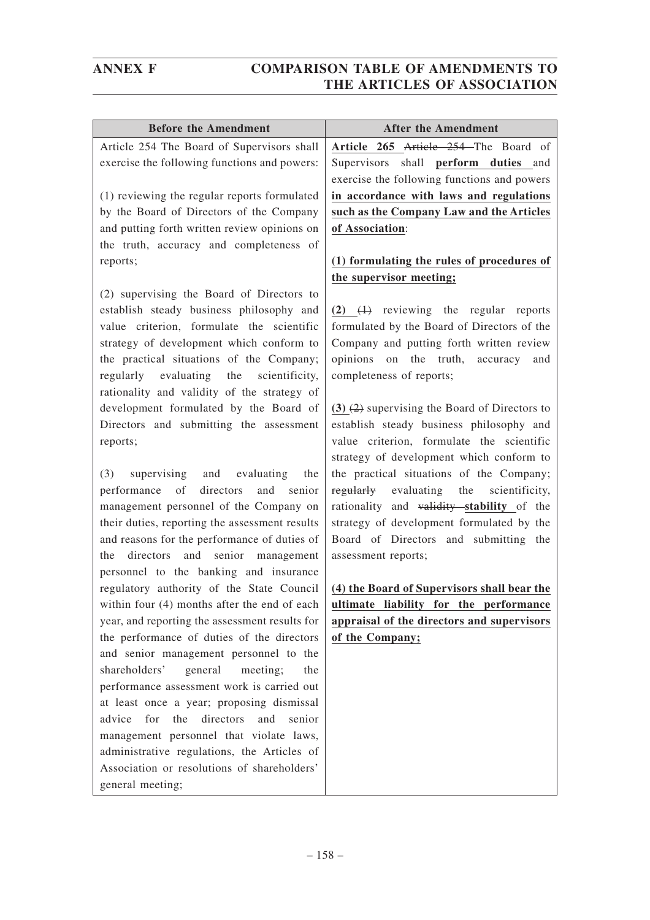| Before the Amendment | After the Amendment |
|---|---|
| Article 254 The Board of Supervisors shall exercise the following functions and powers:<br><br>(1) reviewing the regular reports formulated by the Board of Directors of the Company and putting forth written review opinions on the truth, accuracy and completeness of reports;<br><br>(2) supervising the Board of Directors to establish steady business philosophy and value criterion, formulate the scientific strategy of development which conform to the practical situations of the Company; regularly evaluating the scientificity, rationality and validity of the strategy of development formulated by the Board of Directors and submitting the assessment reports;<br><br>(3) supervising and evaluating the performance of directors and senior management personnel of the Company on their duties, reporting the assessment results and reasons for the performance of duties of the directors and senior management personnel to the banking and insurance regulatory authority of the State Council within four (4) months after the end of each year, and reporting the assessment results for the performance of duties of the directors and senior management personnel to the shareholders' general meeting; the performance assessment work is carried out at least once a year; proposing dismissal advice for the directors and senior management personnel that violate laws, administrative regulations, the Articles of Association or resolutions of shareholders' general meeting; | **Article 265** ~~Article 254~~ The Board of Supervisors shall **perform duties** and exercise the following functions and powers **in accordance with laws and regulations such as the Company Law and the Articles of Association**:<br><br>**(1) formulating the rules of procedures of the supervisor meeting;**<br><br>**(2)** ~~(1)~~ reviewing the regular reports formulated by the Board of Directors of the Company and putting forth written review opinions on the truth, accuracy and completeness of reports;<br><br>**(3)** ~~(2)~~ supervising the Board of Directors to establish steady business philosophy and value criterion, formulate the scientific strategy of development which conform to the practical situations of the Company; ~~regularly~~ evaluating the scientificity, rationality and ~~validity~~ **stability** of the strategy of development formulated by the Board of Directors and submitting the assessment reports;<br><br>**(4) the Board of Supervisors shall bear the ultimate liability for the performance appraisal of the directors and supervisors of the Company;** |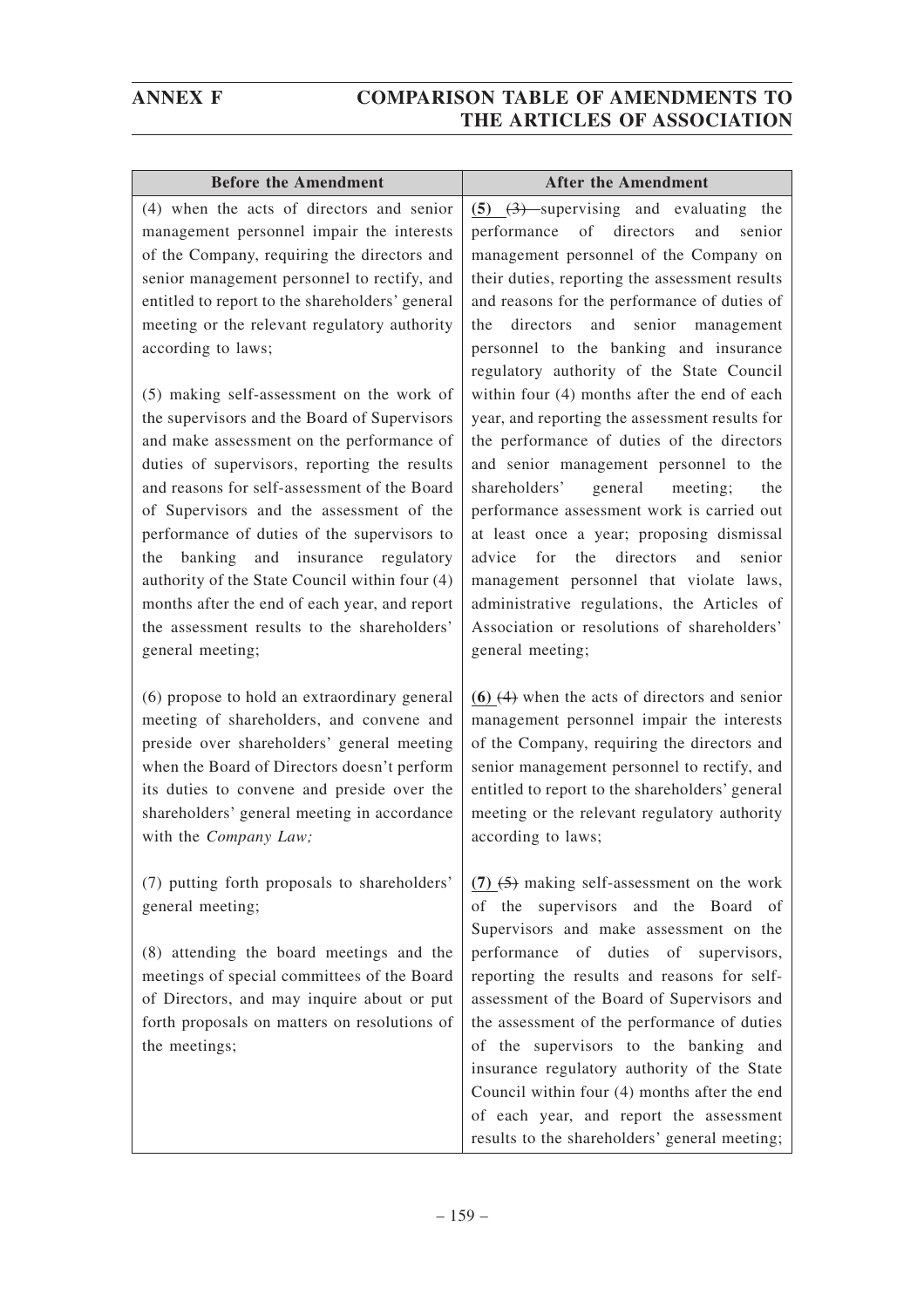| Before the Amendment | After the Amendment |
|---|---|
| (4) when the acts of directors and senior management personnel impair the interests of the Company, requiring the directors and senior management personnel to rectify, and entitled to report to the shareholders' general meeting or the relevant regulatory authority according to laws;<br><br>(5) making self-assessment on the work of the supervisors and the Board of Supervisors and make assessment on the performance of duties of supervisors, reporting the results and reasons for self-assessment of the Board of Supervisors and the assessment of the performance of duties of the supervisors to the banking and insurance regulatory authority of the State Council within four (4) months after the end of each year, and report the assessment results to the shareholders' general meeting; | **(5)** ~~(3)~~ supervising and evaluating the performance of directors and senior management personnel of the Company on their duties, reporting the assessment results and reasons for the performance of duties of the directors and senior management personnel to the banking and insurance regulatory authority of the State Council within four (4) months after the end of each year, and reporting the assessment results for the performance of duties of the directors and senior management personnel to the shareholders' general meeting; the performance assessment work is carried out at least once a year; proposing dismissal advice for the directors and senior management personnel that violate laws, administrative regulations, the Articles of Association or resolutions of shareholders' general meeting; |
| (6) propose to hold an extraordinary general meeting of shareholders, and convene and preside over shareholders' general meeting when the Board of Directors doesn't perform its duties to convene and preside over the shareholders' general meeting in accordance with the *Company Law;* | **(6)** ~~(4)~~ when the acts of directors and senior management personnel impair the interests of the Company, requiring the directors and senior management personnel to rectify, and entitled to report to the shareholders' general meeting or the relevant regulatory authority according to laws; |
| (7) putting forth proposals to shareholders' general meeting;<br><br>(8) attending the board meetings and the meetings of special committees of the Board of Directors, and may inquire about or put forth proposals on matters on resolutions of the meetings; | **(7)** ~~(5)~~ making self-assessment on the work of the supervisors and the Board of Supervisors and make assessment on the performance of duties of supervisors, reporting the results and reasons for self-assessment of the Board of Supervisors and the assessment of the performance of duties of the supervisors to the banking and insurance regulatory authority of the State Council within four (4) months after the end of each year, and report the assessment results to the shareholders' general meeting; |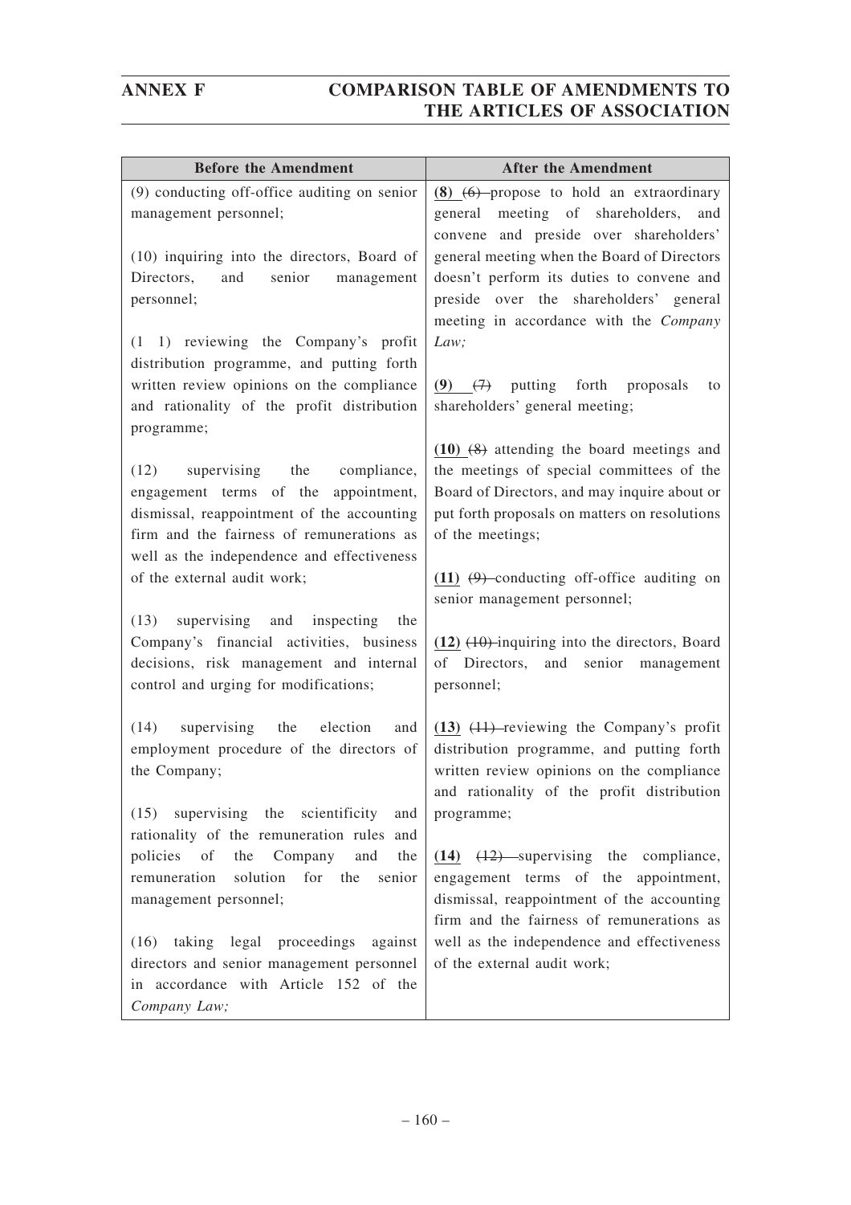| Before the Amendment | After the Amendment |
|---|---|
| (9) conducting off-office auditing on senior management personnel;<br><br>(10) inquiring into the directors, Board of Directors, and senior management personnel;<br><br>(1 1) reviewing the Company's profit distribution programme, and putting forth written review opinions on the compliance and rationality of the profit distribution programme;<br><br>(12) supervising the compliance, engagement terms of the appointment, dismissal, reappointment of the accounting firm and the fairness of remunerations as well as the independence and effectiveness of the external audit work;<br><br>(13) supervising and inspecting the Company's financial activities, business decisions, risk management and internal control and urging for modifications;<br><br>(14) supervising the election and employment procedure of the directors of the Company;<br><br>(15) supervising the scientificity and rationality of the remuneration rules and policies of the Company and the remuneration solution for the senior management personnel;<br><br>(16) taking legal proceedings against directors and senior management personnel in accordance with Article 152 of the *Company Law;* | **(8)** ~~(6)~~ propose to hold an extraordinary general meeting of shareholders, and convene and preside over shareholders' general meeting when the Board of Directors doesn't perform its duties to convene and preside over the shareholders' general meeting in accordance with the *Company Law;*<br><br>**(9)** ~~(7)~~ putting forth proposals to shareholders' general meeting;<br><br>**(10)** ~~(8)~~ attending the board meetings and the meetings of special committees of the Board of Directors, and may inquire about or put forth proposals on matters on resolutions of the meetings;<br><br>**(11)** ~~(9)~~ conducting off-office auditing on senior management personnel;<br><br>**(12)** ~~(10)~~ inquiring into the directors, Board of Directors, and senior management personnel;<br><br>**(13)** ~~(11)~~ reviewing the Company's profit distribution programme, and putting forth written review opinions on the compliance and rationality of the profit distribution programme;<br><br>**(14)** ~~(12)~~ supervising the compliance, engagement terms of the appointment, dismissal, reappointment of the accounting firm and the fairness of remunerations as well as the independence and effectiveness of the external audit work; |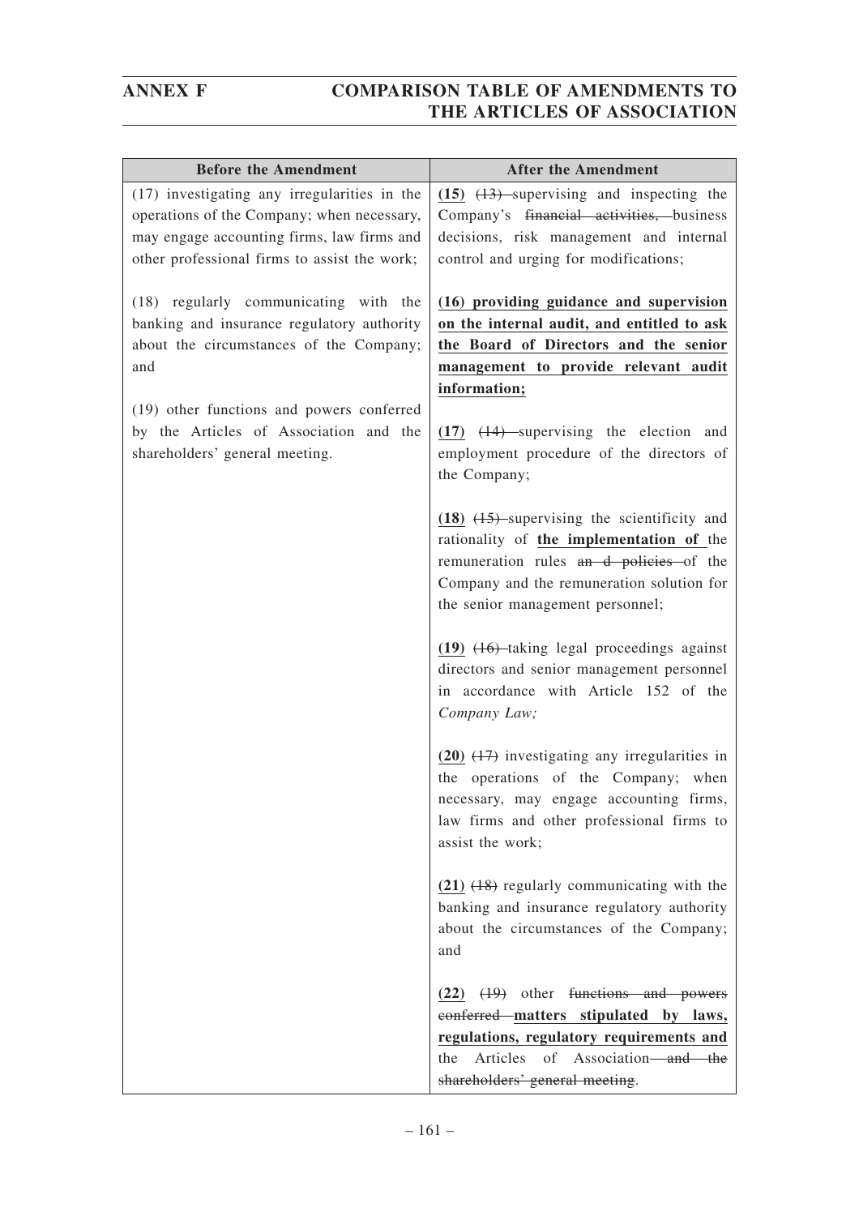| Before the Amendment | After the Amendment |
|---|---|
| (17) investigating any irregularities in the operations of the Company; when necessary, may engage accounting firms, law firms and other professional firms to assist the work;<br><br>(18) regularly communicating with the banking and insurance regulatory authority about the circumstances of the Company; and<br><br>(19) other functions and powers conferred by the Articles of Association and the shareholders' general meeting. | **(15)** ~~(13)~~ supervising and inspecting the Company's ~~financial activities,~~ business decisions, risk management and internal control and urging for modifications;<br><br>**(16) providing guidance and supervision on the internal audit, and entitled to ask the Board of Directors and the senior management to provide relevant audit information;**<br><br>**(17)** ~~(14)~~ supervising the election and employment procedure of the directors of the Company;<br><br>**(18)** ~~(15)~~ supervising the scientificity and rationality of **the implementation of** the remuneration rules ~~an d policies~~ of the Company and the remuneration solution for the senior management personnel;<br><br>**(19)** ~~(16)~~ taking legal proceedings against directors and senior management personnel in accordance with Article 152 of the *Company Law;*<br><br>**(20)** ~~(17)~~ investigating any irregularities in the operations of the Company; when necessary, may engage accounting firms, law firms and other professional firms to assist the work;<br><br>**(21)** ~~(18)~~ regularly communicating with the banking and insurance regulatory authority about the circumstances of the Company; and<br><br>**(22)** ~~(19)~~ other ~~functions and powers conferred~~ **matters stipulated by laws, regulations, regulatory requirements and** the Articles of Association ~~and the shareholders' general meeting~~. |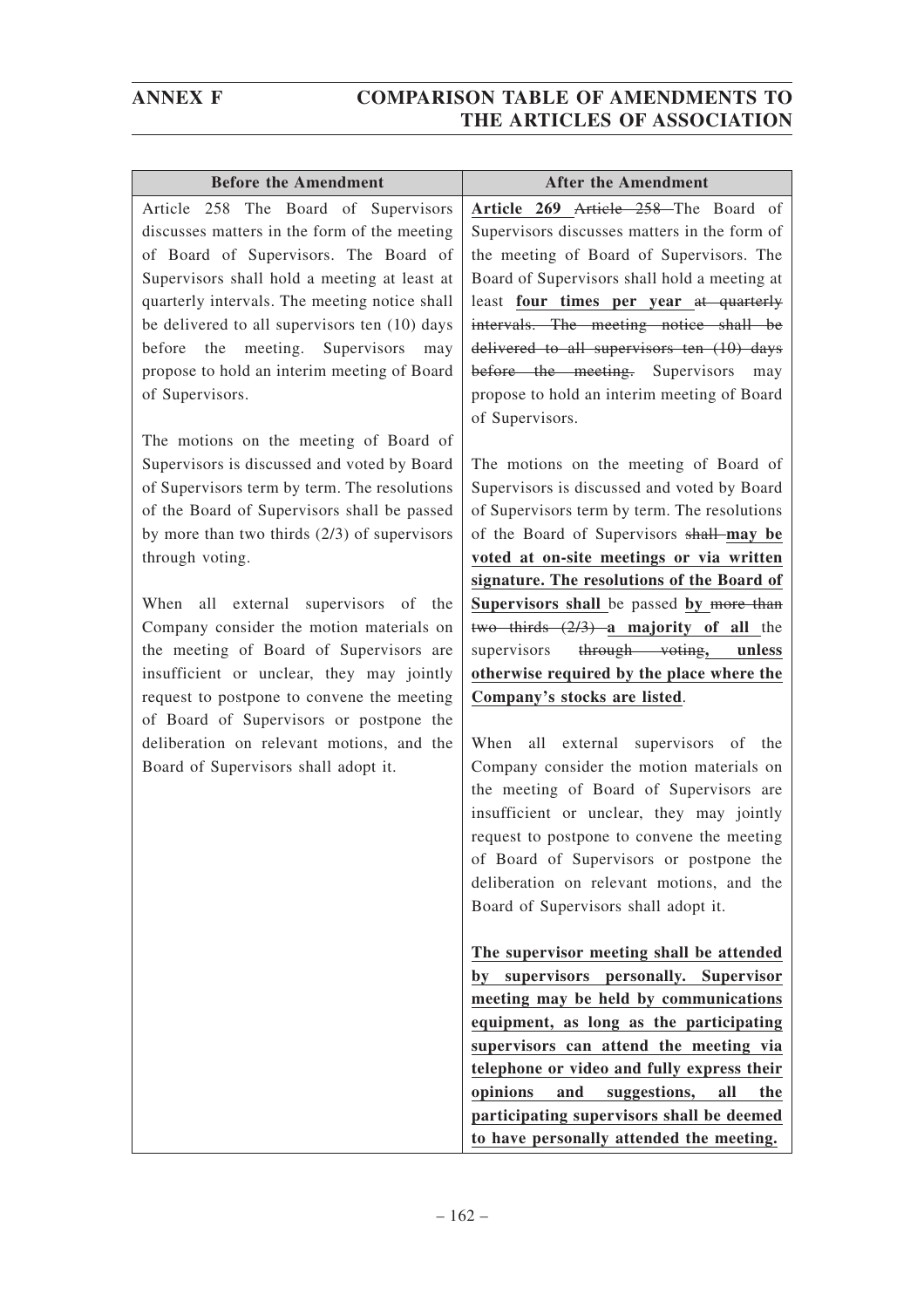| Before the Amendment | After the Amendment |
|---|---|
| Article 258 The Board of Supervisors discusses matters in the form of the meeting of Board of Supervisors. The Board of Supervisors shall hold a meeting at least at quarterly intervals. The meeting notice shall be delivered to all supervisors ten (10) days before the meeting. Supervisors may propose to hold an interim meeting of Board of Supervisors.<br><br>The motions on the meeting of Board of Supervisors is discussed and voted by Board of Supervisors term by term. The resolutions of the Board of Supervisors shall be passed by more than two thirds (2/3) of supervisors through voting.<br><br>When all external supervisors of the Company consider the motion materials on the meeting of Board of Supervisors are insufficient or unclear, they may jointly request to postpone to convene the meeting of Board of Supervisors or postpone the deliberation on relevant motions, and the Board of Supervisors shall adopt it. | **<u>Article 269</u>** ~~Article 258~~ The Board of Supervisors discusses matters in the form of the meeting of Board of Supervisors. The Board of Supervisors shall hold a meeting at least **<u>four times per year</u>** ~~at quarterly intervals. The meeting notice shall be delivered to all supervisors ten (10) days before the meeting.~~ Supervisors may propose to hold an interim meeting of Board of Supervisors.<br><br>The motions on the meeting of Board of Supervisors is discussed and voted by Board of Supervisors term by term. The resolutions of the Board of Supervisors ~~shall~~ **<u>may be voted at on-site meetings or via written signature. The resolutions of the Board of Supervisors shall</u>** be passed **<u>by</u>** ~~more than two thirds (2/3)~~ **<u>a majority of all</u>** the supervisors ~~through voting~~**<u>, unless otherwise required by the place where the Company's stocks are listed</u>**.<br><br>When all external supervisors of the Company consider the motion materials on the meeting of Board of Supervisors are insufficient or unclear, they may jointly request to postpone to convene the meeting of Board of Supervisors or postpone the deliberation on relevant motions, and the Board of Supervisors shall adopt it.<br><br>**<u>The supervisor meeting shall be attended by supervisors personally. Supervisor meeting may be held by communications equipment, as long as the participating supervisors can attend the meeting via telephone or video and fully express their opinions and suggestions, all the participating supervisors shall be deemed to have personally attended the meeting.</u>** |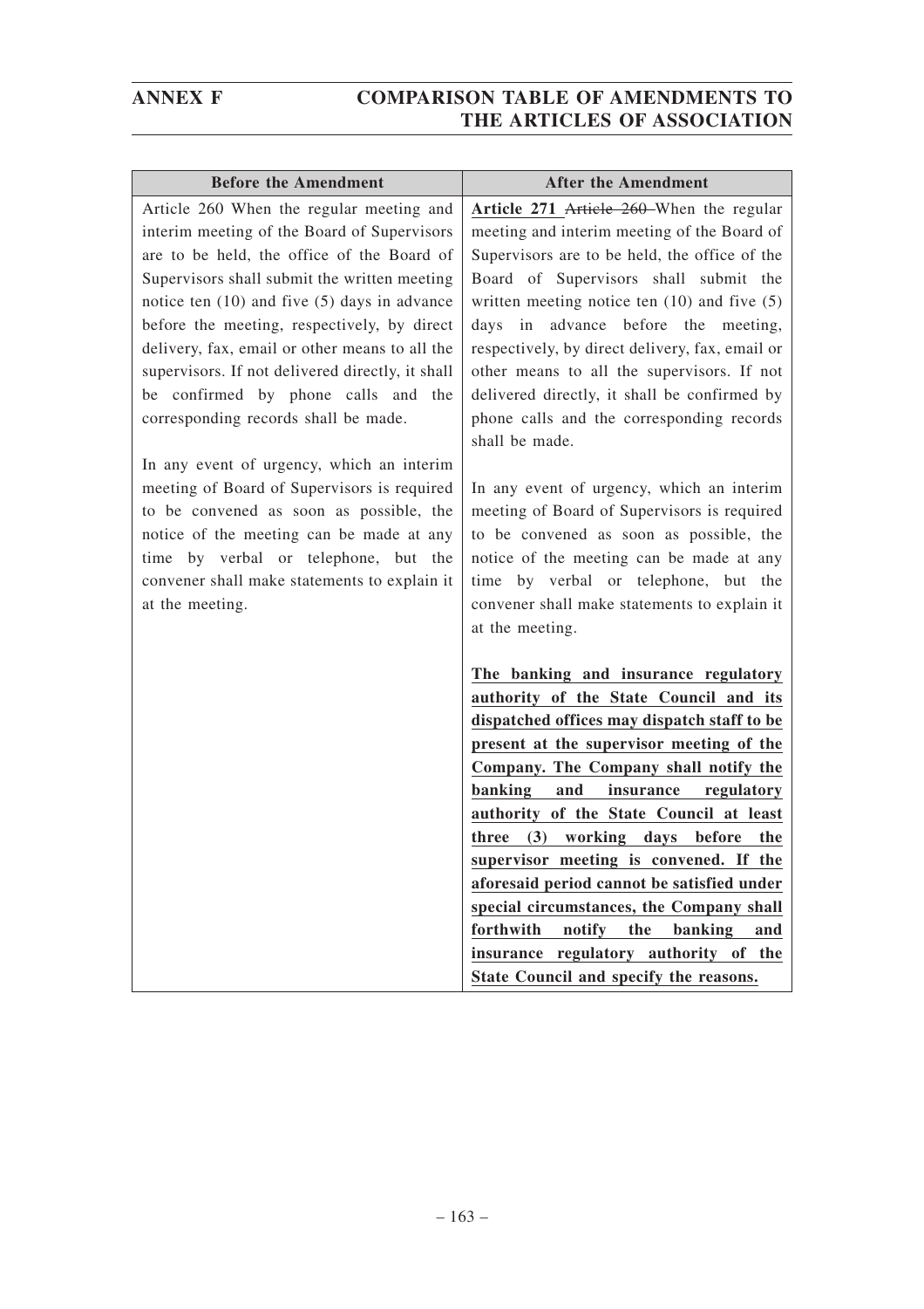| Before the Amendment | After the Amendment |
|---|---|
| Article 260 When the regular meeting and interim meeting of the Board of Supervisors are to be held, the office of the Board of Supervisors shall submit the written meeting notice ten (10) and five (5) days in advance before the meeting, respectively, by direct delivery, fax, email or other means to all the supervisors. If not delivered directly, it shall be confirmed by phone calls and the corresponding records shall be made.<br><br>In any event of urgency, which an interim meeting of Board of Supervisors is required to be convened as soon as possible, the notice of the meeting can be made at any time by verbal or telephone, but the convener shall make statements to explain it at the meeting. | **Article 271** ~~Article 260~~ When the regular meeting and interim meeting of the Board of Supervisors are to be held, the office of the Board of Supervisors shall submit the written meeting notice ten (10) and five (5) days in advance before the meeting, respectively, by direct delivery, fax, email or other means to all the supervisors. If not delivered directly, it shall be confirmed by phone calls and the corresponding records shall be made.<br><br>In any event of urgency, which an interim meeting of Board of Supervisors is required to be convened as soon as possible, the notice of the meeting can be made at any time by verbal or telephone, but the convener shall make statements to explain it at the meeting.<br><br>**The banking and insurance regulatory authority of the State Council and its dispatched offices may dispatch staff to be present at the supervisor meeting of the Company. The Company shall notify the banking and insurance regulatory authority of the State Council at least three (3) working days before the supervisor meeting is convened. If the aforesaid period cannot be satisfied under special circumstances, the Company shall forthwith notify the banking and insurance regulatory authority of the State Council and specify the reasons.** |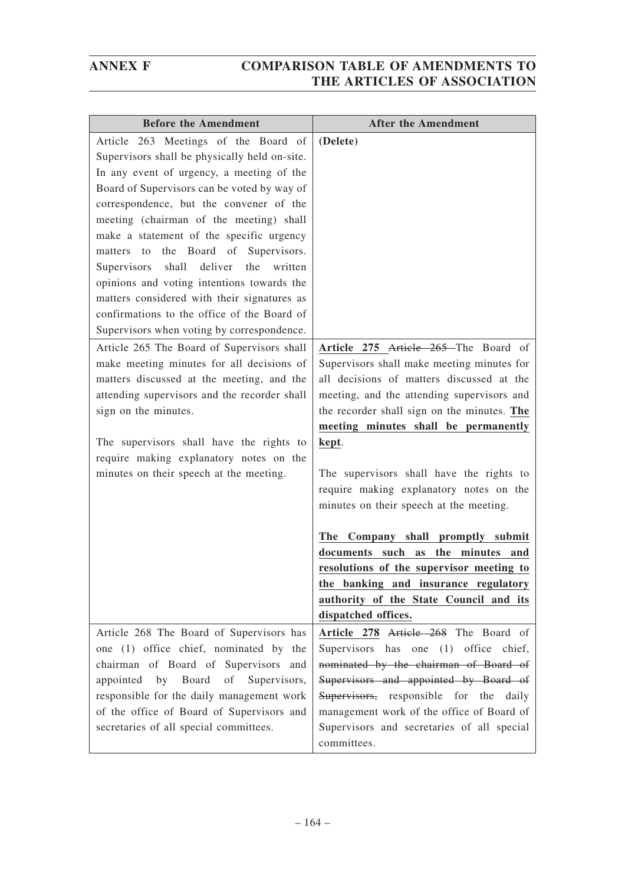| Before the Amendment | After the Amendment |
|---|---|
| Article 263 Meetings of the Board of Supervisors shall be physically held on-site. In any event of urgency, a meeting of the Board of Supervisors can be voted by way of correspondence, but the convener of the meeting (chairman of the meeting) shall make a statement of the specific urgency matters to the Board of Supervisors. Supervisors shall deliver the written opinions and voting intentions towards the matters considered with their signatures as confirmations to the office of the Board of Supervisors when voting by correspondence. | **(Delete)** |
| Article 265 The Board of Supervisors shall make meeting minutes for all decisions of matters discussed at the meeting, and the attending supervisors and the recorder shall sign on the minutes.<br><br>The supervisors shall have the rights to require making explanatory notes on the minutes on their speech at the meeting. | **Article 275** ~~Article 265~~ The Board of Supervisors shall make meeting minutes for all decisions of matters discussed at the meeting, and the attending supervisors and the recorder shall sign on the minutes. **The meeting minutes shall be permanently kept**.<br><br>The supervisors shall have the rights to require making explanatory notes on the minutes on their speech at the meeting.<br><br>**The Company shall promptly submit documents such as the minutes and resolutions of the supervisor meeting to the banking and insurance regulatory authority of the State Council and its dispatched offices.** |
| Article 268 The Board of Supervisors has one (1) office chief, nominated by the chairman of Board of Supervisors and appointed by Board of Supervisors, responsible for the daily management work of the office of Board of Supervisors and secretaries of all special committees. | **Article 278** ~~Article 268~~ The Board of Supervisors has one (1) office chief, ~~nominated by the chairman of Board of Supervisors and appointed by Board of Supervisors,~~ responsible for the daily management work of the office of Board of Supervisors and secretaries of all special committees. |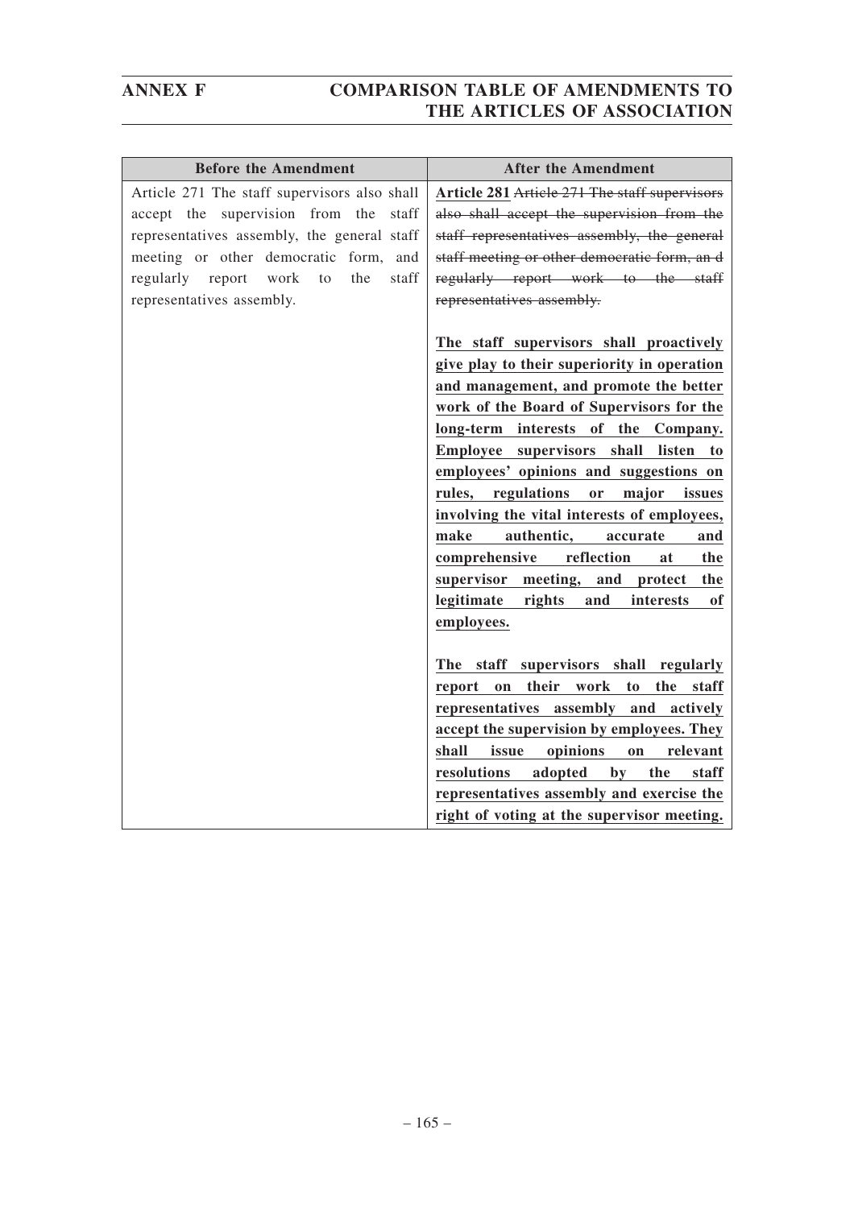| Before the Amendment | After the Amendment |
|---|---|
| Article 271 The staff supervisors also shall accept the supervision from the staff representatives assembly, the general staff meeting or other democratic form, and regularly report work to the staff representatives assembly. | **Article 281** ~~Article 271 The staff supervisors also shall accept the supervision from the staff representatives assembly, the general staff meeting or other democratic form, an d regularly report work to the staff representatives assembly.~~<br><br>**The staff supervisors shall proactively give play to their superiority in operation and management, and promote the better work of the Board of Supervisors for the long-term interests of the Company. Employee supervisors shall listen to employees' opinions and suggestions on rules, regulations or major issues involving the vital interests of employees, make authentic, accurate and comprehensive reflection at the supervisor meeting, and protect the legitimate rights and interests of employees.**<br><br>**The staff supervisors shall regularly report on their work to the staff representatives assembly and actively accept the supervision by employees. They shall issue opinions on relevant resolutions adopted by the staff representatives assembly and exercise the right of voting at the supervisor meeting.** |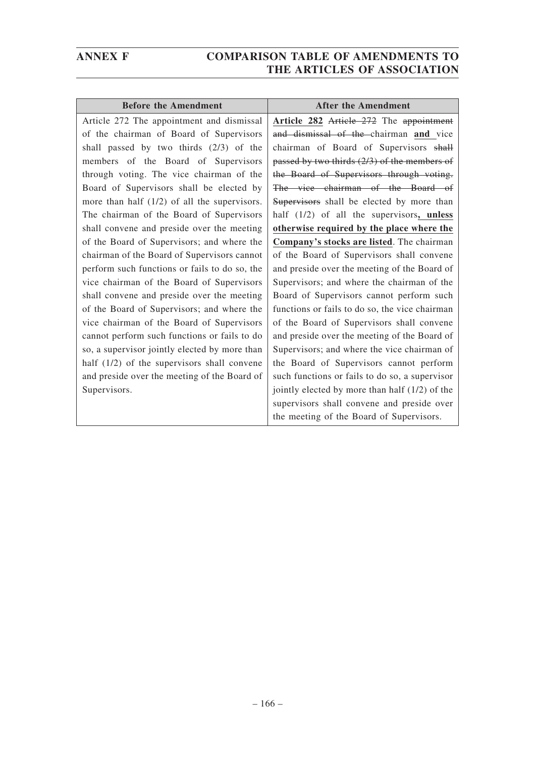| Before the Amendment | After the Amendment |
|---|---|
| Article 272 The appointment and dismissal of the chairman of Board of Supervisors shall passed by two thirds (2/3) of the members of the Board of Supervisors through voting. The vice chairman of the Board of Supervisors shall be elected by more than half (1/2) of all the supervisors. The chairman of the Board of Supervisors shall convene and preside over the meeting of the Board of Supervisors; and where the chairman of the Board of Supervisors cannot perform such functions or fails to do so, the vice chairman of the Board of Supervisors shall convene and preside over the meeting of the Board of Supervisors; and where the vice chairman of the Board of Supervisors cannot perform such functions or fails to do so, a supervisor jointly elected by more than half (1/2) of the supervisors shall convene and preside over the meeting of the Board of Supervisors. | **Article 282** ~~Article 272~~ The ~~appointment and dismissal of the~~ chairman **and** vice chairman of Board of Supervisors ~~shall passed by two thirds (2/3) of the members of the Board of Supervisors through voting. The vice chairman of the Board of Supervisors~~ shall be elected by more than half (1/2) of all the supervisors**, unless otherwise required by the place where the Company's stocks are listed**. The chairman of the Board of Supervisors shall convene and preside over the meeting of the Board of Supervisors; and where the chairman of the Board of Supervisors cannot perform such functions or fails to do so, the vice chairman of the Board of Supervisors shall convene and preside over the meeting of the Board of Supervisors; and where the vice chairman of the Board of Supervisors cannot perform such functions or fails to do so, a supervisor jointly elected by more than half (1/2) of the supervisors shall convene and preside over the meeting of the Board of Supervisors. |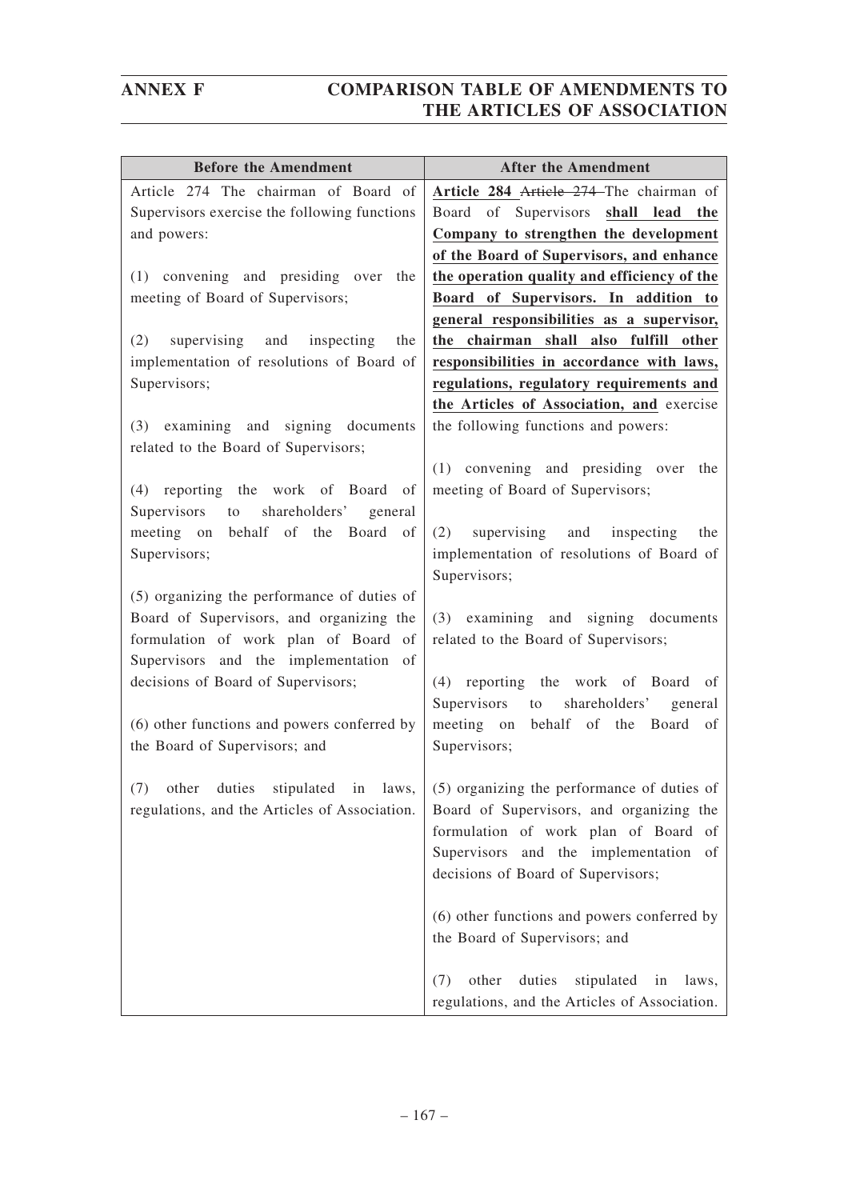| Before the Amendment | After the Amendment |
|---|---|
| Article 274 The chairman of Board of Supervisors exercise the following functions and powers:<br><br>(1) convening and presiding over the meeting of Board of Supervisors;<br><br>(2) supervising and inspecting the implementation of resolutions of Board of Supervisors;<br><br>(3) examining and signing documents related to the Board of Supervisors;<br><br>(4) reporting the work of Board of Supervisors to shareholders' general meeting on behalf of the Board of Supervisors;<br><br>(5) organizing the performance of duties of Board of Supervisors, and organizing the formulation of work plan of Board of Supervisors and the implementation of decisions of Board of Supervisors;<br><br>(6) other functions and powers conferred by the Board of Supervisors; and<br><br>(7) other duties stipulated in laws, regulations, and the Articles of Association. | **Article 284** ~~Article 274~~ The chairman of Board of Supervisors **shall lead the Company to strengthen the development of the Board of Supervisors, and enhance the operation quality and efficiency of the Board of Supervisors. In addition to general responsibilities as a supervisor, the chairman shall also fulfill other responsibilities in accordance with laws, regulations, regulatory requirements and the Articles of Association, and** exercise the following functions and powers:<br><br>(1) convening and presiding over the meeting of Board of Supervisors;<br><br>(2) supervising and inspecting the implementation of resolutions of Board of Supervisors;<br><br>(3) examining and signing documents related to the Board of Supervisors;<br><br>(4) reporting the work of Board of Supervisors to shareholders' general meeting on behalf of the Board of Supervisors;<br><br>(5) organizing the performance of duties of Board of Supervisors, and organizing the formulation of work plan of Board of Supervisors and the implementation of decisions of Board of Supervisors;<br><br>(6) other functions and powers conferred by the Board of Supervisors; and<br><br>(7) other duties stipulated in laws, regulations, and the Articles of Association. |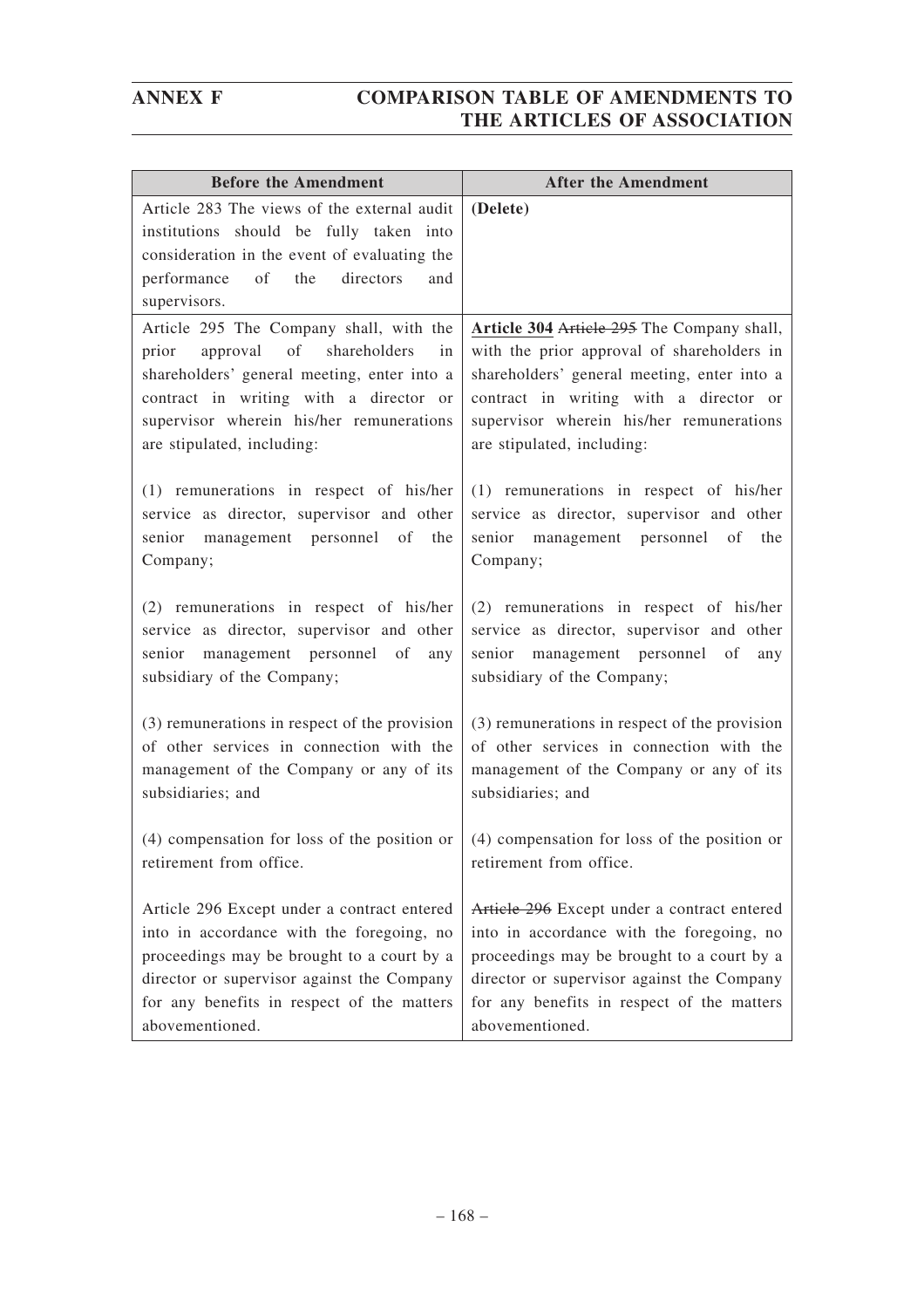| Before the Amendment | After the Amendment |
|---|---|
| Article 283 The views of the external audit institutions should be fully taken into consideration in the event of evaluating the performance of the directors and supervisors. | **(Delete)** |
| Article 295 The Company shall, with the prior approval of shareholders in shareholders' general meeting, enter into a contract in writing with a director or supervisor wherein his/her remunerations are stipulated, including:<br><br>(1) remunerations in respect of his/her service as director, supervisor and other senior management personnel of the Company;<br><br>(2) remunerations in respect of his/her service as director, supervisor and other senior management personnel of any subsidiary of the Company;<br><br>(3) remunerations in respect of the provision of other services in connection with the management of the Company or any of its subsidiaries; and<br><br>(4) compensation for loss of the position or retirement from office.<br><br>Article 296 Except under a contract entered into in accordance with the foregoing, no proceedings may be brought to a court by a director or supervisor against the Company for any benefits in respect of the matters abovementioned. | **<u>Article 304</u>** ~~Article 295~~ The Company shall, with the prior approval of shareholders in shareholders' general meeting, enter into a contract in writing with a director or supervisor wherein his/her remunerations are stipulated, including:<br><br>(1) remunerations in respect of his/her service as director, supervisor and other senior management personnel of the Company;<br><br>(2) remunerations in respect of his/her service as director, supervisor and other senior management personnel of any subsidiary of the Company;<br><br>(3) remunerations in respect of the provision of other services in connection with the management of the Company or any of its subsidiaries; and<br><br>(4) compensation for loss of the position or retirement from office.<br><br>~~Article 296~~ Except under a contract entered into in accordance with the foregoing, no proceedings may be brought to a court by a director or supervisor against the Company for any benefits in respect of the matters abovementioned. |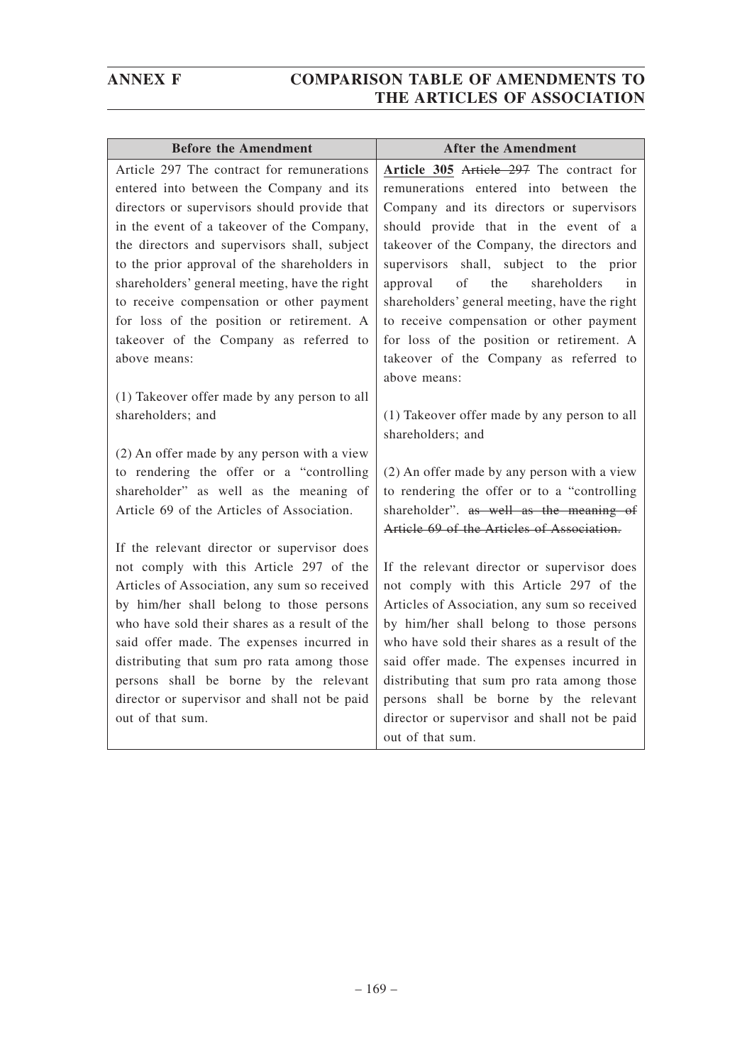| Before the Amendment | After the Amendment |
|---|---|
| Article 297 The contract for remunerations entered into between the Company and its directors or supervisors should provide that in the event of a takeover of the Company, the directors and supervisors shall, subject to the prior approval of the shareholders in shareholders' general meeting, have the right to receive compensation or other payment for loss of the position or retirement. A takeover of the Company as referred to above means:<br><br>(1) Takeover offer made by any person to all shareholders; and<br><br>(2) An offer made by any person with a view to rendering the offer or a "controlling shareholder" as well as the meaning of Article 69 of the Articles of Association.<br><br>If the relevant director or supervisor does not comply with this Article 297 of the Articles of Association, any sum so received by him/her shall belong to those persons who have sold their shares as a result of the said offer made. The expenses incurred in distributing that sum pro rata among those persons shall be borne by the relevant director or supervisor and shall not be paid out of that sum. | **Article 305** ~~Article 297~~ The contract for remunerations entered into between the Company and its directors or supervisors should provide that in the event of a takeover of the Company, the directors and supervisors shall, subject to the prior approval of the shareholders in shareholders' general meeting, have the right to receive compensation or other payment for loss of the position or retirement. A takeover of the Company as referred to above means:<br><br>(1) Takeover offer made by any person to all shareholders; and<br><br>(2) An offer made by any person with a view to rendering the offer or to a "controlling shareholder". ~~as well as the meaning of Article 69 of the Articles of Association.~~<br><br>If the relevant director or supervisor does not comply with this Article 297 of the Articles of Association, any sum so received by him/her shall belong to those persons who have sold their shares as a result of the said offer made. The expenses incurred in distributing that sum pro rata among those persons shall be borne by the relevant director or supervisor and shall not be paid out of that sum. |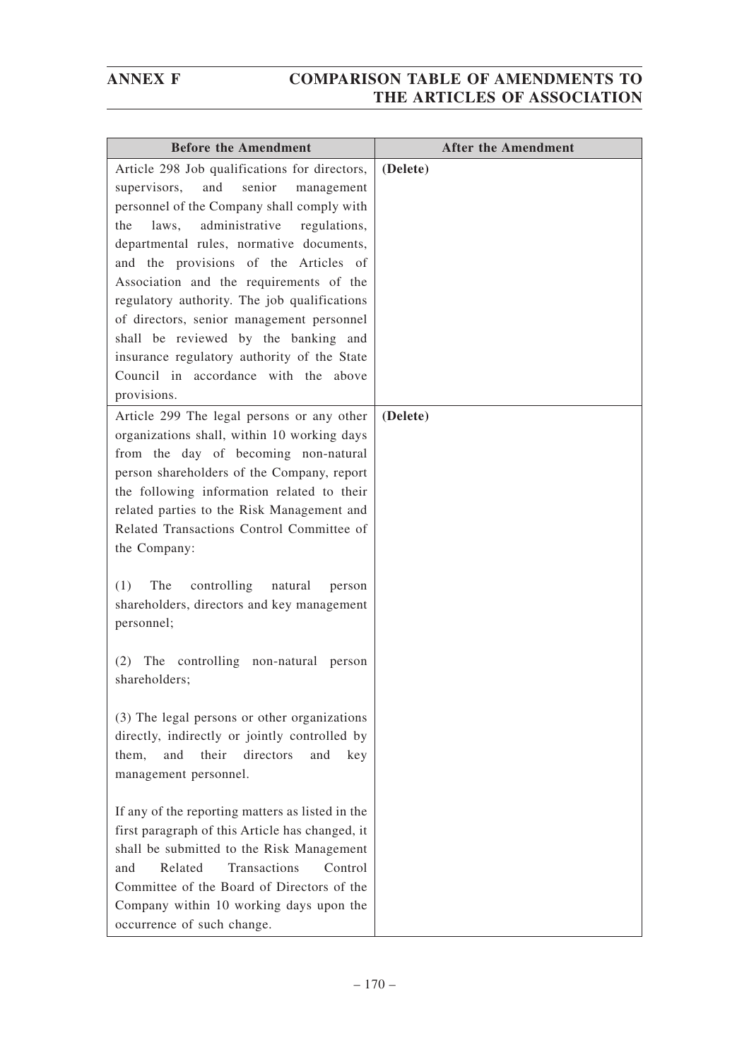| Before the Amendment | After the Amendment |
|---|---|
| Article 298 Job qualifications for directors, supervisors, and senior management personnel of the Company shall comply with the laws, administrative regulations, departmental rules, normative documents, and the provisions of the Articles of Association and the requirements of the regulatory authority. The job qualifications of directors, senior management personnel shall be reviewed by the banking and insurance regulatory authority of the State Council in accordance with the above provisions. | **(Delete)** |
| Article 299 The legal persons or any other organizations shall, within 10 working days from the day of becoming non-natural person shareholders of the Company, report the following information related to their related parties to the Risk Management and Related Transactions Control Committee of the Company:<br><br>(1) The controlling natural person shareholders, directors and key management personnel;<br><br>(2) The controlling non-natural person shareholders;<br><br>(3) The legal persons or other organizations directly, indirectly or jointly controlled by them, and their directors and key management personnel.<br><br>If any of the reporting matters as listed in the first paragraph of this Article has changed, it shall be submitted to the Risk Management and Related Transactions Control Committee of the Board of Directors of the Company within 10 working days upon the occurrence of such change. | **(Delete)** |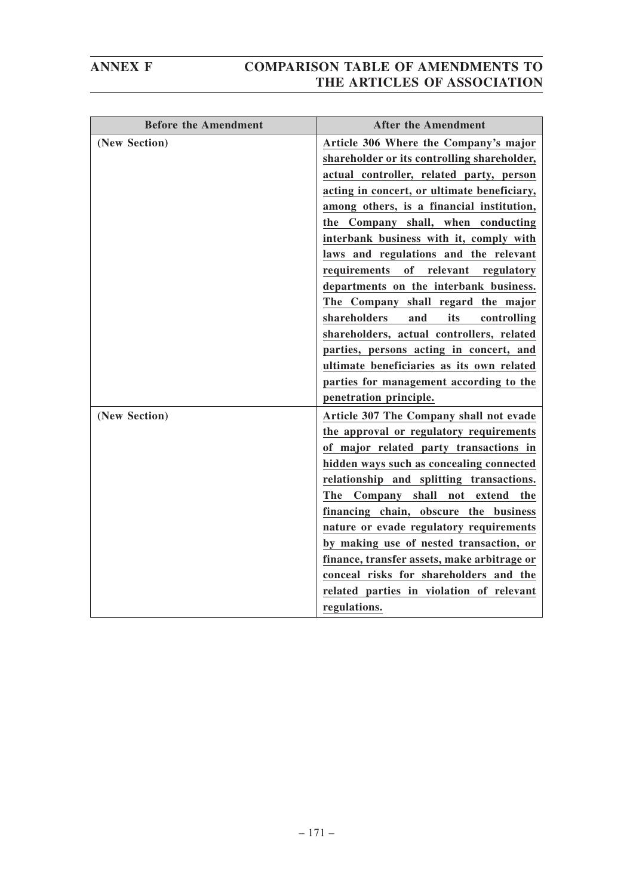| Before the Amendment | After the Amendment |
| --- | --- |
| **(New Section)** | **Article 306 Where the Company's major shareholder or its controlling shareholder, actual controller, related party, person acting in concert, or ultimate beneficiary, among others, is a financial institution, the Company shall, when conducting interbank business with it, comply with laws and regulations and the relevant requirements of relevant regulatory departments on the interbank business. The Company shall regard the major shareholders and its controlling shareholders, actual controllers, related parties, persons acting in concert, and ultimate beneficiaries as its own related parties for management according to the penetration principle.** |
| **(New Section)** | **Article 307 The Company shall not evade the approval or regulatory requirements of major related party transactions in hidden ways such as concealing connected relationship and splitting transactions. The Company shall not extend the financing chain, obscure the business nature or evade regulatory requirements by making use of nested transaction, or finance, transfer assets, make arbitrage or conceal risks for shareholders and the related parties in violation of relevant regulations.** |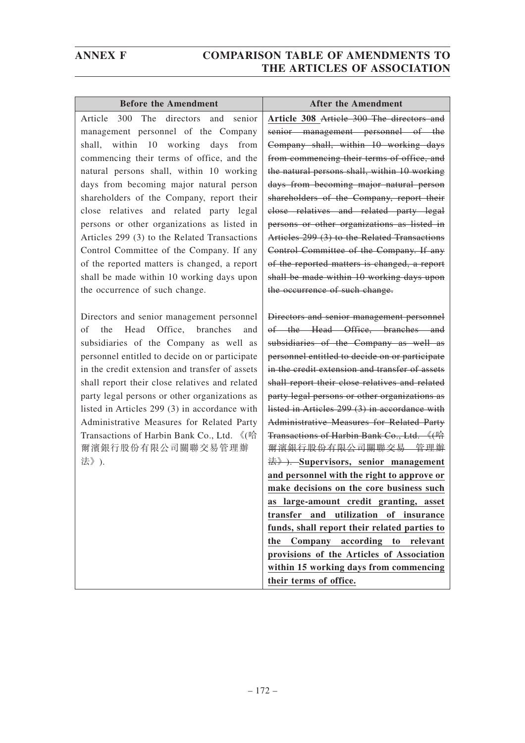| Before the Amendment | After the Amendment |
|---|---|
| Article 300 The directors and senior management personnel of the Company shall, within 10 working days from commencing their terms of office, and the natural persons shall, within 10 working days from becoming major natural person shareholders of the Company, report their close relatives and related party legal persons or other organizations as listed in Articles 299 (3) to the Related Transactions Control Committee of the Company. If any of the reported matters is changed, a report shall be made within 10 working days upon the occurrence of such change.<br><br>Directors and senior management personnel of the Head Office, branches and subsidiaries of the Company as well as personnel entitled to decide on or participate in the credit extension and transfer of assets shall report their close relatives and related party legal persons or other organizations as listed in Articles 299 (3) in accordance with Administrative Measures for Related Party Transactions of Harbin Bank Co., Ltd. 《(哈爾濱銀行股份有限公司關聯交易管理辦法》). | **Article 308** ~~Article 300 The directors and senior management personnel of the Company shall, within 10 working days from commencing their terms of office, and the natural persons shall, within 10 working days from becoming major natural person shareholders of the Company, report their close relatives and related party legal persons or other organizations as listed in Articles 299 (3) to the Related Transactions Control Committee of the Company. If any of the reported matters is changed, a report shall be made within 10 working days upon the occurrence of such change.~~<br><br>~~Directors and senior management personnel of the Head Office, branches and subsidiaries of the Company as well as personnel entitled to decide on or participate in the credit extension and transfer of assets shall report their close relatives and related party legal persons or other organizations as listed in Articles 299 (3) in accordance with Administrative Measures for Related Party Transactions of Harbin Bank Co., Ltd. 《(哈爾濱銀行股份有限公司關聯交易 管理辦法》).~~ **Supervisors, senior management and personnel with the right to approve or make decisions on the core business such as large-amount credit granting, asset transfer and utilization of insurance funds, shall report their related parties to the Company according to relevant provisions of the Articles of Association within 15 working days from commencing their terms of office.** |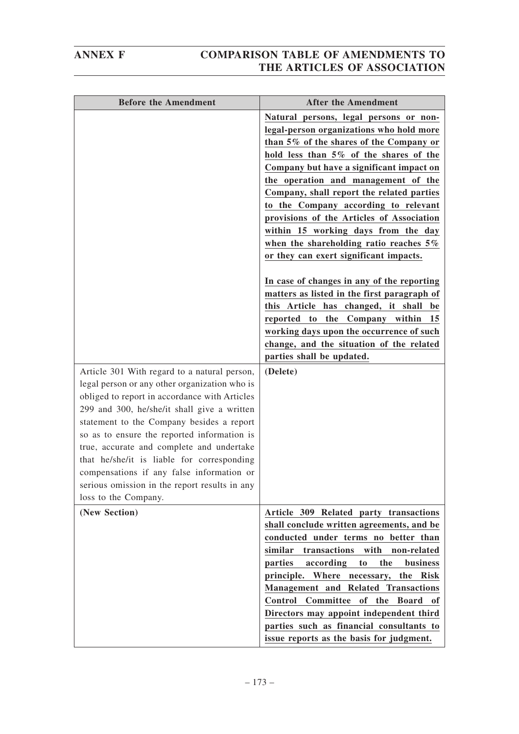| Before the Amendment | After the Amendment |
|---|---|
| | **Natural persons, legal persons or non-legal-person organizations who hold more than 5% of the shares of the Company or hold less than 5% of the shares of the Company but have a significant impact on the operation and management of the Company, shall report the related parties to the Company according to relevant provisions of the Articles of Association within 15 working days from the day when the shareholding ratio reaches 5% or they can exert significant impacts.**<br><br>**In case of changes in any of the reporting matters as listed in the first paragraph of this Article has changed, it shall be reported to the Company within 15 working days upon the occurrence of such change, and the situation of the related parties shall be updated.** |
| Article 301 With regard to a natural person, legal person or any other organization who is obliged to report in accordance with Articles 299 and 300, he/she/it shall give a written statement to the Company besides a report so as to ensure the reported information is true, accurate and complete and undertake that he/she/it is liable for corresponding compensations if any false information or serious omission in the report results in any loss to the Company. | **(Delete)** |
| **(New Section)** | **Article 309 Related party transactions shall conclude written agreements, and be conducted under terms no better than similar transactions with non-related parties according to the business principle. Where necessary, the Risk Management and Related Transactions Control Committee of the Board of Directors may appoint independent third parties such as financial consultants to issue reports as the basis for judgment.** |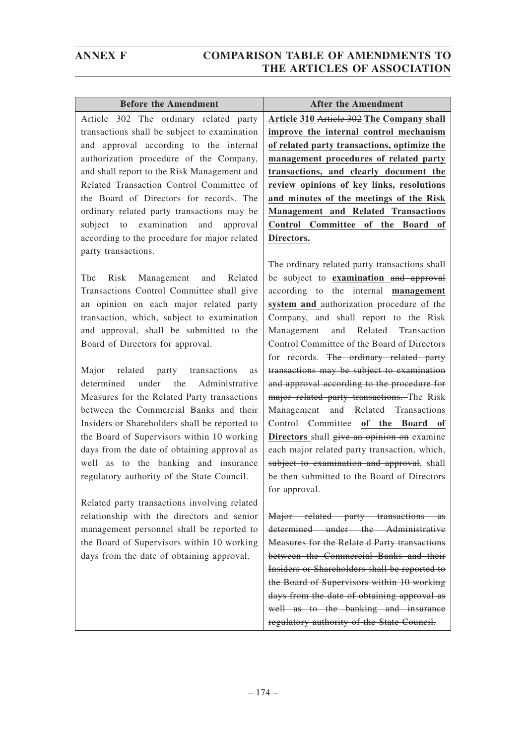## ANNEX F COMPARISON TABLE OF AMENDMENTS TO THE ARTICLES OF ASSOCIATION

| Before the Amendment | After the Amendment |
|---|---|
| Article 302 The ordinary related party transactions shall be subject to examination and approval according to the internal authorization procedure of the Company, and shall report to the Risk Management and Related Transaction Control Committee of the Board of Directors for records. The ordinary related party transactions may be subject to examination and approval according to the procedure for major related party transactions.<br><br>The Risk Management and Related Transactions Control Committee shall give an opinion on each major related party transaction, which, subject to examination and approval, shall be submitted to the Board of Directors for approval.<br><br>Major related party transactions as determined under the Administrative Measures for the Related Party transactions between the Commercial Banks and their Insiders or Shareholders shall be reported to the Board of Supervisors within 10 working days from the date of obtaining approval as well as to the banking and insurance regulatory authority of the State Council.<br><br>Related party transactions involving related relationship with the directors and senior management personnel shall be reported to the Board of Supervisors within 10 working days from the date of obtaining approval. | **Article 310** ~~Article 302~~ **The Company shall improve the internal control mechanism of related party transactions, optimize the management procedures of related party transactions, and clearly document the review opinions of key links, resolutions and minutes of the meetings of the Risk Management and Related Transactions Control Committee of the Board of Directors.**<br><br>The ordinary related party transactions shall be subject to **examination** ~~and approval~~ according to the internal **management system and** authorization procedure of the Company, and shall report to the Risk Management and Related Transaction Control Committee of the Board of Directors for records. ~~The ordinary related party transactions may be subject to examination and approval according to the procedure for major related party transactions.~~ The Risk Management and Related Transactions Control Committee **of the Board of Directors** shall ~~give an opinion on~~ examine each major related party transaction, which, ~~subject to examination and approval~~, shall be then submitted to the Board of Directors for approval.<br><br>~~Major related party transactions as determined under the Administrative Measures for the Relate d Party transactions between the Commercial Banks and their Insiders or Shareholders shall be reported to the Board of Supervisors within 10 working days from the date of obtaining approval as well as to the banking and insurance regulatory authority of the State Council.~~ |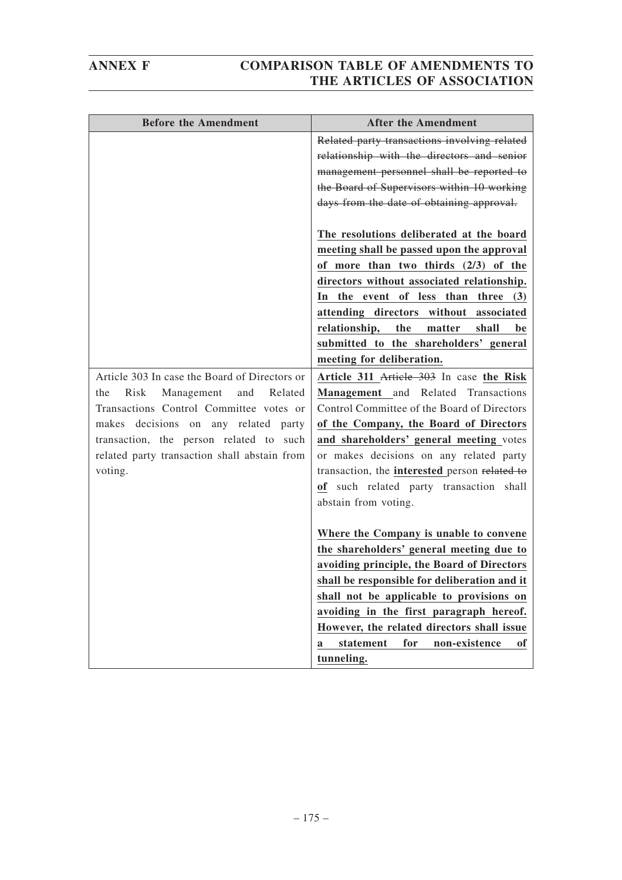## ANNEX F COMPARISON TABLE OF AMENDMENTS TO THE ARTICLES OF ASSOCIATION

| Before the Amendment | After the Amendment |
|---|---|
| | ~~Related party transactions involving related relationship with the directors and senior management personnel shall be reported to the Board of Supervisors within 10 working days from the date of obtaining approval.~~<br><br>**<u>The resolutions deliberated at the board meeting shall be passed upon the approval of more than two thirds (2/3) of the directors without associated relationship. In the event of less than three (3) attending directors without associated relationship, the matter shall be submitted to the shareholders' general meeting for deliberation.</u>** |
| Article 303 In case the Board of Directors or the Risk Management and Related Transactions Control Committee votes or makes decisions on any related party transaction, the person related to such related party transaction shall abstain from voting. | **<u>Article 311</u>** ~~Article 303~~ In case **<u>the Risk Management</u>** and Related Transactions Control Committee of the Board of Directors **<u>of the Company, the Board of Directors and shareholders' general meeting</u>** votes or makes decisions on any related party transaction, the **<u>interested</u>** person ~~related to~~ **<u>of</u>** such related party transaction shall abstain from voting.<br><br>**<u>Where the Company is unable to convene the shareholders' general meeting due to avoiding principle, the Board of Directors shall be responsible for deliberation and it shall not be applicable to provisions on avoiding in the first paragraph hereof. However, the related directors shall issue a statement for non-existence of tunneling.</u>** |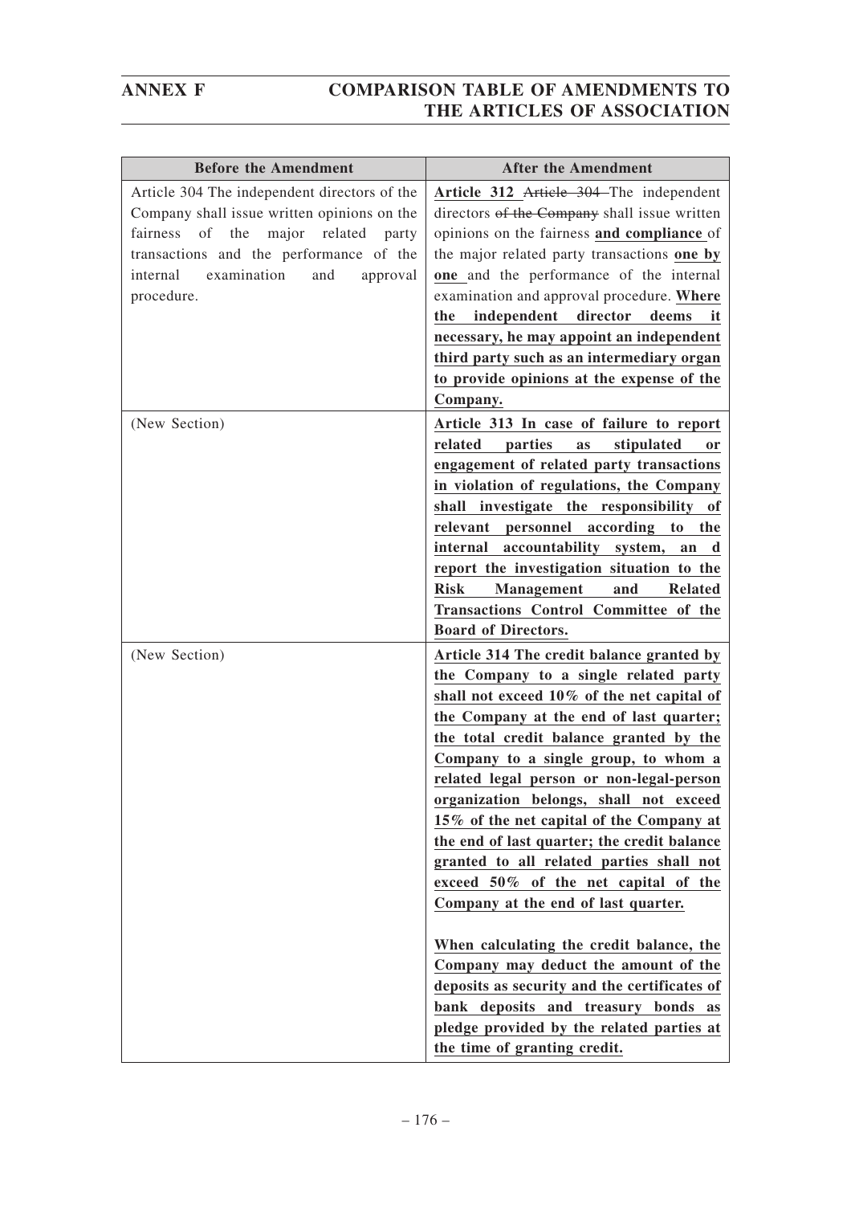| Before the Amendment | After the Amendment |
|---|---|
| Article 304 The independent directors of the Company shall issue written opinions on the fairness of the major related party transactions and the performance of the internal examination and approval procedure. | **Article 312** ~~Article 304~~ The independent directors ~~of the Company~~ shall issue written opinions on the fairness **and compliance** of the major related party transactions **one by one** and the performance of the internal examination and approval procedure. **Where the independent director deems it necessary, he may appoint an independent third party such as an intermediary organ to provide opinions at the expense of the Company.** |
| (New Section) | **Article 313 In case of failure to report related parties as stipulated or engagement of related party transactions in violation of regulations, the Company shall investigate the responsibility of relevant personnel according to the internal accountability system, an d report the investigation situation to the Risk Management and Related Transactions Control Committee of the Board of Directors.** |
| (New Section) | **Article 314 The credit balance granted by the Company to a single related party shall not exceed 10% of the net capital of the Company at the end of last quarter; the total credit balance granted by the Company to a single group, to whom a related legal person or non-legal-person organization belongs, shall not exceed 15% of the net capital of the Company at the end of last quarter; the credit balance granted to all related parties shall not exceed 50% of the net capital of the Company at the end of last quarter.**<br><br>**When calculating the credit balance, the Company may deduct the amount of the deposits as security and the certificates of bank deposits and treasury bonds as pledge provided by the related parties at the time of granting credit.** |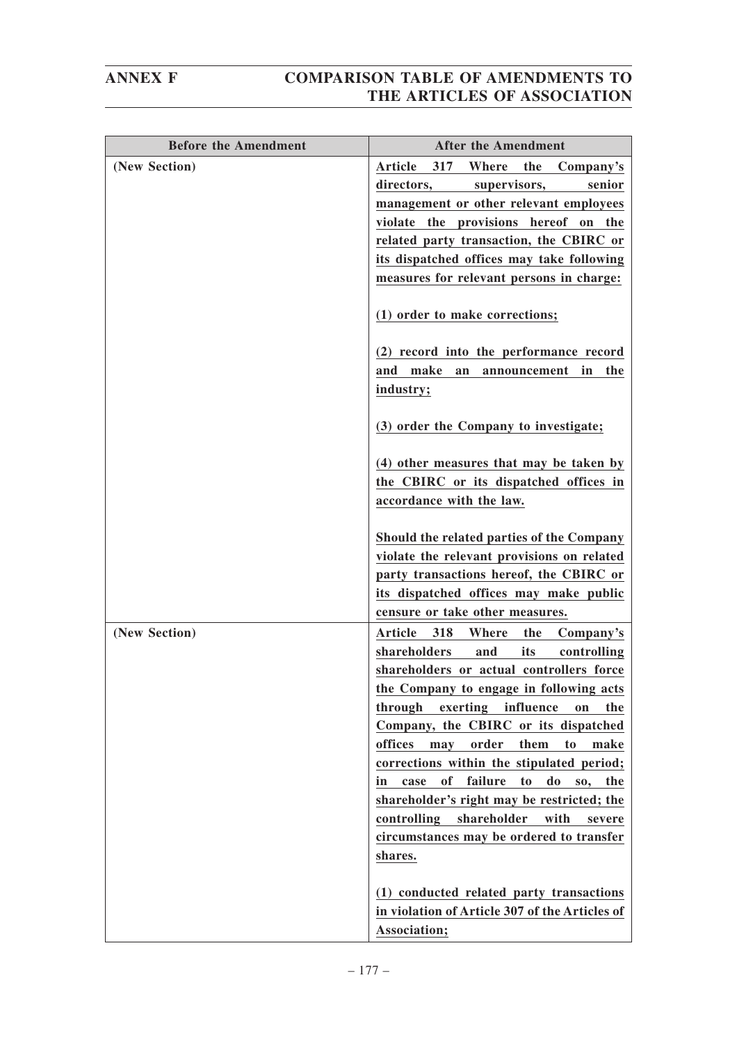| Before the Amendment | After the Amendment |
|---|---|
| **(New Section)** | **Article 317 Where the Company's directors, supervisors, senior management or other relevant employees violate the provisions hereof on the related party transaction, the CBIRC or its dispatched offices may take following measures for relevant persons in charge:**<br><br>**(1) order to make corrections;**<br><br>**(2) record into the performance record and make an announcement in the industry;**<br><br>**(3) order the Company to investigate;**<br><br>**(4) other measures that may be taken by the CBIRC or its dispatched offices in accordance with the law.**<br><br>**Should the related parties of the Company violate the relevant provisions on related party transactions hereof, the CBIRC or its dispatched offices may make public censure or take other measures.** |
| **(New Section)** | **Article 318 Where the Company's shareholders and its controlling shareholders or actual controllers force the Company to engage in following acts through exerting influence on the Company, the CBIRC or its dispatched offices may order them to make corrections within the stipulated period; in case of failure to do so, the shareholder's right may be restricted; the controlling shareholder with severe circumstances may be ordered to transfer shares.**<br><br>**(1) conducted related party transactions in violation of Article 307 of the Articles of Association;** |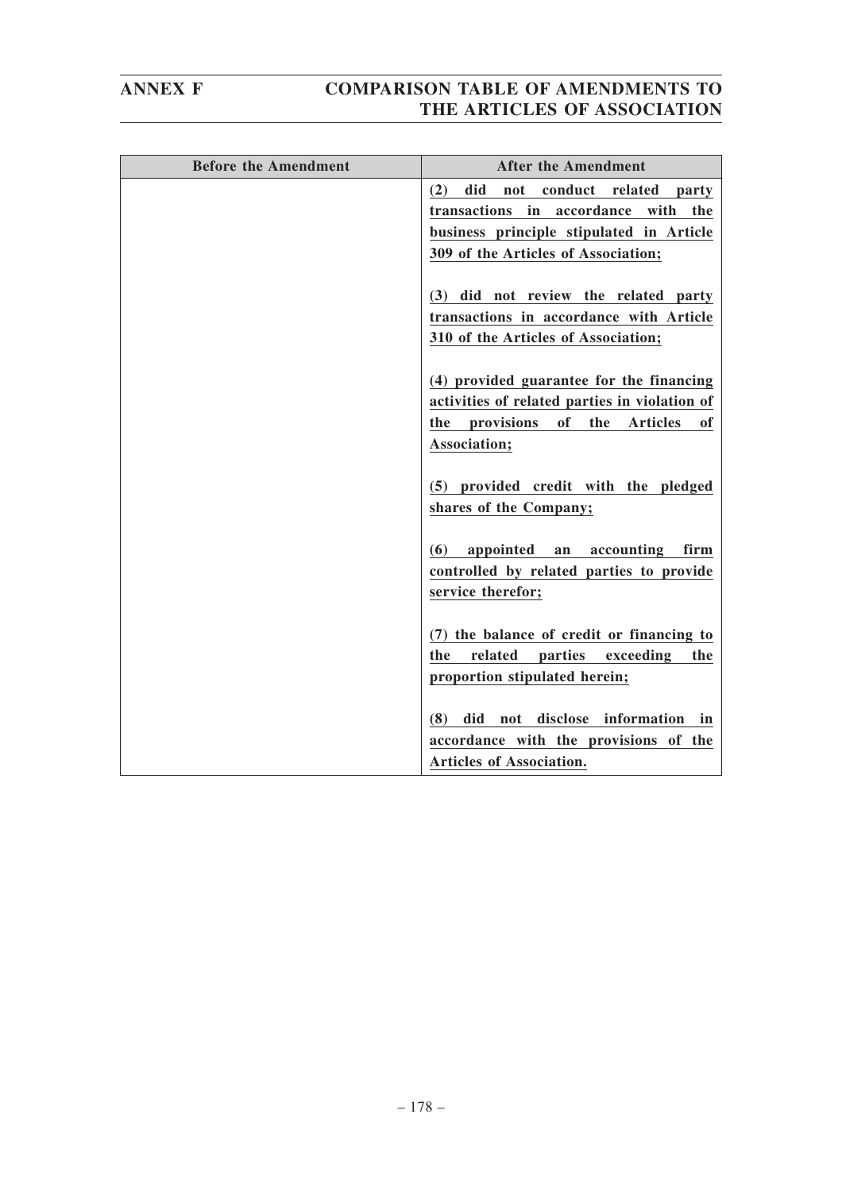| Before the Amendment | After the Amendment |
|---|---|
| | **(2) did not conduct related party transactions in accordance with the business principle stipulated in Article 309 of the Articles of Association;**<br><br>**(3) did not review the related party transactions in accordance with Article 310 of the Articles of Association;**<br><br>**(4) provided guarantee for the financing activities of related parties in violation of the provisions of the Articles of Association;**<br><br>**(5) provided credit with the pledged shares of the Company;**<br><br>**(6) appointed an accounting firm controlled by related parties to provide service therefor;**<br><br>**(7) the balance of credit or financing to the related parties exceeding the proportion stipulated herein;**<br><br>**(8) did not disclose information in accordance with the provisions of the Articles of Association.** |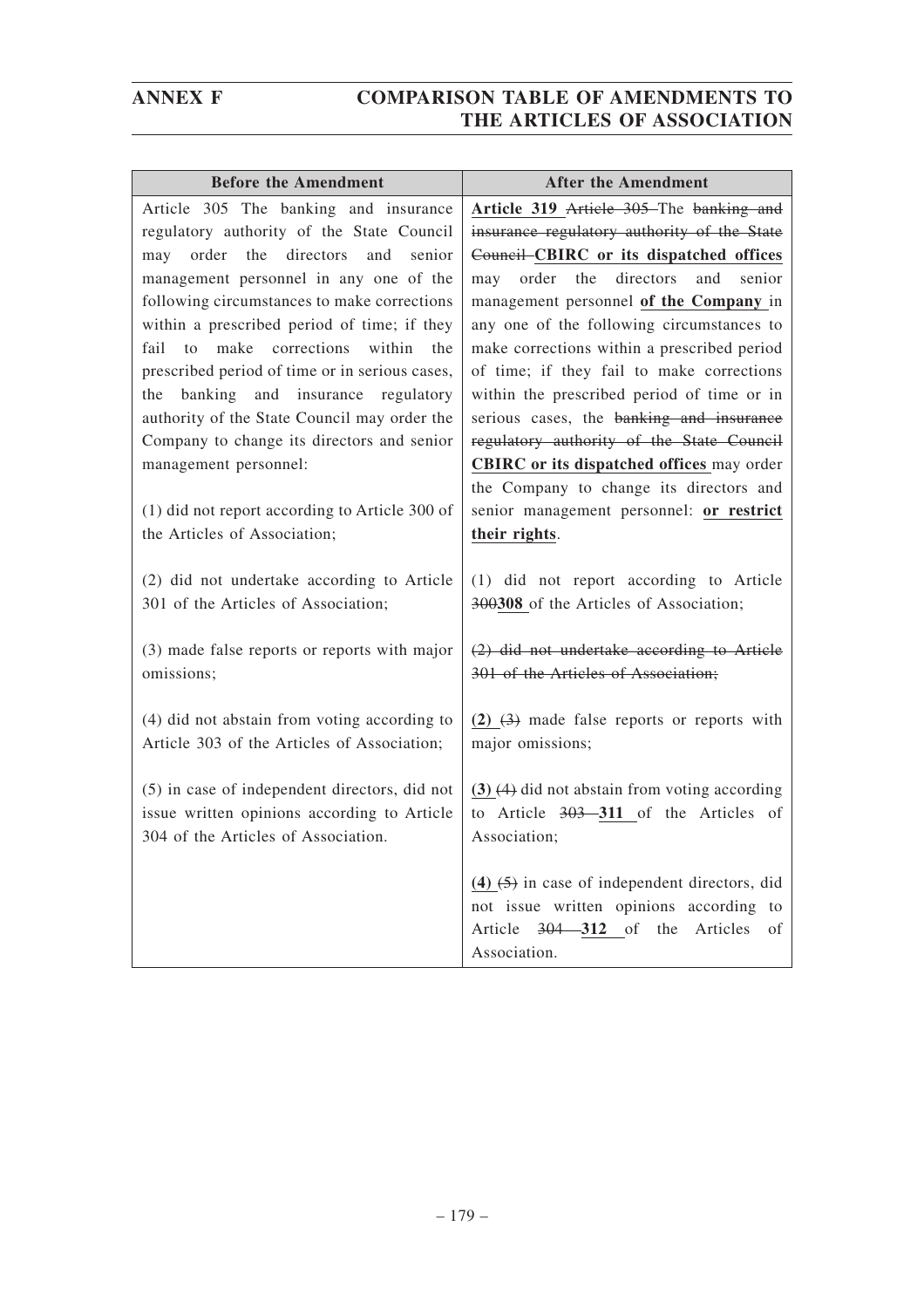| Before the Amendment | After the Amendment |
|---|---|
| Article 305 The banking and insurance regulatory authority of the State Council may order the directors and senior management personnel in any one of the following circumstances to make corrections within a prescribed period of time; if they fail to make corrections within the prescribed period of time or in serious cases, the banking and insurance regulatory authority of the State Council may order the Company to change its directors and senior management personnel:<br><br>(1) did not report according to Article 300 of the Articles of Association;<br><br>(2) did not undertake according to Article 301 of the Articles of Association;<br><br>(3) made false reports or reports with major omissions;<br><br>(4) did not abstain from voting according to Article 303 of the Articles of Association;<br><br>(5) in case of independent directors, did not issue written opinions according to Article 304 of the Articles of Association. | **Article 319** ~~Article 305~~ The ~~banking and insurance regulatory authority of the State Council~~ **CBIRC or its dispatched offices** may order the directors and senior management personnel **of the Company** in any one of the following circumstances to make corrections within a prescribed period of time; if they fail to make corrections within the prescribed period of time or in serious cases, the ~~banking and insurance regulatory authority of the State Council~~ **CBIRC or its dispatched offices** may order the Company to change its directors and senior management personnel: **or restrict their rights**.<br><br>(1) did not report according to Article ~~300~~**308** of the Articles of Association;<br><br>~~(2) did not undertake according to Article 301 of the Articles of Association;~~<br><br>**(2)** ~~(3)~~ made false reports or reports with major omissions;<br><br>**(3)** ~~(4)~~ did not abstain from voting according to Article ~~303~~ **311** of the Articles of Association;<br><br>**(4)** ~~(5)~~ in case of independent directors, did not issue written opinions according to Article ~~304~~ **312** of the Articles of Association. |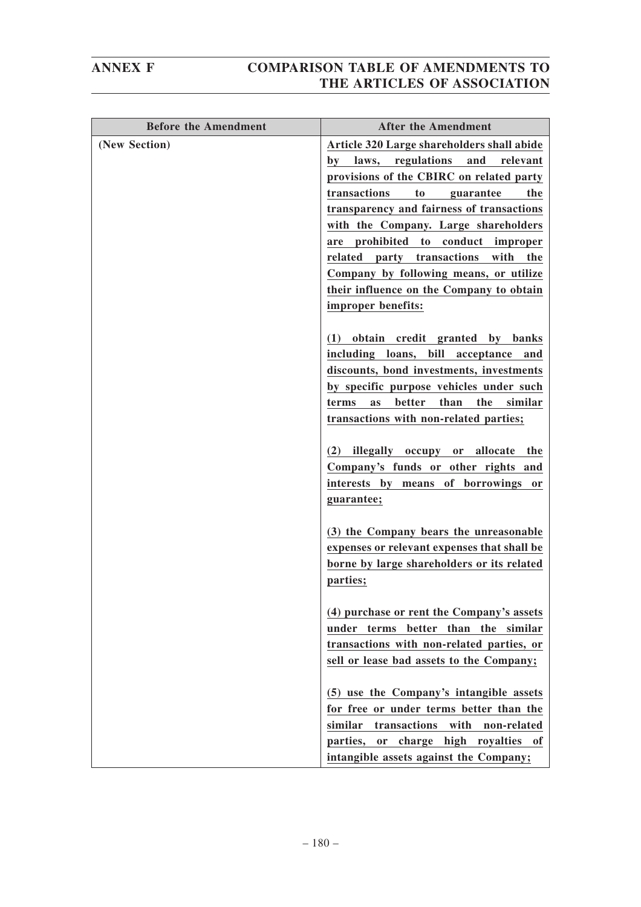## ANNEX F COMPARISON TABLE OF AMENDMENTS TO THE ARTICLES OF ASSOCIATION

| Before the Amendment | After the Amendment |
|---|---|
| **(New Section)** | **Article 320 Large shareholders shall abide by laws, regulations and relevant provisions of the CBIRC on related party transactions to guarantee the transparency and fairness of transactions with the Company. Large shareholders are prohibited to conduct improper related party transactions with the Company by following means, or utilize their influence on the Company to obtain improper benefits:**<br><br>**(1) obtain credit granted by banks including loans, bill acceptance and discounts, bond investments, investments by specific purpose vehicles under such terms as better than the similar transactions with non-related parties;**<br><br>**(2) illegally occupy or allocate the Company's funds or other rights and interests by means of borrowings or guarantee;**<br><br>**(3) the Company bears the unreasonable expenses or relevant expenses that shall be borne by large shareholders or its related parties;**<br><br>**(4) purchase or rent the Company's assets under terms better than the similar transactions with non-related parties, or sell or lease bad assets to the Company;**<br><br>**(5) use the Company's intangible assets for free or under terms better than the similar transactions with non-related parties, or charge high royalties of intangible assets against the Company;** |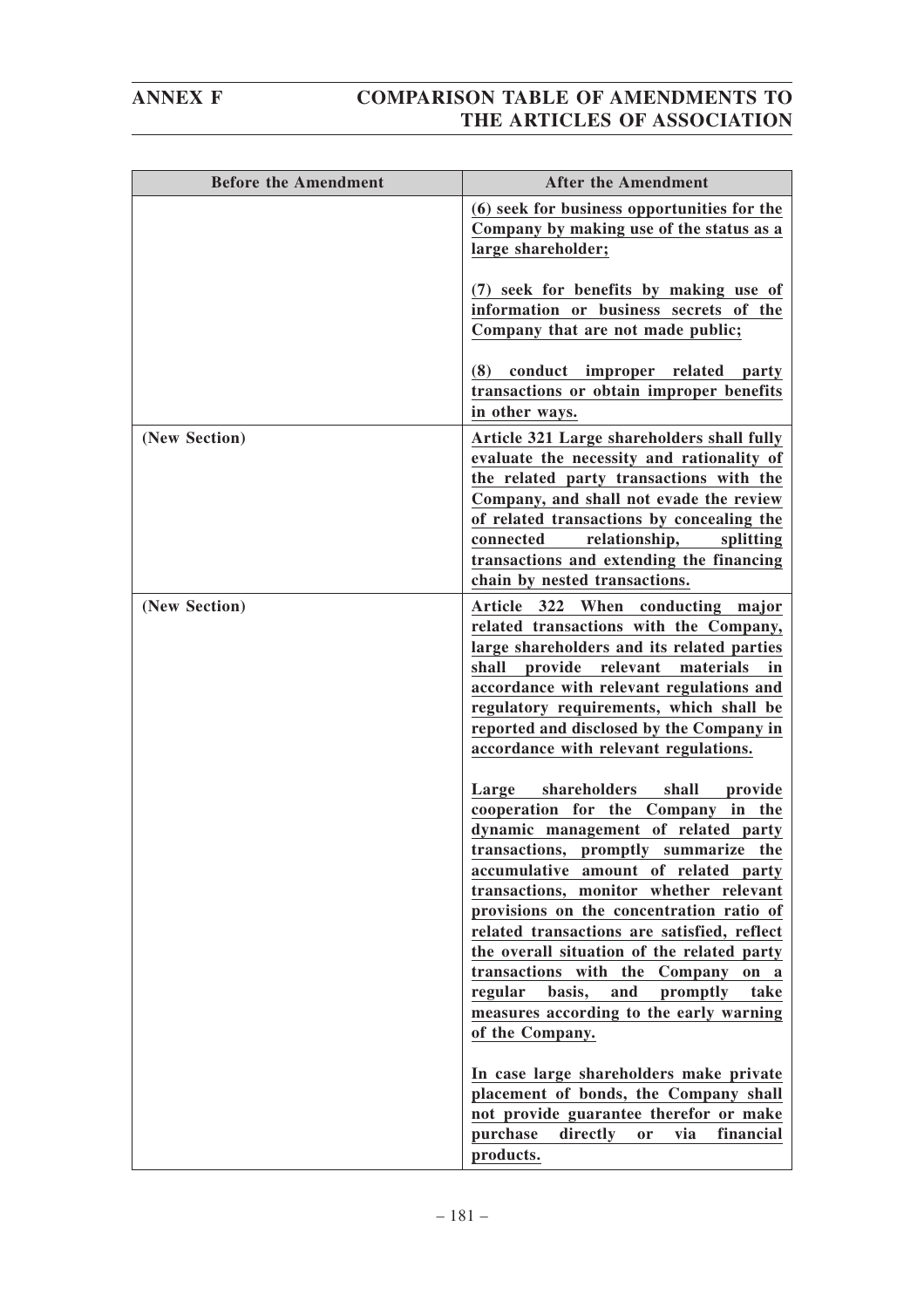| Before the Amendment | After the Amendment |
|---|---|
| | **(6) seek for business opportunities for the Company by making use of the status as a large shareholder;**<br><br>**(7) seek for benefits by making use of information or business secrets of the Company that are not made public;**<br><br>**(8) conduct improper related party transactions or obtain improper benefits in other ways.** |
| **(New Section)** | **Article 321 Large shareholders shall fully evaluate the necessity and rationality of the related party transactions with the Company, and shall not evade the review of related transactions by concealing the connected relationship, splitting transactions and extending the financing chain by nested transactions.** |
| **(New Section)** | **Article 322 When conducting major related transactions with the Company, large shareholders and its related parties shall provide relevant materials in accordance with relevant regulations and regulatory requirements, which shall be reported and disclosed by the Company in accordance with relevant regulations.**<br><br>**Large shareholders shall provide cooperation for the Company in the dynamic management of related party transactions, promptly summarize the accumulative amount of related party transactions, monitor whether relevant provisions on the concentration ratio of related transactions are satisfied, reflect the overall situation of the related party transactions with the Company on a regular basis, and promptly take measures according to the early warning of the Company.**<br><br>**In case large shareholders make private placement of bonds, the Company shall not provide guarantee therefor or make purchase directly or via financial products.** |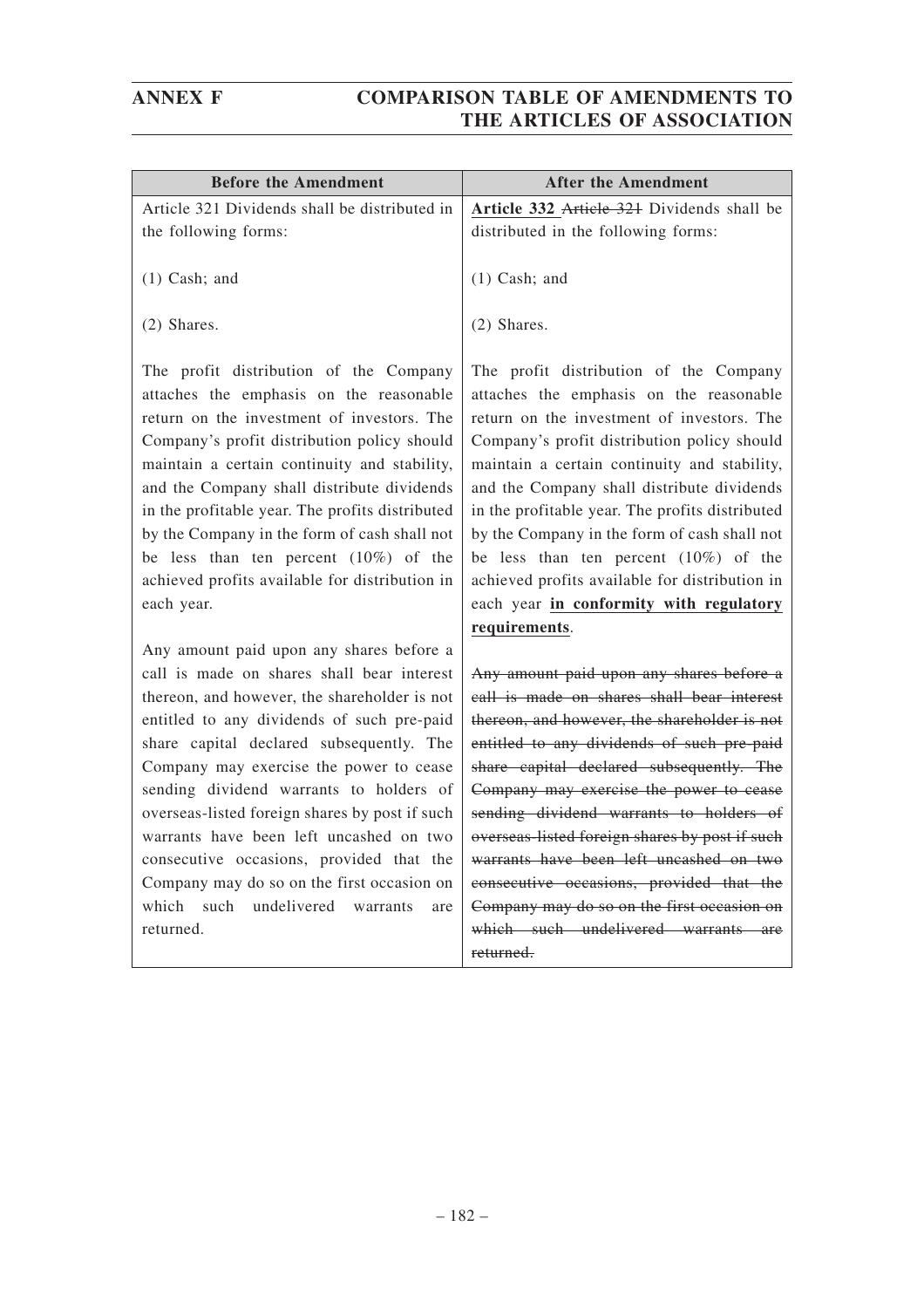| Before the Amendment | After the Amendment |
|---|---|
| Article 321 Dividends shall be distributed in the following forms:<br><br>(1) Cash; and<br><br>(2) Shares.<br><br>The profit distribution of the Company attaches the emphasis on the reasonable return on the investment of investors. The Company's profit distribution policy should maintain a certain continuity and stability, and the Company shall distribute dividends in the profitable year. The profits distributed by the Company in the form of cash shall not be less than ten percent (10%) of the achieved profits available for distribution in each year.<br><br>Any amount paid upon any shares before a call is made on shares shall bear interest thereon, and however, the shareholder is not entitled to any dividends of such pre-paid share capital declared subsequently. The Company may exercise the power to cease sending dividend warrants to holders of overseas-listed foreign shares by post if such warrants have been left uncashed on two consecutive occasions, provided that the Company may do so on the first occasion on which such undelivered warrants are returned. | <u>**Article 332**</u> ~~Article 321~~ Dividends shall be distributed in the following forms:<br><br>(1) Cash; and<br><br>(2) Shares.<br><br>The profit distribution of the Company attaches the emphasis on the reasonable return on the investment of investors. The Company's profit distribution policy should maintain a certain continuity and stability, and the Company shall distribute dividends in the profitable year. The profits distributed by the Company in the form of cash shall not be less than ten percent (10%) of the achieved profits available for distribution in each year <u>**in conformity with regulatory requirements**</u>.<br><br>~~Any amount paid upon any shares before a call is made on shares shall bear interest thereon, and however, the shareholder is not entitled to any dividends of such pre-paid share capital declared subsequently. The Company may exercise the power to cease sending dividend warrants to holders of overseas-listed foreign shares by post if such warrants have been left uncashed on two consecutive occasions, provided that the Company may do so on the first occasion on which such undelivered warrants are returned.~~ |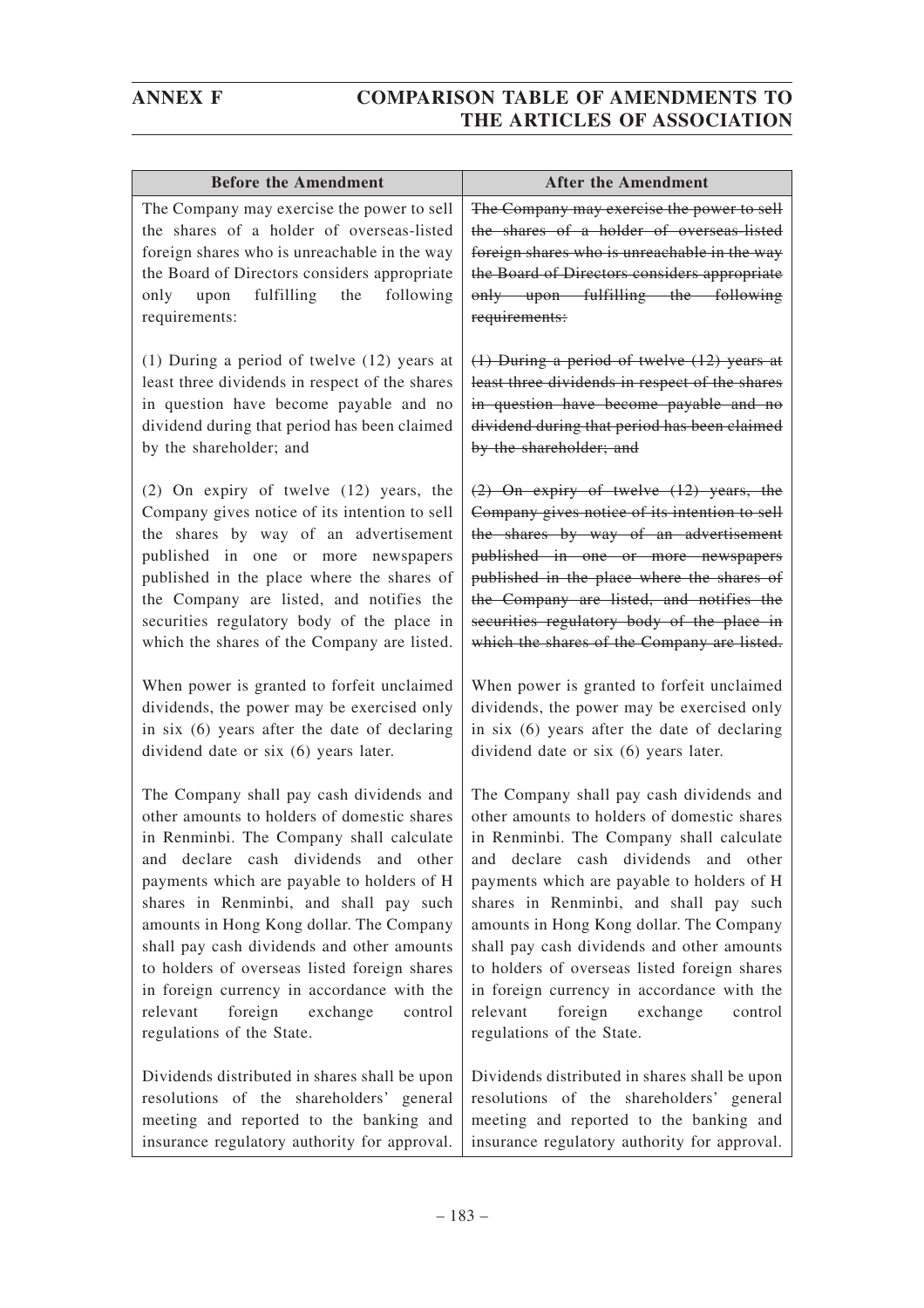## ANNEX F COMPARISON TABLE OF AMENDMENTS TO THE ARTICLES OF ASSOCIATION

| Before the Amendment | After the Amendment |
|---|---|
| The Company may exercise the power to sell the shares of a holder of overseas-listed foreign shares who is unreachable in the way the Board of Directors considers appropriate only upon fulfilling the following requirements: | ~~The Company may exercise the power to sell the shares of a holder of overseas-listed foreign shares who is unreachable in the way the Board of Directors considers appropriate only upon fulfilling the following requirements:~~ |
| (1) During a period of twelve (12) years at least three dividends in respect of the shares in question have become payable and no dividend during that period has been claimed by the shareholder; and | ~~(1) During a period of twelve (12) years at least three dividends in respect of the shares in question have become payable and no dividend during that period has been claimed by the shareholder; and~~ |
| (2) On expiry of twelve (12) years, the Company gives notice of its intention to sell the shares by way of an advertisement published in one or more newspapers published in the place where the shares of the Company are listed, and notifies the securities regulatory body of the place in which the shares of the Company are listed. | ~~(2) On expiry of twelve (12) years, the Company gives notice of its intention to sell the shares by way of an advertisement published in one or more newspapers published in the place where the shares of the Company are listed, and notifies the securities regulatory body of the place in which the shares of the Company are listed.~~ |
| When power is granted to forfeit unclaimed dividends, the power may be exercised only in six (6) years after the date of declaring dividend date or six (6) years later. | When power is granted to forfeit unclaimed dividends, the power may be exercised only in six (6) years after the date of declaring dividend date or six (6) years later. |
| The Company shall pay cash dividends and other amounts to holders of domestic shares in Renminbi. The Company shall calculate and declare cash dividends and other payments which are payable to holders of H shares in Renminbi, and shall pay such amounts in Hong Kong dollar. The Company shall pay cash dividends and other amounts to holders of overseas listed foreign shares in foreign currency in accordance with the relevant foreign exchange control regulations of the State. | The Company shall pay cash dividends and other amounts to holders of domestic shares in Renminbi. The Company shall calculate and declare cash dividends and other payments which are payable to holders of H shares in Renminbi, and shall pay such amounts in Hong Kong dollar. The Company shall pay cash dividends and other amounts to holders of overseas listed foreign shares in foreign currency in accordance with the relevant foreign exchange control regulations of the State. |
| Dividends distributed in shares shall be upon resolutions of the shareholders' general meeting and reported to the banking and insurance regulatory authority for approval. | Dividends distributed in shares shall be upon resolutions of the shareholders' general meeting and reported to the banking and insurance regulatory authority for approval. |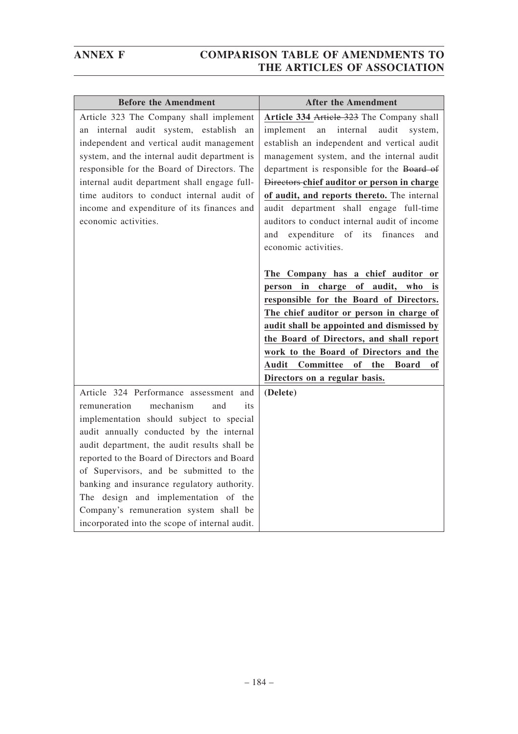| Before the Amendment | After the Amendment |
|---|---|
| Article 323 The Company shall implement an internal audit system, establish an independent and vertical audit management system, and the internal audit department is responsible for the Board of Directors. The internal audit department shall engage full-time auditors to conduct internal audit of income and expenditure of its finances and economic activities. | **Article 334** ~~Article 323~~ The Company shall implement an internal audit system, establish an independent and vertical audit management system, and the internal audit department is responsible for the ~~Board of Directors~~ **chief auditor or person in charge of audit, and reports thereto.** The internal audit department shall engage full-time auditors to conduct internal audit of income and expenditure of its finances and economic activities.<br><br>**The Company has a chief auditor or person in charge of audit, who is responsible for the Board of Directors. The chief auditor or person in charge of audit shall be appointed and dismissed by the Board of Directors, and shall report work to the Board of Directors and the Audit Committee of the Board of Directors on a regular basis.** |
| Article 324 Performance assessment and remuneration mechanism and its implementation should subject to special audit annually conducted by the internal audit department, the audit results shall be reported to the Board of Directors and Board of Supervisors, and be submitted to the banking and insurance regulatory authority. The design and implementation of the Company's remuneration system shall be incorporated into the scope of internal audit. | **(Delete)** |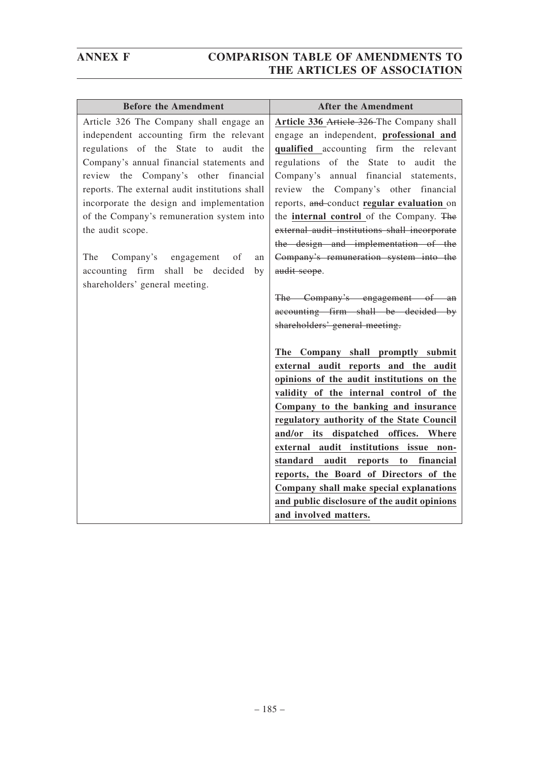| Before the Amendment | After the Amendment |
|---|---|
| Article 326 The Company shall engage an independent accounting firm the relevant regulations of the State to audit the Company's annual financial statements and review the Company's other financial reports. The external audit institutions shall incorporate the design and implementation of the Company's remuneration system into the audit scope.<br><br>The Company's engagement of an accounting firm shall be decided by shareholders' general meeting. | **Article 336** ~~Article 326~~ The Company shall engage an independent, **professional and qualified** accounting firm the relevant regulations of the State to audit the Company's annual financial statements, review the Company's other financial reports, ~~and~~ conduct **regular evaluation** on the **internal control** of the Company. ~~The external audit institutions shall incorporate the design and implementation of the Company's remuneration system into the audit scope~~.<br><br>~~The Company's engagement of an accounting firm shall be decided by shareholders' general meeting.~~<br><br>**The Company shall promptly submit external audit reports and the audit opinions of the audit institutions on the validity of the internal control of the Company to the banking and insurance regulatory authority of the State Council and/or its dispatched offices. Where external audit institutions issue non-standard audit reports to financial reports, the Board of Directors of the Company shall make special explanations and public disclosure of the audit opinions and involved matters.** |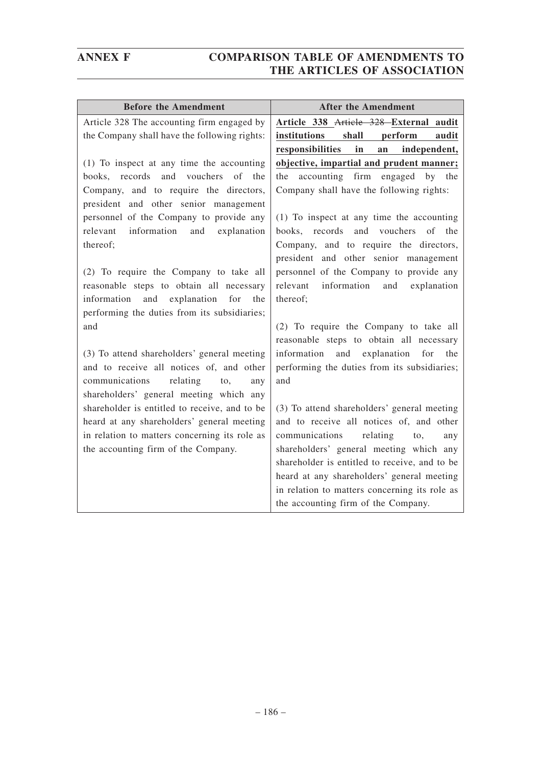| Before the Amendment | After the Amendment |
|---|---|
| Article 328 The accounting firm engaged by the Company shall have the following rights:<br><br>(1) To inspect at any time the accounting books, records and vouchers of the Company, and to require the directors, president and other senior management personnel of the Company to provide any relevant information and explanation thereof;<br><br>(2) To require the Company to take all reasonable steps to obtain all necessary information and explanation for the performing the duties from its subsidiaries; and<br><br>(3) To attend shareholders' general meeting and to receive all notices of, and other communications relating to, any shareholders' general meeting which any shareholder is entitled to receive, and to be heard at any shareholders' general meeting in relation to matters concerning its role as the accounting firm of the Company. | **Article 338** ~~Article 328~~ **External audit institutions shall perform audit responsibilities in an independent, objective, impartial and prudent manner;** the accounting firm engaged by the Company shall have the following rights:<br><br>(1) To inspect at any time the accounting books, records and vouchers of the Company, and to require the directors, president and other senior management personnel of the Company to provide any relevant information and explanation thereof;<br><br>(2) To require the Company to take all reasonable steps to obtain all necessary information and explanation for the performing the duties from its subsidiaries; and<br><br>(3) To attend shareholders' general meeting and to receive all notices of, and other communications relating to, any shareholders' general meeting which any shareholder is entitled to receive, and to be heard at any shareholders' general meeting in relation to matters concerning its role as the accounting firm of the Company. |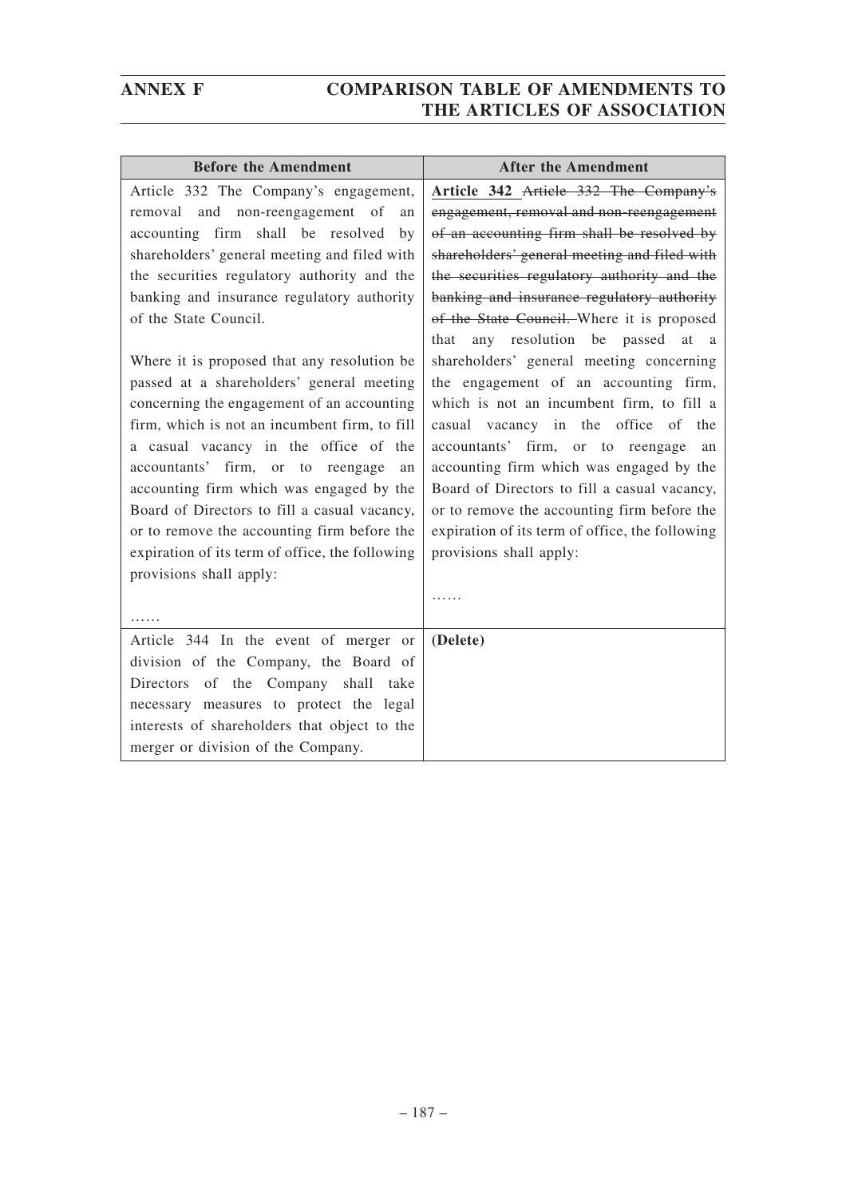| Before the Amendment | After the Amendment |
|---|---|
| Article 332 The Company's engagement, removal and non-reengagement of an accounting firm shall be resolved by shareholders' general meeting and filed with the securities regulatory authority and the banking and insurance regulatory authority of the State Council.<br><br>Where it is proposed that any resolution be passed at a shareholders' general meeting concerning the engagement of an accounting firm, which is not an incumbent firm, to fill a casual vacancy in the office of the accountants' firm, or to reengage an accounting firm which was engaged by the Board of Directors to fill a casual vacancy, or to remove the accounting firm before the expiration of its term of office, the following provisions shall apply:<br><br>…… | **<u>Article 342</u>** ~~Article 332 The Company's engagement, removal and non-reengagement of an accounting firm shall be resolved by shareholders' general meeting and filed with the securities regulatory authority and the banking and insurance regulatory authority of the State Council.~~ Where it is proposed that any resolution be passed at a shareholders' general meeting concerning the engagement of an accounting firm, which is not an incumbent firm, to fill a casual vacancy in the office of the accountants' firm, or to reengage an accounting firm which was engaged by the Board of Directors to fill a casual vacancy, or to remove the accounting firm before the expiration of its term of office, the following provisions shall apply:<br><br>…… |
| Article 344 In the event of merger or division of the Company, the Board of Directors of the Company shall take necessary measures to protect the legal interests of shareholders that object to the merger or division of the Company. | **(Delete)** |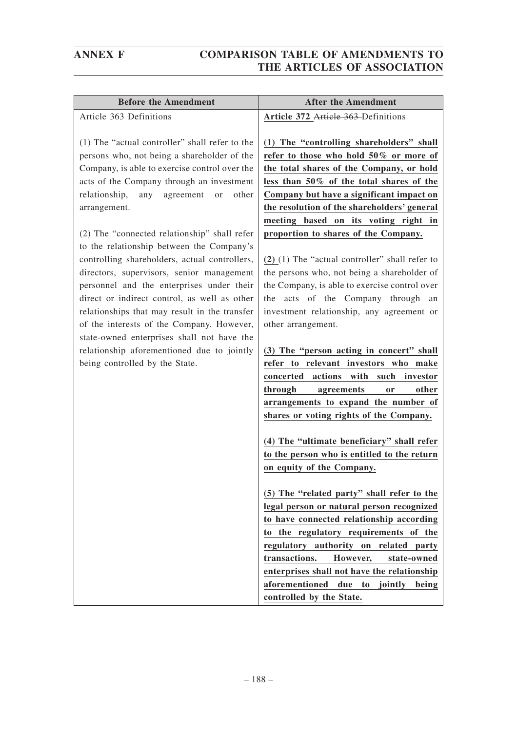| Before the Amendment | After the Amendment |
|---|---|
| Article 363 Definitions<br><br>(1) The "actual controller" shall refer to the persons who, not being a shareholder of the Company, is able to exercise control over the acts of the Company through an investment relationship, any agreement or other arrangement.<br><br>(2) The "connected relationship" shall refer to the relationship between the Company's controlling shareholders, actual controllers, directors, supervisors, senior management personnel and the enterprises under their direct or indirect control, as well as other relationships that may result in the transfer of the interests of the Company. However, state-owned enterprises shall not have the relationship aforementioned due to jointly being controlled by the State. | **Article 372** ~~Article 363~~ Definitions<br><br>**(1) The "controlling shareholders" shall refer to those who hold 50% or more of the total shares of the Company, or hold less than 50% of the total shares of the Company but have a significant impact on the resolution of the shareholders' general meeting based on its voting right in proportion to shares of the Company.**<br><br>**(2)** ~~(1)~~ The "actual controller" shall refer to the persons who, not being a shareholder of the Company, is able to exercise control over the acts of the Company through an investment relationship, any agreement or other arrangement.<br><br>**(3) The "person acting in concert" shall refer to relevant investors who make concerted actions with such investor through agreements or other arrangements to expand the number of shares or voting rights of the Company.**<br><br>**(4) The "ultimate beneficiary" shall refer to the person who is entitled to the return on equity of the Company.**<br><br>**(5) The "related party" shall refer to the legal person or natural person recognized to have connected relationship according to the regulatory requirements of the regulatory authority on related party transactions. However, state-owned enterprises shall not have the relationship aforementioned due to jointly being controlled by the State.** |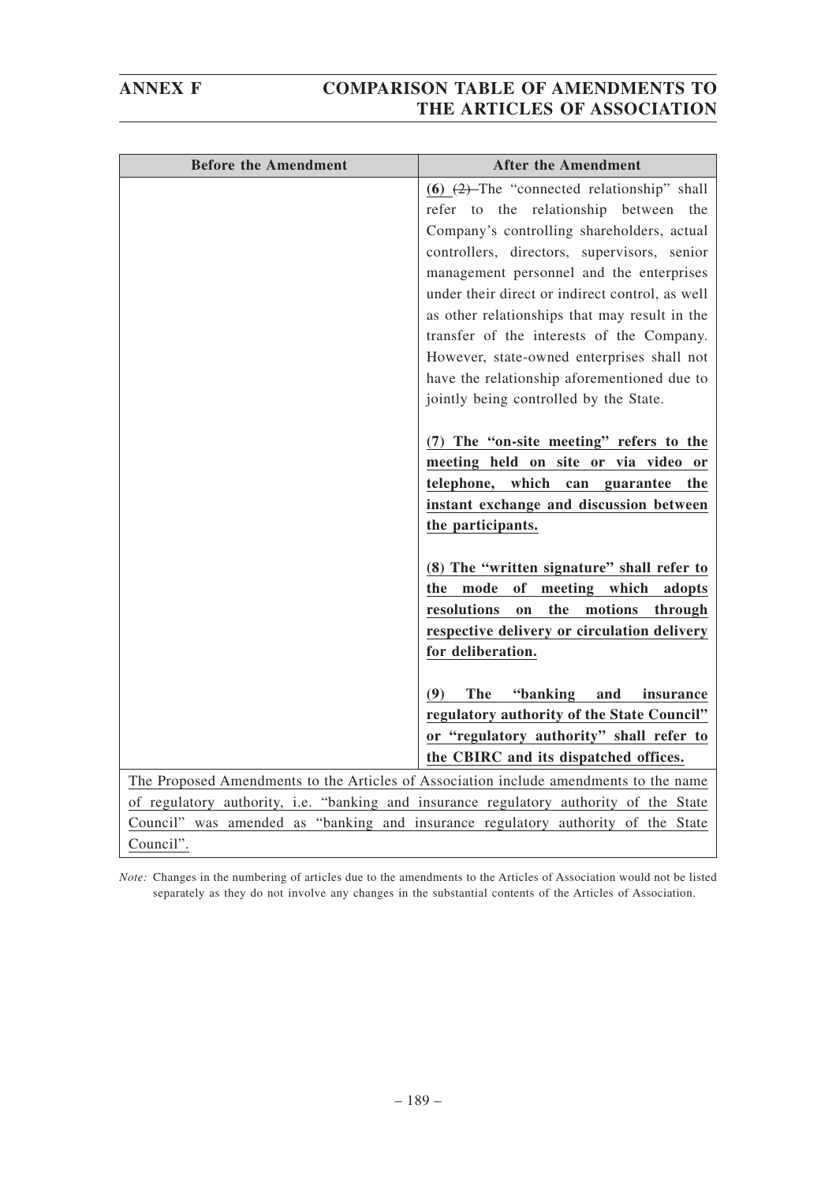| Before the Amendment | After the Amendment |
| --- | --- |
| | **(6)** ~~(2)~~ The "connected relationship" shall refer to the relationship between the Company's controlling shareholders, actual controllers, directors, supervisors, senior management personnel and the enterprises under their direct or indirect control, as well as other relationships that may result in the transfer of the interests of the Company. However, state-owned enterprises shall not have the relationship aforementioned due to jointly being controlled by the State.<br><br>**(7) The "on-site meeting" refers to the meeting held on site or via video or telephone, which can guarantee the instant exchange and discussion between the participants.**<br><br>**(8) The "written signature" shall refer to the mode of meeting which adopts resolutions on the motions through respective delivery or circulation delivery for deliberation.**<br><br>**(9) The "banking and insurance regulatory authority of the State Council" or "regulatory authority" shall refer to the CBIRC and its dispatched offices.** |
| The Proposed Amendments to the Articles of Association include amendments to the name of regulatory authority, i.e. "banking and insurance regulatory authority of the State Council" was amended as "banking and insurance regulatory authority of the State Council". | |

*Note:* Changes in the numbering of articles due to the amendments to the Articles of Association would not be listed separately as they do not involve any changes in the substantial contents of the Articles of Association.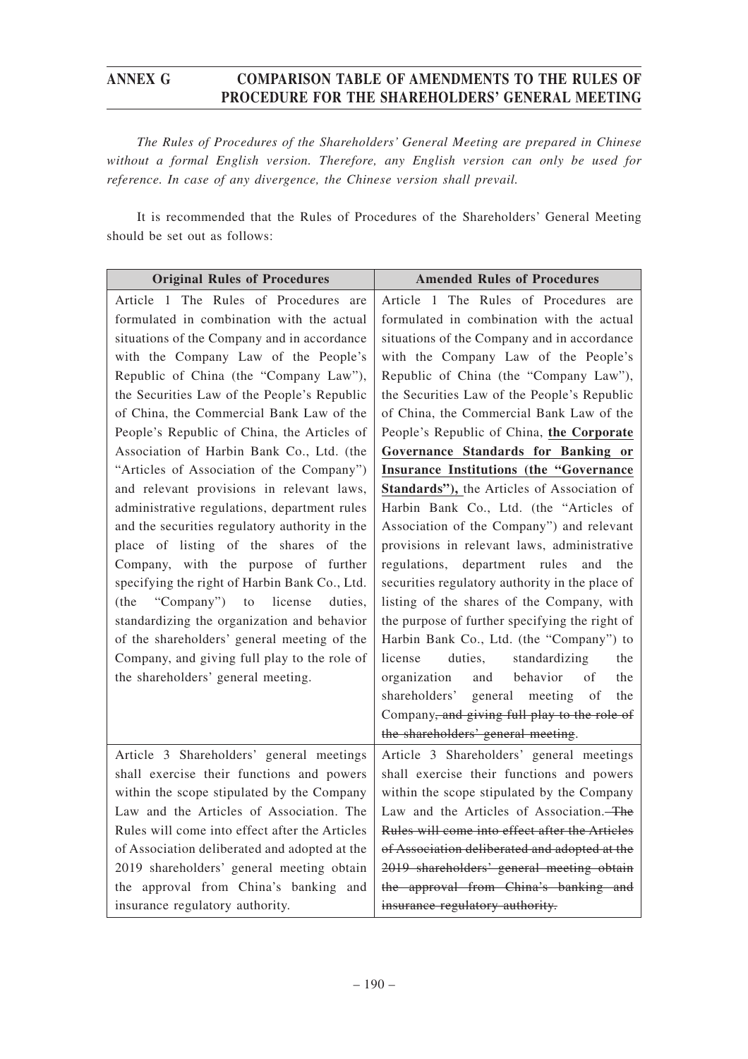# ANNEX G COMPARISON TABLE OF AMENDMENTS TO THE RULES OF PROCEDURE FOR THE SHAREHOLDERS' GENERAL MEETING

*The Rules of Procedures of the Shareholders' General Meeting are prepared in Chinese without a formal English version. Therefore, any English version can only be used for reference. In case of any divergence, the Chinese version shall prevail.*

It is recommended that the Rules of Procedures of the Shareholders' General Meeting should be set out as follows:

| Original Rules of Procedures | Amended Rules of Procedures |
|---|---|
| Article 1 The Rules of Procedures are formulated in combination with the actual situations of the Company and in accordance with the Company Law of the People's Republic of China (the "Company Law"), the Securities Law of the People's Republic of China, the Commercial Bank Law of the People's Republic of China, the Articles of Association of Harbin Bank Co., Ltd. (the "Articles of Association of the Company") and relevant provisions in relevant laws, administrative regulations, department rules and the securities regulatory authority in the place of listing of the shares of the Company, with the purpose of further specifying the right of Harbin Bank Co., Ltd. (the "Company") to license duties, standardizing the organization and behavior of the shareholders' general meeting of the Company, and giving full play to the role of the shareholders' general meeting. | Article 1 The Rules of Procedures are formulated in combination with the actual situations of the Company and in accordance with the Company Law of the People's Republic of China (the "Company Law"), the Securities Law of the People's Republic of China, the Commercial Bank Law of the People's Republic of China, **the Corporate Governance Standards for Banking or Insurance Institutions (the "Governance Standards"),** the Articles of Association of Harbin Bank Co., Ltd. (the "Articles of Association of the Company") and relevant provisions in relevant laws, administrative regulations, department rules and the securities regulatory authority in the place of listing of the shares of the Company, with the purpose of further specifying the right of Harbin Bank Co., Ltd. (the "Company") to license duties, standardizing the organization and behavior of the shareholders' general meeting of the Company~~, and giving full play to the role of the shareholders' general meeting~~. |
| Article 3 Shareholders' general meetings shall exercise their functions and powers within the scope stipulated by the Company Law and the Articles of Association. The Rules will come into effect after the Articles of Association deliberated and adopted at the 2019 shareholders' general meeting obtain the approval from China's banking and insurance regulatory authority. | Article 3 Shareholders' general meetings shall exercise their functions and powers within the scope stipulated by the Company Law and the Articles of Association. ~~The Rules will come into effect after the Articles of Association deliberated and adopted at the 2019 shareholders' general meeting obtain the approval from China's banking and insurance regulatory authority.~~ |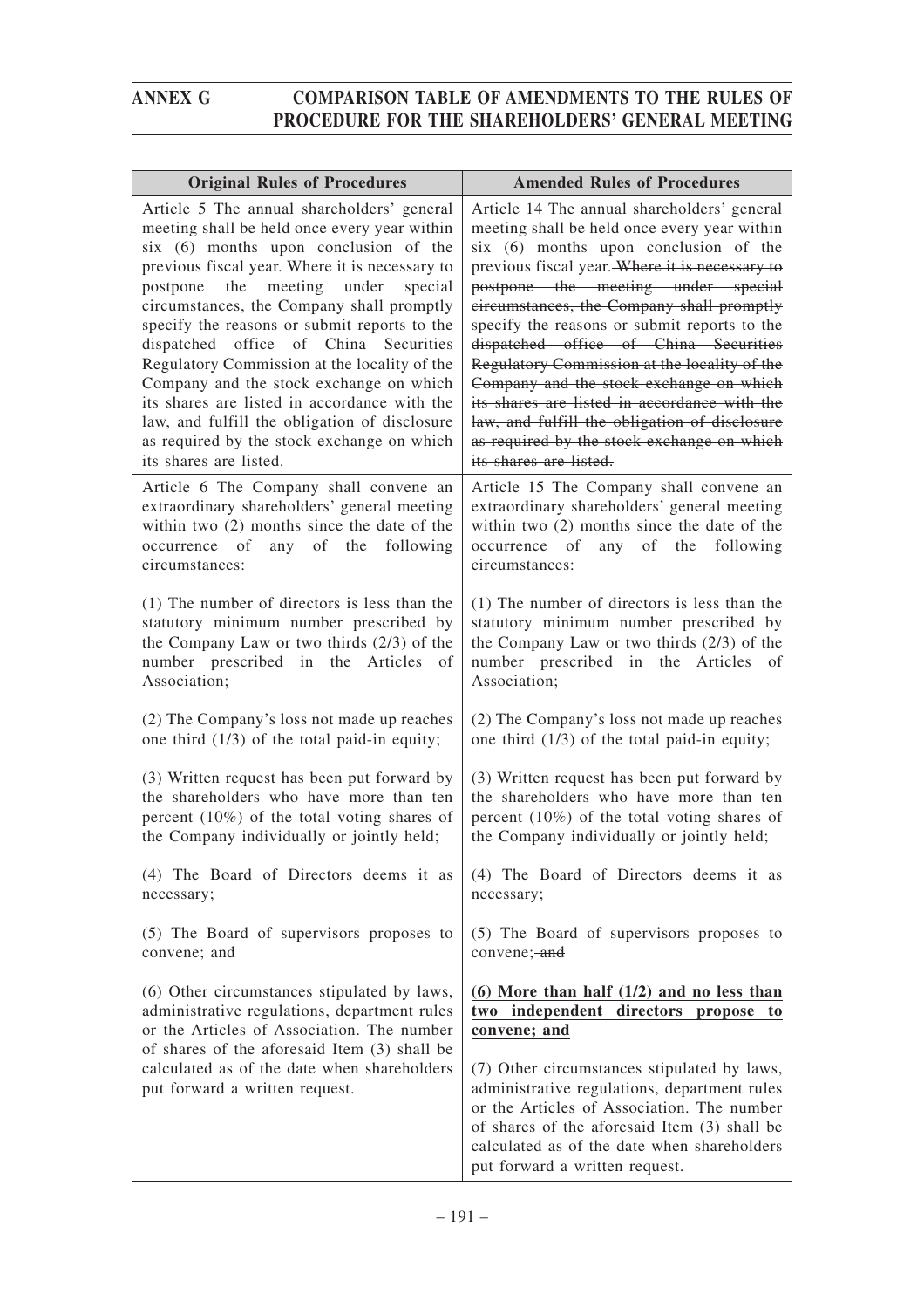| Original Rules of Procedures | Amended Rules of Procedures |
|---|---|
| Article 5 The annual shareholders' general meeting shall be held once every year within six (6) months upon conclusion of the previous fiscal year. Where it is necessary to postpone the meeting under special circumstances, the Company shall promptly specify the reasons or submit reports to the dispatched office of China Securities Regulatory Commission at the locality of the Company and the stock exchange on which its shares are listed in accordance with the law, and fulfill the obligation of disclosure as required by the stock exchange on which its shares are listed. | Article 14 The annual shareholders' general meeting shall be held once every year within six (6) months upon conclusion of the previous fiscal year. ~~Where it is necessary to postpone the meeting under special circumstances, the Company shall promptly specify the reasons or submit reports to the dispatched office of China Securities Regulatory Commission at the locality of the Company and the stock exchange on which its shares are listed in accordance with the law, and fulfill the obligation of disclosure as required by the stock exchange on which its shares are listed.~~ |
| Article 6 The Company shall convene an extraordinary shareholders' general meeting within two (2) months since the date of the occurrence of any of the following circumstances:<br><br>(1) The number of directors is less than the statutory minimum number prescribed by the Company Law or two thirds (2/3) of the number prescribed in the Articles of Association;<br><br>(2) The Company's loss not made up reaches one third (1/3) of the total paid-in equity;<br><br>(3) Written request has been put forward by the shareholders who have more than ten percent (10%) of the total voting shares of the Company individually or jointly held;<br><br>(4) The Board of Directors deems it as necessary;<br><br>(5) The Board of supervisors proposes to convene; and<br><br>(6) Other circumstances stipulated by laws, administrative regulations, department rules or the Articles of Association. The number of shares of the aforesaid Item (3) shall be calculated as of the date when shareholders put forward a written request. | Article 15 The Company shall convene an extraordinary shareholders' general meeting within two (2) months since the date of the occurrence of any of the following circumstances:<br><br>(1) The number of directors is less than the statutory minimum number prescribed by the Company Law or two thirds (2/3) of the number prescribed in the Articles of Association;<br><br>(2) The Company's loss not made up reaches one third (1/3) of the total paid-in equity;<br><br>(3) Written request has been put forward by the shareholders who have more than ten percent (10%) of the total voting shares of the Company individually or jointly held;<br><br>(4) The Board of Directors deems it as necessary;<br><br>(5) The Board of supervisors proposes to convene;~~and~~<br><br><u>**(6) More than half (1/2) and no less than two independent directors propose to convene; and**</u><br><br>(7) Other circumstances stipulated by laws, administrative regulations, department rules or the Articles of Association. The number of shares of the aforesaid Item (3) shall be calculated as of the date when shareholders put forward a written request. |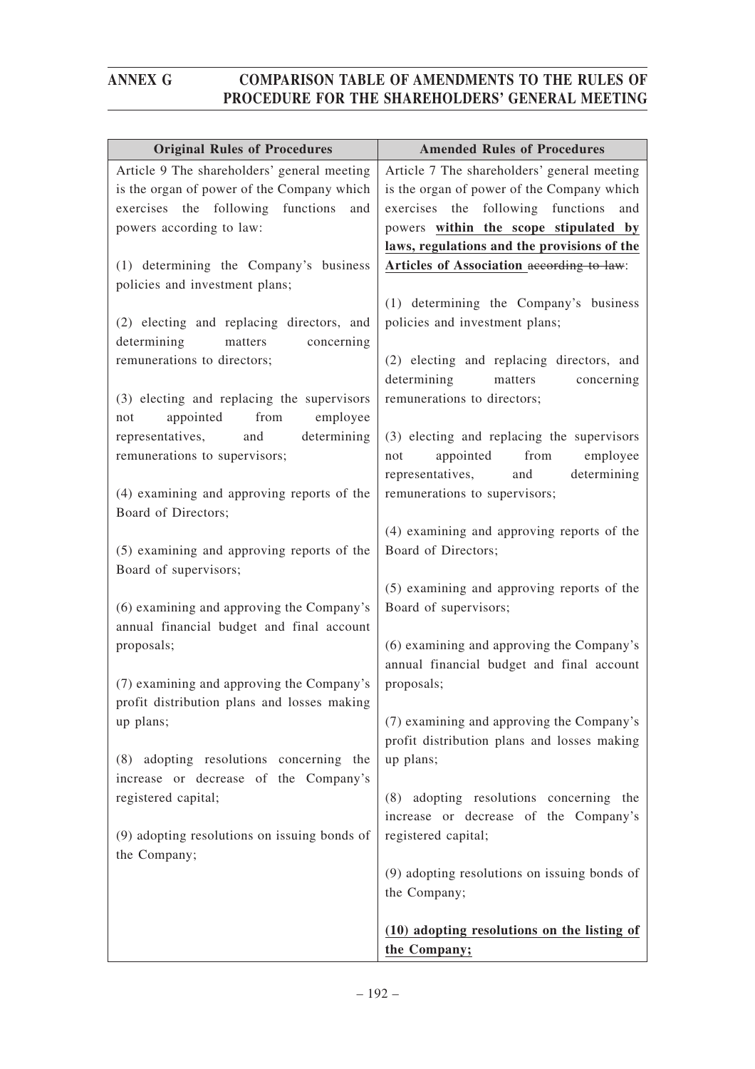## ANNEX G COMPARISON TABLE OF AMENDMENTS TO THE RULES OF PROCEDURE FOR THE SHAREHOLDERS' GENERAL MEETING

| Original Rules of Procedures | Amended Rules of Procedures |
|---|---|
| Article 9 The shareholders' general meeting is the organ of power of the Company which exercises the following functions and powers according to law:<br><br>(1) determining the Company's business policies and investment plans;<br><br>(2) electing and replacing directors, and determining matters concerning remunerations to directors;<br><br>(3) electing and replacing the supervisors not appointed from employee representatives, and determining remunerations to supervisors;<br><br>(4) examining and approving reports of the Board of Directors;<br><br>(5) examining and approving reports of the Board of supervisors;<br><br>(6) examining and approving the Company's annual financial budget and final account proposals;<br><br>(7) examining and approving the Company's profit distribution plans and losses making up plans;<br><br>(8) adopting resolutions concerning the increase or decrease of the Company's registered capital;<br><br>(9) adopting resolutions on issuing bonds of the Company; | Article 7 The shareholders' general meeting is the organ of power of the Company which exercises the following functions and powers **within the scope stipulated by laws, regulations and the provisions of the Articles of Association** ~~according to law~~:<br><br>(1) determining the Company's business policies and investment plans;<br><br>(2) electing and replacing directors, and determining matters concerning remunerations to directors;<br><br>(3) electing and replacing the supervisors not appointed from employee representatives, and determining remunerations to supervisors;<br><br>(4) examining and approving reports of the Board of Directors;<br><br>(5) examining and approving reports of the Board of supervisors;<br><br>(6) examining and approving the Company's annual financial budget and final account proposals;<br><br>(7) examining and approving the Company's profit distribution plans and losses making up plans;<br><br>(8) adopting resolutions concerning the increase or decrease of the Company's registered capital;<br><br>(9) adopting resolutions on issuing bonds of the Company;<br><br>**(10) adopting resolutions on the listing of the Company;** |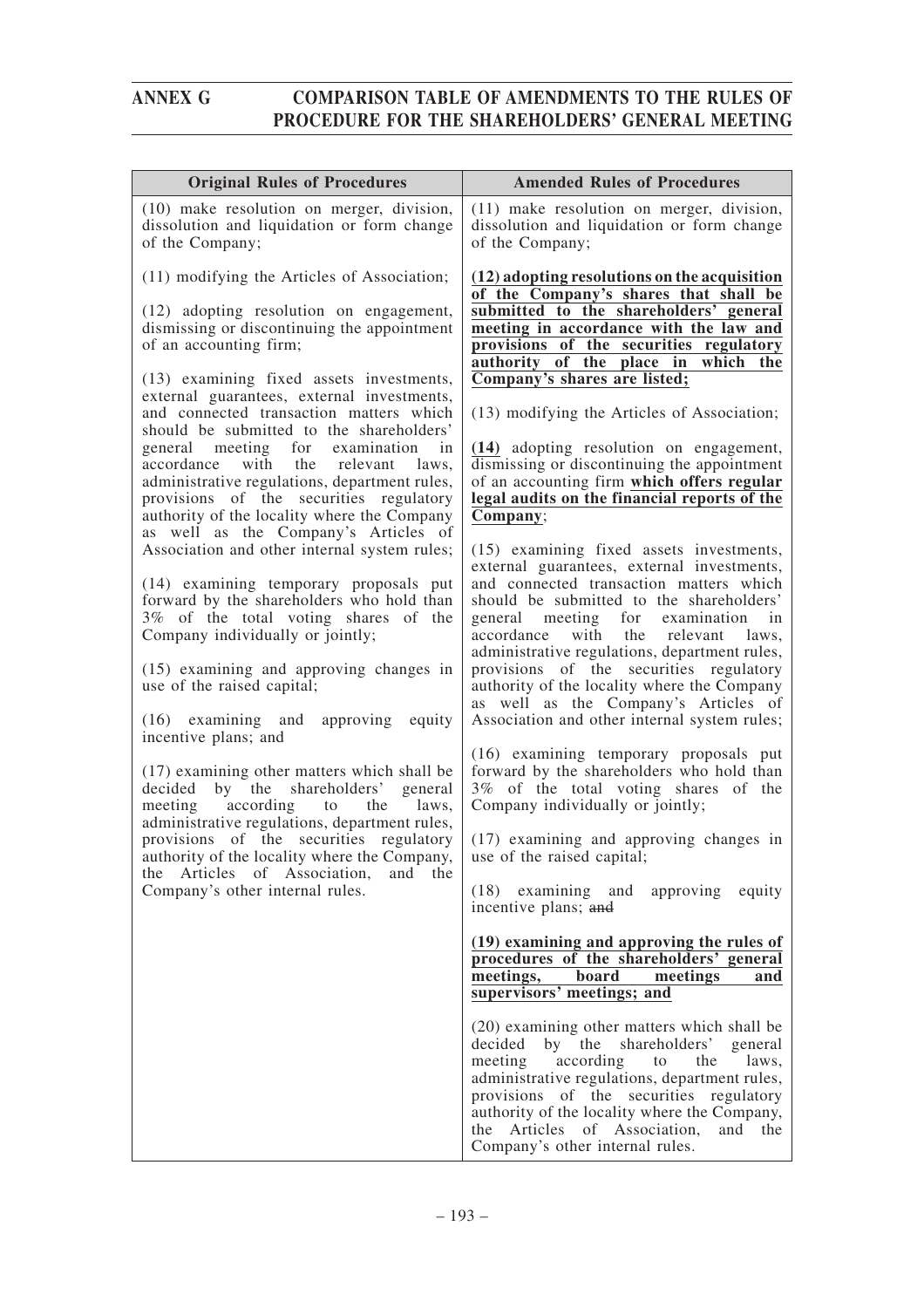| Original Rules of Procedures | Amended Rules of Procedures |
|---|---|
| (10) make resolution on merger, division, dissolution and liquidation or form change of the Company;<br><br>(11) modifying the Articles of Association;<br><br>(12) adopting resolution on engagement, dismissing or discontinuing the appointment of an accounting firm;<br><br>(13) examining fixed assets investments, external guarantees, external investments, and connected transaction matters which should be submitted to the shareholders' general meeting for examination in accordance with the relevant laws, administrative regulations, department rules, provisions of the securities regulatory authority of the locality where the Company as well as the Company's Articles of Association and other internal system rules;<br><br>(14) examining temporary proposals put forward by the shareholders who hold than 3% of the total voting shares of the Company individually or jointly;<br><br>(15) examining and approving changes in use of the raised capital;<br><br>(16) examining and approving equity incentive plans; and<br><br>(17) examining other matters which shall be decided by the shareholders' general meeting according to the laws, administrative regulations, department rules, provisions of the securities regulatory authority of the locality where the Company, the Articles of Association, and the Company's other internal rules. | (11) make resolution on merger, division, dissolution and liquidation or form change of the Company;<br><br>**(12) adopting resolutions on the acquisition of the Company's shares that shall be submitted to the shareholders' general meeting in accordance with the law and provisions of the securities regulatory authority of the place in which the Company's shares are listed;**<br><br>(13) modifying the Articles of Association;<br><br>**(14)** adopting resolution on engagement, dismissing or discontinuing the appointment of an accounting firm **which offers regular legal audits on the financial reports of the Company**;<br><br>(15) examining fixed assets investments, external guarantees, external investments, and connected transaction matters which should be submitted to the shareholders' general meeting for examination in accordance with the relevant laws, administrative regulations, department rules, provisions of the securities regulatory authority of the locality where the Company as well as the Company's Articles of Association and other internal system rules;<br><br>(16) examining temporary proposals put forward by the shareholders who hold than 3% of the total voting shares of the Company individually or jointly;<br><br>(17) examining and approving changes in use of the raised capital;<br><br>(18) examining and approving equity incentive plans; ~~and~~<br><br>**(19) examining and approving the rules of procedures of the shareholders' general meetings, board meetings and supervisors' meetings; and**<br><br>(20) examining other matters which shall be decided by the shareholders' general meeting according to the laws, administrative regulations, department rules, provisions of the securities regulatory authority of the locality where the Company, the Articles of Association, and the Company's other internal rules. |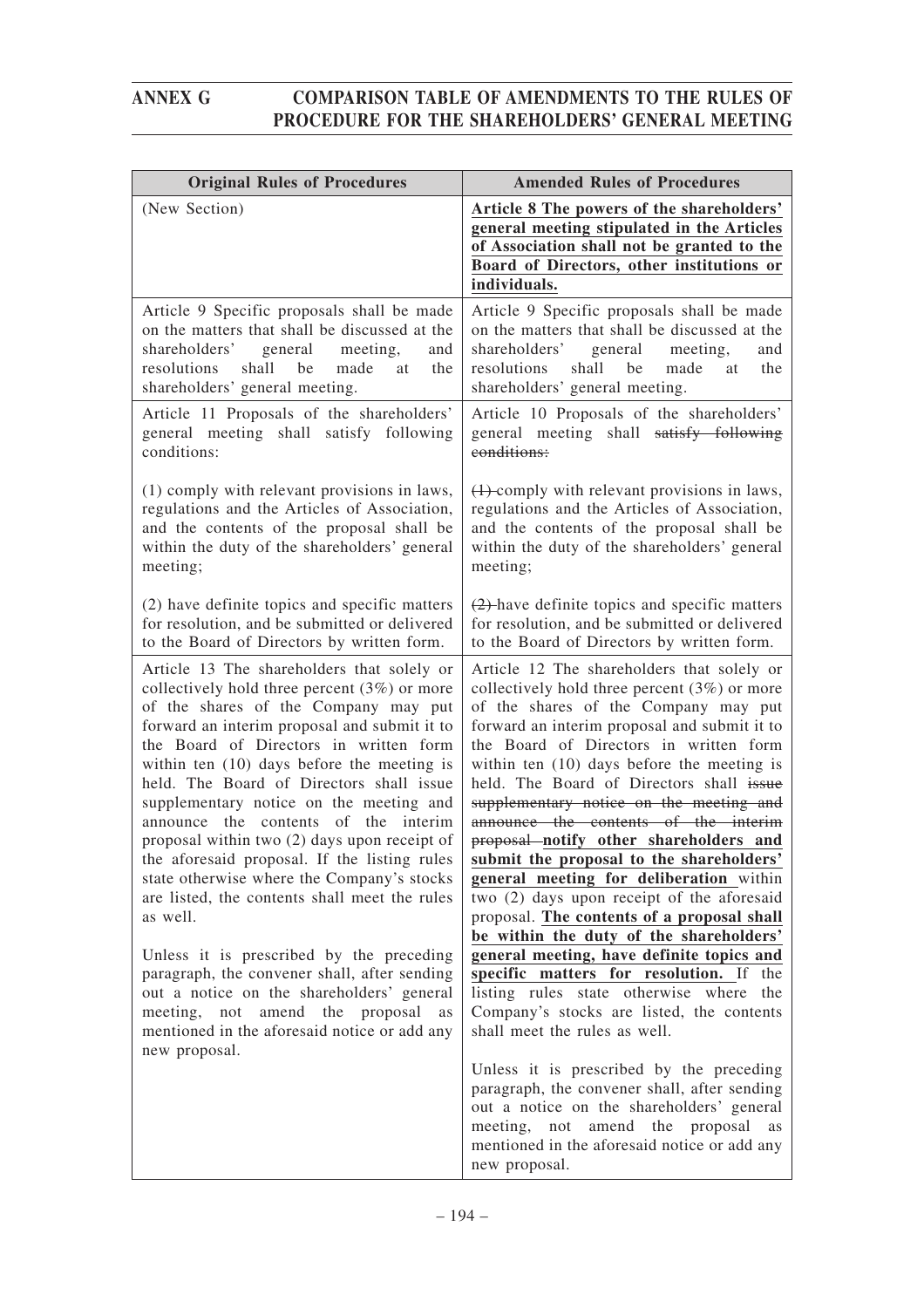## ANNEX G COMPARISON TABLE OF AMENDMENTS TO THE RULES OF PROCEDURE FOR THE SHAREHOLDERS' GENERAL MEETING

| Original Rules of Procedures | Amended Rules of Procedures |
|---|---|
| (New Section) | **Article 8 The powers of the shareholders' general meeting stipulated in the Articles of Association shall not be granted to the Board of Directors, other institutions or individuals.** |
| Article 9 Specific proposals shall be made on the matters that shall be discussed at the shareholders' general meeting, and resolutions shall be made at the shareholders' general meeting. | Article 9 Specific proposals shall be made on the matters that shall be discussed at the shareholders' general meeting, and resolutions shall be made at the shareholders' general meeting. |
| Article 11 Proposals of the shareholders' general meeting shall satisfy following conditions:<br><br>(1) comply with relevant provisions in laws, regulations and the Articles of Association, and the contents of the proposal shall be within the duty of the shareholders' general meeting;<br><br>(2) have definite topics and specific matters for resolution, and be submitted or delivered to the Board of Directors by written form. | Article 10 Proposals of the shareholders' general meeting shall ~~satisfy following conditions:~~<br><br>~~(1)~~ comply with relevant provisions in laws, regulations and the Articles of Association, and the contents of the proposal shall be within the duty of the shareholders' general meeting;<br><br>~~(2)~~ have definite topics and specific matters for resolution, and be submitted or delivered to the Board of Directors by written form. |
| Article 13 The shareholders that solely or collectively hold three percent (3%) or more of the shares of the Company may put forward an interim proposal and submit it to the Board of Directors in written form within ten (10) days before the meeting is held. The Board of Directors shall issue supplementary notice on the meeting and announce the contents of the interim proposal within two (2) days upon receipt of the aforesaid proposal. If the listing rules state otherwise where the Company's stocks are listed, the contents shall meet the rules as well.<br><br>Unless it is prescribed by the preceding paragraph, the convener shall, after sending out a notice on the shareholders' general meeting, not amend the proposal as mentioned in the aforesaid notice or add any new proposal. | Article 12 The shareholders that solely or collectively hold three percent (3%) or more of the shares of the Company may put forward an interim proposal and submit it to the Board of Directors in written form within ten (10) days before the meeting is held. The Board of Directors shall ~~issue supplementary notice on the meeting and announce the contents of the interim proposal~~ **notify other shareholders and submit the proposal to the shareholders' general meeting for deliberation** within two (2) days upon receipt of the aforesaid proposal. **The contents of a proposal shall be within the duty of the shareholders' general meeting, have definite topics and specific matters for resolution.** If the listing rules state otherwise where the Company's stocks are listed, the contents shall meet the rules as well.<br><br>Unless it is prescribed by the preceding paragraph, the convener shall, after sending out a notice on the shareholders' general meeting, not amend the proposal as mentioned in the aforesaid notice or add any new proposal. |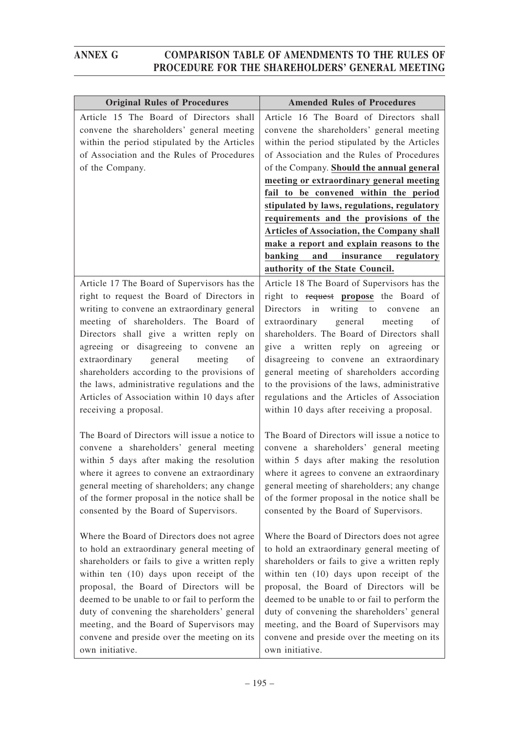| Original Rules of Procedures | Amended Rules of Procedures |
| --- | --- |
| Article 15 The Board of Directors shall convene the shareholders' general meeting within the period stipulated by the Articles of Association and the Rules of Procedures of the Company. | Article 16 The Board of Directors shall convene the shareholders' general meeting within the period stipulated by the Articles of Association and the Rules of Procedures of the Company. **Should the annual general meeting or extraordinary general meeting fail to be convened within the period stipulated by laws, regulations, regulatory requirements and the provisions of the Articles of Association, the Company shall make a report and explain reasons to the banking and insurance regulatory authority of the State Council.** |
| Article 17 The Board of Supervisors has the right to request the Board of Directors in writing to convene an extraordinary general meeting of shareholders. The Board of Directors shall give a written reply on agreeing or disagreeing to convene an extraordinary general meeting of shareholders according to the provisions of the laws, administrative regulations and the Articles of Association within 10 days after receiving a proposal.<br><br>The Board of Directors will issue a notice to convene a shareholders' general meeting within 5 days after making the resolution where it agrees to convene an extraordinary general meeting of shareholders; any change of the former proposal in the notice shall be consented by the Board of Supervisors.<br><br>Where the Board of Directors does not agree to hold an extraordinary general meeting of shareholders or fails to give a written reply within ten (10) days upon receipt of the proposal, the Board of Directors will be deemed to be unable to or fail to perform the duty of convening the shareholders' general meeting, and the Board of Supervisors may convene and preside over the meeting on its own initiative. | Article 18 The Board of Supervisors has the right to ~~request~~ **propose** the Board of Directors in writing to convene an extraordinary general meeting of shareholders. The Board of Directors shall give a written reply on agreeing or disagreeing to convene an extraordinary general meeting of shareholders according to the provisions of the laws, administrative regulations and the Articles of Association within 10 days after receiving a proposal.<br><br>The Board of Directors will issue a notice to convene a shareholders' general meeting within 5 days after making the resolution where it agrees to convene an extraordinary general meeting of shareholders; any change of the former proposal in the notice shall be consented by the Board of Supervisors.<br><br>Where the Board of Directors does not agree to hold an extraordinary general meeting of shareholders or fails to give a written reply within ten (10) days upon receipt of the proposal, the Board of Directors will be deemed to be unable to or fail to perform the duty of convening the shareholders' general meeting, and the Board of Supervisors may convene and preside over the meeting on its own initiative. |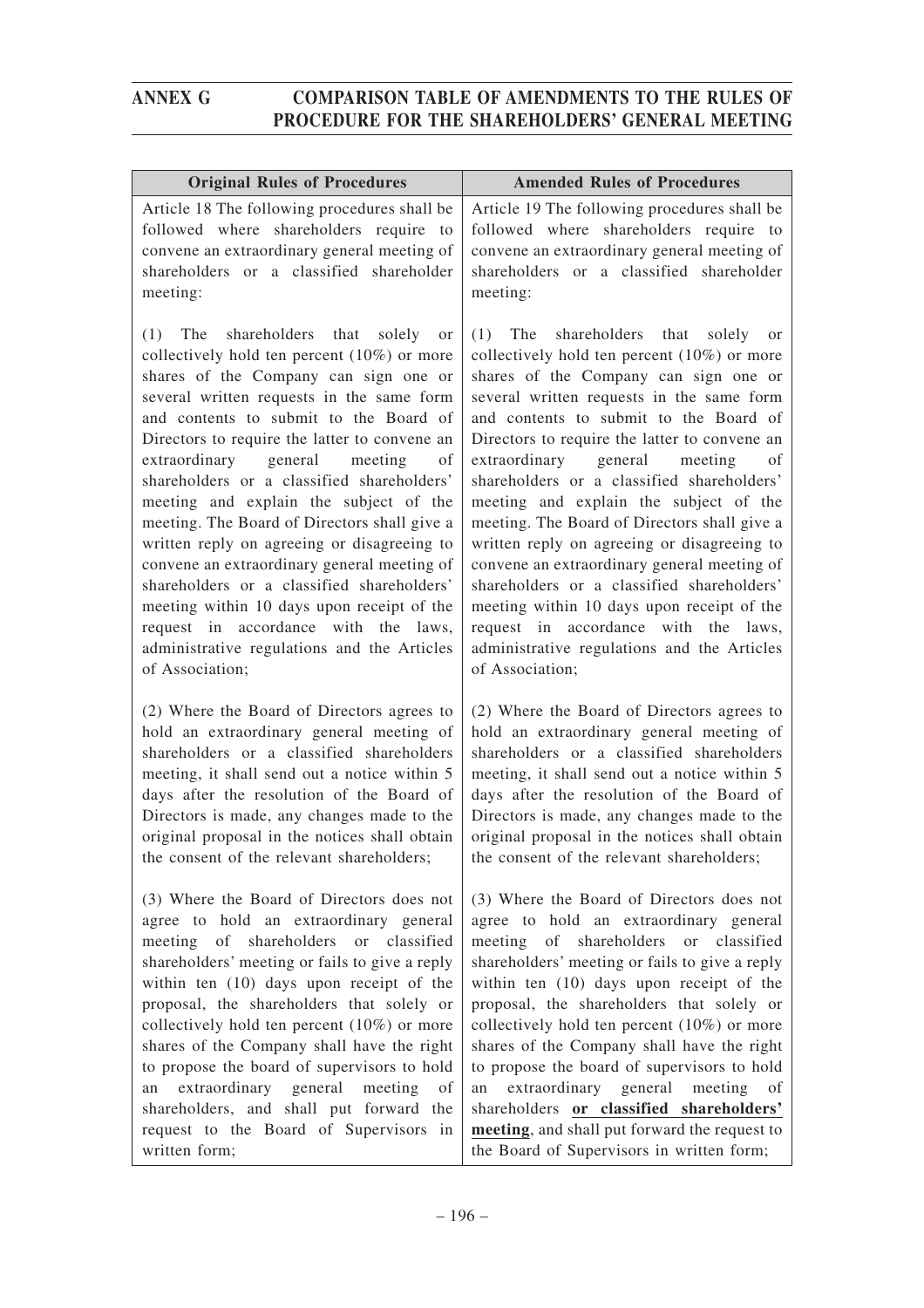| Original Rules of Procedures | Amended Rules of Procedures |
|---|---|
| Article 18 The following procedures shall be followed where shareholders require to convene an extraordinary general meeting of shareholders or a classified shareholder meeting:<br><br>(1) The shareholders that solely or collectively hold ten percent (10%) or more shares of the Company can sign one or several written requests in the same form and contents to submit to the Board of Directors to require the latter to convene an extraordinary general meeting of shareholders or a classified shareholders' meeting and explain the subject of the meeting. The Board of Directors shall give a written reply on agreeing or disagreeing to convene an extraordinary general meeting of shareholders or a classified shareholders' meeting within 10 days upon receipt of the request in accordance with the laws, administrative regulations and the Articles of Association;<br><br>(2) Where the Board of Directors agrees to hold an extraordinary general meeting of shareholders or a classified shareholders meeting, it shall send out a notice within 5 days after the resolution of the Board of Directors is made, any changes made to the original proposal in the notices shall obtain the consent of the relevant shareholders;<br><br>(3) Where the Board of Directors does not agree to hold an extraordinary general meeting of shareholders or classified shareholders' meeting or fails to give a reply within ten (10) days upon receipt of the proposal, the shareholders that solely or collectively hold ten percent (10%) or more shares of the Company shall have the right to propose the board of supervisors to hold an extraordinary general meeting of shareholders, and shall put forward the request to the Board of Supervisors in written form; | Article 19 The following procedures shall be followed where shareholders require to convene an extraordinary general meeting of shareholders or a classified shareholder meeting:<br><br>(1) The shareholders that solely or collectively hold ten percent (10%) or more shares of the Company can sign one or several written requests in the same form and contents to submit to the Board of Directors to require the latter to convene an extraordinary general meeting of shareholders or a classified shareholders' meeting and explain the subject of the meeting. The Board of Directors shall give a written reply on agreeing or disagreeing to convene an extraordinary general meeting of shareholders or a classified shareholders' meeting within 10 days upon receipt of the request in accordance with the laws, administrative regulations and the Articles of Association;<br><br>(2) Where the Board of Directors agrees to hold an extraordinary general meeting of shareholders or a classified shareholders meeting, it shall send out a notice within 5 days after the resolution of the Board of Directors is made, any changes made to the original proposal in the notices shall obtain the consent of the relevant shareholders;<br><br>(3) Where the Board of Directors does not agree to hold an extraordinary general meeting of shareholders or classified shareholders' meeting or fails to give a reply within ten (10) days upon receipt of the proposal, the shareholders that solely or collectively hold ten percent (10%) or more shares of the Company shall have the right to propose the board of supervisors to hold an extraordinary general meeting of shareholders **or classified shareholders' meeting**, and shall put forward the request to the Board of Supervisors in written form; |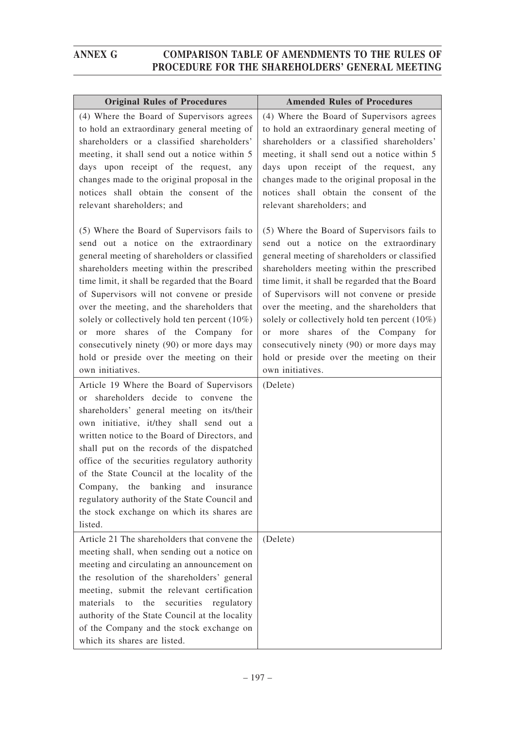| Original Rules of Procedures | Amended Rules of Procedures |
|---|---|
| (4) Where the Board of Supervisors agrees to hold an extraordinary general meeting of shareholders or a classified shareholders' meeting, it shall send out a notice within 5 days upon receipt of the request, any changes made to the original proposal in the notices shall obtain the consent of the relevant shareholders; and<br><br>(5) Where the Board of Supervisors fails to send out a notice on the extraordinary general meeting of shareholders or classified shareholders meeting within the prescribed time limit, it shall be regarded that the Board of Supervisors will not convene or preside over the meeting, and the shareholders that solely or collectively hold ten percent (10%) or more shares of the Company for consecutively ninety (90) or more days may hold or preside over the meeting on their own initiatives. | (4) Where the Board of Supervisors agrees to hold an extraordinary general meeting of shareholders or a classified shareholders' meeting, it shall send out a notice within 5 days upon receipt of the request, any changes made to the original proposal in the notices shall obtain the consent of the relevant shareholders; and<br><br>(5) Where the Board of Supervisors fails to send out a notice on the extraordinary general meeting of shareholders or classified shareholders meeting within the prescribed time limit, it shall be regarded that the Board of Supervisors will not convene or preside over the meeting, and the shareholders that solely or collectively hold ten percent (10%) or more shares of the Company for consecutively ninety (90) or more days may hold or preside over the meeting on their own initiatives. |
| Article 19 Where the Board of Supervisors or shareholders decide to convene the shareholders' general meeting on its/their own initiative, it/they shall send out a written notice to the Board of Directors, and shall put on the records of the dispatched office of the securities regulatory authority of the State Council at the locality of the Company, the banking and insurance regulatory authority of the State Council and the stock exchange on which its shares are listed. | (Delete) |
| Article 21 The shareholders that convene the meeting shall, when sending out a notice on meeting and circulating an announcement on the resolution of the shareholders' general meeting, submit the relevant certification materials to the securities regulatory authority of the State Council at the locality of the Company and the stock exchange on which its shares are listed. | (Delete) |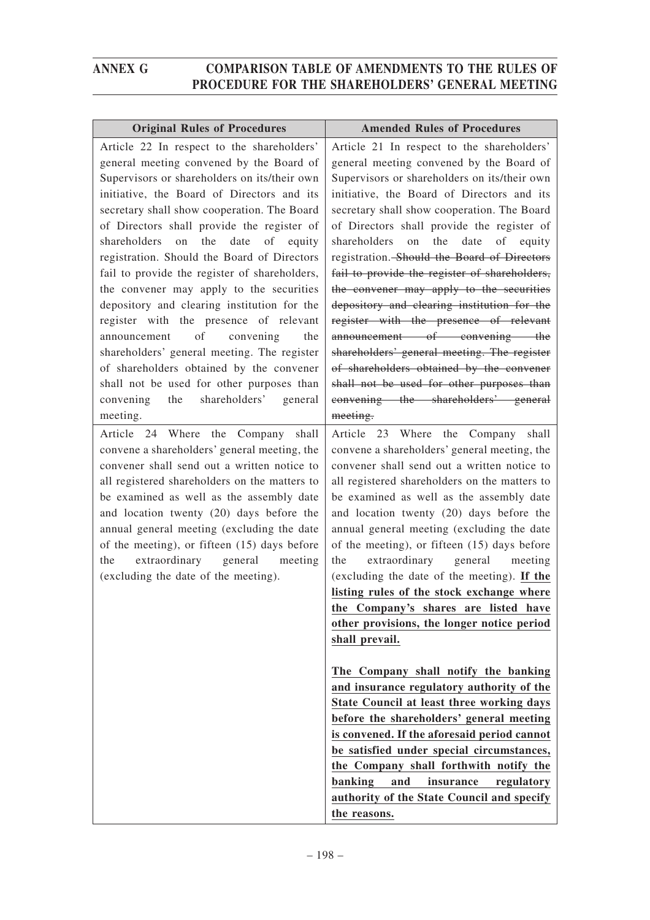| Original Rules of Procedures | Amended Rules of Procedures |
|---|---|
| Article 22 In respect to the shareholders' general meeting convened by the Board of Supervisors or shareholders on its/their own initiative, the Board of Directors and its secretary shall show cooperation. The Board of Directors shall provide the register of shareholders on the date of equity registration. Should the Board of Directors fail to provide the register of shareholders, the convener may apply to the securities depository and clearing institution for the register with the presence of relevant announcement of convening the shareholders' general meeting. The register of shareholders obtained by the convener shall not be used for other purposes than convening the shareholders' general meeting. | Article 21 In respect to the shareholders' general meeting convened by the Board of Supervisors or shareholders on its/their own initiative, the Board of Directors and its secretary shall show cooperation. The Board of Directors shall provide the register of shareholders on the date of equity registration. ~~Should the Board of Directors fail to provide the register of shareholders, the convener may apply to the securities depository and clearing institution for the register with the presence of relevant announcement of convening the shareholders' general meeting. The register of shareholders obtained by the convener shall not be used for other purposes than convening the shareholders' general meeting.~~ |
| Article 24 Where the Company shall convene a shareholders' general meeting, the convener shall send out a written notice to all registered shareholders on the matters to be examined as well as the assembly date and location twenty (20) days before the annual general meeting (excluding the date of the meeting), or fifteen (15) days before the extraordinary general meeting (excluding the date of the meeting). | Article 23 Where the Company shall convene a shareholders' general meeting, the convener shall send out a written notice to all registered shareholders on the matters to be examined as well as the assembly date and location twenty (20) days before the annual general meeting (excluding the date of the meeting), or fifteen (15) days before the extraordinary general meeting (excluding the date of the meeting). **If the listing rules of the stock exchange where the Company's shares are listed have other provisions, the longer notice period shall prevail.**<br><br>**The Company shall notify the banking and insurance regulatory authority of the State Council at least three working days before the shareholders' general meeting is convened. If the aforesaid period cannot be satisfied under special circumstances, the Company shall forthwith notify the banking and insurance regulatory authority of the State Council and specify the reasons.** |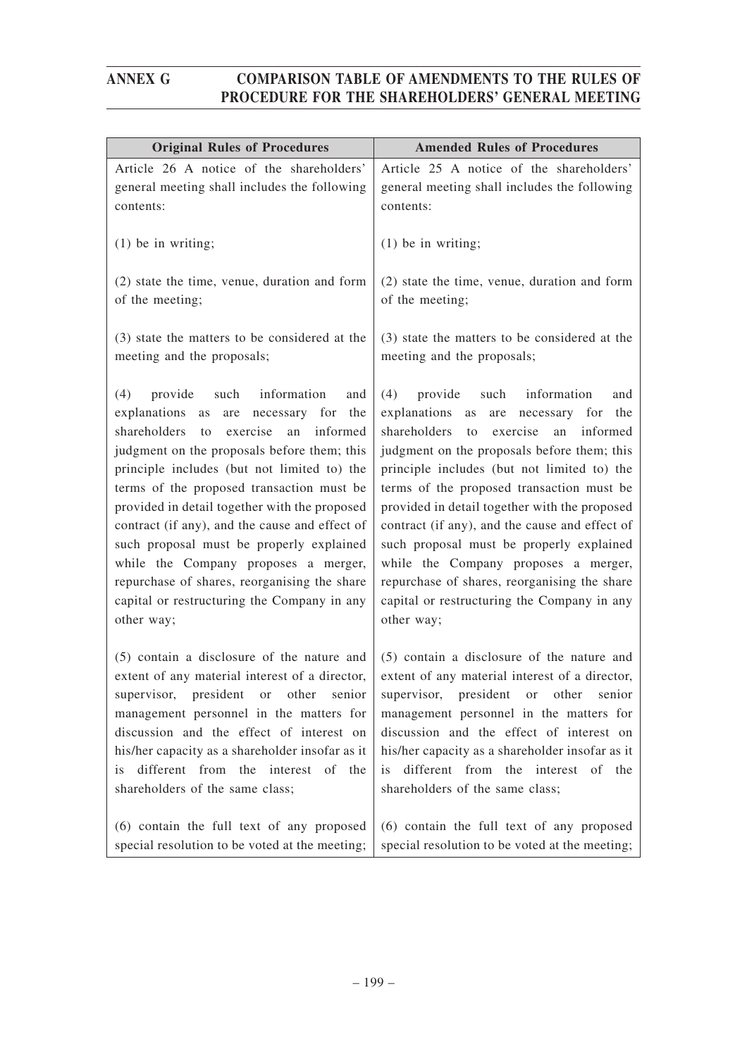| Original Rules of Procedures | Amended Rules of Procedures |
|---|---|
| Article 26 A notice of the shareholders' general meeting shall includes the following contents:<br><br>(1) be in writing;<br><br>(2) state the time, venue, duration and form of the meeting;<br><br>(3) state the matters to be considered at the meeting and the proposals;<br><br>(4) provide such information and explanations as are necessary for the shareholders to exercise an informed judgment on the proposals before them; this principle includes (but not limited to) the terms of the proposed transaction must be provided in detail together with the proposed contract (if any), and the cause and effect of such proposal must be properly explained while the Company proposes a merger, repurchase of shares, reorganising the share capital or restructuring the Company in any other way;<br><br>(5) contain a disclosure of the nature and extent of any material interest of a director, supervisor, president or other senior management personnel in the matters for discussion and the effect of interest on his/her capacity as a shareholder insofar as it is different from the interest of the shareholders of the same class;<br><br>(6) contain the full text of any proposed special resolution to be voted at the meeting; | Article 25 A notice of the shareholders' general meeting shall includes the following contents:<br><br>(1) be in writing;<br><br>(2) state the time, venue, duration and form of the meeting;<br><br>(3) state the matters to be considered at the meeting and the proposals;<br><br>(4) provide such information and explanations as are necessary for the shareholders to exercise an informed judgment on the proposals before them; this principle includes (but not limited to) the terms of the proposed transaction must be provided in detail together with the proposed contract (if any), and the cause and effect of such proposal must be properly explained while the Company proposes a merger, repurchase of shares, reorganising the share capital or restructuring the Company in any other way;<br><br>(5) contain a disclosure of the nature and extent of any material interest of a director, supervisor, president or other senior management personnel in the matters for discussion and the effect of interest on his/her capacity as a shareholder insofar as it is different from the interest of the shareholders of the same class;<br><br>(6) contain the full text of any proposed special resolution to be voted at the meeting; |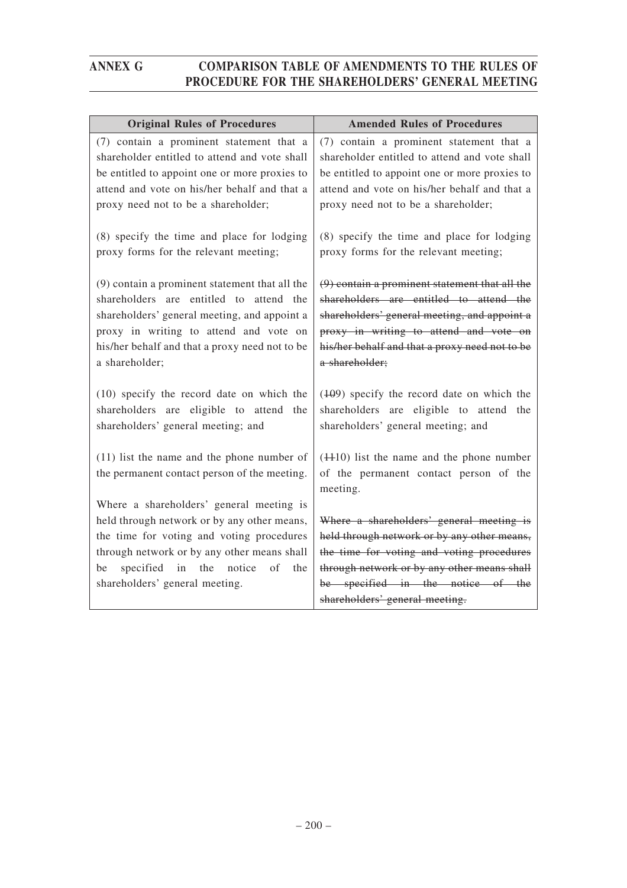| Original Rules of Procedures | Amended Rules of Procedures |
|---|---|
| (7) contain a prominent statement that a shareholder entitled to attend and vote shall be entitled to appoint one or more proxies to attend and vote on his/her behalf and that a proxy need not to be a shareholder; | (7) contain a prominent statement that a shareholder entitled to attend and vote shall be entitled to appoint one or more proxies to attend and vote on his/her behalf and that a proxy need not to be a shareholder; |
| (8) specify the time and place for lodging proxy forms for the relevant meeting; | (8) specify the time and place for lodging proxy forms for the relevant meeting; |
| (9) contain a prominent statement that all the shareholders are entitled to attend the shareholders' general meeting, and appoint a proxy in writing to attend and vote on his/her behalf and that a proxy need not to be a shareholder; | ~~(9) contain a prominent statement that all the shareholders are entitled to attend the shareholders' general meeting, and appoint a proxy in writing to attend and vote on his/her behalf and that a proxy need not to be a shareholder;~~ |
| (10) specify the record date on which the shareholders are eligible to attend the shareholders' general meeting; and | (~~10~~9) specify the record date on which the shareholders are eligible to attend the shareholders' general meeting; and |
| (11) list the name and the phone number of the permanent contact person of the meeting.<br><br>Where a shareholders' general meeting is held through network or by any other means, the time for voting and voting procedures through network or by any other means shall be specified in the notice of the shareholders' general meeting. | (~~11~~10) list the name and the phone number of the permanent contact person of the meeting.<br><br>~~Where a shareholders' general meeting is held through network or by any other means, the time for voting and voting procedures through network or by any other means shall be specified in the notice of the shareholders' general meeting.~~ |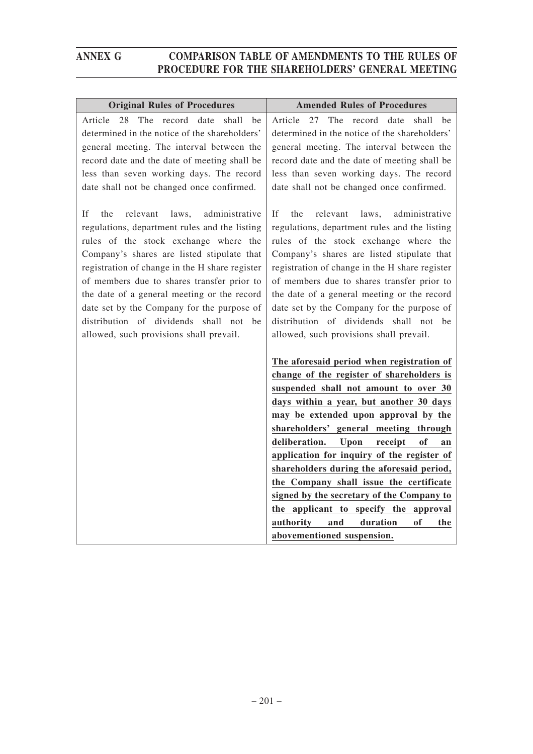| Original Rules of Procedures | Amended Rules of Procedures |
|---|---|
| Article 28 The record date shall be determined in the notice of the shareholders' general meeting. The interval between the record date and the date of meeting shall be less than seven working days. The record date shall not be changed once confirmed.<br><br>If the relevant laws, administrative regulations, department rules and the listing rules of the stock exchange where the Company's shares are listed stipulate that registration of change in the H share register of members due to shares transfer prior to the date of a general meeting or the record date set by the Company for the purpose of distribution of dividends shall not be allowed, such provisions shall prevail. | Article 27 The record date shall be determined in the notice of the shareholders' general meeting. The interval between the record date and the date of meeting shall be less than seven working days. The record date shall not be changed once confirmed.<br><br>If the relevant laws, administrative regulations, department rules and the listing rules of the stock exchange where the Company's shares are listed stipulate that registration of change in the H share register of members due to shares transfer prior to the date of a general meeting or the record date set by the Company for the purpose of distribution of dividends shall not be allowed, such provisions shall prevail.<br><br>**The aforesaid period when registration of change of the register of shareholders is suspended shall not amount to over 30 days within a year, but another 30 days may be extended upon approval by the shareholders' general meeting through deliberation. Upon receipt of an application for inquiry of the register of shareholders during the aforesaid period, the Company shall issue the certificate signed by the secretary of the Company to the applicant to specify the approval authority and duration of the abovementioned suspension.** |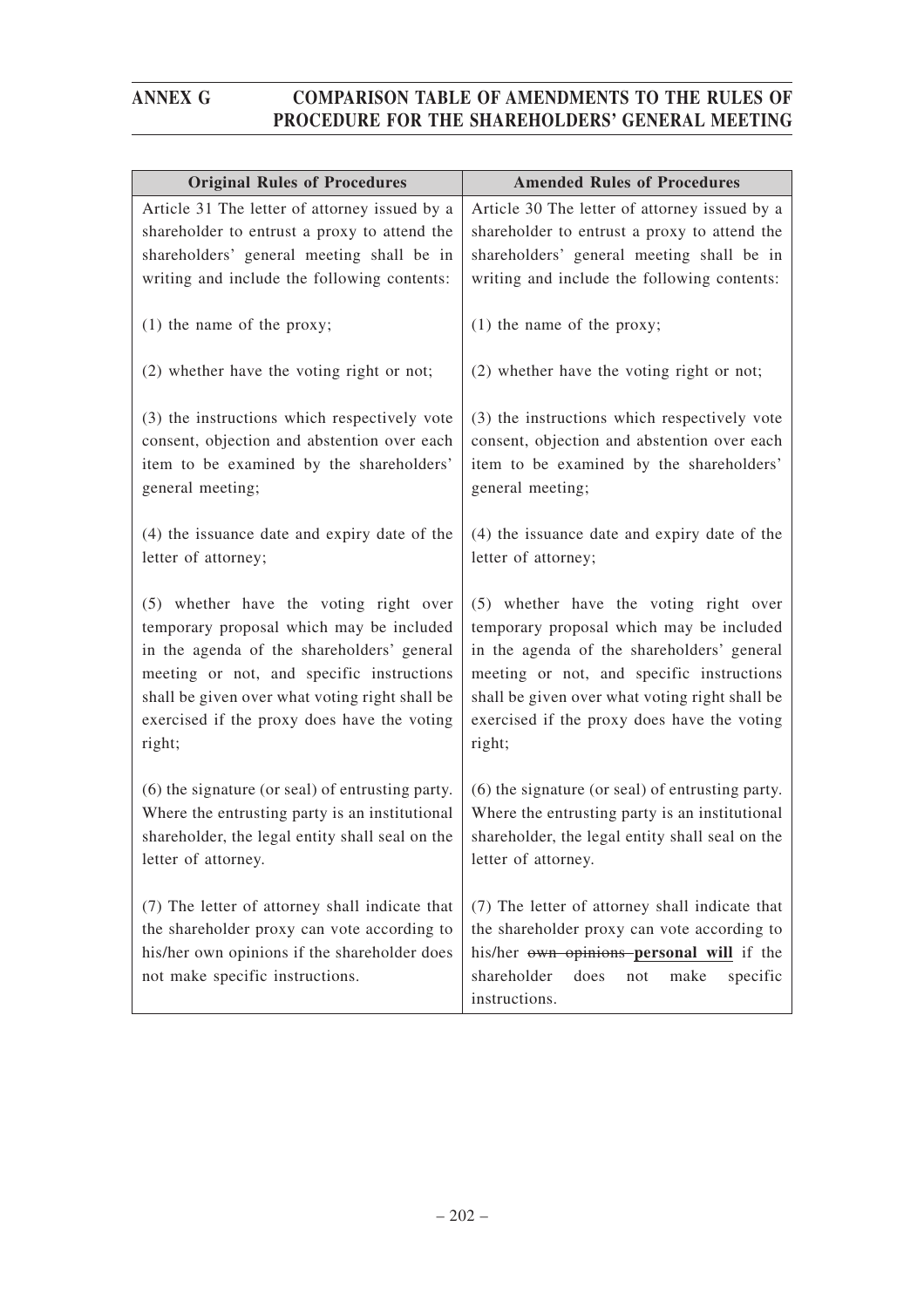| Original Rules of Procedures | Amended Rules of Procedures |
|---|---|
| Article 31 The letter of attorney issued by a shareholder to entrust a proxy to attend the shareholders' general meeting shall be in writing and include the following contents:<br><br>(1) the name of the proxy;<br><br>(2) whether have the voting right or not;<br><br>(3) the instructions which respectively vote consent, objection and abstention over each item to be examined by the shareholders' general meeting;<br><br>(4) the issuance date and expiry date of the letter of attorney;<br><br>(5) whether have the voting right over temporary proposal which may be included in the agenda of the shareholders' general meeting or not, and specific instructions shall be given over what voting right shall be exercised if the proxy does have the voting right;<br><br>(6) the signature (or seal) of entrusting party. Where the entrusting party is an institutional shareholder, the legal entity shall seal on the letter of attorney.<br><br>(7) The letter of attorney shall indicate that the shareholder proxy can vote according to his/her own opinions if the shareholder does not make specific instructions. | Article 30 The letter of attorney issued by a shareholder to entrust a proxy to attend the shareholders' general meeting shall be in writing and include the following contents:<br><br>(1) the name of the proxy;<br><br>(2) whether have the voting right or not;<br><br>(3) the instructions which respectively vote consent, objection and abstention over each item to be examined by the shareholders' general meeting;<br><br>(4) the issuance date and expiry date of the letter of attorney;<br><br>(5) whether have the voting right over temporary proposal which may be included in the agenda of the shareholders' general meeting or not, and specific instructions shall be given over what voting right shall be exercised if the proxy does have the voting right;<br><br>(6) the signature (or seal) of entrusting party. Where the entrusting party is an institutional shareholder, the legal entity shall seal on the letter of attorney.<br><br>(7) The letter of attorney shall indicate that the shareholder proxy can vote according to his/her ~~own opinions~~ **<u>personal will</u>** if the shareholder does not make specific instructions. |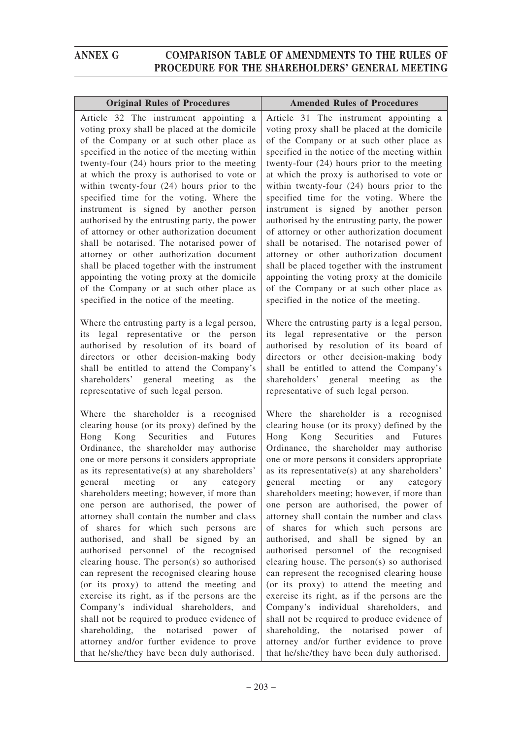| Original Rules of Procedures | Amended Rules of Procedures |
|---|---|
| Article 32 The instrument appointing a voting proxy shall be placed at the domicile of the Company or at such other place as specified in the notice of the meeting within twenty-four (24) hours prior to the meeting at which the proxy is authorised to vote or within twenty-four (24) hours prior to the specified time for the voting. Where the instrument is signed by another person authorised by the entrusting party, the power of attorney or other authorization document shall be notarised. The notarised power of attorney or other authorization document shall be placed together with the instrument appointing the voting proxy at the domicile of the Company or at such other place as specified in the notice of the meeting.<br><br>Where the entrusting party is a legal person, its legal representative or the person authorised by resolution of its board of directors or other decision-making body shall be entitled to attend the Company's shareholders' general meeting as the representative of such legal person.<br><br>Where the shareholder is a recognised clearing house (or its proxy) defined by the Hong Kong Securities and Futures Ordinance, the shareholder may authorise one or more persons it considers appropriate as its representative(s) at any shareholders' general meeting or any category shareholders meeting; however, if more than one person are authorised, the power of attorney shall contain the number and class of shares for which such persons are authorised, and shall be signed by an authorised personnel of the recognised clearing house. The person(s) so authorised can represent the recognised clearing house (or its proxy) to attend the meeting and exercise its right, as if the persons are the Company's individual shareholders, and shall not be required to produce evidence of shareholding, the notarised power of attorney and/or further evidence to prove that he/she/they have been duly authorised. | Article 31 The instrument appointing a voting proxy shall be placed at the domicile of the Company or at such other place as specified in the notice of the meeting within twenty-four (24) hours prior to the meeting at which the proxy is authorised to vote or within twenty-four (24) hours prior to the specified time for the voting. Where the instrument is signed by another person authorised by the entrusting party, the power of attorney or other authorization document shall be notarised. The notarised power of attorney or other authorization document shall be placed together with the instrument appointing the voting proxy at the domicile of the Company or at such other place as specified in the notice of the meeting.<br><br>Where the entrusting party is a legal person, its legal representative or the person authorised by resolution of its board of directors or other decision-making body shall be entitled to attend the Company's shareholders' general meeting as the representative of such legal person.<br><br>Where the shareholder is a recognised clearing house (or its proxy) defined by the Hong Kong Securities and Futures Ordinance, the shareholder may authorise one or more persons it considers appropriate as its representative(s) at any shareholders' general meeting or any category shareholders meeting; however, if more than one person are authorised, the power of attorney shall contain the number and class of shares for which such persons are authorised, and shall be signed by an authorised personnel of the recognised clearing house. The person(s) so authorised can represent the recognised clearing house (or its proxy) to attend the meeting and exercise its right, as if the persons are the Company's individual shareholders, and shall not be required to produce evidence of shareholding, the notarised power of attorney and/or further evidence to prove that he/she/they have been duly authorised. |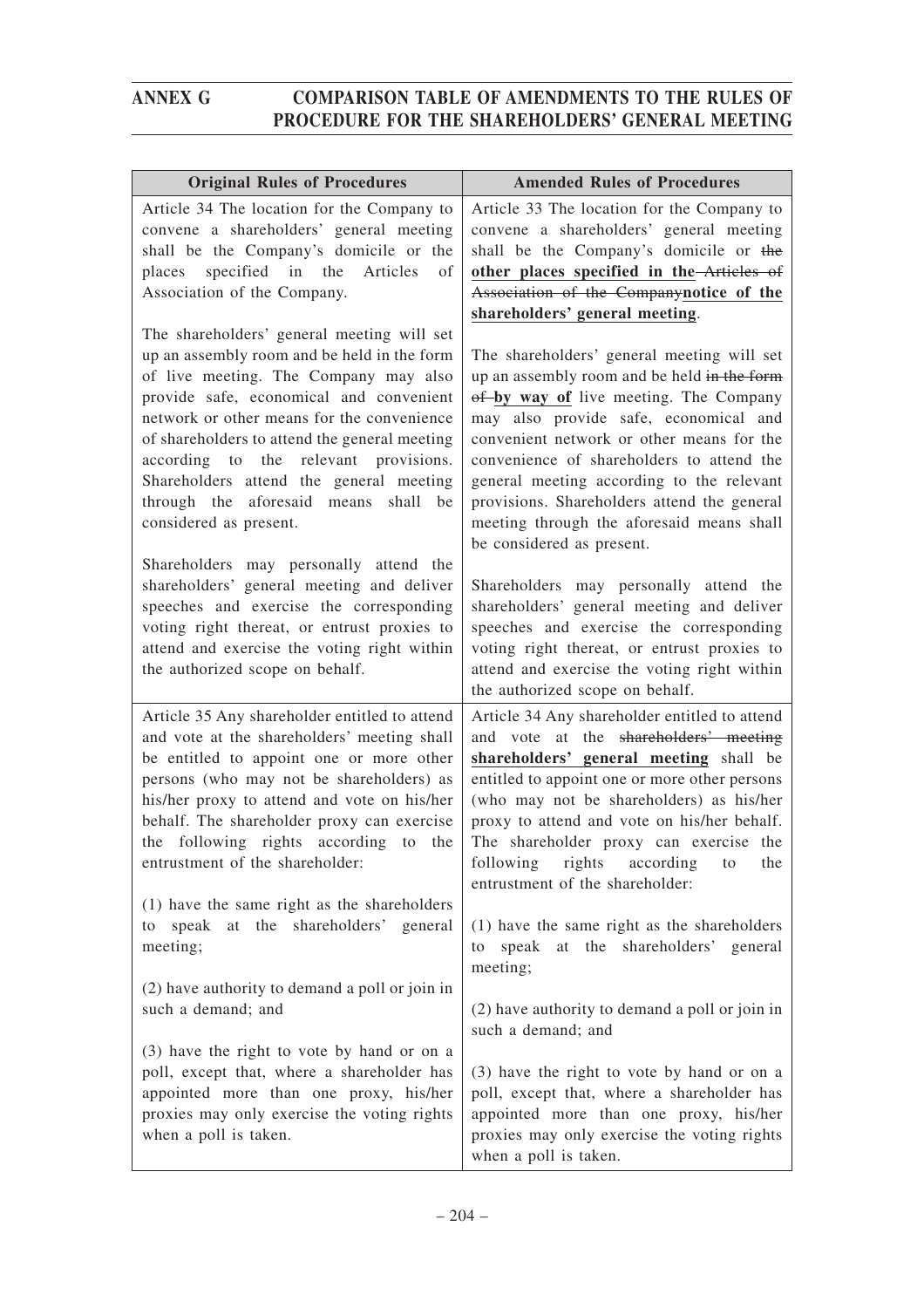# ANNEX G COMPARISON TABLE OF AMENDMENTS TO THE RULES OF PROCEDURE FOR THE SHAREHOLDERS' GENERAL MEETING

| Original Rules of Procedures | Amended Rules of Procedures |
|---|---|
| Article 34 The location for the Company to convene a shareholders' general meeting shall be the Company's domicile or the places specified in the Articles of Association of the Company.<br><br>The shareholders' general meeting will set up an assembly room and be held in the form of live meeting. The Company may also provide safe, economical and convenient network or other means for the convenience of shareholders to attend the general meeting according to the relevant provisions. Shareholders attend the general meeting through the aforesaid means shall be considered as present.<br><br>Shareholders may personally attend the shareholders' general meeting and deliver speeches and exercise the corresponding voting right thereat, or entrust proxies to attend and exercise the voting right within the authorized scope on behalf. | Article 33 The location for the Company to convene a shareholders' general meeting shall be the Company's domicile or ~~the~~ **other places specified in the** ~~Articles of Association of the Company~~**notice of the shareholders' general meeting**.<br><br>The shareholders' general meeting will set up an assembly room and be held ~~in the form of~~ **by way of** live meeting. The Company may also provide safe, economical and convenient network or other means for the convenience of shareholders to attend the general meeting according to the relevant provisions. Shareholders attend the general meeting through the aforesaid means shall be considered as present.<br><br>Shareholders may personally attend the shareholders' general meeting and deliver speeches and exercise the corresponding voting right thereat, or entrust proxies to attend and exercise the voting right within the authorized scope on behalf. |
| Article 35 Any shareholder entitled to attend and vote at the shareholders' meeting shall be entitled to appoint one or more other persons (who may not be shareholders) as his/her proxy to attend and vote on his/her behalf. The shareholder proxy can exercise the following rights according to the entrustment of the shareholder:<br><br>(1) have the same right as the shareholders to speak at the shareholders' general meeting;<br><br>(2) have authority to demand a poll or join in such a demand; and<br><br>(3) have the right to vote by hand or on a poll, except that, where a shareholder has appointed more than one proxy, his/her proxies may only exercise the voting rights when a poll is taken. | Article 34 Any shareholder entitled to attend and vote at the ~~shareholders' meeting~~ **shareholders' general meeting** shall be entitled to appoint one or more other persons (who may not be shareholders) as his/her proxy to attend and vote on his/her behalf. The shareholder proxy can exercise the following rights according to the entrustment of the shareholder:<br><br>(1) have the same right as the shareholders to speak at the shareholders' general meeting;<br><br>(2) have authority to demand a poll or join in such a demand; and<br><br>(3) have the right to vote by hand or on a poll, except that, where a shareholder has appointed more than one proxy, his/her proxies may only exercise the voting rights when a poll is taken. |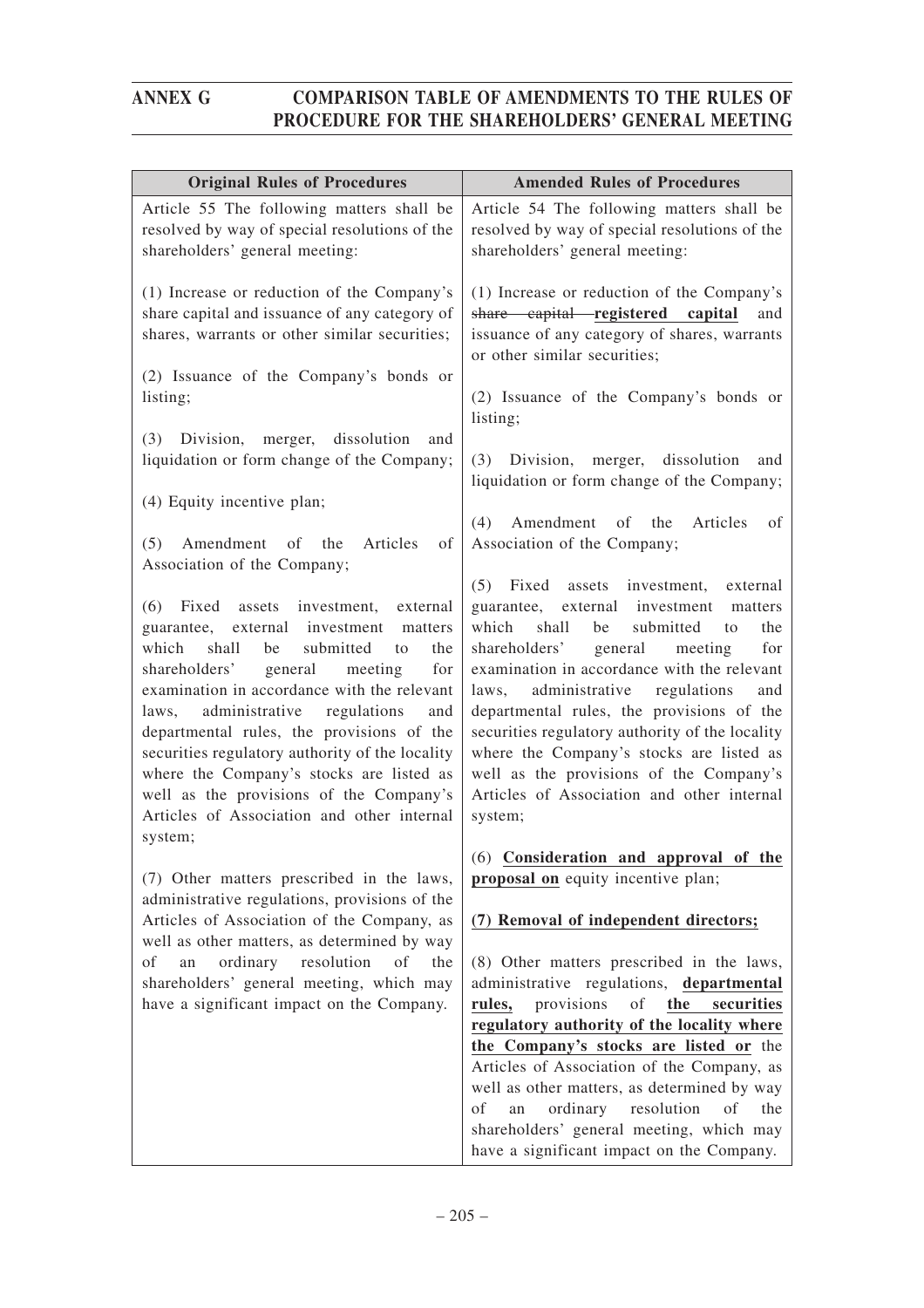| Original Rules of Procedures | Amended Rules of Procedures |
|---|---|
| Article 55 The following matters shall be resolved by way of special resolutions of the shareholders' general meeting:<br><br>(1) Increase or reduction of the Company's share capital and issuance of any category of shares, warrants or other similar securities;<br><br>(2) Issuance of the Company's bonds or listing;<br><br>(3) Division, merger, dissolution and liquidation or form change of the Company;<br><br>(4) Equity incentive plan;<br><br>(5) Amendment of the Articles of Association of the Company;<br><br>(6) Fixed assets investment, external guarantee, external investment matters which shall be submitted to the shareholders' general meeting for examination in accordance with the relevant laws, administrative regulations and departmental rules, the provisions of the securities regulatory authority of the locality where the Company's stocks are listed as well as the provisions of the Company's Articles of Association and other internal system;<br><br>(7) Other matters prescribed in the laws, administrative regulations, provisions of the Articles of Association of the Company, as well as other matters, as determined by way of an ordinary resolution of the shareholders' general meeting, which may have a significant impact on the Company. | Article 54 The following matters shall be resolved by way of special resolutions of the shareholders' general meeting:<br><br>(1) Increase or reduction of the Company's ~~share capital~~ **registered capital** and issuance of any category of shares, warrants or other similar securities;<br><br>(2) Issuance of the Company's bonds or listing;<br><br>(3) Division, merger, dissolution and liquidation or form change of the Company;<br><br>(4) Amendment of the Articles of Association of the Company;<br><br>(5) Fixed assets investment, external guarantee, external investment matters which shall be submitted to the shareholders' general meeting for examination in accordance with the relevant laws, administrative regulations and departmental rules, the provisions of the securities regulatory authority of the locality where the Company's stocks are listed as well as the provisions of the Company's Articles of Association and other internal system;<br><br>(6) **Consideration and approval of the proposal on** equity incentive plan;<br><br>**(7) Removal of independent directors;**<br><br>(8) Other matters prescribed in the laws, administrative regulations, **departmental rules,** provisions of **the securities regulatory authority of the locality where the Company's stocks are listed or** the Articles of Association of the Company, as well as other matters, as determined by way of an ordinary resolution of the shareholders' general meeting, which may have a significant impact on the Company. |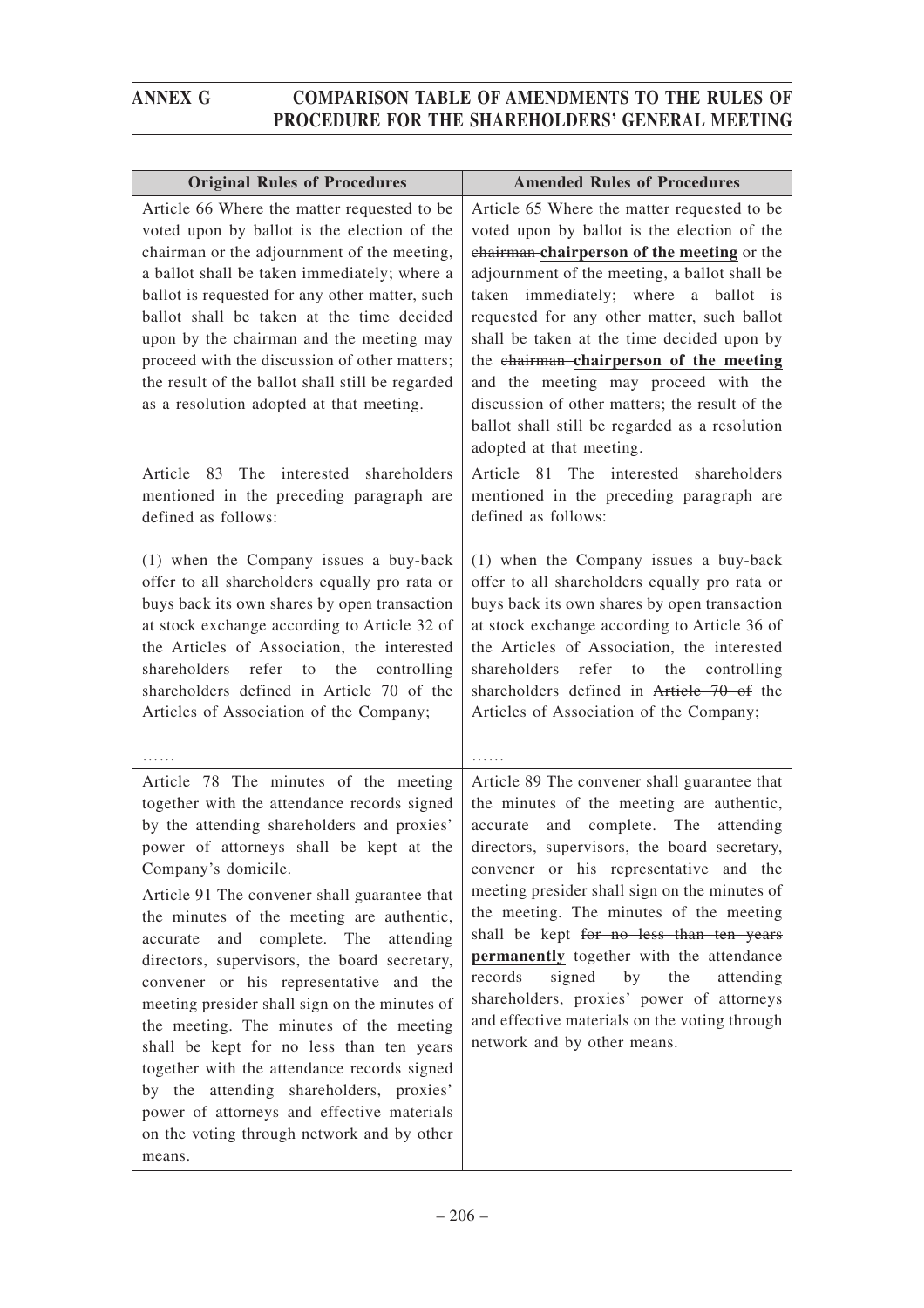# ANNEX G COMPARISON TABLE OF AMENDMENTS TO THE RULES OF PROCEDURE FOR THE SHAREHOLDERS' GENERAL MEETING

| Original Rules of Procedures | Amended Rules of Procedures |
|---|---|
| Article 66 Where the matter requested to be voted upon by ballot is the election of the chairman or the adjournment of the meeting, a ballot shall be taken immediately; where a ballot is requested for any other matter, such ballot shall be taken at the time decided upon by the chairman and the meeting may proceed with the discussion of other matters; the result of the ballot shall still be regarded as a resolution adopted at that meeting. | Article 65 Where the matter requested to be voted upon by ballot is the election of the ~~chairman~~ **chairperson of the meeting** or the adjournment of the meeting, a ballot shall be taken immediately; where a ballot is requested for any other matter, such ballot shall be taken at the time decided upon by the ~~chairman~~ **chairperson of the meeting** and the meeting may proceed with the discussion of other matters; the result of the ballot shall still be regarded as a resolution adopted at that meeting. |
| Article 83 The interested shareholders mentioned in the preceding paragraph are defined as follows:<br><br>(1) when the Company issues a buy-back offer to all shareholders equally pro rata or buys back its own shares by open transaction at stock exchange according to Article 32 of the Articles of Association, the interested shareholders refer to the controlling shareholders defined in Article 70 of the Articles of Association of the Company;<br><br>…… | Article 81 The interested shareholders mentioned in the preceding paragraph are defined as follows:<br><br>(1) when the Company issues a buy-back offer to all shareholders equally pro rata or buys back its own shares by open transaction at stock exchange according to Article 36 of the Articles of Association, the interested shareholders refer to the controlling shareholders defined in ~~Article 70 of~~ the Articles of Association of the Company;<br><br>…… |
| Article 78 The minutes of the meeting together with the attendance records signed by the attending shareholders and proxies' power of attorneys shall be kept at the Company's domicile.<br><br>Article 91 The convener shall guarantee that the minutes of the meeting are authentic, accurate and complete. The attending directors, supervisors, the board secretary, convener or his representative and the meeting presider shall sign on the minutes of the meeting. The minutes of the meeting shall be kept for no less than ten years together with the attendance records signed by the attending shareholders, proxies' power of attorneys and effective materials on the voting through network and by other means. | Article 89 The convener shall guarantee that the minutes of the meeting are authentic, accurate and complete. The attending directors, supervisors, the board secretary, convener or his representative and the meeting presider shall sign on the minutes of the meeting. The minutes of the meeting shall be kept ~~for no less than ten years~~ **permanently** together with the attendance records signed by the attending shareholders, proxies' power of attorneys and effective materials on the voting through network and by other means. |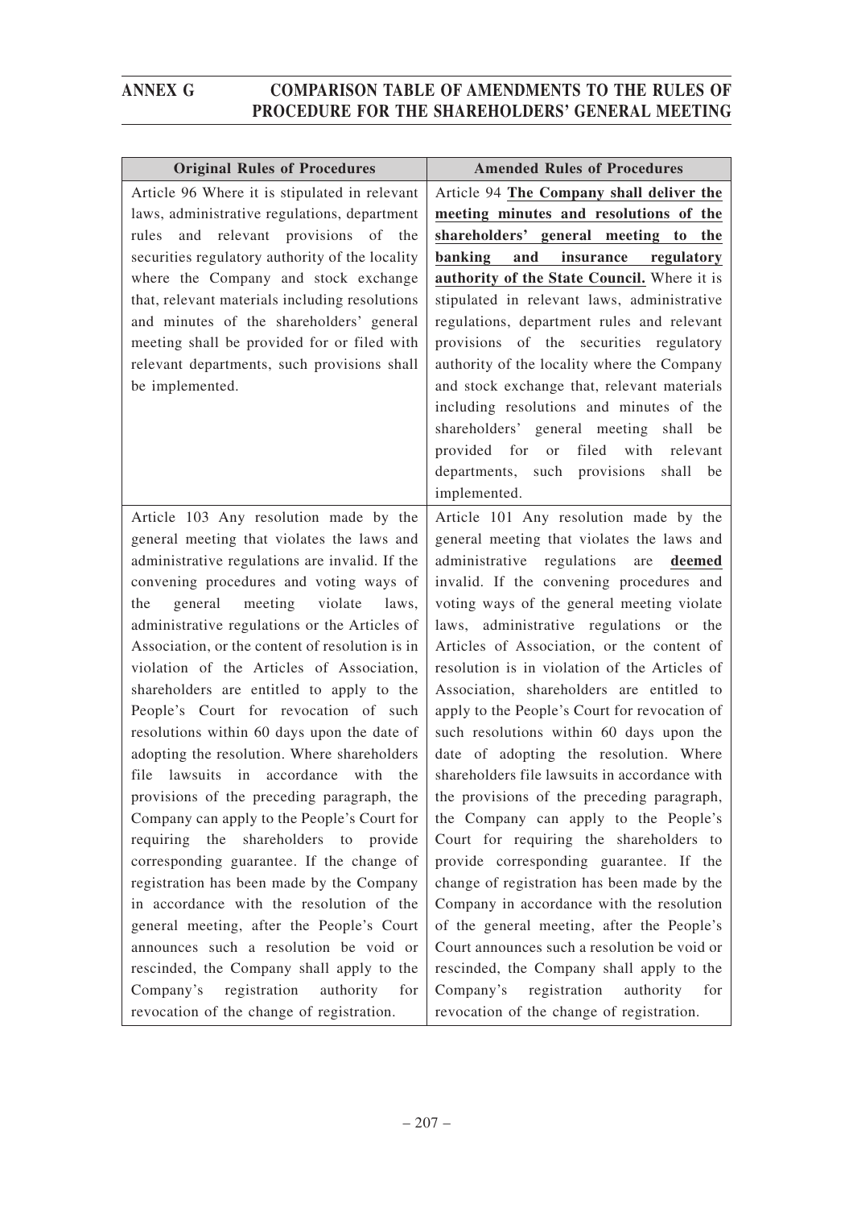| Original Rules of Procedures | Amended Rules of Procedures |
|---|---|
| Article 96 Where it is stipulated in relevant laws, administrative regulations, department rules and relevant provisions of the securities regulatory authority of the locality where the Company and stock exchange that, relevant materials including resolutions and minutes of the shareholders' general meeting shall be provided for or filed with relevant departments, such provisions shall be implemented. | Article 94 **The Company shall deliver the meeting minutes and resolutions of the shareholders' general meeting to the banking and insurance regulatory authority of the State Council.** Where it is stipulated in relevant laws, administrative regulations, department rules and relevant provisions of the securities regulatory authority of the locality where the Company and stock exchange that, relevant materials including resolutions and minutes of the shareholders' general meeting shall be provided for or filed with relevant departments, such provisions shall be implemented. |
| Article 103 Any resolution made by the general meeting that violates the laws and administrative regulations are invalid. If the convening procedures and voting ways of the general meeting violate laws, administrative regulations or the Articles of Association, or the content of resolution is in violation of the Articles of Association, shareholders are entitled to apply to the People's Court for revocation of such resolutions within 60 days upon the date of adopting the resolution. Where shareholders file lawsuits in accordance with the provisions of the preceding paragraph, the Company can apply to the People's Court for requiring the shareholders to provide corresponding guarantee. If the change of registration has been made by the Company in accordance with the resolution of the general meeting, after the People's Court announces such a resolution be void or rescinded, the Company shall apply to the Company's registration authority for revocation of the change of registration. | Article 101 Any resolution made by the general meeting that violates the laws and administrative regulations are **deemed** invalid. If the convening procedures and voting ways of the general meeting violate laws, administrative regulations or the Articles of Association, or the content of resolution is in violation of the Articles of Association, shareholders are entitled to apply to the People's Court for revocation of such resolutions within 60 days upon the date of adopting the resolution. Where shareholders file lawsuits in accordance with the provisions of the preceding paragraph, the Company can apply to the People's Court for requiring the shareholders to provide corresponding guarantee. If the change of registration has been made by the Company in accordance with the resolution of the general meeting, after the People's Court announces such a resolution be void or rescinded, the Company shall apply to the Company's registration authority for revocation of the change of registration. |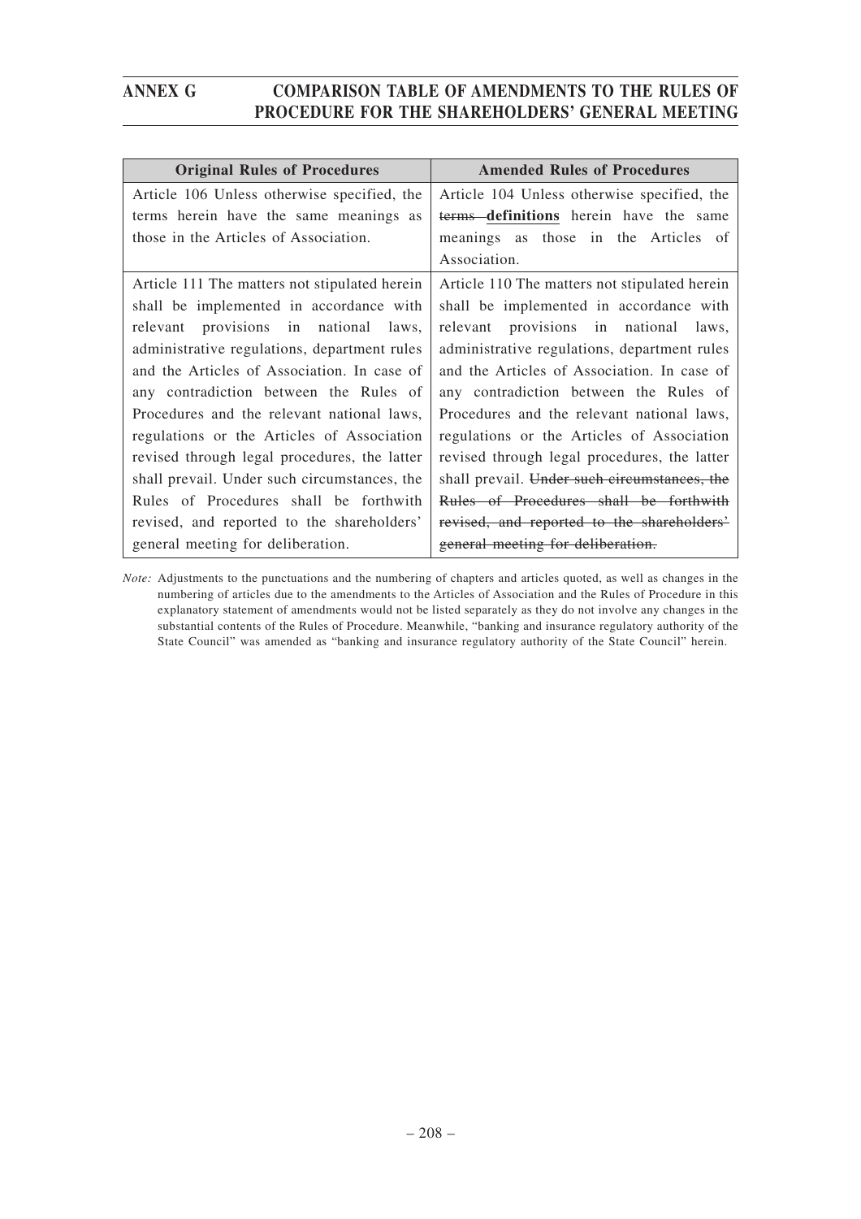| Original Rules of Procedures | Amended Rules of Procedures |
|---|---|
| Article 106 Unless otherwise specified, the terms herein have the same meanings as those in the Articles of Association. | Article 104 Unless otherwise specified, the ~~terms~~ **definitions** herein have the same meanings as those in the Articles of Association. |
| Article 111 The matters not stipulated herein shall be implemented in accordance with relevant provisions in national laws, administrative regulations, department rules and the Articles of Association. In case of any contradiction between the Rules of Procedures and the relevant national laws, regulations or the Articles of Association revised through legal procedures, the latter shall prevail. Under such circumstances, the Rules of Procedures shall be forthwith revised, and reported to the shareholders' general meeting for deliberation. | Article 110 The matters not stipulated herein shall be implemented in accordance with relevant provisions in national laws, administrative regulations, department rules and the Articles of Association. In case of any contradiction between the Rules of Procedures and the relevant national laws, regulations or the Articles of Association revised through legal procedures, the latter shall prevail. ~~Under such circumstances, the Rules of Procedures shall be forthwith revised, and reported to the shareholders' general meeting for deliberation.~~ |

*Note:* Adjustments to the punctuations and the numbering of chapters and articles quoted, as well as changes in the numbering of articles due to the amendments to the Articles of Association and the Rules of Procedure in this explanatory statement of amendments would not be listed separately as they do not involve any changes in the substantial contents of the Rules of Procedure. Meanwhile, "banking and insurance regulatory authority of the State Council" was amended as "banking and insurance regulatory authority of the State Council" herein.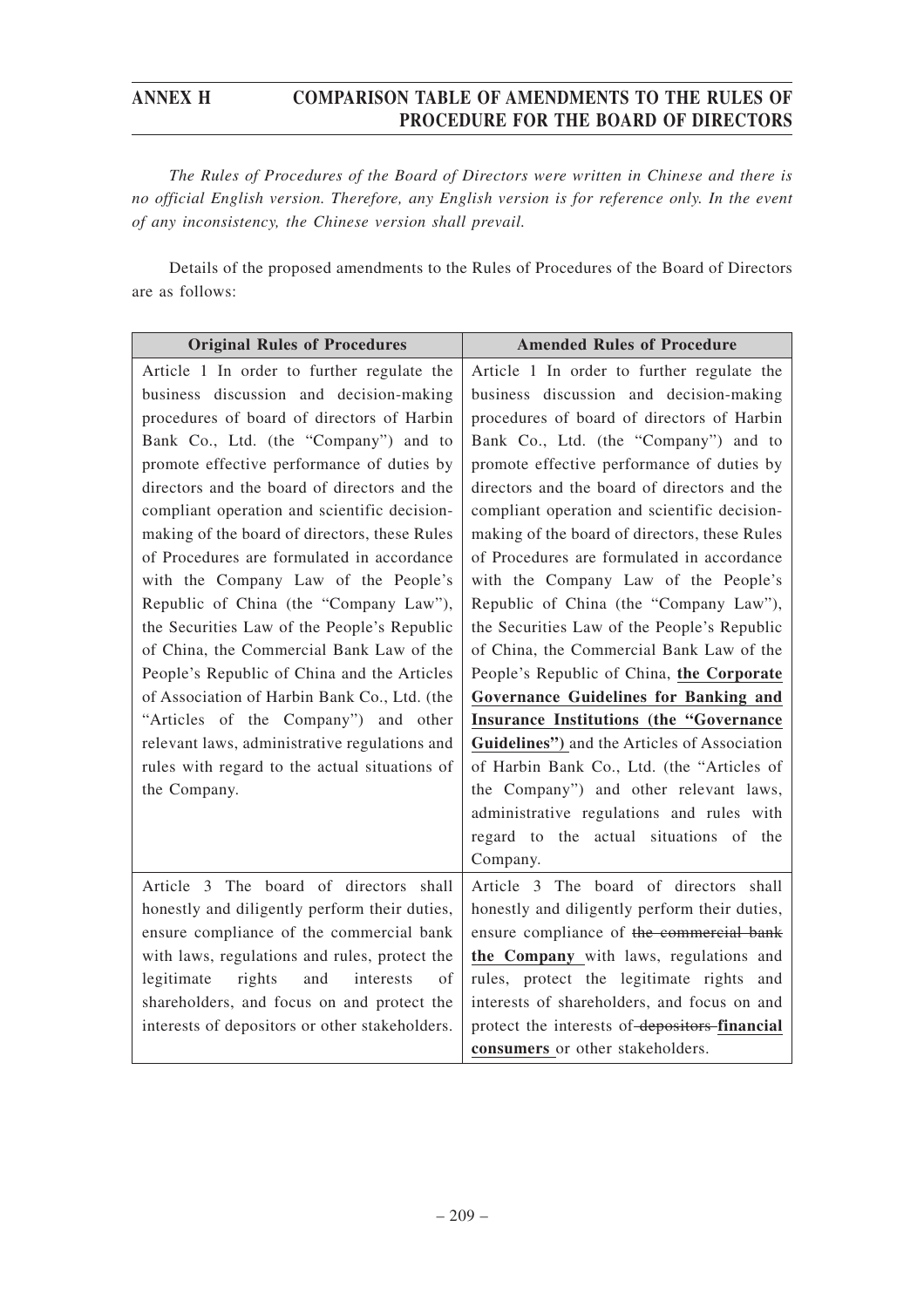# ANNEX H COMPARISON TABLE OF AMENDMENTS TO THE RULES OF PROCEDURE FOR THE BOARD OF DIRECTORS

*The Rules of Procedures of the Board of Directors were written in Chinese and there is no official English version. Therefore, any English version is for reference only. In the event of any inconsistency, the Chinese version shall prevail.*

Details of the proposed amendments to the Rules of Procedures of the Board of Directors are as follows:

| Original Rules of Procedures | Amended Rules of Procedure |
|---|---|
| Article 1 In order to further regulate the business discussion and decision-making procedures of board of directors of Harbin Bank Co., Ltd. (the "Company") and to promote effective performance of duties by directors and the board of directors and the compliant operation and scientific decision-making of the board of directors, these Rules of Procedures are formulated in accordance with the Company Law of the People's Republic of China (the "Company Law"), the Securities Law of the People's Republic of China, the Commercial Bank Law of the People's Republic of China and the Articles of Association of Harbin Bank Co., Ltd. (the "Articles of the Company") and other relevant laws, administrative regulations and rules with regard to the actual situations of the Company. | Article 1 In order to further regulate the business discussion and decision-making procedures of board of directors of Harbin Bank Co., Ltd. (the "Company") and to promote effective performance of duties by directors and the board of directors and the compliant operation and scientific decision-making of the board of directors, these Rules of Procedures are formulated in accordance with the Company Law of the People's Republic of China (the "Company Law"), the Securities Law of the People's Republic of China, the Commercial Bank Law of the People's Republic of China, **the Corporate Governance Guidelines for Banking and Insurance Institutions (the "Governance Guidelines")** and the Articles of Association of Harbin Bank Co., Ltd. (the "Articles of the Company") and other relevant laws, administrative regulations and rules with regard to the actual situations of the Company. |
| Article 3 The board of directors shall honestly and diligently perform their duties, ensure compliance of the commercial bank with laws, regulations and rules, protect the legitimate rights and interests of shareholders, and focus on and protect the interests of depositors or other stakeholders. | Article 3 The board of directors shall honestly and diligently perform their duties, ensure compliance of ~~the commercial bank~~ **the Company** with laws, regulations and rules, protect the legitimate rights and interests of shareholders, and focus on and protect the interests of ~~depositors~~ **financial consumers** or other stakeholders. |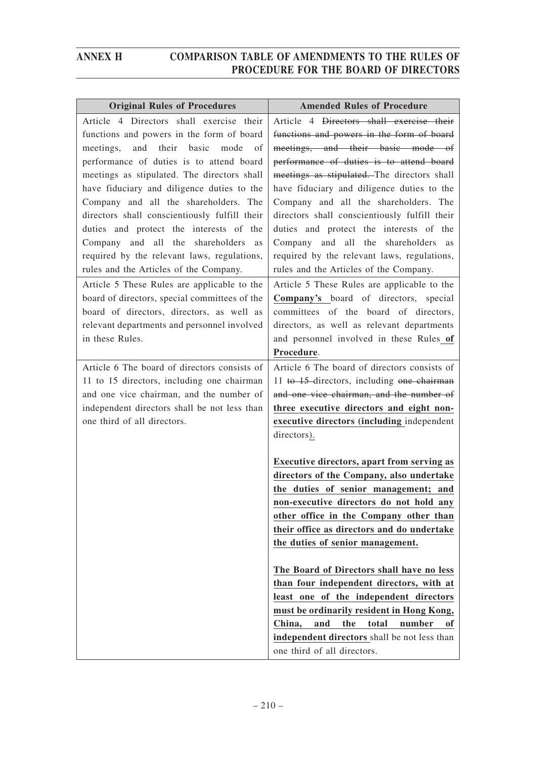## ANNEX H COMPARISON TABLE OF AMENDMENTS TO THE RULES OF PROCEDURE FOR THE BOARD OF DIRECTORS

| Original Rules of Procedures | Amended Rules of Procedure |
| --- | --- |
| Article 4 Directors shall exercise their functions and powers in the form of board meetings, and their basic mode of performance of duties is to attend board meetings as stipulated. The directors shall have fiduciary and diligence duties to the Company and all the shareholders. The directors shall conscientiously fulfill their duties and protect the interests of the Company and all the shareholders as required by the relevant laws, regulations, rules and the Articles of the Company. | Article 4 ~~Directors shall exercise their functions and powers in the form of board meetings, and their basic mode of performance of duties is to attend board meetings as stipulated.~~ The directors shall have fiduciary and diligence duties to the Company and all the shareholders. The directors shall conscientiously fulfill their duties and protect the interests of the Company and all the shareholders as required by the relevant laws, regulations, rules and the Articles of the Company. |
| Article 5 These Rules are applicable to the board of directors, special committees of the board of directors, directors, as well as relevant departments and personnel involved in these Rules. | Article 5 These Rules are applicable to the **<u>Company's</u>** board of directors, special committees of the board of directors, directors, as well as relevant departments and personnel involved in these Rules **<u>of Procedure</u>**. |
| Article 6 The board of directors consists of 11 to 15 directors, including one chairman and one vice chairman, and the number of independent directors shall be not less than one third of all directors. | Article 6 The board of directors consists of 11 ~~to 15~~ directors, including ~~one chairman and one vice chairman, and the number of~~ **<u>three executive directors and eight non-executive directors (including</u>** independent directors<u>)</u>.<br><br>**<u>Executive directors, apart from serving as directors of the Company, also undertake the duties of senior management; and non-executive directors do not hold any other office in the Company other than their office as directors and do undertake the duties of senior management.</u>**<br><br>**<u>The Board of Directors shall have no less than four independent directors, with at least one of the independent directors must be ordinarily resident in Hong Kong, China, and the total number of independent directors</u>** shall be not less than one third of all directors. |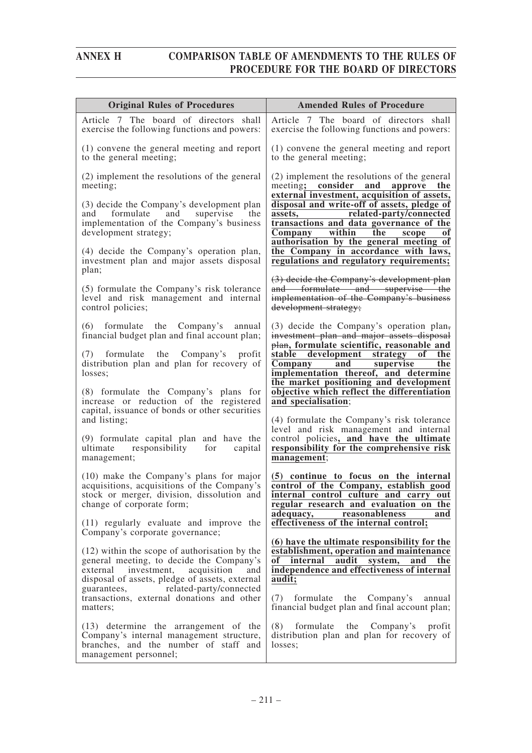# ANNEX H COMPARISON TABLE OF AMENDMENTS TO THE RULES OF PROCEDURE FOR THE BOARD OF DIRECTORS

| Original Rules of Procedures | Amended Rules of Procedure |
|---|---|
| Article 7 The board of directors shall exercise the following functions and powers:<br><br>(1) convene the general meeting and report to the general meeting;<br><br>(2) implement the resolutions of the general meeting;<br><br>(3) decide the Company's development plan and formulate and supervise the implementation of the Company's business development strategy;<br><br>(4) decide the Company's operation plan, investment plan and major assets disposal plan;<br><br>(5) formulate the Company's risk tolerance level and risk management and internal control policies;<br><br>(6) formulate the Company's annual financial budget plan and final account plan;<br><br>(7) formulate the Company's profit distribution plan and plan for recovery of losses;<br><br>(8) formulate the Company's plans for increase or reduction of the registered capital, issuance of bonds or other securities and listing;<br><br>(9) formulate capital plan and have the ultimate responsibility for capital management;<br><br>(10) make the Company's plans for major acquisitions, acquisitions of the Company's stock or merger, division, dissolution and change of corporate form;<br><br>(11) regularly evaluate and improve the Company's corporate governance;<br><br>(12) within the scope of authorisation by the general meeting, to decide the Company's external investment, acquisition and disposal of assets, pledge of assets, external guarantees, related-party/connected transactions, external donations and other matters;<br><br>(13) determine the arrangement of the Company's internal management structure, branches, and the number of staff and management personnel; | Article 7 The board of directors shall exercise the following functions and powers:<br><br>(1) convene the general meeting and report to the general meeting;<br><br>(2) implement the resolutions of the general meeting**; consider and approve the external investment, acquisition of assets, disposal and write-off of assets, pledge of assets, related-party/connected transactions and data governance of the Company within the scope of authorisation by the general meeting of the Company in accordance with laws, regulations and regulatory requirements;**<br><br>~~(3) decide the Company's development plan and formulate and supervise the implementation of the Company's business development strategy;~~<br><br>(3) decide the Company's operation plan~~, investment plan and major assets disposal plan~~**, formulate scientific, reasonable and stable development strategy of the Company and supervise the implementation thereof, and determine the market positioning and development objective which reflect the differentiation and specialisation**;<br><br>(4) formulate the Company's risk tolerance level and risk management and internal control policies**, and have the ultimate responsibility for the comprehensive risk management**;<br><br>**(5) continue to focus on the internal control of the Company, establish good internal control culture and carry out regular research and evaluation on the adequacy, reasonableness and effectiveness of the internal control;**<br><br>**(6) have the ultimate responsibility for the establishment, operation and maintenance of internal audit system, and the independence and effectiveness of internal audit;**<br><br>(7) formulate the Company's annual financial budget plan and final account plan;<br><br>(8) formulate the Company's profit distribution plan and plan for recovery of losses; |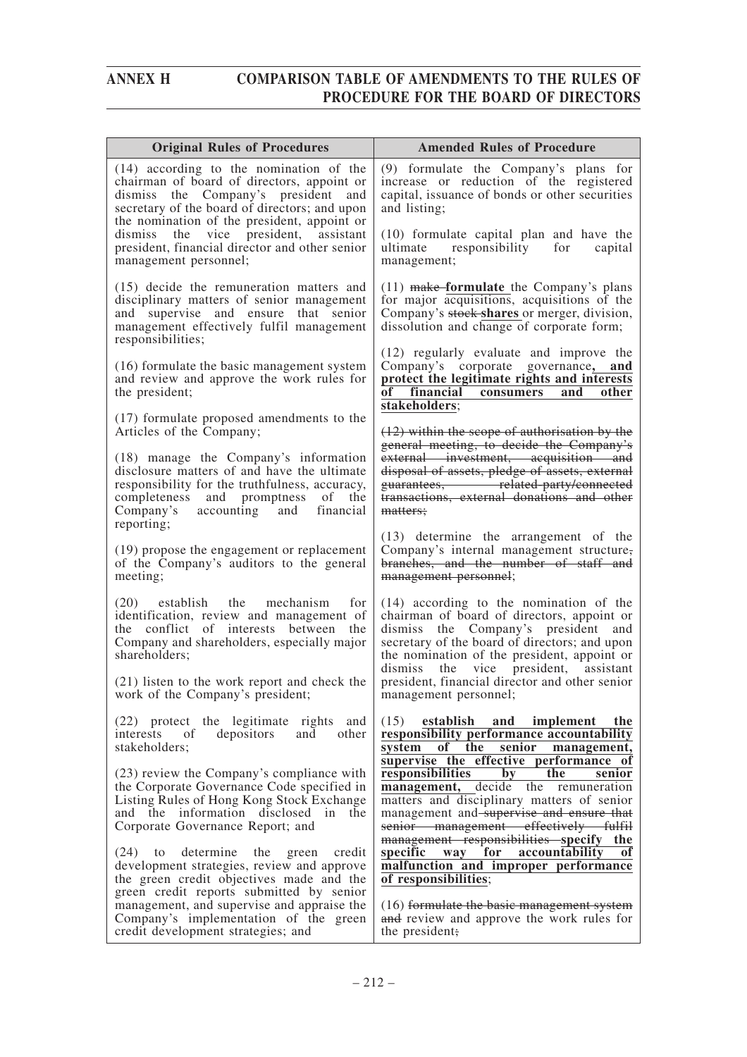## ANNEX H COMPARISON TABLE OF AMENDMENTS TO THE RULES OF PROCEDURE FOR THE BOARD OF DIRECTORS

| Original Rules of Procedures | Amended Rules of Procedure |
|---|---|
| (14) according to the nomination of the chairman of board of directors, appoint or dismiss the Company's president and secretary of the board of directors; and upon the nomination of the president, appoint or dismiss the vice president, assistant president, financial director and other senior management personnel;<br><br>(15) decide the remuneration matters and disciplinary matters of senior management and supervise and ensure that senior management effectively fulfil management responsibilities;<br><br>(16) formulate the basic management system and review and approve the work rules for the president;<br><br>(17) formulate proposed amendments to the Articles of the Company;<br><br>(18) manage the Company's information disclosure matters of and have the ultimate responsibility for the truthfulness, accuracy, completeness and promptness of the Company's accounting and financial reporting;<br><br>(19) propose the engagement or replacement of the Company's auditors to the general meeting;<br><br>(20) establish the mechanism for identification, review and management of the conflict of interests between the Company and shareholders, especially major shareholders;<br><br>(21) listen to the work report and check the work of the Company's president;<br><br>(22) protect the legitimate rights and interests of depositors and other stakeholders;<br><br>(23) review the Company's compliance with the Corporate Governance Code specified in Listing Rules of Hong Kong Stock Exchange and the information disclosed in the Corporate Governance Report; and<br><br>(24) to determine the green credit development strategies, review and approve the green credit objectives made and the green credit reports submitted by senior management, and supervise and appraise the Company's implementation of the green credit development strategies; and | (9) formulate the Company's plans for increase or reduction of the registered capital, issuance of bonds or other securities and listing;<br><br>(10) formulate capital plan and have the ultimate responsibility for capital management;<br><br>(11) ~~make~~ **formulate** the Company's plans for major acquisitions, acquisitions of the Company's ~~stock~~ **shares** or merger, division, dissolution and change of corporate form;<br><br>(12) regularly evaluate and improve the Company's corporate governance**, and protect the legitimate rights and interests of financial consumers and other stakeholders**;<br><br>~~(12) within the scope of authorisation by the general meeting, to decide the Company's external investment, acquisition and disposal of assets, pledge of assets, external guarantees, related-party/connected transactions, external donations and other matters;~~<br><br>(13) determine the arrangement of the Company's internal management structure~~, branches, and the number of staff and management personnel~~;<br><br>(14) according to the nomination of the chairman of board of directors, appoint or dismiss the Company's president and secretary of the board of directors; and upon the nomination of the president, appoint or dismiss the vice president, assistant president, financial director and other senior management personnel;<br><br>(15) **establish and implement the responsibility performance accountability system of the senior management, supervise the effective performance of responsibilities by the senior management,** decide the remuneration matters and disciplinary matters of senior management and ~~supervise and ensure that senior management effectively fulfil management responsibilities~~ **specify the specific way for accountability of malfunction and improper performance of responsibilities**;<br><br>(16) ~~formulate the basic management system and~~ review and approve the work rules for the president~~;~~ |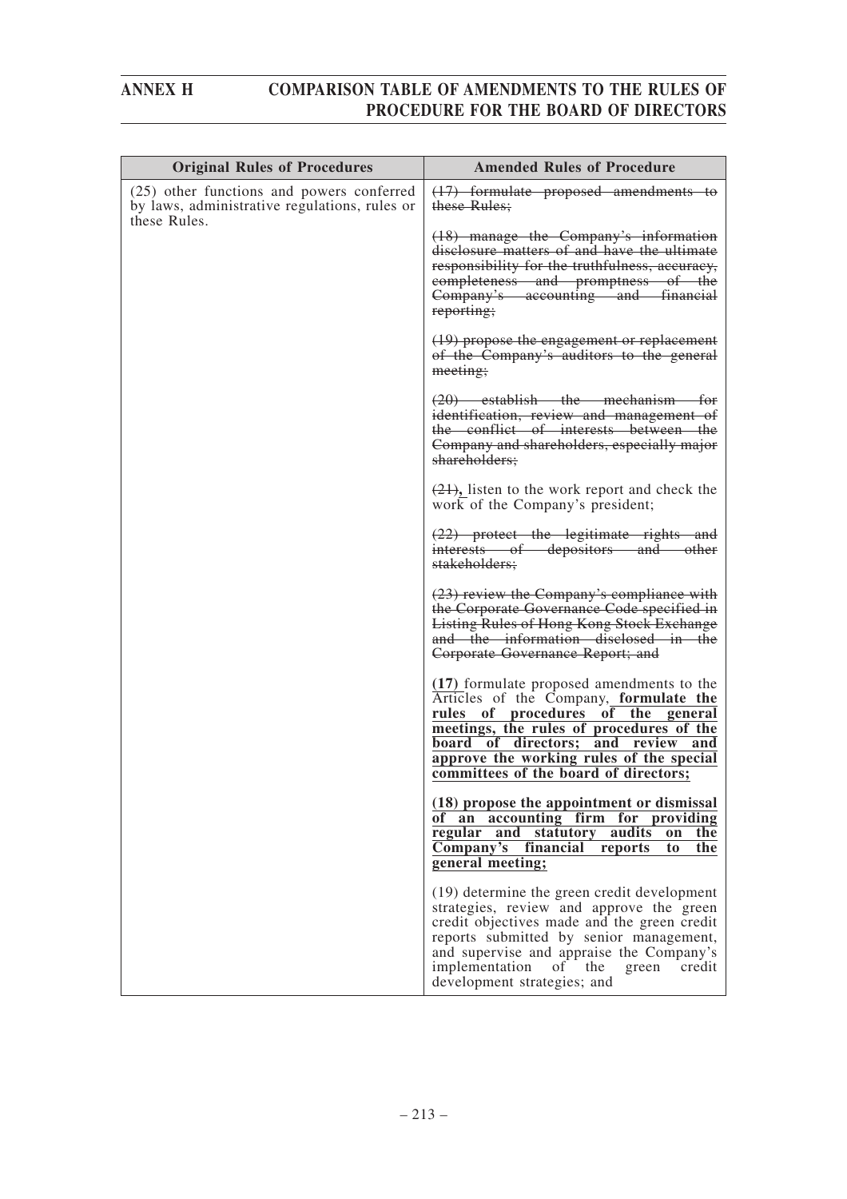| Original Rules of Procedures | Amended Rules of Procedure |
|---|---|
| (25) other functions and powers conferred by laws, administrative regulations, rules or these Rules. | ~~(17) formulate proposed amendments to these Rules;~~<br><br>~~(18) manage the Company's information disclosure matters of and have the ultimate responsibility for the truthfulness, accuracy, completeness and promptness of the Company's accounting and financial reporting;~~<br><br>~~(19) propose the engagement or replacement of the Company's auditors to the general meeting;~~<br><br>~~(20) establish the mechanism for identification, review and management of the conflict of interests between the Company and shareholders, especially major shareholders;~~<br><br>~~(21)~~**,** listen to the work report and check the work of the Company's president;<br><br>~~(22) protect the legitimate rights and interests of depositors and other stakeholders;~~<br><br>~~(23) review the Company's compliance with the Corporate Governance Code specified in Listing Rules of Hong Kong Stock Exchange and the information disclosed in the Corporate Governance Report; and~~<br><br>**(17)** formulate proposed amendments to the Articles of the Company, **<u>formulate the rules of procedures of the general meetings, the rules of procedures of the board of directors; and review and approve the working rules of the special committees of the board of directors;</u>**<br><br>**<u>(18) propose the appointment or dismissal of an accounting firm for providing regular and statutory audits on the Company's financial reports to the general meeting;</u>**<br><br>(19) determine the green credit development strategies, review and approve the green credit objectives made and the green credit reports submitted by senior management, and supervise and appraise the Company's implementation of the green credit development strategies; and |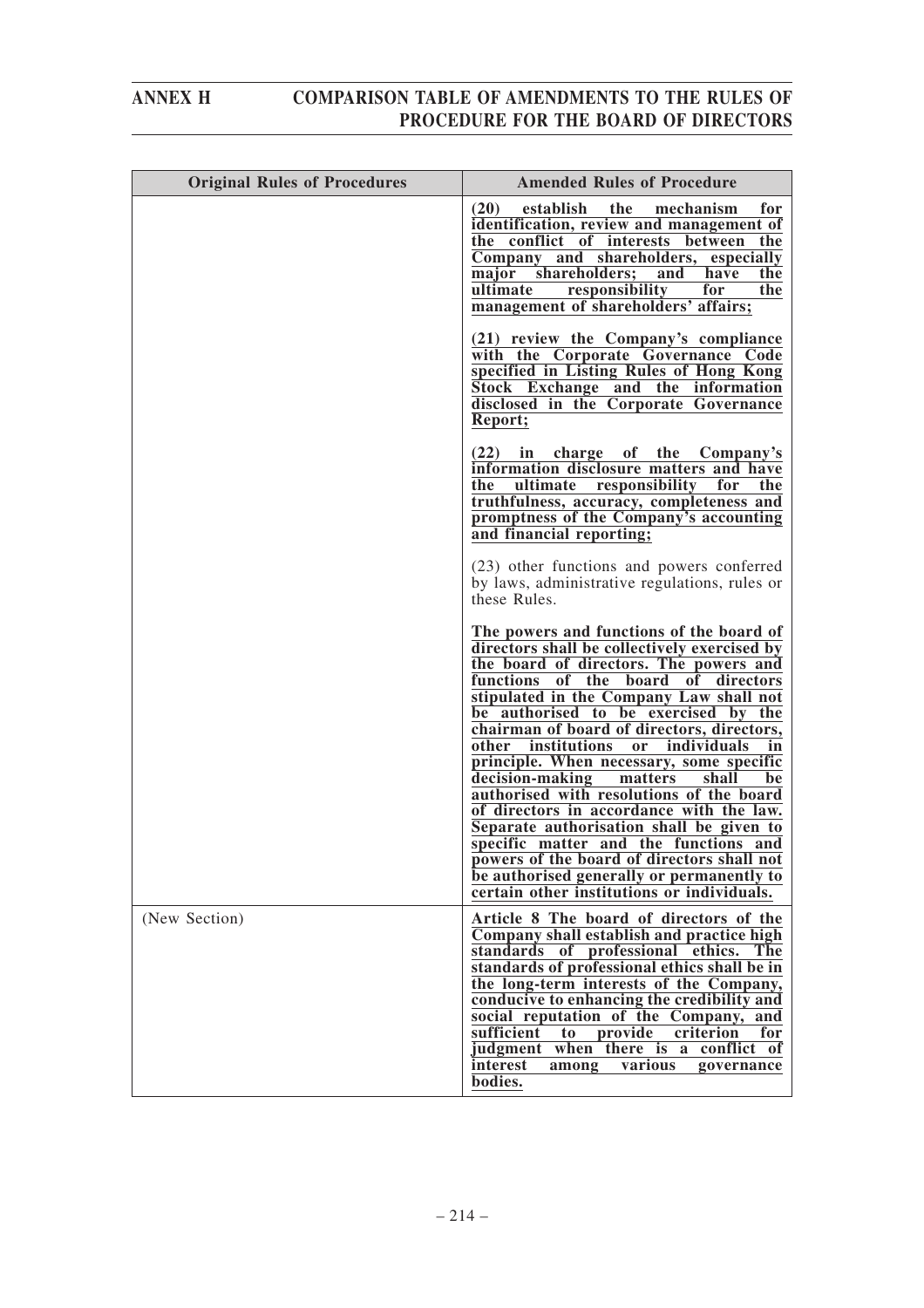| Original Rules of Procedures | Amended Rules of Procedure |
|---|---|
| | **(20) establish the mechanism for identification, review and management of the conflict of interests between the Company and shareholders, especially major shareholders; and have the ultimate responsibility for the management of shareholders' affairs;**<br><br>**(21) review the Company's compliance with the Corporate Governance Code specified in Listing Rules of Hong Kong Stock Exchange and the information disclosed in the Corporate Governance Report;**<br><br>**(22) in charge of the Company's information disclosure matters and have the ultimate responsibility for the truthfulness, accuracy, completeness and promptness of the Company's accounting and financial reporting;**<br><br>(23) other functions and powers conferred by laws, administrative regulations, rules or these Rules.<br><br>**The powers and functions of the board of directors shall be collectively exercised by the board of directors. The powers and functions of the board of directors stipulated in the Company Law shall not be authorised to be exercised by the chairman of board of directors, directors, other institutions or individuals in principle. When necessary, some specific decision-making matters shall be authorised with resolutions of the board of directors in accordance with the law. Separate authorisation shall be given to specific matter and the functions and powers of the board of directors shall not be authorised generally or permanently to certain other institutions or individuals.** |
| (New Section) | **Article 8 The board of directors of the Company shall establish and practice high standards of professional ethics. The standards of professional ethics shall be in the long-term interests of the Company, conducive to enhancing the credibility and social reputation of the Company, and sufficient to provide criterion for judgment when there is a conflict of interest among various governance bodies.** |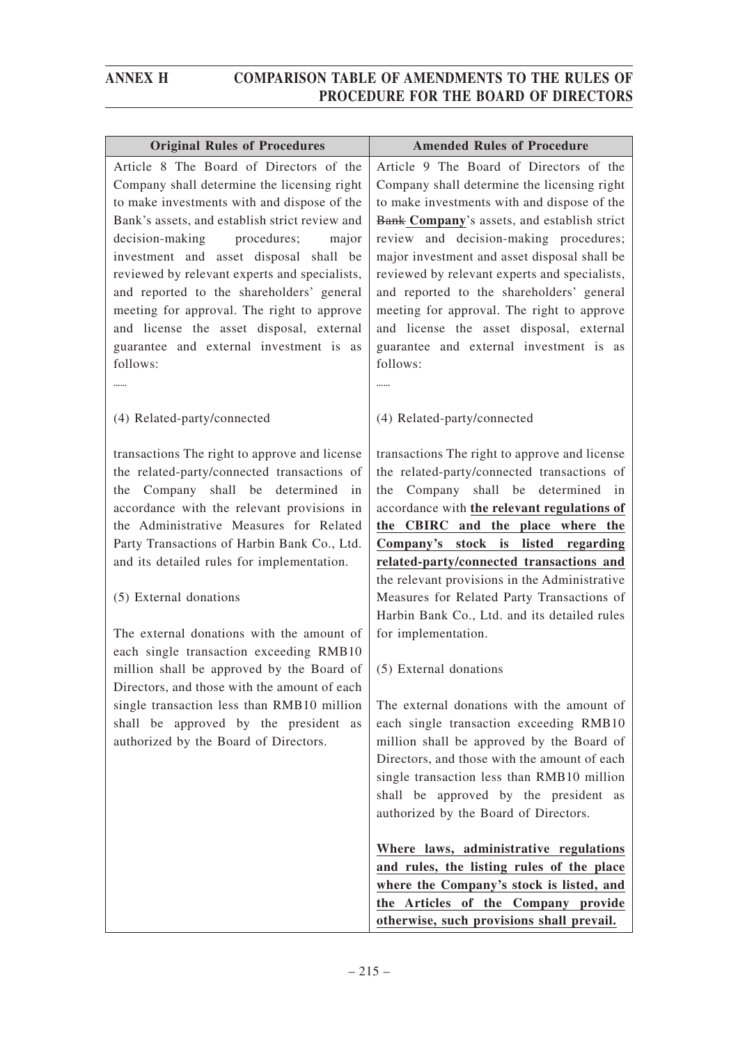| Original Rules of Procedures | Amended Rules of Procedure |
|---|---|
| Article 8 The Board of Directors of the Company shall determine the licensing right to make investments with and dispose of the Bank's assets, and establish strict review and decision-making procedures; major investment and asset disposal shall be reviewed by relevant experts and specialists, and reported to the shareholders' general meeting for approval. The right to approve and license the asset disposal, external guarantee and external investment is as follows:<br><br>……<br><br>(4) Related-party/connected<br><br>transactions The right to approve and license the related-party/connected transactions of the Company shall be determined in accordance with the relevant provisions in the Administrative Measures for Related Party Transactions of Harbin Bank Co., Ltd. and its detailed rules for implementation.<br><br>(5) External donations<br><br>The external donations with the amount of each single transaction exceeding RMB10 million shall be approved by the Board of Directors, and those with the amount of each single transaction less than RMB10 million shall be approved by the president as authorized by the Board of Directors. | Article 9 The Board of Directors of the Company shall determine the licensing right to make investments with and dispose of the ~~Bank~~ **Company**'s assets, and establish strict review and decision-making procedures; major investment and asset disposal shall be reviewed by relevant experts and specialists, and reported to the shareholders' general meeting for approval. The right to approve and license the asset disposal, external guarantee and external investment is as follows:<br><br>……<br><br>(4) Related-party/connected<br><br>transactions The right to approve and license the related-party/connected transactions of the Company shall be determined in accordance with **the relevant regulations of the CBIRC and the place where the Company's stock is listed regarding related-party/connected transactions and** the relevant provisions in the Administrative Measures for Related Party Transactions of Harbin Bank Co., Ltd. and its detailed rules for implementation.<br><br>(5) External donations<br><br>The external donations with the amount of each single transaction exceeding RMB10 million shall be approved by the Board of Directors, and those with the amount of each single transaction less than RMB10 million shall be approved by the president as authorized by the Board of Directors.<br><br>**Where laws, administrative regulations and rules, the listing rules of the place where the Company's stock is listed, and the Articles of the Company provide otherwise, such provisions shall prevail.** |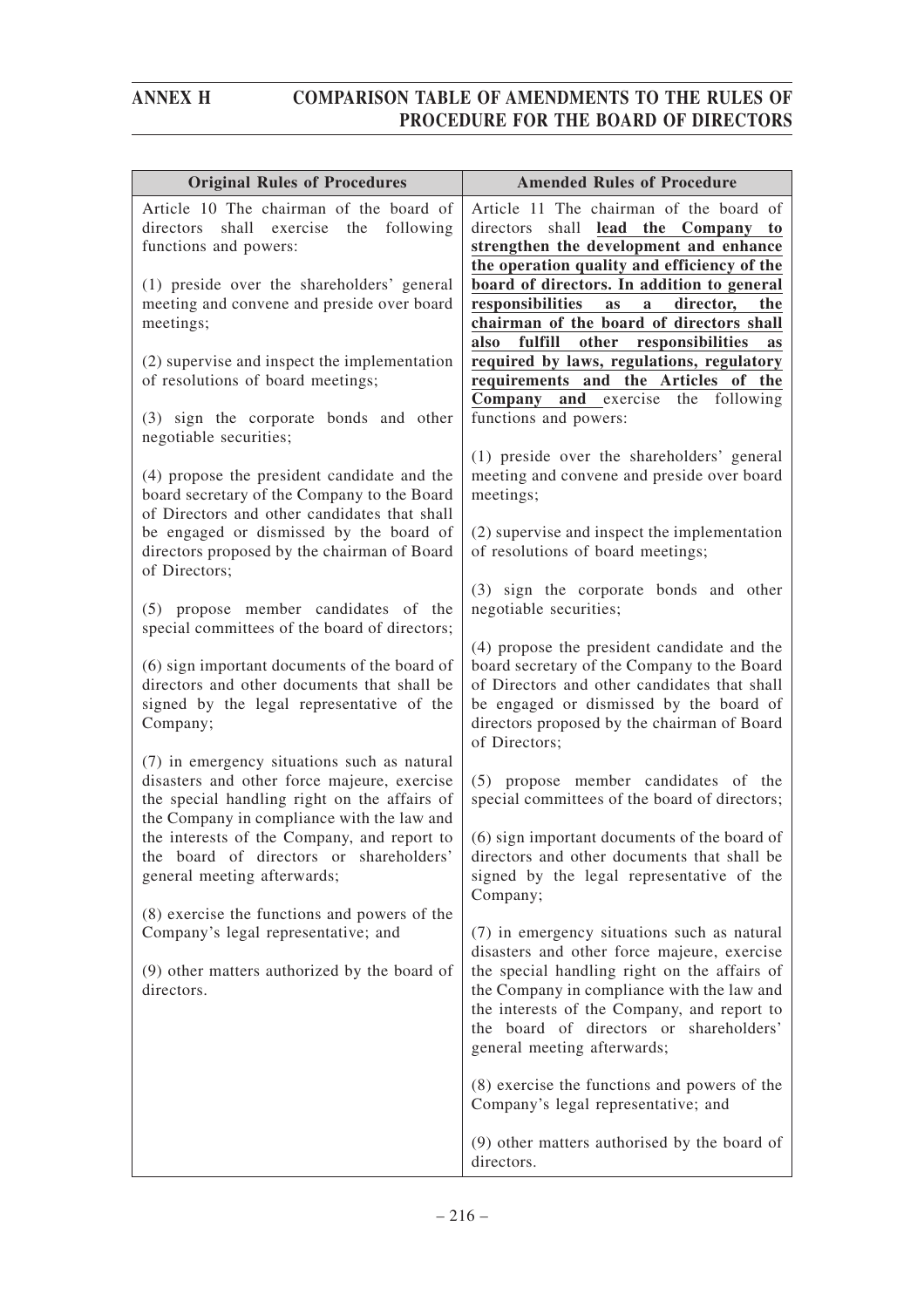| Original Rules of Procedures | Amended Rules of Procedure |
|---|---|
| Article 10 The chairman of the board of directors shall exercise the following functions and powers:<br><br>(1) preside over the shareholders' general meeting and convene and preside over board meetings;<br><br>(2) supervise and inspect the implementation of resolutions of board meetings;<br><br>(3) sign the corporate bonds and other negotiable securities;<br><br>(4) propose the president candidate and the board secretary of the Company to the Board of Directors and other candidates that shall be engaged or dismissed by the board of directors proposed by the chairman of Board of Directors;<br><br>(5) propose member candidates of the special committees of the board of directors;<br><br>(6) sign important documents of the board of directors and other documents that shall be signed by the legal representative of the Company;<br><br>(7) in emergency situations such as natural disasters and other force majeure, exercise the special handling right on the affairs of the Company in compliance with the law and the interests of the Company, and report to the board of directors or shareholders' general meeting afterwards;<br><br>(8) exercise the functions and powers of the Company's legal representative; and<br><br>(9) other matters authorized by the board of directors. | Article 11 The chairman of the board of directors shall **lead the Company to strengthen the development and enhance the operation quality and efficiency of the board of directors. In addition to general responsibilities as a director, the chairman of the board of directors shall also fulfill other responsibilities as required by laws, regulations, regulatory requirements and the Articles of the Company and** exercise the following functions and powers:<br><br>(1) preside over the shareholders' general meeting and convene and preside over board meetings;<br><br>(2) supervise and inspect the implementation of resolutions of board meetings;<br><br>(3) sign the corporate bonds and other negotiable securities;<br><br>(4) propose the president candidate and the board secretary of the Company to the Board of Directors and other candidates that shall be engaged or dismissed by the board of directors proposed by the chairman of Board of Directors;<br><br>(5) propose member candidates of the special committees of the board of directors;<br><br>(6) sign important documents of the board of directors and other documents that shall be signed by the legal representative of the Company;<br><br>(7) in emergency situations such as natural disasters and other force majeure, exercise the special handling right on the affairs of the Company in compliance with the law and the interests of the Company, and report to the board of directors or shareholders' general meeting afterwards;<br><br>(8) exercise the functions and powers of the Company's legal representative; and<br><br>(9) other matters authorised by the board of directors. |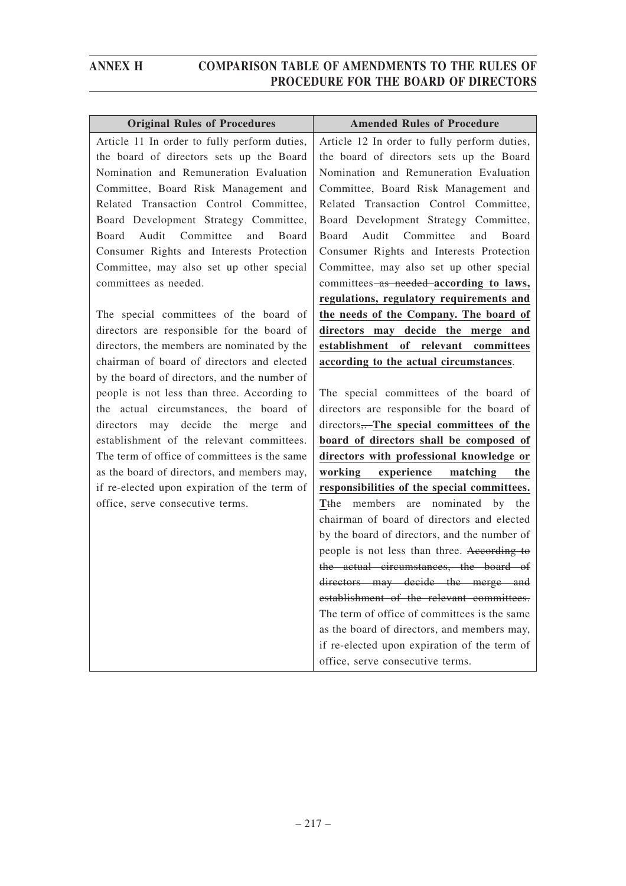| Original Rules of Procedures | Amended Rules of Procedure |
|---|---|
| Article 11 In order to fully perform duties, the board of directors sets up the Board Nomination and Remuneration Evaluation Committee, Board Risk Management and Related Transaction Control Committee, Board Development Strategy Committee, Board Audit Committee and Board Consumer Rights and Interests Protection Committee, may also set up other special committees as needed.<br><br>The special committees of the board of directors are responsible for the board of directors, the members are nominated by the chairman of board of directors and elected by the board of directors, and the number of people is not less than three. According to the actual circumstances, the board of directors may decide the merge and establishment of the relevant committees. The term of office of committees is the same as the board of directors, and members may, if re-elected upon expiration of the term of office, serve consecutive terms. | Article 12 In order to fully perform duties, the board of directors sets up the Board Nomination and Remuneration Evaluation Committee, Board Risk Management and Related Transaction Control Committee, Board Development Strategy Committee, Board Audit Committee and Board Consumer Rights and Interests Protection Committee, may also set up other special committees ~~as needed~~ **<u>according to laws, regulations, regulatory requirements and the needs of the Company. The board of directors may decide the merge and establishment of relevant committees according to the actual circumstances</u>**.<br><br>The special committees of the board of directors are responsible for the board of directors~~,~~. **<u>The special committees of the board of directors shall be composed of directors with professional knowledge or working experience matching the responsibilities of the special committees. T</u>**~~t~~he members are nominated by the chairman of board of directors and elected by the board of directors, and the number of people is not less than three. ~~According to the actual circumstances, the board of directors may decide the merge and establishment of the relevant committees.~~ The term of office of committees is the same as the board of directors, and members may, if re-elected upon expiration of the term of office, serve consecutive terms. |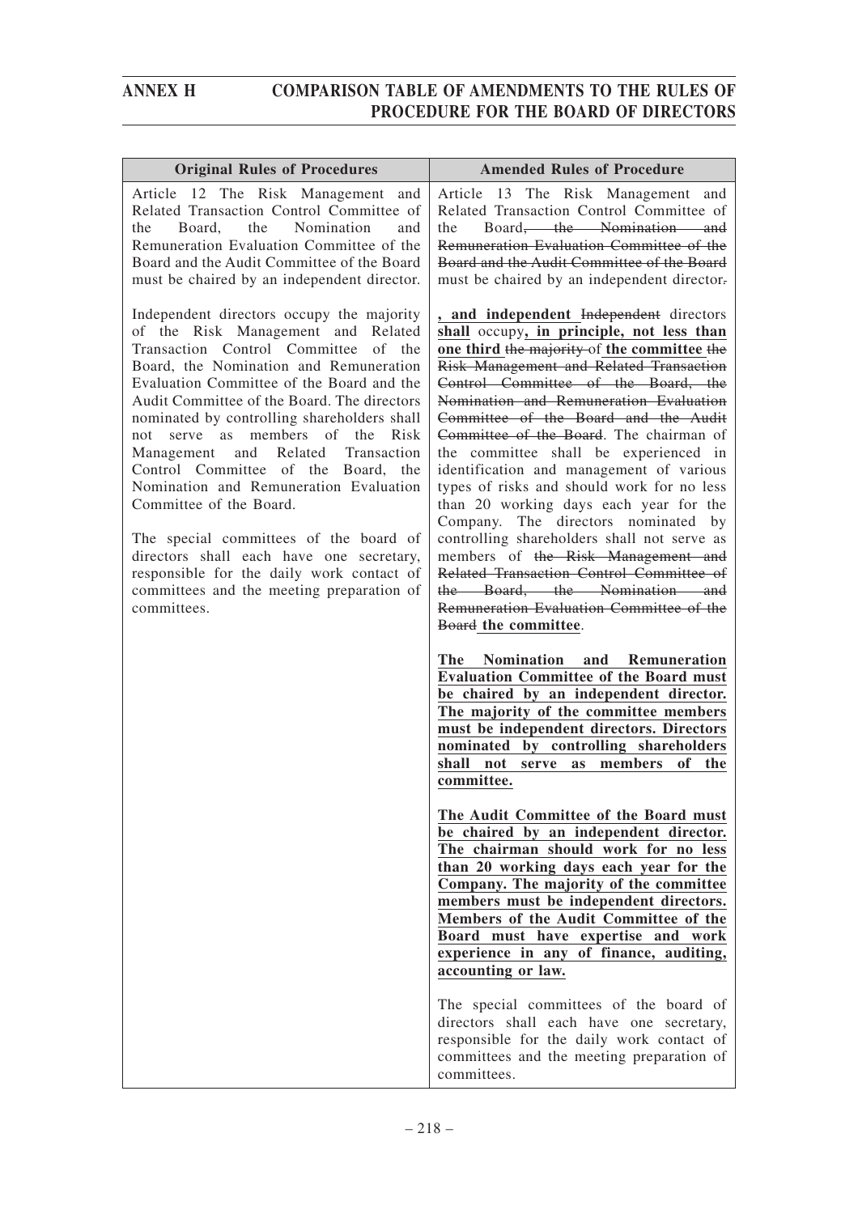| Original Rules of Procedures | Amended Rules of Procedure |
| --- | --- |
| Article 12 The Risk Management and Related Transaction Control Committee of the Board, the Nomination and Remuneration Evaluation Committee of the Board and the Audit Committee of the Board must be chaired by an independent director.<br><br>Independent directors occupy the majority of the Risk Management and Related Transaction Control Committee of the Board, the Nomination and Remuneration Evaluation Committee of the Board and the Audit Committee of the Board. The directors nominated by controlling shareholders shall not serve as members of the Risk Management and Related Transaction Control Committee of the Board, the Nomination and Remuneration Evaluation Committee of the Board.<br><br>The special committees of the board of directors shall each have one secretary, responsible for the daily work contact of committees and the meeting preparation of committees. | Article 13 The Risk Management and Related Transaction Control Committee of the Board~~, the Nomination and Remuneration Evaluation Committee of the Board and the Audit Committee of the Board~~ must be chaired by an independent director~~.~~<br><br>**, and independent** ~~Independent~~ directors **shall** occupy**, in principle, not less than one third** ~~the majority~~ of **the committee** ~~the Risk Management and Related Transaction Control Committee of the Board, the Nomination and Remuneration Evaluation Committee of the Board and the Audit Committee of the Board~~. The chairman of the committee shall be experienced in identification and management of various types of risks and should work for no less than 20 working days each year for the Company. The directors nominated by controlling shareholders shall not serve as members of ~~the Risk Management and Related Transaction Control Committee of the Board, the Nomination and Remuneration Evaluation Committee of the Board~~ **the committee**.<br><br>**The Nomination and Remuneration Evaluation Committee of the Board must be chaired by an independent director. The majority of the committee members must be independent directors. Directors nominated by controlling shareholders shall not serve as members of the committee.**<br><br>**The Audit Committee of the Board must be chaired by an independent director. The chairman should work for no less than 20 working days each year for the Company. The majority of the committee members must be independent directors. Members of the Audit Committee of the Board must have expertise and work experience in any of finance, auditing, accounting or law.**<br><br>The special committees of the board of directors shall each have one secretary, responsible for the daily work contact of committees and the meeting preparation of committees. |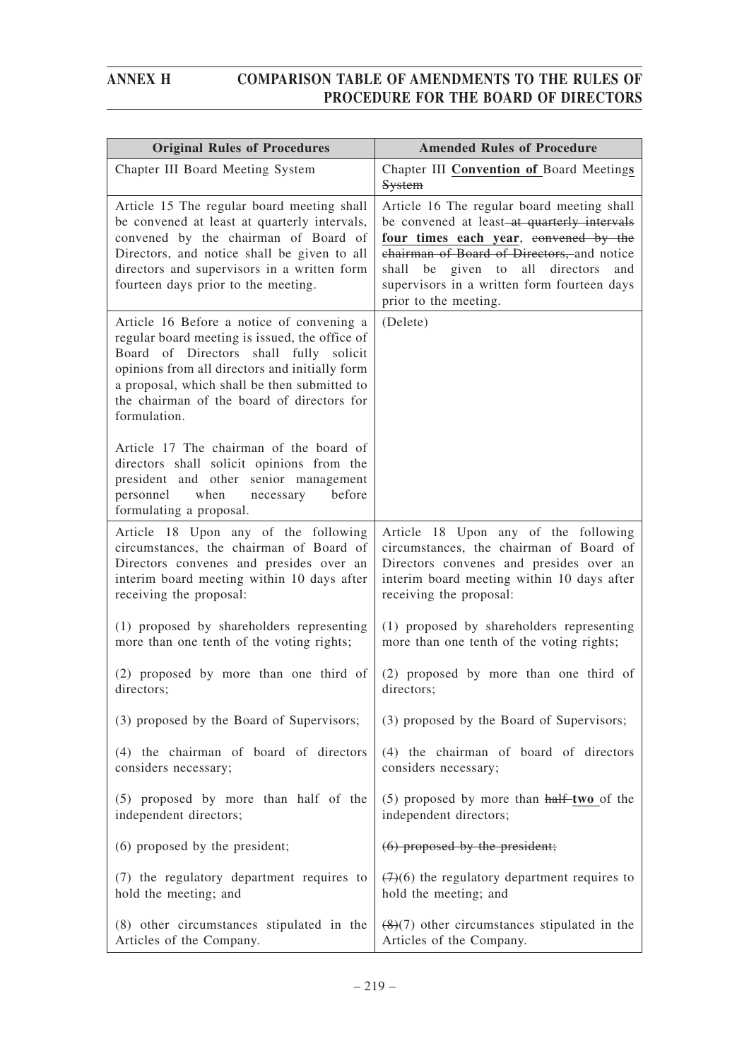| Original Rules of Procedures | Amended Rules of Procedure |
|---|---|
| Chapter III Board Meeting System | Chapter III **Convention of** Board Meeting**s** ~~System~~ |
| Article 15 The regular board meeting shall be convened at least at quarterly intervals, convened by the chairman of Board of Directors, and notice shall be given to all directors and supervisors in a written form fourteen days prior to the meeting. | Article 16 The regular board meeting shall be convened at least ~~at quarterly intervals~~ **four times each year**, ~~convened by the chairman of Board of Directors,~~ and notice shall be given to all directors and supervisors in a written form fourteen days prior to the meeting. |
| Article 16 Before a notice of convening a regular board meeting is issued, the office of Board of Directors shall fully solicit opinions from all directors and initially form a proposal, which shall be then submitted to the chairman of the board of directors for formulation.<br><br>Article 17 The chairman of the board of directors shall solicit opinions from the president and other senior management personnel when necessary before formulating a proposal. | (Delete) |
| Article 18 Upon any of the following circumstances, the chairman of Board of Directors convenes and presides over an interim board meeting within 10 days after receiving the proposal:<br><br>(1) proposed by shareholders representing more than one tenth of the voting rights;<br><br>(2) proposed by more than one third of directors;<br><br>(3) proposed by the Board of Supervisors;<br><br>(4) the chairman of board of directors considers necessary;<br><br>(5) proposed by more than half of the independent directors;<br><br>(6) proposed by the president;<br><br>(7) the regulatory department requires to hold the meeting; and<br><br>(8) other circumstances stipulated in the Articles of the Company. | Article 18 Upon any of the following circumstances, the chairman of Board of Directors convenes and presides over an interim board meeting within 10 days after receiving the proposal:<br><br>(1) proposed by shareholders representing more than one tenth of the voting rights;<br><br>(2) proposed by more than one third of directors;<br><br>(3) proposed by the Board of Supervisors;<br><br>(4) the chairman of board of directors considers necessary;<br><br>(5) proposed by more than ~~half~~ **two** of the independent directors;<br><br>~~(6) proposed by the president;~~<br><br>~~(7)~~(6) the regulatory department requires to hold the meeting; and<br><br>~~(8)~~(7) other circumstances stipulated in the Articles of the Company. |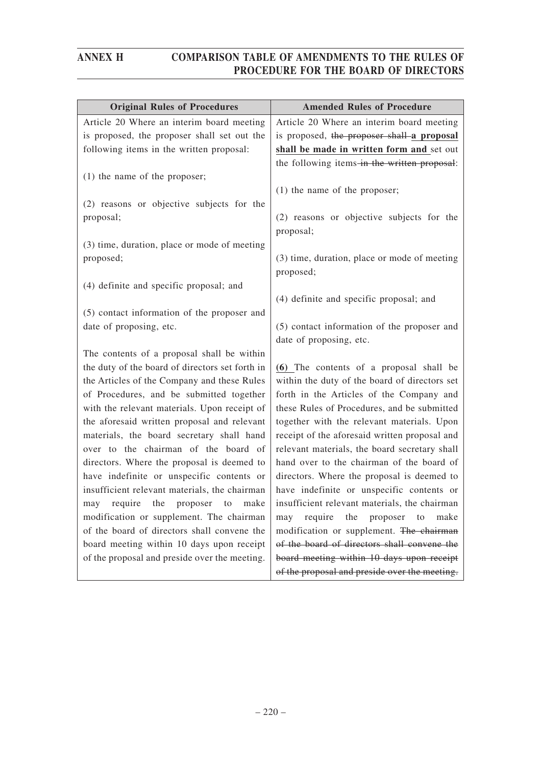| Original Rules of Procedures | Amended Rules of Procedure |
|---|---|
| Article 20 Where an interim board meeting is proposed, the proposer shall set out the following items in the written proposal:<br><br>(1) the name of the proposer;<br><br>(2) reasons or objective subjects for the proposal;<br><br>(3) time, duration, place or mode of meeting proposed;<br><br>(4) definite and specific proposal; and<br><br>(5) contact information of the proposer and date of proposing, etc.<br><br>The contents of a proposal shall be within the duty of the board of directors set forth in the Articles of the Company and these Rules of Procedures, and be submitted together with the relevant materials. Upon receipt of the aforesaid written proposal and relevant materials, the board secretary shall hand over to the chairman of the board of directors. Where the proposal is deemed to have indefinite or unspecific contents or insufficient relevant materials, the chairman may require the proposer to make modification or supplement. The chairman of the board of directors shall convene the board meeting within 10 days upon receipt of the proposal and preside over the meeting. | Article 20 Where an interim board meeting is proposed, ~~the proposer shall~~ **a proposal shall be made in written form and** set out the following items ~~in the written proposal~~:<br><br>(1) the name of the proposer;<br><br>(2) reasons or objective subjects for the proposal;<br><br>(3) time, duration, place or mode of meeting proposed;<br><br>(4) definite and specific proposal; and<br><br>(5) contact information of the proposer and date of proposing, etc.<br><br>**(6)** The contents of a proposal shall be within the duty of the board of directors set forth in the Articles of the Company and these Rules of Procedures, and be submitted together with the relevant materials. Upon receipt of the aforesaid written proposal and relevant materials, the board secretary shall hand over to the chairman of the board of directors. Where the proposal is deemed to have indefinite or unspecific contents or insufficient relevant materials, the chairman may require the proposer to make modification or supplement. ~~The chairman of the board of directors shall convene the board meeting within 10 days upon receipt of the proposal and preside over the meeting.~~ |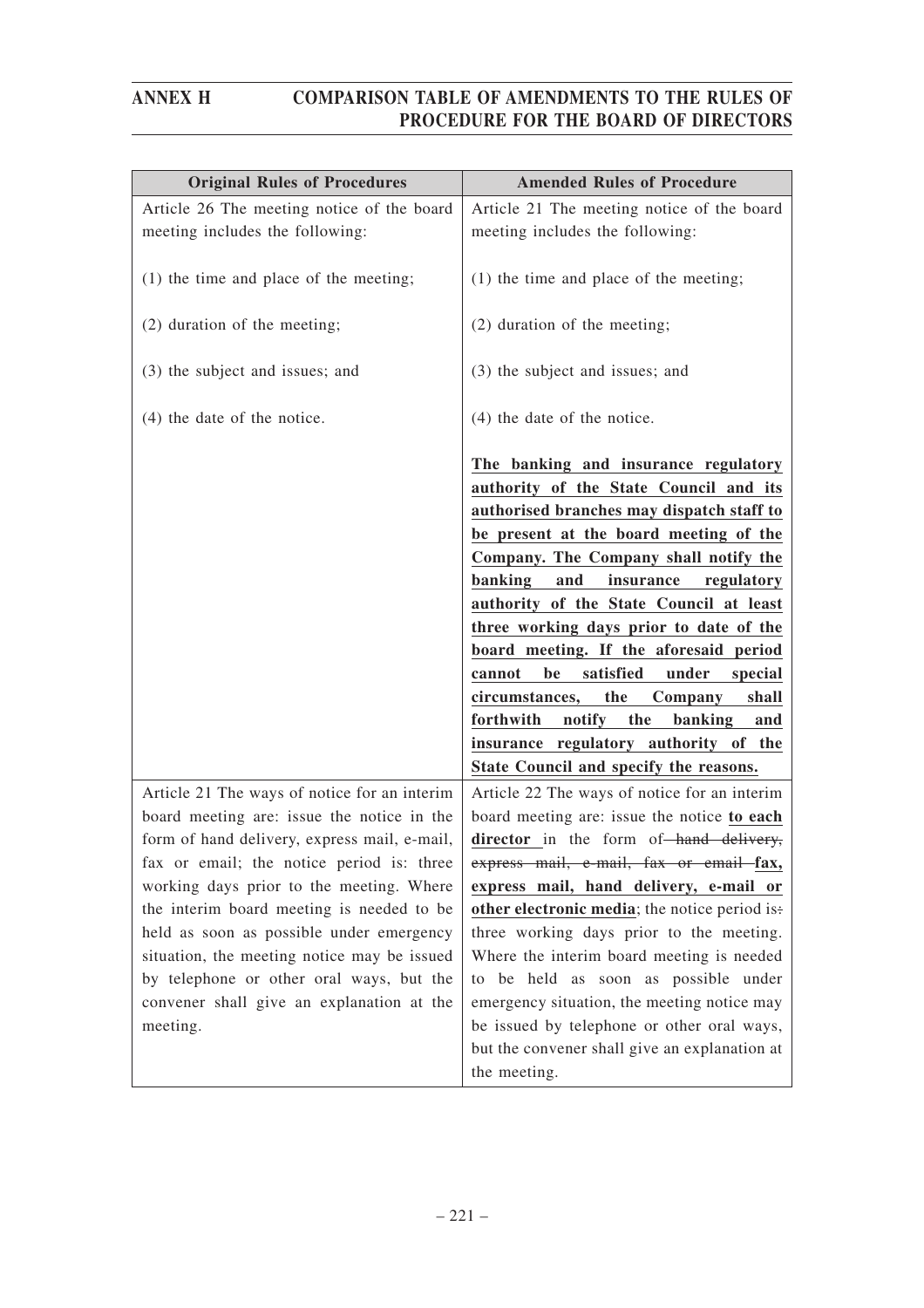| Original Rules of Procedures | Amended Rules of Procedure |
|---|---|
| Article 26 The meeting notice of the board meeting includes the following:<br><br>(1) the time and place of the meeting;<br><br>(2) duration of the meeting;<br><br>(3) the subject and issues; and<br><br>(4) the date of the notice. | Article 21 The meeting notice of the board meeting includes the following:<br><br>(1) the time and place of the meeting;<br><br>(2) duration of the meeting;<br><br>(3) the subject and issues; and<br><br>(4) the date of the notice.<br><br><u>**The banking and insurance regulatory authority of the State Council and its authorised branches may dispatch staff to be present at the board meeting of the Company. The Company shall notify the banking and insurance regulatory authority of the State Council at least three working days prior to date of the board meeting. If the aforesaid period cannot be satisfied under special circumstances, the Company shall forthwith notify the banking and insurance regulatory authority of the State Council and specify the reasons.**</u> |
| Article 21 The ways of notice for an interim board meeting are: issue the notice in the form of hand delivery, express mail, e-mail, fax or email; the notice period is: three working days prior to the meeting. Where the interim board meeting is needed to be held as soon as possible under emergency situation, the meeting notice may be issued by telephone or other oral ways, but the convener shall give an explanation at the meeting. | Article 22 The ways of notice for an interim board meeting are: issue the notice <u>**to each director**</u> in the form of ~~hand delivery, express mail, e-mail, fax or email~~ <u>**fax, express mail, hand delivery, e-mail or other electronic media**</u>; the notice period is~~:~~ three working days prior to the meeting. Where the interim board meeting is needed to be held as soon as possible under emergency situation, the meeting notice may be issued by telephone or other oral ways, but the convener shall give an explanation at the meeting. |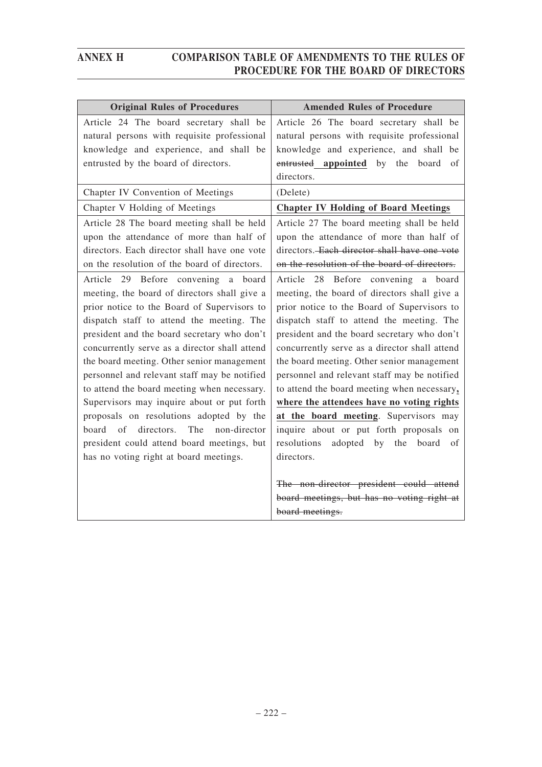| Original Rules of Procedures | Amended Rules of Procedure |
|---|---|
| Article 24 The board secretary shall be natural persons with requisite professional knowledge and experience, and shall be entrusted by the board of directors. | Article 26 The board secretary shall be natural persons with requisite professional knowledge and experience, and shall be ~~entrusted~~ **<u>appointed</u>** by the board of directors. |
| Chapter IV Convention of Meetings | (Delete) |
| Chapter V Holding of Meetings | **<u>Chapter IV Holding of Board Meetings</u>** |
| Article 28 The board meeting shall be held upon the attendance of more than half of directors. Each director shall have one vote on the resolution of the board of directors. | Article 27 The board meeting shall be held upon the attendance of more than half of directors. ~~Each director shall have one vote on the resolution of the board of directors.~~ |
| Article 29 Before convening a board meeting, the board of directors shall give a prior notice to the Board of Supervisors to dispatch staff to attend the meeting. The president and the board secretary who don't concurrently serve as a director shall attend the board meeting. Other senior management personnel and relevant staff may be notified to attend the board meeting when necessary. Supervisors may inquire about or put forth proposals on resolutions adopted by the board of directors. The non-director president could attend board meetings, but has no voting right at board meetings. | Article 28 Before convening a board meeting, the board of directors shall give a prior notice to the Board of Supervisors to dispatch staff to attend the meeting. The president and the board secretary who don't concurrently serve as a director shall attend the board meeting. Other senior management personnel and relevant staff may be notified to attend the board meeting when necessary**<u>, where the attendees have no voting rights at the board meeting</u>**. Supervisors may inquire about or put forth proposals on resolutions adopted by the board of directors.<br><br>~~The non-director president could attend board meetings, but has no voting right at board meetings.~~ |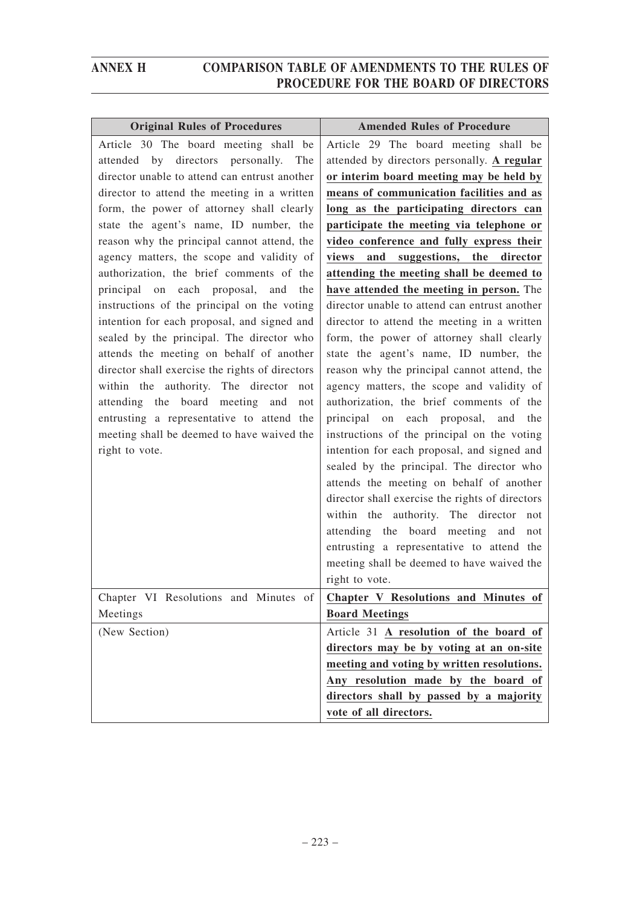| Original Rules of Procedures | Amended Rules of Procedure |
|---|---|
| Article 30 The board meeting shall be attended by directors personally. The director unable to attend can entrust another director to attend the meeting in a written form, the power of attorney shall clearly state the agent's name, ID number, the reason why the principal cannot attend, the agency matters, the scope and validity of authorization, the brief comments of the principal on each proposal, and the instructions of the principal on the voting intention for each proposal, and signed and sealed by the principal. The director who attends the meeting on behalf of another director shall exercise the rights of directors within the authority. The director not attending the board meeting and not entrusting a representative to attend the meeting shall be deemed to have waived the right to vote. | Article 29 The board meeting shall be attended by directors personally. **A regular or interim board meeting may be held by means of communication facilities and as long as the participating directors can participate the meeting via telephone or video conference and fully express their views and suggestions, the director attending the meeting shall be deemed to have attended the meeting in person.** The director unable to attend can entrust another director to attend the meeting in a written form, the power of attorney shall clearly state the agent's name, ID number, the reason why the principal cannot attend, the agency matters, the scope and validity of authorization, the brief comments of the principal on each proposal, and the instructions of the principal on the voting intention for each proposal, and signed and sealed by the principal. The director who attends the meeting on behalf of another director shall exercise the rights of directors within the authority. The director not attending the board meeting and not entrusting a representative to attend the meeting shall be deemed to have waived the right to vote. |
| Chapter VI Resolutions and Minutes of Meetings | **Chapter V Resolutions and Minutes of Board Meetings** |
| (New Section) | Article 31 **A resolution of the board of directors may be by voting at an on-site meeting and voting by written resolutions. Any resolution made by the board of directors shall by passed by a majority vote of all directors.** |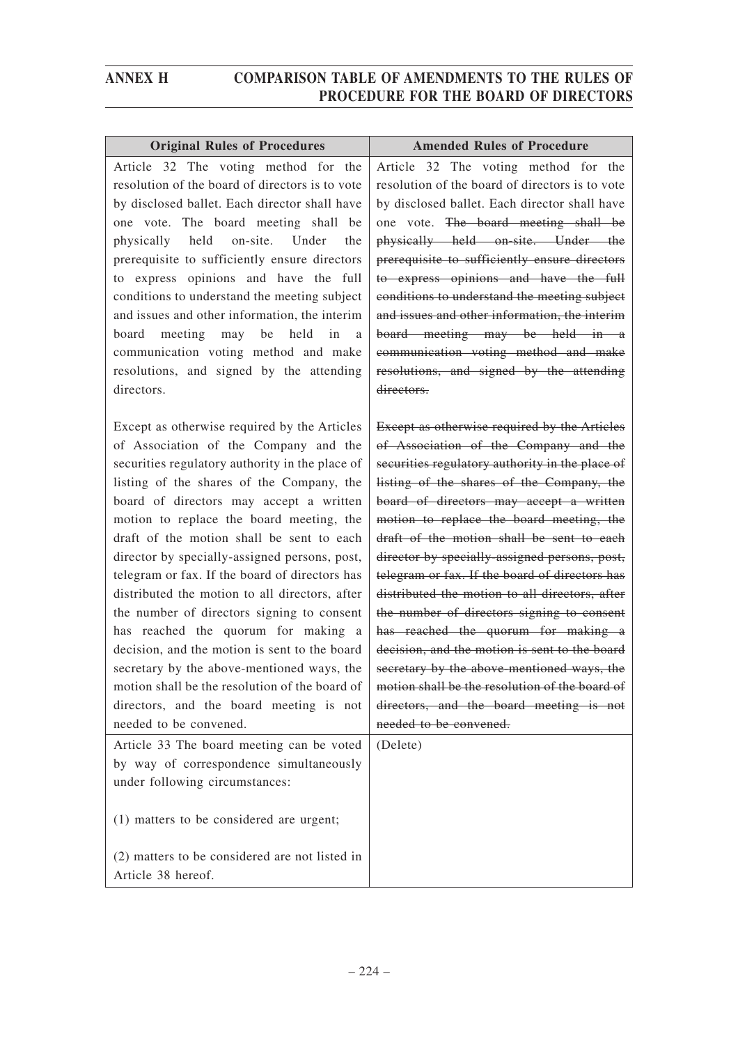| Original Rules of Procedures | Amended Rules of Procedure |
|---|---|
| Article 32 The voting method for the resolution of the board of directors is to vote by disclosed ballet. Each director shall have one vote. The board meeting shall be physically held on-site. Under the prerequisite to sufficiently ensure directors to express opinions and have the full conditions to understand the meeting subject and issues and other information, the interim board meeting may be held in a communication voting method and make resolutions, and signed by the attending directors.<br><br>Except as otherwise required by the Articles of Association of the Company and the securities regulatory authority in the place of listing of the shares of the Company, the board of directors may accept a written motion to replace the board meeting, the draft of the motion shall be sent to each director by specially-assigned persons, post, telegram or fax. If the board of directors has distributed the motion to all directors, after the number of directors signing to consent has reached the quorum for making a decision, and the motion is sent to the board secretary by the above-mentioned ways, the motion shall be the resolution of the board of directors, and the board meeting is not needed to be convened. | Article 32 The voting method for the resolution of the board of directors is to vote by disclosed ballet. Each director shall have one vote. ~~The board meeting shall be physically held on-site. Under the prerequisite to sufficiently ensure directors to express opinions and have the full conditions to understand the meeting subject and issues and other information, the interim board meeting may be held in a communication voting method and make resolutions, and signed by the attending directors.~~<br><br>~~Except as otherwise required by the Articles of Association of the Company and the securities regulatory authority in the place of listing of the shares of the Company, the board of directors may accept a written motion to replace the board meeting, the draft of the motion shall be sent to each director by specially-assigned persons, post, telegram or fax. If the board of directors has distributed the motion to all directors, after the number of directors signing to consent has reached the quorum for making a decision, and the motion is sent to the board secretary by the above-mentioned ways, the motion shall be the resolution of the board of directors, and the board meeting is not needed to be convened.~~ |
| Article 33 The board meeting can be voted by way of correspondence simultaneously under following circumstances:<br><br>(1) matters to be considered are urgent;<br><br>(2) matters to be considered are not listed in Article 38 hereof. | (Delete) |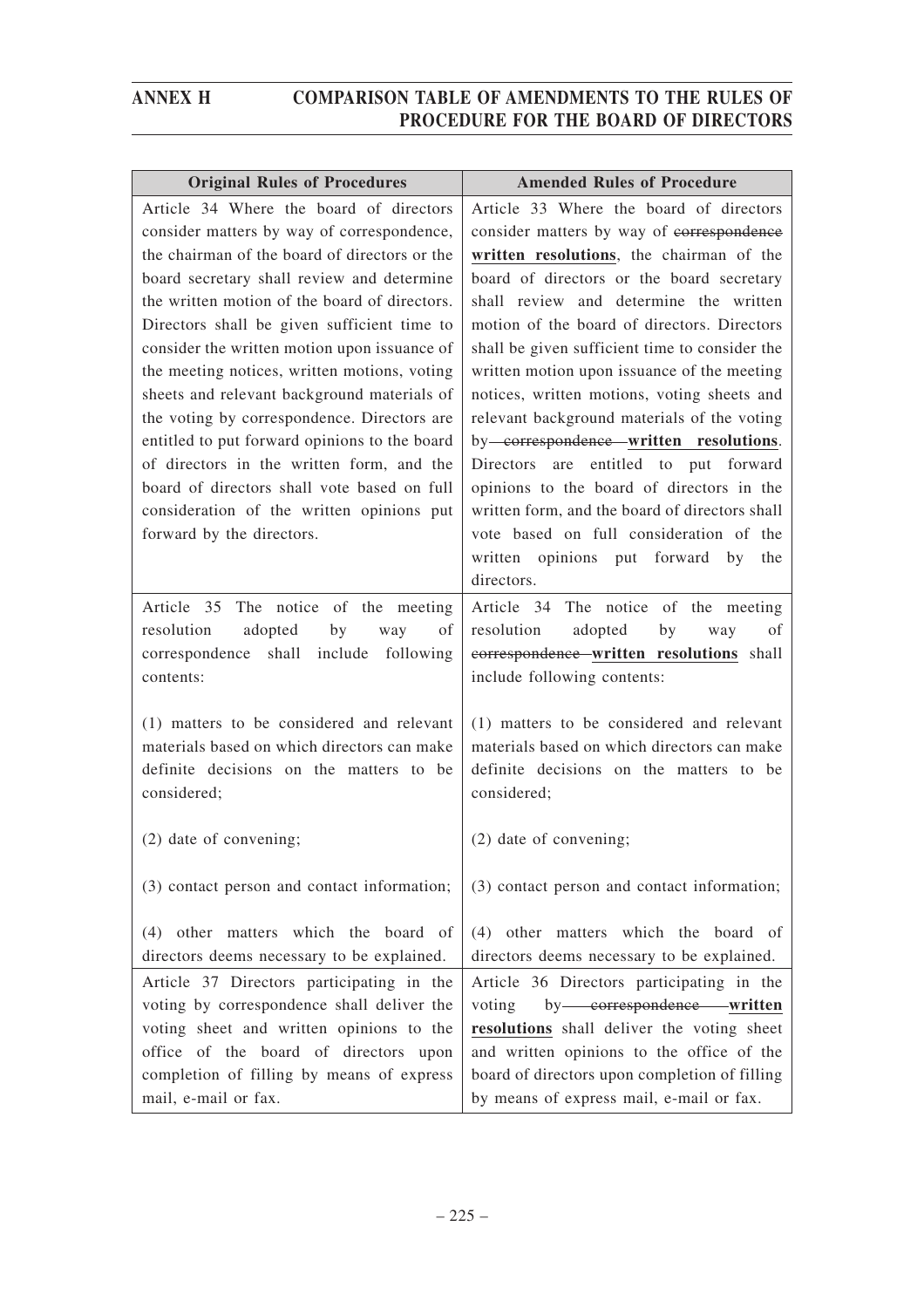| Original Rules of Procedures | Amended Rules of Procedure |
|---|---|
| Article 34 Where the board of directors consider matters by way of correspondence, the chairman of the board of directors or the board secretary shall review and determine the written motion of the board of directors. Directors shall be given sufficient time to consider the written motion upon issuance of the meeting notices, written motions, voting sheets and relevant background materials of the voting by correspondence. Directors are entitled to put forward opinions to the board of directors in the written form, and the board of directors shall vote based on full consideration of the written opinions put forward by the directors. | Article 33 Where the board of directors consider matters by way of ~~correspondence~~ **written resolutions**, the chairman of the board of directors or the board secretary shall review and determine the written motion of the board of directors. Directors shall be given sufficient time to consider the written motion upon issuance of the meeting notices, written motions, voting sheets and relevant background materials of the voting by ~~correspondence~~ **written resolutions**. Directors are entitled to put forward opinions to the board of directors in the written form, and the board of directors shall vote based on full consideration of the written opinions put forward by the directors. |
| Article 35 The notice of the meeting resolution adopted by way of correspondence shall include following contents:<br><br>(1) matters to be considered and relevant materials based on which directors can make definite decisions on the matters to be considered;<br><br>(2) date of convening;<br><br>(3) contact person and contact information;<br><br>(4) other matters which the board of directors deems necessary to be explained. | Article 34 The notice of the meeting resolution adopted by way of ~~correspondence~~ **written resolutions** shall include following contents:<br><br>(1) matters to be considered and relevant materials based on which directors can make definite decisions on the matters to be considered;<br><br>(2) date of convening;<br><br>(3) contact person and contact information;<br><br>(4) other matters which the board of directors deems necessary to be explained. |
| Article 37 Directors participating in the voting by correspondence shall deliver the voting sheet and written opinions to the office of the board of directors upon completion of filling by means of express mail, e-mail or fax. | Article 36 Directors participating in the voting by ~~correspondence~~ **written resolutions** shall deliver the voting sheet and written opinions to the office of the board of directors upon completion of filling by means of express mail, e-mail or fax. |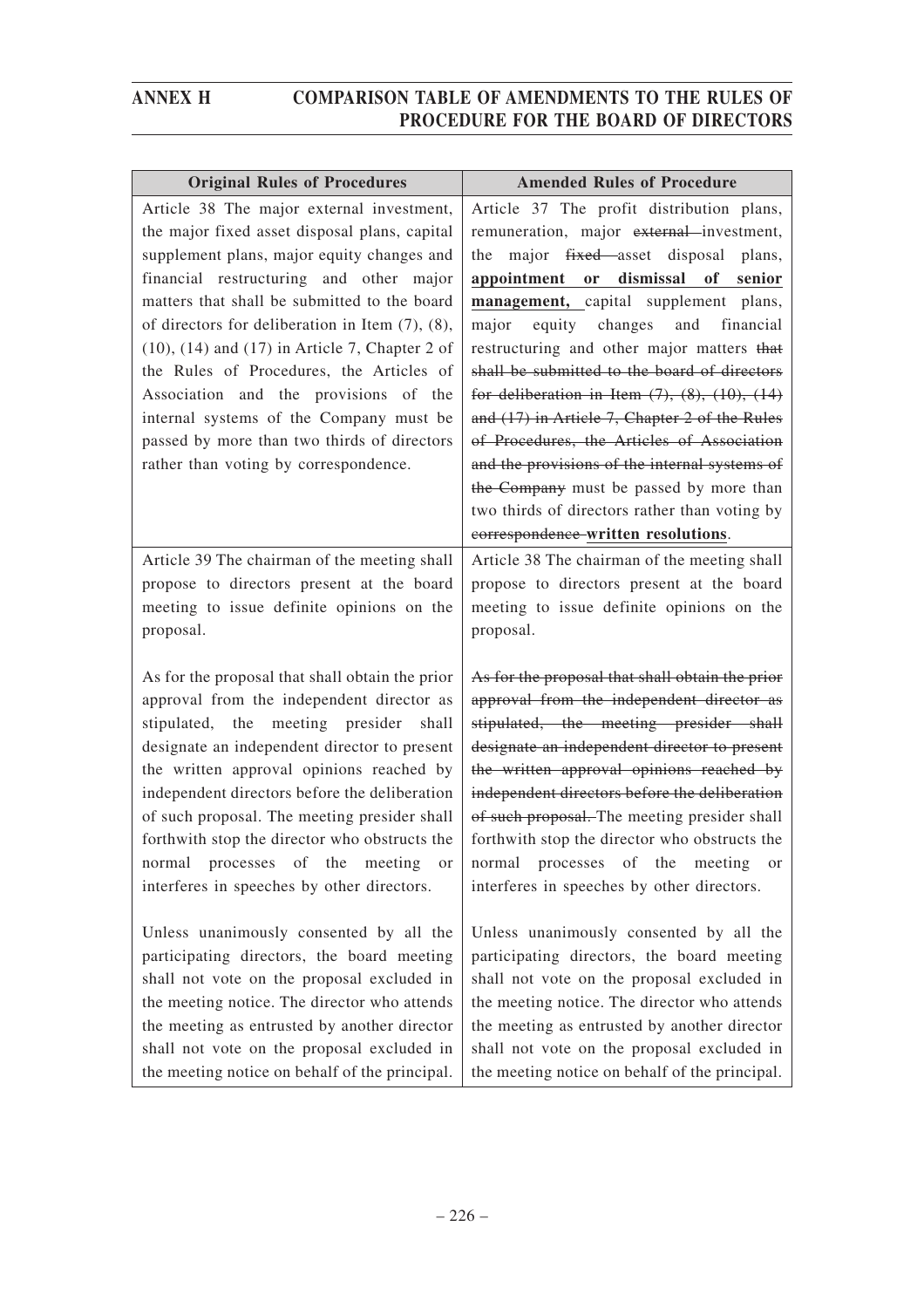| Original Rules of Procedures | Amended Rules of Procedure |
|---|---|
| Article 38 The major external investment, the major fixed asset disposal plans, capital supplement plans, major equity changes and financial restructuring and other major matters that shall be submitted to the board of directors for deliberation in Item (7), (8), (10), (14) and (17) in Article 7, Chapter 2 of the Rules of Procedures, the Articles of Association and the provisions of the internal systems of the Company must be passed by more than two thirds of directors rather than voting by correspondence. | Article 37 The profit distribution plans, remuneration, major ~~external~~ investment, the major ~~fixed~~ asset disposal plans, **appointment or dismissal of senior management,** capital supplement plans, major equity changes and financial restructuring and other major matters ~~that shall be submitted to the board of directors for deliberation in Item (7), (8), (10), (14) and (17) in Article 7, Chapter 2 of the Rules of Procedures, the Articles of Association and the provisions of the internal systems of the Company~~ must be passed by more than two thirds of directors rather than voting by ~~correspondence~~ **written resolutions**. |
| Article 39 The chairman of the meeting shall propose to directors present at the board meeting to issue definite opinions on the proposal.<br><br>As for the proposal that shall obtain the prior approval from the independent director as stipulated, the meeting presider shall designate an independent director to present the written approval opinions reached by independent directors before the deliberation of such proposal. The meeting presider shall forthwith stop the director who obstructs the normal processes of the meeting or interferes in speeches by other directors.<br><br>Unless unanimously consented by all the participating directors, the board meeting shall not vote on the proposal excluded in the meeting notice. The director who attends the meeting as entrusted by another director shall not vote on the proposal excluded in the meeting notice on behalf of the principal. | Article 38 The chairman of the meeting shall propose to directors present at the board meeting to issue definite opinions on the proposal.<br><br>~~As for the proposal that shall obtain the prior approval from the independent director as stipulated, the meeting presider shall designate an independent director to present the written approval opinions reached by independent directors before the deliberation of such proposal.~~ The meeting presider shall forthwith stop the director who obstructs the normal processes of the meeting or interferes in speeches by other directors.<br><br>Unless unanimously consented by all the participating directors, the board meeting shall not vote on the proposal excluded in the meeting notice. The director who attends the meeting as entrusted by another director shall not vote on the proposal excluded in the meeting notice on behalf of the principal. |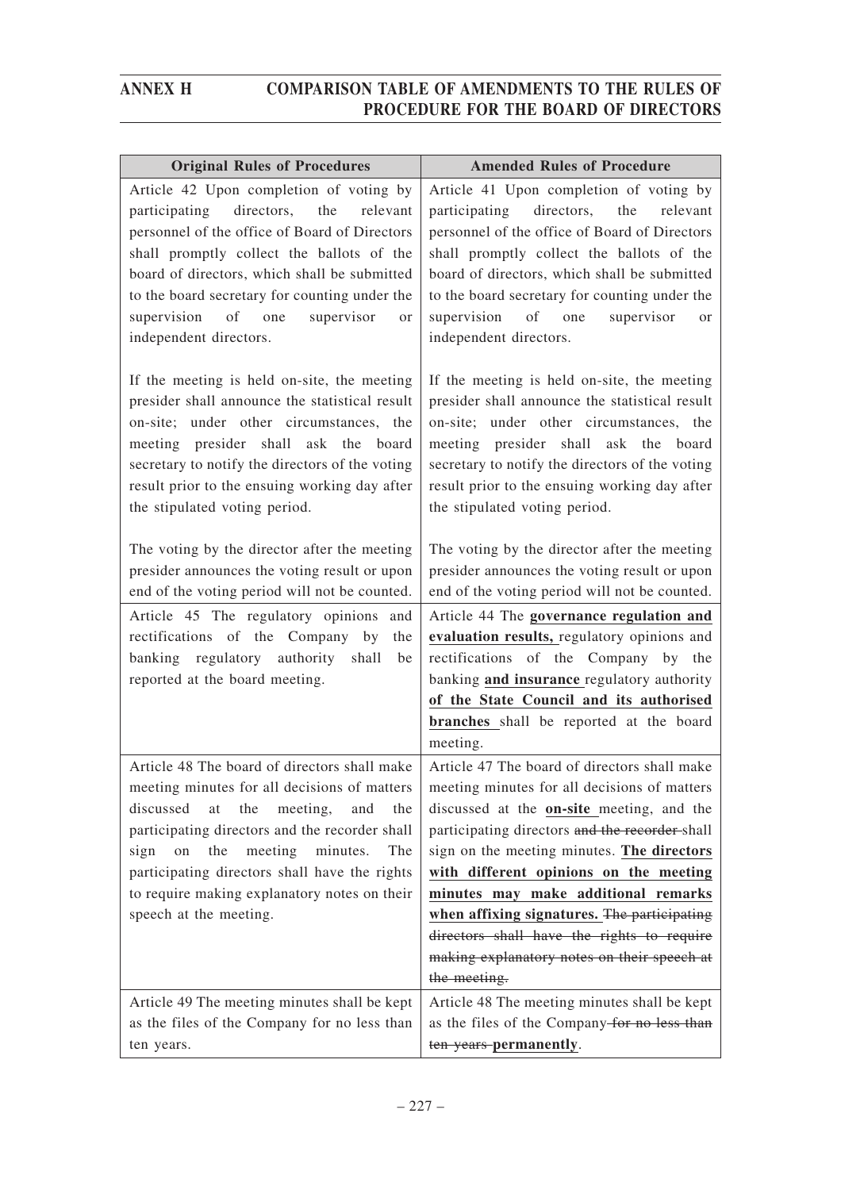| Original Rules of Procedures | Amended Rules of Procedure |
|---|---|
| Article 42 Upon completion of voting by participating directors, the relevant personnel of the office of Board of Directors shall promptly collect the ballots of the board of directors, which shall be submitted to the board secretary for counting under the supervision of one supervisor or independent directors.<br><br>If the meeting is held on-site, the meeting presider shall announce the statistical result on-site; under other circumstances, the meeting presider shall ask the board secretary to notify the directors of the voting result prior to the ensuing working day after the stipulated voting period.<br><br>The voting by the director after the meeting presider announces the voting result or upon end of the voting period will not be counted. | Article 41 Upon completion of voting by participating directors, the relevant personnel of the office of Board of Directors shall promptly collect the ballots of the board of directors, which shall be submitted to the board secretary for counting under the supervision of one supervisor or independent directors.<br><br>If the meeting is held on-site, the meeting presider shall announce the statistical result on-site; under other circumstances, the meeting presider shall ask the board secretary to notify the directors of the voting result prior to the ensuing working day after the stipulated voting period.<br><br>The voting by the director after the meeting presider announces the voting result or upon end of the voting period will not be counted. |
| Article 45 The regulatory opinions and rectifications of the Company by the banking regulatory authority shall be reported at the board meeting. | Article 44 The **governance regulation and evaluation results,** regulatory opinions and rectifications of the Company by the banking **and insurance** regulatory authority **of the State Council and its authorised branches** shall be reported at the board meeting. |
| Article 48 The board of directors shall make meeting minutes for all decisions of matters discussed at the meeting, and the participating directors and the recorder shall sign on the meeting minutes. The participating directors shall have the rights to require making explanatory notes on their speech at the meeting. | Article 47 The board of directors shall make meeting minutes for all decisions of matters discussed at the **on-site** meeting, and the participating directors ~~and the recorder~~ shall sign on the meeting minutes. **The directors with different opinions on the meeting minutes may make additional remarks when affixing signatures.** ~~The participating directors shall have the rights to require making explanatory notes on their speech at the meeting.~~ |
| Article 49 The meeting minutes shall be kept as the files of the Company for no less than ten years. | Article 48 The meeting minutes shall be kept as the files of the Company ~~for no less than ten years~~ **permanently**. |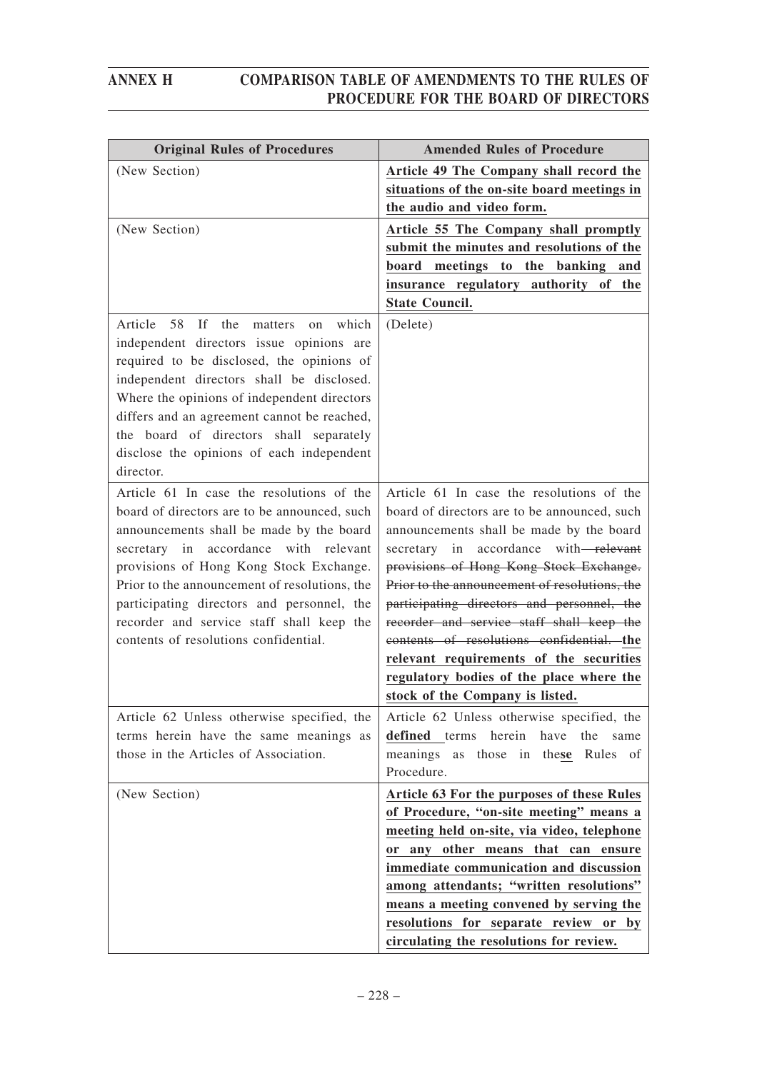| Original Rules of Procedures | Amended Rules of Procedure |
|---|---|
| (New Section) | **Article 49 The Company shall record the situations of the on-site board meetings in the audio and video form.** |
| (New Section) | **Article 55 The Company shall promptly submit the minutes and resolutions of the board meetings to the banking and insurance regulatory authority of the State Council.** |
| Article 58 If the matters on which independent directors issue opinions are required to be disclosed, the opinions of independent directors shall be disclosed. Where the opinions of independent directors differs and an agreement cannot be reached, the board of directors shall separately disclose the opinions of each independent director. | (Delete) |
| Article 61 In case the resolutions of the board of directors are to be announced, such announcements shall be made by the board secretary in accordance with relevant provisions of Hong Kong Stock Exchange. Prior to the announcement of resolutions, the participating directors and personnel, the recorder and service staff shall keep the contents of resolutions confidential. | Article 61 In case the resolutions of the board of directors are to be announced, such announcements shall be made by the board secretary in accordance with ~~relevant provisions of Hong Kong Stock Exchange. Prior to the announcement of resolutions, the participating directors and personnel, the recorder and service staff shall keep the contents of resolutions confidential.~~ **the relevant requirements of the securities regulatory bodies of the place where the stock of the Company is listed.** |
| Article 62 Unless otherwise specified, the terms herein have the same meanings as those in the Articles of Association. | Article 62 Unless otherwise specified, the **defined** terms herein have the same meanings as those in the**se** Rules of Procedure. |
| (New Section) | **Article 63 For the purposes of these Rules of Procedure, "on-site meeting" means a meeting held on-site, via video, telephone or any other means that can ensure immediate communication and discussion among attendants; "written resolutions" means a meeting convened by serving the resolutions for separate review or by circulating the resolutions for review.** |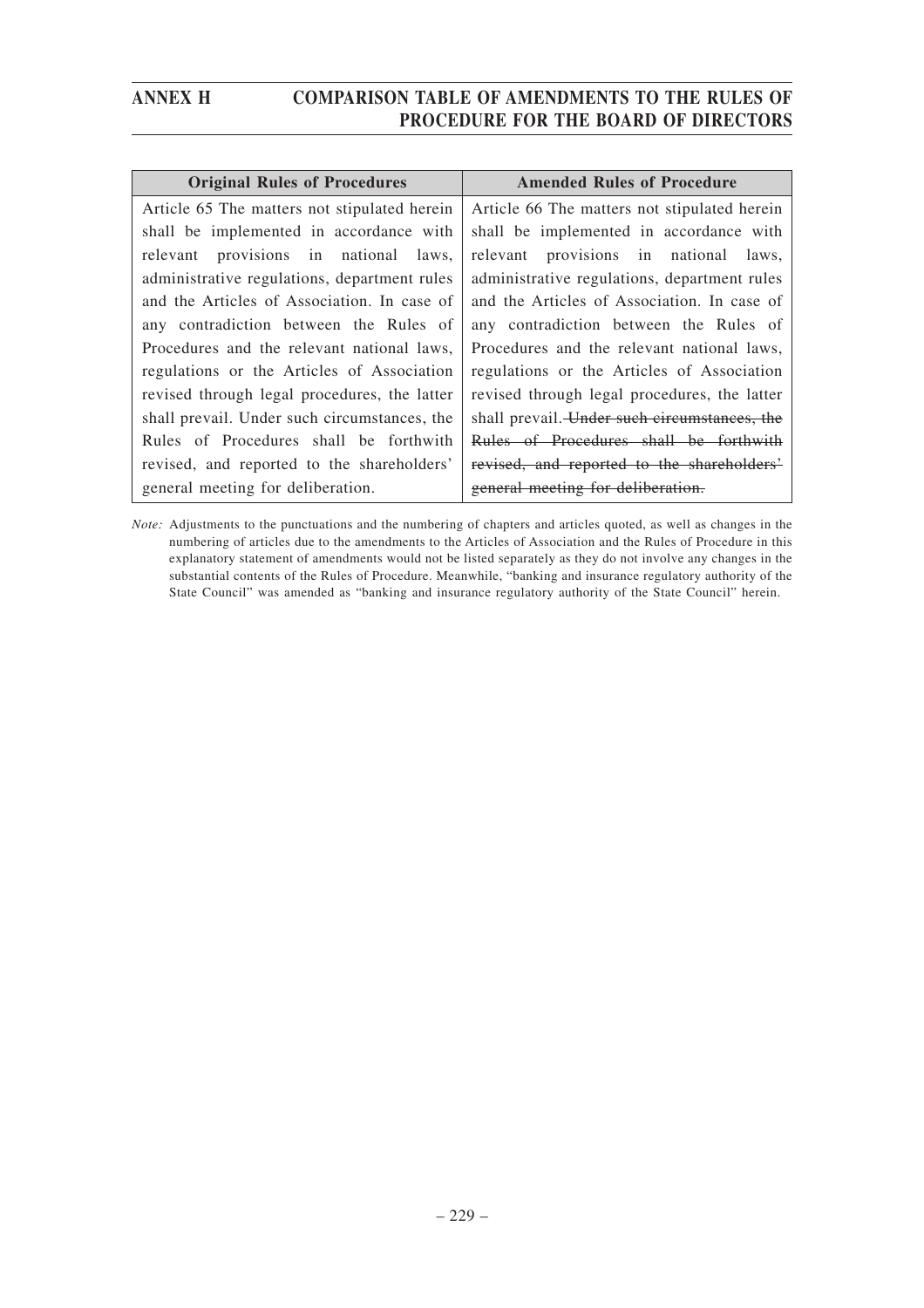| Original Rules of Procedures | Amended Rules of Procedure |
| --- | --- |
| Article 65 The matters not stipulated herein shall be implemented in accordance with relevant provisions in national laws, administrative regulations, department rules and the Articles of Association. In case of any contradiction between the Rules of Procedures and the relevant national laws, regulations or the Articles of Association revised through legal procedures, the latter shall prevail. Under such circumstances, the Rules of Procedures shall be forthwith revised, and reported to the shareholders' general meeting for deliberation. | Article 66 The matters not stipulated herein shall be implemented in accordance with relevant provisions in national laws, administrative regulations, department rules and the Articles of Association. In case of any contradiction between the Rules of Procedures and the relevant national laws, regulations or the Articles of Association revised through legal procedures, the latter shall prevail. ~~Under such circumstances, the Rules of Procedures shall be forthwith revised, and reported to the shareholders' general meeting for deliberation.~~ |

*Note:* Adjustments to the punctuations and the numbering of chapters and articles quoted, as well as changes in the numbering of articles due to the amendments to the Articles of Association and the Rules of Procedure in this explanatory statement of amendments would not be listed separately as they do not involve any changes in the substantial contents of the Rules of Procedure. Meanwhile, "banking and insurance regulatory authority of the State Council" was amended as "banking and insurance regulatory authority of the State Council" herein.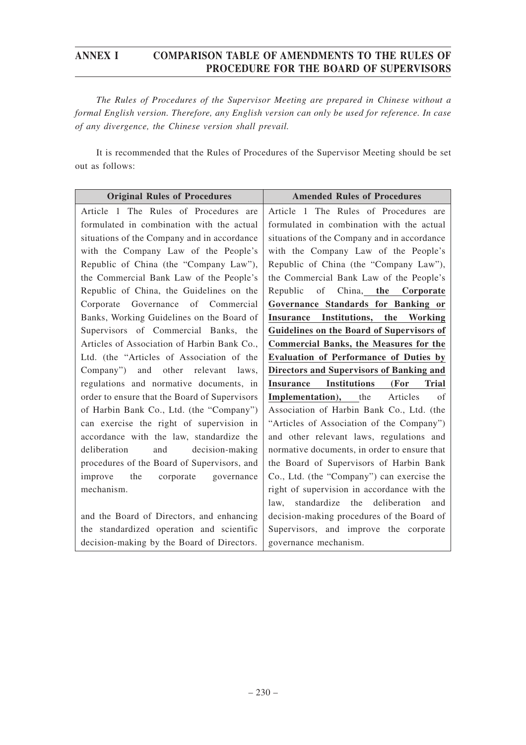# ANNEX I COMPARISON TABLE OF AMENDMENTS TO THE RULES OF PROCEDURE FOR THE BOARD OF SUPERVISORS

*The Rules of Procedures of the Supervisor Meeting are prepared in Chinese without a formal English version. Therefore, any English version can only be used for reference. In case of any divergence, the Chinese version shall prevail.*

It is recommended that the Rules of Procedures of the Supervisor Meeting should be set out as follows:

| Original Rules of Procedures | Amended Rules of Procedures |
|---|---|
| Article 1 The Rules of Procedures are formulated in combination with the actual situations of the Company and in accordance with the Company Law of the People's Republic of China (the "Company Law"), the Commercial Bank Law of the People's Republic of China, the Guidelines on the Corporate Governance of Commercial Banks, Working Guidelines on the Board of Supervisors of Commercial Banks, the Articles of Association of Harbin Bank Co., Ltd. (the "Articles of Association of the Company") and other relevant laws, regulations and normative documents, in order to ensure that the Board of Supervisors of Harbin Bank Co., Ltd. (the "Company") can exercise the right of supervision in accordance with the law, standardize the deliberation and decision-making procedures of the Board of Supervisors, and improve the corporate governance mechanism.<br><br>and the Board of Directors, and enhancing the standardized operation and scientific decision-making by the Board of Directors. | Article 1 The Rules of Procedures are formulated in combination with the actual situations of the Company and in accordance with the Company Law of the People's Republic of China (the "Company Law"), the Commercial Bank Law of the People's Republic of China, **the Corporate Governance Standards for Banking or Insurance Institutions, the Working Guidelines on the Board of Supervisors of Commercial Banks, the Measures for the Evaluation of Performance of Duties by Directors and Supervisors of Banking and Insurance Institutions (For Trial Implementation),** the Articles of Association of Harbin Bank Co., Ltd. (the "Articles of Association of the Company") and other relevant laws, regulations and normative documents, in order to ensure that the Board of Supervisors of Harbin Bank Co., Ltd. (the "Company") can exercise the right of supervision in accordance with the law, standardize the deliberation and decision-making procedures of the Board of Supervisors, and improve the corporate governance mechanism. |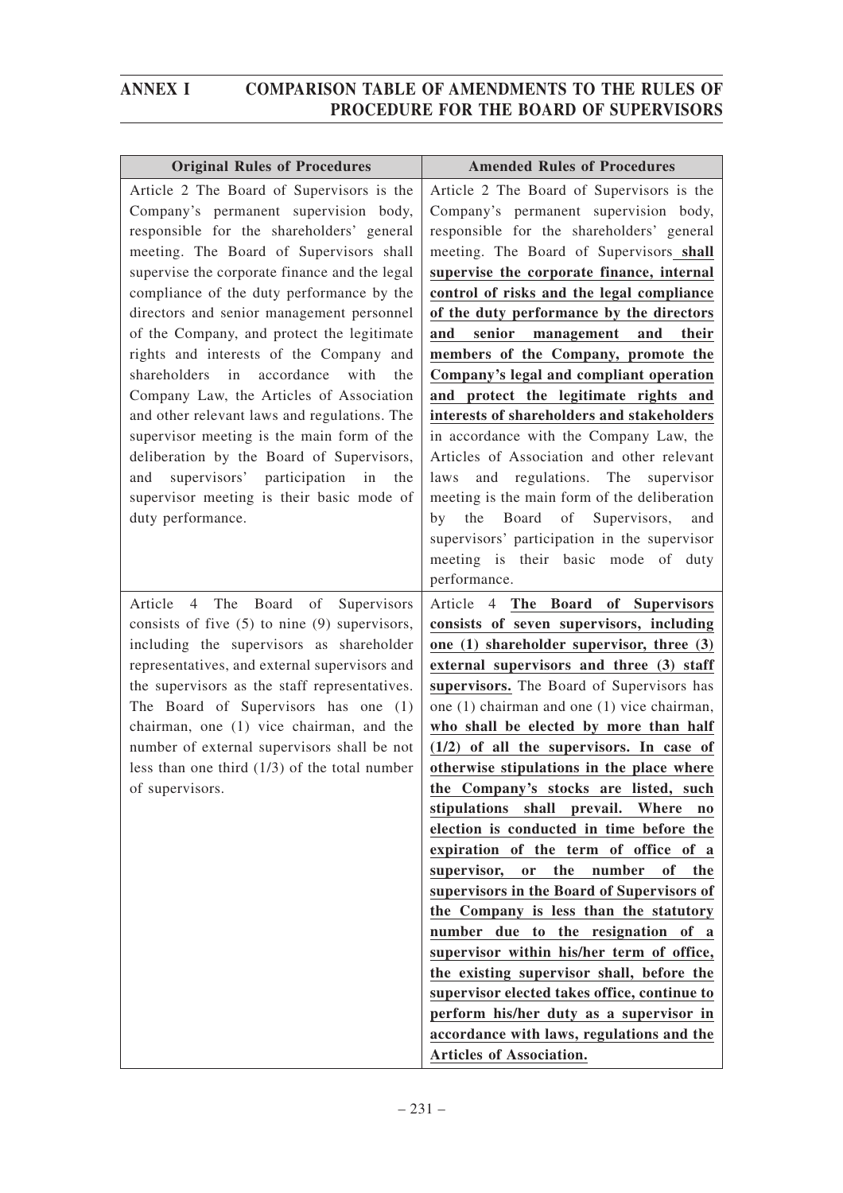## ANNEX I COMPARISON TABLE OF AMENDMENTS TO THE RULES OF PROCEDURE FOR THE BOARD OF SUPERVISORS

| Original Rules of Procedures | Amended Rules of Procedures |
|---|---|
| Article 2 The Board of Supervisors is the Company's permanent supervision body, responsible for the shareholders' general meeting. The Board of Supervisors shall supervise the corporate finance and the legal compliance of the duty performance by the directors and senior management personnel of the Company, and protect the legitimate rights and interests of the Company and shareholders in accordance with the Company Law, the Articles of Association and other relevant laws and regulations. The supervisor meeting is the main form of the deliberation by the Board of Supervisors, and supervisors' participation in the supervisor meeting is their basic mode of duty performance. | Article 2 The Board of Supervisors is the Company's permanent supervision body, responsible for the shareholders' general meeting. The Board of Supervisors **shall supervise the corporate finance, internal control of risks and the legal compliance of the duty performance by the directors and senior management and their members of the Company, promote the Company's legal and compliant operation and protect the legitimate rights and interests of shareholders and stakeholders** in accordance with the Company Law, the Articles of Association and other relevant laws and regulations. The supervisor meeting is the main form of the deliberation by the Board of Supervisors, and supervisors' participation in the supervisor meeting is their basic mode of duty performance. |
| Article 4 The Board of Supervisors consists of five (5) to nine (9) supervisors, including the supervisors as shareholder representatives, and external supervisors and the supervisors as the staff representatives. The Board of Supervisors has one (1) chairman, one (1) vice chairman, and the number of external supervisors shall be not less than one third (1/3) of the total number of supervisors. | Article 4 **The Board of Supervisors consists of seven supervisors, including one (1) shareholder supervisor, three (3) external supervisors and three (3) staff supervisors.** The Board of Supervisors has one (1) chairman and one (1) vice chairman, **who shall be elected by more than half (1/2) of all the supervisors. In case of otherwise stipulations in the place where the Company's stocks are listed, such stipulations shall prevail. Where no election is conducted in time before the expiration of the term of office of a supervisor, or the number of the supervisors in the Board of Supervisors of the Company is less than the statutory number due to the resignation of a supervisor within his/her term of office, the existing supervisor shall, before the supervisor elected takes office, continue to perform his/her duty as a supervisor in accordance with laws, regulations and the Articles of Association.** |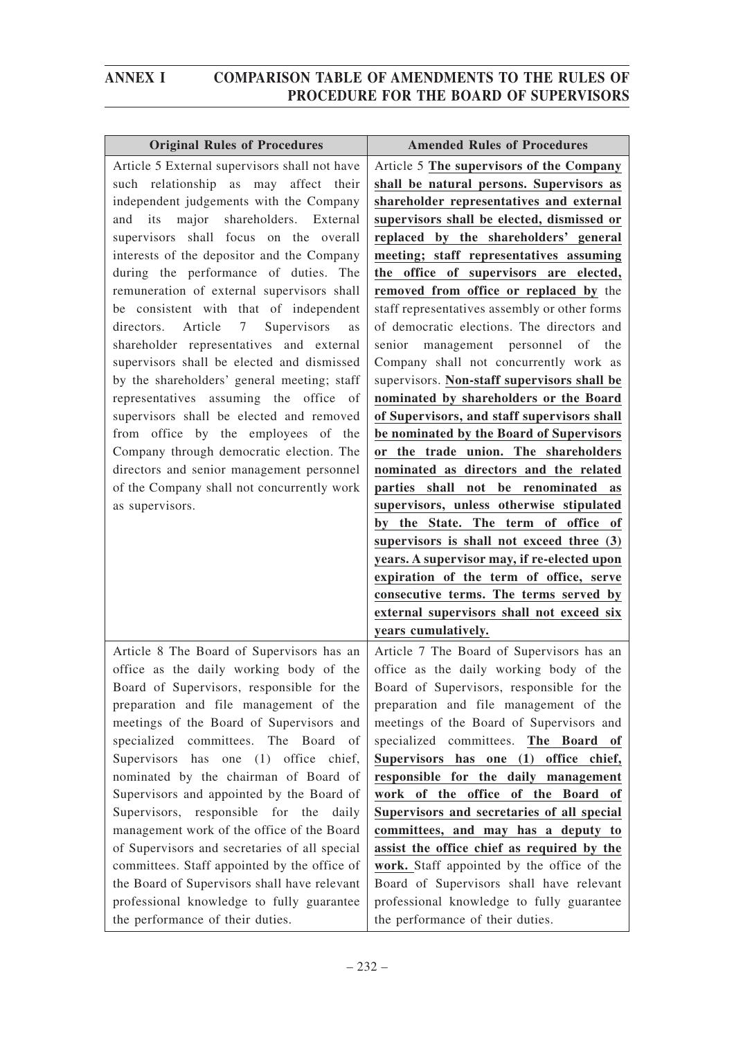## ANNEX I COMPARISON TABLE OF AMENDMENTS TO THE RULES OF PROCEDURE FOR THE BOARD OF SUPERVISORS

| Original Rules of Procedures | Amended Rules of Procedures |
|---|---|
| Article 5 External supervisors shall not have such relationship as may affect their independent judgements with the Company and its major shareholders. External supervisors shall focus on the overall interests of the depositor and the Company during the performance of duties. The remuneration of external supervisors shall be consistent with that of independent directors. Article 7 Supervisors as shareholder representatives and external supervisors shall be elected and dismissed by the shareholders' general meeting; staff representatives assuming the office of supervisors shall be elected and removed from office by the employees of the Company through democratic election. The directors and senior management personnel of the Company shall not concurrently work as supervisors. | Article 5 **The supervisors of the Company shall be natural persons. Supervisors as shareholder representatives and external supervisors shall be elected, dismissed or replaced by the shareholders' general meeting; staff representatives assuming the office of supervisors are elected, removed from office or replaced by** the staff representatives assembly or other forms of democratic elections. The directors and senior management personnel of the Company shall not concurrently work as supervisors. **Non-staff supervisors shall be nominated by shareholders or the Board of Supervisors, and staff supervisors shall be nominated by the Board of Supervisors or the trade union. The shareholders nominated as directors and the related parties shall not be renominated as supervisors, unless otherwise stipulated by the State. The term of office of supervisors is shall not exceed three (3) years. A supervisor may, if re-elected upon expiration of the term of office, serve consecutive terms. The terms served by external supervisors shall not exceed six years cumulatively.** |
| Article 8 The Board of Supervisors has an office as the daily working body of the Board of Supervisors, responsible for the preparation and file management of the meetings of the Board of Supervisors and specialized committees. The Board of Supervisors has one (1) office chief, nominated by the chairman of Board of Supervisors and appointed by the Board of Supervisors, responsible for the daily management work of the office of the Board of Supervisors and secretaries of all special committees. Staff appointed by the office of the Board of Supervisors shall have relevant professional knowledge to fully guarantee the performance of their duties. | Article 7 The Board of Supervisors has an office as the daily working body of the Board of Supervisors, responsible for the preparation and file management of the meetings of the Board of Supervisors and specialized committees. **The Board of Supervisors has one (1) office chief, responsible for the daily management work of the office of the Board of Supervisors and secretaries of all special committees, and may has a deputy to assist the office chief as required by the work.** Staff appointed by the office of the Board of Supervisors shall have relevant professional knowledge to fully guarantee the performance of their duties. |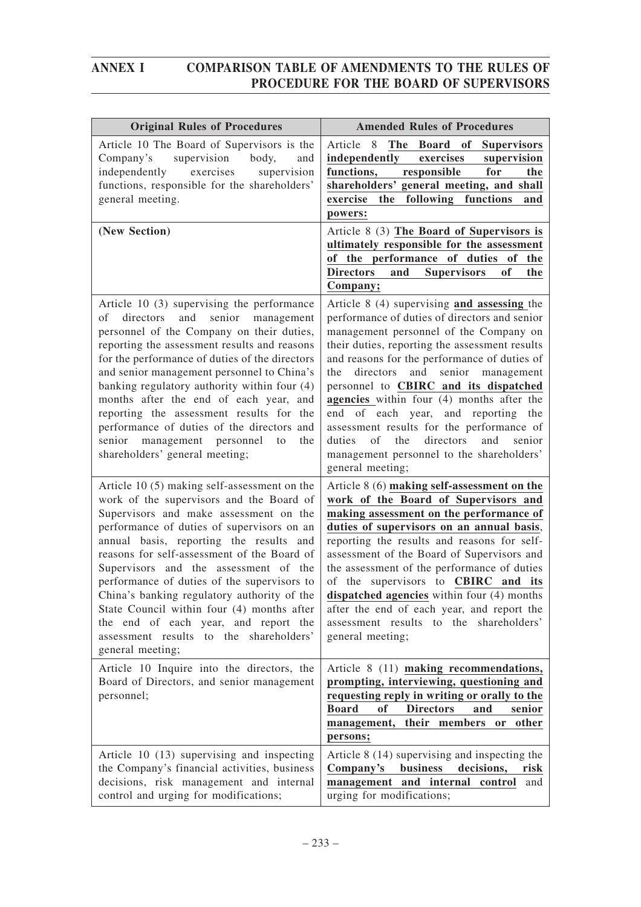## ANNEX I COMPARISON TABLE OF AMENDMENTS TO THE RULES OF PROCEDURE FOR THE BOARD OF SUPERVISORS

| Original Rules of Procedures | Amended Rules of Procedures |
|---|---|
| Article 10 The Board of Supervisors is the Company's supervision body, and independently exercises supervision functions, responsible for the shareholders' general meeting. | Article 8 **The Board of Supervisors independently exercises supervision functions, responsible for the shareholders' general meeting, and shall exercise the following functions and powers:** |
| **(New Section)** | Article 8 (3) **The Board of Supervisors is ultimately responsible for the assessment of the performance of duties of the Directors and Supervisors of the Company;** |
| Article 10 (3) supervising the performance of directors and senior management personnel of the Company on their duties, reporting the assessment results and reasons for the performance of duties of the directors and senior management personnel to China's banking regulatory authority within four (4) months after the end of each year, and reporting the assessment results for the performance of duties of the directors and senior management personnel to the shareholders' general meeting; | Article 8 (4) supervising **and assessing** the performance of duties of directors and senior management personnel of the Company on their duties, reporting the assessment results and reasons for the performance of duties of the directors and senior management personnel to **CBIRC and its dispatched agencies** within four (4) months after the end of each year, and reporting the assessment results for the performance of duties of the directors and senior management personnel to the shareholders' general meeting; |
| Article 10 (5) making self-assessment on the work of the supervisors and the Board of Supervisors and make assessment on the performance of duties of supervisors on an annual basis, reporting the results and reasons for self-assessment of the Board of Supervisors and the assessment of the performance of duties of the supervisors to China's banking regulatory authority of the State Council within four (4) months after the end of each year, and report the assessment results to the shareholders' general meeting; | Article 8 (6) **making self-assessment on the work of the Board of Supervisors and making assessment on the performance of duties of supervisors on an annual basis**, reporting the results and reasons for self-assessment of the Board of Supervisors and the assessment of the performance of duties of the supervisors to **CBIRC and its dispatched agencies** within four (4) months after the end of each year, and report the assessment results to the shareholders' general meeting; |
| Article 10 Inquire into the directors, the Board of Directors, and senior management personnel; | Article 8 (11) **making recommendations, prompting, interviewing, questioning and requesting reply in writing or orally to the Board of Directors and senior management, their members or other persons;** |
| Article 10 (13) supervising and inspecting the Company's financial activities, business decisions, risk management and internal control and urging for modifications; | Article 8 (14) supervising and inspecting the **Company's business decisions, risk management and internal control** and urging for modifications; |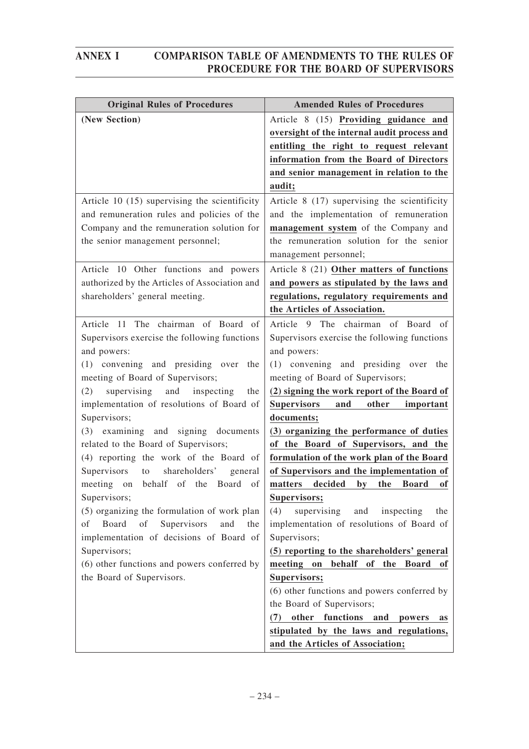## ANNEX I COMPARISON TABLE OF AMENDMENTS TO THE RULES OF PROCEDURE FOR THE BOARD OF SUPERVISORS

| Original Rules of Procedures | Amended Rules of Procedures |
|---|---|
| **(New Section)** | Article 8 (15) **Providing guidance and oversight of the internal audit process and entitling the right to request relevant information from the Board of Directors and senior management in relation to the audit;** |
| Article 10 (15) supervising the scientificity and remuneration rules and policies of the Company and the remuneration solution for the senior management personnel; | Article 8 (17) supervising the scientificity and the implementation of remuneration **management system** of the Company and the remuneration solution for the senior management personnel; |
| Article 10 Other functions and powers authorized by the Articles of Association and shareholders' general meeting. | Article 8 (21) **Other matters of functions and powers as stipulated by the laws and regulations, regulatory requirements and the Articles of Association.** |
| Article 11 The chairman of Board of Supervisors exercise the following functions and powers:<br>(1) convening and presiding over the meeting of Board of Supervisors;<br>(2) supervising and inspecting the implementation of resolutions of Board of Supervisors;<br>(3) examining and signing documents related to the Board of Supervisors;<br>(4) reporting the work of the Board of Supervisors to shareholders' general meeting on behalf of the Board of Supervisors;<br>(5) organizing the formulation of work plan of Board of Supervisors and the implementation of decisions of Board of Supervisors;<br>(6) other functions and powers conferred by the Board of Supervisors. | Article 9 The chairman of Board of Supervisors exercise the following functions and powers:<br>(1) convening and presiding over the meeting of Board of Supervisors;<br>**(2) signing the work report of the Board of Supervisors and other important documents;**<br>**(3) organizing the performance of duties of the Board of Supervisors, and the formulation of the work plan of the Board of Supervisors and the implementation of matters decided by the Board of Supervisors;**<br>(4) supervising and inspecting the implementation of resolutions of Board of Supervisors;<br>**(5) reporting to the shareholders' general meeting on behalf of the Board of Supervisors;**<br>(6) other functions and powers conferred by the Board of Supervisors;<br>**(7) other functions and powers as stipulated by the laws and regulations, and the Articles of Association;** |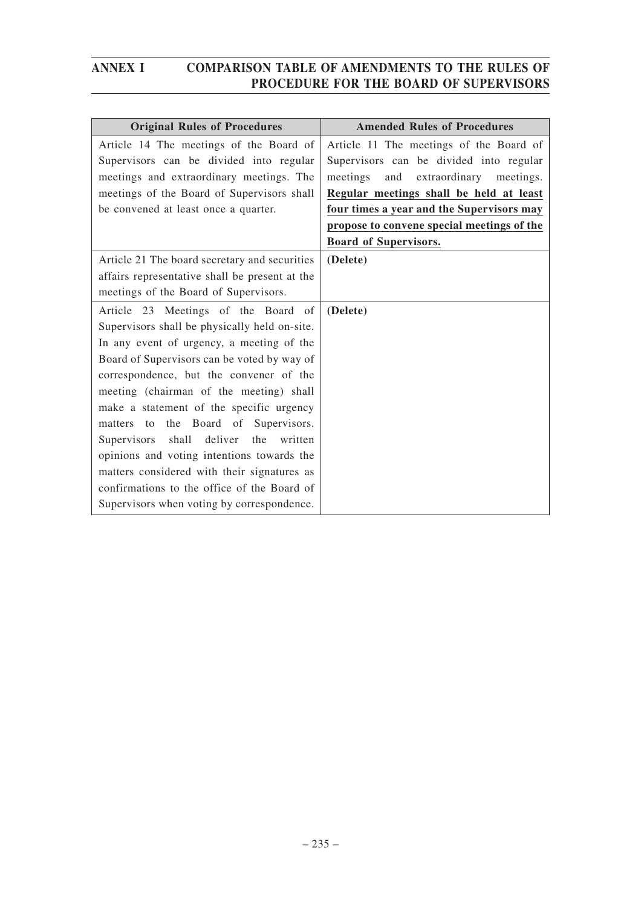| Original Rules of Procedures | Amended Rules of Procedures |
|---|---|
| Article 14 The meetings of the Board of Supervisors can be divided into regular meetings and extraordinary meetings. The meetings of the Board of Supervisors shall be convened at least once a quarter. | Article 11 The meetings of the Board of Supervisors can be divided into regular meetings and extraordinary meetings. **Regular meetings shall be held at least four times a year and the Supervisors may propose to convene special meetings of the Board of Supervisors.** |
| Article 21 The board secretary and securities affairs representative shall be present at the meetings of the Board of Supervisors. | **(Delete)** |
| Article 23 Meetings of the Board of Supervisors shall be physically held on-site. In any event of urgency, a meeting of the Board of Supervisors can be voted by way of correspondence, but the convener of the meeting (chairman of the meeting) shall make a statement of the specific urgency matters to the Board of Supervisors. Supervisors shall deliver the written opinions and voting intentions towards the matters considered with their signatures as confirmations to the office of the Board of Supervisors when voting by correspondence. | **(Delete)** |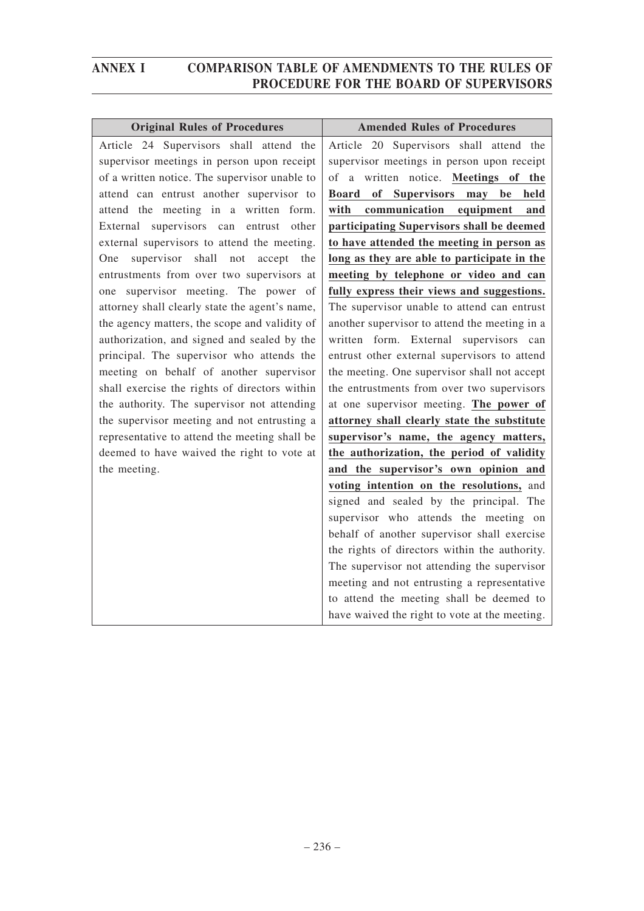| Original Rules of Procedures | Amended Rules of Procedures |
|---|---|
| Article 24 Supervisors shall attend the supervisor meetings in person upon receipt of a written notice. The supervisor unable to attend can entrust another supervisor to attend the meeting in a written form. External supervisors can entrust other external supervisors to attend the meeting. One supervisor shall not accept the entrustments from over two supervisors at one supervisor meeting. The power of attorney shall clearly state the agent's name, the agency matters, the scope and validity of authorization, and signed and sealed by the principal. The supervisor who attends the meeting on behalf of another supervisor shall exercise the rights of directors within the authority. The supervisor not attending the supervisor meeting and not entrusting a representative to attend the meeting shall be deemed to have waived the right to vote at the meeting. | Article 20 Supervisors shall attend the supervisor meetings in person upon receipt of a written notice. **Meetings of the Board of Supervisors may be held with communication equipment and participating Supervisors shall be deemed to have attended the meeting in person as long as they are able to participate in the meeting by telephone or video and can fully express their views and suggestions.** The supervisor unable to attend can entrust another supervisor to attend the meeting in a written form. External supervisors can entrust other external supervisors to attend the meeting. One supervisor shall not accept the entrustments from over two supervisors at one supervisor meeting. **The power of attorney shall clearly state the substitute supervisor's name, the agency matters, the authorization, the period of validity and the supervisor's own opinion and voting intention on the resolutions,** and signed and sealed by the principal. The supervisor who attends the meeting on behalf of another supervisor shall exercise the rights of directors within the authority. The supervisor not attending the supervisor meeting and not entrusting a representative to attend the meeting shall be deemed to have waived the right to vote at the meeting. |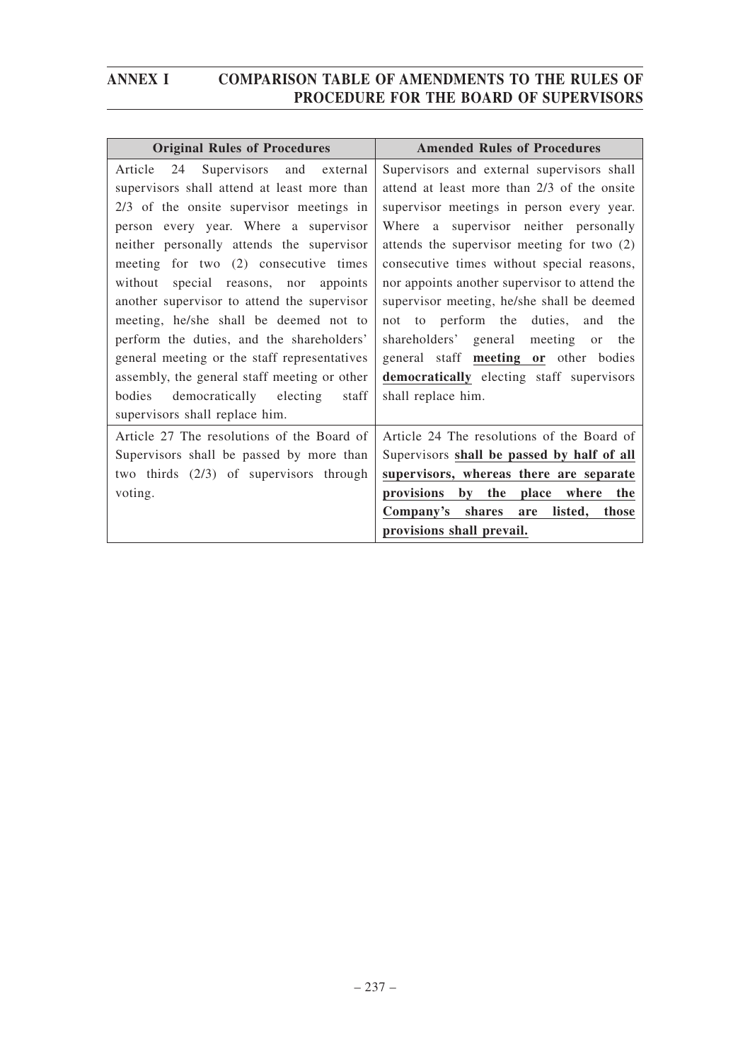## ANNEX I COMPARISON TABLE OF AMENDMENTS TO THE RULES OF PROCEDURE FOR THE BOARD OF SUPERVISORS

| Original Rules of Procedures | Amended Rules of Procedures |
| --- | --- |
| Article 24 Supervisors and external supervisors shall attend at least more than 2/3 of the onsite supervisor meetings in person every year. Where a supervisor neither personally attends the supervisor meeting for two (2) consecutive times without special reasons, nor appoints another supervisor to attend the supervisor meeting, he/she shall be deemed not to perform the duties, and the shareholders' general meeting or the staff representatives assembly, the general staff meeting or other bodies democratically electing staff supervisors shall replace him. | Supervisors and external supervisors shall attend at least more than 2/3 of the onsite supervisor meetings in person every year. Where a supervisor neither personally attends the supervisor meeting for two (2) consecutive times without special reasons, nor appoints another supervisor to attend the supervisor meeting, he/she shall be deemed not to perform the duties, and the shareholders' general meeting or the general staff **meeting or** other bodies **democratically** electing staff supervisors shall replace him. |
| Article 27 The resolutions of the Board of Supervisors shall be passed by more than two thirds (2/3) of supervisors through voting. | Article 24 The resolutions of the Board of Supervisors **shall be passed by half of all supervisors, whereas there are separate provisions by the place where the Company's shares are listed, those provisions shall prevail.** |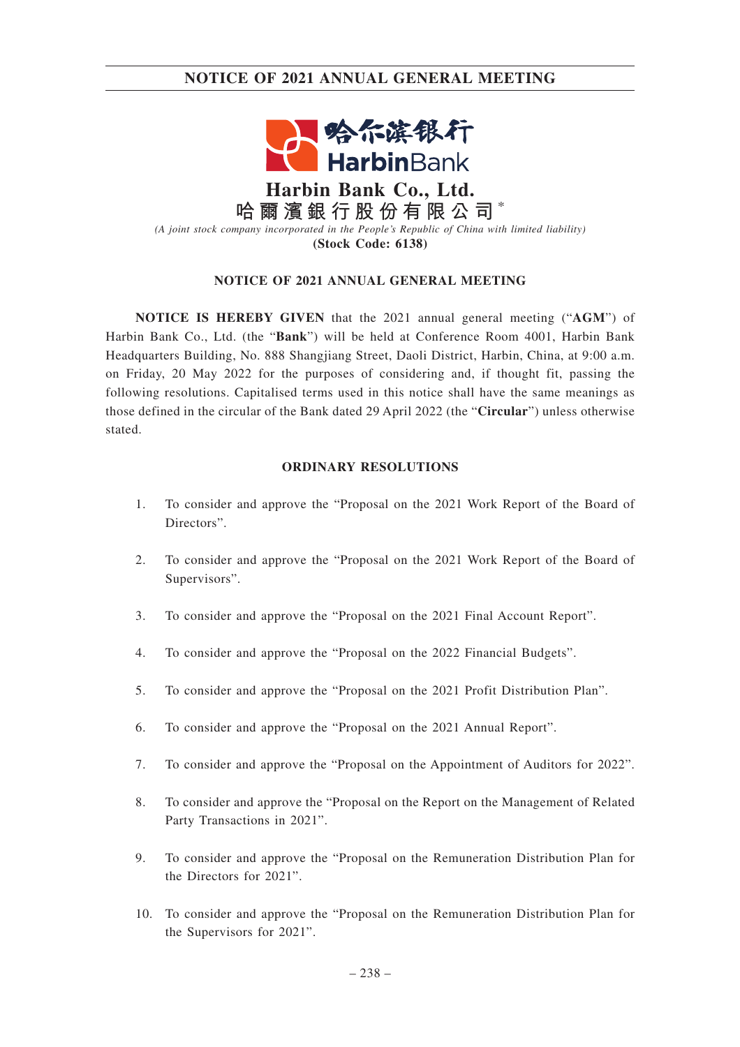# Harbin Bank Co., Ltd.

**哈爾濱銀行股份有限公司*** 

*(A joint stock company incorporated in the People's Republic of China with limited liability)*

**(Stock Code: 6138)**

## NOTICE OF 2021 ANNUAL GENERAL MEETING

**NOTICE IS HEREBY GIVEN** that the 2021 annual general meeting ("**AGM**") of Harbin Bank Co., Ltd. (the "**Bank**") will be held at Conference Room 4001, Harbin Bank Headquarters Building, No. 888 Shangjiang Street, Daoli District, Harbin, China, at 9:00 a.m. on Friday, 20 May 2022 for the purposes of considering and, if thought fit, passing the following resolutions. Capitalised terms used in this notice shall have the same meanings as those defined in the circular of the Bank dated 29 April 2022 (the "**Circular**") unless otherwise stated.

### ORDINARY RESOLUTIONS

1. To consider and approve the "Proposal on the 2021 Work Report of the Board of Directors".

2. To consider and approve the "Proposal on the 2021 Work Report of the Board of Supervisors".

3. To consider and approve the "Proposal on the 2021 Final Account Report".

4. To consider and approve the "Proposal on the 2022 Financial Budgets".

5. To consider and approve the "Proposal on the 2021 Profit Distribution Plan".

6. To consider and approve the "Proposal on the 2021 Annual Report".

7. To consider and approve the "Proposal on the Appointment of Auditors for 2022".

8. To consider and approve the "Proposal on the Report on the Management of Related Party Transactions in 2021".

9. To consider and approve the "Proposal on the Remuneration Distribution Plan for the Directors for 2021".

10. To consider and approve the "Proposal on the Remuneration Distribution Plan for the Supervisors for 2021".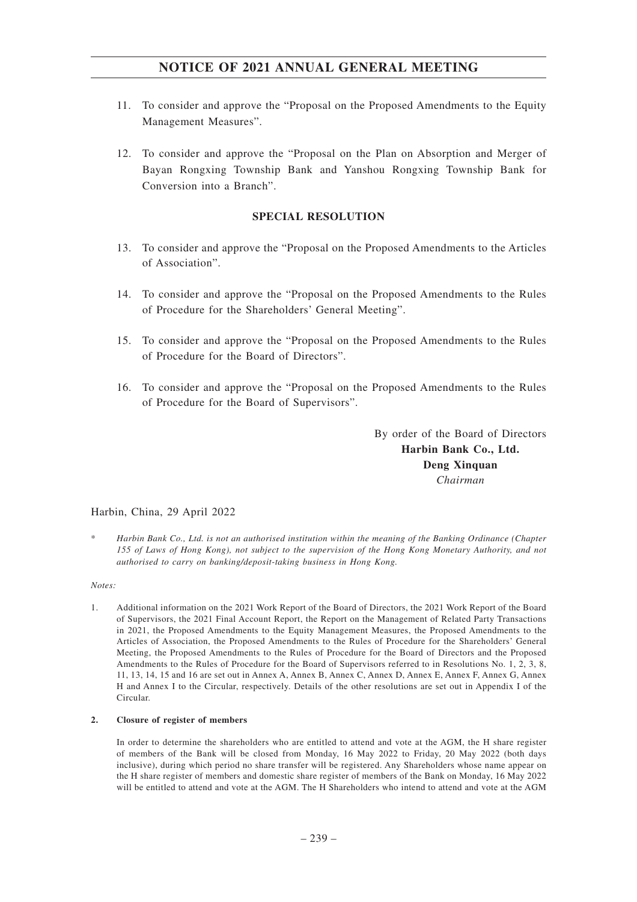11. To consider and approve the "Proposal on the Proposed Amendments to the Equity Management Measures".

12. To consider and approve the "Proposal on the Plan on Absorption and Merger of Bayan Rongxing Township Bank and Yanshou Rongxing Township Bank for Conversion into a Branch".

**SPECIAL RESOLUTION**

13. To consider and approve the "Proposal on the Proposed Amendments to the Articles of Association".

14. To consider and approve the "Proposal on the Proposed Amendments to the Rules of Procedure for the Shareholders' General Meeting".

15. To consider and approve the "Proposal on the Proposed Amendments to the Rules of Procedure for the Board of Directors".

16. To consider and approve the "Proposal on the Proposed Amendments to the Rules of Procedure for the Board of Supervisors".

By order of the Board of Directors
**Harbin Bank Co., Ltd.**
**Deng Xinquan**
*Chairman*

Harbin, China, 29 April 2022

\* *Harbin Bank Co., Ltd. is not an authorised institution within the meaning of the Banking Ordinance (Chapter 155 of Laws of Hong Kong), not subject to the supervision of the Hong Kong Monetary Authority, and not authorised to carry on banking/deposit-taking business in Hong Kong.*

*Notes:*

1. Additional information on the 2021 Work Report of the Board of Directors, the 2021 Work Report of the Board of Supervisors, the 2021 Final Account Report, the Report on the Management of Related Party Transactions in 2021, the Proposed Amendments to the Equity Management Measures, the Proposed Amendments to the Articles of Association, the Proposed Amendments to the Rules of Procedure for the Shareholders' General Meeting, the Proposed Amendments to the Rules of Procedure for the Board of Directors and the Proposed Amendments to the Rules of Procedure for the Board of Supervisors referred to in Resolutions No. 1, 2, 3, 8, 11, 13, 14, 15 and 16 are set out in Annex A, Annex B, Annex C, Annex D, Annex E, Annex F, Annex G, Annex H and Annex I to the Circular, respectively. Details of the other resolutions are set out in Appendix I of the Circular.

2. **Closure of register of members**

   In order to determine the shareholders who are entitled to attend and vote at the AGM, the H share register of members of the Bank will be closed from Monday, 16 May 2022 to Friday, 20 May 2022 (both days inclusive), during which period no share transfer will be registered. Any Shareholders whose name appear on the H share register of members and domestic share register of members of the Bank on Monday, 16 May 2022 will be entitled to attend and vote at the AGM. The H Shareholders who intend to attend and vote at the AGM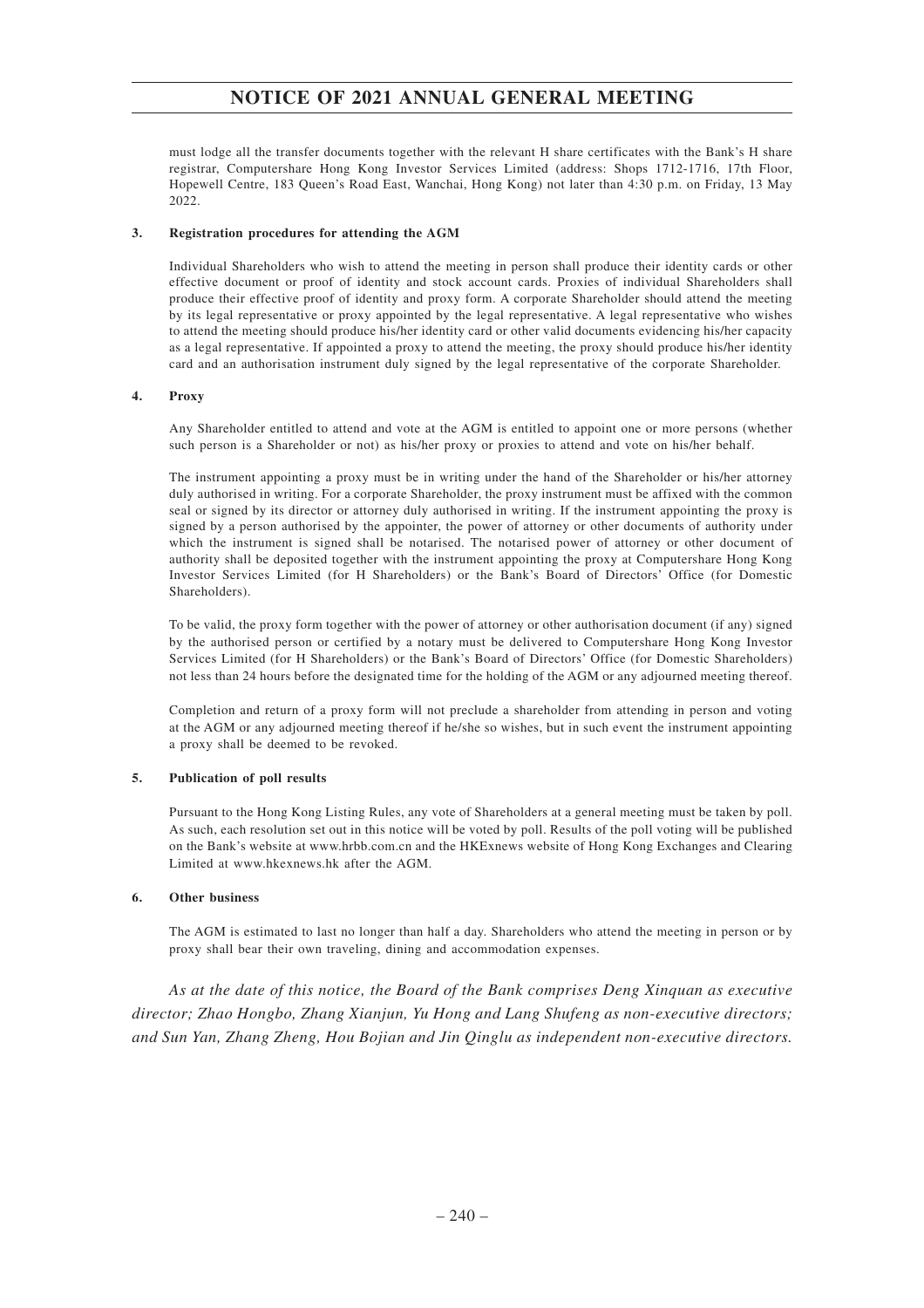must lodge all the transfer documents together with the relevant H share certificates with the Bank's H share registrar, Computershare Hong Kong Investor Services Limited (address: Shops 1712-1716, 17th Floor, Hopewell Centre, 183 Queen's Road East, Wanchai, Hong Kong) not later than 4:30 p.m. on Friday, 13 May 2022.

**3. Registration procedures for attending the AGM**

Individual Shareholders who wish to attend the meeting in person shall produce their identity cards or other effective document or proof of identity and stock account cards. Proxies of individual Shareholders shall produce their effective proof of identity and proxy form. A corporate Shareholder should attend the meeting by its legal representative or proxy appointed by the legal representative. A legal representative who wishes to attend the meeting should produce his/her identity card or other valid documents evidencing his/her capacity as a legal representative. If appointed a proxy to attend the meeting, the proxy should produce his/her identity card and an authorisation instrument duly signed by the legal representative of the corporate Shareholder.

**4. Proxy**

Any Shareholder entitled to attend and vote at the AGM is entitled to appoint one or more persons (whether such person is a Shareholder or not) as his/her proxy or proxies to attend and vote on his/her behalf.

The instrument appointing a proxy must be in writing under the hand of the Shareholder or his/her attorney duly authorised in writing. For a corporate Shareholder, the proxy instrument must be affixed with the common seal or signed by its director or attorney duly authorised in writing. If the instrument appointing the proxy is signed by a person authorised by the appointer, the power of attorney or other documents of authority under which the instrument is signed shall be notarised. The notarised power of attorney or other document of authority shall be deposited together with the instrument appointing the proxy at Computershare Hong Kong Investor Services Limited (for H Shareholders) or the Bank's Board of Directors' Office (for Domestic Shareholders).

To be valid, the proxy form together with the power of attorney or other authorisation document (if any) signed by the authorised person or certified by a notary must be delivered to Computershare Hong Kong Investor Services Limited (for H Shareholders) or the Bank's Board of Directors' Office (for Domestic Shareholders) not less than 24 hours before the designated time for the holding of the AGM or any adjourned meeting thereof.

Completion and return of a proxy form will not preclude a shareholder from attending in person and voting at the AGM or any adjourned meeting thereof if he/she so wishes, but in such event the instrument appointing a proxy shall be deemed to be revoked.

**5. Publication of poll results**

Pursuant to the Hong Kong Listing Rules, any vote of Shareholders at a general meeting must be taken by poll. As such, each resolution set out in this notice will be voted by poll. Results of the poll voting will be published on the Bank's website at www.hrbb.com.cn and the HKExnews website of Hong Kong Exchanges and Clearing Limited at www.hkexnews.hk after the AGM.

**6. Other business**

The AGM is estimated to last no longer than half a day. Shareholders who attend the meeting in person or by proxy shall bear their own traveling, dining and accommodation expenses.

*As at the date of this notice, the Board of the Bank comprises Deng Xinquan as executive director; Zhao Hongbo, Zhang Xianjun, Yu Hong and Lang Shufeng as non-executive directors; and Sun Yan, Zhang Zheng, Hou Bojian and Jin Qinglu as independent non-executive directors.*